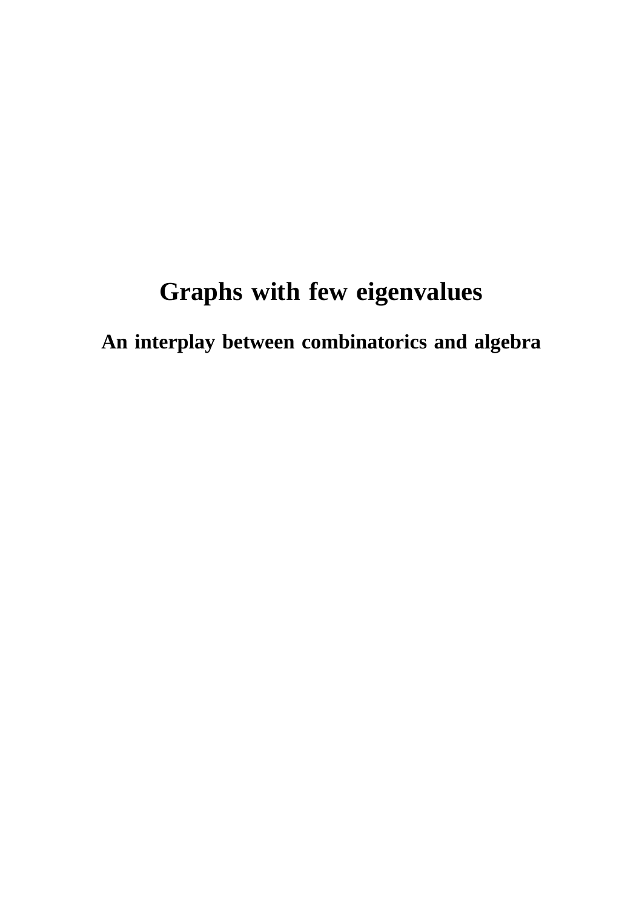# Graphs with few eigenvalues

## An interplay between combinatorics and algebra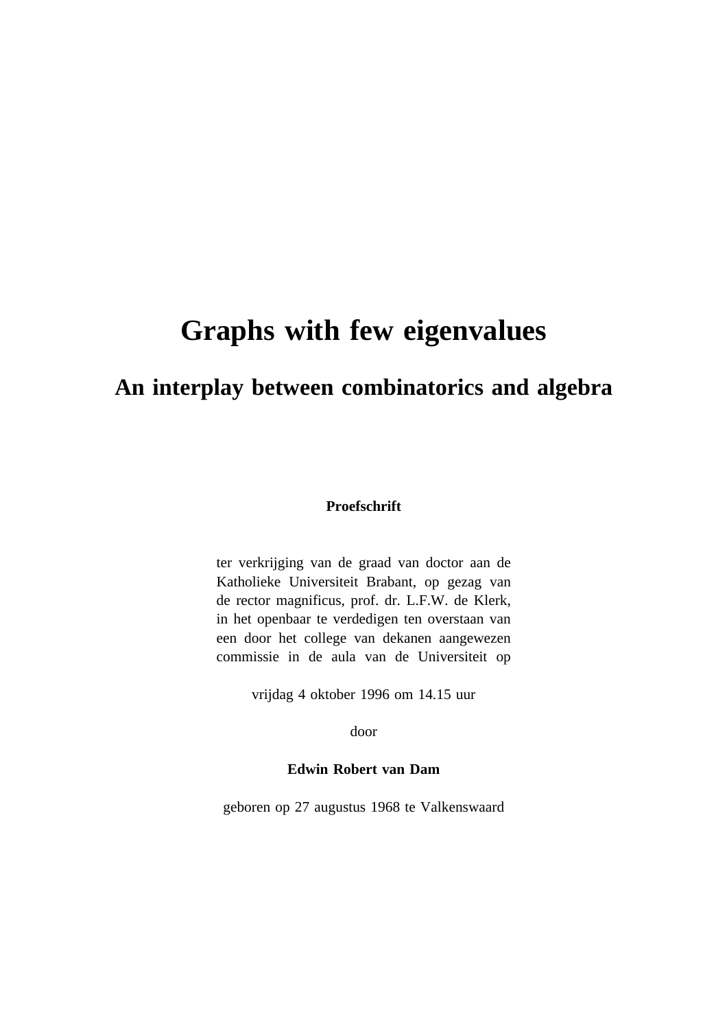# Graphs with few eigenvalues

## An interplay between combinatorics and algebra

**Proefschrift**

ter verkrijging van de graad van doctor aan de Katholieke Universiteit Brabant, op gezag van de rector magnificus, prof. dr. L.F.W. de Klerk, in het openbaar te verdedigen ten overstaan van een door het college van dekanen aangewezen commissie in de aula van de Universiteit op

vrijdag 4 oktober 1996 om 14.15 uur

door

**Edwin Robert van Dam**

geboren op 27 augustus 1968 te Valkenswaard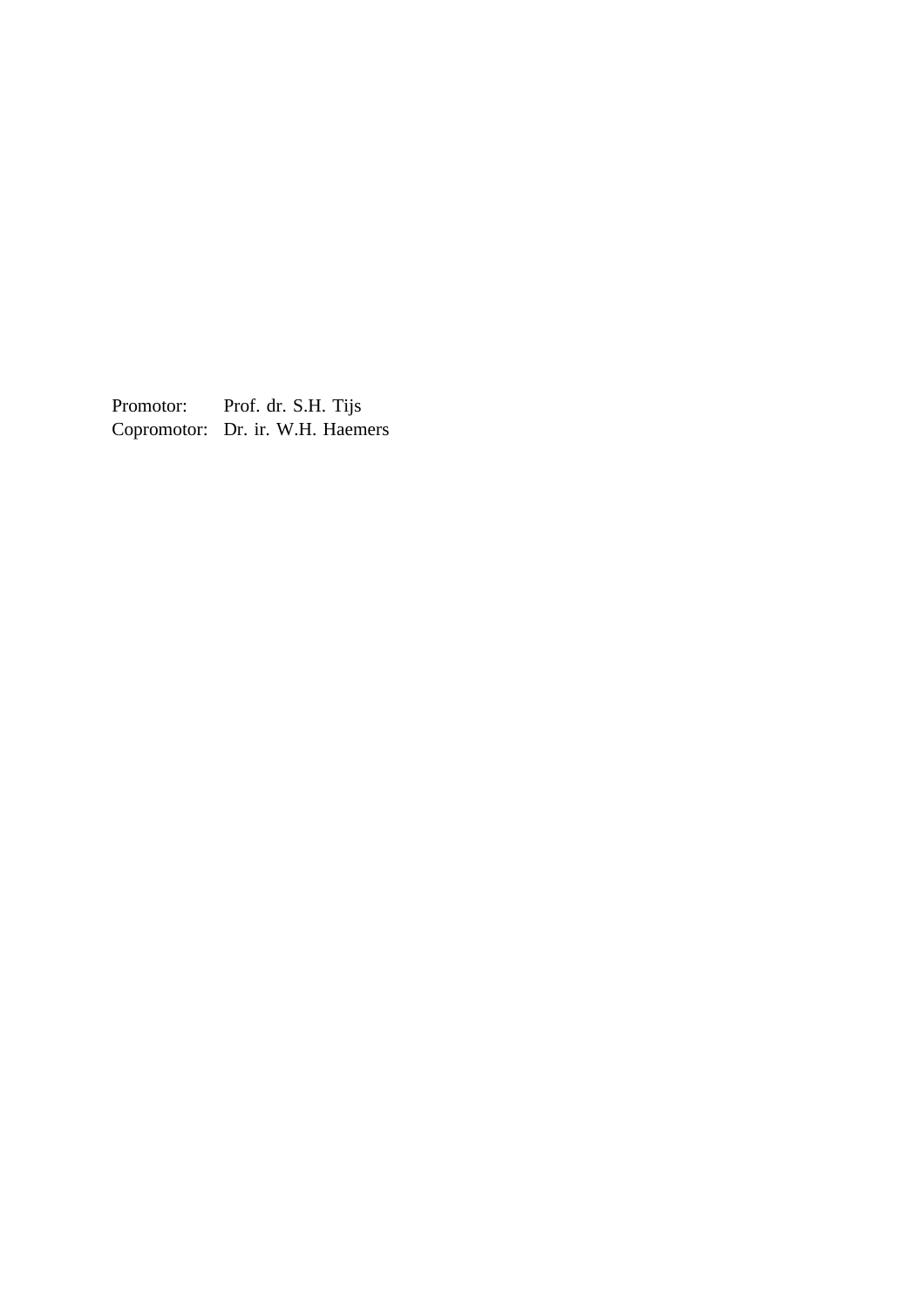| | |
|---|---|
| Promotor: | Prof. dr. S.H. Tijs |
| Copromotor: | Dr. ir. W.H. Haemers |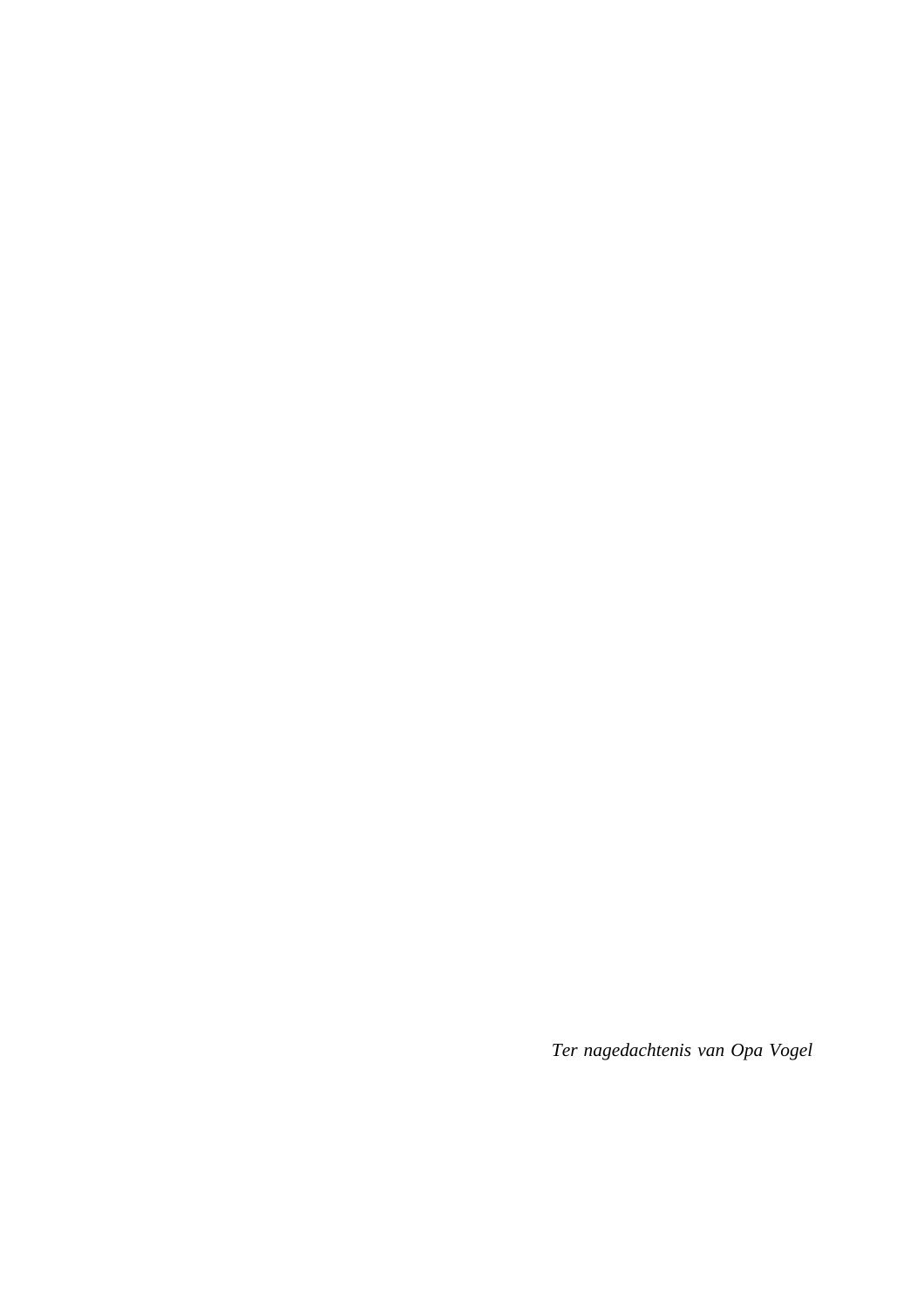*Ter nagedachtenis van Opa Vogel*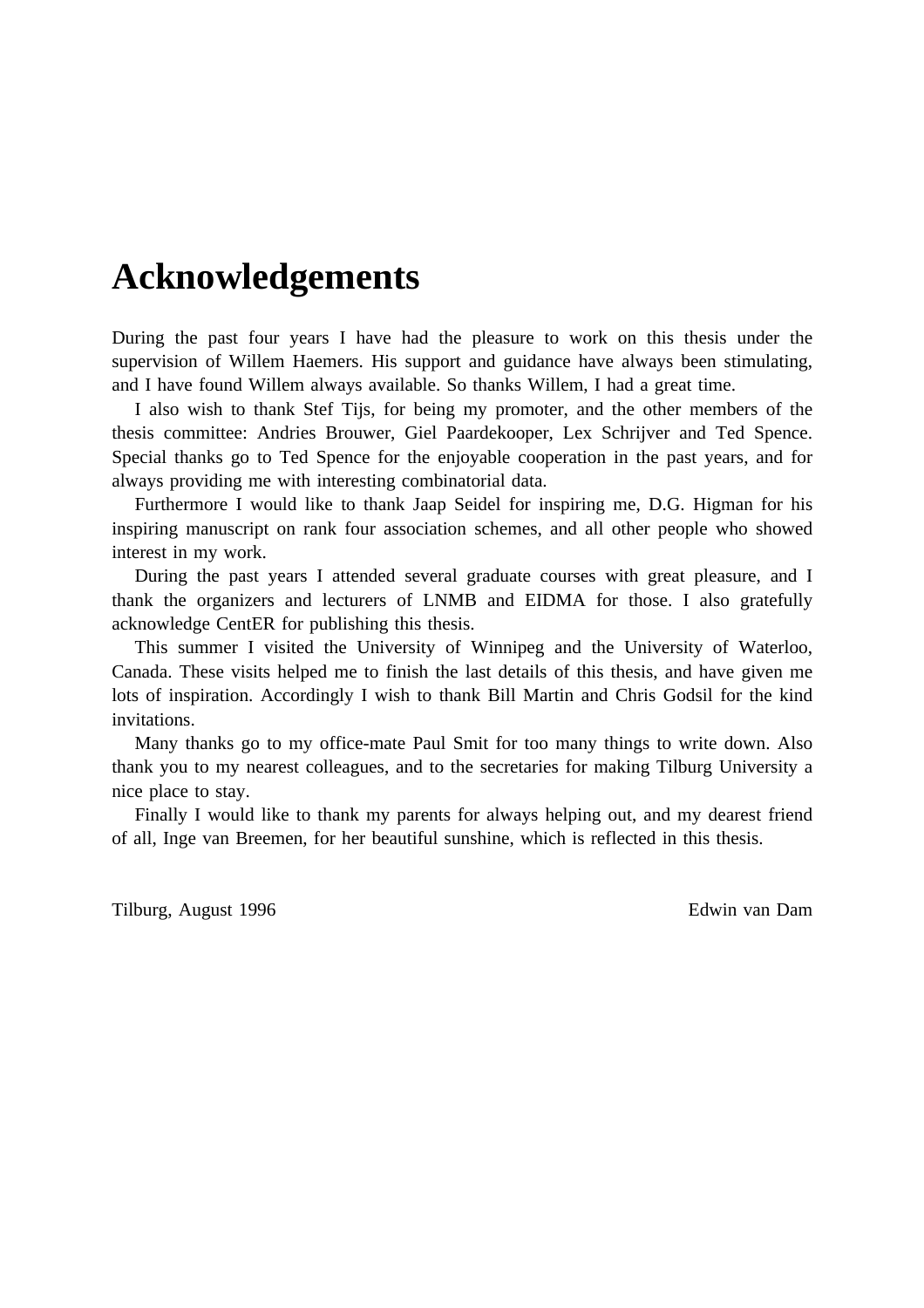# Acknowledgements

During the past four years I have had the pleasure to work on this thesis under the supervision of Willem Haemers. His support and guidance have always been stimulating, and I have found Willem always available. So thanks Willem, I had a great time.

I also wish to thank Stef Tijs, for being my promoter, and the other members of the thesis committee: Andries Brouwer, Giel Paardekooper, Lex Schrijver and Ted Spence. Special thanks go to Ted Spence for the enjoyable cooperation in the past years, and for always providing me with interesting combinatorial data.

Furthermore I would like to thank Jaap Seidel for inspiring me, D.G. Higman for his inspiring manuscript on rank four association schemes, and all other people who showed interest in my work.

During the past years I attended several graduate courses with great pleasure, and I thank the organizers and lecturers of LNMB and EIDMA for those. I also gratefully acknowledge CentER for publishing this thesis.

This summer I visited the University of Winnipeg and the University of Waterloo, Canada. These visits helped me to finish the last details of this thesis, and have given me lots of inspiration. Accordingly I wish to thank Bill Martin and Chris Godsil for the kind invitations.

Many thanks go to my office-mate Paul Smit for too many things to write down. Also thank you to my nearest colleagues, and to the secretaries for making Tilburg University a nice place to stay.

Finally I would like to thank my parents for always helping out, and my dearest friend of all, Inge van Breemen, for her beautiful sunshine, which is reflected in this thesis.

Tilburg, August 1996 Edwin van Dam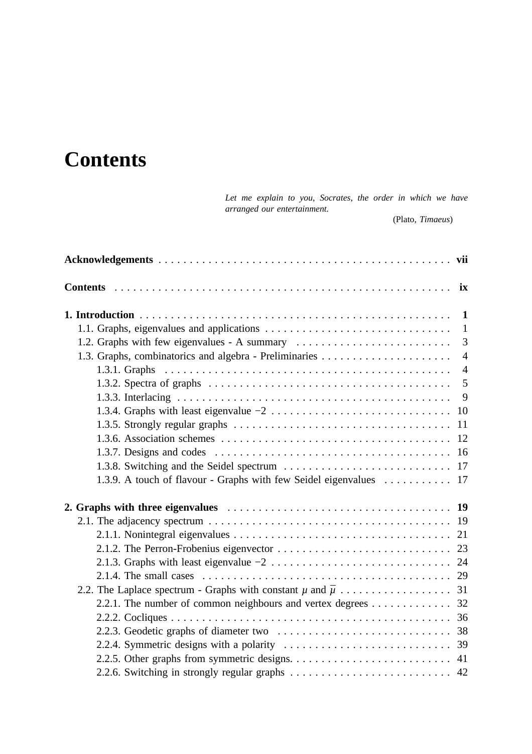# Contents

*Let me explain to you, Socrates, the order in which we have arranged our entertainment.*

(Plato, *Timaeus*)

**Acknowledgements** . . . . . . . . . . . . . . . . . . . . . . . . . . . . . . . . . . . . . . . . . . . . . **vii**

**Contents** . . . . . . . . . . . . . . . . . . . . . . . . . . . . . . . . . . . . . . . . . . . . . . . . . . . **ix**

**1. Introduction** . . . . . . . . . . . . . . . . . . . . . . . . . . . . . . . . . . . . . . . . . . . . . . . **1**

- 1.1. Graphs, eigenvalues and applications . . . . . . . . . . . . . . . . . . . . . . . . . . . . . 1
- 1.2. Graphs with few eigenvalues - A summary . . . . . . . . . . . . . . . . . . . . . . . . . 3
- 1.3. Graphs, combinatorics and algebra - Preliminaries . . . . . . . . . . . . . . . . . . . . . 4
  - 1.3.1. Graphs . . . . . . . . . . . . . . . . . . . . . . . . . . . . . . . . . . . . . . . . . . . . . 4
  - 1.3.2. Spectra of graphs . . . . . . . . . . . . . . . . . . . . . . . . . . . . . . . . . . . . . . 5
  - 1.3.3. Interlacing . . . . . . . . . . . . . . . . . . . . . . . . . . . . . . . . . . . . . . . . . . . 9
  - 1.3.4. Graphs with least eigenvalue $-2$ . . . . . . . . . . . . . . . . . . . . . . . . . . . . 10
  - 1.3.5. Strongly regular graphs . . . . . . . . . . . . . . . . . . . . . . . . . . . . . . . . . . 11
  - 1.3.6. Association schemes . . . . . . . . . . . . . . . . . . . . . . . . . . . . . . . . . . . . 12
  - 1.3.7. Designs and codes . . . . . . . . . . . . . . . . . . . . . . . . . . . . . . . . . . . . . 16
  - 1.3.8. Switching and the Seidel spectrum . . . . . . . . . . . . . . . . . . . . . . . . . . 17
  - 1.3.9. A touch of flavour - Graphs with few Seidel eigenvalues . . . . . . . . . . . 17

**2. Graphs with three eigenvalues** . . . . . . . . . . . . . . . . . . . . . . . . . . . . . . . . . . . **19**

- 2.1. The adjacency spectrum . . . . . . . . . . . . . . . . . . . . . . . . . . . . . . . . . . . . . . 19
  - 2.1.1. Nonintegral eigenvalues . . . . . . . . . . . . . . . . . . . . . . . . . . . . . . . . . . 21
  - 2.1.2. The Perron-Frobenius eigenvector . . . . . . . . . . . . . . . . . . . . . . . . . . . 23
  - 2.1.3. Graphs with least eigenvalue $-2$ . . . . . . . . . . . . . . . . . . . . . . . . . . . . 24
  - 2.1.4. The small cases . . . . . . . . . . . . . . . . . . . . . . . . . . . . . . . . . . . . . . . 29
- 2.2. The Laplace spectrum - Graphs with constant $\mu$ and $\overline{\mu}$ . . . . . . . . . . . . . . . . . . 31
  - 2.2.1. The number of common neighbours and vertex degrees . . . . . . . . . . . . 32
  - 2.2.2. Cocliques . . . . . . . . . . . . . . . . . . . . . . . . . . . . . . . . . . . . . . . . . . . 36
  - 2.2.3. Geodetic graphs of diameter two . . . . . . . . . . . . . . . . . . . . . . . . . . . 38
  - 2.2.4. Symmetric designs with a polarity . . . . . . . . . . . . . . . . . . . . . . . . . . 39
  - 2.2.5. Other graphs from symmetric designs. . . . . . . . . . . . . . . . . . . . . . . . . 41
  - 2.2.6. Switching in strongly regular graphs . . . . . . . . . . . . . . . . . . . . . . . . . 42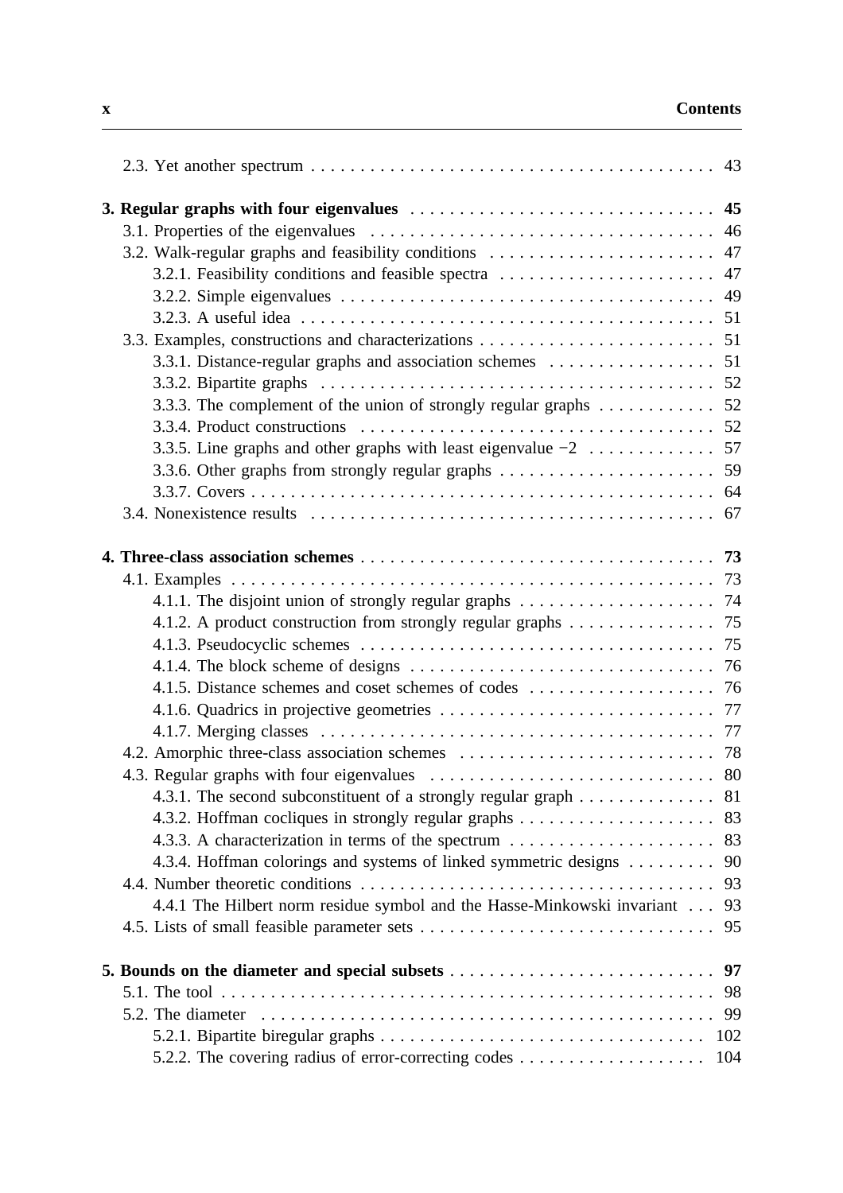2.3. Yet another spectrum . . . . . . . . . . 43

**3. Regular graphs with four eigenvalues . . . . . . . . . . 45**

3.1. Properties of the eigenvalues . . . . . . . . . . 46

3.2. Walk-regular graphs and feasibility conditions . . . . . . . . . . 47

3.2.1. Feasibility conditions and feasible spectra . . . . . . . . . . 47

3.2.2. Simple eigenvalues . . . . . . . . . . 49

3.2.3. A useful idea . . . . . . . . . . 51

3.3. Examples, constructions and characterizations . . . . . . . . . . 51

3.3.1. Distance-regular graphs and association schemes . . . . . . . . . . 51

3.3.2. Bipartite graphs . . . . . . . . . . 52

3.3.3. The complement of the union of strongly regular graphs . . . . . . . . . . 52

3.3.4. Product constructions . . . . . . . . . . 52

3.3.5. Line graphs and other graphs with least eigenvalue $-2$ . . . . . . . . . . 57

3.3.6. Other graphs from strongly regular graphs . . . . . . . . . . 59

3.3.7. Covers . . . . . . . . . . 64

3.4. Nonexistence results . . . . . . . . . . 67

**4. Three-class association schemes . . . . . . . . . . 73**

4.1. Examples . . . . . . . . . . 73

4.1.1. The disjoint union of strongly regular graphs . . . . . . . . . . 74

4.1.2. A product construction from strongly regular graphs . . . . . . . . . . 75

4.1.3. Pseudocyclic schemes . . . . . . . . . . 75

4.1.4. The block scheme of designs . . . . . . . . . . 76

4.1.5. Distance schemes and coset schemes of codes . . . . . . . . . . 76

4.1.6. Quadrics in projective geometries . . . . . . . . . . 77

4.1.7. Merging classes . . . . . . . . . . 77

4.2. Amorphic three-class association schemes . . . . . . . . . . 78

4.3. Regular graphs with four eigenvalues . . . . . . . . . . 80

4.3.1. The second subconstituent of a strongly regular graph . . . . . . . . . . 81

4.3.2. Hoffman cocliques in strongly regular graphs . . . . . . . . . . 83

4.3.3. A characterization in terms of the spectrum . . . . . . . . . . 83

4.3.4. Hoffman colorings and systems of linked symmetric designs . . . . . . . . . . 90

4.4. Number theoretic conditions . . . . . . . . . . 93

4.4.1 The Hilbert norm residue symbol and the Hasse-Minkowski invariant . . . 93

4.5. Lists of small feasible parameter sets . . . . . . . . . . 95

**5. Bounds on the diameter and special subsets . . . . . . . . . . 97**

5.1. The tool . . . . . . . . . . 98

5.2. The diameter . . . . . . . . . . 99

5.2.1. Bipartite biregular graphs . . . . . . . . . . 102

5.2.2. The covering radius of error-correcting codes . . . . . . . . . . 104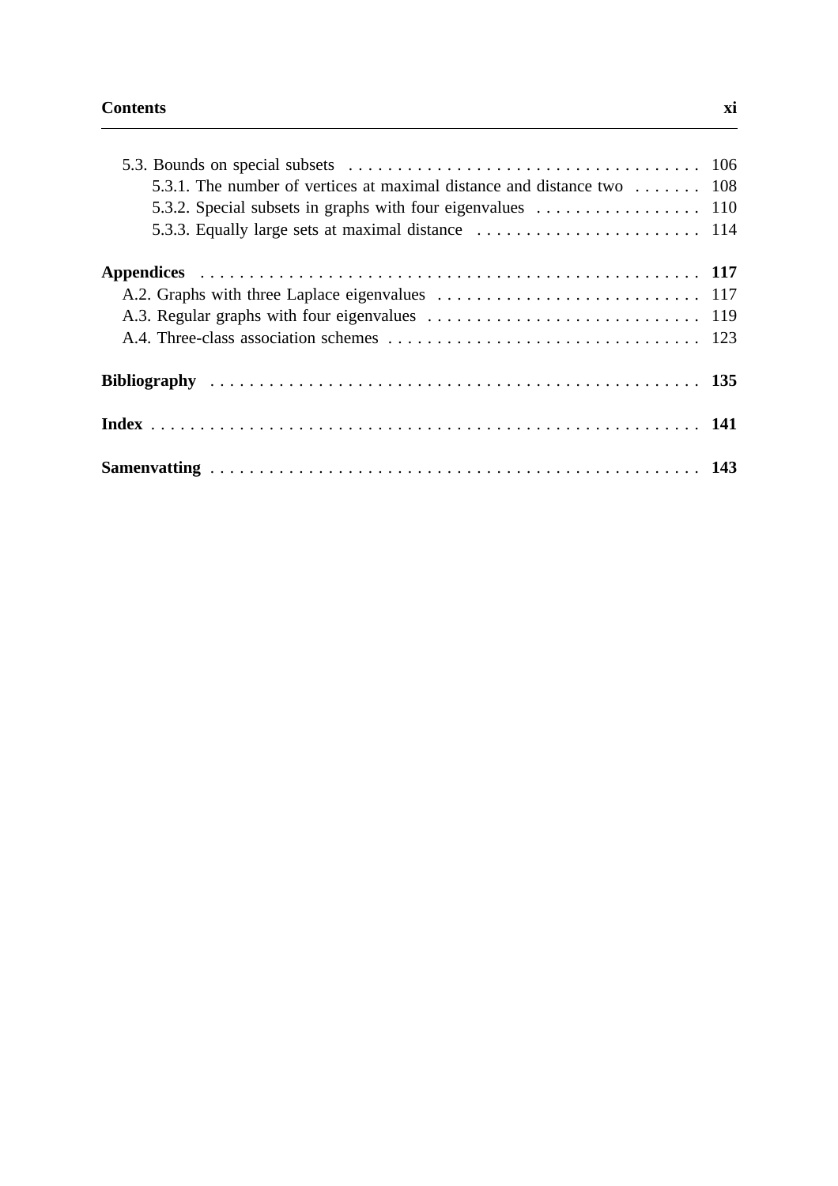5.3. Bounds on special subsets . . . . . . . . . . . . . . . . . . . . . . . . . . . . . . . . . . . . 106
  5.3.1. The number of vertices at maximal distance and distance two . . . . . . . 108
  5.3.2. Special subsets in graphs with four eigenvalues . . . . . . . . . . . . . . . . . 110
  5.3.3. Equally large sets at maximal distance . . . . . . . . . . . . . . . . . . . . . . . 114

**Appendices . . . . . . . . . . . . . . . . . . . . . . . . . . . . . . . . . . . . . . . . . . . . . . . . . . . 117**
A.2. Graphs with three Laplace eigenvalues . . . . . . . . . . . . . . . . . . . . . . . . . . . 117
A.3. Regular graphs with four eigenvalues . . . . . . . . . . . . . . . . . . . . . . . . . . . . 119
A.4. Three-class association schemes . . . . . . . . . . . . . . . . . . . . . . . . . . . . . . . . 123

**Bibliography . . . . . . . . . . . . . . . . . . . . . . . . . . . . . . . . . . . . . . . . . . . . . . . . . 135**

**Index . . . . . . . . . . . . . . . . . . . . . . . . . . . . . . . . . . . . . . . . . . . . . . . . . . . . . . . . 141**

**Samenvatting . . . . . . . . . . . . . . . . . . . . . . . . . . . . . . . . . . . . . . . . . . . . . . . . . 143**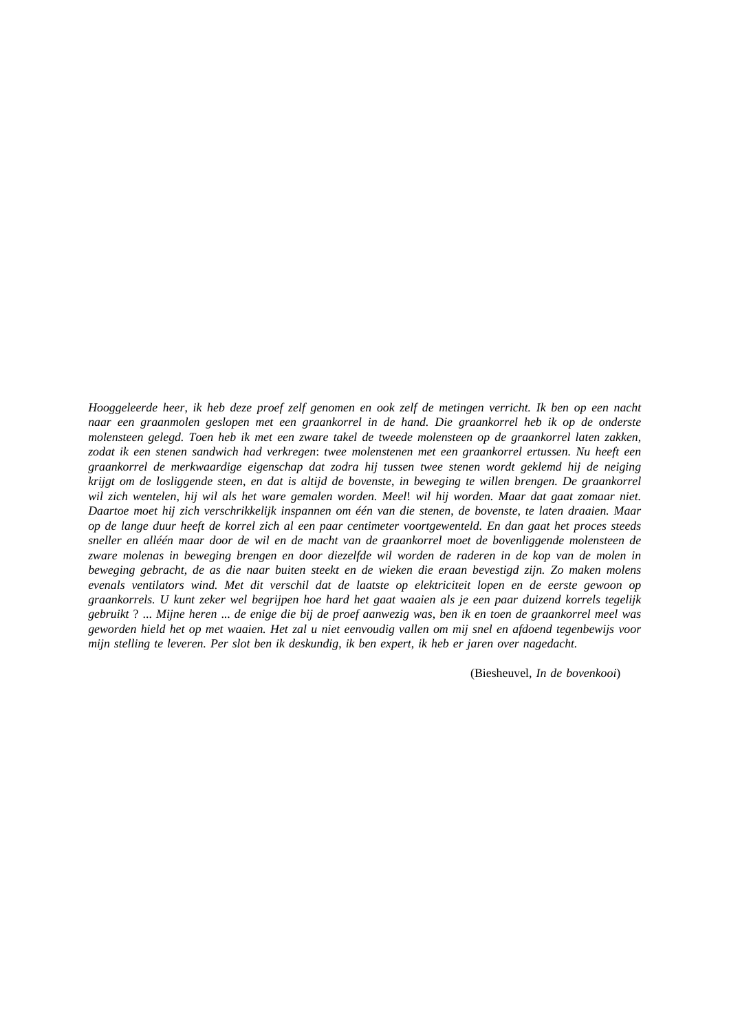*Hooggeleerde heer, ik heb deze proef zelf genomen en ook zelf de metingen verricht. Ik ben op een nacht naar een graanmolen geslopen met een graankorrel in de hand. Die graankorrel heb ik op de onderste molensteen gelegd. Toen heb ik met een zware takel de tweede molensteen op de graankorrel laten zakken, zodat ik een stenen sandwich had verkregen: twee molenstenen met een graankorrel ertussen. Nu heeft een graankorrel de merkwaardige eigenschap dat zodra hij tussen twee stenen wordt geklemd hij de neiging krijgt om de losliggende steen, en dat is altijd de bovenste, in beweging te willen brengen. De graankorrel wil zich wentelen, hij wil als het ware gemalen worden. Meel! wil hij worden. Maar dat gaat zomaar niet. Daartoe moet hij zich verschrikkelijk inspannen om één van die stenen, de bovenste, te laten draaien. Maar op de lange duur heeft de korrel zich al een paar centimeter voortgewenteld. En dan gaat het proces steeds sneller en alléén maar door de wil en de macht van de graankorrel moet de bovenliggende molensteen de zware molenas in beweging brengen en door diezelfde wil worden de raderen in de kop van de molen in beweging gebracht, de as die naar buiten steekt en de wieken die eraan bevestigd zijn. Zo maken molens evenals ventilators wind. Met dit verschil dat de laatste op elektriciteit lopen en de eerste gewoon op graankorrels. U kunt zeker wel begrijpen hoe hard het gaat waaien als je een paar duizend korrels tegelijk gebruikt ? ... Mijne heren ... de enige die bij de proef aanwezig was, ben ik en toen de graankorrel meel was geworden hield het op met waaien. Het zal u niet eenvoudig vallen om mij snel en afdoend tegenbewijs voor mijn stelling te leveren. Per slot ben ik deskundig, ik ben expert, ik heb er jaren over nagedacht.*

(Biesheuvel, *In de bovenkooi*)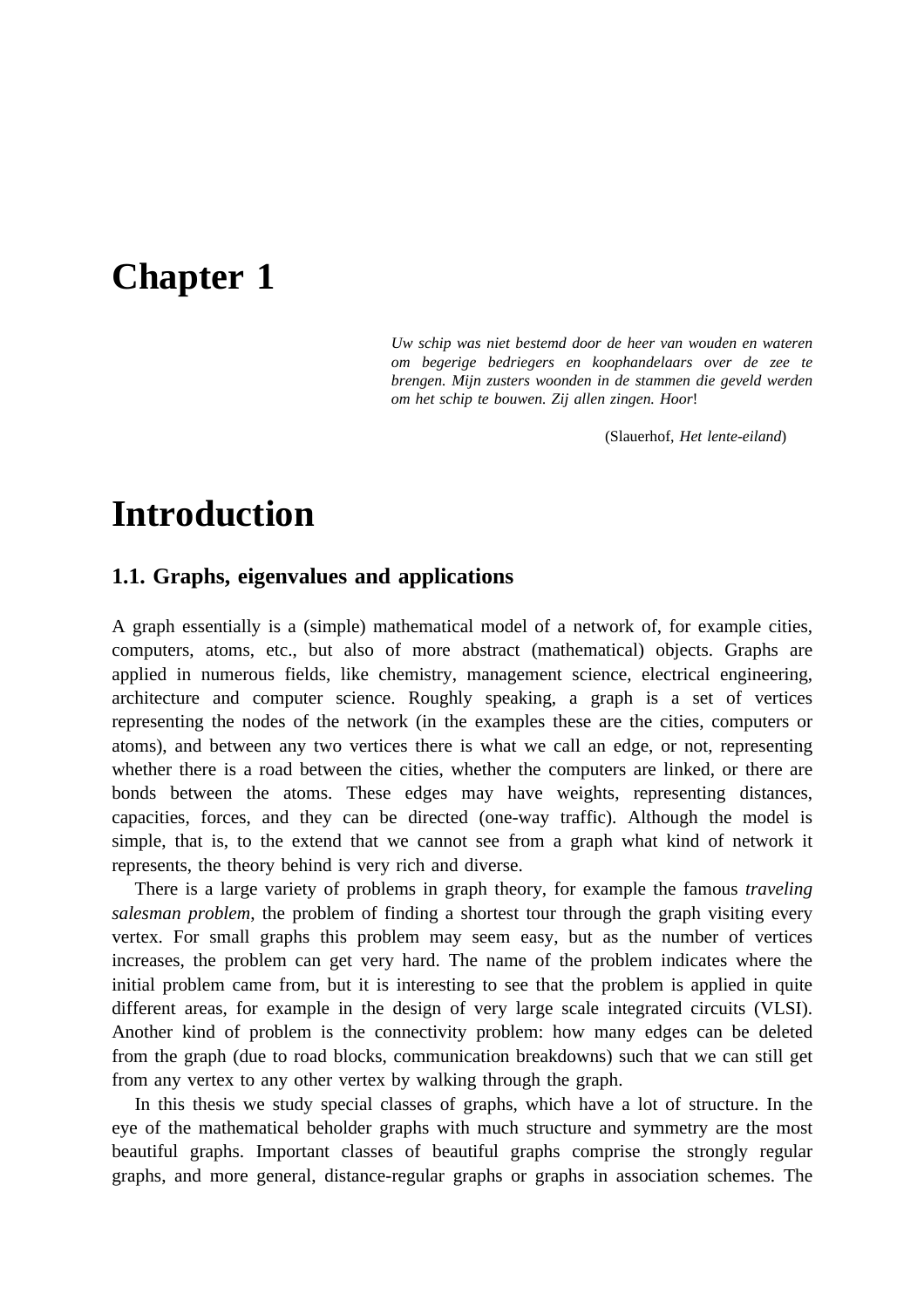# Chapter 1

*Uw schip was niet bestemd door de heer van wouden en wateren om begerige bedriegers en koophandelaars over de zee te brengen. Mijn zusters woonden in de stammen die geveld werden om het schip te bouwen. Zij allen zingen. Hoor*!

(Slauerhof, *Het lente-eiland*)

# Introduction

## 1.1. Graphs, eigenvalues and applications

A graph essentially is a (simple) mathematical model of a network of, for example cities, computers, atoms, etc., but also of more abstract (mathematical) objects. Graphs are applied in numerous fields, like chemistry, management science, electrical engineering, architecture and computer science. Roughly speaking, a graph is a set of vertices representing the nodes of the network (in the examples these are the cities, computers or atoms), and between any two vertices there is what we call an edge, or not, representing whether there is a road between the cities, whether the computers are linked, or there are bonds between the atoms. These edges may have weights, representing distances, capacities, forces, and they can be directed (one-way traffic). Although the model is simple, that is, to the extend that we cannot see from a graph what kind of network it represents, the theory behind is very rich and diverse.

There is a large variety of problems in graph theory, for example the famous *traveling salesman problem*, the problem of finding a shortest tour through the graph visiting every vertex. For small graphs this problem may seem easy, but as the number of vertices increases, the problem can get very hard. The name of the problem indicates where the initial problem came from, but it is interesting to see that the problem is applied in quite different areas, for example in the design of very large scale integrated circuits (VLSI). Another kind of problem is the connectivity problem: how many edges can be deleted from the graph (due to road blocks, communication breakdowns) such that we can still get from any vertex to any other vertex by walking through the graph.

In this thesis we study special classes of graphs, which have a lot of structure. In the eye of the mathematical beholder graphs with much structure and symmetry are the most beautiful graphs. Important classes of beautiful graphs comprise the strongly regular graphs, and more general, distance-regular graphs or graphs in association schemes. The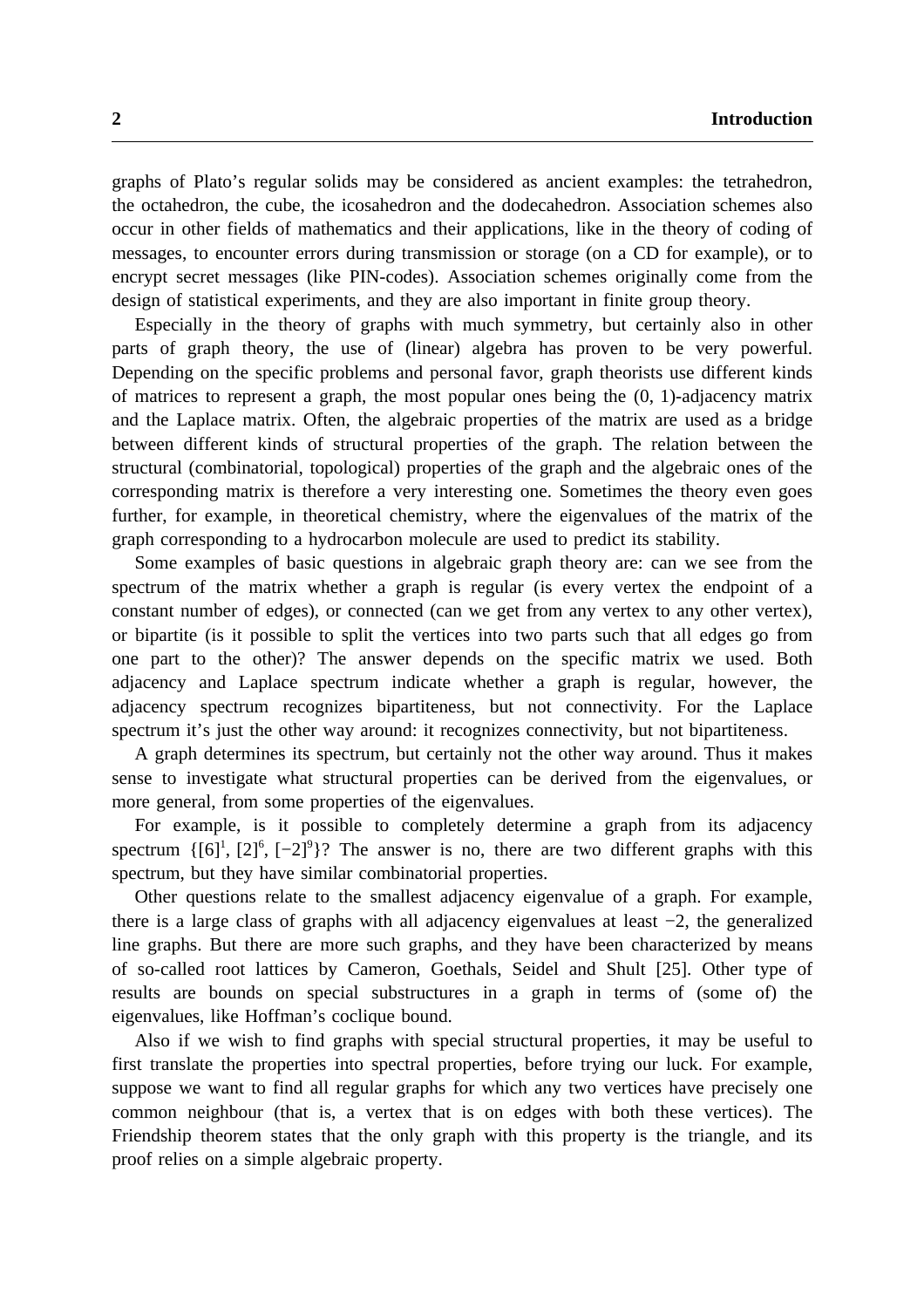graphs of Plato's regular solids may be considered as ancient examples: the tetrahedron, the octahedron, the cube, the icosahedron and the dodecahedron. Association schemes also occur in other fields of mathematics and their applications, like in the theory of coding of messages, to encounter errors during transmission or storage (on a CD for example), or to encrypt secret messages (like PIN-codes). Association schemes originally come from the design of statistical experiments, and they are also important in finite group theory.

Especially in the theory of graphs with much symmetry, but certainly also in other parts of graph theory, the use of (linear) algebra has proven to be very powerful. Depending on the specific problems and personal favor, graph theorists use different kinds of matrices to represent a graph, the most popular ones being the (0, 1)-adjacency matrix and the Laplace matrix. Often, the algebraic properties of the matrix are used as a bridge between different kinds of structural properties of the graph. The relation between the structural (combinatorial, topological) properties of the graph and the algebraic ones of the corresponding matrix is therefore a very interesting one. Sometimes the theory even goes further, for example, in theoretical chemistry, where the eigenvalues of the matrix of the graph corresponding to a hydrocarbon molecule are used to predict its stability.

Some examples of basic questions in algebraic graph theory are: can we see from the spectrum of the matrix whether a graph is regular (is every vertex the endpoint of a constant number of edges), or connected (can we get from any vertex to any other vertex), or bipartite (is it possible to split the vertices into two parts such that all edges go from one part to the other)? The answer depends on the specific matrix we used. Both adjacency and Laplace spectrum indicate whether a graph is regular, however, the adjacency spectrum recognizes bipartiteness, but not connectivity. For the Laplace spectrum it's just the other way around: it recognizes connectivity, but not bipartiteness.

A graph determines its spectrum, but certainly not the other way around. Thus it makes sense to investigate what structural properties can be derived from the eigenvalues, or more general, from some properties of the eigenvalues.

For example, is it possible to completely determine a graph from its adjacency spectrum $\{[6]^1, [2]^6, [-2]^9\}$? The answer is no, there are two different graphs with this spectrum, but they have similar combinatorial properties.

Other questions relate to the smallest adjacency eigenvalue of a graph. For example, there is a large class of graphs with all adjacency eigenvalues at least $-2$, the generalized line graphs. But there are more such graphs, and they have been characterized by means of so-called root lattices by Cameron, Goethals, Seidel and Shult [25]. Other type of results are bounds on special substructures in a graph in terms of (some of) the eigenvalues, like Hoffman's coclique bound.

Also if we wish to find graphs with special structural properties, it may be useful to first translate the properties into spectral properties, before trying our luck. For example, suppose we want to find all regular graphs for which any two vertices have precisely one common neighbour (that is, a vertex that is on edges with both these vertices). The Friendship theorem states that the only graph with this property is the triangle, and its proof relies on a simple algebraic property.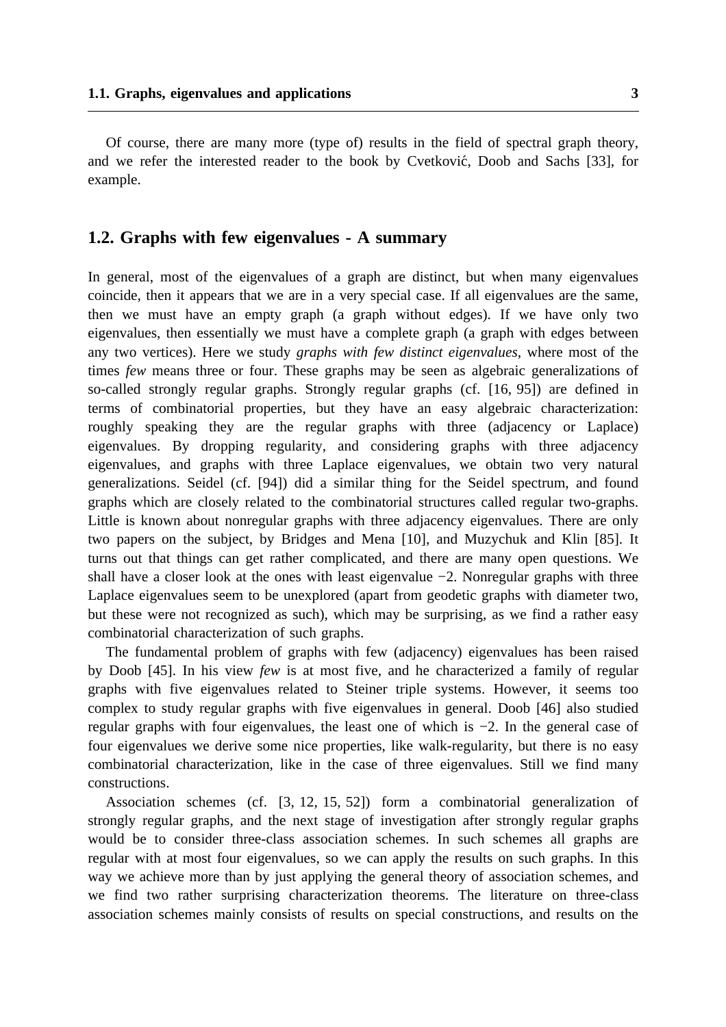Of course, there are many more (type of) results in the field of spectral graph theory, and we refer the interested reader to the book by Cvetković, Doob and Sachs [33], for example.

## 1.2. Graphs with few eigenvalues - A summary

In general, most of the eigenvalues of a graph are distinct, but when many eigenvalues coincide, then it appears that we are in a very special case. If all eigenvalues are the same, then we must have an empty graph (a graph without edges). If we have only two eigenvalues, then essentially we must have a complete graph (a graph with edges between any two vertices). Here we study *graphs with few distinct eigenvalues*, where most of the times *few* means three or four. These graphs may be seen as algebraic generalizations of so-called strongly regular graphs. Strongly regular graphs (cf. [16, 95]) are defined in terms of combinatorial properties, but they have an easy algebraic characterization: roughly speaking they are the regular graphs with three (adjacency or Laplace) eigenvalues. By dropping regularity, and considering graphs with three adjacency eigenvalues, and graphs with three Laplace eigenvalues, we obtain two very natural generalizations. Seidel (cf. [94]) did a similar thing for the Seidel spectrum, and found graphs which are closely related to the combinatorial structures called regular two-graphs. Little is known about nonregular graphs with three adjacency eigenvalues. There are only two papers on the subject, by Bridges and Mena [10], and Muzychuk and Klin [85]. It turns out that things can get rather complicated, and there are many open questions. We shall have a closer look at the ones with least eigenvalue $-2$. Nonregular graphs with three Laplace eigenvalues seem to be unexplored (apart from geodetic graphs with diameter two, but these were not recognized as such), which may be surprising, as we find a rather easy combinatorial characterization of such graphs.

The fundamental problem of graphs with few (adjacency) eigenvalues has been raised by Doob [45]. In his view *few* is at most five, and he characterized a family of regular graphs with five eigenvalues related to Steiner triple systems. However, it seems too complex to study regular graphs with five eigenvalues in general. Doob [46] also studied regular graphs with four eigenvalues, the least one of which is $-2$. In the general case of four eigenvalues we derive some nice properties, like walk-regularity, but there is no easy combinatorial characterization, like in the case of three eigenvalues. Still we find many constructions.

Association schemes (cf. [3, 12, 15, 52]) form a combinatorial generalization of strongly regular graphs, and the next stage of investigation after strongly regular graphs would be to consider three-class association schemes. In such schemes all graphs are regular with at most four eigenvalues, so we can apply the results on such graphs. In this way we achieve more than by just applying the general theory of association schemes, and we find two rather surprising characterization theorems. The literature on three-class association schemes mainly consists of results on special constructions, and results on the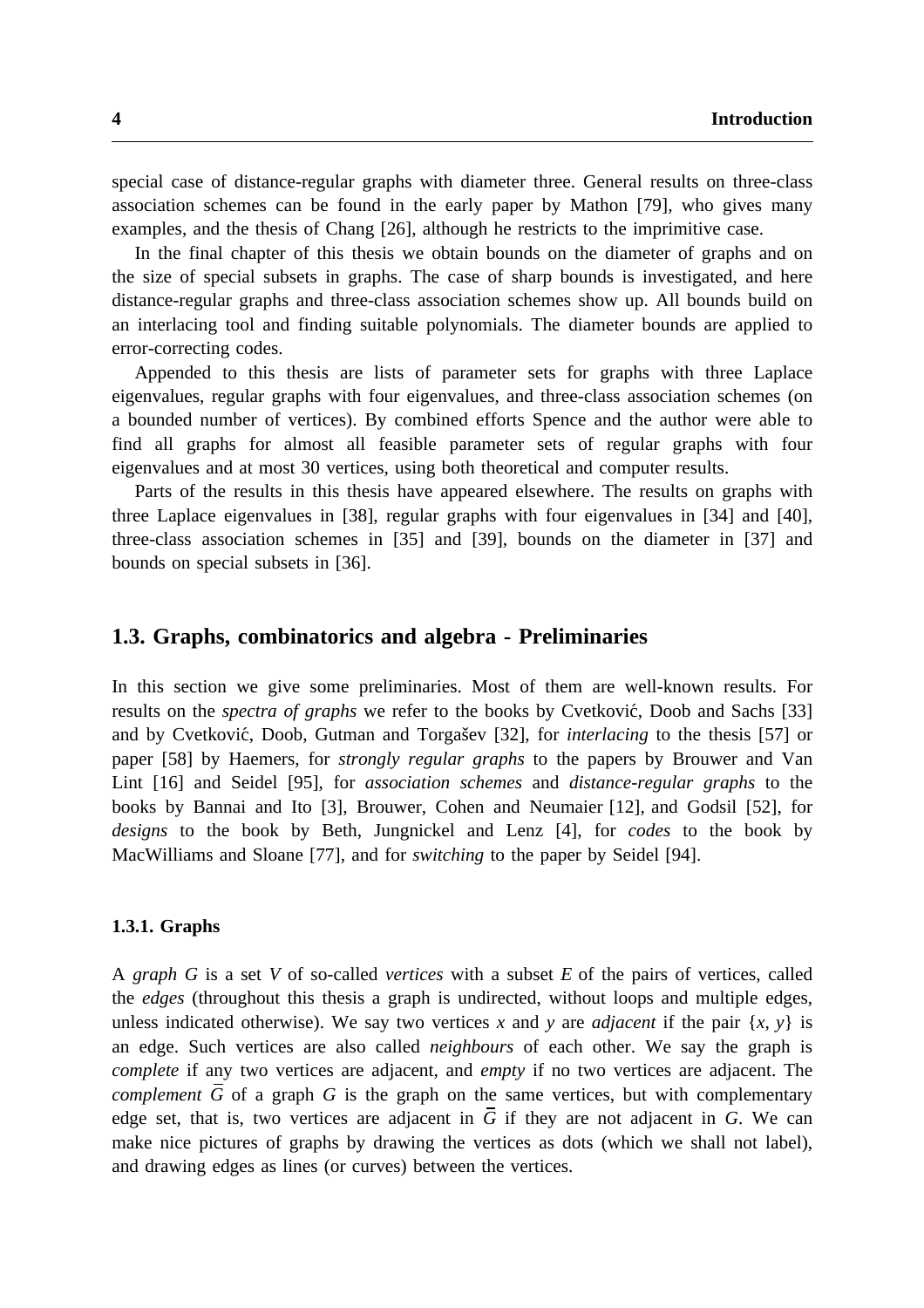special case of distance-regular graphs with diameter three. General results on three-class association schemes can be found in the early paper by Mathon [79], who gives many examples, and the thesis of Chang [26], although he restricts to the imprimitive case.

In the final chapter of this thesis we obtain bounds on the diameter of graphs and on the size of special subsets in graphs. The case of sharp bounds is investigated, and here distance-regular graphs and three-class association schemes show up. All bounds build on an interlacing tool and finding suitable polynomials. The diameter bounds are applied to error-correcting codes.

Appended to this thesis are lists of parameter sets for graphs with three Laplace eigenvalues, regular graphs with four eigenvalues, and three-class association schemes (on a bounded number of vertices). By combined efforts Spence and the author were able to find all graphs for almost all feasible parameter sets of regular graphs with four eigenvalues and at most 30 vertices, using both theoretical and computer results.

Parts of the results in this thesis have appeared elsewhere. The results on graphs with three Laplace eigenvalues in [38], regular graphs with four eigenvalues in [34] and [40], three-class association schemes in [35] and [39], bounds on the diameter in [37] and bounds on special subsets in [36].

## 1.3. Graphs, combinatorics and algebra - Preliminaries

In this section we give some preliminaries. Most of them are well-known results. For results on the *spectra of graphs* we refer to the books by Cvetković, Doob and Sachs [33] and by Cvetković, Doob, Gutman and Torgašev [32], for *interlacing* to the thesis [57] or paper [58] by Haemers, for *strongly regular graphs* to the papers by Brouwer and Van Lint [16] and Seidel [95], for *association schemes* and *distance-regular graphs* to the books by Bannai and Ito [3], Brouwer, Cohen and Neumaier [12], and Godsil [52], for *designs* to the book by Beth, Jungnickel and Lenz [4], for *codes* to the book by MacWilliams and Sloane [77], and for *switching* to the paper by Seidel [94].

### 1.3.1. Graphs

A *graph* $G$ is a set $V$ of so-called *vertices* with a subset $E$ of the pairs of vertices, called the *edges* (throughout this thesis a graph is undirected, without loops and multiple edges, unless indicated otherwise). We say two vertices $x$ and $y$ are *adjacent* if the pair $\{x, y\}$ is an edge. Such vertices are also called *neighbours* of each other. We say the graph is *complete* if any two vertices are adjacent, and *empty* if no two vertices are adjacent. The *complement* $\overline{G}$ of a graph $G$ is the graph on the same vertices, but with complementary edge set, that is, two vertices are adjacent in $\overline{G}$ if they are not adjacent in $G$. We can make nice pictures of graphs by drawing the vertices as dots (which we shall not label), and drawing edges as lines (or curves) between the vertices.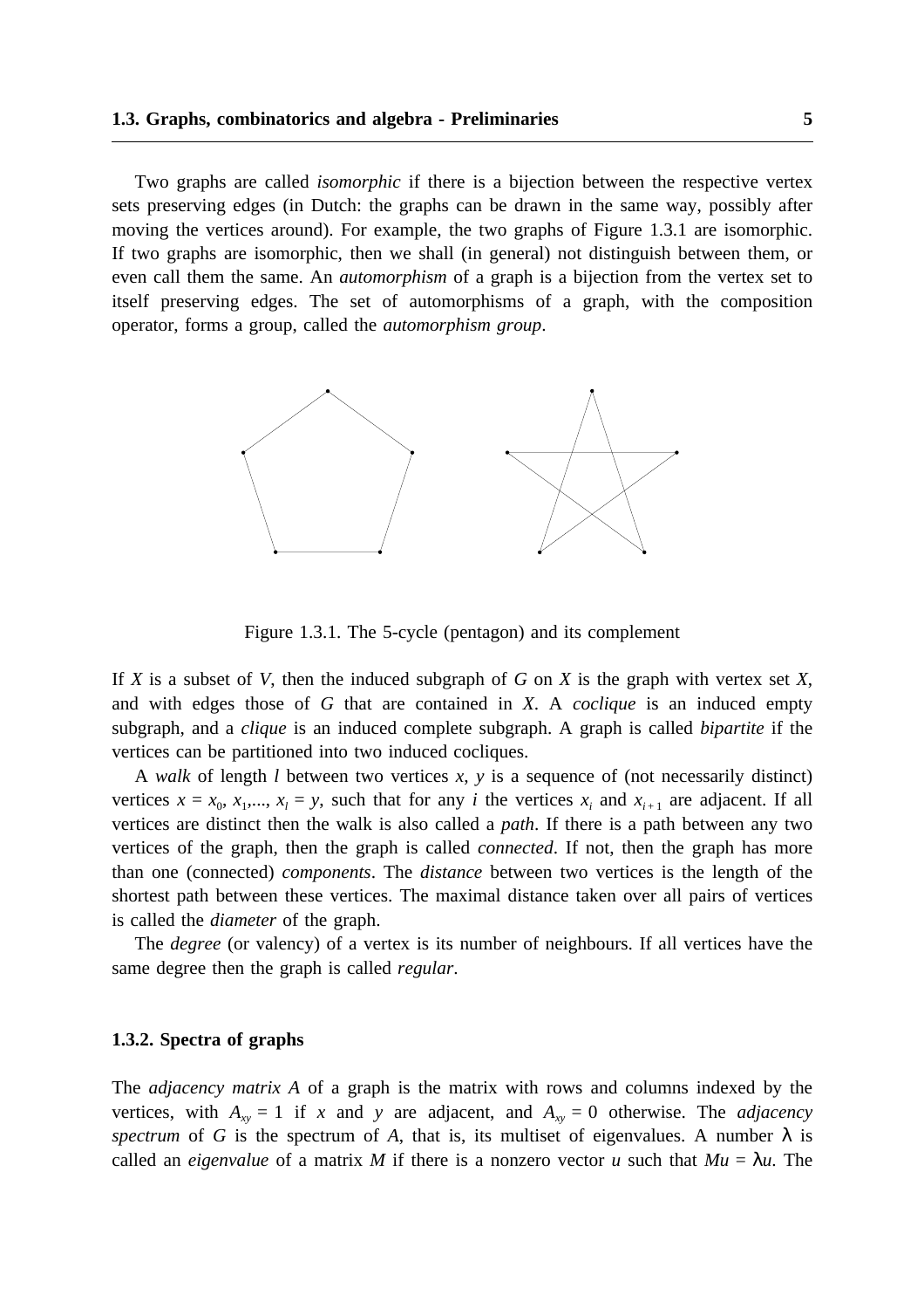Two graphs are called *isomorphic* if there is a bijection between the respective vertex sets preserving edges (in Dutch: the graphs can be drawn in the same way, possibly after moving the vertices around). For example, the two graphs of Figure 1.3.1 are isomorphic. If two graphs are isomorphic, then we shall (in general) not distinguish between them, or even call them the same. An *automorphism* of a graph is a bijection from the vertex set to itself preserving edges. The set of automorphisms of a graph, with the composition operator, forms a group, called the *automorphism group*.

Figure 1.3.1. The 5-cycle (pentagon) and its complement

If $X$ is a subset of $V$, then the induced subgraph of $G$ on $X$ is the graph with vertex set $X$, and with edges those of $G$ that are contained in $X$. A *coclique* is an induced empty subgraph, and a *clique* is an induced complete subgraph. A graph is called *bipartite* if the vertices can be partitioned into two induced cocliques.

A *walk* of length $l$ between two vertices $x$, $y$ is a sequence of (not necessarily distinct) vertices $x = x_0, x_1, ..., x_l = y$, such that for any $i$ the vertices $x_i$ and $x_{i+1}$ are adjacent. If all vertices are distinct then the walk is also called a *path*. If there is a path between any two vertices of the graph, then the graph is called *connected*. If not, then the graph has more than one (connected) *components*. The *distance* between two vertices is the length of the shortest path between these vertices. The maximal distance taken over all pairs of vertices is called the *diameter* of the graph.

The *degree* (or valency) of a vertex is its number of neighbours. If all vertices have the same degree then the graph is called *regular*.

### 1.3.2. Spectra of graphs

The *adjacency matrix* $A$ of a graph is the matrix with rows and columns indexed by the vertices, with $A_{xy} = 1$ if $x$ and $y$ are adjacent, and $A_{xy} = 0$ otherwise. The *adjacency spectrum* of $G$ is the spectrum of $A$, that is, its multiset of eigenvalues. A number $\lambda$ is called an *eigenvalue* of a matrix $M$ if there is a nonzero vector $u$ such that $Mu = \lambda u$. The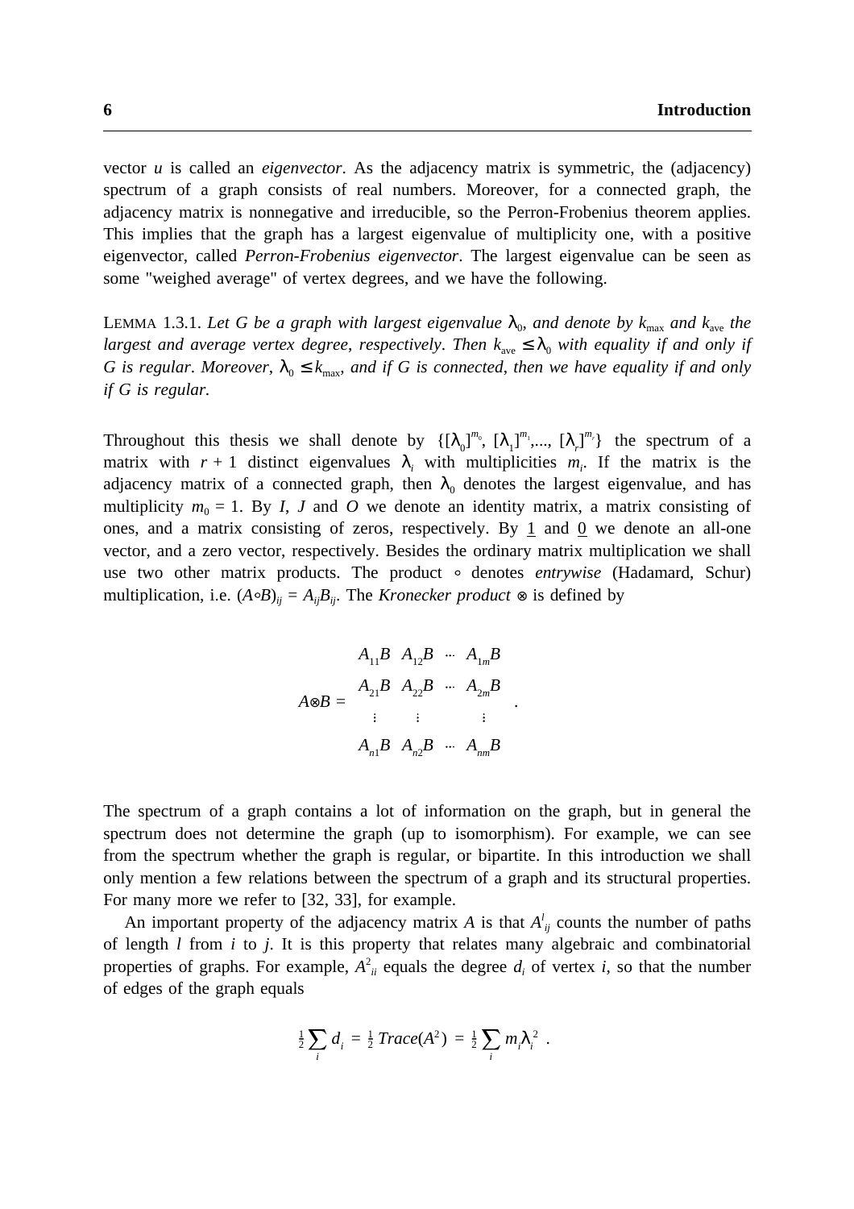vector $u$ is called an *eigenvector*. As the adjacency matrix is symmetric, the (adjacency) spectrum of a graph consists of real numbers. Moreover, for a connected graph, the adjacency matrix is nonnegative and irreducible, so the Perron-Frobenius theorem applies. This implies that the graph has a largest eigenvalue of multiplicity one, with a positive eigenvector, called *Perron-Frobenius eigenvector*. The largest eigenvalue can be seen as some "weighed average" of vertex degrees, and we have the following.

LEMMA 1.3.1. *Let G be a graph with largest eigenvalue* $\lambda_0$, *and denote by* $k_{\max}$ *and* $k_{\text{ave}}$ *the largest and average vertex degree, respectively. Then* $k_{\text{ave}} \leq \lambda_0$ *with equality if and only if G is regular. Moreover,* $\lambda_0 \leq k_{\max}$, *and if G is connected, then we have equality if and only if G is regular.*

Throughout this thesis we shall denote by $\{[\lambda_0]^{m_0}, [\lambda_1]^{m_1}, ..., [\lambda_r]^{m_r}\}$ the spectrum of a matrix with $r + 1$ distinct eigenvalues $\lambda_i$ with multiplicities $m_i$. If the matrix is the adjacency matrix of a connected graph, then $\lambda_0$ denotes the largest eigenvalue, and has multiplicity $m_0 = 1$. By $I$, $J$ and $O$ we denote an identity matrix, a matrix consisting of ones, and a matrix consisting of zeros, respectively. By $\underline{1}$ and $\underline{0}$ we denote an all-one vector, and a zero vector, respectively. Besides the ordinary matrix multiplication we shall use two other matrix products. The product $\circ$ denotes *entrywise* (Hadamard, Schur) multiplication, i.e. $(A \circ B)_{ij} = A_{ij}B_{ij}$. The *Kronecker product* $\otimes$ is defined by

$$A \otimes B = \begin{matrix} A_{11}B & A_{12}B & \cdots & A_{1m}B \\ A_{21}B & A_{22}B & \cdots & A_{2m}B \\ \vdots & \vdots & & \vdots \\ A_{n1}B & A_{n2}B & \cdots & A_{nm}B \end{matrix} .$$

The spectrum of a graph contains a lot of information on the graph, but in general the spectrum does not determine the graph (up to isomorphism). For example, we can see from the spectrum whether the graph is regular, or bipartite. In this introduction we shall only mention a few relations between the spectrum of a graph and its structural properties. For many more we refer to [32, 33], for example.

An important property of the adjacency matrix $A$ is that $A^l_{ij}$ counts the number of paths of length $l$ from $i$ to $j$. It is this property that relates many algebraic and combinatorial properties of graphs. For example, $A^2_{ii}$ equals the degree $d_i$ of vertex $i$, so that the number of edges of the graph equals

$$\tfrac{1}{2} \sum_i d_i = \tfrac{1}{2}\, Trace(A^2) = \tfrac{1}{2} \sum_i m_i \lambda_i^2 .$$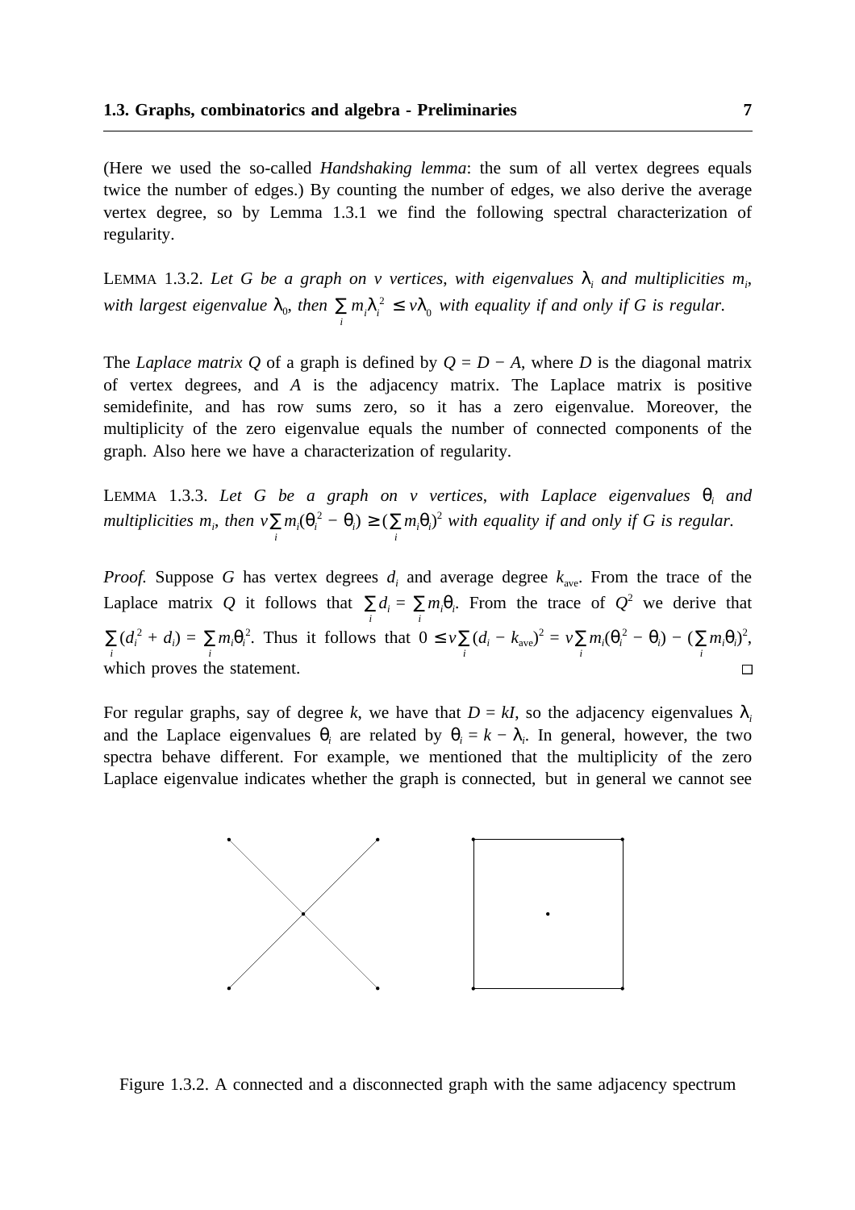(Here we used the so-called *Handshaking lemma*: the sum of all vertex degrees equals twice the number of edges.) By counting the number of edges, we also derive the average vertex degree, so by Lemma 1.3.1 we find the following spectral characterization of regularity.

LEMMA 1.3.2. *Let $G$ be a graph on $v$ vertices, with eigenvalues $\lambda_i$ and multiplicities $m_i$, with largest eigenvalue $\lambda_0$, then $\sum_i m_i \lambda_i^2 \leq v\lambda_0$ with equality if and only if $G$ is regular.*

The *Laplace matrix* $Q$ of a graph is defined by $Q = D - A$, where $D$ is the diagonal matrix of vertex degrees, and $A$ is the adjacency matrix. The Laplace matrix is positive semidefinite, and has row sums zero, so it has a zero eigenvalue. Moreover, the multiplicity of the zero eigenvalue equals the number of connected components of the graph. Also here we have a characterization of regularity.

LEMMA 1.3.3. *Let $G$ be a graph on $v$ vertices, with Laplace eigenvalues $\theta_i$ and multiplicities $m_i$, then $v\sum_i m_i(\theta_i^2 - \theta_i) \geq (\sum_i m_i\theta_i)^2$ with equality if and only if $G$ is regular.*

*Proof.* Suppose $G$ has vertex degrees $d_i$ and average degree $k_{\text{ave}}$. From the trace of the Laplace matrix $Q$ it follows that $\sum_i d_i = \sum_i m_i\theta_i$. From the trace of $Q^2$ we derive that $\sum_i (d_i^2 + d_i) = \sum_i m_i\theta_i^2$. Thus it follows that $0 \leq v\sum_i (d_i - k_{\text{ave}})^2 = v\sum_i m_i(\theta_i^2 - \theta_i) - (\sum_i m_i\theta_i)^2$, which proves the statement. □

For regular graphs, say of degree $k$, we have that $D = kI$, so the adjacency eigenvalues $\lambda_i$ and the Laplace eigenvalues $\theta_i$ are related by $\theta_i = k - \lambda_i$. In general, however, the two spectra behave different. For example, we mentioned that the multiplicity of the zero Laplace eigenvalue indicates whether the graph is connected, but in general we cannot see

Figure 1.3.2. A connected and a disconnected graph with the same adjacency spectrum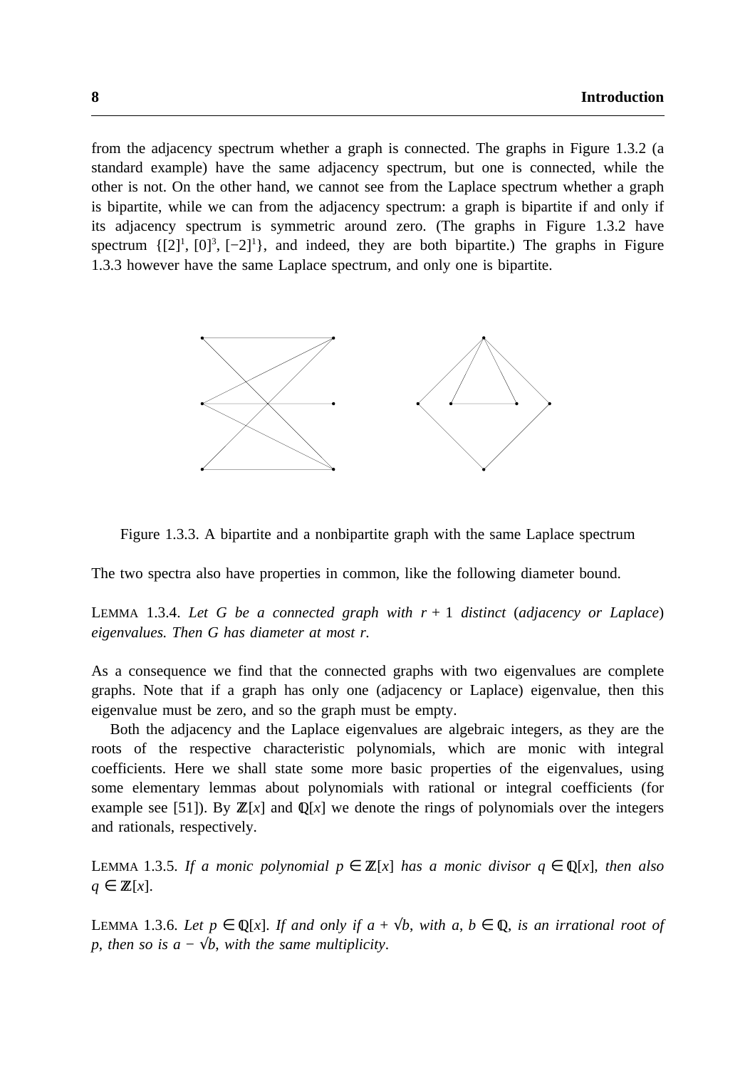from the adjacency spectrum whether a graph is connected. The graphs in Figure 1.3.2 (a standard example) have the same adjacency spectrum, but one is connected, while the other is not. On the other hand, we cannot see from the Laplace spectrum whether a graph is bipartite, while we can from the adjacency spectrum: a graph is bipartite if and only if its adjacency spectrum is symmetric around zero. (The graphs in Figure 1.3.2 have spectrum $\{[2]^1, [0]^3, [-2]^1\}$, and indeed, they are both bipartite.) The graphs in Figure 1.3.3 however have the same Laplace spectrum, and only one is bipartite.

Figure 1.3.3. A bipartite and a nonbipartite graph with the same Laplace spectrum

The two spectra also have properties in common, like the following diameter bound.

LEMMA 1.3.4. *Let $G$ be a connected graph with $r + 1$ distinct (adjacency or Laplace) eigenvalues. Then $G$ has diameter at most $r$.*

As a consequence we find that the connected graphs with two eigenvalues are complete graphs. Note that if a graph has only one (adjacency or Laplace) eigenvalue, then this eigenvalue must be zero, and so the graph must be empty.

Both the adjacency and the Laplace eigenvalues are algebraic integers, as they are the roots of the respective characteristic polynomials, which are monic with integral coefficients. Here we shall state some more basic properties of the eigenvalues, using some elementary lemmas about polynomials with rational or integral coefficients (for example see [51]). By $\mathbb{Z}[x]$ and $\mathbb{Q}[x]$ we denote the rings of polynomials over the integers and rationals, respectively.

LEMMA 1.3.5. *If a monic polynomial $p \in \mathbb{Z}[x]$ has a monic divisor $q \in \mathbb{Q}[x]$, then also $q \in \mathbb{Z}[x]$.*

LEMMA 1.3.6. *Let $p \in \mathbb{Q}[x]$. If and only if $a + \sqrt{b}$, with $a, b \in \mathbb{Q}$, is an irrational root of $p$, then so is $a - \sqrt{b}$, with the same multiplicity.*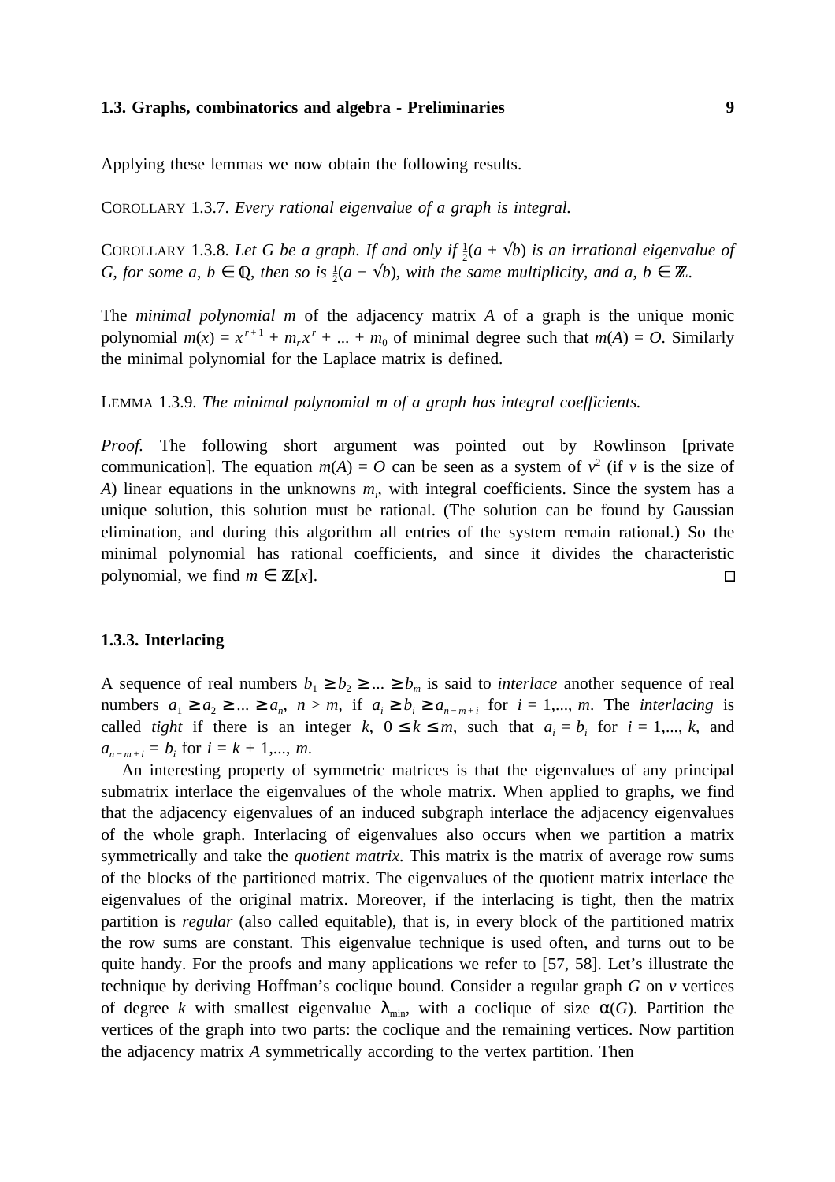Applying these lemmas we now obtain the following results.

COROLLARY 1.3.7. *Every rational eigenvalue of a graph is integral.*

COROLLARY 1.3.8. *Let G be a graph. If and only if* $\frac{1}{2}(a + \sqrt{b})$ *is an irrational eigenvalue of G, for some* $a, b \in \mathbb{Q}$, *then so is* $\frac{1}{2}(a - \sqrt{b})$, *with the same multiplicity, and* $a, b \in \mathbb{Z}$.

The *minimal polynomial m* of the adjacency matrix $A$ of a graph is the unique monic polynomial $m(x) = x^{r+1} + m_r x^r + ... + m_0$ of minimal degree such that $m(A) = O$. Similarly the minimal polynomial for the Laplace matrix is defined.

LEMMA 1.3.9. *The minimal polynomial m of a graph has integral coefficients.*

*Proof.* The following short argument was pointed out by Rowlinson [private communication]. The equation $m(A) = O$ can be seen as a system of $v^2$ (if $v$ is the size of $A$) linear equations in the unknowns $m_i$, with integral coefficients. Since the system has a unique solution, this solution must be rational. (The solution can be found by Gaussian elimination, and during this algorithm all entries of the system remain rational.) So the minimal polynomial has rational coefficients, and since it divides the characteristic polynomial, we find $m \in \mathbb{Z}[x]$. □

### 1.3.3. Interlacing

A sequence of real numbers $b_1 \geq b_2 \geq ... \geq b_m$ is said to *interlace* another sequence of real numbers $a_1 \geq a_2 \geq ... \geq a_n$, $n > m$, if $a_i \geq b_i \geq a_{n-m+i}$ for $i = 1,..., m$. The *interlacing* is called *tight* if there is an integer $k$, $0 \leq k \leq m$, such that $a_i = b_i$ for $i = 1,..., k$, and $a_{n-m+i} = b_i$ for $i = k + 1,..., m$.

An interesting property of symmetric matrices is that the eigenvalues of any principal submatrix interlace the eigenvalues of the whole matrix. When applied to graphs, we find that the adjacency eigenvalues of an induced subgraph interlace the adjacency eigenvalues of the whole graph. Interlacing of eigenvalues also occurs when we partition a matrix symmetrically and take the *quotient matrix*. This matrix is the matrix of average row sums of the blocks of the partitioned matrix. The eigenvalues of the quotient matrix interlace the eigenvalues of the original matrix. Moreover, if the interlacing is tight, then the matrix partition is *regular* (also called equitable), that is, in every block of the partitioned matrix the row sums are constant. This eigenvalue technique is used often, and turns out to be quite handy. For the proofs and many applications we refer to [57, 58]. Let's illustrate the technique by deriving Hoffman's coclique bound. Consider a regular graph $G$ on $v$ vertices of degree $k$ with smallest eigenvalue $\lambda_{\min}$, with a coclique of size $\alpha(G)$. Partition the vertices of the graph into two parts: the coclique and the remaining vertices. Now partition the adjacency matrix $A$ symmetrically according to the vertex partition. Then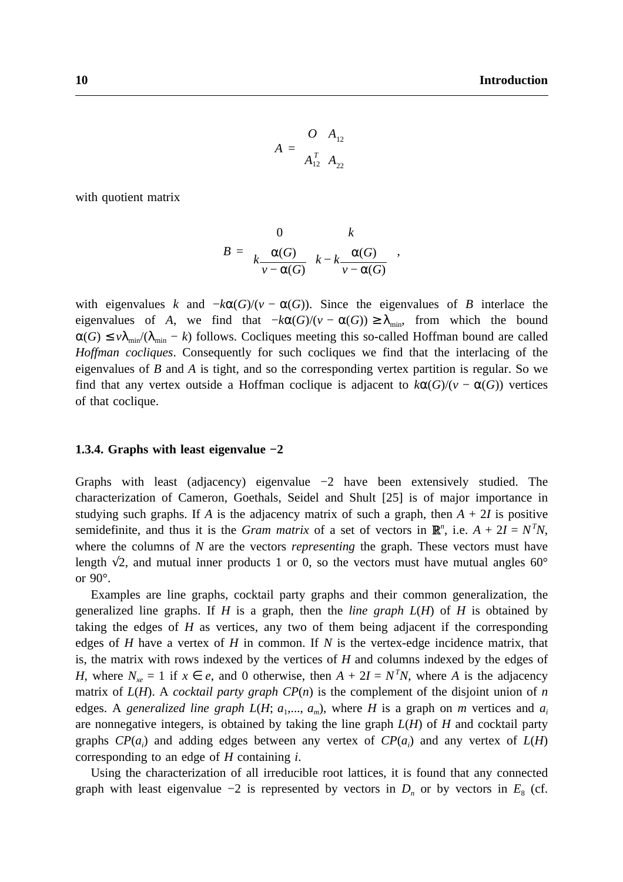$$A = \begin{pmatrix} O & A_{12} \\ A_{12}^T & A_{22} \end{pmatrix}$$

with quotient matrix

$$B = \begin{pmatrix} 0 & k \\ k\dfrac{\alpha(G)}{v - \alpha(G)} & k - k\dfrac{\alpha(G)}{v - \alpha(G)} \end{pmatrix},$$

with eigenvalues $k$ and $-k\alpha(G)/(v - \alpha(G))$. Since the eigenvalues of $B$ interlace the eigenvalues of $A$, we find that $-k\alpha(G)/(v - \alpha(G)) \geq \lambda_{\min}$, from which the bound $\alpha(G) \leq v\lambda_{\min}/(\lambda_{\min} - k)$ follows. Cocliques meeting this so-called Hoffman bound are called *Hoffman cocliques*. Consequently for such cocliques we find that the interlacing of the eigenvalues of $B$ and $A$ is tight, and so the corresponding vertex partition is regular. So we find that any vertex outside a Hoffman coclique is adjacent to $k\alpha(G)/(v - \alpha(G))$ vertices of that coclique.

### 1.3.4. Graphs with least eigenvalue −2

Graphs with least (adjacency) eigenvalue −2 have been extensively studied. The characterization of Cameron, Goethals, Seidel and Shult [25] is of major importance in studying such graphs. If $A$ is the adjacency matrix of such a graph, then $A + 2I$ is positive semidefinite, and thus it is the *Gram matrix* of a set of vectors in $\mathbb{R}^n$, i.e. $A + 2I = N^T N$, where the columns of $N$ are the vectors *representing* the graph. These vectors must have length $\sqrt{2}$, and mutual inner products 1 or 0, so the vectors must have mutual angles 60° or 90°.

Examples are line graphs, cocktail party graphs and their common generalization, the generalized line graphs. If $H$ is a graph, then the *line graph* $L(H)$ of $H$ is obtained by taking the edges of $H$ as vertices, any two of them being adjacent if the corresponding edges of $H$ have a vertex of $H$ in common. If $N$ is the vertex-edge incidence matrix, that is, the matrix with rows indexed by the vertices of $H$ and columns indexed by the edges of $H$, where $N_{xe} = 1$ if $x \in e$, and 0 otherwise, then $A + 2I = N^T N$, where $A$ is the adjacency matrix of $L(H)$. A *cocktail party graph* $CP(n)$ is the complement of the disjoint union of $n$ edges. A *generalized line graph* $L(H; a_1,..., a_m)$, where $H$ is a graph on $m$ vertices and $a_i$ are nonnegative integers, is obtained by taking the line graph $L(H)$ of $H$ and cocktail party graphs $CP(a_i)$ and adding edges between any vertex of $CP(a_i)$ and any vertex of $L(H)$ corresponding to an edge of $H$ containing $i$.

Using the characterization of all irreducible root lattices, it is found that any connected graph with least eigenvalue −2 is represented by vectors in $D_n$ or by vectors in $E_8$ (cf.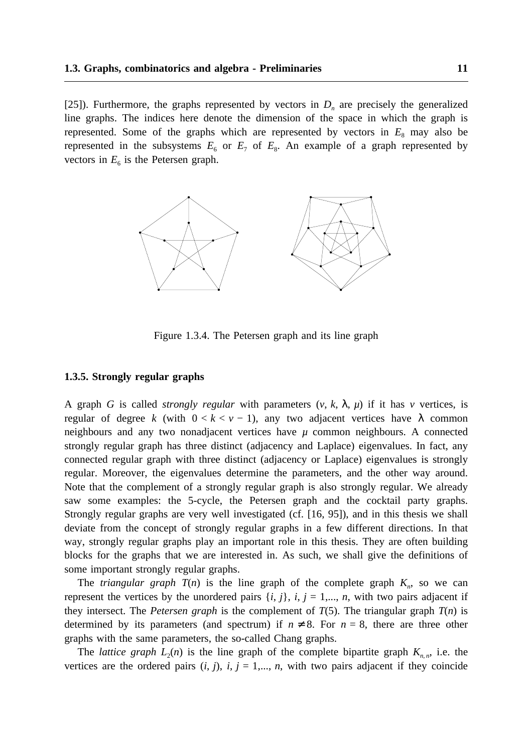[25]). Furthermore, the graphs represented by vectors in $D_n$ are precisely the generalized line graphs. The indices here denote the dimension of the space in which the graph is represented. Some of the graphs which are represented by vectors in $E_8$ may also be represented in the subsystems $E_6$ or $E_7$ of $E_8$. An example of a graph represented by vectors in $E_6$ is the Petersen graph.

Figure 1.3.4. The Petersen graph and its line graph

### 1.3.5. Strongly regular graphs

A graph $G$ is called *strongly regular* with parameters $(v, k, \lambda, \mu)$ if it has $v$ vertices, is regular of degree $k$ (with $0 < k < v - 1$), any two adjacent vertices have $\lambda$ common neighbours and any two nonadjacent vertices have $\mu$ common neighbours. A connected strongly regular graph has three distinct (adjacency and Laplace) eigenvalues. In fact, any connected regular graph with three distinct (adjacency or Laplace) eigenvalues is strongly regular. Moreover, the eigenvalues determine the parameters, and the other way around. Note that the complement of a strongly regular graph is also strongly regular. We already saw some examples: the 5-cycle, the Petersen graph and the cocktail party graphs. Strongly regular graphs are very well investigated (cf. [16, 95]), and in this thesis we shall deviate from the concept of strongly regular graphs in a few different directions. In that way, strongly regular graphs play an important role in this thesis. They are often building blocks for the graphs that we are interested in. As such, we shall give the definitions of some important strongly regular graphs.

The *triangular graph* $T(n)$ is the line graph of the complete graph $K_n$, so we can represent the vertices by the unordered pairs $\{i, j\}$, $i, j = 1,..., n$, with two pairs adjacent if they intersect. The *Petersen graph* is the complement of $T(5)$. The triangular graph $T(n)$ is determined by its parameters (and spectrum) if $n \neq 8$. For $n = 8$, there are three other graphs with the same parameters, the so-called Chang graphs.

The *lattice graph* $L_2(n)$ is the line graph of the complete bipartite graph $K_{n,n}$, i.e. the vertices are the ordered pairs $(i, j)$, $i, j = 1,..., n$, with two pairs adjacent if they coincide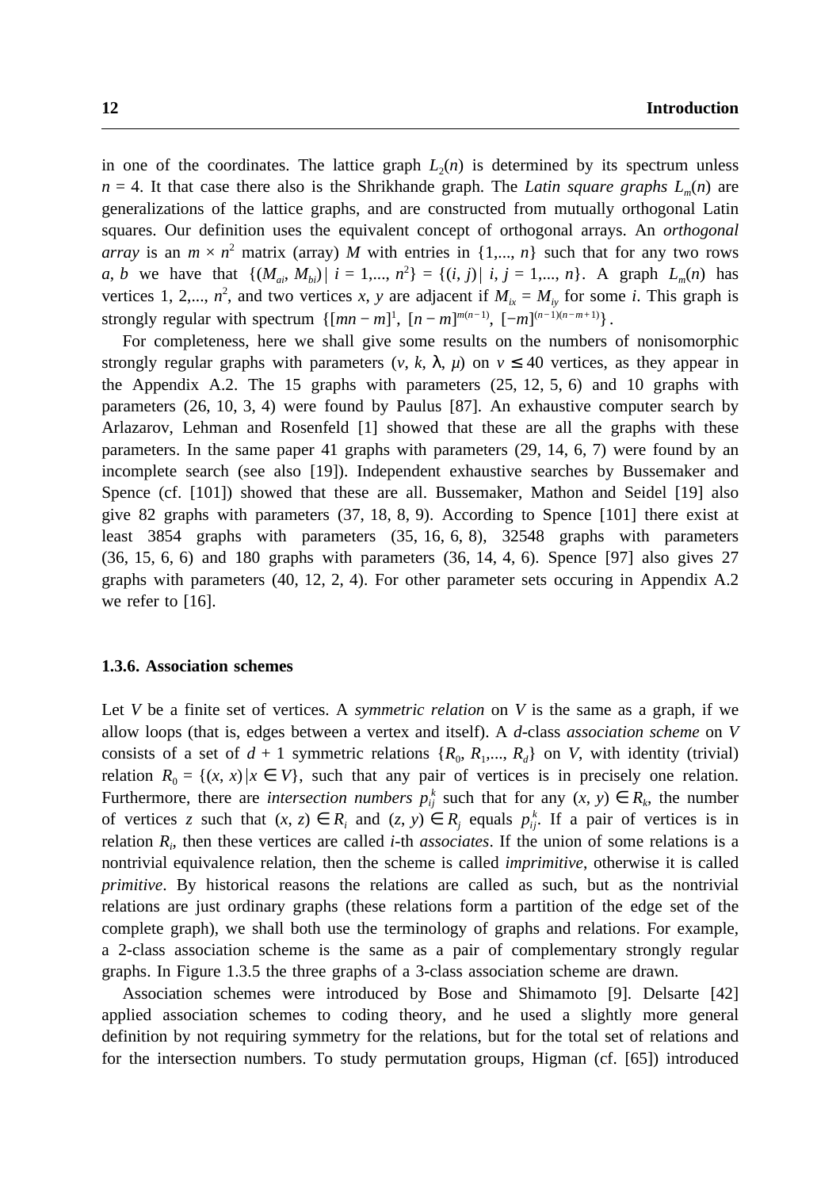in one of the coordinates. The lattice graph $L_2(n)$ is determined by its spectrum unless $n = 4$. It that case there also is the Shrikhande graph. The *Latin square graphs* $L_m(n)$ are generalizations of the lattice graphs, and are constructed from mutually orthogonal Latin squares. Our definition uses the equivalent concept of orthogonal arrays. An *orthogonal array* is an $m \times n^2$ matrix (array) $M$ with entries in $\{1,..., n\}$ such that for any two rows $a$, $b$ we have that $\{(M_{ai}, M_{bi}) \mid i = 1,..., n^2\} = \{(i, j) \mid i, j = 1,..., n\}$. A graph $L_m(n)$ has vertices 1, 2,..., $n^2$, and two vertices $x$, $y$ are adjacent if $M_{ix} = M_{iy}$ for some $i$. This graph is strongly regular with spectrum $\{[mn - m]^1, [n - m]^{m(n-1)}, [-m]^{(n-1)(n-m+1)}\}$.

For completeness, here we shall give some results on the numbers of nonisomorphic strongly regular graphs with parameters $(v, k, \lambda, \mu)$ on $v \leq 40$ vertices, as they appear in the Appendix A.2. The 15 graphs with parameters (25, 12, 5, 6) and 10 graphs with parameters (26, 10, 3, 4) were found by Paulus [87]. An exhaustive computer search by Arlazarov, Lehman and Rosenfeld [1] showed that these are all the graphs with these parameters. In the same paper 41 graphs with parameters (29, 14, 6, 7) were found by an incomplete search (see also [19]). Independent exhaustive searches by Bussemaker and Spence (cf. [101]) showed that these are all. Bussemaker, Mathon and Seidel [19] also give 82 graphs with parameters (37, 18, 8, 9). According to Spence [101] there exist at least 3854 graphs with parameters (35, 16, 6, 8), 32548 graphs with parameters (36, 15, 6, 6) and 180 graphs with parameters (36, 14, 4, 6). Spence [97] also gives 27 graphs with parameters (40, 12, 2, 4). For other parameter sets occuring in Appendix A.2 we refer to [16].

### 1.3.6. Association schemes

Let $V$ be a finite set of vertices. A *symmetric relation* on $V$ is the same as a graph, if we allow loops (that is, edges between a vertex and itself). A $d$-class *association scheme* on $V$ consists of a set of $d + 1$ symmetric relations $\{R_0, R_1,..., R_d\}$ on $V$, with identity (trivial) relation $R_0 = \{(x, x) \mid x \in V\}$, such that any pair of vertices is in precisely one relation. Furthermore, there are *intersection numbers* $p_{ij}^k$ such that for any $(x, y) \in R_k$, the number of vertices $z$ such that $(x, z) \in R_i$ and $(z, y) \in R_j$ equals $p_{ij}^k$. If a pair of vertices is in relation $R_i$, then these vertices are called $i$-th *associates*. If the union of some relations is a nontrivial equivalence relation, then the scheme is called *imprimitive*, otherwise it is called *primitive*. By historical reasons the relations are called as such, but as the nontrivial relations are just ordinary graphs (these relations form a partition of the edge set of the complete graph), we shall both use the terminology of graphs and relations. For example, a 2-class association scheme is the same as a pair of complementary strongly regular graphs. In Figure 1.3.5 the three graphs of a 3-class association scheme are drawn.

Association schemes were introduced by Bose and Shimamoto [9]. Delsarte [42] applied association schemes to coding theory, and he used a slightly more general definition by not requiring symmetry for the relations, but for the total set of relations and for the intersection numbers. To study permutation groups, Higman (cf. [65]) introduced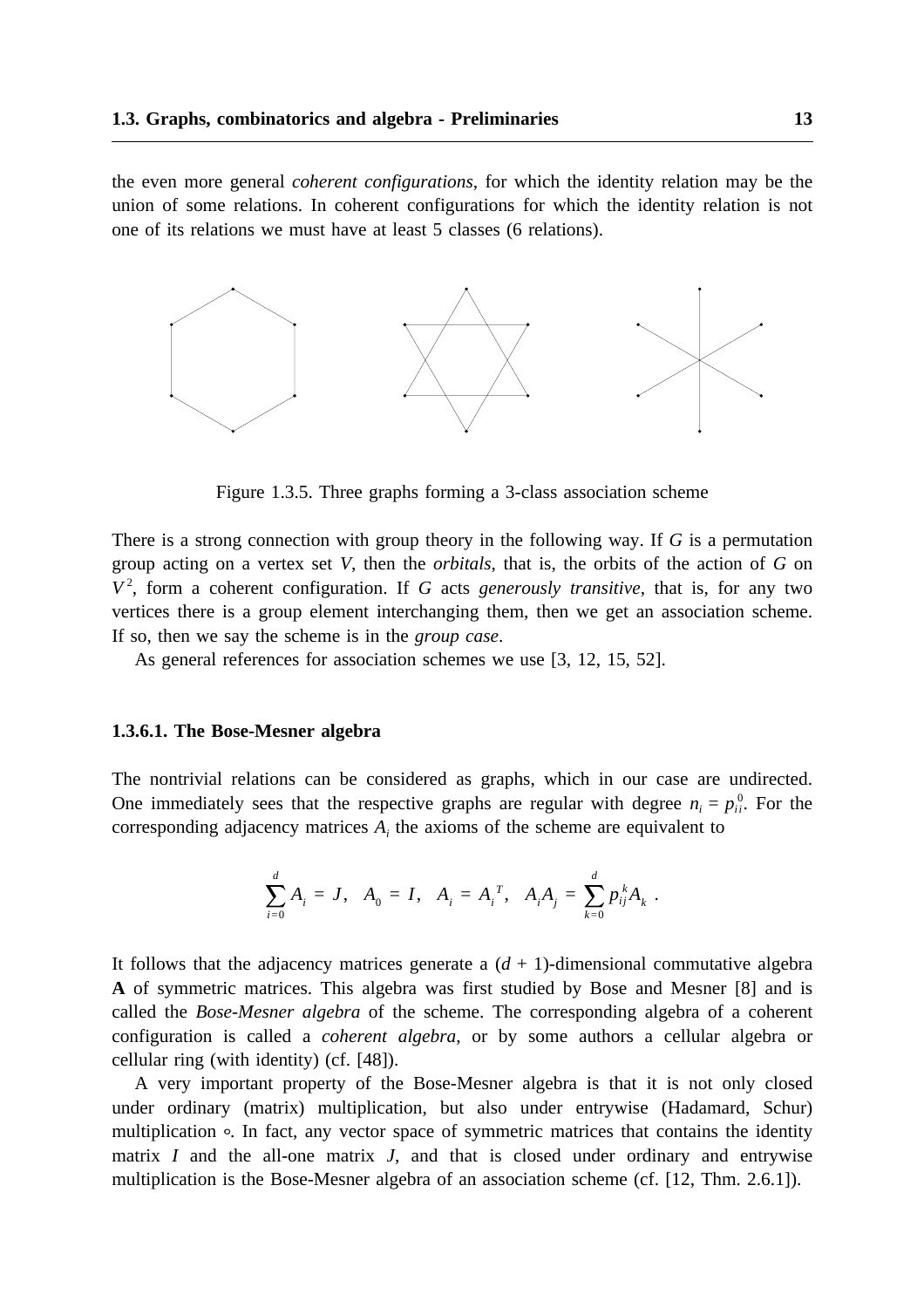the even more general *coherent configurations*, for which the identity relation may be the union of some relations. In coherent configurations for which the identity relation is not one of its relations we must have at least 5 classes (6 relations).

Figure 1.3.5. Three graphs forming a 3-class association scheme

There is a strong connection with group theory in the following way. If $G$ is a permutation group acting on a vertex set $V$, then the *orbitals*, that is, the orbits of the action of $G$ on $V^2$, form a coherent configuration. If $G$ acts *generously transitive*, that is, for any two vertices there is a group element interchanging them, then we get an association scheme. If so, then we say the scheme is in the *group case*.

As general references for association schemes we use [3, 12, 15, 52].

#### 1.3.6.1. The Bose-Mesner algebra

The nontrivial relations can be considered as graphs, which in our case are undirected. One immediately sees that the respective graphs are regular with degree $n_i = p_{ii}^0$. For the corresponding adjacency matrices $A_i$ the axioms of the scheme are equivalent to

$$\sum_{i=0}^{d} A_i = J, \quad A_0 = I, \quad A_i = A_i^T, \quad A_i A_j = \sum_{k=0}^{d} p_{ij}^k A_k \ .$$

It follows that the adjacency matrices generate a $(d + 1)$-dimensional commutative algebra **A** of symmetric matrices. This algebra was first studied by Bose and Mesner [8] and is called the *Bose-Mesner algebra* of the scheme. The corresponding algebra of a coherent configuration is called a *coherent algebra*, or by some authors a cellular algebra or cellular ring (with identity) (cf. [48]).

A very important property of the Bose-Mesner algebra is that it is not only closed under ordinary (matrix) multiplication, but also under entrywise (Hadamard, Schur) multiplication $\circ$. In fact, any vector space of symmetric matrices that contains the identity matrix $I$ and the all-one matrix $J$, and that is closed under ordinary and entrywise multiplication is the Bose-Mesner algebra of an association scheme (cf. [12, Thm. 2.6.1]).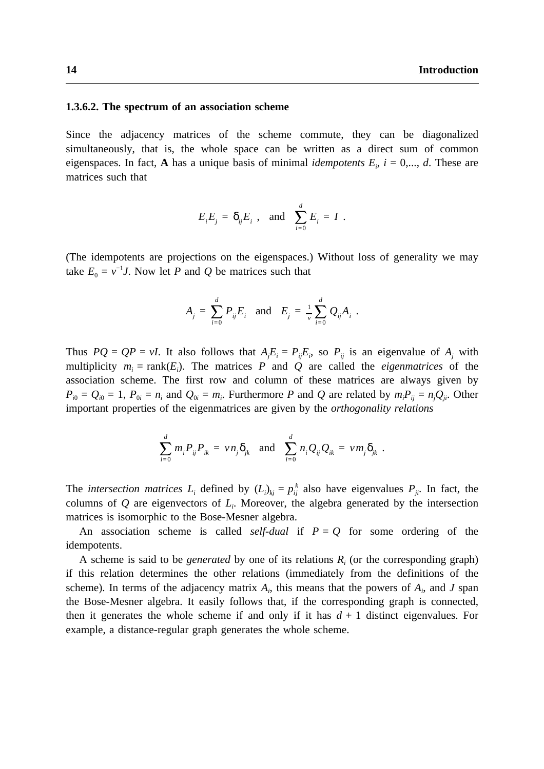#### 1.3.6.2. The spectrum of an association scheme

Since the adjacency matrices of the scheme commute, they can be diagonalized simultaneously, that is, the whole space can be written as a direct sum of common eigenspaces. In fact, **A** has a unique basis of minimal *idempotents* $E_i$, $i = 0,..., d$. These are matrices such that

$$E_i E_j = \delta_{ij} E_i \ , \quad \text{and} \quad \sum_{i=0}^{d} E_i = I \ .$$

(The idempotents are projections on the eigenspaces.) Without loss of generality we may take $E_0 = v^{-1}J$. Now let $P$ and $Q$ be matrices such that

$$A_j = \sum_{i=0}^{d} P_{ij} E_i \quad \text{and} \quad E_j = \tfrac{1}{v} \sum_{i=0}^{d} Q_{ij} A_i \ .$$

Thus $PQ = QP = vI$. It also follows that $A_j E_i = P_{ij} E_i$, so $P_{ij}$ is an eigenvalue of $A_j$ with multiplicity $m_i = \text{rank}(E_i)$. The matrices $P$ and $Q$ are called the *eigenmatrices* of the association scheme. The first row and column of these matrices are always given by $P_{i0} = Q_{i0} = 1$, $P_{0i} = n_i$ and $Q_{0i} = m_i$. Furthermore $P$ and $Q$ are related by $m_i P_{ij} = n_j Q_{ji}$. Other important properties of the eigenmatrices are given by the *orthogonality relations*

$$\sum_{i=0}^{d} m_i P_{ij} P_{ik} = v n_j \delta_{jk} \quad \text{and} \quad \sum_{i=0}^{d} n_i Q_{ij} Q_{ik} = v m_j \delta_{jk} \ .$$

The *intersection matrices* $L_i$ defined by $(L_i)_{kj} = p_{ij}^k$ also have eigenvalues $P_{ji}$. In fact, the columns of $Q$ are eigenvectors of $L_i$. Moreover, the algebra generated by the intersection matrices is isomorphic to the Bose-Mesner algebra.

An association scheme is called *self-dual* if $P = Q$ for some ordering of the idempotents.

A scheme is said to be *generated* by one of its relations $R_i$ (or the corresponding graph) if this relation determines the other relations (immediately from the definitions of the scheme). In terms of the adjacency matrix $A_i$, this means that the powers of $A_i$, and $J$ span the Bose-Mesner algebra. It easily follows that, if the corresponding graph is connected, then it generates the whole scheme if and only if it has $d + 1$ distinct eigenvalues. For example, a distance-regular graph generates the whole scheme.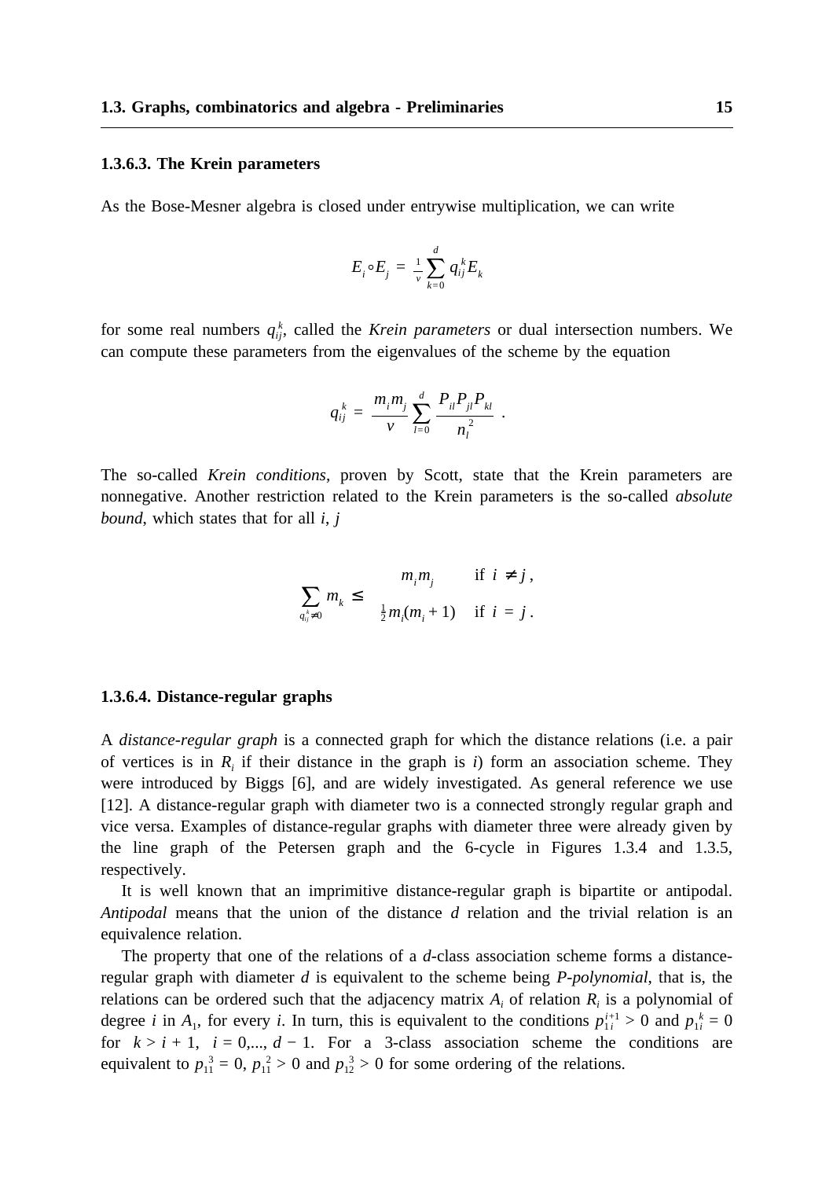#### 1.3.6.3. The Krein parameters

As the Bose-Mesner algebra is closed under entrywise multiplication, we can write

$$E_i \circ E_j = \tfrac{1}{v} \sum_{k=0}^{d} q_{ij}^k E_k$$

for some real numbers $q_{ij}^k$, called the *Krein parameters* or dual intersection numbers. We can compute these parameters from the eigenvalues of the scheme by the equation

$$q_{ij}^k = \frac{m_i m_j}{v} \sum_{l=0}^{d} \frac{P_{il} P_{jl} P_{kl}}{n_l^2} .$$

The so-called *Krein conditions*, proven by Scott, state that the Krein parameters are nonnegative. Another restriction related to the Krein parameters is the so-called *absolute bound*, which states that for all $i$, $j$

$$\sum_{q_{ij}^k \neq 0} m_k \leq \begin{cases} m_i m_j & \text{if } i \neq j , \\ \tfrac{1}{2} m_i (m_i + 1) & \text{if } i = j . \end{cases}$$

#### 1.3.6.4. Distance-regular graphs

A *distance-regular graph* is a connected graph for which the distance relations (i.e. a pair of vertices is in $R_i$ if their distance in the graph is $i$) form an association scheme. They were introduced by Biggs [6], and are widely investigated. As general reference we use [12]. A distance-regular graph with diameter two is a connected strongly regular graph and vice versa. Examples of distance-regular graphs with diameter three were already given by the line graph of the Petersen graph and the 6-cycle in Figures 1.3.4 and 1.3.5, respectively.

It is well known that an imprimitive distance-regular graph is bipartite or antipodal. *Antipodal* means that the union of the distance $d$ relation and the trivial relation is an equivalence relation.

The property that one of the relations of a $d$-class association scheme forms a distance-regular graph with diameter $d$ is equivalent to the scheme being *P-polynomial*, that is, the relations can be ordered such that the adjacency matrix $A_i$ of relation $R_i$ is a polynomial of degree $i$ in $A_1$, for every $i$. In turn, this is equivalent to the conditions $p_{1i}^{i+1} > 0$ and $p_{1i}^k = 0$ for $k > i + 1$, $i = 0,..., d - 1$. For a 3-class association scheme the conditions are equivalent to $p_{11}^3 = 0$, $p_{11}^2 > 0$ and $p_{12}^3 > 0$ for some ordering of the relations.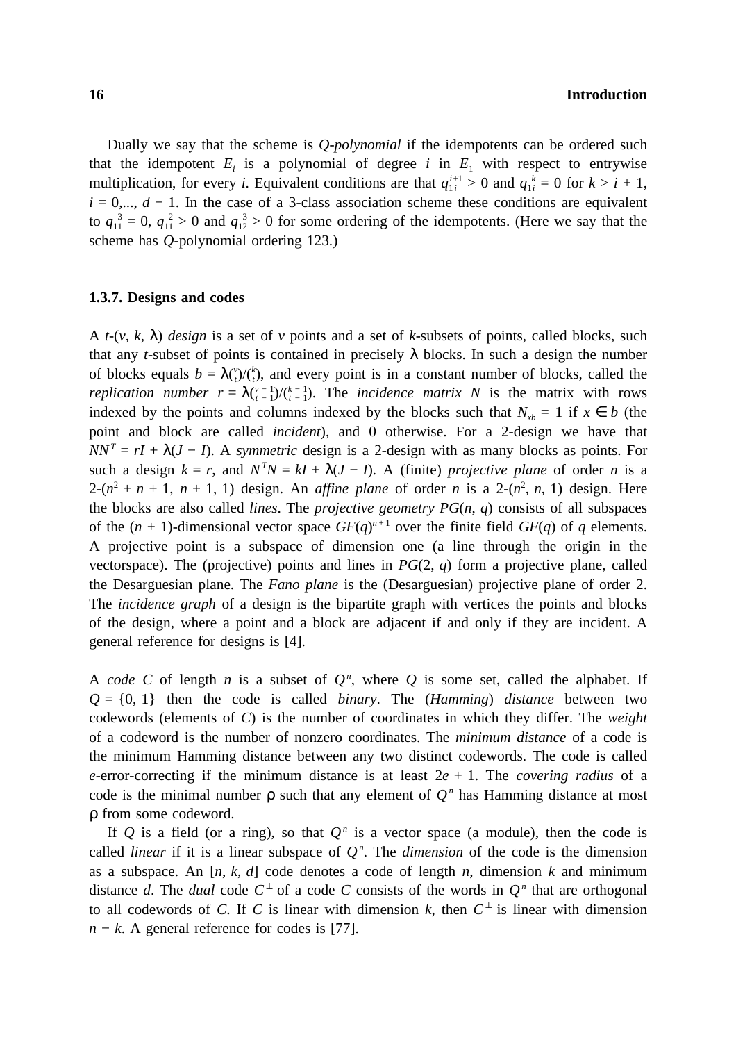Dually we say that the scheme is *Q-polynomial* if the idempotents can be ordered such that the idempotent $E_i$ is a polynomial of degree $i$ in $E_1$ with respect to entrywise multiplication, for every $i$. Equivalent conditions are that $q_{1i}^{i+1} > 0$ and $q_{1i}^{k} = 0$ for $k > i + 1$, $i = 0,..., d - 1$. In the case of a 3-class association scheme these conditions are equivalent to $q_{11}^{3} = 0$, $q_{11}^{2} > 0$ and $q_{12}^{3} > 0$ for some ordering of the idempotents. (Here we say that the scheme has $Q$-polynomial ordering 123.)

### 1.3.7. Designs and codes

A $t$-$(v, k, \lambda)$ *design* is a set of $v$ points and a set of $k$-subsets of points, called blocks, such that any $t$-subset of points is contained in precisely $\lambda$ blocks. In such a design the number of blocks equals $b = \lambda\binom{v}{t}/\binom{k}{t}$, and every point is in a constant number of blocks, called the *replication number* $r = \lambda\binom{v-1}{t-1}/\binom{k-1}{t-1}$. The *incidence matrix* $N$ is the matrix with rows indexed by the points and columns indexed by the blocks such that $N_{xb} = 1$ if $x \in b$ (the point and block are called *incident*), and 0 otherwise. For a 2-design we have that $NN^T = rI + \lambda(J - I)$. A *symmetric* design is a 2-design with as many blocks as points. For such a design $k = r$, and $N^TN = kI + \lambda(J - I)$. A (finite) *projective plane* of order $n$ is a 2-$(n^2 + n + 1, n + 1, 1)$ design. An *affine plane* of order $n$ is a 2-$(n^2, n, 1)$ design. Here the blocks are also called *lines*. The *projective geometry* $PG(n, q)$ consists of all subspaces of the $(n + 1)$-dimensional vector space $GF(q)^{n+1}$ over the finite field $GF(q)$ of $q$ elements. A projective point is a subspace of dimension one (a line through the origin in the vectorspace). The (projective) points and lines in $PG(2, q)$ form a projective plane, called the Desarguesian plane. The *Fano plane* is the (Desarguesian) projective plane of order 2. The *incidence graph* of a design is the bipartite graph with vertices the points and blocks of the design, where a point and a block are adjacent if and only if they are incident. A general reference for designs is [4].

A *code* $C$ of length $n$ is a subset of $Q^n$, where $Q$ is some set, called the alphabet. If $Q = \{0, 1\}$ then the code is called *binary*. The (*Hamming*) *distance* between two codewords (elements of $C$) is the number of coordinates in which they differ. The *weight* of a codeword is the number of nonzero coordinates. The *minimum distance* of a code is the minimum Hamming distance between any two distinct codewords. The code is called $e$-error-correcting if the minimum distance is at least $2e + 1$. The *covering radius* of a code is the minimal number $\rho$ such that any element of $Q^n$ has Hamming distance at most $\rho$ from some codeword.

If $Q$ is a field (or a ring), so that $Q^n$ is a vector space (a module), then the code is called *linear* if it is a linear subspace of $Q^n$. The *dimension* of the code is the dimension as a subspace. An $[n, k, d]$ code denotes a code of length $n$, dimension $k$ and minimum distance $d$. The *dual* code $C^\perp$ of a code $C$ consists of the words in $Q^n$ that are orthogonal to all codewords of $C$. If $C$ is linear with dimension $k$, then $C^\perp$ is linear with dimension $n - k$. A general reference for codes is [77].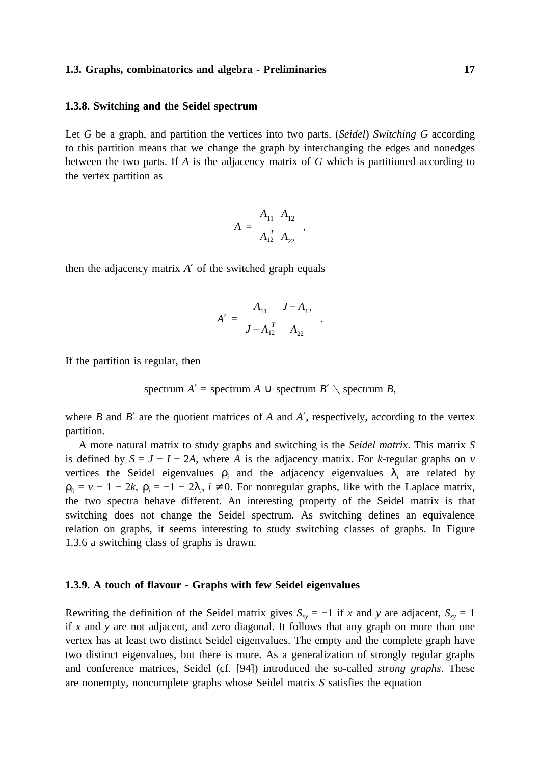### 1.3.8. Switching and the Seidel spectrum

Let $G$ be a graph, and partition the vertices into two parts. (*Seidel*) *Switching G* according to this partition means that we change the graph by interchanging the edges and nonedges between the two parts. If $A$ is the adjacency matrix of $G$ which is partitioned according to the vertex partition as

$$A = \begin{bmatrix} A_{11} & A_{12} \\ A_{12}^T & A_{22} \end{bmatrix},$$

then the adjacency matrix $A'$ of the switched graph equals

$$A' = \begin{bmatrix} A_{11} & J - A_{12} \\ J - A_{12}^T & A_{22} \end{bmatrix}.$$

If the partition is regular, then

$$\text{spectrum } A' = \text{spectrum } A \cup \text{spectrum } B' \setminus \text{spectrum } B,$$

where $B$ and $B'$ are the quotient matrices of $A$ and $A'$, respectively, according to the vertex partition.

A more natural matrix to study graphs and switching is the *Seidel matrix*. This matrix $S$ is defined by $S = J - I - 2A$, where $A$ is the adjacency matrix. For $k$-regular graphs on $v$ vertices the Seidel eigenvalues $\rho_i$ and the adjacency eigenvalues $\lambda_i$ are related by $\rho_0 = v - 1 - 2k$, $\rho_i = -1 - 2\lambda_i$, $i \neq 0$. For nonregular graphs, like with the Laplace matrix, the two spectra behave different. An interesting property of the Seidel matrix is that switching does not change the Seidel spectrum. As switching defines an equivalence relation on graphs, it seems interesting to study switching classes of graphs. In Figure 1.3.6 a switching class of graphs is drawn.

### 1.3.9. A touch of flavour - Graphs with few Seidel eigenvalues

Rewriting the definition of the Seidel matrix gives $S_{xy} = -1$ if $x$ and $y$ are adjacent, $S_{xy} = 1$ if $x$ and $y$ are not adjacent, and zero diagonal. It follows that any graph on more than one vertex has at least two distinct Seidel eigenvalues. The empty and the complete graph have two distinct eigenvalues, but there is more. As a generalization of strongly regular graphs and conference matrices, Seidel (cf. [94]) introduced the so-called *strong graphs*. These are nonempty, noncomplete graphs whose Seidel matrix $S$ satisfies the equation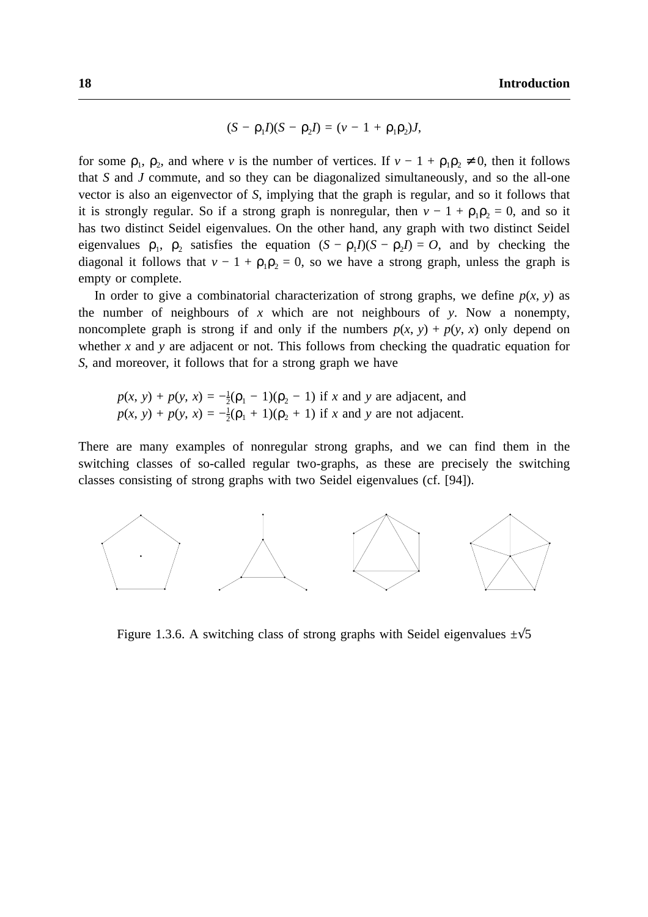$$(S - \rho_1 I)(S - \rho_2 I) = (v - 1 + \rho_1\rho_2)J,$$

for some $\rho_1$, $\rho_2$, and where $v$ is the number of vertices. If $v - 1 + \rho_1\rho_2 \neq 0$, then it follows that $S$ and $J$ commute, and so they can be diagonalized simultaneously, and so the all-one vector is also an eigenvector of $S$, implying that the graph is regular, and so it follows that it is strongly regular. So if a strong graph is nonregular, then $v - 1 + \rho_1\rho_2 = 0$, and so it has two distinct Seidel eigenvalues. On the other hand, any graph with two distinct Seidel eigenvalues $\rho_1$, $\rho_2$ satisfies the equation $(S - \rho_1 I)(S - \rho_2 I) = O$, and by checking the diagonal it follows that $v - 1 + \rho_1\rho_2 = 0$, so we have a strong graph, unless the graph is empty or complete.

In order to give a combinatorial characterization of strong graphs, we define $p(x, y)$ as the number of neighbours of $x$ which are not neighbours of $y$. Now a nonempty, noncomplete graph is strong if and only if the numbers $p(x, y) + p(y, x)$ only depend on whether $x$ and $y$ are adjacent or not. This follows from checking the quadratic equation for $S$, and moreover, it follows that for a strong graph we have

$p(x, y) + p(y, x) = -\frac{1}{2}(\rho_1 - 1)(\rho_2 - 1)$ if $x$ and $y$ are adjacent, and
$p(x, y) + p(y, x) = -\frac{1}{2}(\rho_1 + 1)(\rho_2 + 1)$ if $x$ and $y$ are not adjacent.

There are many examples of nonregular strong graphs, and we can find them in the switching classes of so-called regular two-graphs, as these are precisely the switching classes consisting of strong graphs with two Seidel eigenvalues (cf. [94]).

Figure 1.3.6. A switching class of strong graphs with Seidel eigenvalues $\pm\sqrt{5}$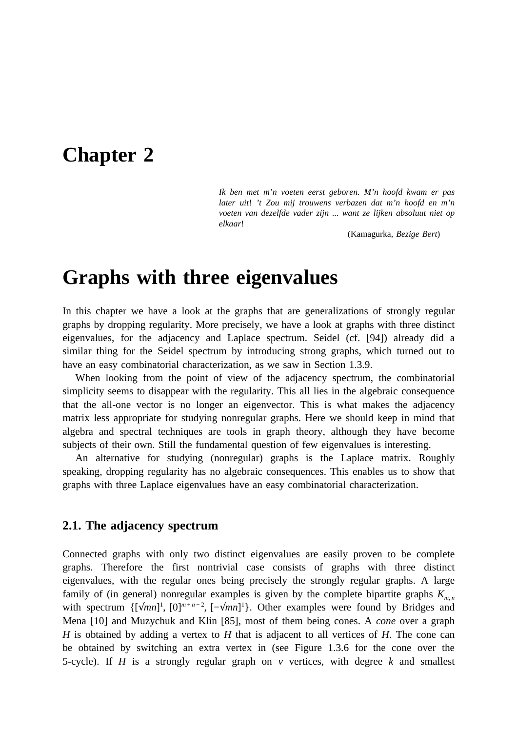# Chapter 2

> *Ik ben met m'n voeten eerst geboren. M'n hoofd kwam er pas later uit! 't Zou mij trouwens verbazen dat m'n hoofd en m'n voeten van dezelfde vader zijn ... want ze lijken absoluut niet op elkaar!*
>
> (Kamagurka, *Bezige Bert*)

# Graphs with three eigenvalues

In this chapter we have a look at the graphs that are generalizations of strongly regular graphs by dropping regularity. More precisely, we have a look at graphs with three distinct eigenvalues, for the adjacency and Laplace spectrum. Seidel (cf. [94]) already did a similar thing for the Seidel spectrum by introducing strong graphs, which turned out to have an easy combinatorial characterization, as we saw in Section 1.3.9.

When looking from the point of view of the adjacency spectrum, the combinatorial simplicity seems to disappear with the regularity. This all lies in the algebraic consequence that the all-one vector is no longer an eigenvector. This is what makes the adjacency matrix less appropriate for studying nonregular graphs. Here we should keep in mind that algebra and spectral techniques are tools in graph theory, although they have become subjects of their own. Still the fundamental question of few eigenvalues is interesting.

An alternative for studying (nonregular) graphs is the Laplace matrix. Roughly speaking, dropping regularity has no algebraic consequences. This enables us to show that graphs with three Laplace eigenvalues have an easy combinatorial characterization.

## 2.1. The adjacency spectrum

Connected graphs with only two distinct eigenvalues are easily proven to be complete graphs. Therefore the first nontrivial case consists of graphs with three distinct eigenvalues, with the regular ones being precisely the strongly regular graphs. A large family of (in general) nonregular examples is given by the complete bipartite graphs $K_{m,n}$ with spectrum $\{[\sqrt{mn}]^1, [0]^{m+n-2}, [-\sqrt{mn}]^1\}$. Other examples were found by Bridges and Mena [10] and Muzychuk and Klin [85], most of them being cones. A *cone* over a graph $H$ is obtained by adding a vertex to $H$ that is adjacent to all vertices of $H$. The cone can be obtained by switching an extra vertex in (see Figure 1.3.6 for the cone over the 5-cycle). If $H$ is a strongly regular graph on $v$ vertices, with degree $k$ and smallest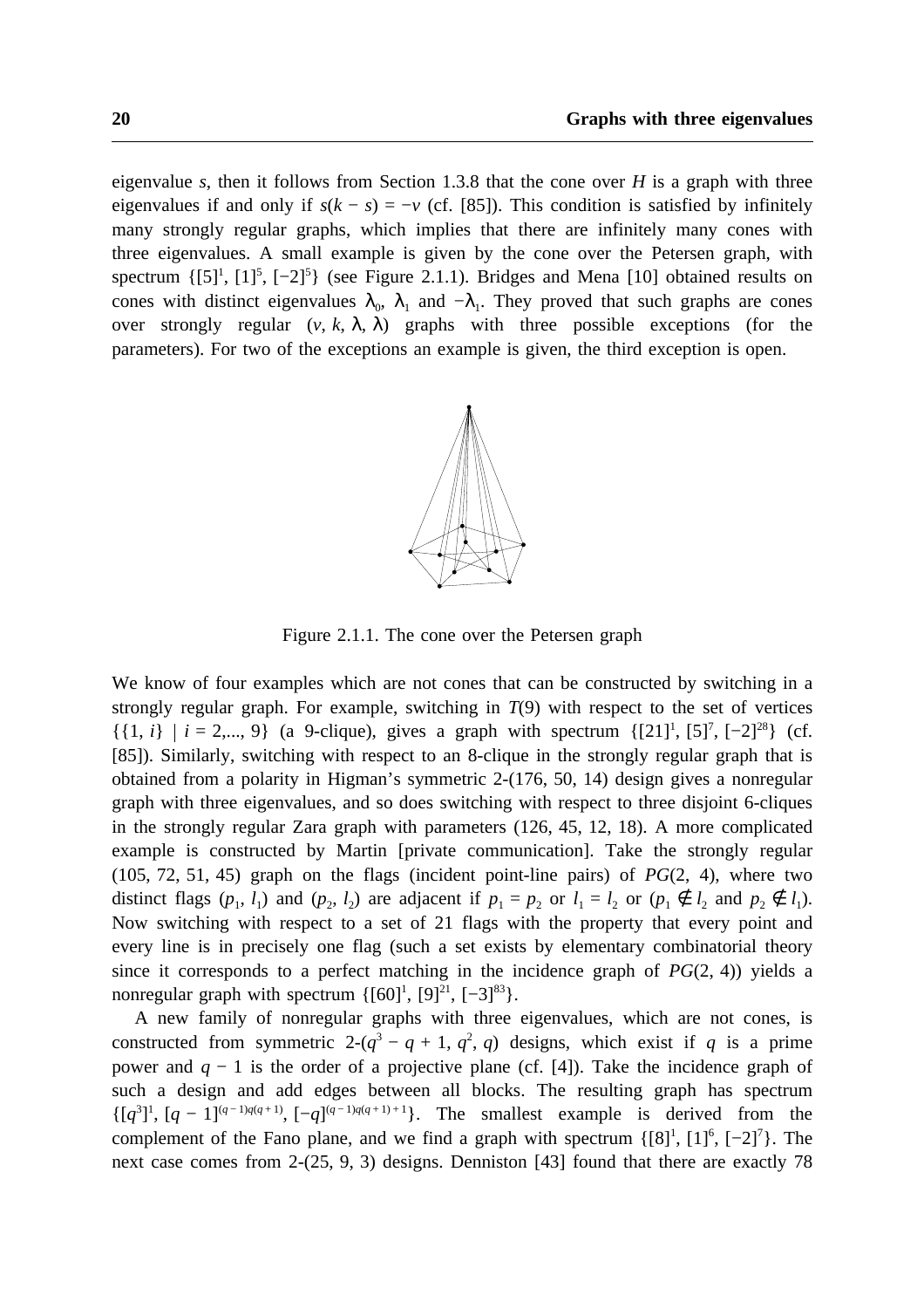eigenvalue $s$, then it follows from Section 1.3.8 that the cone over $H$ is a graph with three eigenvalues if and only if $s(k - s) = -v$ (cf. [85]). This condition is satisfied by infinitely many strongly regular graphs, which implies that there are infinitely many cones with three eigenvalues. A small example is given by the cone over the Petersen graph, with spectrum $\{[5]^1, [1]^5, [-2]^5\}$ (see Figure 2.1.1). Bridges and Mena [10] obtained results on cones with distinct eigenvalues $\lambda_0$, $\lambda_1$ and $-\lambda_1$. They proved that such graphs are cones over strongly regular $(v, k, \lambda, \lambda)$ graphs with three possible exceptions (for the parameters). For two of the exceptions an example is given, the third exception is open.

Figure 2.1.1. The cone over the Petersen graph

We know of four examples which are not cones that can be constructed by switching in a strongly regular graph. For example, switching in $T(9)$ with respect to the set of vertices $\{\{1, i\} \mid i = 2,..., 9\}$ (a 9-clique), gives a graph with spectrum $\{[21]^1, [5]^7, [-2]^{28}\}$ (cf. [85]). Similarly, switching with respect to an 8-clique in the strongly regular graph that is obtained from a polarity in Higman's symmetric 2-(176, 50, 14) design gives a nonregular graph with three eigenvalues, and so does switching with respect to three disjoint 6-cliques in the strongly regular Zara graph with parameters (126, 45, 12, 18). A more complicated example is constructed by Martin [private communication]. Take the strongly regular (105, 72, 51, 45) graph on the flags (incident point-line pairs) of $PG(2, 4)$, where two distinct flags $(p_1, l_1)$ and $(p_2, l_2)$ are adjacent if $p_1 = p_2$ or $l_1 = l_2$ or ($p_1 \notin l_2$ and $p_2 \notin l_1$). Now switching with respect to a set of 21 flags with the property that every point and every line is in precisely one flag (such a set exists by elementary combinatorial theory since it corresponds to a perfect matching in the incidence graph of $PG(2, 4)$) yields a nonregular graph with spectrum $\{[60]^1, [9]^{21}, [-3]^{83}\}$.

A new family of nonregular graphs with three eigenvalues, which are not cones, is constructed from symmetric 2-$(q^3 - q + 1, q^2, q)$ designs, which exist if $q$ is a prime power and $q - 1$ is the order of a projective plane (cf. [4]). Take the incidence graph of such a design and add edges between all blocks. The resulting graph has spectrum $\{[q^3]^1, [q - 1]^{(q-1)q(q+1)}, [-q]^{(q-1)q(q+1)+1}\}$. The smallest example is derived from the complement of the Fano plane, and we find a graph with spectrum $\{[8]^1, [1]^6, [-2]^7\}$. The next case comes from 2-(25, 9, 3) designs. Denniston [43] found that there are exactly 78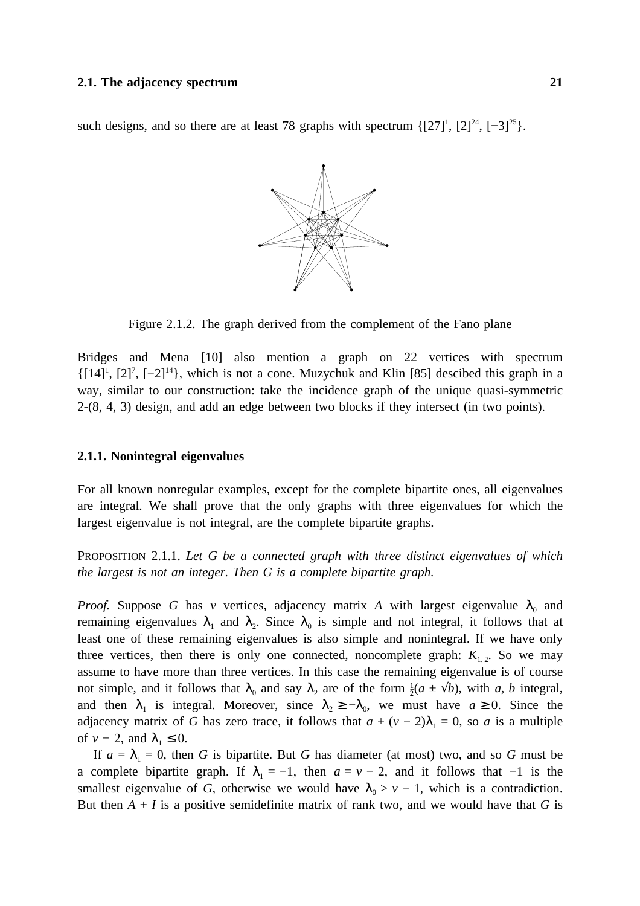such designs, and so there are at least 78 graphs with spectrum $\{[27]^1, [2]^{24}, [-3]^{25}\}$.

Figure 2.1.2. The graph derived from the complement of the Fano plane

Bridges and Mena [10] also mention a graph on 22 vertices with spectrum $\{[14]^1, [2]^7, [-2]^{14}\}$, which is not a cone. Muzychuk and Klin [85] descibed this graph in a way, similar to our construction: take the incidence graph of the unique quasi-symmetric 2-(8, 4, 3) design, and add an edge between two blocks if they intersect (in two points).

### 2.1.1. Nonintegral eigenvalues

For all known nonregular examples, except for the complete bipartite ones, all eigenvalues are integral. We shall prove that the only graphs with three eigenvalues for which the largest eigenvalue is not integral, are the complete bipartite graphs.

PROPOSITION 2.1.1. *Let G be a connected graph with three distinct eigenvalues of which the largest is not an integer. Then G is a complete bipartite graph.*

*Proof.* Suppose $G$ has $v$ vertices, adjacency matrix $A$ with largest eigenvalue $\lambda_0$ and remaining eigenvalues $\lambda_1$ and $\lambda_2$. Since $\lambda_0$ is simple and not integral, it follows that at least one of these remaining eigenvalues is also simple and nonintegral. If we have only three vertices, then there is only one connected, noncomplete graph: $K_{1,2}$. So we may assume to have more than three vertices. In this case the remaining eigenvalue is of course not simple, and it follows that $\lambda_0$ and say $\lambda_2$ are of the form $\frac{1}{2}(a \pm \sqrt{b})$, with $a$, $b$ integral, and then $\lambda_1$ is integral. Moreover, since $\lambda_2 \geq -\lambda_0$, we must have $a \geq 0$. Since the adjacency matrix of $G$ has zero trace, it follows that $a + (v-2)\lambda_1 = 0$, so $a$ is a multiple of $v - 2$, and $\lambda_1 \leq 0$.

If $a = \lambda_1 = 0$, then $G$ is bipartite. But $G$ has diameter (at most) two, and so $G$ must be a complete bipartite graph. If $\lambda_1 = -1$, then $a = v - 2$, and it follows that $-1$ is the smallest eigenvalue of $G$, otherwise we would have $\lambda_0 > v - 1$, which is a contradiction. But then $A + I$ is a positive semidefinite matrix of rank two, and we would have that $G$ is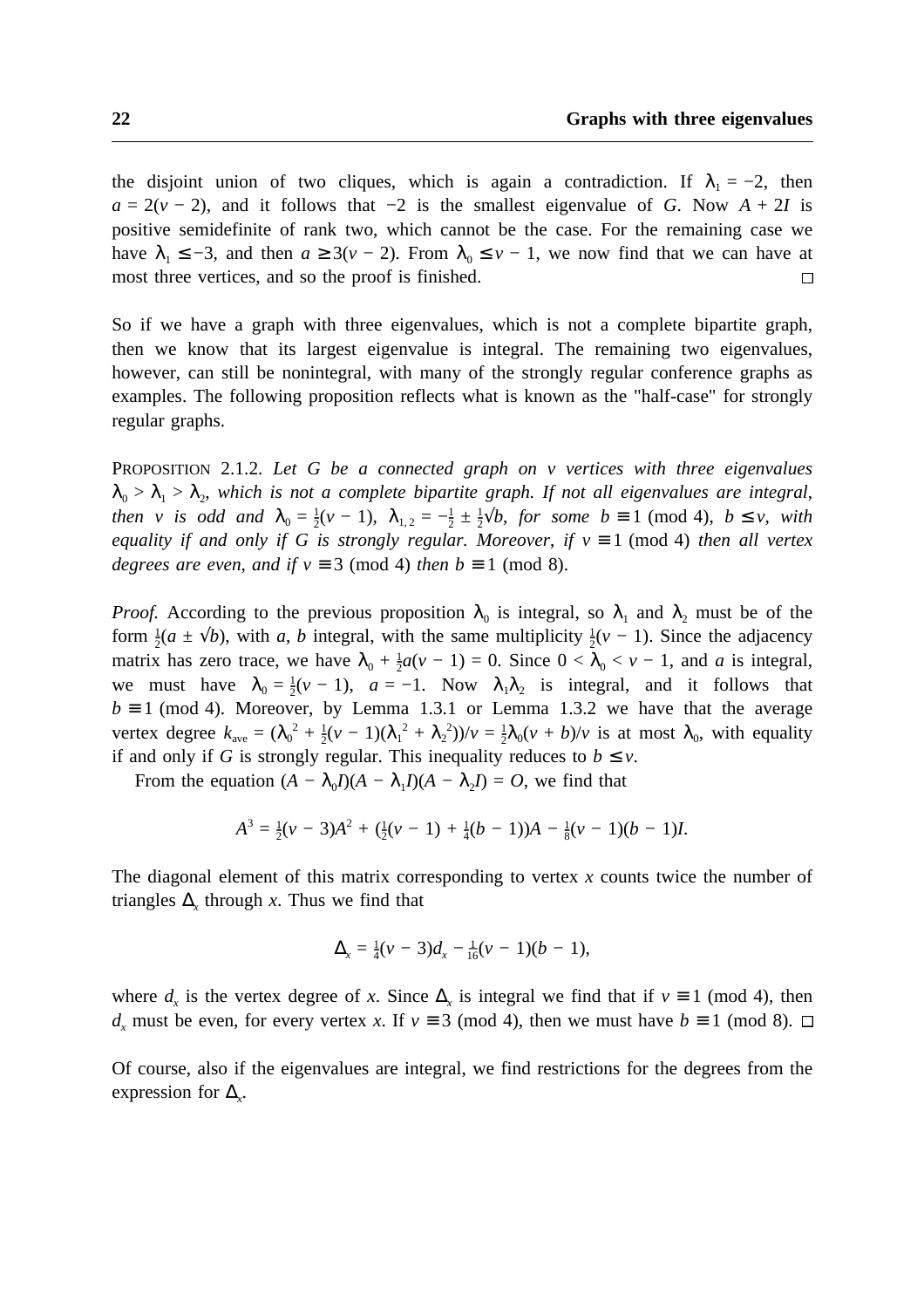the disjoint union of two cliques, which is again a contradiction. If $\lambda_1 = -2$, then $a = 2(v-2)$, and it follows that $-2$ is the smallest eigenvalue of $G$. Now $A + 2I$ is positive semidefinite of rank two, which cannot be the case. For the remaining case we have $\lambda_1 \leq -3$, and then $a \geq 3(v-2)$. From $\lambda_0 \leq v - 1$, we now find that we can have at most three vertices, and so the proof is finished. □

So if we have a graph with three eigenvalues, which is not a complete bipartite graph, then we know that its largest eigenvalue is integral. The remaining two eigenvalues, however, can still be nonintegral, with many of the strongly regular conference graphs as examples. The following proposition reflects what is known as the "half-case" for strongly regular graphs.

PROPOSITION 2.1.2. *Let $G$ be a connected graph on $v$ vertices with three eigenvalues $\lambda_0 > \lambda_1 > \lambda_2$, which is not a complete bipartite graph. If not all eigenvalues are integral, then $v$ is odd and $\lambda_0 = \frac{1}{2}(v-1)$, $\lambda_{1,2} = -\frac{1}{2} \pm \frac{1}{2}\sqrt{b}$, for some $b \equiv 1 \pmod 4$, $b \leq v$, with equality if and only if $G$ is strongly regular. Moreover, if $v \equiv 1 \pmod 4$ then all vertex degrees are even, and if $v \equiv 3 \pmod 4$ then $b \equiv 1 \pmod 8$.*

*Proof.* According to the previous proposition $\lambda_0$ is integral, so $\lambda_1$ and $\lambda_2$ must be of the form $\frac{1}{2}(a \pm \sqrt{b})$, with $a$, $b$ integral, with the same multiplicity $\frac{1}{2}(v-1)$. Since the adjacency matrix has zero trace, we have $\lambda_0 + \frac{1}{2}a(v-1) = 0$. Since $0 < \lambda_0 < v - 1$, and $a$ is integral, we must have $\lambda_0 = \frac{1}{2}(v-1)$, $a = -1$. Now $\lambda_1\lambda_2$ is integral, and it follows that $b \equiv 1 \pmod 4$. Moreover, by Lemma 1.3.1 or Lemma 1.3.2 we have that the average vertex degree $k_{\text{ave}} = (\lambda_0^2 + \frac{1}{2}(v-1)(\lambda_1^2 + \lambda_2^2))/v = \frac{1}{2}\lambda_0(v+b)/v$ is at most $\lambda_0$, with equality if and only if $G$ is strongly regular. This inequality reduces to $b \leq v$.

From the equation $(A - \lambda_0 I)(A - \lambda_1 I)(A - \lambda_2 I) = O$, we find that

$$A^3 = \tfrac{1}{2}(v-3)A^2 + (\tfrac{1}{2}(v-1) + \tfrac{1}{4}(b-1))A - \tfrac{1}{8}(v-1)(b-1)I.$$

The diagonal element of this matrix corresponding to vertex $x$ counts twice the number of triangles $\Delta_x$ through $x$. Thus we find that

$$\Delta_x = \tfrac{1}{4}(v-3)d_x - \tfrac{1}{16}(v-1)(b-1),$$

where $d_x$ is the vertex degree of $x$. Since $\Delta_x$ is integral we find that if $v \equiv 1 \pmod 4$, then $d_x$ must be even, for every vertex $x$. If $v \equiv 3 \pmod 4$, then we must have $b \equiv 1 \pmod 8$. □

Of course, also if the eigenvalues are integral, we find restrictions for the degrees from the expression for $\Delta_x$.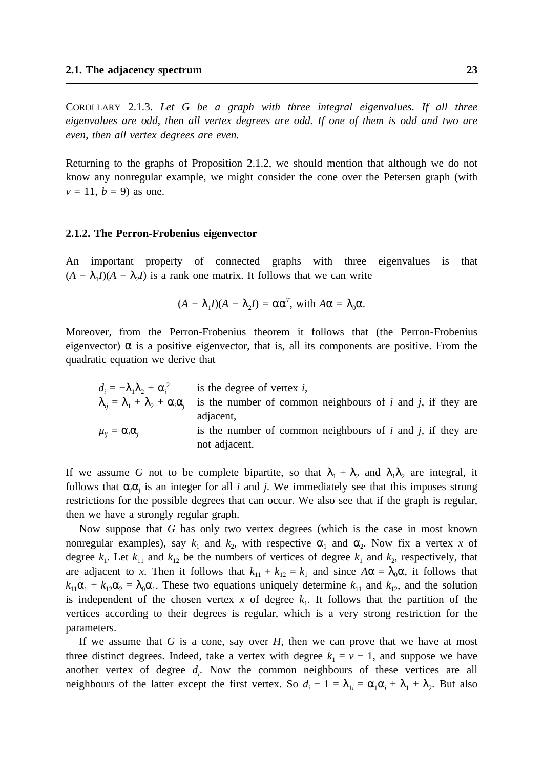COROLLARY 2.1.3. *Let G be a graph with three integral eigenvalues. If all three eigenvalues are odd, then all vertex degrees are odd. If one of them is odd and two are even, then all vertex degrees are even.*

Returning to the graphs of Proposition 2.1.2, we should mention that although we do not know any nonregular example, we might consider the cone over the Petersen graph (with $v = 11$, $b = 9$) as one.

### 2.1.2. The Perron-Frobenius eigenvector

An important property of connected graphs with three eigenvalues is that $(A - \lambda_1 I)(A - \lambda_2 I)$ is a rank one matrix. It follows that we can write

$$(A - \lambda_1 I)(A - \lambda_2 I) = \alpha\alpha^T, \text{ with } A\alpha = \lambda_0\alpha.$$

Moreover, from the Perron-Frobenius theorem it follows that (the Perron-Frobenius eigenvector) $\alpha$ is a positive eigenvector, that is, all its components are positive. From the quadratic equation we derive that

| | |
|---|---|
| $d_i = -\lambda_1\lambda_2 + \alpha_i^2$ | is the degree of vertex $i$, |
| $\lambda_{ij} = \lambda_1 + \lambda_2 + \alpha_i\alpha_j$ | is the number of common neighbours of $i$ and $j$, if they are adjacent, |
| $\mu_{ij} = \alpha_i\alpha_j$ | is the number of common neighbours of $i$ and $j$, if they are not adjacent. |

If we assume $G$ not to be complete bipartite, so that $\lambda_1 + \lambda_2$ and $\lambda_1\lambda_2$ are integral, it follows that $\alpha_i\alpha_j$ is an integer for all $i$ and $j$. We immediately see that this imposes strong restrictions for the possible degrees that can occur. We also see that if the graph is regular, then we have a strongly regular graph.

Now suppose that $G$ has only two vertex degrees (which is the case in most known nonregular examples), say $k_1$ and $k_2$, with respective $\alpha_1$ and $\alpha_2$. Now fix a vertex $x$ of degree $k_1$. Let $k_{11}$ and $k_{12}$ be the numbers of vertices of degree $k_1$ and $k_2$, respectively, that are adjacent to $x$. Then it follows that $k_{11} + k_{12} = k_1$ and since $A\alpha = \lambda_0\alpha$, it follows that $k_{11}\alpha_1 + k_{12}\alpha_2 = \lambda_0\alpha_1$. These two equations uniquely determine $k_{11}$ and $k_{12}$, and the solution is independent of the chosen vertex $x$ of degree $k_1$. It follows that the partition of the vertices according to their degrees is regular, which is a very strong restriction for the parameters.

If we assume that $G$ is a cone, say over $H$, then we can prove that we have at most three distinct degrees. Indeed, take a vertex with degree $k_1 = v - 1$, and suppose we have another vertex of degree $d_i$. Now the common neighbours of these vertices are all neighbours of the latter except the first vertex. So $d_i - 1 = \lambda_{1i} = \alpha_1\alpha_i + \lambda_1 + \lambda_2$. But also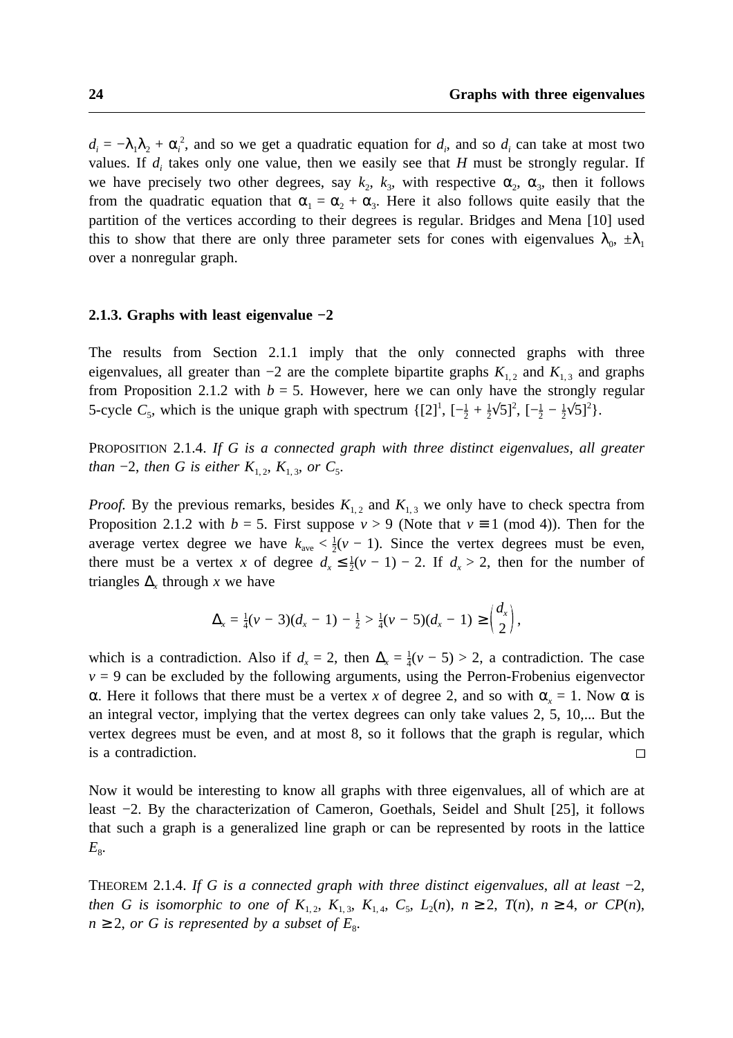$d_i = -\lambda_1\lambda_2 + \alpha_i^2$, and so we get a quadratic equation for $d_i$, and so $d_i$ can take at most two values. If $d_i$ takes only one value, then we easily see that $H$ must be strongly regular. If we have precisely two other degrees, say $k_2$, $k_3$, with respective $\alpha_2$, $\alpha_3$, then it follows from the quadratic equation that $\alpha_1 = \alpha_2 + \alpha_3$. Here it also follows quite easily that the partition of the vertices according to their degrees is regular. Bridges and Mena [10] used this to show that there are only three parameter sets for cones with eigenvalues $\lambda_0$, $\pm\lambda_1$ over a nonregular graph.

### 2.1.3. Graphs with least eigenvalue −2

The results from Section 2.1.1 imply that the only connected graphs with three eigenvalues, all greater than −2 are the complete bipartite graphs $K_{1,2}$ and $K_{1,3}$ and graphs from Proposition 2.1.2 with $b = 5$. However, here we can only have the strongly regular 5-cycle $C_5$, which is the unique graph with spectrum $\{[2]^1, [-\frac{1}{2} + \frac{1}{2}\sqrt{5}]^2, [-\frac{1}{2} - \frac{1}{2}\sqrt{5}]^2\}$.

PROPOSITION 2.1.4. *If G is a connected graph with three distinct eigenvalues, all greater than* −2, *then G is either* $K_{1,2}$, $K_{1,3}$, *or* $C_5$.

*Proof.* By the previous remarks, besides $K_{1,2}$ and $K_{1,3}$ we only have to check spectra from Proposition 2.1.2 with $b = 5$. First suppose $v > 9$ (Note that $v \equiv 1 \pmod 4$). Then for the average vertex degree we have $k_{\text{ave}} < \frac{1}{2}(v - 1)$. Since the vertex degrees must be even, there must be a vertex $x$ of degree $d_x \leq \frac{1}{2}(v - 1) - 2$. If $d_x > 2$, then for the number of triangles $\Delta_x$ through $x$ we have

$$\Delta_x = \tfrac{1}{4}(v - 3)(d_x - 1) - \tfrac{1}{2} > \tfrac{1}{4}(v - 5)(d_x - 1) \geq \binom{d_x}{2},$$

which is a contradiction. Also if $d_x = 2$, then $\Delta_x = \frac{1}{4}(v - 5) > 2$, a contradiction. The case $v = 9$ can be excluded by the following arguments, using the Perron-Frobenius eigenvector $\alpha$. Here it follows that there must be a vertex $x$ of degree 2, and so with $\alpha_x = 1$. Now $\alpha$ is an integral vector, implying that the vertex degrees can only take values 2, 5, 10,... But the vertex degrees must be even, and at most 8, so it follows that the graph is regular, which is a contradiction. □

Now it would be interesting to know all graphs with three eigenvalues, all of which are at least −2. By the characterization of Cameron, Goethals, Seidel and Shult [25], it follows that such a graph is a generalized line graph or can be represented by roots in the lattice $E_8$.

THEOREM 2.1.4. *If G is a connected graph with three distinct eigenvalues, all at least* −2, *then G is isomorphic to one of* $K_{1,2}$, $K_{1,3}$, $K_{1,4}$, $C_5$, $L_2(n)$, $n \geq 2$, $T(n)$, $n \geq 4$, *or* $CP(n)$, $n \geq 2$, *or G is represented by a subset of* $E_8$.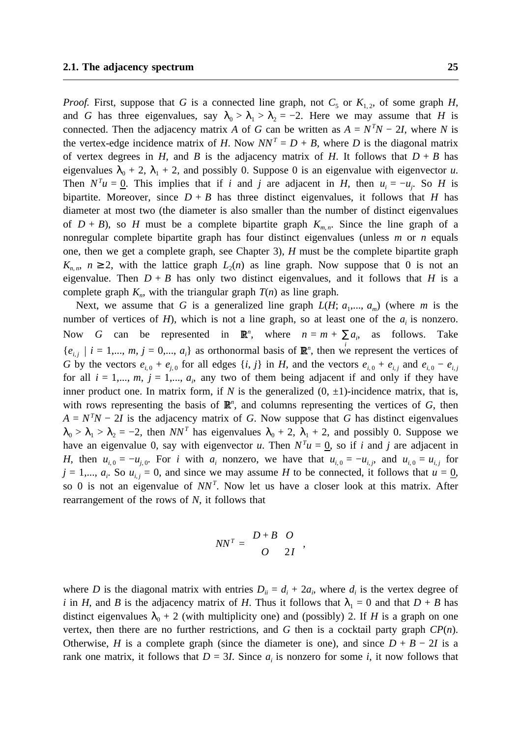*Proof.* First, suppose that $G$ is a connected line graph, not $C_5$ or $K_{1,2}$, of some graph $H$, and $G$ has three eigenvalues, say $\lambda_0 > \lambda_1 > \lambda_2 = -2$. Here we may assume that $H$ is connected. Then the adjacency matrix $A$ of $G$ can be written as $A = N^T N - 2I$, where $N$ is the vertex-edge incidence matrix of $H$. Now $NN^T = D + B$, where $D$ is the diagonal matrix of vertex degrees in $H$, and $B$ is the adjacency matrix of $H$. It follows that $D + B$ has eigenvalues $\lambda_0 + 2$, $\lambda_1 + 2$, and possibly 0. Suppose 0 is an eigenvalue with eigenvector $u$. Then $N^T u = \underline{0}$. This implies that if $i$ and $j$ are adjacent in $H$, then $u_i = -u_j$. So $H$ is bipartite. Moreover, since $D + B$ has three distinct eigenvalues, it follows that $H$ has diameter at most two (the diameter is also smaller than the number of distinct eigenvalues of $D + B$), so $H$ must be a complete bipartite graph $K_{m,n}$. Since the line graph of a nonregular complete bipartite graph has four distinct eigenvalues (unless $m$ or $n$ equals one, then we get a complete graph, see Chapter 3), $H$ must be the complete bipartite graph $K_{n,n}$, $n \geq 2$, with the lattice graph $L_2(n)$ as line graph. Now suppose that 0 is not an eigenvalue. Then $D + B$ has only two distinct eigenvalues, and it follows that $H$ is a complete graph $K_n$, with the triangular graph $T(n)$ as line graph.

Next, we assume that $G$ is a generalized line graph $L(H; a_1,..., a_m)$ (where $m$ is the number of vertices of $H$), which is not a line graph, so at least one of the $a_i$ is nonzero. Now $G$ can be represented in $\mathbb{R}^n$, where $n = m + \sum_i a_i$, as follows. Take $\{e_{i,j} \mid i = 1,..., m, j = 0,..., a_i\}$ as orthonormal basis of $\mathbb{R}^n$, then we represent the vertices of $G$ by the vectors $e_{i,0} + e_{j,0}$ for all edges $\{i, j\}$ in $H$, and the vectors $e_{i,0} + e_{i,j}$ and $e_{i,0} - e_{i,j}$ for all $i = 1,..., m$, $j = 1,..., a_i$, any two of them being adjacent if and only if they have inner product one. In matrix form, if $N$ is the generalized $(0, \pm 1)$-incidence matrix, that is, with rows representing the basis of $\mathbb{R}^n$, and columns representing the vertices of $G$, then $A = N^T N - 2I$ is the adjacency matrix of $G$. Now suppose that $G$ has distinct eigenvalues $\lambda_0 > \lambda_1 > \lambda_2 = -2$, then $NN^T$ has eigenvalues $\lambda_0 + 2$, $\lambda_1 + 2$, and possibly 0. Suppose we have an eigenvalue 0, say with eigenvector $u$. Then $N^T u = \underline{0}$, so if $i$ and $j$ are adjacent in $H$, then $u_{i,0} = -u_{j,0}$. For $i$ with $a_i$ nonzero, we have that $u_{i,0} = -u_{i,j}$, and $u_{i,0} = u_{i,j}$ for $j = 1,..., a_i$. So $u_{i,j} = 0$, and since we may assume $H$ to be connected, it follows that $u = \underline{0}$, so 0 is not an eigenvalue of $NN^T$. Now let us have a closer look at this matrix. After rearrangement of the rows of $N$, it follows that

$$NN^T = \begin{bmatrix} D + B & O \\ O & 2I \end{bmatrix},$$

where $D$ is the diagonal matrix with entries $D_{ii} = d_i + 2a_i$, where $d_i$ is the vertex degree of $i$ in $H$, and $B$ is the adjacency matrix of $H$. Thus it follows that $\lambda_1 = 0$ and that $D + B$ has distinct eigenvalues $\lambda_0 + 2$ (with multiplicity one) and (possibly) 2. If $H$ is a graph on one vertex, then there are no further restrictions, and $G$ then is a cocktail party graph $CP(n)$. Otherwise, $H$ is a complete graph (since the diameter is one), and since $D + B - 2I$ is a rank one matrix, it follows that $D = 3I$. Since $a_i$ is nonzero for some $i$, it now follows that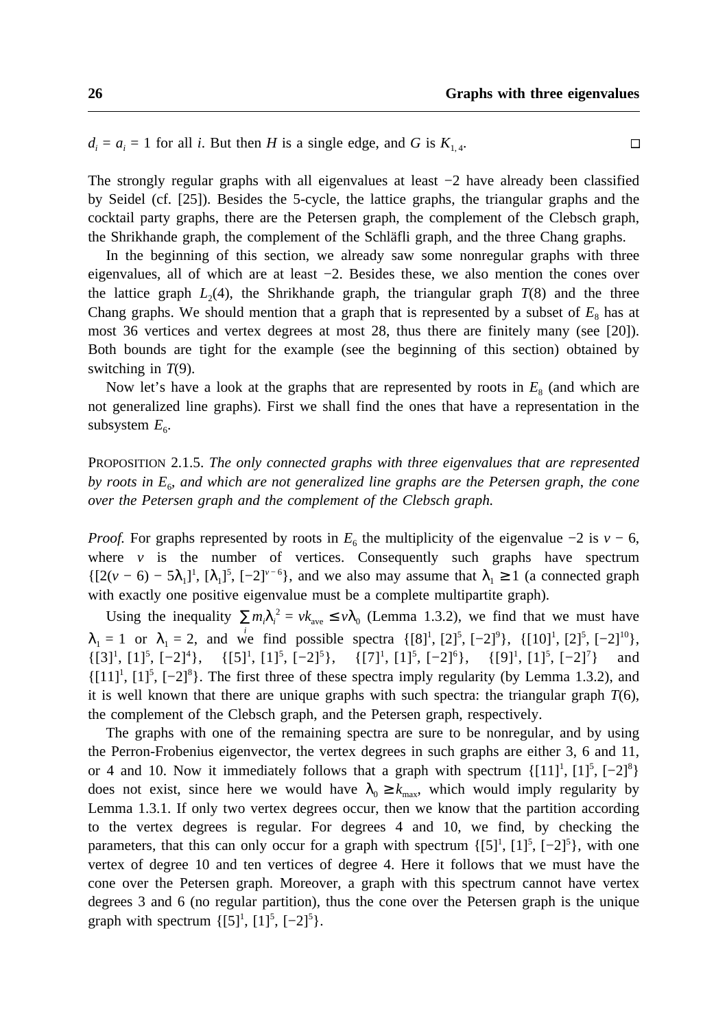$d_i = a_i = 1$ for all $i$. But then $H$ is a single edge, and $G$ is $K_{1,4}$. □

The strongly regular graphs with all eigenvalues at least −2 have already been classified by Seidel (cf. [25]). Besides the 5-cycle, the lattice graphs, the triangular graphs and the cocktail party graphs, there are the Petersen graph, the complement of the Clebsch graph, the Shrikhande graph, the complement of the Schläfli graph, and the three Chang graphs.

In the beginning of this section, we already saw some nonregular graphs with three eigenvalues, all of which are at least −2. Besides these, we also mention the cones over the lattice graph $L_2(4)$, the Shrikhande graph, the triangular graph $T(8)$ and the three Chang graphs. We should mention that a graph that is represented by a subset of $E_8$ has at most 36 vertices and vertex degrees at most 28, thus there are finitely many (see [20]). Both bounds are tight for the example (see the beginning of this section) obtained by switching in $T(9)$.

Now let's have a look at the graphs that are represented by roots in $E_8$ (and which are not generalized line graphs). First we shall find the ones that have a representation in the subsystem $E_6$.

PROPOSITION 2.1.5. *The only connected graphs with three eigenvalues that are represented by roots in $E_6$, and which are not generalized line graphs are the Petersen graph, the cone over the Petersen graph and the complement of the Clebsch graph.*

*Proof.* For graphs represented by roots in $E_6$ the multiplicity of the eigenvalue −2 is $v - 6$, where $v$ is the number of vertices. Consequently such graphs have spectrum $\{[2(v-6) - 5\lambda_1]^1, [\lambda_1]^5, [-2]^{v-6}\}$, and we also may assume that $\lambda_1 \geq 1$ (a connected graph with exactly one positive eigenvalue must be a complete multipartite graph).

Using the inequality $\sum_i m_i \lambda_i^2 = v k_{\text{ave}} \leq v\lambda_0$ (Lemma 1.3.2), we find that we must have $\lambda_1 = 1$ or $\lambda_1 = 2$, and we find possible spectra $\{[8]^1, [2]^5, [-2]^9\}$, $\{[10]^1, [2]^5, [-2]^{10}\}$, $\{[3]^1, [1]^5, [-2]^4\}$, $\{[5]^1, [1]^5, [-2]^5\}$, $\{[7]^1, [1]^5, [-2]^6\}$, $\{[9]^1, [1]^5, [-2]^7\}$ and $\{[11]^1, [1]^5, [-2]^8\}$. The first three of these spectra imply regularity (by Lemma 1.3.2), and it is well known that there are unique graphs with such spectra: the triangular graph $T(6)$, the complement of the Clebsch graph, and the Petersen graph, respectively.

The graphs with one of the remaining spectra are sure to be nonregular, and by using the Perron-Frobenius eigenvector, the vertex degrees in such graphs are either 3, 6 and 11, or 4 and 10. Now it immediately follows that a graph with spectrum $\{[11]^1, [1]^5, [-2]^8\}$ does not exist, since here we would have $\lambda_0 \geq k_{\max}$, which would imply regularity by Lemma 1.3.1. If only two vertex degrees occur, then we know that the partition according to the vertex degrees is regular. For degrees 4 and 10, we find, by checking the parameters, that this can only occur for a graph with spectrum $\{[5]^1, [1]^5, [-2]^5\}$, with one vertex of degree 10 and ten vertices of degree 4. Here it follows that we must have the cone over the Petersen graph. Moreover, a graph with this spectrum cannot have vertex degrees 3 and 6 (no regular partition), thus the cone over the Petersen graph is the unique graph with spectrum $\{[5]^1, [1]^5, [-2]^5\}$.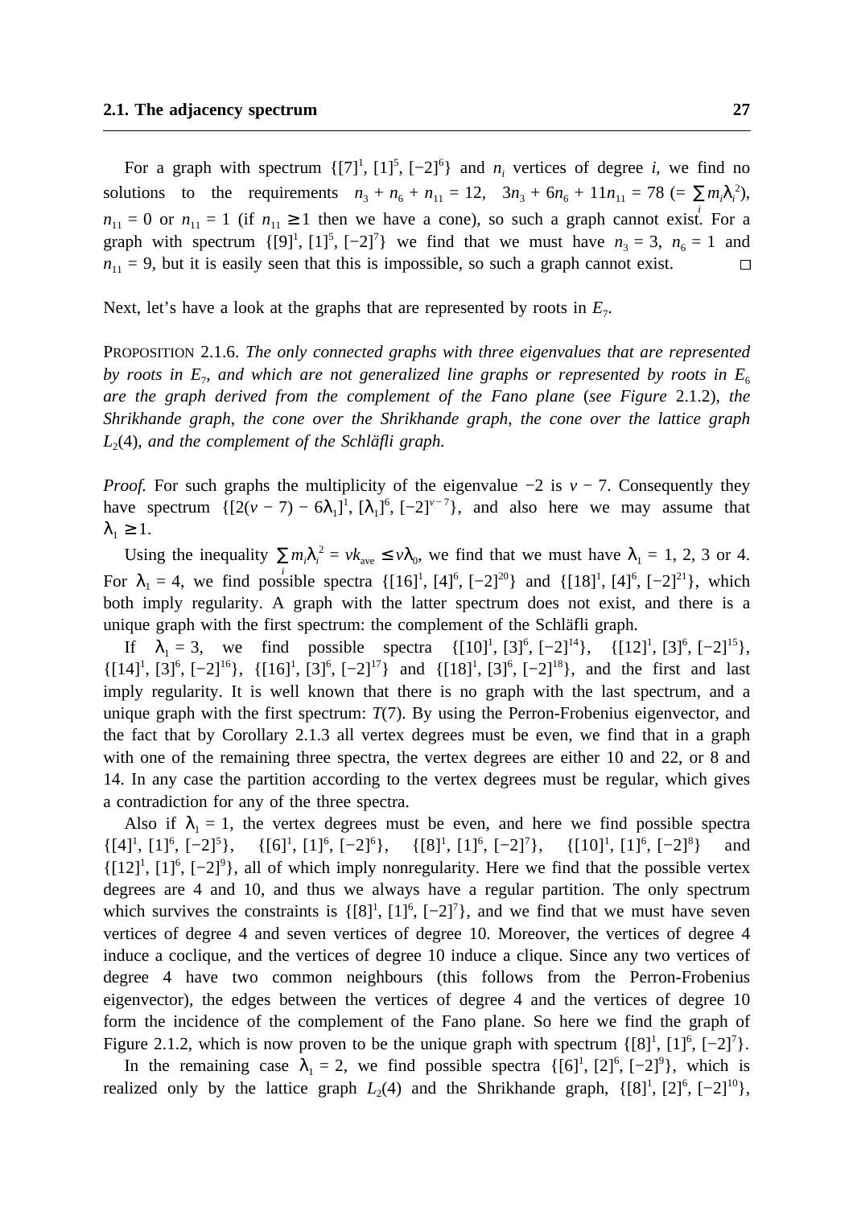For a graph with spectrum $\{[7]^1, [1]^5, [-2]^6\}$ and $n_i$ vertices of degree $i$, we find no solutions to the requirements $n_3 + n_6 + n_{11} = 12$, $3n_3 + 6n_6 + 11n_{11} = 78$ $(= \sum_i m_i\lambda_i^2)$, $n_{11} = 0$ or $n_{11} = 1$ (if $n_{11} \geq 1$ then we have a cone), so such a graph cannot exist. For a graph with spectrum $\{[9]^1, [1]^5, [-2]^7\}$ we find that we must have $n_3 = 3$, $n_6 = 1$ and $n_{11} = 9$, but it is easily seen that this is impossible, so such a graph cannot exist. □

Next, let's have a look at the graphs that are represented by roots in $E_7$.

PROPOSITION 2.1.6. *The only connected graphs with three eigenvalues that are represented by roots in $E_7$, and which are not generalized line graphs or represented by roots in $E_6$ are the graph derived from the complement of the Fano plane* (*see Figure* 2.1.2), *the Shrikhande graph*, *the cone over the Shrikhande graph*, *the cone over the lattice graph $L_2(4)$, and the complement of the Schläfli graph.*

*Proof.* For such graphs the multiplicity of the eigenvalue $-2$ is $v-7$. Consequently they have spectrum $\{[2(v-7)-6\lambda_1]^1, [\lambda_1]^6, [-2]^{v-7}\}$, and also here we may assume that $\lambda_1 \geq 1$.

Using the inequality $\sum_i m_i\lambda_i^2 = vk_{\text{ave}} \leq v\lambda_0$, we find that we must have $\lambda_1 = 1$, 2, 3 or 4. For $\lambda_1 = 4$, we find possible spectra $\{[16]^1, [4]^6, [-2]^{20}\}$ and $\{[18]^1, [4]^6, [-2]^{21}\}$, which both imply regularity. A graph with the latter spectrum does not exist, and there is a unique graph with the first spectrum: the complement of the Schläfli graph.

If $\lambda_1 = 3$, we find possible spectra $\{[10]^1, [3]^6, [-2]^{14}\}$, $\{[12]^1, [3]^6, [-2]^{15}\}$, $\{[14]^1, [3]^6, [-2]^{16}\}$, $\{[16]^1, [3]^6, [-2]^{17}\}$ and $\{[18]^1, [3]^6, [-2]^{18}\}$, and the first and last imply regularity. It is well known that there is no graph with the last spectrum, and a unique graph with the first spectrum: $T(7)$. By using the Perron-Frobenius eigenvector, and the fact that by Corollary 2.1.3 all vertex degrees must be even, we find that in a graph with one of the remaining three spectra, the vertex degrees are either 10 and 22, or 8 and 14. In any case the partition according to the vertex degrees must be regular, which gives a contradiction for any of the three spectra.

Also if $\lambda_1 = 1$, the vertex degrees must be even, and here we find possible spectra $\{[4]^1, [1]^6, [-2]^5\}$, $\{[6]^1, [1]^6, [-2]^6\}$, $\{[8]^1, [1]^6, [-2]^7\}$, $\{[10]^1, [1]^6, [-2]^8\}$ and $\{[12]^1, [1]^6, [-2]^9\}$, all of which imply nonregularity. Here we find that the possible vertex degrees are 4 and 10, and thus we always have a regular partition. The only spectrum which survives the constraints is $\{[8]^1, [1]^6, [-2]^7\}$, and we find that we must have seven vertices of degree 4 and seven vertices of degree 10. Moreover, the vertices of degree 4 induce a coclique, and the vertices of degree 10 induce a clique. Since any two vertices of degree 4 have two common neighbours (this follows from the Perron-Frobenius eigenvector), the edges between the vertices of degree 4 and the vertices of degree 10 form the incidence of the complement of the Fano plane. So here we find the graph of Figure 2.1.2, which is now proven to be the unique graph with spectrum $\{[8]^1, [1]^6, [-2]^7\}$.

In the remaining case $\lambda_1 = 2$, we find possible spectra $\{[6]^1, [2]^6, [-2]^9\}$, which is realized only by the lattice graph $L_2(4)$ and the Shrikhande graph, $\{[8]^1, [2]^6, [-2]^{10}\}$,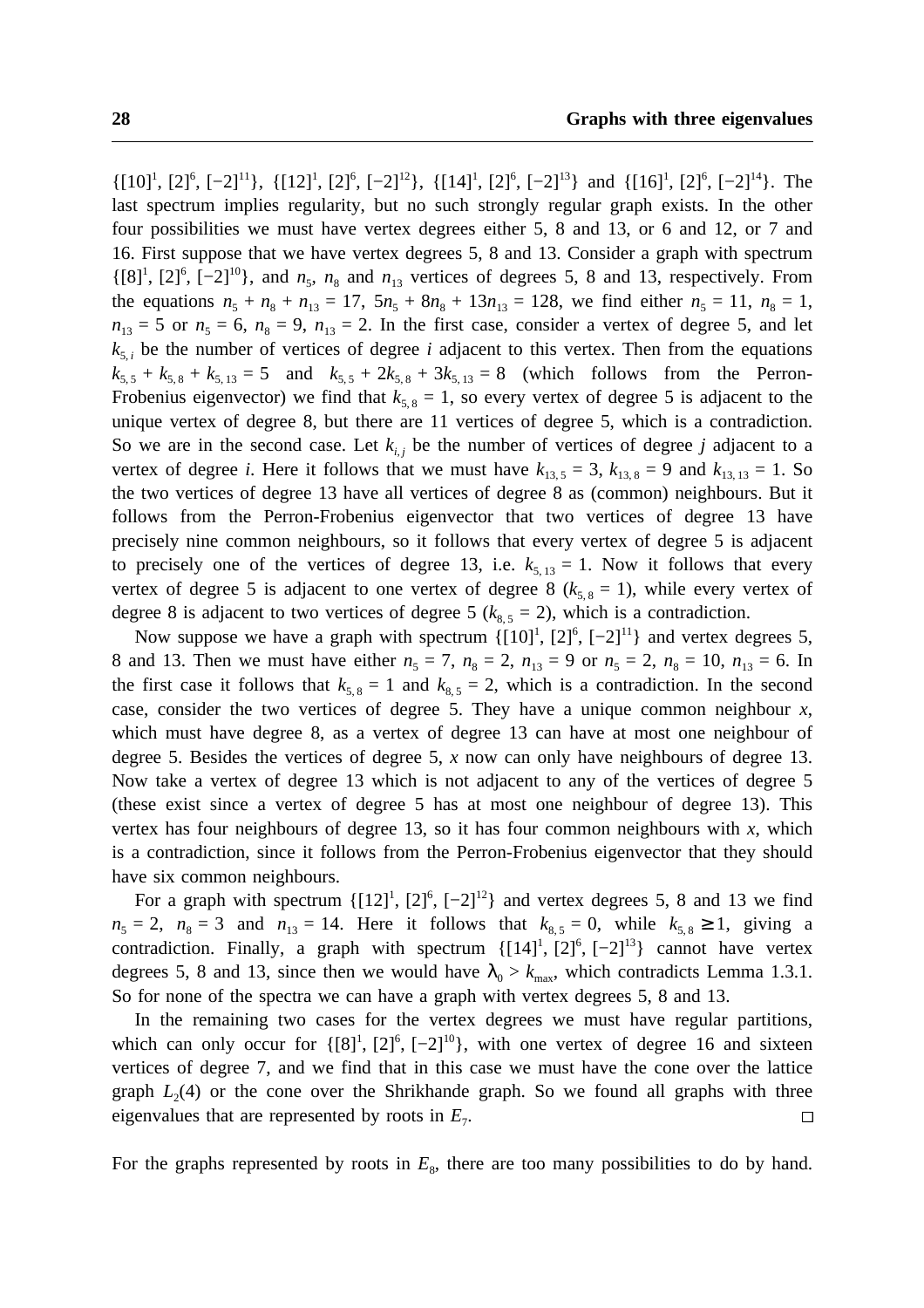$\{[10]^1, [2]^6, [-2]^{11}\}$, $\{[12]^1, [2]^6, [-2]^{12}\}$, $\{[14]^1, [2]^6, [-2]^{13}\}$ and $\{[16]^1, [2]^6, [-2]^{14}\}$. The last spectrum implies regularity, but no such strongly regular graph exists. In the other four possibilities we must have vertex degrees either 5, 8 and 13, or 6 and 12, or 7 and 16. First suppose that we have vertex degrees 5, 8 and 13. Consider a graph with spectrum $\{[8]^1, [2]^6, [-2]^{10}\}$, and $n_5$, $n_8$ and $n_{13}$ vertices of degrees 5, 8 and 13, respectively. From the equations $n_5 + n_8 + n_{13} = 17$, $5n_5 + 8n_8 + 13n_{13} = 128$, we find either $n_5 = 11$, $n_8 = 1$, $n_{13} = 5$ or $n_5 = 6$, $n_8 = 9$, $n_{13} = 2$. In the first case, consider a vertex of degree 5, and let $k_{5,i}$ be the number of vertices of degree $i$ adjacent to this vertex. Then from the equations $k_{5,5} + k_{5,8} + k_{5,13} = 5$ and $k_{5,5} + 2k_{5,8} + 3k_{5,13} = 8$ (which follows from the Perron-Frobenius eigenvector) we find that $k_{5,8} = 1$, so every vertex of degree 5 is adjacent to the unique vertex of degree 8, but there are 11 vertices of degree 5, which is a contradiction. So we are in the second case. Let $k_{i,j}$ be the number of vertices of degree $j$ adjacent to a vertex of degree $i$. Here it follows that we must have $k_{13,5} = 3$, $k_{13,8} = 9$ and $k_{13,13} = 1$. So the two vertices of degree 13 have all vertices of degree 8 as (common) neighbours. But it follows from the Perron-Frobenius eigenvector that two vertices of degree 13 have precisely nine common neighbours, so it follows that every vertex of degree 5 is adjacent to precisely one of the vertices of degree 13, i.e. $k_{5,13} = 1$. Now it follows that every vertex of degree 5 is adjacent to one vertex of degree 8 ($k_{5,8} = 1$), while every vertex of degree 8 is adjacent to two vertices of degree 5 ($k_{8,5} = 2$), which is a contradiction.

Now suppose we have a graph with spectrum $\{[10]^1, [2]^6, [-2]^{11}\}$ and vertex degrees 5, 8 and 13. Then we must have either $n_5 = 7$, $n_8 = 2$, $n_{13} = 9$ or $n_5 = 2$, $n_8 = 10$, $n_{13} = 6$. In the first case it follows that $k_{5,8} = 1$ and $k_{8,5} = 2$, which is a contradiction. In the second case, consider the two vertices of degree 5. They have a unique common neighbour $x$, which must have degree 8, as a vertex of degree 13 can have at most one neighbour of degree 5. Besides the vertices of degree 5, $x$ now can only have neighbours of degree 13. Now take a vertex of degree 13 which is not adjacent to any of the vertices of degree 5 (these exist since a vertex of degree 5 has at most one neighbour of degree 13). This vertex has four neighbours of degree 13, so it has four common neighbours with $x$, which is a contradiction, since it follows from the Perron-Frobenius eigenvector that they should have six common neighbours.

For a graph with spectrum $\{[12]^1, [2]^6, [-2]^{12}\}$ and vertex degrees 5, 8 and 13 we find $n_5 = 2$, $n_8 = 3$ and $n_{13} = 14$. Here it follows that $k_{8,5} = 0$, while $k_{5,8} \geq 1$, giving a contradiction. Finally, a graph with spectrum $\{[14]^1, [2]^6, [-2]^{13}\}$ cannot have vertex degrees 5, 8 and 13, since then we would have $\lambda_0 > k_{\max}$, which contradicts Lemma 1.3.1. So for none of the spectra we can have a graph with vertex degrees 5, 8 and 13.

In the remaining two cases for the vertex degrees we must have regular partitions, which can only occur for $\{[8]^1, [2]^6, [-2]^{10}\}$, with one vertex of degree 16 and sixteen vertices of degree 7, and we find that in this case we must have the cone over the lattice graph $L_2(4)$ or the cone over the Shrikhande graph. So we found all graphs with three eigenvalues that are represented by roots in $E_7$. □

For the graphs represented by roots in $E_8$, there are too many possibilities to do by hand.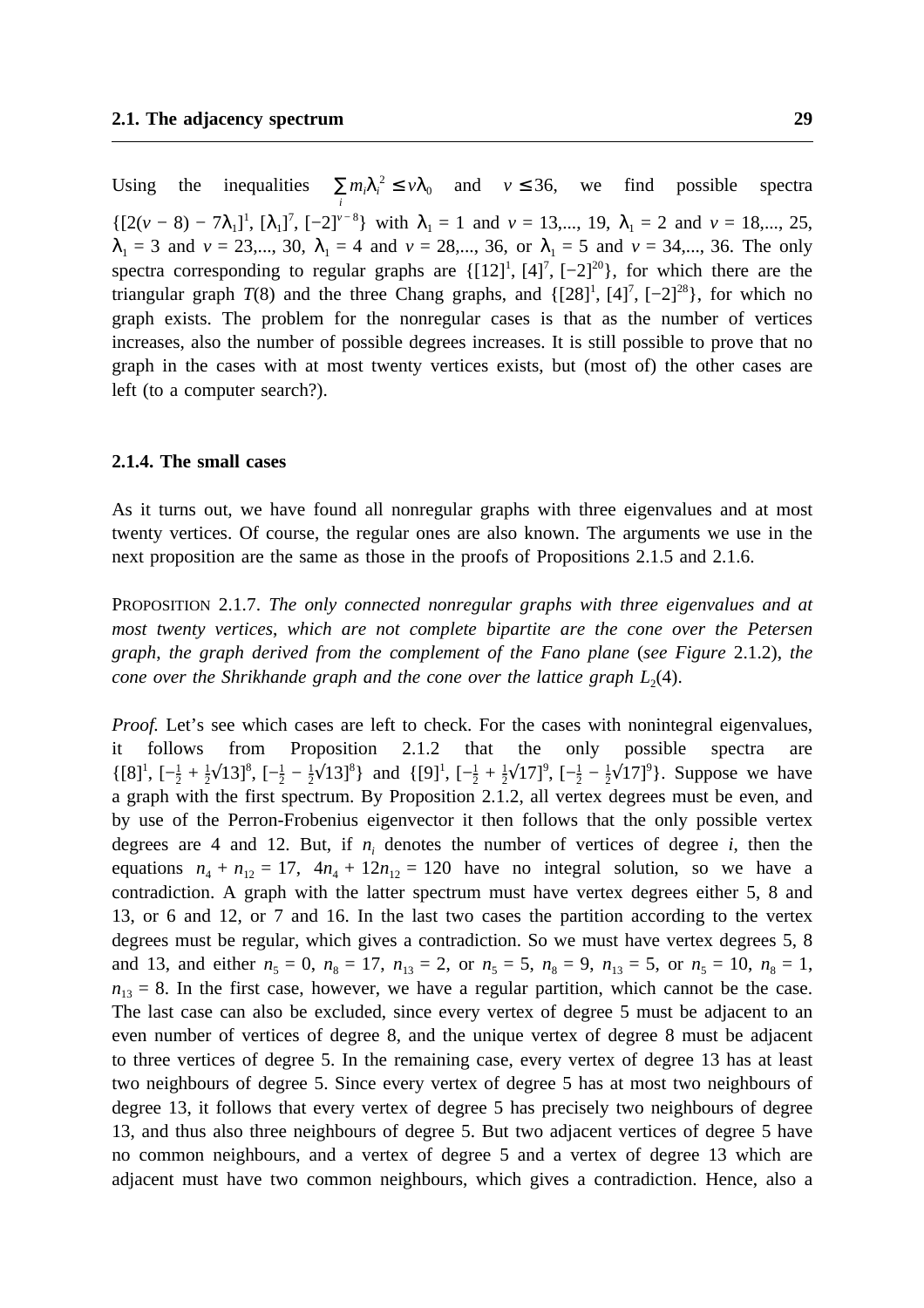Using the inequalities $\sum_i m_i \lambda_i^2 \leq v\lambda_0$ and $v \leq 36$, we find possible spectra $\{[2(v-8)-7\lambda_1]^1, [\lambda_1]^7, [-2]^{v-8}\}$ with $\lambda_1 = 1$ and $v = 13,..., 19$, $\lambda_1 = 2$ and $v = 18,..., 25$, $\lambda_1 = 3$ and $v = 23,..., 30$, $\lambda_1 = 4$ and $v = 28,..., 36$, or $\lambda_1 = 5$ and $v = 34,..., 36$. The only spectra corresponding to regular graphs are $\{[12]^1, [4]^7, [-2]^{20}\}$, for which there are the triangular graph $T(8)$ and the three Chang graphs, and $\{[28]^1, [4]^7, [-2]^{28}\}$, for which no graph exists. The problem for the nonregular cases is that as the number of vertices increases, also the number of possible degrees increases. It is still possible to prove that no graph in the cases with at most twenty vertices exists, but (most of) the other cases are left (to a computer search?).

### 2.1.4. The small cases

As it turns out, we have found all nonregular graphs with three eigenvalues and at most twenty vertices. Of course, the regular ones are also known. The arguments we use in the next proposition are the same as those in the proofs of Propositions 2.1.5 and 2.1.6.

PROPOSITION 2.1.7. *The only connected nonregular graphs with three eigenvalues and at most twenty vertices, which are not complete bipartite are the cone over the Petersen graph, the graph derived from the complement of the Fano plane* (*see Figure* 2.1.2), *the cone over the Shrikhande graph and the cone over the lattice graph* $L_2(4)$.

*Proof.* Let's see which cases are left to check. For the cases with nonintegral eigenvalues, it follows from Proposition 2.1.2 that the only possible spectra are $\{[8]^1, [-\frac{1}{2}+\frac{1}{2}\sqrt{13}]^8, [-\frac{1}{2}-\frac{1}{2}\sqrt{13}]^8\}$ and $\{[9]^1, [-\frac{1}{2}+\frac{1}{2}\sqrt{17}]^9, [-\frac{1}{2}-\frac{1}{2}\sqrt{17}]^9\}$. Suppose we have a graph with the first spectrum. By Proposition 2.1.2, all vertex degrees must be even, and by use of the Perron-Frobenius eigenvector it then follows that the only possible vertex degrees are 4 and 12. But, if $n_i$ denotes the number of vertices of degree $i$, then the equations $n_4 + n_{12} = 17$, $4n_4 + 12n_{12} = 120$ have no integral solution, so we have a contradiction. A graph with the latter spectrum must have vertex degrees either 5, 8 and 13, or 6 and 12, or 7 and 16. In the last two cases the partition according to the vertex degrees must be regular, which gives a contradiction. So we must have vertex degrees 5, 8 and 13, and either $n_5 = 0$, $n_8 = 17$, $n_{13} = 2$, or $n_5 = 5$, $n_8 = 9$, $n_{13} = 5$, or $n_5 = 10$, $n_8 = 1$, $n_{13} = 8$. In the first case, however, we have a regular partition, which cannot be the case. The last case can also be excluded, since every vertex of degree 5 must be adjacent to an even number of vertices of degree 8, and the unique vertex of degree 8 must be adjacent to three vertices of degree 5. In the remaining case, every vertex of degree 13 has at least two neighbours of degree 5. Since every vertex of degree 5 has at most two neighbours of degree 13, it follows that every vertex of degree 5 has precisely two neighbours of degree 13, and thus also three neighbours of degree 5. But two adjacent vertices of degree 5 have no common neighbours, and a vertex of degree 5 and a vertex of degree 13 which are adjacent must have two common neighbours, which gives a contradiction. Hence, also a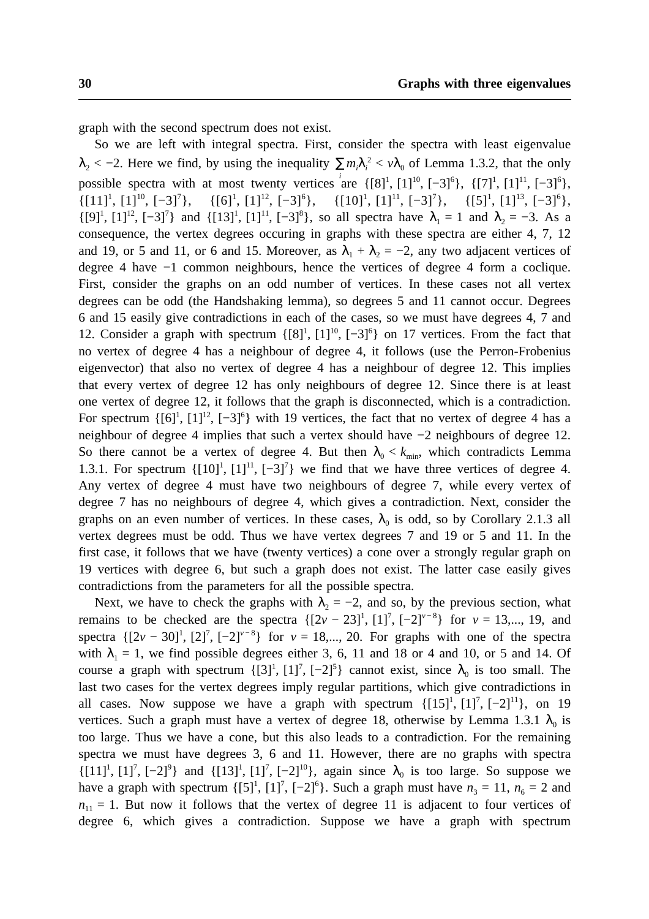graph with the second spectrum does not exist.

So we are left with integral spectra. First, consider the spectra with least eigenvalue $\lambda_2 < -2$. Here we find, by using the inequality $\sum_i m_i\lambda_i^2 < v\lambda_0$ of Lemma 1.3.2, that the only possible spectra with at most twenty vertices are $\{[8]^1, [1]^{10}, [-3]^6\}$, $\{[7]^1, [1]^{11}, [-3]^6\}$, $\{[11]^1, [1]^{10}, [-3]^7\}$, $\{[6]^1, [1]^{12}, [-3]^6\}$, $\{[10]^1, [1]^{11}, [-3]^7\}$, $\{[5]^1, [1]^{13}, [-3]^6\}$, $\{[9]^1, [1]^{12}, [-3]^7\}$ and $\{[13]^1, [1]^{11}, [-3]^8\}$, so all spectra have $\lambda_1 = 1$ and $\lambda_2 = -3$. As a consequence, the vertex degrees occuring in graphs with these spectra are either 4, 7, 12 and 19, or 5 and 11, or 6 and 15. Moreover, as $\lambda_1 + \lambda_2 = -2$, any two adjacent vertices of degree 4 have $-1$ common neighbours, hence the vertices of degree 4 form a coclique. First, consider the graphs on an odd number of vertices. In these cases not all vertex degrees can be odd (the Handshaking lemma), so degrees 5 and 11 cannot occur. Degrees 6 and 15 easily give contradictions in each of the cases, so we must have degrees 4, 7 and 12. Consider a graph with spectrum $\{[8]^1, [1]^{10}, [-3]^6\}$ on 17 vertices. From the fact that no vertex of degree 4 has a neighbour of degree 4, it follows (use the Perron-Frobenius eigenvector) that also no vertex of degree 4 has a neighbour of degree 12. This implies that every vertex of degree 12 has only neighbours of degree 12. Since there is at least one vertex of degree 12, it follows that the graph is disconnected, which is a contradiction. For spectrum $\{[6]^1, [1]^{12}, [-3]^6\}$ with 19 vertices, the fact that no vertex of degree 4 has a neighbour of degree 4 implies that such a vertex should have $-2$ neighbours of degree 12. So there cannot be a vertex of degree 4. But then $\lambda_0 < k_{\min}$, which contradicts Lemma 1.3.1. For spectrum $\{[10]^1, [1]^{11}, [-3]^7\}$ we find that we have three vertices of degree 4. Any vertex of degree 4 must have two neighbours of degree 7, while every vertex of degree 7 has no neighbours of degree 4, which gives a contradiction. Next, consider the graphs on an even number of vertices. In these cases, $\lambda_0$ is odd, so by Corollary 2.1.3 all vertex degrees must be odd. Thus we have vertex degrees 7 and 19 or 5 and 11. In the first case, it follows that we have (twenty vertices) a cone over a strongly regular graph on 19 vertices with degree 6, but such a graph does not exist. The latter case easily gives contradictions from the parameters for all the possible spectra.

Next, we have to check the graphs with $\lambda_2 = -2$, and so, by the previous section, what remains to be checked are the spectra $\{[2v-23]^1, [1]^7, [-2]^{v-8}\}$ for $v = 13,..., 19$, and spectra $\{[2v-30]^1, [2]^7, [-2]^{v-8}\}$ for $v = 18,..., 20$. For graphs with one of the spectra with $\lambda_1 = 1$, we find possible degrees either 3, 6, 11 and 18 or 4 and 10, or 5 and 14. Of course a graph with spectrum $\{[3]^1, [1]^7, [-2]^5\}$ cannot exist, since $\lambda_0$ is too small. The last two cases for the vertex degrees imply regular partitions, which give contradictions in all cases. Now suppose we have a graph with spectrum $\{[15]^1, [1]^7, [-2]^{11}\}$, on 19 vertices. Such a graph must have a vertex of degree 18, otherwise by Lemma 1.3.1 $\lambda_0$ is too large. Thus we have a cone, but this also leads to a contradiction. For the remaining spectra we must have degrees 3, 6 and 11. However, there are no graphs with spectra $\{[11]^1, [1]^7, [-2]^9\}$ and $\{[13]^1, [1]^7, [-2]^{10}\}$, again since $\lambda_0$ is too large. So suppose we have a graph with spectrum $\{[5]^1, [1]^7, [-2]^6\}$. Such a graph must have $n_3 = 11$, $n_6 = 2$ and $n_{11} = 1$. But now it follows that the vertex of degree 11 is adjacent to four vertices of degree 6, which gives a contradiction. Suppose we have a graph with spectrum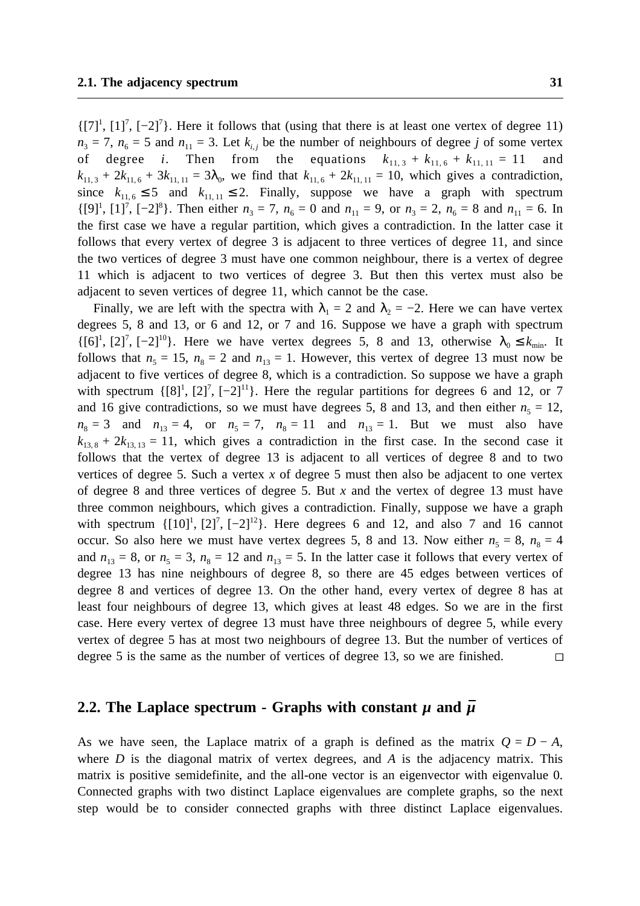$\{[7]^1, [1]^7, [-2]^7\}$. Here it follows that (using that there is at least one vertex of degree 11) $n_3 = 7$, $n_6 = 5$ and $n_{11} = 3$. Let $k_{i,j}$ be the number of neighbours of degree $j$ of some vertex of degree $i$. Then from the equations $k_{11,3} + k_{11,6} + k_{11,11} = 11$ and $k_{11,3} + 2k_{11,6} + 3k_{11,11} = 3\lambda_0$, we find that $k_{11,6} + 2k_{11,11} = 10$, which gives a contradiction, since $k_{11,6} \leq 5$ and $k_{11,11} \leq 2$. Finally, suppose we have a graph with spectrum $\{[9]^1, [1]^7, [-2]^8\}$. Then either $n_3 = 7$, $n_6 = 0$ and $n_{11} = 9$, or $n_3 = 2$, $n_6 = 8$ and $n_{11} = 6$. In the first case we have a regular partition, which gives a contradiction. In the latter case it follows that every vertex of degree 3 is adjacent to three vertices of degree 11, and since the two vertices of degree 3 must have one common neighbour, there is a vertex of degree 11 which is adjacent to two vertices of degree 3. But then this vertex must also be adjacent to seven vertices of degree 11, which cannot be the case.

Finally, we are left with the spectra with $\lambda_1 = 2$ and $\lambda_2 = -2$. Here we can have vertex degrees 5, 8 and 13, or 6 and 12, or 7 and 16. Suppose we have a graph with spectrum $\{[6]^1, [2]^7, [-2]^{10}\}$. Here we have vertex degrees 5, 8 and 13, otherwise $\lambda_0 \leq k_{\min}$. It follows that $n_5 = 15$, $n_8 = 2$ and $n_{13} = 1$. However, this vertex of degree 13 must now be adjacent to five vertices of degree 8, which is a contradiction. So suppose we have a graph with spectrum $\{[8]^1, [2]^7, [-2]^{11}\}$. Here the regular partitions for degrees 6 and 12, or 7 and 16 give contradictions, so we must have degrees 5, 8 and 13, and then either $n_5 = 12$, $n_8 = 3$ and $n_{13} = 4$, or $n_5 = 7$, $n_8 = 11$ and $n_{13} = 1$. But we must also have $k_{13,8} + 2k_{13,13} = 11$, which gives a contradiction in the first case. In the second case it follows that the vertex of degree 13 is adjacent to all vertices of degree 8 and to two vertices of degree 5. Such a vertex $x$ of degree 5 must then also be adjacent to one vertex of degree 8 and three vertices of degree 5. But $x$ and the vertex of degree 13 must have three common neighbours, which gives a contradiction. Finally, suppose we have a graph with spectrum $\{[10]^1, [2]^7, [-2]^{12}\}$. Here degrees 6 and 12, and also 7 and 16 cannot occur. So also here we must have vertex degrees 5, 8 and 13. Now either $n_5 = 8$, $n_8 = 4$ and $n_{13} = 8$, or $n_5 = 3$, $n_8 = 12$ and $n_{13} = 5$. In the latter case it follows that every vertex of degree 13 has nine neighbours of degree 8, so there are 45 edges between vertices of degree 8 and vertices of degree 13. On the other hand, every vertex of degree 8 has at least four neighbours of degree 13, which gives at least 48 edges. So we are in the first case. Here every vertex of degree 13 must have three neighbours of degree 5, while every vertex of degree 5 has at most two neighbours of degree 13. But the number of vertices of degree 5 is the same as the number of vertices of degree 13, so we are finished. □

## 2.2. The Laplace spectrum - Graphs with constant $\mu$ and $\bar{\mu}$

As we have seen, the Laplace matrix of a graph is defined as the matrix $Q = D - A$, where $D$ is the diagonal matrix of vertex degrees, and $A$ is the adjacency matrix. This matrix is positive semidefinite, and the all-one vector is an eigenvector with eigenvalue 0. Connected graphs with two distinct Laplace eigenvalues are complete graphs, so the next step would be to consider connected graphs with three distinct Laplace eigenvalues.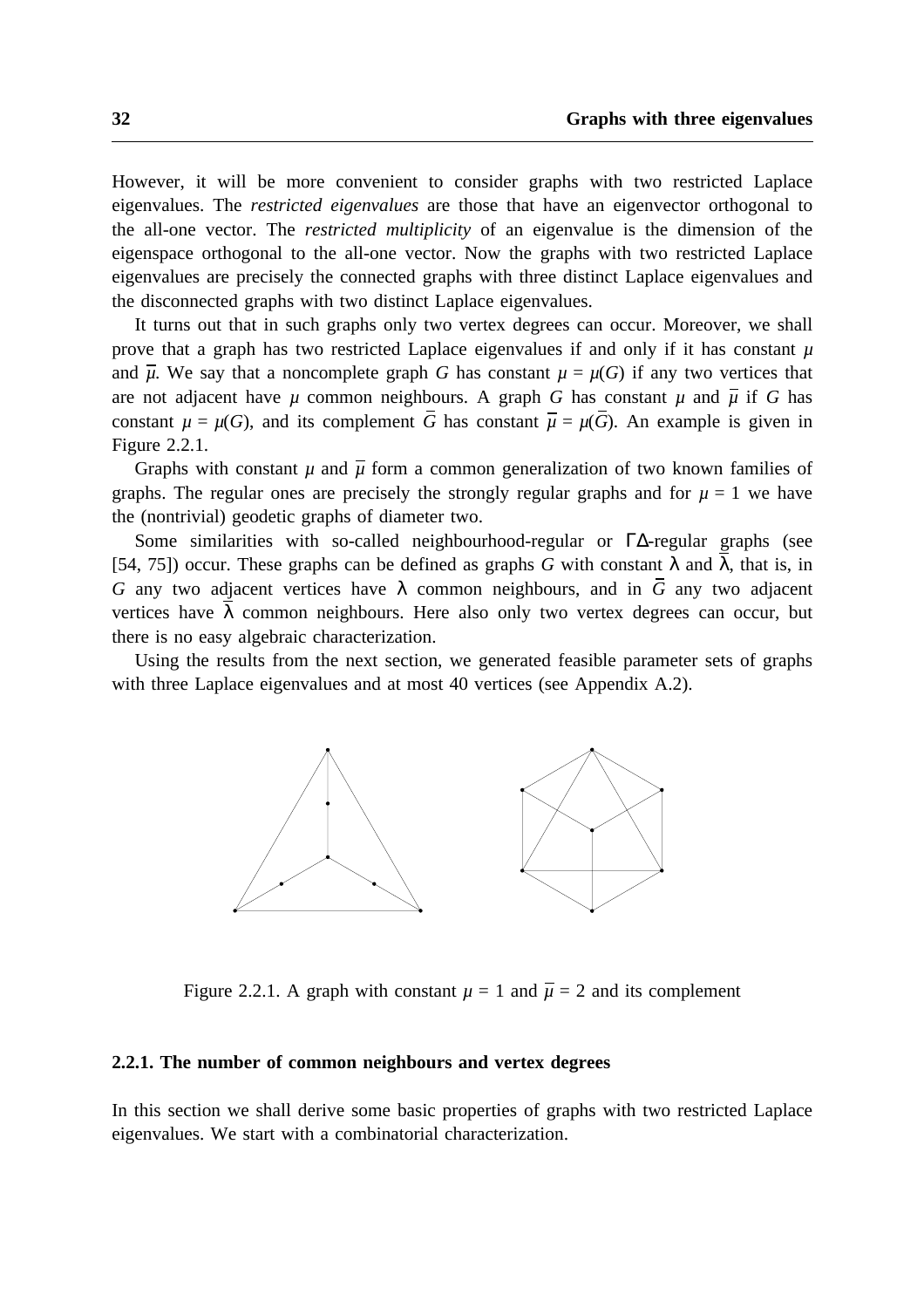However, it will be more convenient to consider graphs with two restricted Laplace eigenvalues. The *restricted eigenvalues* are those that have an eigenvector orthogonal to the all-one vector. The *restricted multiplicity* of an eigenvalue is the dimension of the eigenspace orthogonal to the all-one vector. Now the graphs with two restricted Laplace eigenvalues are precisely the connected graphs with three distinct Laplace eigenvalues and the disconnected graphs with two distinct Laplace eigenvalues.

It turns out that in such graphs only two vertex degrees can occur. Moreover, we shall prove that a graph has two restricted Laplace eigenvalues if and only if it has constant $\mu$ and $\overline{\mu}$. We say that a noncomplete graph $G$ has constant $\mu = \mu(G)$ if any two vertices that are not adjacent have $\mu$ common neighbours. A graph $G$ has constant $\mu$ and $\overline{\mu}$ if $G$ has constant $\mu = \mu(G)$, and its complement $\overline{G}$ has constant $\overline{\mu} = \mu(\overline{G})$. An example is given in Figure 2.2.1.

Graphs with constant $\mu$ and $\overline{\mu}$ form a common generalization of two known families of graphs. The regular ones are precisely the strongly regular graphs and for $\mu = 1$ we have the (nontrivial) geodetic graphs of diameter two.

Some similarities with so-called neighbourhood-regular or $\Gamma\Delta$-regular graphs (see [54, 75]) occur. These graphs can be defined as graphs $G$ with constant $\lambda$ and $\overline{\lambda}$, that is, in $G$ any two adjacent vertices have $\lambda$ common neighbours, and in $\overline{G}$ any two adjacent vertices have $\overline{\lambda}$ common neighbours. Here also only two vertex degrees can occur, but there is no easy algebraic characterization.

Using the results from the next section, we generated feasible parameter sets of graphs with three Laplace eigenvalues and at most 40 vertices (see Appendix A.2).

Figure 2.2.1. A graph with constant $\mu = 1$ and $\overline{\mu} = 2$ and its complement

### 2.2.1. The number of common neighbours and vertex degrees

In this section we shall derive some basic properties of graphs with two restricted Laplace eigenvalues. We start with a combinatorial characterization.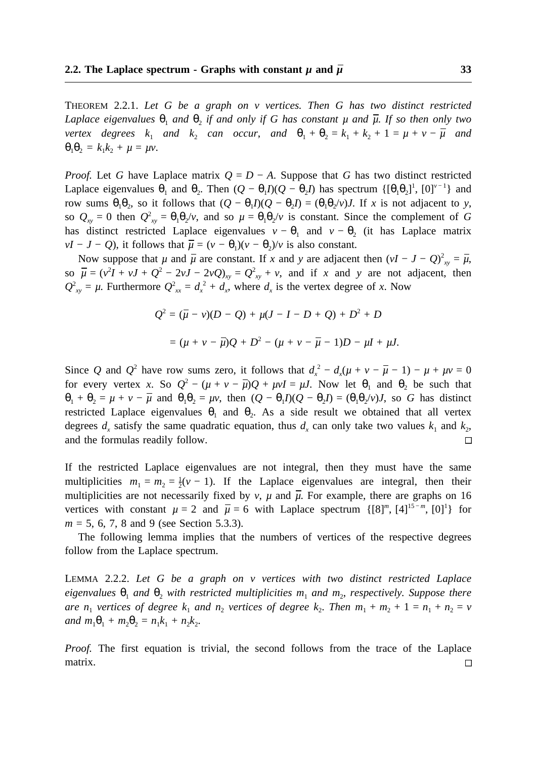THEOREM 2.2.1. *Let $G$ be a graph on $v$ vertices. Then $G$ has two distinct restricted Laplace eigenvalues $\theta_1$ and $\theta_2$ if and only if $G$ has constant $\mu$ and $\overline{\mu}$. If so then only two vertex degrees $k_1$ and $k_2$ can occur, and $\theta_1 + \theta_2 = k_1 + k_2 + 1 = \mu + v - \overline{\mu}$ and $\theta_1\theta_2 = k_1k_2 + \mu = \mu v$.*

*Proof.* Let $G$ have Laplace matrix $Q = D - A$. Suppose that $G$ has two distinct restricted Laplace eigenvalues $\theta_1$ and $\theta_2$. Then $(Q - \theta_1 I)(Q - \theta_2 I)$ has spectrum $\{[\theta_1\theta_2]^1, [0]^{v-1}\}$ and row sums $\theta_1\theta_2$, so it follows that $(Q - \theta_1 I)(Q - \theta_2 I) = (\theta_1\theta_2/v)J$. If $x$ is not adjacent to $y$, so $Q_{xy} = 0$ then $Q^2_{xy} = \theta_1\theta_2/v$, and so $\mu = \theta_1\theta_2/v$ is constant. Since the complement of $G$ has distinct restricted Laplace eigenvalues $v - \theta_1$ and $v - \theta_2$ (it has Laplace matrix $vI - J - Q$), it follows that $\overline{\mu} = (v - \theta_1)(v - \theta_2)/v$ is also constant.

Now suppose that $\mu$ and $\overline{\mu}$ are constant. If $x$ and $y$ are adjacent then $(vI - J - Q)^2_{xy} = \overline{\mu}$, so $\overline{\mu} = (v^2 I + vJ + Q^2 - 2vJ - 2vQ)_{xy} = Q^2_{xy} + v$, and if $x$ and $y$ are not adjacent, then $Q^2_{xy} = \mu$. Furthermore $Q^2_{xx} = d_x^2 + d_x$, where $d_x$ is the vertex degree of $x$. Now

$$Q^2 = (\overline{\mu} - v)(D - Q) + \mu(J - I - D + Q) + D^2 + D$$

$$= (\mu + v - \overline{\mu})Q + D^2 - (\mu + v - \overline{\mu} - 1)D - \mu I + \mu J.$$

Since $Q$ and $Q^2$ have row sums zero, it follows that $d_x^2 - d_x(\mu + v - \overline{\mu} - 1) - \mu + \mu v = 0$ for every vertex $x$. So $Q^2 - (\mu + v - \overline{\mu})Q + \mu v I = \mu J$. Now let $\theta_1$ and $\theta_2$ be such that $\theta_1 + \theta_2 = \mu + v - \overline{\mu}$ and $\theta_1\theta_2 = \mu v$, then $(Q - \theta_1 I)(Q - \theta_2 I) = (\theta_1\theta_2/v)J$, so $G$ has distinct restricted Laplace eigenvalues $\theta_1$ and $\theta_2$. As a side result we obtained that all vertex degrees $d_x$ satisfy the same quadratic equation, thus $d_x$ can only take two values $k_1$ and $k_2$, and the formulas readily follow. □

If the restricted Laplace eigenvalues are not integral, then they must have the same multiplicities $m_1 = m_2 = \frac{1}{2}(v - 1)$. If the Laplace eigenvalues are integral, then their multiplicities are not necessarily fixed by $v$, $\mu$ and $\overline{\mu}$. For example, there are graphs on 16 vertices with constant $\mu = 2$ and $\overline{\mu} = 6$ with Laplace spectrum $\{[8]^m, [4]^{15-m}, [0]^1\}$ for $m = 5$, 6, 7, 8 and 9 (see Section 5.3.3).

The following lemma implies that the numbers of vertices of the respective degrees follow from the Laplace spectrum.

LEMMA 2.2.2. *Let $G$ be a graph on $v$ vertices with two distinct restricted Laplace eigenvalues $\theta_1$ and $\theta_2$ with restricted multiplicities $m_1$ and $m_2$, respectively. Suppose there are $n_1$ vertices of degree $k_1$ and $n_2$ vertices of degree $k_2$. Then $m_1 + m_2 + 1 = n_1 + n_2 = v$ and $m_1\theta_1 + m_2\theta_2 = n_1k_1 + n_2k_2$.*

*Proof.* The first equation is trivial, the second follows from the trace of the Laplace matrix. □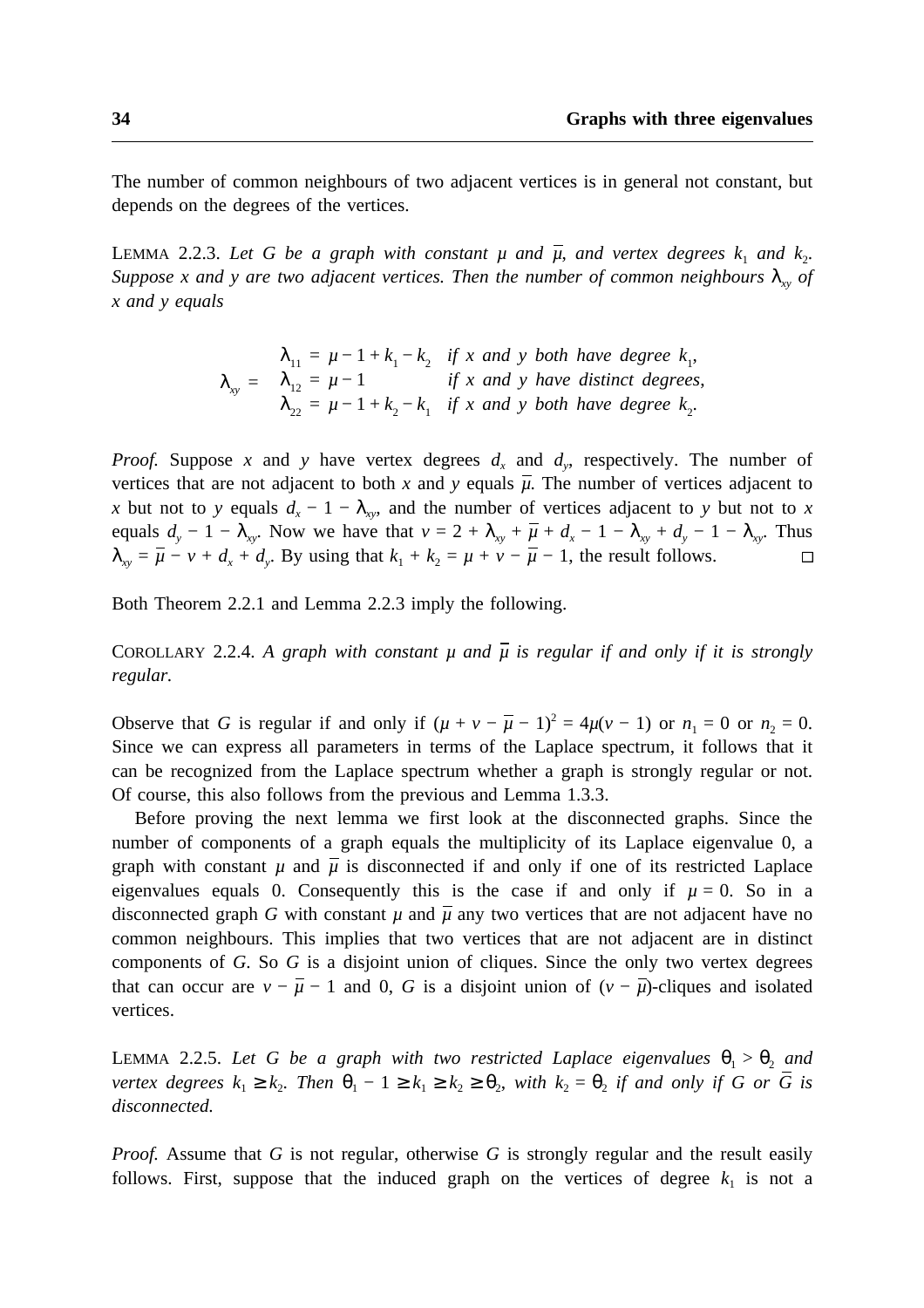The number of common neighbours of two adjacent vertices is in general not constant, but depends on the degrees of the vertices.

LEMMA 2.2.3. *Let $G$ be a graph with constant $\mu$ and $\overline{\mu}$, and vertex degrees $k_1$ and $k_2$. Suppose $x$ and $y$ are two adjacent vertices. Then the number of common neighbours $\lambda_{xy}$ of $x$ and $y$ equals*

$$\lambda_{xy} = \begin{cases} \lambda_{11} = \mu - 1 + k_1 - k_2 & \text{if } x \text{ and } y \text{ both have degree } k_1, \\ \lambda_{12} = \mu - 1 & \text{if } x \text{ and } y \text{ have distinct degrees}, \\ \lambda_{22} = \mu - 1 + k_2 - k_1 & \text{if } x \text{ and } y \text{ both have degree } k_2. \end{cases}$$

*Proof.* Suppose $x$ and $y$ have vertex degrees $d_x$ and $d_y$, respectively. The number of vertices that are not adjacent to both $x$ and $y$ equals $\overline{\mu}$. The number of vertices adjacent to $x$ but not to $y$ equals $d_x - 1 - \lambda_{xy}$, and the number of vertices adjacent to $y$ but not to $x$ equals $d_y - 1 - \lambda_{xy}$. Now we have that $v = 2 + \lambda_{xy} + \overline{\mu} + d_x - 1 - \lambda_{xy} + d_y - 1 - \lambda_{xy}$. Thus $\lambda_{xy} = \overline{\mu} - v + d_x + d_y$. By using that $k_1 + k_2 = \mu + v - \overline{\mu} - 1$, the result follows. □

Both Theorem 2.2.1 and Lemma 2.2.3 imply the following.

COROLLARY 2.2.4. *A graph with constant $\mu$ and $\overline{\mu}$ is regular if and only if it is strongly regular.*

Observe that $G$ is regular if and only if $(\mu + v - \overline{\mu} - 1)^2 = 4\mu(v - 1)$ or $n_1 = 0$ or $n_2 = 0$. Since we can express all parameters in terms of the Laplace spectrum, it follows that it can be recognized from the Laplace spectrum whether a graph is strongly regular or not. Of course, this also follows from the previous and Lemma 1.3.3.

Before proving the next lemma we first look at the disconnected graphs. Since the number of components of a graph equals the multiplicity of its Laplace eigenvalue 0, a graph with constant $\mu$ and $\overline{\mu}$ is disconnected if and only if one of its restricted Laplace eigenvalues equals 0. Consequently this is the case if and only if $\mu = 0$. So in a disconnected graph $G$ with constant $\mu$ and $\overline{\mu}$ any two vertices that are not adjacent have no common neighbours. This implies that two vertices that are not adjacent are in distinct components of $G$. So $G$ is a disjoint union of cliques. Since the only two vertex degrees that can occur are $v - \overline{\mu} - 1$ and 0, $G$ is a disjoint union of $(v - \overline{\mu})$-cliques and isolated vertices.

LEMMA 2.2.5. *Let $G$ be a graph with two restricted Laplace eigenvalues $\theta_1 > \theta_2$ and vertex degrees $k_1 \geq k_2$. Then $\theta_1 - 1 \geq k_1 \geq k_2 \geq \theta_2$, with $k_2 = \theta_2$ if and only if $G$ or $\overline{G}$ is disconnected.*

*Proof.* Assume that $G$ is not regular, otherwise $G$ is strongly regular and the result easily follows. First, suppose that the induced graph on the vertices of degree $k_1$ is not a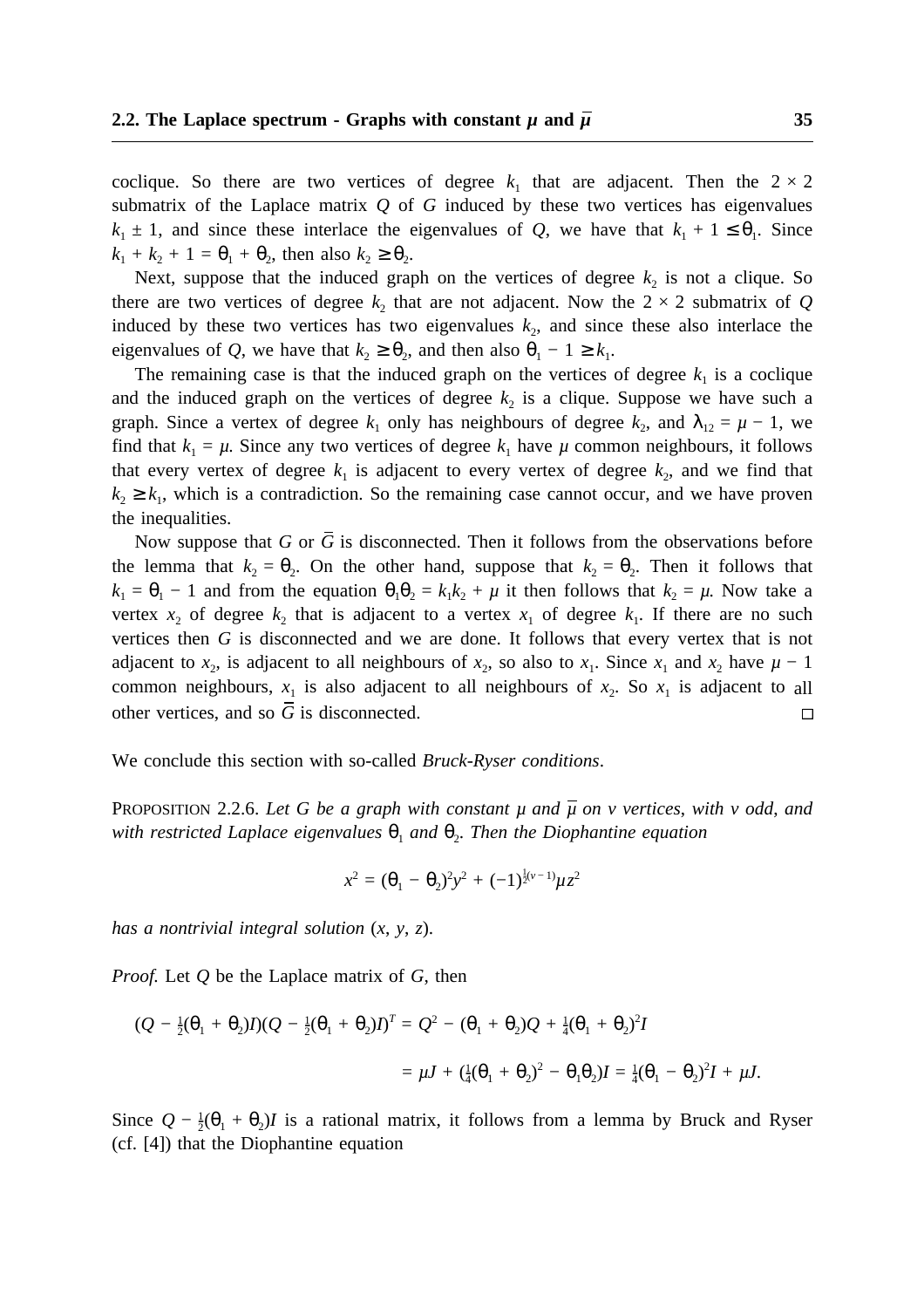coclique. So there are two vertices of degree $k_1$ that are adjacent. Then the $2 \times 2$ submatrix of the Laplace matrix $Q$ of $G$ induced by these two vertices has eigenvalues $k_1 \pm 1$, and since these interlace the eigenvalues of $Q$, we have that $k_1 + 1 \leq \theta_1$. Since $k_1 + k_2 + 1 = \theta_1 + \theta_2$, then also $k_2 \geq \theta_2$.

Next, suppose that the induced graph on the vertices of degree $k_2$ is not a clique. So there are two vertices of degree $k_2$ that are not adjacent. Now the $2 \times 2$ submatrix of $Q$ induced by these two vertices has two eigenvalues $k_2$, and since these also interlace the eigenvalues of $Q$, we have that $k_2 \geq \theta_2$, and then also $\theta_1 - 1 \geq k_1$.

The remaining case is that the induced graph on the vertices of degree $k_1$ is a coclique and the induced graph on the vertices of degree $k_2$ is a clique. Suppose we have such a graph. Since a vertex of degree $k_1$ only has neighbours of degree $k_2$, and $\lambda_{12} = \mu - 1$, we find that $k_1 = \mu$. Since any two vertices of degree $k_1$ have $\mu$ common neighbours, it follows that every vertex of degree $k_1$ is adjacent to every vertex of degree $k_2$, and we find that $k_2 \geq k_1$, which is a contradiction. So the remaining case cannot occur, and we have proven the inequalities.

Now suppose that $G$ or $\overline{G}$ is disconnected. Then it follows from the observations before the lemma that $k_2 = \theta_2$. On the other hand, suppose that $k_2 = \theta_2$. Then it follows that $k_1 = \theta_1 - 1$ and from the equation $\theta_1\theta_2 = k_1k_2 + \mu$ it then follows that $k_2 = \mu$. Now take a vertex $x_2$ of degree $k_2$ that is adjacent to a vertex $x_1$ of degree $k_1$. If there are no such vertices then $G$ is disconnected and we are done. It follows that every vertex that is not adjacent to $x_2$, is adjacent to all neighbours of $x_2$, so also to $x_1$. Since $x_1$ and $x_2$ have $\mu - 1$ common neighbours, $x_1$ is also adjacent to all neighbours of $x_2$. So $x_1$ is adjacent to all other vertices, and so $\overline{G}$ is disconnected. $\square$

We conclude this section with so-called *Bruck-Ryser conditions*.

PROPOSITION 2.2.6. *Let $G$ be a graph with constant $\mu$ and $\overline{\mu}$ on $v$ vertices, with $v$ odd, and with restricted Laplace eigenvalues $\theta_1$ and $\theta_2$. Then the Diophantine equation*

$$x^2 = (\theta_1 - \theta_2)^2y^2 + (-1)^{\frac{1}{2}(v-1)}\mu z^2$$

*has a nontrivial integral solution $(x, y, z)$.*

*Proof.* Let $Q$ be the Laplace matrix of $G$, then

$$(Q - \tfrac{1}{2}(\theta_1 + \theta_2)I)(Q - \tfrac{1}{2}(\theta_1 + \theta_2)I)^T = Q^2 - (\theta_1 + \theta_2)Q + \tfrac{1}{4}(\theta_1 + \theta_2)^2I$$

$$= \mu J + (\tfrac{1}{4}(\theta_1 + \theta_2)^2 - \theta_1\theta_2)I = \tfrac{1}{4}(\theta_1 - \theta_2)^2I + \mu J.$$

Since $Q - \frac{1}{2}(\theta_1 + \theta_2)I$ is a rational matrix, it follows from a lemma by Bruck and Ryser (cf. [4]) that the Diophantine equation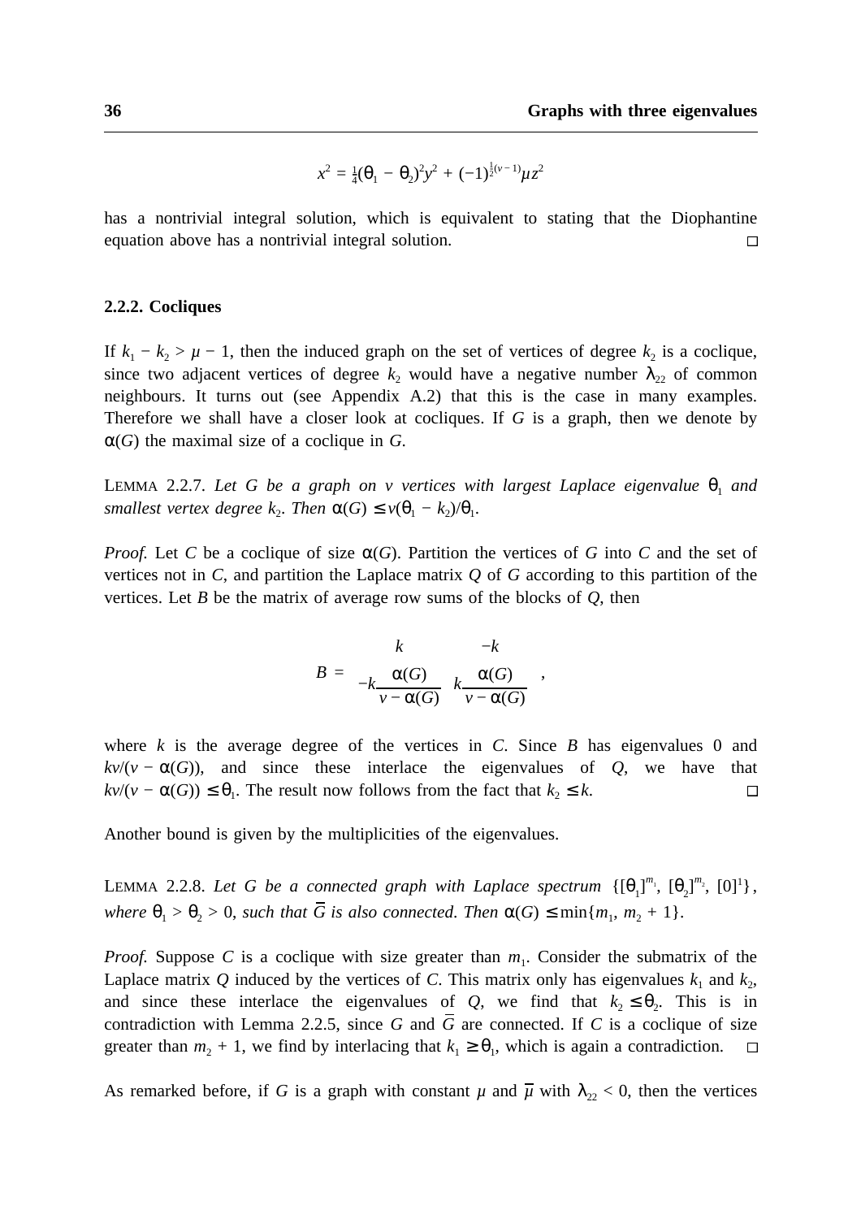$$x^2 = \tfrac{1}{4}(\theta_1 - \theta_2)^2 y^2 + (-1)^{\frac{1}{2}(v-1)} \mu z^2$$

has a nontrivial integral solution, which is equivalent to stating that the Diophantine equation above has a nontrivial integral solution. □

### 2.2.2. Cocliques

If $k_1 - k_2 > \mu - 1$, then the induced graph on the set of vertices of degree $k_2$ is a coclique, since two adjacent vertices of degree $k_2$ would have a negative number $\lambda_{22}$ of common neighbours. It turns out (see Appendix A.2) that this is the case in many examples. Therefore we shall have a closer look at cocliques. If $G$ is a graph, then we denote by $\alpha(G)$ the maximal size of a coclique in $G$.

LEMMA 2.2.7. *Let $G$ be a graph on $v$ vertices with largest Laplace eigenvalue $\theta_1$ and smallest vertex degree $k_2$. Then $\alpha(G) \le v(\theta_1 - k_2)/\theta_1$.*

*Proof.* Let $C$ be a coclique of size $\alpha(G)$. Partition the vertices of $G$ into $C$ and the set of vertices not in $C$, and partition the Laplace matrix $Q$ of $G$ according to this partition of the vertices. Let $B$ be the matrix of average row sums of the blocks of $Q$, then

$$B = \begin{bmatrix} k & -k \\ -k\dfrac{\alpha(G)}{v - \alpha(G)} & k\dfrac{\alpha(G)}{v - \alpha(G)} \end{bmatrix},$$

where $k$ is the average degree of the vertices in $C$. Since $B$ has eigenvalues 0 and $kv/(v - \alpha(G))$, and since these interlace the eigenvalues of $Q$, we have that $kv/(v - \alpha(G)) \le \theta_1$. The result now follows from the fact that $k_2 \le k$. □

Another bound is given by the multiplicities of the eigenvalues.

LEMMA 2.2.8. *Let $G$ be a connected graph with Laplace spectrum $\{[\theta_1]^{m_1}, [\theta_2]^{m_2}, [0]^1\}$, where $\theta_1 > \theta_2 > 0$, such that $\overline{G}$ is also connected. Then $\alpha(G) \le \min\{m_1, m_2 + 1\}$.*

*Proof.* Suppose $C$ is a coclique with size greater than $m_1$. Consider the submatrix of the Laplace matrix $Q$ induced by the vertices of $C$. This matrix only has eigenvalues $k_1$ and $k_2$, and since these interlace the eigenvalues of $Q$, we find that $k_2 \le \theta_2$. This is in contradiction with Lemma 2.2.5, since $G$ and $\overline{G}$ are connected. If $C$ is a coclique of size greater than $m_2 + 1$, we find by interlacing that $k_1 \ge \theta_1$, which is again a contradiction. □

As remarked before, if $G$ is a graph with constant $\mu$ and $\overline{\mu}$ with $\lambda_{22} < 0$, then the vertices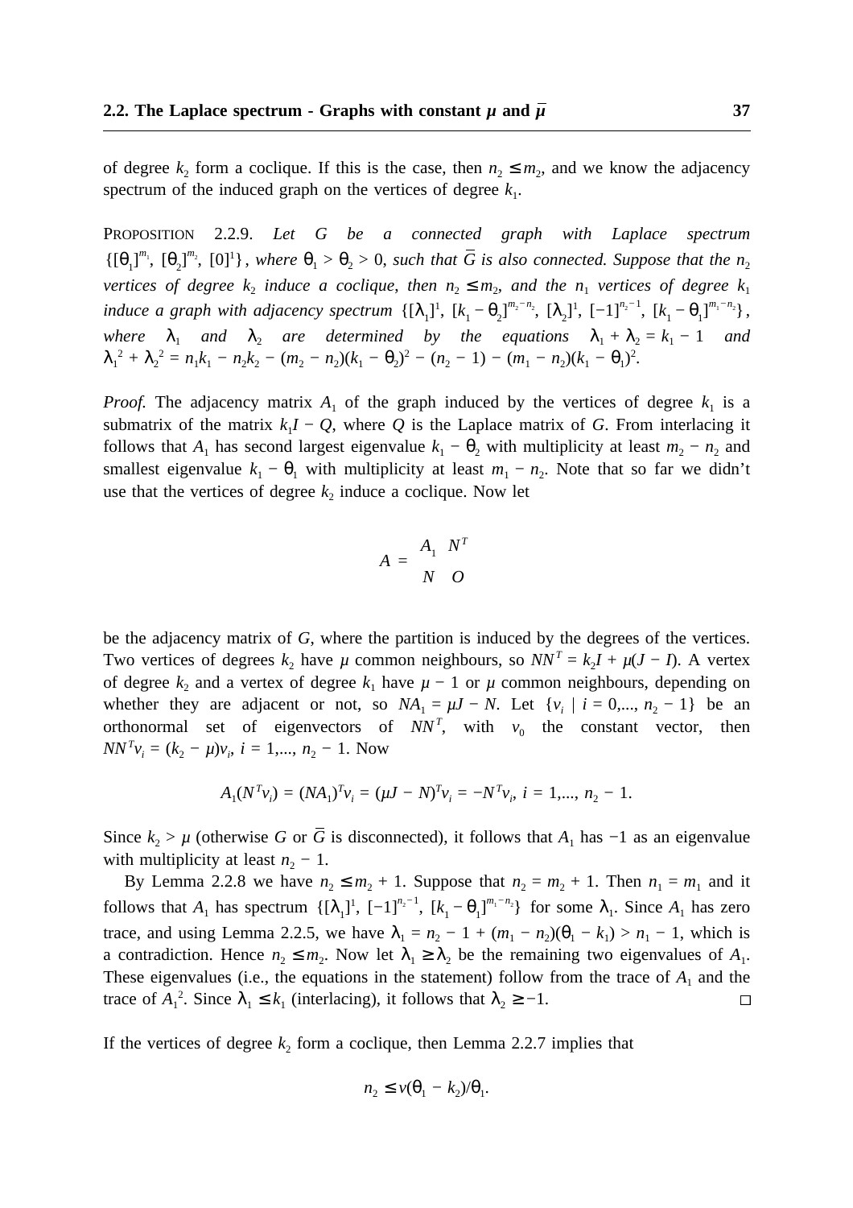of degree $k_2$ form a coclique. If this is the case, then $n_2 \leq m_2$, and we know the adjacency spectrum of the induced graph on the vertices of degree $k_1$.

PROPOSITION 2.2.9. *Let $G$ be a connected graph with Laplace spectrum $\{[\theta_1]^{m_1}, [\theta_2]^{m_2}, [0]^1\}$, where $\theta_1 > \theta_2 > 0$, such that $\bar{G}$ is also connected. Suppose that the $n_2$ vertices of degree $k_2$ induce a coclique, then $n_2 \leq m_2$, and the $n_1$ vertices of degree $k_1$ induce a graph with adjacency spectrum $\{[\lambda_1]^1, [k_1 - \theta_2]^{m_2 - n_2}, [\lambda_2]^1, [-1]^{n_2 - 1}, [k_1 - \theta_1]^{m_1 - n_2}\}$, where $\lambda_1$ and $\lambda_2$ are determined by the equations $\lambda_1 + \lambda_2 = k_1 - 1$ and $\lambda_1^2 + \lambda_2^2 = n_1 k_1 - n_2 k_2 - (m_2 - n_2)(k_1 - \theta_2)^2 - (n_2 - 1) - (m_1 - n_2)(k_1 - \theta_1)^2$.*

*Proof.* The adjacency matrix $A_1$ of the graph induced by the vertices of degree $k_1$ is a submatrix of the matrix $k_1 I - Q$, where $Q$ is the Laplace matrix of $G$. From interlacing it follows that $A_1$ has second largest eigenvalue $k_1 - \theta_2$ with multiplicity at least $m_2 - n_2$ and smallest eigenvalue $k_1 - \theta_1$ with multiplicity at least $m_1 - n_2$. Note that so far we didn't use that the vertices of degree $k_2$ induce a coclique. Now let

$$A = \begin{matrix} A_1 & N^T \\ N & O \end{matrix}$$

be the adjacency matrix of $G$, where the partition is induced by the degrees of the vertices. Two vertices of degrees $k_2$ have $\mu$ common neighbours, so $NN^T = k_2 I + \mu(J - I)$. A vertex of degree $k_2$ and a vertex of degree $k_1$ have $\mu - 1$ or $\mu$ common neighbours, depending on whether they are adjacent or not, so $NA_1 = \mu J - N$. Let $\{v_i \mid i = 0,..., n_2 - 1\}$ be an orthonormal set of eigenvectors of $NN^T$, with $v_0$ the constant vector, then $NN^T v_i = (k_2 - \mu)v_i$, $i = 1,..., n_2 - 1$. Now

$$A_1(N^T v_i) = (NA_1)^T v_i = (\mu J - N)^T v_i = -N^T v_i,\ i = 1,..., n_2 - 1.$$

Since $k_2 > \mu$ (otherwise $G$ or $\bar{G}$ is disconnected), it follows that $A_1$ has $-1$ as an eigenvalue with multiplicity at least $n_2 - 1$.

By Lemma 2.2.8 we have $n_2 \leq m_2 + 1$. Suppose that $n_2 = m_2 + 1$. Then $n_1 = m_1$ and it follows that $A_1$ has spectrum $\{[\lambda_1]^1, [-1]^{n_2 - 1}, [k_1 - \theta_1]^{m_1 - n_2}\}$ for some $\lambda_1$. Since $A_1$ has zero trace, and using Lemma 2.2.5, we have $\lambda_1 = n_2 - 1 + (m_1 - n_2)(\theta_1 - k_1) > n_1 - 1$, which is a contradiction. Hence $n_2 \leq m_2$. Now let $\lambda_1 \geq \lambda_2$ be the remaining two eigenvalues of $A_1$. These eigenvalues (i.e., the equations in the statement) follow from the trace of $A_1$ and the trace of $A_1^2$. Since $\lambda_1 \leq k_1$ (interlacing), it follows that $\lambda_2 \geq -1$. □

If the vertices of degree $k_2$ form a coclique, then Lemma 2.2.7 implies that

$$n_2 \leq v(\theta_1 - k_2)/\theta_1.$$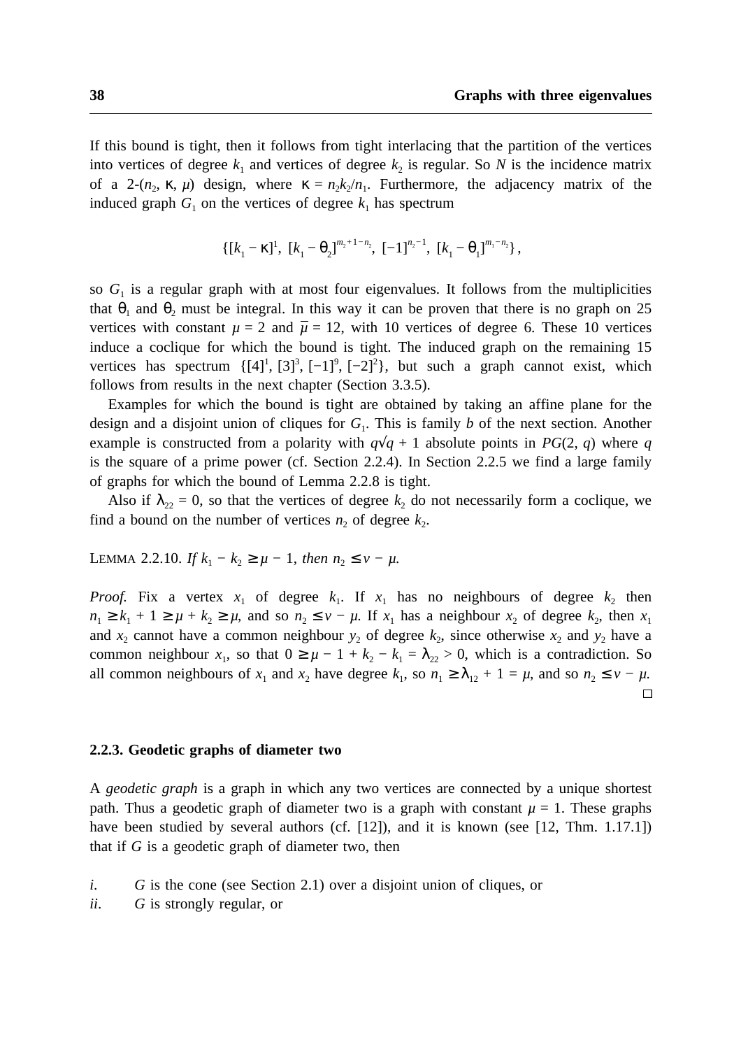If this bound is tight, then it follows from tight interlacing that the partition of the vertices into vertices of degree $k_1$ and vertices of degree $k_2$ is regular. So $N$ is the incidence matrix of a 2-$(n_2, \kappa, \mu)$ design, where $\kappa = n_2k_2/n_1$. Furthermore, the adjacency matrix of the induced graph $G_1$ on the vertices of degree $k_1$ has spectrum

$$\{[k_1 - \kappa]^1,\ [k_1 - \theta_2]^{m_2+1-n_2},\ [-1]^{n_2-1},\ [k_1 - \theta_1]^{m_1-n_2}\},$$

so $G_1$ is a regular graph with at most four eigenvalues. It follows from the multiplicities that $\theta_1$ and $\theta_2$ must be integral. In this way it can be proven that there is no graph on 25 vertices with constant $\mu = 2$ and $\bar{\mu} = 12$, with 10 vertices of degree 6. These 10 vertices induce a coclique for which the bound is tight. The induced graph on the remaining 15 vertices has spectrum $\{[4]^1, [3]^3, [-1]^9, [-2]^2\}$, but such a graph cannot exist, which follows from results in the next chapter (Section 3.3.5).

Examples for which the bound is tight are obtained by taking an affine plane for the design and a disjoint union of cliques for $G_1$. This is family *b* of the next section. Another example is constructed from a polarity with $q\sqrt{q} + 1$ absolute points in $PG(2, q)$ where $q$ is the square of a prime power (cf. Section 2.2.4). In Section 2.2.5 we find a large family of graphs for which the bound of Lemma 2.2.8 is tight.

Also if $\lambda_{22} = 0$, so that the vertices of degree $k_2$ do not necessarily form a coclique, we find a bound on the number of vertices $n_2$ of degree $k_2$.

LEMMA 2.2.10. *If* $k_1 - k_2 \geq \mu - 1$, *then* $n_2 \leq v - \mu$.

*Proof.* Fix a vertex $x_1$ of degree $k_1$. If $x_1$ has no neighbours of degree $k_2$ then $n_1 \geq k_1 + 1 \geq \mu + k_2 \geq \mu$, and so $n_2 \leq v - \mu$. If $x_1$ has a neighbour $x_2$ of degree $k_2$, then $x_1$ and $x_2$ cannot have a common neighbour $y_2$ of degree $k_2$, since otherwise $x_2$ and $y_2$ have a common neighbour $x_1$, so that $0 \geq \mu - 1 + k_2 - k_1 = \lambda_{22} > 0$, which is a contradiction. So all common neighbours of $x_1$ and $x_2$ have degree $k_1$, so $n_1 \geq \lambda_{12} + 1 = \mu$, and so $n_2 \leq v - \mu$. □

### 2.2.3. Geodetic graphs of diameter two

A *geodetic graph* is a graph in which any two vertices are connected by a unique shortest path. Thus a geodetic graph of diameter two is a graph with constant $\mu = 1$. These graphs have been studied by several authors (cf. [12]), and it is known (see [12, Thm. 1.17.1]) that if $G$ is a geodetic graph of diameter two, then

*i*. $G$ is the cone (see Section 2.1) over a disjoint union of cliques, or

*ii*. $G$ is strongly regular, or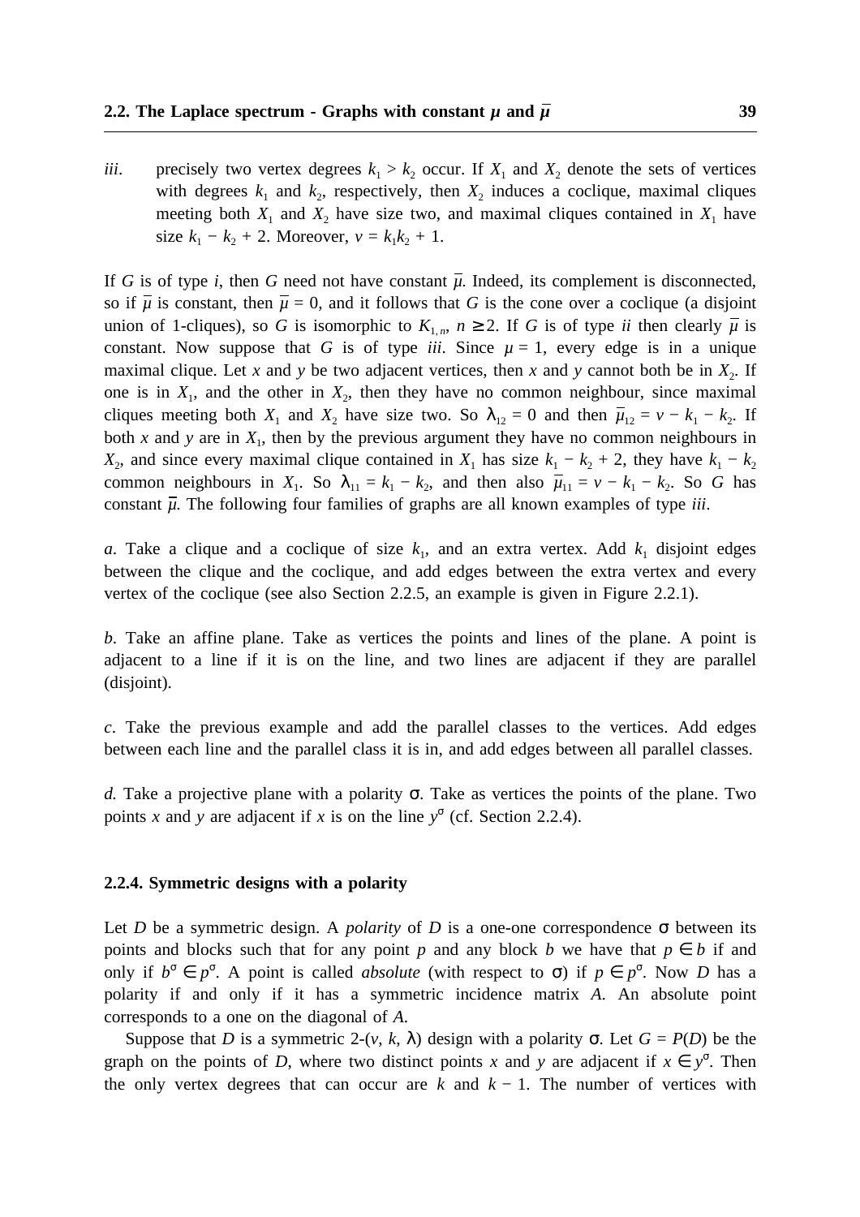*iii*. precisely two vertex degrees $k_1 > k_2$ occur. If $X_1$ and $X_2$ denote the sets of vertices with degrees $k_1$ and $k_2$, respectively, then $X_2$ induces a coclique, maximal cliques meeting both $X_1$ and $X_2$ have size two, and maximal cliques contained in $X_1$ have size $k_1 - k_2 + 2$. Moreover, $v = k_1 k_2 + 1$.

If $G$ is of type *i*, then $G$ need not have constant $\bar{\mu}$. Indeed, its complement is disconnected, so if $\bar{\mu}$ is constant, then $\bar{\mu} = 0$, and it follows that $G$ is the cone over a coclique (a disjoint union of 1-cliques), so $G$ is isomorphic to $K_{1,n}$, $n \geq 2$. If $G$ is of type *ii* then clearly $\bar{\mu}$ is constant. Now suppose that $G$ is of type *iii*. Since $\mu = 1$, every edge is in a unique maximal clique. Let $x$ and $y$ be two adjacent vertices, then $x$ and $y$ cannot both be in $X_2$. If one is in $X_1$, and the other in $X_2$, then they have no common neighbour, since maximal cliques meeting both $X_1$ and $X_2$ have size two. So $\lambda_{12} = 0$ and then $\bar{\mu}_{12} = v - k_1 - k_2$. If both $x$ and $y$ are in $X_1$, then by the previous argument they have no common neighbours in $X_2$, and since every maximal clique contained in $X_1$ has size $k_1 - k_2 + 2$, they have $k_1 - k_2$ common neighbours in $X_1$. So $\lambda_{11} = k_1 - k_2$, and then also $\bar{\mu}_{11} = v - k_1 - k_2$. So $G$ has constant $\bar{\mu}$. The following four families of graphs are all known examples of type *iii*.

*a*. Take a clique and a coclique of size $k_1$, and an extra vertex. Add $k_1$ disjoint edges between the clique and the coclique, and add edges between the extra vertex and every vertex of the coclique (see also Section 2.2.5, an example is given in Figure 2.2.1).

*b*. Take an affine plane. Take as vertices the points and lines of the plane. A point is adjacent to a line if it is on the line, and two lines are adjacent if they are parallel (disjoint).

*c*. Take the previous example and add the parallel classes to the vertices. Add edges between each line and the parallel class it is in, and add edges between all parallel classes.

*d.* Take a projective plane with a polarity $\sigma$. Take as vertices the points of the plane. Two points $x$ and $y$ are adjacent if $x$ is on the line $y^\sigma$ (cf. Section 2.2.4).

### 2.2.4. Symmetric designs with a polarity

Let $D$ be a symmetric design. A *polarity* of $D$ is a one-one correspondence $\sigma$ between its points and blocks such that for any point $p$ and any block $b$ we have that $p \in b$ if and only if $b^\sigma \in p^\sigma$. A point is called *absolute* (with respect to $\sigma$) if $p \in p^\sigma$. Now $D$ has a polarity if and only if it has a symmetric incidence matrix $A$. An absolute point corresponds to a one on the diagonal of $A$.

Suppose that $D$ is a symmetric 2-$(v, k, \lambda)$ design with a polarity $\sigma$. Let $G = P(D)$ be the graph on the points of $D$, where two distinct points $x$ and $y$ are adjacent if $x \in y^\sigma$. Then the only vertex degrees that can occur are $k$ and $k - 1$. The number of vertices with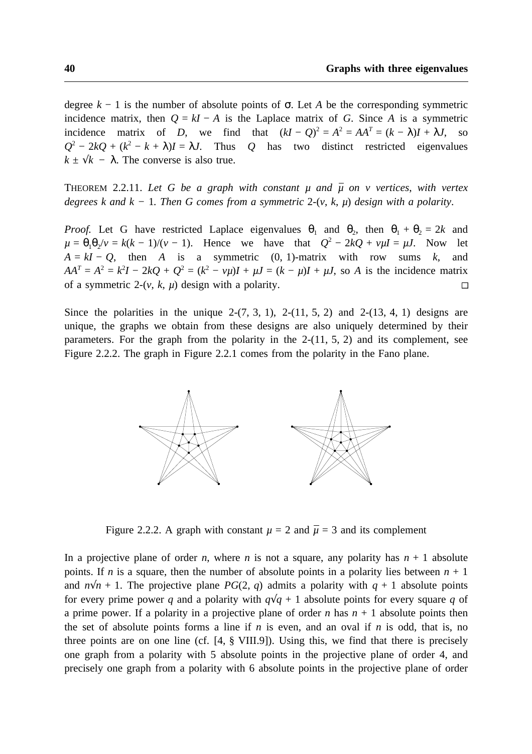degree $k - 1$ is the number of absolute points of $\sigma$. Let $A$ be the corresponding symmetric incidence matrix, then $Q = kI - A$ is the Laplace matrix of $G$. Since $A$ is a symmetric incidence matrix of $D$, we find that $(kI - Q)^2 = A^2 = AA^T = (k - \lambda)I + \lambda J$, so $Q^2 - 2kQ + (k^2 - k + \lambda)I = \lambda J$. Thus $Q$ has two distinct restricted eigenvalues $k \pm \sqrt{k - \lambda}$. The converse is also true.

THEOREM 2.2.11. *Let $G$ be a graph with constant $\mu$ and $\bar{\mu}$ on $v$ vertices, with vertex degrees $k$ and $k - 1$. Then $G$ comes from a symmetric 2-$(v, k, \mu)$ design with a polarity.*

*Proof.* Let G have restricted Laplace eigenvalues $\theta_1$ and $\theta_2$, then $\theta_1 + \theta_2 = 2k$ and $\mu = \theta_1\theta_2/v = k(k - 1)/(v - 1)$. Hence we have that $Q^2 - 2kQ + v\mu I = \mu J$. Now let $A = kI - Q$, then $A$ is a symmetric $(0, 1)$-matrix with row sums $k$, and $AA^T = A^2 = k^2I - 2kQ + Q^2 = (k^2 - v\mu)I + \mu J = (k - \mu)I + \mu J$, so $A$ is the incidence matrix of a symmetric 2-$(v, k, \mu)$ design with a polarity. □

Since the polarities in the unique 2-(7, 3, 1), 2-(11, 5, 2) and 2-(13, 4, 1) designs are unique, the graphs we obtain from these designs are also uniquely determined by their parameters. For the graph from the polarity in the 2-(11, 5, 2) and its complement, see Figure 2.2.2. The graph in Figure 2.2.1 comes from the polarity in the Fano plane.

Figure 2.2.2. A graph with constant $\mu = 2$ and $\bar{\mu} = 3$ and its complement

In a projective plane of order $n$, where $n$ is not a square, any polarity has $n + 1$ absolute points. If $n$ is a square, then the number of absolute points in a polarity lies between $n + 1$ and $n\sqrt{n} + 1$. The projective plane $PG(2, q)$ admits a polarity with $q + 1$ absolute points for every prime power $q$ and a polarity with $q\sqrt{q} + 1$ absolute points for every square $q$ of a prime power. If a polarity in a projective plane of order $n$ has $n + 1$ absolute points then the set of absolute points forms a line if $n$ is even, and an oval if $n$ is odd, that is, no three points are on one line (cf. [4, § VIII.9]). Using this, we find that there is precisely one graph from a polarity with 5 absolute points in the projective plane of order 4, and precisely one graph from a polarity with 6 absolute points in the projective plane of order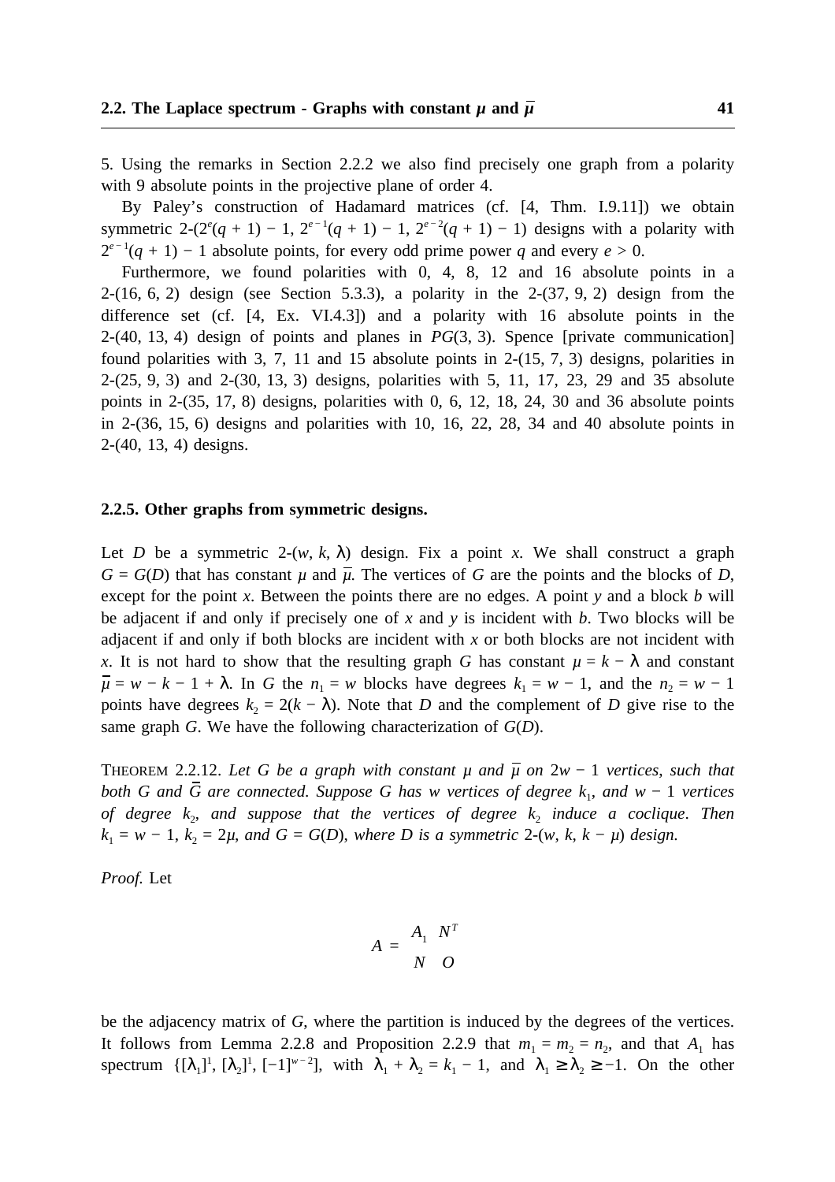5. Using the remarks in Section 2.2.2 we also find precisely one graph from a polarity with 9 absolute points in the projective plane of order 4.

By Paley's construction of Hadamard matrices (cf. [4, Thm. I.9.11]) we obtain symmetric 2-$(2^e(q+1)-1,\ 2^{e-1}(q+1)-1,\ 2^{e-2}(q+1)-1)$ designs with a polarity with $2^{e-1}(q+1)-1$ absolute points, for every odd prime power $q$ and every $e > 0$.

Furthermore, we found polarities with 0, 4, 8, 12 and 16 absolute points in a 2-(16, 6, 2) design (see Section 5.3.3), a polarity in the 2-(37, 9, 2) design from the difference set (cf. [4, Ex. VI.4.3]) and a polarity with 16 absolute points in the 2-(40, 13, 4) design of points and planes in $PG(3, 3)$. Spence [private communication] found polarities with 3, 7, 11 and 15 absolute points in 2-(15, 7, 3) designs, polarities in 2-(25, 9, 3) and 2-(30, 13, 3) designs, polarities with 5, 11, 17, 23, 29 and 35 absolute points in 2-(35, 17, 8) designs, polarities with 0, 6, 12, 18, 24, 30 and 36 absolute points in 2-(36, 15, 6) designs and polarities with 10, 16, 22, 28, 34 and 40 absolute points in 2-(40, 13, 4) designs.

### 2.2.5. Other graphs from symmetric designs.

Let $D$ be a symmetric 2-$(w, k, \lambda)$ design. Fix a point $x$. We shall construct a graph $G = G(D)$ that has constant $\mu$ and $\bar{\mu}$. The vertices of $G$ are the points and the blocks of $D$, except for the point $x$. Between the points there are no edges. A point $y$ and a block $b$ will be adjacent if and only if precisely one of $x$ and $y$ is incident with $b$. Two blocks will be adjacent if and only if both blocks are incident with $x$ or both blocks are not incident with $x$. It is not hard to show that the resulting graph $G$ has constant $\mu = k - \lambda$ and constant $\bar{\mu} = w - k - 1 + \lambda$. In $G$ the $n_1 = w$ blocks have degrees $k_1 = w - 1$, and the $n_2 = w - 1$ points have degrees $k_2 = 2(k - \lambda)$. Note that $D$ and the complement of $D$ give rise to the same graph $G$. We have the following characterization of $G(D)$.

THEOREM 2.2.12. *Let $G$ be a graph with constant $\mu$ and $\bar{\mu}$ on $2w - 1$ vertices, such that both $G$ and $\bar{G}$ are connected. Suppose $G$ has $w$ vertices of degree $k_1$, and $w - 1$ vertices of degree $k_2$, and suppose that the vertices of degree $k_2$ induce a coclique. Then $k_1 = w - 1$, $k_2 = 2\mu$, and $G = G(D)$, where $D$ is a symmetric 2-$(w, k, k - \mu)$ design.*

*Proof.* Let

$$A = \begin{bmatrix} A_1 & N^T \\ N & O \end{bmatrix}$$

be the adjacency matrix of $G$, where the partition is induced by the degrees of the vertices. It follows from Lemma 2.2.8 and Proposition 2.2.9 that $m_1 = m_2 = n_2$, and that $A_1$ has spectrum $\{[\lambda_1]^1, [\lambda_2]^1, [-1]^{w-2}\}$, with $\lambda_1 + \lambda_2 = k_1 - 1$, and $\lambda_1 \geq \lambda_2 \geq -1$. On the other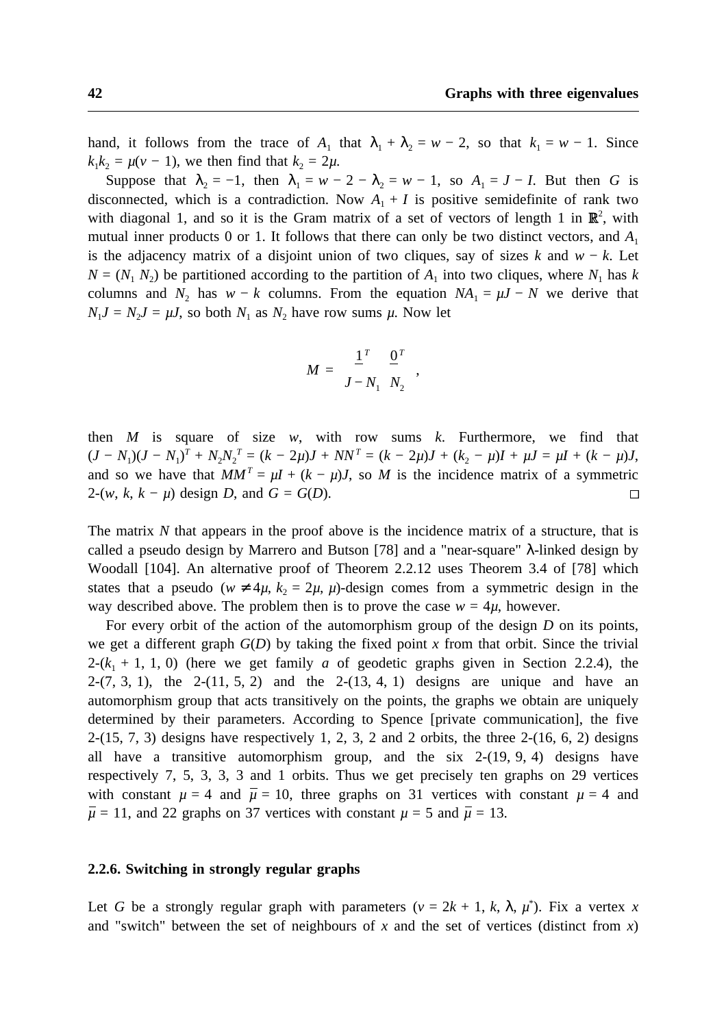hand, it follows from the trace of $A_1$ that $\lambda_1 + \lambda_2 = w - 2$, so that $k_1 = w - 1$. Since $k_1 k_2 = \mu(v - 1)$, we then find that $k_2 = 2\mu$.

Suppose that $\lambda_2 = -1$, then $\lambda_1 = w - 2 - \lambda_2 = w - 1$, so $A_1 = J - I$. But then $G$ is disconnected, which is a contradiction. Now $A_1 + I$ is positive semidefinite of rank two with diagonal 1, and so it is the Gram matrix of a set of vectors of length 1 in $\mathbb{R}^2$, with mutual inner products 0 or 1. It follows that there can only be two distinct vectors, and $A_1$ is the adjacency matrix of a disjoint union of two cliques, say of sizes $k$ and $w - k$. Let $N = (N_1\ N_2)$ be partitioned according to the partition of $A_1$ into two cliques, where $N_1$ has $k$ columns and $N_2$ has $w - k$ columns. From the equation $NA_1 = \mu J - N$ we derive that $N_1 J = N_2 J = \mu J$, so both $N_1$ as $N_2$ have row sums $\mu$. Now let

$$M = \begin{pmatrix} \underline{1}^T & \underline{0}^T \\ J - N_1 & N_2 \end{pmatrix},$$

then $M$ is square of size $w$, with row sums $k$. Furthermore, we find that $(J - N_1)(J - N_1)^T + N_2 N_2^T = (k - 2\mu)J + NN^T = (k - 2\mu)J + (k_2 - \mu)I + \mu J = \mu I + (k - \mu)J$, and so we have that $MM^T = \mu I + (k - \mu)J$, so $M$ is the incidence matrix of a symmetric 2-$(w, k, k - \mu)$ design $D$, and $G = G(D)$. □

The matrix $N$ that appears in the proof above is the incidence matrix of a structure, that is called a pseudo design by Marrero and Butson [78] and a "near-square" $\lambda$-linked design by Woodall [104]. An alternative proof of Theorem 2.2.12 uses Theorem 3.4 of [78] which states that a pseudo $(w \neq 4\mu, k_2 = 2\mu, \mu)$-design comes from a symmetric design in the way described above. The problem then is to prove the case $w = 4\mu$, however.

For every orbit of the action of the automorphism group of the design $D$ on its points, we get a different graph $G(D)$ by taking the fixed point $x$ from that orbit. Since the trivial 2-$(k_1 + 1, 1, 0)$ (here we get family *a* of geodetic graphs given in Section 2.2.4), the 2-$(7, 3, 1)$, the 2-$(11, 5, 2)$ and the 2-$(13, 4, 1)$ designs are unique and have an automorphism group that acts transitively on the points, the graphs we obtain are uniquely determined by their parameters. According to Spence [private communication], the five 2-$(15, 7, 3)$ designs have respectively 1, 2, 3, 2 and 2 orbits, the three 2-$(16, 6, 2)$ designs all have a transitive automorphism group, and the six 2-$(19, 9, 4)$ designs have respectively 7, 5, 3, 3, 3 and 1 orbits. Thus we get precisely ten graphs on 29 vertices with constant $\mu = 4$ and $\bar{\mu} = 10$, three graphs on 31 vertices with constant $\mu = 4$ and $\bar{\mu} = 11$, and 22 graphs on 37 vertices with constant $\mu = 5$ and $\bar{\mu} = 13$.

### 2.2.6. Switching in strongly regular graphs

Let $G$ be a strongly regular graph with parameters $(v = 2k + 1, k, \lambda, \mu^*)$. Fix a vertex $x$ and "switch" between the set of neighbours of $x$ and the set of vertices (distinct from $x$)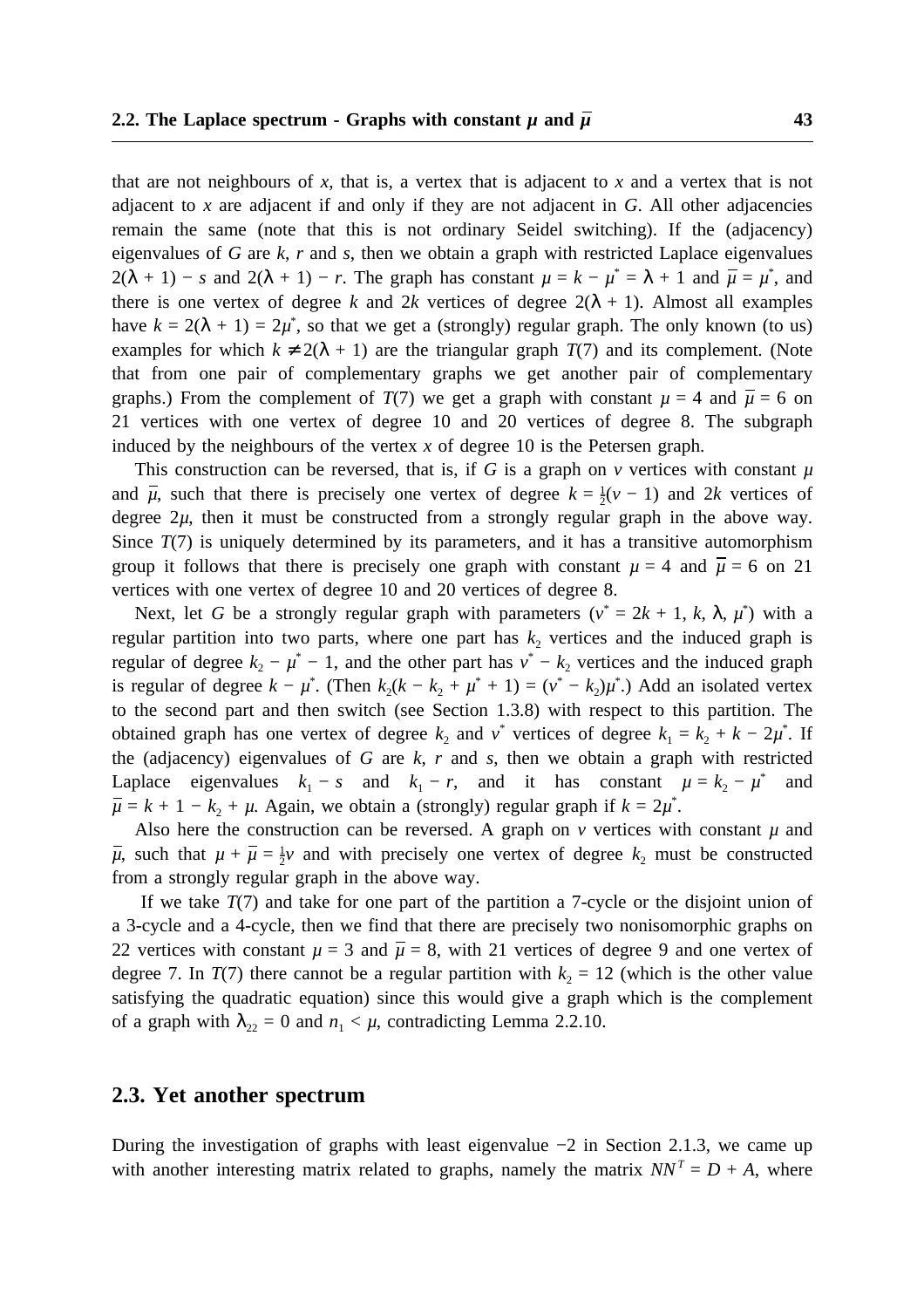that are not neighbours of $x$, that is, a vertex that is adjacent to $x$ and a vertex that is not adjacent to $x$ are adjacent if and only if they are not adjacent in $G$. All other adjacencies remain the same (note that this is not ordinary Seidel switching). If the (adjacency) eigenvalues of $G$ are $k$, $r$ and $s$, then we obtain a graph with restricted Laplace eigenvalues $2(\lambda + 1) - s$ and $2(\lambda + 1) - r$. The graph has constant $\mu = k - \mu^* = \lambda + 1$ and $\bar{\mu} = \mu^*$, and there is one vertex of degree $k$ and $2k$ vertices of degree $2(\lambda + 1)$. Almost all examples have $k = 2(\lambda + 1) = 2\mu^*$, so that we get a (strongly) regular graph. The only known (to us) examples for which $k \neq 2(\lambda + 1)$ are the triangular graph $T(7)$ and its complement. (Note that from one pair of complementary graphs we get another pair of complementary graphs.) From the complement of $T(7)$ we get a graph with constant $\mu = 4$ and $\bar{\mu} = 6$ on 21 vertices with one vertex of degree 10 and 20 vertices of degree 8. The subgraph induced by the neighbours of the vertex $x$ of degree 10 is the Petersen graph.

This construction can be reversed, that is, if $G$ is a graph on $v$ vertices with constant $\mu$ and $\bar{\mu}$, such that there is precisely one vertex of degree $k = \frac{1}{2}(v - 1)$ and $2k$ vertices of degree $2\mu$, then it must be constructed from a strongly regular graph in the above way. Since $T(7)$ is uniquely determined by its parameters, and it has a transitive automorphism group it follows that there is precisely one graph with constant $\mu = 4$ and $\bar{\mu} = 6$ on 21 vertices with one vertex of degree 10 and 20 vertices of degree 8.

Next, let $G$ be a strongly regular graph with parameters $(v^* = 2k + 1, k, \lambda, \mu^*)$ with a regular partition into two parts, where one part has $k_2$ vertices and the induced graph is regular of degree $k_2 - \mu^* - 1$, and the other part has $v^* - k_2$ vertices and the induced graph is regular of degree $k - \mu^*$. (Then $k_2(k - k_2 + \mu^* + 1) = (v^* - k_2)\mu^*$.) Add an isolated vertex to the second part and then switch (see Section 1.3.8) with respect to this partition. The obtained graph has one vertex of degree $k_2$ and $v^*$ vertices of degree $k_1 = k_2 + k - 2\mu^*$. If the (adjacency) eigenvalues of $G$ are $k$, $r$ and $s$, then we obtain a graph with restricted Laplace eigenvalues $k_1 - s$ and $k_1 - r$, and it has constant $\mu = k_2 - \mu^*$ and $\bar{\mu} = k + 1 - k_2 + \mu$. Again, we obtain a (strongly) regular graph if $k = 2\mu^*$.

Also here the construction can be reversed. A graph on $v$ vertices with constant $\mu$ and $\bar{\mu}$, such that $\mu + \bar{\mu} = \frac{1}{2}v$ and with precisely one vertex of degree $k_2$ must be constructed from a strongly regular graph in the above way.

If we take $T(7)$ and take for one part of the partition a 7-cycle or the disjoint union of a 3-cycle and a 4-cycle, then we find that there are precisely two nonisomorphic graphs on 22 vertices with constant $\mu = 3$ and $\bar{\mu} = 8$, with 21 vertices of degree 9 and one vertex of degree 7. In $T(7)$ there cannot be a regular partition with $k_2 = 12$ (which is the other value satisfying the quadratic equation) since this would give a graph which is the complement of a graph with $\lambda_{22} = 0$ and $n_1 < \mu$, contradicting Lemma 2.2.10.

## 2.3. Yet another spectrum

During the investigation of graphs with least eigenvalue $-2$ in Section 2.1.3, we came up with another interesting matrix related to graphs, namely the matrix $NN^T = D + A$, where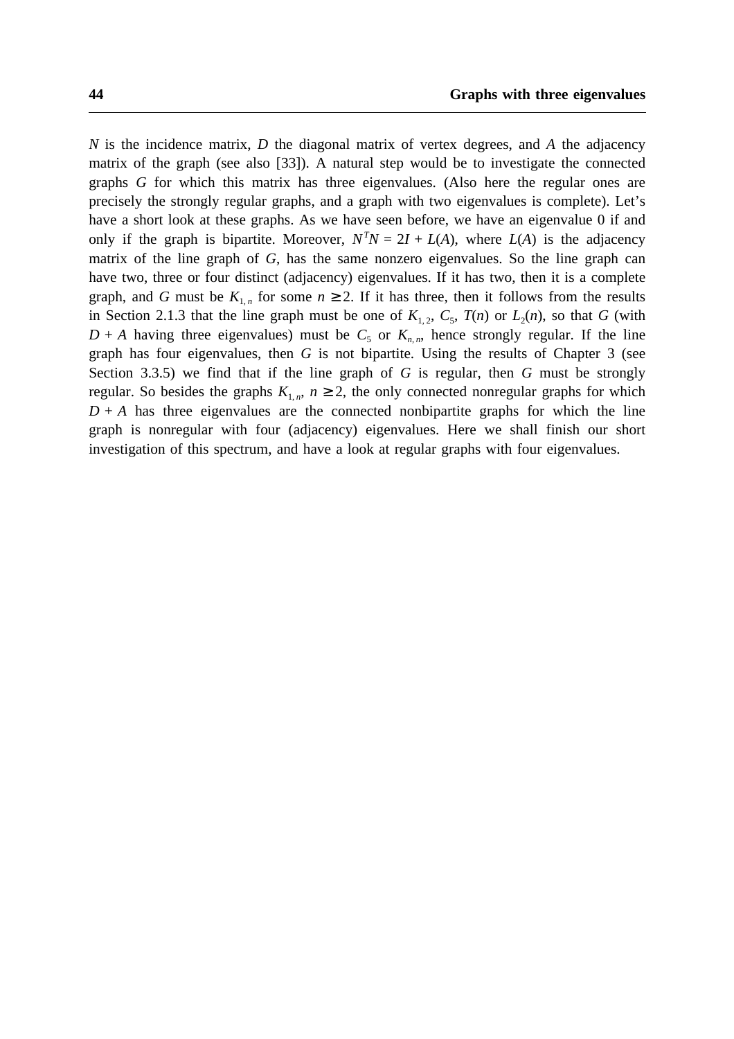$N$ is the incidence matrix, $D$ the diagonal matrix of vertex degrees, and $A$ the adjacency matrix of the graph (see also [33]). A natural step would be to investigate the connected graphs $G$ for which this matrix has three eigenvalues. (Also here the regular ones are precisely the strongly regular graphs, and a graph with two eigenvalues is complete). Let's have a short look at these graphs. As we have seen before, we have an eigenvalue 0 if and only if the graph is bipartite. Moreover, $N^T N = 2I + L(A)$, where $L(A)$ is the adjacency matrix of the line graph of $G$, has the same nonzero eigenvalues. So the line graph can have two, three or four distinct (adjacency) eigenvalues. If it has two, then it is a complete graph, and $G$ must be $K_{1,n}$ for some $n \geq 2$. If it has three, then it follows from the results in Section 2.1.3 that the line graph must be one of $K_{1,2}$, $C_5$, $T(n)$ or $L_2(n)$, so that $G$ (with $D + A$ having three eigenvalues) must be $C_5$ or $K_{n,n}$, hence strongly regular. If the line graph has four eigenvalues, then $G$ is not bipartite. Using the results of Chapter 3 (see Section 3.3.5) we find that if the line graph of $G$ is regular, then $G$ must be strongly regular. So besides the graphs $K_{1,n}$, $n \geq 2$, the only connected nonregular graphs for which $D + A$ has three eigenvalues are the connected nonbipartite graphs for which the line graph is nonregular with four (adjacency) eigenvalues. Here we shall finish our short investigation of this spectrum, and have a look at regular graphs with four eigenvalues.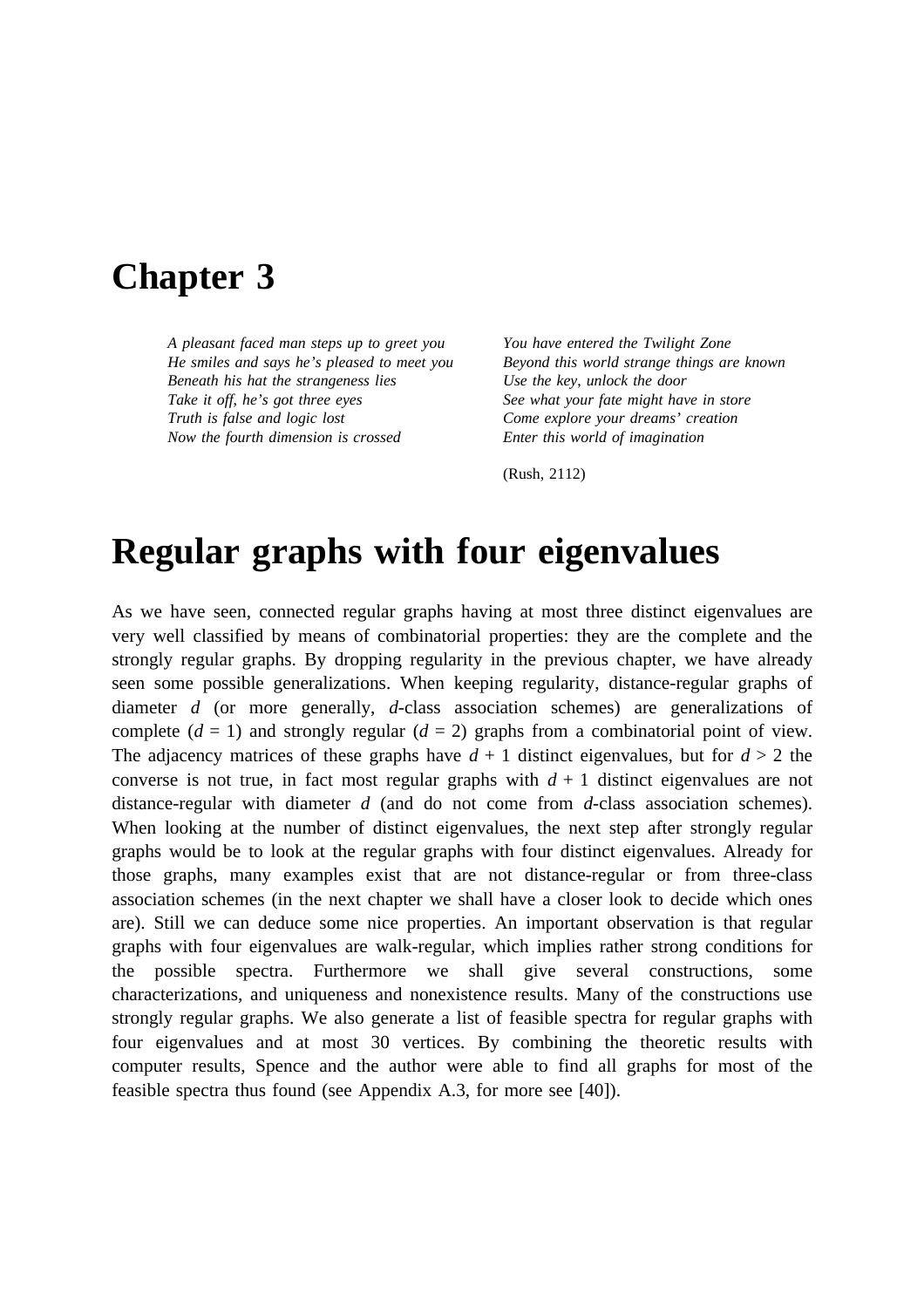# Chapter 3

*A pleasant faced man steps up to greet you*
*He smiles and says he's pleased to meet you*
*Beneath his hat the strangeness lies*
*Take it off, he's got three eyes*
*Truth is false and logic lost*
*Now the fourth dimension is crossed*

*You have entered the Twilight Zone*
*Beyond this world strange things are known*
*Use the key, unlock the door*
*See what your fate might have in store*
*Come explore your dreams' creation*
*Enter this world of imagination*

(Rush, 2112)

# Regular graphs with four eigenvalues

As we have seen, connected regular graphs having at most three distinct eigenvalues are very well classified by means of combinatorial properties: they are the complete and the strongly regular graphs. By dropping regularity in the previous chapter, we have already seen some possible generalizations. When keeping regularity, distance-regular graphs of diameter $d$ (or more generally, $d$-class association schemes) are generalizations of complete ($d = 1$) and strongly regular ($d = 2$) graphs from a combinatorial point of view. The adjacency matrices of these graphs have $d + 1$ distinct eigenvalues, but for $d > 2$ the converse is not true, in fact most regular graphs with $d + 1$ distinct eigenvalues are not distance-regular with diameter $d$ (and do not come from $d$-class association schemes). When looking at the number of distinct eigenvalues, the next step after strongly regular graphs would be to look at the regular graphs with four distinct eigenvalues. Already for those graphs, many examples exist that are not distance-regular or from three-class association schemes (in the next chapter we shall have a closer look to decide which ones are). Still we can deduce some nice properties. An important observation is that regular graphs with four eigenvalues are walk-regular, which implies rather strong conditions for the possible spectra. Furthermore we shall give several constructions, some characterizations, and uniqueness and nonexistence results. Many of the constructions use strongly regular graphs. We also generate a list of feasible spectra for regular graphs with four eigenvalues and at most 30 vertices. By combining the theoretic results with computer results, Spence and the author were able to find all graphs for most of the feasible spectra thus found (see Appendix A.3, for more see [40]).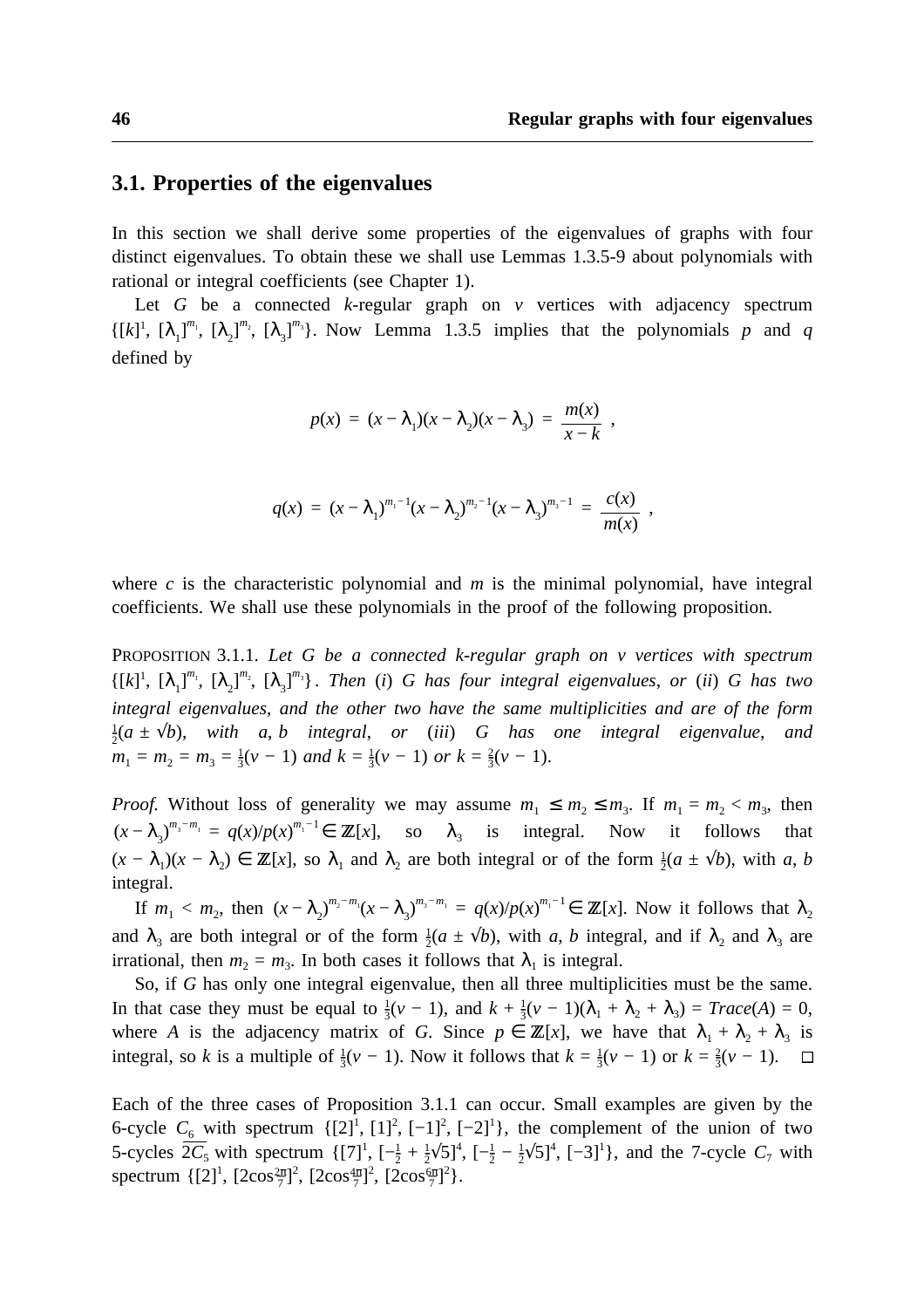## 3.1. Properties of the eigenvalues

In this section we shall derive some properties of the eigenvalues of graphs with four distinct eigenvalues. To obtain these we shall use Lemmas 1.3.5-9 about polynomials with rational or integral coefficients (see Chapter 1).

Let $G$ be a connected $k$-regular graph on $v$ vertices with adjacency spectrum $\{[k]^1, [\lambda_1]^{m_1}, [\lambda_2]^{m_2}, [\lambda_3]^{m_3}\}$. Now Lemma 1.3.5 implies that the polynomials $p$ and $q$ defined by

$$p(x) = (x - \lambda_1)(x - \lambda_2)(x - \lambda_3) = \frac{m(x)}{x - k} \ ,$$

$$q(x) = (x - \lambda_1)^{m_1 - 1}(x - \lambda_2)^{m_2 - 1}(x - \lambda_3)^{m_3 - 1} = \frac{c(x)}{m(x)} \ ,$$

where $c$ is the characteristic polynomial and $m$ is the minimal polynomial, have integral coefficients. We shall use these polynomials in the proof of the following proposition.

PROPOSITION 3.1.1. *Let $G$ be a connected $k$-regular graph on $v$ vertices with spectrum $\{[k]^1, [\lambda_1]^{m_1}, [\lambda_2]^{m_2}, [\lambda_3]^{m_3}\}$. Then (i) $G$ has four integral eigenvalues, or (ii) $G$ has two integral eigenvalues, and the other two have the same multiplicities and are of the form $\frac{1}{2}(a \pm \sqrt{b})$, with $a, b$ integral, or (iii) $G$ has one integral eigenvalue, and $m_1 = m_2 = m_3 = \frac{1}{3}(v-1)$ and $k = \frac{1}{3}(v-1)$ or $k = \frac{2}{3}(v-1)$.*

*Proof.* Without loss of generality we may assume $m_1 \leq m_2 \leq m_3$. If $m_1 = m_2 < m_3$, then $(x - \lambda_3)^{m_3 - m_1} = q(x)/p(x)^{m_1 - 1} \in \mathbb{Z}[x]$, so $\lambda_3$ is integral. Now it follows that $(x - \lambda_1)(x - \lambda_2) \in \mathbb{Z}[x]$, so $\lambda_1$ and $\lambda_2$ are both integral or of the form $\frac{1}{2}(a \pm \sqrt{b})$, with $a, b$ integral.

If $m_1 < m_2$, then $(x - \lambda_2)^{m_2 - m_1}(x - \lambda_3)^{m_3 - m_1} = q(x)/p(x)^{m_1 - 1} \in \mathbb{Z}[x]$. Now it follows that $\lambda_2$ and $\lambda_3$ are both integral or of the form $\frac{1}{2}(a \pm \sqrt{b})$, with $a, b$ integral, and if $\lambda_2$ and $\lambda_3$ are irrational, then $m_2 = m_3$. In both cases it follows that $\lambda_1$ is integral.

So, if $G$ has only one integral eigenvalue, then all three multiplicities must be the same. In that case they must be equal to $\frac{1}{3}(v-1)$, and $k + \frac{1}{3}(v-1)(\lambda_1 + \lambda_2 + \lambda_3) = Trace(A) = 0$, where $A$ is the adjacency matrix of $G$. Since $p \in \mathbb{Z}[x]$, we have that $\lambda_1 + \lambda_2 + \lambda_3$ is integral, so $k$ is a multiple of $\frac{1}{3}(v-1)$. Now it follows that $k = \frac{1}{3}(v-1)$ or $k = \frac{2}{3}(v-1)$. $\square$

Each of the three cases of Proposition 3.1.1 can occur. Small examples are given by the 6-cycle $C_6$ with spectrum $\{[2]^1, [1]^2, [-1]^2, [-2]^1\}$, the complement of the union of two 5-cycles $\overline{2C_5}$ with spectrum $\{[7]^1, [-\frac{1}{2} + \frac{1}{2}\sqrt{5}]^4, [-\frac{1}{2} - \frac{1}{2}\sqrt{5}]^4, [-3]^1\}$, and the 7-cycle $C_7$ with spectrum $\{[2]^1, [2\cos\frac{2\pi}{7}]^2, [2\cos\frac{4\pi}{7}]^2, [2\cos\frac{6\pi}{7}]^2\}$.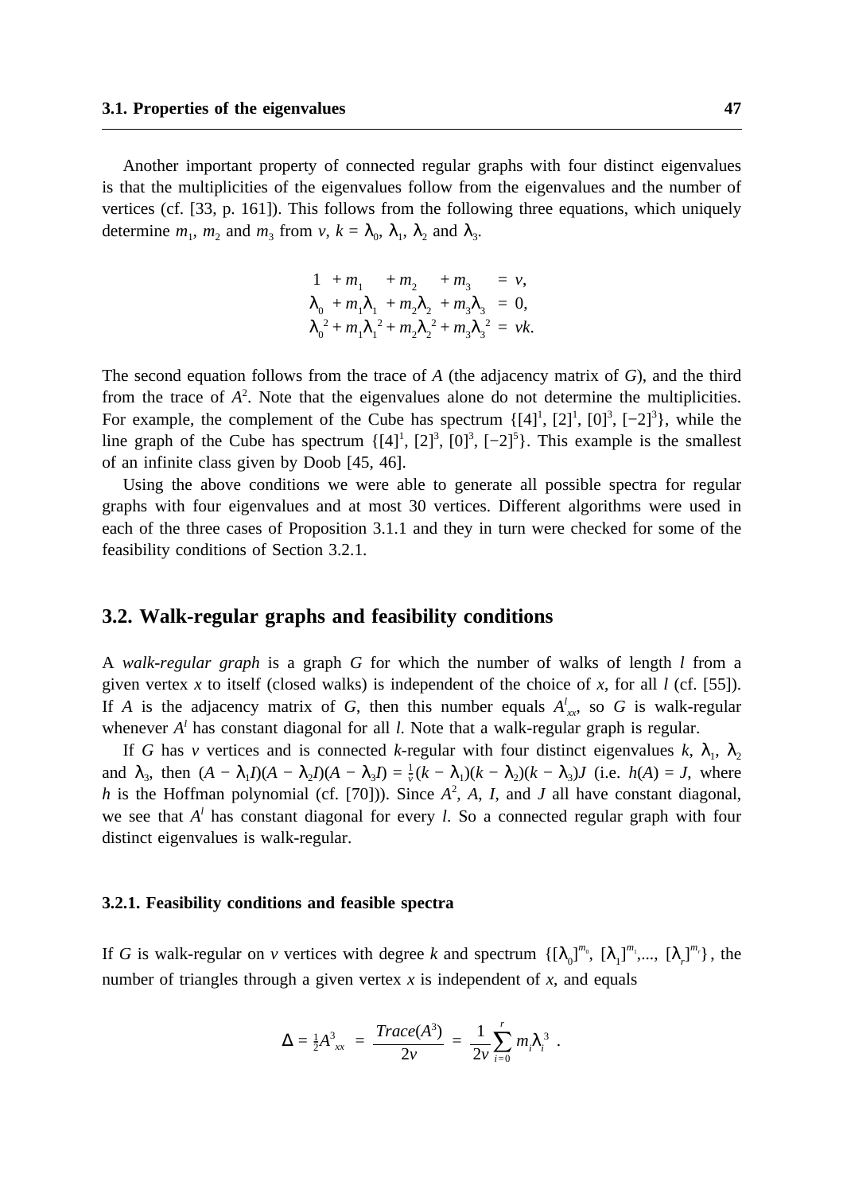Another important property of connected regular graphs with four distinct eigenvalues is that the multiplicities of the eigenvalues follow from the eigenvalues and the number of vertices (cf. [33, p. 161]). This follows from the following three equations, which uniquely determine $m_1$, $m_2$ and $m_3$ from $v$, $k = \lambda_0$, $\lambda_1$, $\lambda_2$ and $\lambda_3$.

$$\begin{aligned}
1 + m_1 + m_2 + m_3 &= v,\\
\lambda_0 + m_1\lambda_1 + m_2\lambda_2 + m_3\lambda_3 &= 0,\\
\lambda_0^2 + m_1\lambda_1^2 + m_2\lambda_2^2 + m_3\lambda_3^2 &= vk.
\end{aligned}$$

The second equation follows from the trace of $A$ (the adjacency matrix of $G$), and the third from the trace of $A^2$. Note that the eigenvalues alone do not determine the multiplicities. For example, the complement of the Cube has spectrum $\{[4]^1, [2]^1, [0]^3, [-2]^3\}$, while the line graph of the Cube has spectrum $\{[4]^1, [2]^3, [0]^3, [-2]^5\}$. This example is the smallest of an infinite class given by Doob [45, 46].

Using the above conditions we were able to generate all possible spectra for regular graphs with four eigenvalues and at most 30 vertices. Different algorithms were used in each of the three cases of Proposition 3.1.1 and they in turn were checked for some of the feasibility conditions of Section 3.2.1.

## 3.2. Walk-regular graphs and feasibility conditions

A *walk-regular graph* is a graph $G$ for which the number of walks of length $l$ from a given vertex $x$ to itself (closed walks) is independent of the choice of $x$, for all $l$ (cf. [55]). If $A$ is the adjacency matrix of $G$, then this number equals $A^l_{xx}$, so $G$ is walk-regular whenever $A^l$ has constant diagonal for all $l$. Note that a walk-regular graph is regular.

If $G$ has $v$ vertices and is connected $k$-regular with four distinct eigenvalues $k$, $\lambda_1$, $\lambda_2$ and $\lambda_3$, then $(A - \lambda_1 I)(A - \lambda_2 I)(A - \lambda_3 I) = \frac{1}{v}(k - \lambda_1)(k - \lambda_2)(k - \lambda_3)J$ (i.e. $h(A) = J$, where $h$ is the Hoffman polynomial (cf. [70])). Since $A^2$, $A$, $I$, and $J$ all have constant diagonal, we see that $A^l$ has constant diagonal for every $l$. So a connected regular graph with four distinct eigenvalues is walk-regular.

### 3.2.1. Feasibility conditions and feasible spectra

If $G$ is walk-regular on $v$ vertices with degree $k$ and spectrum $\{[\lambda_0]^{m_0}, [\lambda_1]^{m_1}, \ldots, [\lambda_r]^{m_r}\}$, the number of triangles through a given vertex $x$ is independent of $x$, and equals

$$\Delta = \tfrac{1}{2}A^3_{xx} = \frac{Trace(A^3)}{2v} = \frac{1}{2v}\sum_{i=0}^{r} m_i\lambda_i^3 .$$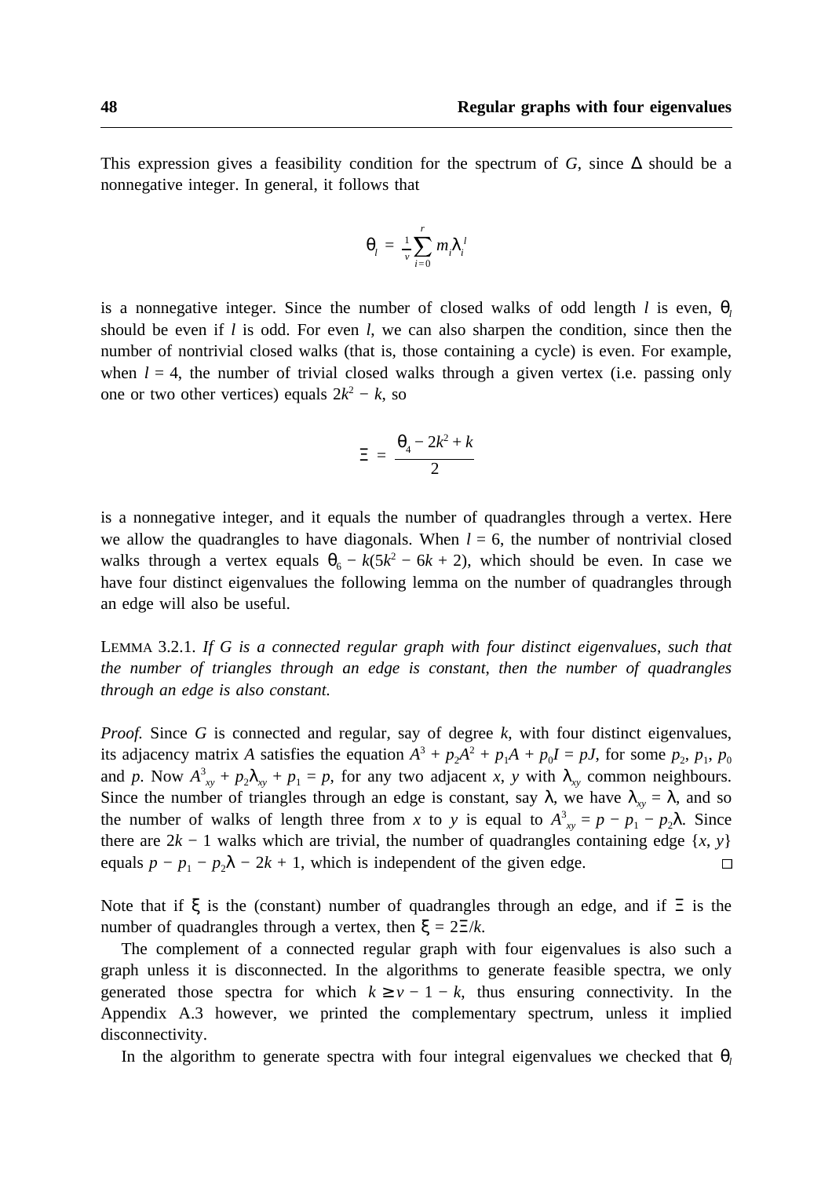This expression gives a feasibility condition for the spectrum of $G$, since $\Delta$ should be a nonnegative integer. In general, it follows that

$$\theta_l = \tfrac{1}{v}\sum_{i=0}^{r} m_i \lambda_i^{\,l}$$

is a nonnegative integer. Since the number of closed walks of odd length $l$ is even, $\theta_l$ should be even if $l$ is odd. For even $l$, we can also sharpen the condition, since then the number of nontrivial closed walks (that is, those containing a cycle) is even. For example, when $l = 4$, the number of trivial closed walks through a given vertex (i.e. passing only one or two other vertices) equals $2k^2 - k$, so

$$\Xi = \frac{\theta_4 - 2k^2 + k}{2}$$

is a nonnegative integer, and it equals the number of quadrangles through a vertex. Here we allow the quadrangles to have diagonals. When $l = 6$, the number of nontrivial closed walks through a vertex equals $\theta_6 - k(5k^2 - 6k + 2)$, which should be even. In case we have four distinct eigenvalues the following lemma on the number of quadrangles through an edge will also be useful.

LEMMA 3.2.1. *If $G$ is a connected regular graph with four distinct eigenvalues, such that the number of triangles through an edge is constant, then the number of quadrangles through an edge is also constant.*

*Proof.* Since $G$ is connected and regular, say of degree $k$, with four distinct eigenvalues, its adjacency matrix $A$ satisfies the equation $A^3 + p_2A^2 + p_1A + p_0I = pJ$, for some $p_2$, $p_1$, $p_0$ and $p$. Now $A^3_{xy} + p_2\lambda_{xy} + p_1 = p$, for any two adjacent $x$, $y$ with $\lambda_{xy}$ common neighbours. Since the number of triangles through an edge is constant, say $\lambda$, we have $\lambda_{xy} = \lambda$, and so the number of walks of length three from $x$ to $y$ is equal to $A^3_{xy} = p - p_1 - p_2\lambda$. Since there are $2k - 1$ walks which are trivial, the number of quadrangles containing edge $\{x, y\}$ equals $p - p_1 - p_2\lambda - 2k + 1$, which is independent of the given edge. □

Note that if $\xi$ is the (constant) number of quadrangles through an edge, and if $\Xi$ is the number of quadrangles through a vertex, then $\xi = 2\Xi/k$.

The complement of a connected regular graph with four eigenvalues is also such a graph unless it is disconnected. In the algorithms to generate feasible spectra, we only generated those spectra for which $k \geq v - 1 - k$, thus ensuring connectivity. In the Appendix A.3 however, we printed the complementary spectrum, unless it implied disconnectivity.

In the algorithm to generate spectra with four integral eigenvalues we checked that $\theta_l$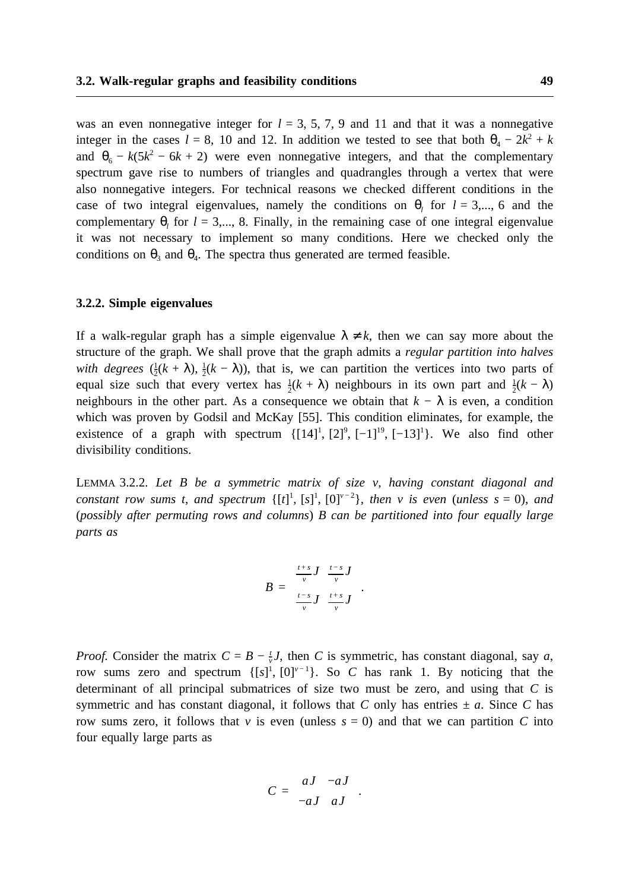was an even nonnegative integer for $l = 3, 5, 7, 9$ and $11$ and that it was a nonnegative integer in the cases $l = 8$, $10$ and $12$. In addition we tested to see that both $\theta_4 - 2k^2 + k$ and $\theta_6 - k(5k^2 - 6k + 2)$ were even nonnegative integers, and that the complementary spectrum gave rise to numbers of triangles and quadrangles through a vertex that were also nonnegative integers. For technical reasons we checked different conditions in the case of two integral eigenvalues, namely the conditions on $\theta_l$ for $l = 3,..., 6$ and the complementary $\theta_l$ for $l = 3,..., 8$. Finally, in the remaining case of one integral eigenvalue it was not necessary to implement so many conditions. Here we checked only the conditions on $\theta_3$ and $\theta_4$. The spectra thus generated are termed feasible.

### 3.2.2. Simple eigenvalues

If a walk-regular graph has a simple eigenvalue $\lambda \neq k$, then we can say more about the structure of the graph. We shall prove that the graph admits a *regular partition into halves with degrees* $(\frac{1}{2}(k + \lambda), \frac{1}{2}(k - \lambda))$, that is, we can partition the vertices into two parts of equal size such that every vertex has $\frac{1}{2}(k + \lambda)$ neighbours in its own part and $\frac{1}{2}(k - \lambda)$ neighbours in the other part. As a consequence we obtain that $k - \lambda$ is even, a condition which was proven by Godsil and McKay [55]. This condition eliminates, for example, the existence of a graph with spectrum $\{[14]^1, [2]^9, [-1]^{19}, [-13]^1\}$. We also find other divisibility conditions.

LEMMA 3.2.2. *Let $B$ be a symmetric matrix of size $v$, having constant diagonal and constant row sums $t$, and spectrum $\{[t]^1, [s]^1, [0]^{v-2}\}$, then $v$ is even (unless $s = 0$), and (possibly after permuting rows and columns) $B$ can be partitioned into four equally large parts as*

$$B = \begin{bmatrix} \frac{t+s}{v}J & \frac{t-s}{v}J \\ \frac{t-s}{v}J & \frac{t+s}{v}J \end{bmatrix}.$$

*Proof.* Consider the matrix $C = B - \frac{t}{v}J$, then $C$ is symmetric, has constant diagonal, say $a$, row sums zero and spectrum $\{[s]^1, [0]^{v-1}\}$. So $C$ has rank 1. By noticing that the determinant of all principal submatrices of size two must be zero, and using that $C$ is symmetric and has constant diagonal, it follows that $C$ only has entries $\pm\, a$. Since $C$ has row sums zero, it follows that $v$ is even (unless $s = 0$) and that we can partition $C$ into four equally large parts as

$$C = \begin{bmatrix} aJ & -aJ \\ -aJ & aJ \end{bmatrix}.$$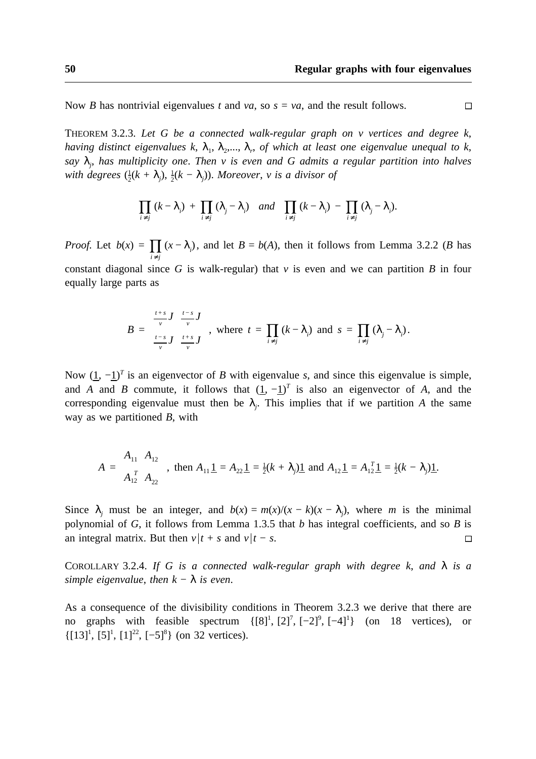Now $B$ has nontrivial eigenvalues $t$ and $va$, so $s = va$, and the result follows. □

THEOREM 3.2.3. *Let $G$ be a connected walk-regular graph on $v$ vertices and degree $k$, having distinct eigenvalues $k$, $\lambda_1, \lambda_2, \ldots, \lambda_r$, of which at least one eigenvalue unequal to $k$, say $\lambda_j$, has multiplicity one. Then $v$ is even and $G$ admits a regular partition into halves with degrees $(\frac{1}{2}(k + \lambda_j), \frac{1}{2}(k - \lambda_j))$. Moreover, $v$ is a divisor of*

$$\prod_{i \neq j} (k - \lambda_i) + \prod_{i \neq j} (\lambda_j - \lambda_i) \quad \textit{and} \quad \prod_{i \neq j} (k - \lambda_i) - \prod_{i \neq j} (\lambda_j - \lambda_i).$$

*Proof.* Let $b(x) = \prod_{i \neq j} (x - \lambda_i)$, and let $B = b(A)$, then it follows from Lemma 3.2.2 ($B$ has constant diagonal since $G$ is walk-regular) that $v$ is even and we can partition $B$ in four equally large parts as

$$B = \begin{bmatrix} \frac{t+s}{v} J & \frac{t-s}{v} J \\ \frac{t-s}{v} J & \frac{t+s}{v} J \end{bmatrix}, \text{ where } t = \prod_{i \neq j} (k - \lambda_i) \text{ and } s = \prod_{i \neq j} (\lambda_j - \lambda_i).$$

Now $(\underline{1}, -\underline{1})^T$ is an eigenvector of $B$ with eigenvalue $s$, and since this eigenvalue is simple, and $A$ and $B$ commute, it follows that $(\underline{1}, -\underline{1})^T$ is also an eigenvector of $A$, and the corresponding eigenvalue must then be $\lambda_j$. This implies that if we partition $A$ the same way as we partitioned $B$, with

$$A = \begin{bmatrix} A_{11} & A_{12} \\ A_{12}^T & A_{22} \end{bmatrix}, \text{ then } A_{11}\underline{1} = A_{22}\underline{1} = \tfrac{1}{2}(k + \lambda_j)\underline{1} \text{ and } A_{12}\underline{1} = A_{12}^T\underline{1} = \tfrac{1}{2}(k - \lambda_j)\underline{1}.$$

Since $\lambda_j$ must be an integer, and $b(x) = m(x)/(x - k)(x - \lambda_j)$, where $m$ is the minimal polynomial of $G$, it follows from Lemma 1.3.5 that $b$ has integral coefficients, and so $B$ is an integral matrix. But then $v \mid t + s$ and $v \mid t - s$. □

COROLLARY 3.2.4. *If $G$ is a connected walk-regular graph with degree $k$, and $\lambda$ is a simple eigenvalue, then $k - \lambda$ is even.*

As a consequence of the divisibility conditions in Theorem 3.2.3 we derive that there are no graphs with feasible spectrum $\{[8]^1, [2]^7, [-2]^9, [-4]^1\}$ (on 18 vertices), or $\{[13]^1, [5]^1, [1]^{22}, [-5]^8\}$ (on 32 vertices).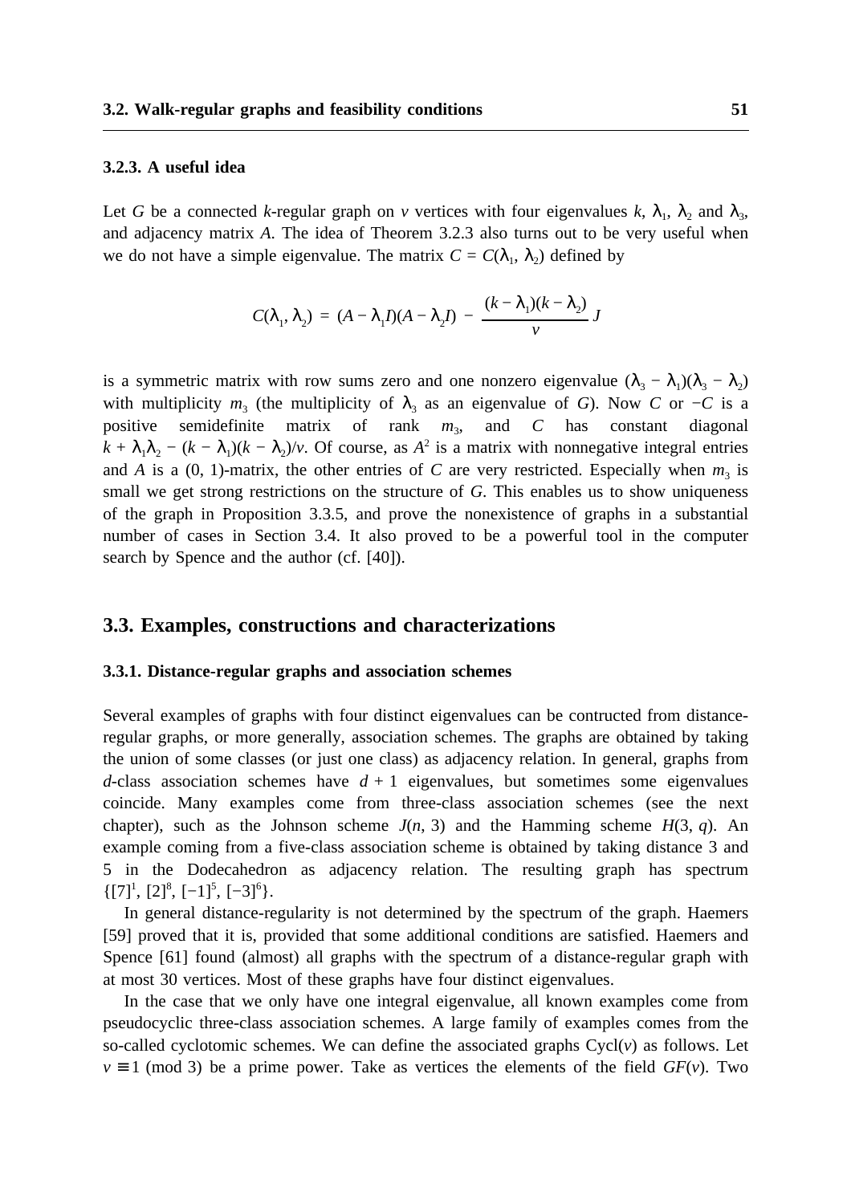### 3.2.3. A useful idea

Let $G$ be a connected $k$-regular graph on $v$ vertices with four eigenvalues $k$, $\lambda_1$, $\lambda_2$ and $\lambda_3$, and adjacency matrix $A$. The idea of Theorem 3.2.3 also turns out to be very useful when we do not have a simple eigenvalue. The matrix $C = C(\lambda_1, \lambda_2)$ defined by

$$C(\lambda_1, \lambda_2) = (A - \lambda_1 I)(A - \lambda_2 I) - \frac{(k - \lambda_1)(k - \lambda_2)}{v} J$$

is a symmetric matrix with row sums zero and one nonzero eigenvalue $(\lambda_3 - \lambda_1)(\lambda_3 - \lambda_2)$ with multiplicity $m_3$ (the multiplicity of $\lambda_3$ as an eigenvalue of $G$). Now $C$ or $-C$ is a positive semidefinite matrix of rank $m_3$, and $C$ has constant diagonal $k + \lambda_1\lambda_2 - (k - \lambda_1)(k - \lambda_2)/v$. Of course, as $A^2$ is a matrix with nonnegative integral entries and $A$ is a (0, 1)-matrix, the other entries of $C$ are very restricted. Especially when $m_3$ is small we get strong restrictions on the structure of $G$. This enables us to show uniqueness of the graph in Proposition 3.3.5, and prove the nonexistence of graphs in a substantial number of cases in Section 3.4. It also proved to be a powerful tool in the computer search by Spence and the author (cf. [40]).

## 3.3. Examples, constructions and characterizations

### 3.3.1. Distance-regular graphs and association schemes

Several examples of graphs with four distinct eigenvalues can be contructed from distance-regular graphs, or more generally, association schemes. The graphs are obtained by taking the union of some classes (or just one class) as adjacency relation. In general, graphs from $d$-class association schemes have $d + 1$ eigenvalues, but sometimes some eigenvalues coincide. Many examples come from three-class association schemes (see the next chapter), such as the Johnson scheme $J(n, 3)$ and the Hamming scheme $H(3, q)$. An example coming from a five-class association scheme is obtained by taking distance 3 and 5 in the Dodecahedron as adjacency relation. The resulting graph has spectrum $\{[7]^1, [2]^8, [-1]^5, [-3]^6\}$.

In general distance-regularity is not determined by the spectrum of the graph. Haemers [59] proved that it is, provided that some additional conditions are satisfied. Haemers and Spence [61] found (almost) all graphs with the spectrum of a distance-regular graph with at most 30 vertices. Most of these graphs have four distinct eigenvalues.

In the case that we only have one integral eigenvalue, all known examples come from pseudocyclic three-class association schemes. A large family of examples comes from the so-called cyclotomic schemes. We can define the associated graphs Cycl($v$) as follows. Let $v \equiv 1 \pmod 3$ be a prime power. Take as vertices the elements of the field $GF(v)$. Two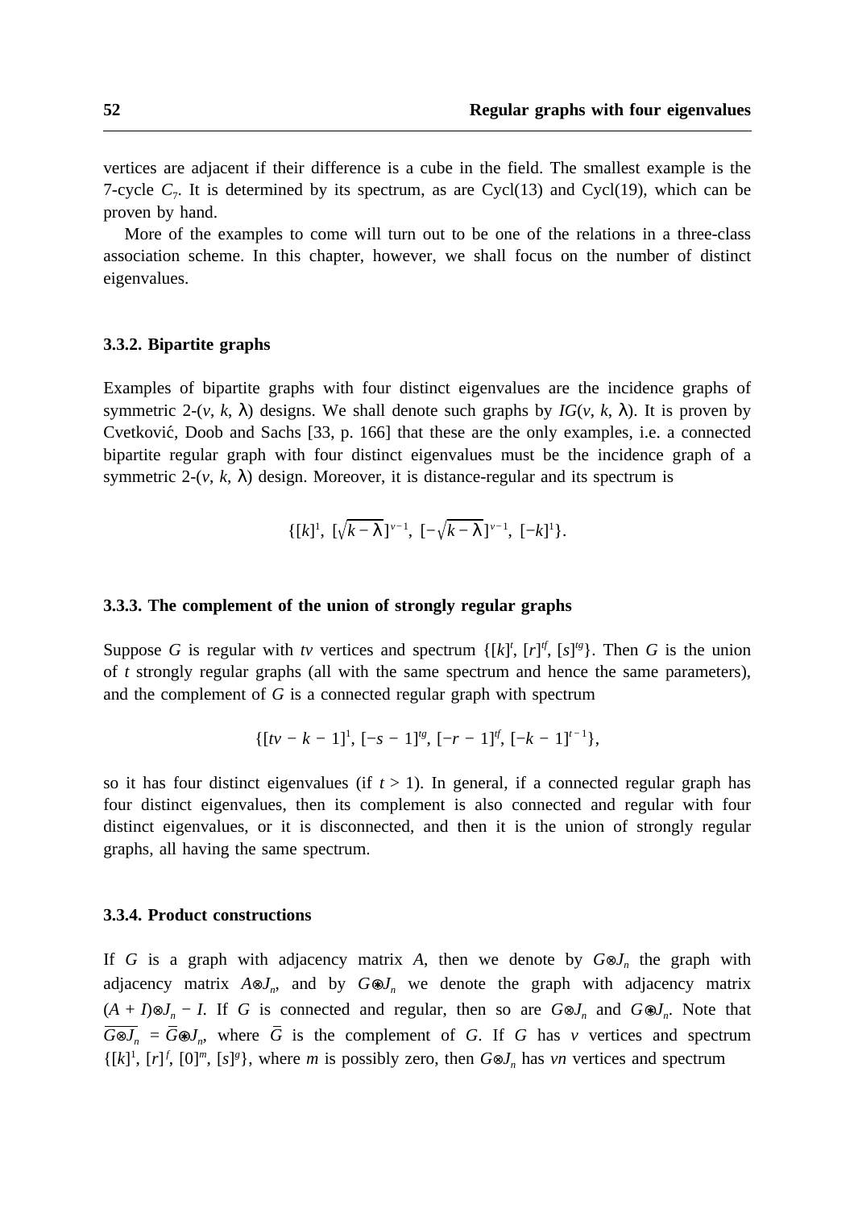vertices are adjacent if their difference is a cube in the field. The smallest example is the 7-cycle $C_7$. It is determined by its spectrum, as are Cycl(13) and Cycl(19), which can be proven by hand.

More of the examples to come will turn out to be one of the relations in a three-class association scheme. In this chapter, however, we shall focus on the number of distinct eigenvalues.

### 3.3.2. Bipartite graphs

Examples of bipartite graphs with four distinct eigenvalues are the incidence graphs of symmetric 2-($v$, $k$, $\lambda$) designs. We shall denote such graphs by $IG(v, k, \lambda)$. It is proven by Cvetković, Doob and Sachs [33, p. 166] that these are the only examples, i.e. a connected bipartite regular graph with four distinct eigenvalues must be the incidence graph of a symmetric 2-($v$, $k$, $\lambda$) design. Moreover, it is distance-regular and its spectrum is

$$\{[k]^1,\ [\sqrt{k-\lambda}\,]^{v-1},\ [-\sqrt{k-\lambda}\,]^{v-1},\ [-k]^1\}.$$

### 3.3.3. The complement of the union of strongly regular graphs

Suppose $G$ is regular with $tv$ vertices and spectrum $\{[k]^t, [r]^{tf}, [s]^{tg}\}$. Then $G$ is the union of $t$ strongly regular graphs (all with the same spectrum and hence the same parameters), and the complement of $G$ is a connected regular graph with spectrum

$$\{[tv - k - 1]^1, [-s - 1]^{tg}, [-r - 1]^{tf}, [-k - 1]^{t-1}\},$$

so it has four distinct eigenvalues (if $t > 1$). In general, if a connected regular graph has four distinct eigenvalues, then its complement is also connected and regular with four distinct eigenvalues, or it is disconnected, and then it is the union of strongly regular graphs, all having the same spectrum.

### 3.3.4. Product constructions

If $G$ is a graph with adjacency matrix $A$, then we denote by $G\otimes J_n$ the graph with adjacency matrix $A\otimes J_n$, and by $G\circledast J_n$ we denote the graph with adjacency matrix $(A + I)\otimes J_n - I$. If $G$ is connected and regular, then so are $G\otimes J_n$ and $G\circledast J_n$. Note that $\overline{G\otimes J_n} = \overline{G}\circledast J_n$, where $\overline{G}$ is the complement of $G$. If $G$ has $v$ vertices and spectrum $\{[k]^1, [r]^f, [0]^m, [s]^g\}$, where $m$ is possibly zero, then $G\otimes J_n$ has $vn$ vertices and spectrum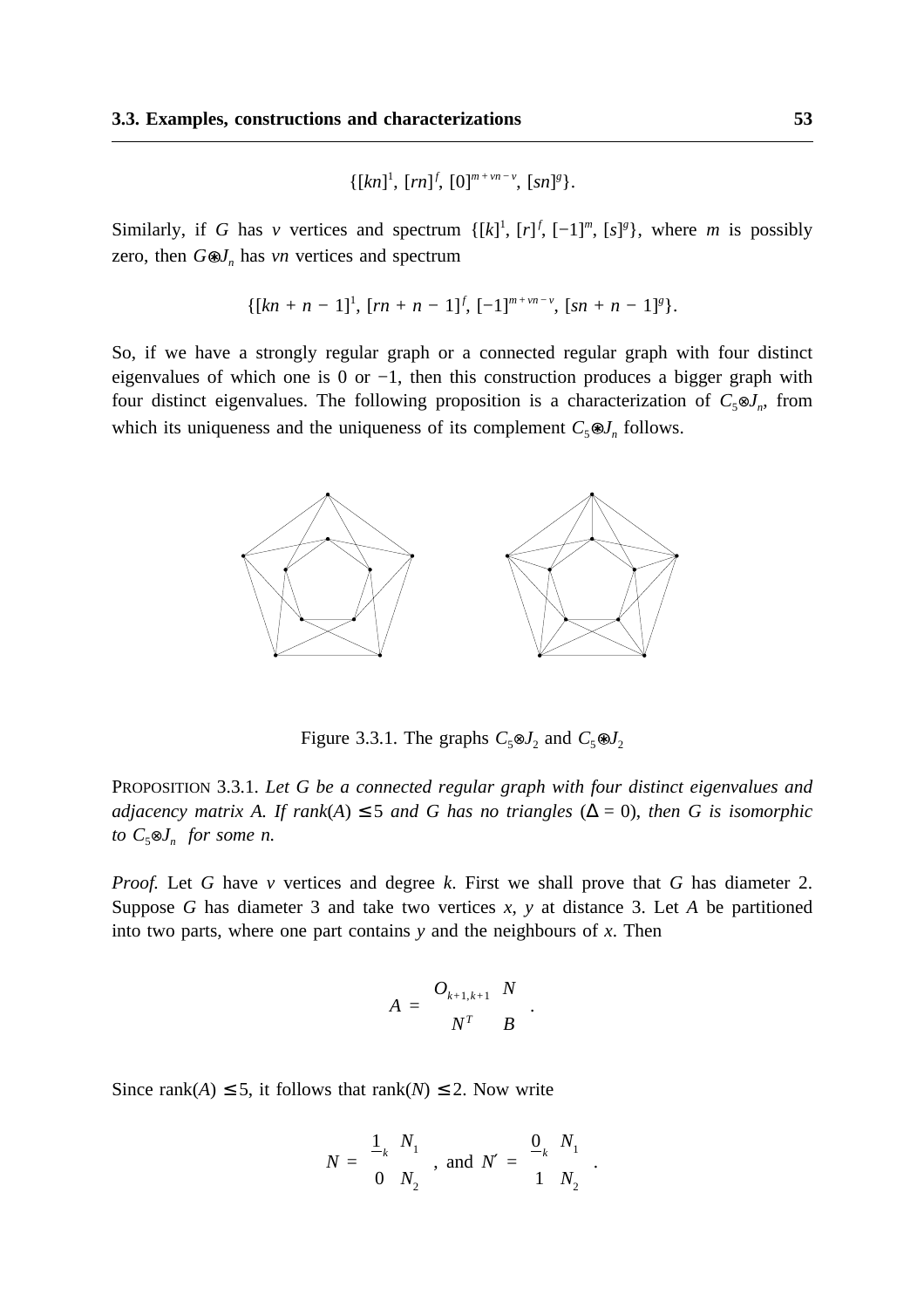$$\{[kn]^1, [rn]^f, [0]^{m+vn-v}, [sn]^g\}.$$

Similarly, if $G$ has $v$ vertices and spectrum $\{[k]^1, [r]^f, [-1]^m, [s]^g\}$, where $m$ is possibly zero, then $G \circledast J_n$ has $vn$ vertices and spectrum

$$\{[kn + n - 1]^1, [rn + n - 1]^f, [-1]^{m+vn-v}, [sn + n - 1]^g\}.$$

So, if we have a strongly regular graph or a connected regular graph with four distinct eigenvalues of which one is 0 or $-1$, then this construction produces a bigger graph with four distinct eigenvalues. The following proposition is a characterization of $C_5 \otimes J_n$, from which its uniqueness and the uniqueness of its complement $C_5 \circledast J_n$ follows.

Figure 3.3.1. The graphs $C_5 \otimes J_2$ and $C_5 \circledast J_2$

PROPOSITION 3.3.1. *Let $G$ be a connected regular graph with four distinct eigenvalues and adjacency matrix $A$. If rank$(A) \leq 5$ and $G$ has no triangles ($\Delta = 0$), then $G$ is isomorphic to $C_5 \otimes J_n$ for some $n$.*

*Proof.* Let $G$ have $v$ vertices and degree $k$. First we shall prove that $G$ has diameter 2. Suppose $G$ has diameter 3 and take two vertices $x$, $y$ at distance 3. Let $A$ be partitioned into two parts, where one part contains $y$ and the neighbours of $x$. Then

$$A = \begin{bmatrix} O_{k+1,k+1} & N \\ N^T & B \end{bmatrix}.$$

Since rank$(A) \leq 5$, it follows that rank$(N) \leq 2$. Now write

$$N = \begin{bmatrix} \mathbf{1}_k & N_1 \\ 0 & N_2 \end{bmatrix}, \text{ and } N' = \begin{bmatrix} \mathbf{0}_k & N_1 \\ 1 & N_2 \end{bmatrix}.$$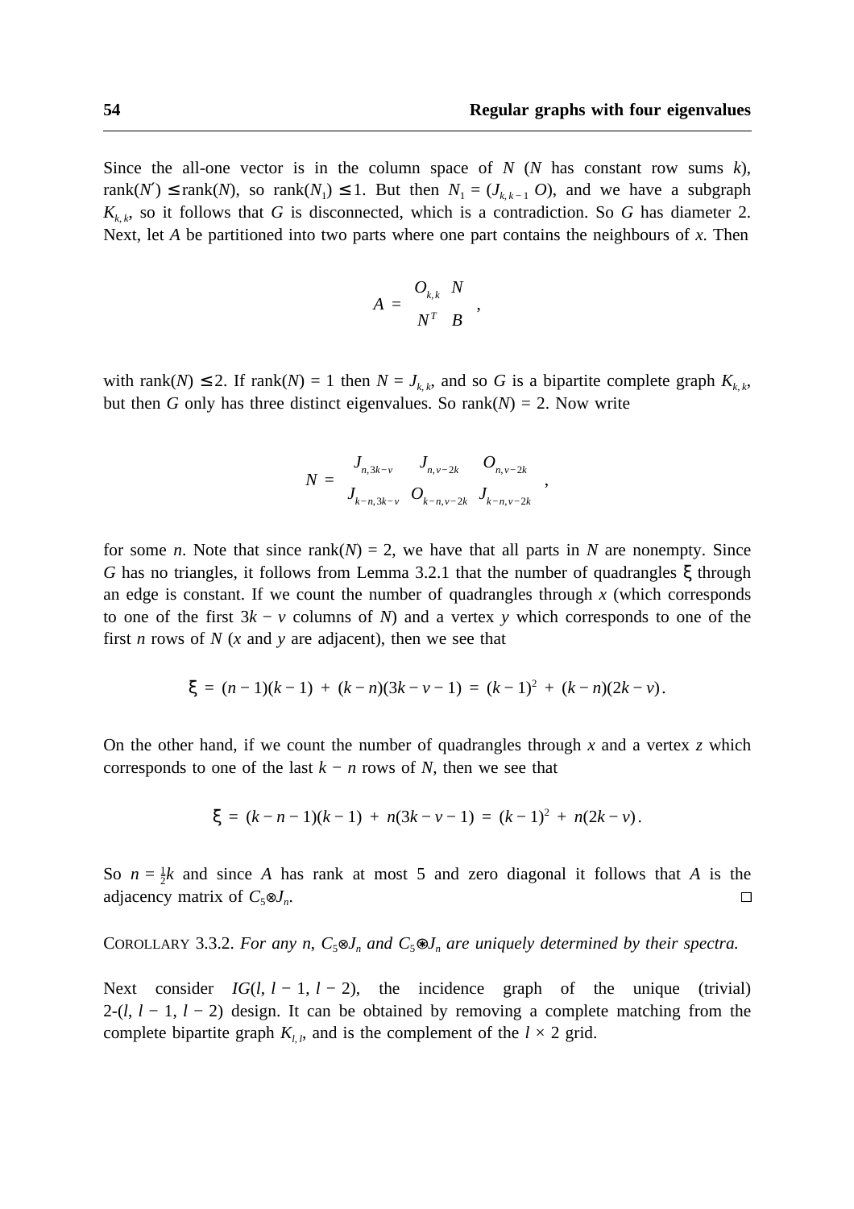Since the all-one vector is in the column space of $N$ ($N$ has constant row sums $k$), $\text{rank}(N') \leq \text{rank}(N)$, so $\text{rank}(N_1) \leq 1$. But then $N_1 = (J_{k,k-1}\ O)$, and we have a subgraph $K_{k,k}$, so it follows that $G$ is disconnected, which is a contradiction. So $G$ has diameter 2. Next, let $A$ be partitioned into two parts where one part contains the neighbours of $x$. Then

$$A = \begin{bmatrix} O_{k,k} & N \\ N^T & B \end{bmatrix},$$

with $\text{rank}(N) \leq 2$. If $\text{rank}(N) = 1$ then $N = J_{k,k}$, and so $G$ is a bipartite complete graph $K_{k,k}$, but then $G$ only has three distinct eigenvalues. So $\text{rank}(N) = 2$. Now write

$$N = \begin{bmatrix} J_{n,3k-v} & J_{n,v-2k} & O_{n,v-2k} \\ J_{k-n,3k-v} & O_{k-n,v-2k} & J_{k-n,v-2k} \end{bmatrix},$$

for some $n$. Note that since $\text{rank}(N) = 2$, we have that all parts in $N$ are nonempty. Since $G$ has no triangles, it follows from Lemma 3.2.1 that the number of quadrangles $\xi$ through an edge is constant. If we count the number of quadrangles through $x$ (which corresponds to one of the first $3k - v$ columns of $N$) and a vertex $y$ which corresponds to one of the first $n$ rows of $N$ ($x$ and $y$ are adjacent), then we see that

$$\xi = (n-1)(k-1) + (k-n)(3k-v-1) = (k-1)^2 + (k-n)(2k-v).$$

On the other hand, if we count the number of quadrangles through $x$ and a vertex $z$ which corresponds to one of the last $k - n$ rows of $N$, then we see that

$$\xi = (k-n-1)(k-1) + n(3k-v-1) = (k-1)^2 + n(2k-v).$$

So $n = \frac{1}{2}k$ and since $A$ has rank at most 5 and zero diagonal it follows that $A$ is the adjacency matrix of $C_5 \otimes J_n$. □

COROLLARY 3.3.2. *For any $n$, $C_5 \otimes J_n$ and $C_5 \circledast J_n$ are uniquely determined by their spectra.*

Next consider $IG(l, l-1, l-2)$, the incidence graph of the unique (trivial) 2-$(l, l-1, l-2)$ design. It can be obtained by removing a complete matching from the complete bipartite graph $K_{l,l}$, and is the complement of the $l \times 2$ grid.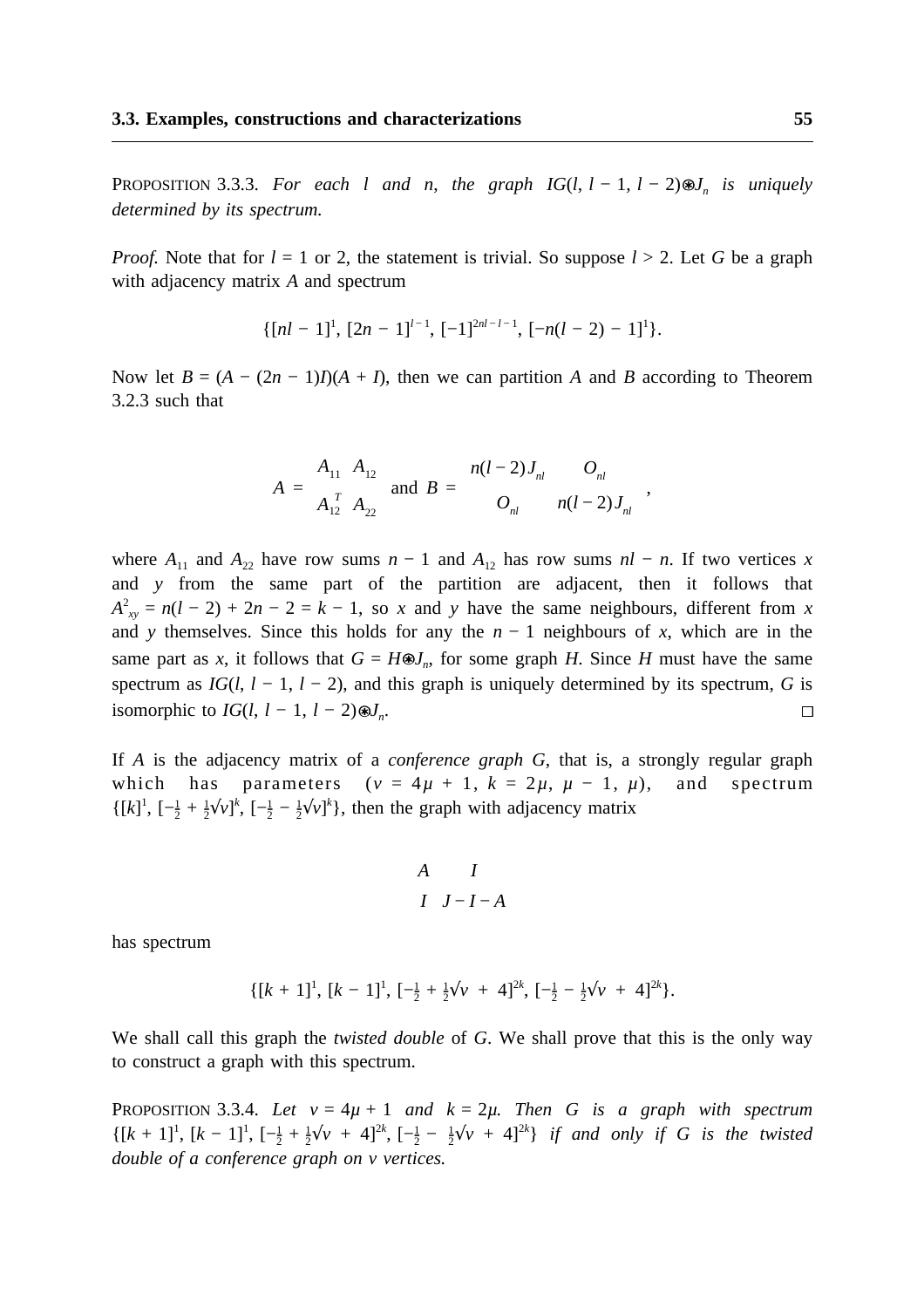PROPOSITION 3.3.3. *For each $l$ and $n$, the graph $IG(l, l-1, l-2)\circledast J_n$ is uniquely determined by its spectrum.*

*Proof.* Note that for $l = 1$ or 2, the statement is trivial. So suppose $l > 2$. Let $G$ be a graph with adjacency matrix $A$ and spectrum

$$\{[nl-1]^1, [2n-1]^{l-1}, [-1]^{2nl-l-1}, [-n(l-2)-1]^1\}.$$

Now let $B = (A-(2n-1)I)(A+I)$, then we can partition $A$ and $B$ according to Theorem 3.2.3 such that

$$A = \begin{bmatrix} A_{11} & A_{12} \\ A_{12}^T & A_{22} \end{bmatrix} \text{ and } B = \begin{bmatrix} n(l-2)J_{nl} & O_{nl} \\ O_{nl} & n(l-2)J_{nl} \end{bmatrix},$$

where $A_{11}$ and $A_{22}$ have row sums $n-1$ and $A_{12}$ has row sums $nl-n$. If two vertices $x$ and $y$ from the same part of the partition are adjacent, then it follows that $A^2_{xy} = n(l-2)+2n-2 = k-1$, so $x$ and $y$ have the same neighbours, different from $x$ and $y$ themselves. Since this holds for any the $n-1$ neighbours of $x$, which are in the same part as $x$, it follows that $G = H\circledast J_n$, for some graph $H$. Since $H$ must have the same spectrum as $IG(l, l-1, l-2)$, and this graph is uniquely determined by its spectrum, $G$ is isomorphic to $IG(l, l-1, l-2)\circledast J_n$. □

If $A$ is the adjacency matrix of a *conference graph* $G$, that is, a strongly regular graph which has parameters $(v = 4\mu+1,\ k = 2\mu,\ \mu-1,\ \mu)$, and spectrum $\{[k]^1, [-\frac{1}{2}+\frac{1}{2}\sqrt{v}]^k, [-\frac{1}{2}-\frac{1}{2}\sqrt{v}]^k\}$, then the graph with adjacency matrix

$$\begin{bmatrix} A & I \\ I & J-I-A \end{bmatrix}$$

has spectrum

$$\{[k+1]^1, [k-1]^1, [-\tfrac{1}{2}+\tfrac{1}{2}\sqrt{v+4}]^{2k}, [-\tfrac{1}{2}-\tfrac{1}{2}\sqrt{v+4}]^{2k}\}.$$

We shall call this graph the *twisted double* of $G$. We shall prove that this is the only way to construct a graph with this spectrum.

PROPOSITION 3.3.4. *Let $v = 4\mu+1$ and $k = 2\mu$. Then $G$ is a graph with spectrum $\{[k+1]^1, [k-1]^1, [-\frac{1}{2}+\frac{1}{2}\sqrt{v+4}]^{2k}, [-\frac{1}{2}-\frac{1}{2}\sqrt{v+4}]^{2k}\}$ if and only if $G$ is the twisted double of a conference graph on $v$ vertices.*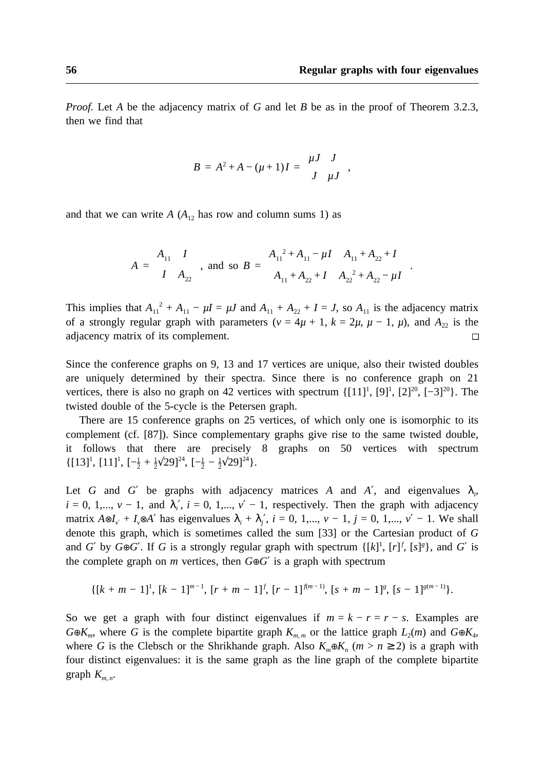*Proof.* Let $A$ be the adjacency matrix of $G$ and let $B$ be as in the proof of Theorem 3.2.3, then we find that

$$B = A^2 + A - (\mu + 1)I = \begin{bmatrix} \mu J & J \\ J & \mu J \end{bmatrix},$$

and that we can write $A$ ($A_{12}$ has row and column sums 1) as

$$A = \begin{bmatrix} A_{11} & I \\ I & A_{22} \end{bmatrix}, \text{ and so } B = \begin{bmatrix} A_{11}{}^2 + A_{11} - \mu I & A_{11} + A_{22} + I \\ A_{11} + A_{22} + I & A_{22}{}^2 + A_{22} - \mu I \end{bmatrix}.$$

This implies that $A_{11}{}^2 + A_{11} - \mu I = \mu J$ and $A_{11} + A_{22} + I = J$, so $A_{11}$ is the adjacency matrix of a strongly regular graph with parameters ($v = 4\mu + 1$, $k = 2\mu$, $\mu - 1$, $\mu$), and $A_{22}$ is the adjacency matrix of its complement. □

Since the conference graphs on 9, 13 and 17 vertices are unique, also their twisted doubles are uniquely determined by their spectra. Since there is no conference graph on 21 vertices, there is also no graph on 42 vertices with spectrum $\{[11]^1, [9]^1, [2]^{20}, [-3]^{20}\}$. The twisted double of the 5-cycle is the Petersen graph.

There are 15 conference graphs on 25 vertices, of which only one is isomorphic to its complement (cf. [87]). Since complementary graphs give rise to the same twisted double, it follows that there are precisely 8 graphs on 50 vertices with spectrum $\{[13]^1, [11]^1, [-\frac{1}{2} + \frac{1}{2}\sqrt{29}]^{24}, [-\frac{1}{2} - \frac{1}{2}\sqrt{29}]^{24}\}$.

Let $G$ and $G'$ be graphs with adjacency matrices $A$ and $A'$, and eigenvalues $\lambda_i$, $i = 0, 1,..., v - 1$, and $\lambda_i'$, $i = 0, 1,..., v' - 1$, respectively. Then the graph with adjacency matrix $A \otimes I_{v'} + I_v \otimes A'$ has eigenvalues $\lambda_i + \lambda_j'$, $i = 0, 1,..., v - 1$, $j = 0, 1,..., v' - 1$. We shall denote this graph, which is sometimes called the sum [33] or the Cartesian product of $G$ and $G'$ by $G \oplus G'$. If $G$ is a strongly regular graph with spectrum $\{[k]^1, [r]^f, [s]^g\}$, and $G'$ is the complete graph on $m$ vertices, then $G \oplus G'$ is a graph with spectrum

$$\{[k + m - 1]^1, [k - 1]^{m-1}, [r + m - 1]^f, [r - 1]^{f(m-1)}, [s + m - 1]^g, [s - 1]^{g(m-1)}\}.$$

So we get a graph with four distinct eigenvalues if $m = k - r = r - s$. Examples are $G \oplus K_m$, where $G$ is the complete bipartite graph $K_{m,m}$ or the lattice graph $L_2(m)$ and $G \oplus K_4$, where $G$ is the Clebsch or the Shrikhande graph. Also $K_m \oplus K_n$ ($m > n \geq 2$) is a graph with four distinct eigenvalues: it is the same graph as the line graph of the complete bipartite graph $K_{m,n}$.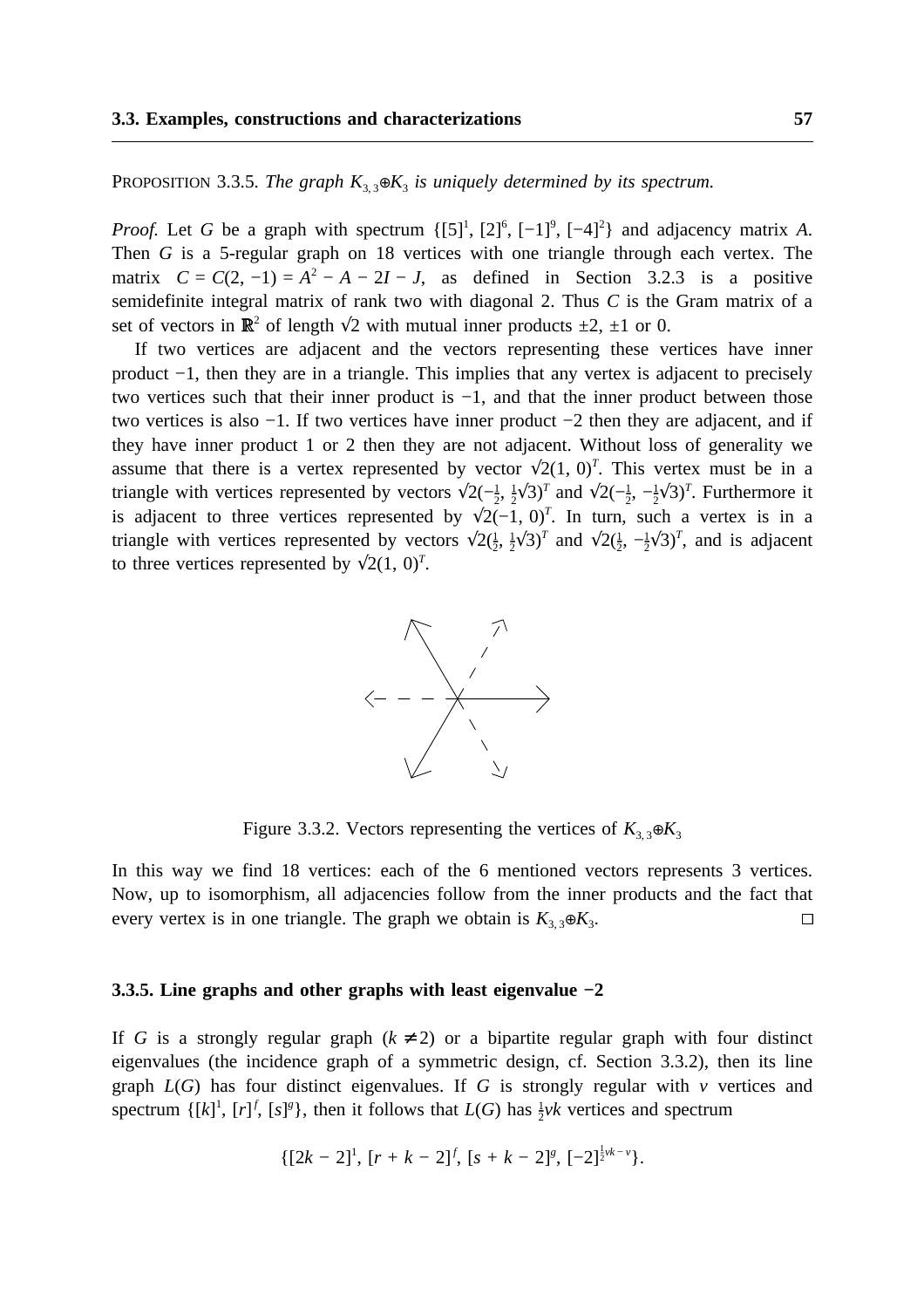PROPOSITION 3.3.5. *The graph $K_{3,3} \oplus K_3$ is uniquely determined by its spectrum.*

*Proof.* Let $G$ be a graph with spectrum $\{[5]^1, [2]^6, [-1]^9, [-4]^2\}$ and adjacency matrix $A$. Then $G$ is a 5-regular graph on 18 vertices with one triangle through each vertex. The matrix $C = C(2, -1) = A^2 - A - 2I - J$, as defined in Section 3.2.3 is a positive semidefinite integral matrix of rank two with diagonal 2. Thus $C$ is the Gram matrix of a set of vectors in $\mathbb{R}^2$ of length $\sqrt{2}$ with mutual inner products $\pm 2$, $\pm 1$ or 0.

If two vertices are adjacent and the vectors representing these vertices have inner product $-1$, then they are in a triangle. This implies that any vertex is adjacent to precisely two vertices such that their inner product is $-1$, and that the inner product between those two vertices is also $-1$. If two vertices have inner product $-2$ then they are adjacent, and if they have inner product 1 or 2 then they are not adjacent. Without loss of generality we assume that there is a vertex represented by vector $\sqrt{2}(1, 0)^T$. This vertex must be in a triangle with vertices represented by vectors $\sqrt{2}(-\frac{1}{2}, \frac{1}{2}\sqrt{3})^T$ and $\sqrt{2}(-\frac{1}{2}, -\frac{1}{2}\sqrt{3})^T$. Furthermore it is adjacent to three vertices represented by $\sqrt{2}(-1, 0)^T$. In turn, such a vertex is in a triangle with vertices represented by vectors $\sqrt{2}(\frac{1}{2}, \frac{1}{2}\sqrt{3})^T$ and $\sqrt{2}(\frac{1}{2}, -\frac{1}{2}\sqrt{3})^T$, and is adjacent to three vertices represented by $\sqrt{2}(1, 0)^T$.

Figure 3.3.2. Vectors representing the vertices of $K_{3,3} \oplus K_3$

In this way we find 18 vertices: each of the 6 mentioned vectors represents 3 vertices. Now, up to isomorphism, all adjacencies follow from the inner products and the fact that every vertex is in one triangle. The graph we obtain is $K_{3,3} \oplus K_3$. □

### 3.3.5. Line graphs and other graphs with least eigenvalue −2

If $G$ is a strongly regular graph ($k \neq 2$) or a bipartite regular graph with four distinct eigenvalues (the incidence graph of a symmetric design, cf. Section 3.3.2), then its line graph $L(G)$ has four distinct eigenvalues. If $G$ is strongly regular with $v$ vertices and spectrum $\{[k]^1, [r]^f, [s]^g\}$, then it follows that $L(G)$ has $\frac{1}{2}vk$ vertices and spectrum

$$\{[2k-2]^1, [r+k-2]^f, [s+k-2]^g, [-2]^{\frac{1}{2}vk - v}\}.$$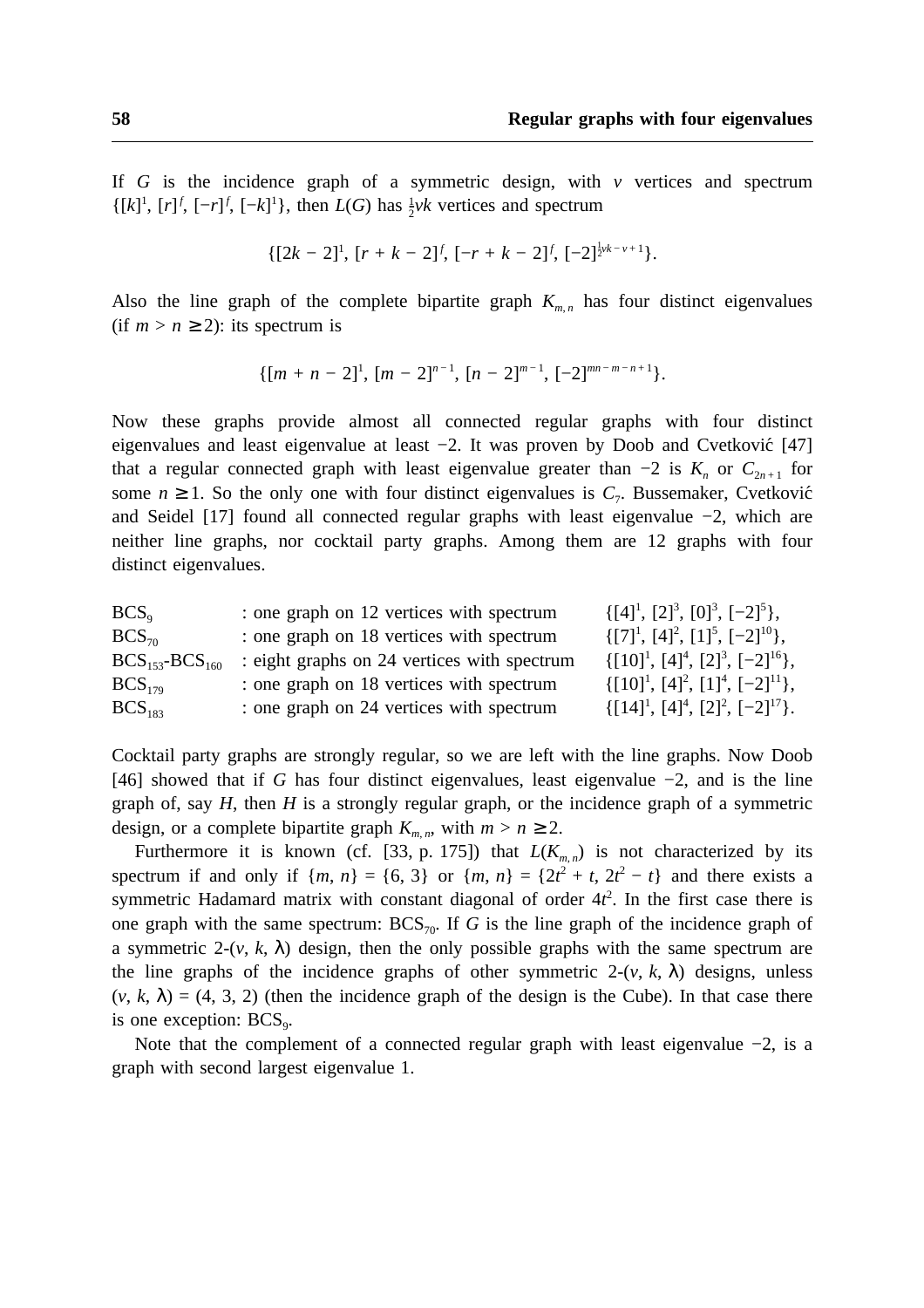If $G$ is the incidence graph of a symmetric design, with $v$ vertices and spectrum $\{[k]^1, [r]^f, [-r]^f, [-k]^1\}$, then $L(G)$ has $\frac{1}{2}vk$ vertices and spectrum

$$\{[2k-2]^1, [r+k-2]^f, [-r+k-2]^f, [-2]^{\frac{1}{2}vk-v+1}\}.$$

Also the line graph of the complete bipartite graph $K_{m,n}$ has four distinct eigenvalues (if $m > n \geq 2$): its spectrum is

$$\{[m+n-2]^1, [m-2]^{n-1}, [n-2]^{m-1}, [-2]^{mn-m-n+1}\}.$$

Now these graphs provide almost all connected regular graphs with four distinct eigenvalues and least eigenvalue at least $-2$. It was proven by Doob and Cvetković [47] that a regular connected graph with least eigenvalue greater than $-2$ is $K_n$ or $C_{2n+1}$ for some $n \geq 1$. So the only one with four distinct eigenvalues is $C_7$. Bussemaker, Cvetković and Seidel [17] found all connected regular graphs with least eigenvalue $-2$, which are neither line graphs, nor cocktail party graphs. Among them are 12 graphs with four distinct eigenvalues.

| | | |
|---|---|---|
| $\mathrm{BCS}_9$ | : one graph on 12 vertices with spectrum | $\{[4]^1, [2]^3, [0]^3, [-2]^5\}$, |
| $\mathrm{BCS}_{70}$ | : one graph on 18 vertices with spectrum | $\{[7]^1, [4]^2, [1]^5, [-2]^{10}\}$, |
| $\mathrm{BCS}_{153}$-$\mathrm{BCS}_{160}$ | : eight graphs on 24 vertices with spectrum | $\{[10]^1, [4]^4, [2]^3, [-2]^{16}\}$, |
| $\mathrm{BCS}_{179}$ | : one graph on 18 vertices with spectrum | $\{[10]^1, [4]^2, [1]^4, [-2]^{11}\}$, |
| $\mathrm{BCS}_{183}$ | : one graph on 24 vertices with spectrum | $\{[14]^1, [4]^4, [2]^2, [-2]^{17}\}$. |

Cocktail party graphs are strongly regular, so we are left with the line graphs. Now Doob [46] showed that if $G$ has four distinct eigenvalues, least eigenvalue $-2$, and is the line graph of, say $H$, then $H$ is a strongly regular graph, or the incidence graph of a symmetric design, or a complete bipartite graph $K_{m,n}$, with $m > n \geq 2$.

Furthermore it is known (cf. [33, p. 175]) that $L(K_{m,n})$ is not characterized by its spectrum if and only if $\{m, n\} = \{6, 3\}$ or $\{m, n\} = \{2t^2+t, 2t^2-t\}$ and there exists a symmetric Hadamard matrix with constant diagonal of order $4t^2$. In the first case there is one graph with the same spectrum: $\mathrm{BCS}_{70}$. If $G$ is the line graph of the incidence graph of a symmetric 2-$(v, k, \lambda)$ design, then the only possible graphs with the same spectrum are the line graphs of the incidence graphs of other symmetric 2-$(v, k, \lambda)$ designs, unless $(v, k, \lambda) = (4, 3, 2)$ (then the incidence graph of the design is the Cube). In that case there is one exception: $\mathrm{BCS}_9$.

Note that the complement of a connected regular graph with least eigenvalue $-2$, is a graph with second largest eigenvalue 1.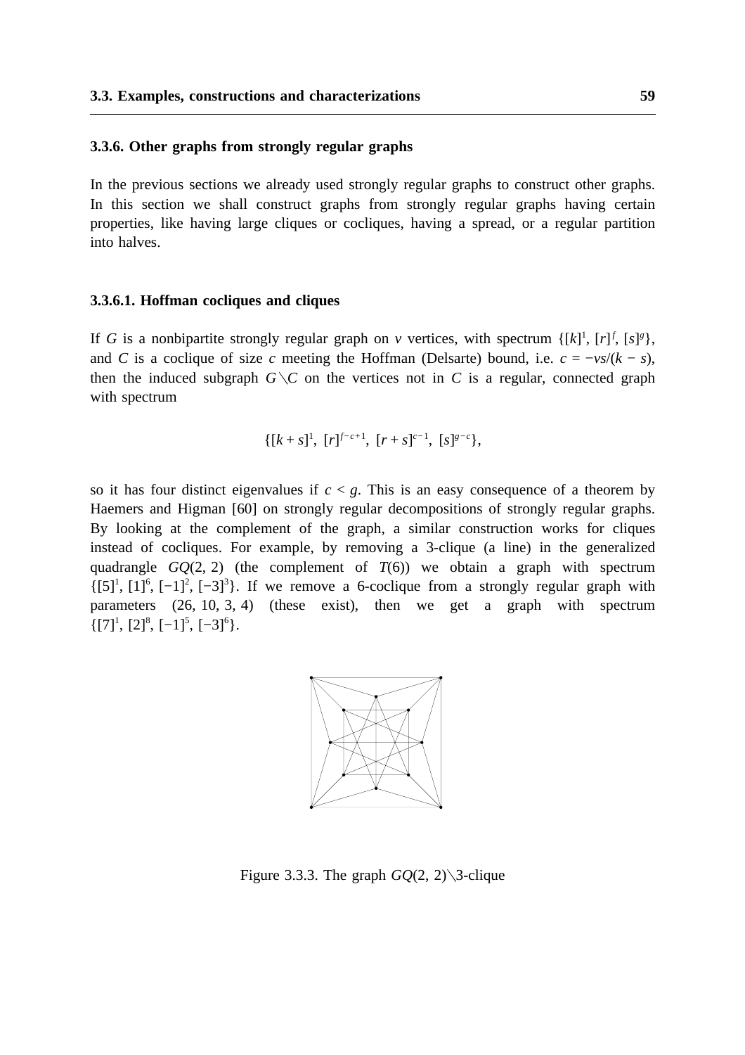### 3.3.6. Other graphs from strongly regular graphs

In the previous sections we already used strongly regular graphs to construct other graphs. In this section we shall construct graphs from strongly regular graphs having certain properties, like having large cliques or cocliques, having a spread, or a regular partition into halves.

#### 3.3.6.1. Hoffman cocliques and cliques

If $G$ is a nonbipartite strongly regular graph on $v$ vertices, with spectrum $\{[k]^1, [r]^f, [s]^g\}$, and $C$ is a coclique of size $c$ meeting the Hoffman (Delsarte) bound, i.e. $c = -vs/(k-s)$, then the induced subgraph $G \setminus C$ on the vertices not in $C$ is a regular, connected graph with spectrum

$$\{[k+s]^1,\ [r]^{f-c+1},\ [r+s]^{c-1},\ [s]^{g-c}\},$$

so it has four distinct eigenvalues if $c < g$. This is an easy consequence of a theorem by Haemers and Higman [60] on strongly regular decompositions of strongly regular graphs. By looking at the complement of the graph, a similar construction works for cliques instead of cocliques. For example, by removing a 3-clique (a line) in the generalized quadrangle $GQ(2,2)$ (the complement of $T(6)$) we obtain a graph with spectrum $\{[5]^1, [1]^6, [-1]^2, [-3]^3\}$. If we remove a 6-coclique from a strongly regular graph with parameters $(26, 10, 3, 4)$ (these exist), then we get a graph with spectrum $\{[7]^1, [2]^8, [-1]^5, [-3]^6\}$.

Figure 3.3.3. The graph $GQ(2,2) \setminus$3-clique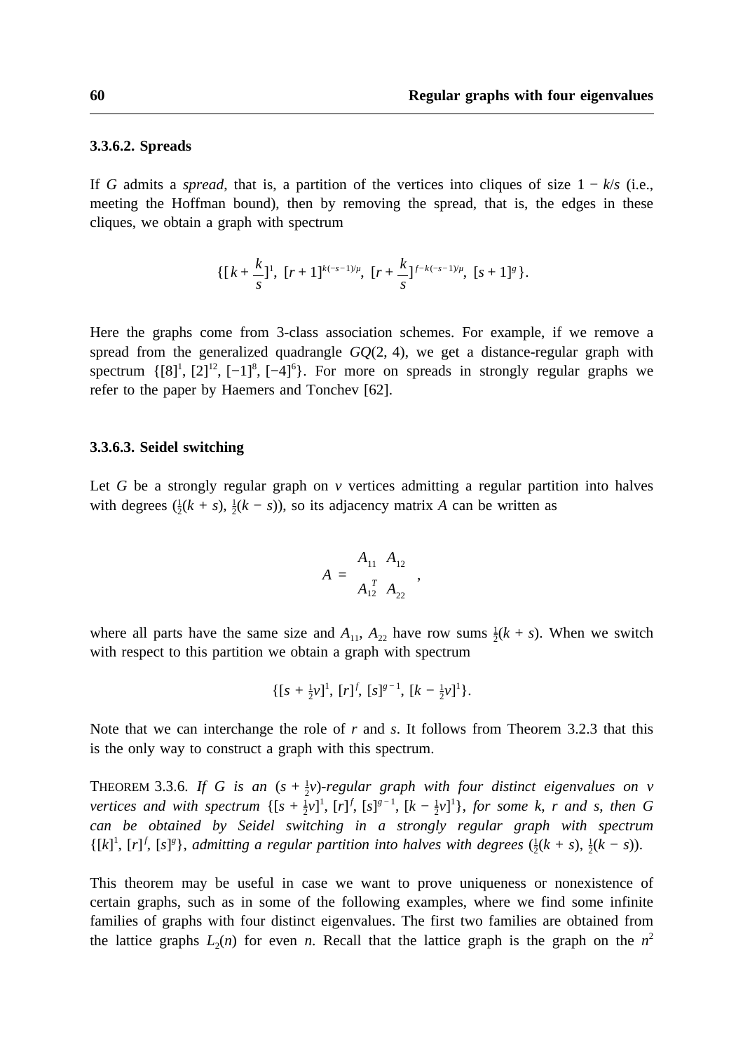#### 3.3.6.2. Spreads

If $G$ admits a *spread*, that is, a partition of the vertices into cliques of size $1 - k/s$ (i.e., meeting the Hoffman bound), then by removing the spread, that is, the edges in these cliques, we obtain a graph with spectrum

$$\{[k + \frac{k}{s}]^1,\ [r+1]^{k(-s-1)/\mu},\ [r + \frac{k}{s}]^{f-k(-s-1)/\mu},\ [s+1]^g\}.$$

Here the graphs come from 3-class association schemes. For example, if we remove a spread from the generalized quadrangle $GQ(2, 4)$, we get a distance-regular graph with spectrum $\{[8]^1, [2]^{12}, [-1]^8, [-4]^6\}$. For more on spreads in strongly regular graphs we refer to the paper by Haemers and Tonchev [62].

#### 3.3.6.3. Seidel switching

Let $G$ be a strongly regular graph on $v$ vertices admitting a regular partition into halves with degrees $(\frac{1}{2}(k + s), \frac{1}{2}(k - s))$, so its adjacency matrix $A$ can be written as

$$A = \begin{bmatrix} A_{11} & A_{12} \\ A_{12}^T & A_{22} \end{bmatrix},$$

where all parts have the same size and $A_{11}$, $A_{22}$ have row sums $\frac{1}{2}(k + s)$. When we switch with respect to this partition we obtain a graph with spectrum

$$\{[s + \tfrac{1}{2}v]^1, [r]^f, [s]^{g-1}, [k - \tfrac{1}{2}v]^1\}.$$

Note that we can interchange the role of $r$ and $s$. It follows from Theorem 3.2.3 that this is the only way to construct a graph with this spectrum.

THEOREM 3.3.6. *If $G$ is an $(s + \frac{1}{2}v)$-regular graph with four distinct eigenvalues on $v$ vertices and with spectrum $\{[s + \frac{1}{2}v]^1, [r]^f, [s]^{g-1}, [k - \frac{1}{2}v]^1\}$, for some $k$, $r$ and $s$, then $G$ can be obtained by Seidel switching in a strongly regular graph with spectrum $\{[k]^1, [r]^f, [s]^g\}$, admitting a regular partition into halves with degrees $(\frac{1}{2}(k + s), \frac{1}{2}(k - s))$.*

This theorem may be useful in case we want to prove uniqueness or nonexistence of certain graphs, such as in some of the following examples, where we find some infinite families of graphs with four distinct eigenvalues. The first two families are obtained from the lattice graphs $L_2(n)$ for even $n$. Recall that the lattice graph is the graph on the $n^2$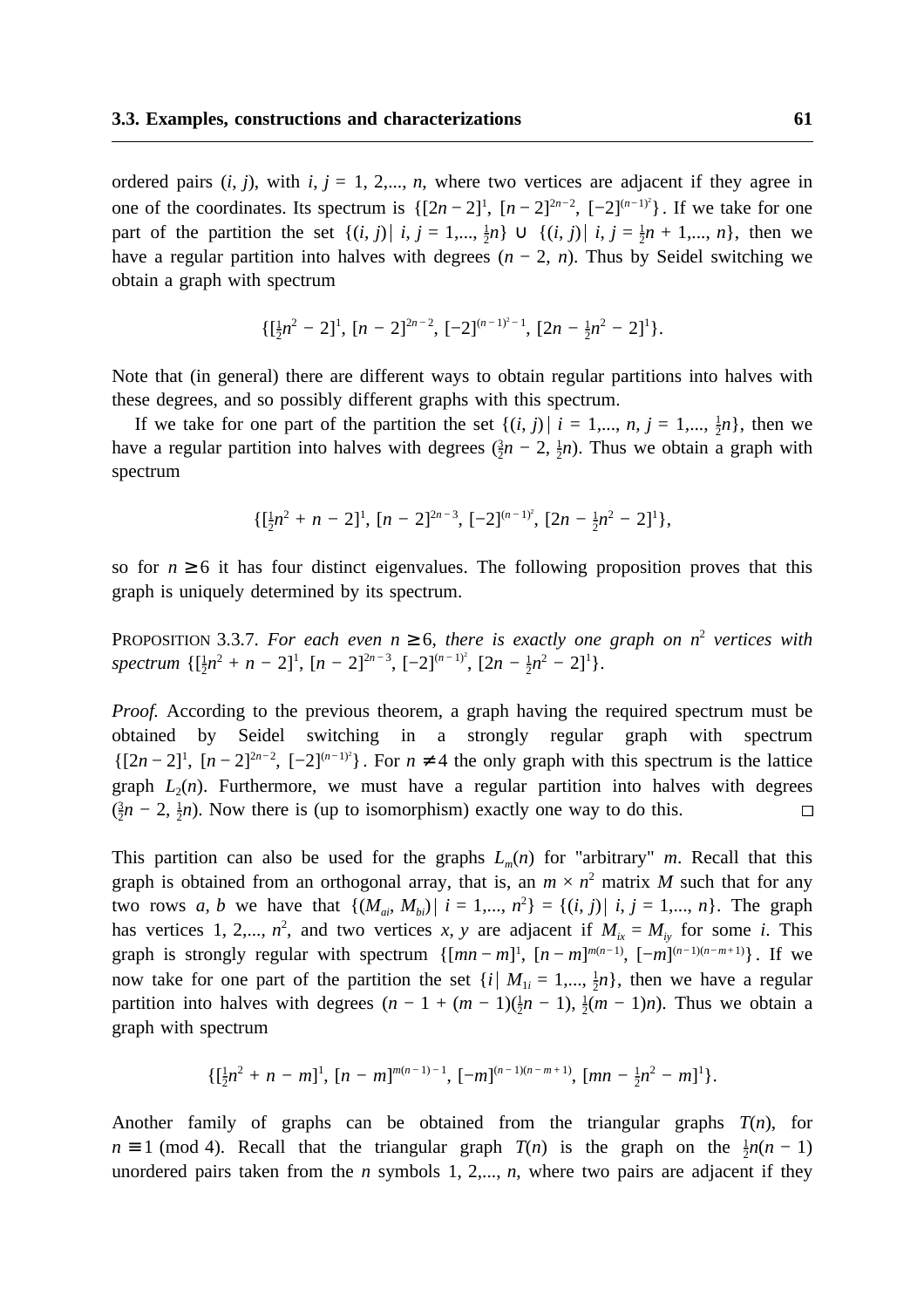ordered pairs $(i, j)$, with $i, j = 1, 2,..., n$, where two vertices are adjacent if they agree in one of the coordinates. Its spectrum is $\{[2n-2]^1, [n-2]^{2n-2}, [-2]^{(n-1)^2}\}$. If we take for one part of the partition the set $\{(i, j) \mid i, j = 1,..., \frac{1}{2}n\} \cup \{(i, j) \mid i, j = \frac{1}{2}n + 1,..., n\}$, then we have a regular partition into halves with degrees $(n-2, n)$. Thus by Seidel switching we obtain a graph with spectrum

$$\{[\tfrac{1}{2}n^2 - 2]^1, [n-2]^{2n-2}, [-2]^{(n-1)^2-1}, [2n - \tfrac{1}{2}n^2 - 2]^1\}.$$

Note that (in general) there are different ways to obtain regular partitions into halves with these degrees, and so possibly different graphs with this spectrum.

If we take for one part of the partition the set $\{(i, j) \mid i = 1,..., n, j = 1,..., \frac{1}{2}n\}$, then we have a regular partition into halves with degrees $(\frac{3}{2}n - 2, \frac{1}{2}n)$. Thus we obtain a graph with spectrum

$$\{[\tfrac{1}{2}n^2 + n - 2]^1, [n-2]^{2n-3}, [-2]^{(n-1)^2}, [2n - \tfrac{1}{2}n^2 - 2]^1\},$$

so for $n \geq 6$ it has four distinct eigenvalues. The following proposition proves that this graph is uniquely determined by its spectrum.

PROPOSITION 3.3.7. *For each even $n \geq 6$, there is exactly one graph on $n^2$ vertices with spectrum $\{[\frac{1}{2}n^2 + n - 2]^1, [n-2]^{2n-3}, [-2]^{(n-1)^2}, [2n - \frac{1}{2}n^2 - 2]^1\}$.*

*Proof.* According to the previous theorem, a graph having the required spectrum must be obtained by Seidel switching in a strongly regular graph with spectrum $\{[2n-2]^1, [n-2]^{2n-2}, [-2]^{(n-1)^2}\}$. For $n \neq 4$ the only graph with this spectrum is the lattice graph $L_2(n)$. Furthermore, we must have a regular partition into halves with degrees $(\frac{3}{2}n - 2, \frac{1}{2}n)$. Now there is (up to isomorphism) exactly one way to do this. □

This partition can also be used for the graphs $L_m(n)$ for "arbitrary" $m$. Recall that this graph is obtained from an orthogonal array, that is, an $m \times n^2$ matrix $M$ such that for any two rows $a, b$ we have that $\{(M_{ai}, M_{bi}) \mid i = 1,..., n^2\} = \{(i, j) \mid i, j = 1,..., n\}$. The graph has vertices $1, 2,..., n^2$, and two vertices $x, y$ are adjacent if $M_{ix} = M_{iy}$ for some $i$. This graph is strongly regular with spectrum $\{[mn-m]^1, [n-m]^{m(n-1)}, [-m]^{(n-1)(n-m+1)}\}$. If we now take for one part of the partition the set $\{i \mid M_{1i} = 1,..., \frac{1}{2}n\}$, then we have a regular partition into halves with degrees $(n - 1 + (m-1)(\frac{1}{2}n - 1), \frac{1}{2}(m-1)n)$. Thus we obtain a graph with spectrum

$$\{[\tfrac{1}{2}n^2 + n - m]^1, [n-m]^{m(n-1)-1}, [-m]^{(n-1)(n-m+1)}, [mn - \tfrac{1}{2}n^2 - m]^1\}.$$

Another family of graphs can be obtained from the triangular graphs $T(n)$, for $n \equiv 1 \pmod 4$. Recall that the triangular graph $T(n)$ is the graph on the $\frac{1}{2}n(n-1)$ unordered pairs taken from the $n$ symbols $1, 2,..., n$, where two pairs are adjacent if they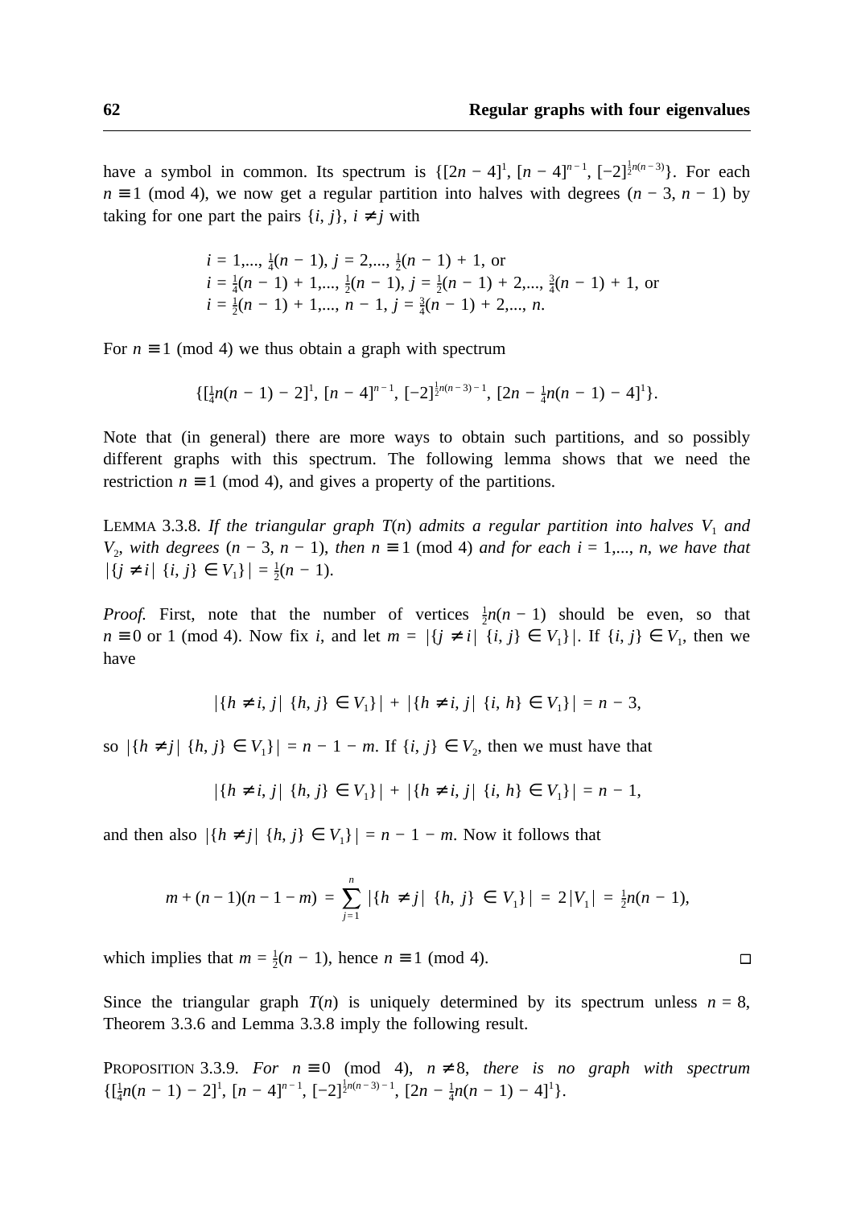have a symbol in common. Its spectrum is $\{[2n-4]^1, [n-4]^{n-1}, [-2]^{\frac{1}{2}n(n-3)}\}$. For each $n \equiv 1 \pmod 4$, we now get a regular partition into halves with degrees $(n-3, n-1)$ by taking for one part the pairs $\{i, j\}$, $i \neq j$ with

$$
\begin{aligned}
&i = 1,\dots, \tfrac{1}{4}(n-1),\ j = 2,\dots, \tfrac{1}{2}(n-1)+1, \text{ or}\\
&i = \tfrac{1}{4}(n-1)+1,\dots, \tfrac{1}{2}(n-1),\ j = \tfrac{1}{2}(n-1)+2,\dots, \tfrac{3}{4}(n-1)+1, \text{ or}\\
&i = \tfrac{1}{2}(n-1)+1,\dots, n-1,\ j = \tfrac{3}{4}(n-1)+2,\dots, n.
\end{aligned}
$$

For $n \equiv 1 \pmod 4$ we thus obtain a graph with spectrum

$$\{[\tfrac{1}{4}n(n-1)-2]^1, [n-4]^{n-1}, [-2]^{\frac{1}{2}n(n-3)-1}, [2n-\tfrac{1}{4}n(n-1)-4]^1\}.$$

Note that (in general) there are more ways to obtain such partitions, and so possibly different graphs with this spectrum. The following lemma shows that we need the restriction $n \equiv 1 \pmod 4$, and gives a property of the partitions.

LEMMA 3.3.8. *If the triangular graph $T(n)$ admits a regular partition into halves $V_1$ and $V_2$, with degrees $(n-3, n-1)$, then $n \equiv 1 \pmod 4$ and for each $i = 1,\dots, n$, we have that $|\{j \neq i \mid \{i, j\} \in V_1\}| = \frac{1}{2}(n-1)$.*

*Proof.* First, note that the number of vertices $\frac{1}{2}n(n-1)$ should be even, so that $n \equiv 0$ or $1 \pmod 4$. Now fix $i$, and let $m = |\{j \neq i \mid \{i, j\} \in V_1\}|$. If $\{i, j\} \in V_1$, then we have

$$|\{h \neq i, j \mid \{h, j\} \in V_1\}| + |\{h \neq i, j \mid \{i, h\} \in V_1\}| = n-3,$$

so $|\{h \neq j \mid \{h, j\} \in V_1\}| = n-1-m$. If $\{i, j\} \in V_2$, then we must have that

$$|\{h \neq i, j \mid \{h, j\} \in V_1\}| + |\{h \neq i, j \mid \{i, h\} \in V_1\}| = n-1,$$

and then also $|\{h \neq j \mid \{h, j\} \in V_1\}| = n-1-m$. Now it follows that

$$m + (n-1)(n-1-m) = \sum_{j=1}^{n} |\{h \neq j \mid \{h, j\} \in V_1\}| = 2|V_1| = \tfrac{1}{2}n(n-1),$$

which implies that $m = \frac{1}{2}(n-1)$, hence $n \equiv 1 \pmod 4$. □

Since the triangular graph $T(n)$ is uniquely determined by its spectrum unless $n = 8$, Theorem 3.3.6 and Lemma 3.3.8 imply the following result.

PROPOSITION 3.3.9. *For $n \equiv 0 \pmod 4$, $n \neq 8$, there is no graph with spectrum $\{[\frac{1}{4}n(n-1)-2]^1, [n-4]^{n-1}, [-2]^{\frac{1}{2}n(n-3)-1}, [2n-\frac{1}{4}n(n-1)-4]^1\}$.*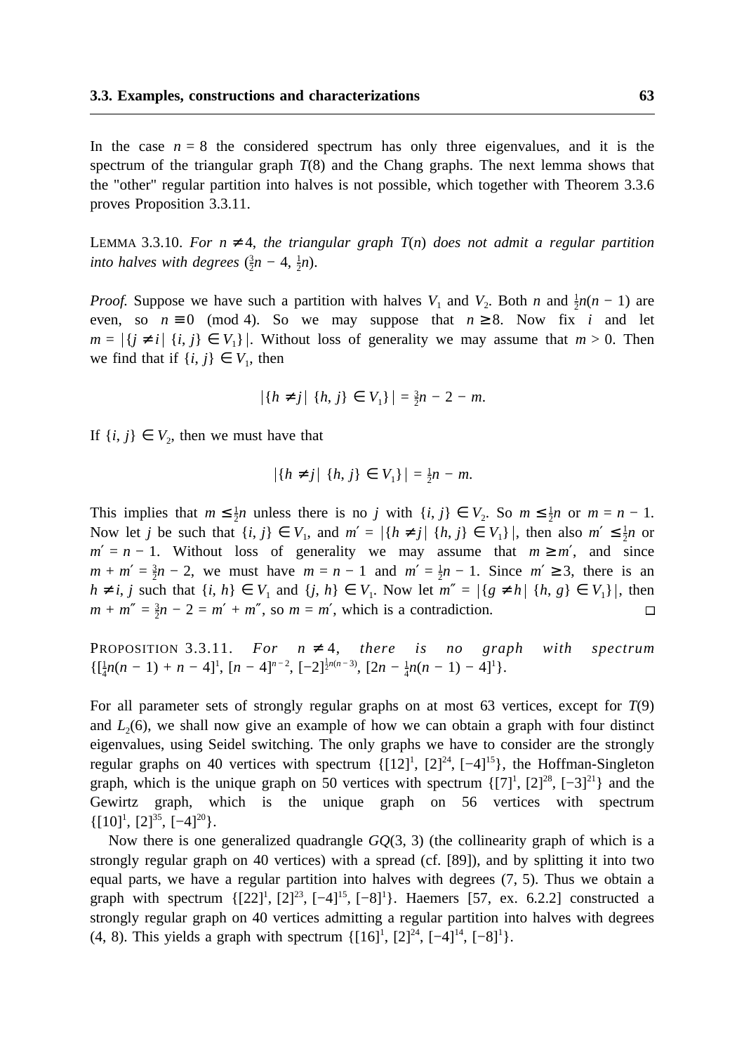In the case $n = 8$ the considered spectrum has only three eigenvalues, and it is the spectrum of the triangular graph $T(8)$ and the Chang graphs. The next lemma shows that the "other" regular partition into halves is not possible, which together with Theorem 3.3.6 proves Proposition 3.3.11.

LEMMA 3.3.10. *For $n \neq 4$, the triangular graph $T(n)$ does not admit a regular partition into halves with degrees $(\frac{3}{2}n - 4, \frac{1}{2}n)$.*

*Proof.* Suppose we have such a partition with halves $V_1$ and $V_2$. Both $n$ and $\frac{1}{2}n(n-1)$ are even, so $n \equiv 0 \pmod 4$. So we may suppose that $n \geq 8$. Now fix $i$ and let $m = |\{j \neq i \mid \{i, j\} \in V_1\}|$. Without loss of generality we may assume that $m > 0$. Then we find that if $\{i, j\} \in V_1$, then

$$|\{h \neq j \mid \{h, j\} \in V_1\}| = \tfrac{3}{2}n - 2 - m.$$

If $\{i, j\} \in V_2$, then we must have that

$$|\{h \neq j \mid \{h, j\} \in V_1\}| = \tfrac{1}{2}n - m.$$

This implies that $m \leq \frac{1}{2}n$ unless there is no $j$ with $\{i, j\} \in V_2$. So $m \leq \frac{1}{2}n$ or $m = n - 1$. Now let $j$ be such that $\{i, j\} \in V_1$, and $m' = |\{h \neq j \mid \{h, j\} \in V_1\}|$, then also $m' \leq \frac{1}{2}n$ or $m' = n - 1$. Without loss of generality we may assume that $m \geq m'$, and since $m + m' = \frac{3}{2}n - 2$, we must have $m = n - 1$ and $m' = \frac{1}{2}n - 1$. Since $m' \geq 3$, there is an $h \neq i, j$ such that $\{i, h\} \in V_1$ and $\{j, h\} \in V_1$. Now let $m'' = |\{g \neq h \mid \{h, g\} \in V_1\}|$, then $m + m'' = \frac{3}{2}n - 2 = m' + m''$, so $m = m'$, which is a contradiction. □

PROPOSITION 3.3.11. *For $n \neq 4$, there is no graph with spectrum $\{[\frac{1}{4}n(n-1) + n - 4]^1, [n-4]^{n-2}, [-2]^{\frac{1}{2}n(n-3)}, [2n - \frac{1}{4}n(n-1) - 4]^1\}$.*

For all parameter sets of strongly regular graphs on at most 63 vertices, except for $T(9)$ and $L_2(6)$, we shall now give an example of how we can obtain a graph with four distinct eigenvalues, using Seidel switching. The only graphs we have to consider are the strongly regular graphs on 40 vertices with spectrum $\{[12]^1, [2]^{24}, [-4]^{15}\}$, the Hoffman-Singleton graph, which is the unique graph on 50 vertices with spectrum $\{[7]^1, [2]^{28}, [-3]^{21}\}$ and the Gewirtz graph, which is the unique graph on 56 vertices with spectrum $\{[10]^1, [2]^{35}, [-4]^{20}\}$.

Now there is one generalized quadrangle $GQ(3, 3)$ (the collinearity graph of which is a strongly regular graph on 40 vertices) with a spread (cf. [89]), and by splitting it into two equal parts, we have a regular partition into halves with degrees (7, 5). Thus we obtain a graph with spectrum $\{[22]^1, [2]^{23}, [-4]^{15}, [-8]^1\}$. Haemers [57, ex. 6.2.2] constructed a strongly regular graph on 40 vertices admitting a regular partition into halves with degrees (4, 8). This yields a graph with spectrum $\{[16]^1, [2]^{24}, [-4]^{14}, [-8]^1\}$.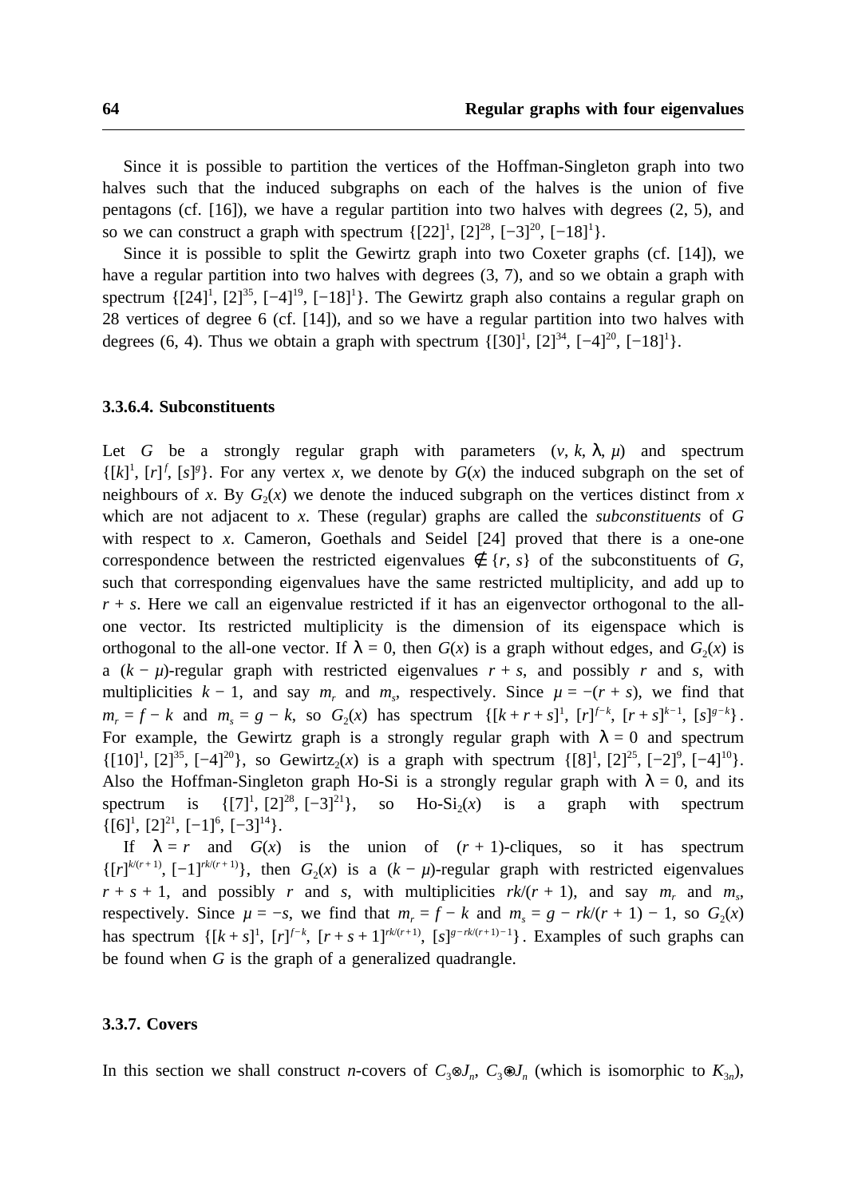Since it is possible to partition the vertices of the Hoffman-Singleton graph into two halves such that the induced subgraphs on each of the halves is the union of five pentagons (cf. [16]), we have a regular partition into two halves with degrees (2, 5), and so we can construct a graph with spectrum $\{[22]^1, [2]^{28}, [-3]^{20}, [-18]^1\}$.

Since it is possible to split the Gewirtz graph into two Coxeter graphs (cf. [14]), we have a regular partition into two halves with degrees (3, 7), and so we obtain a graph with spectrum $\{[24]^1, [2]^{35}, [-4]^{19}, [-18]^1\}$. The Gewirtz graph also contains a regular graph on 28 vertices of degree 6 (cf. [14]), and so we have a regular partition into two halves with degrees (6, 4). Thus we obtain a graph with spectrum $\{[30]^1, [2]^{34}, [-4]^{20}, [-18]^1\}$.

### 3.3.6.4. Subconstituents

Let $G$ be a strongly regular graph with parameters $(v, k, \lambda, \mu)$ and spectrum $\{[k]^1, [r]^f, [s]^g\}$. For any vertex $x$, we denote by $G(x)$ the induced subgraph on the set of neighbours of $x$. By $G_2(x)$ we denote the induced subgraph on the vertices distinct from $x$ which are not adjacent to $x$. These (regular) graphs are called the *subconstituents* of $G$ with respect to $x$. Cameron, Goethals and Seidel [24] proved that there is a one-one correspondence between the restricted eigenvalues $\notin \{r, s\}$ of the subconstituents of $G$, such that corresponding eigenvalues have the same restricted multiplicity, and add up to $r + s$. Here we call an eigenvalue restricted if it has an eigenvector orthogonal to the all-one vector. Its restricted multiplicity is the dimension of its eigenspace which is orthogonal to the all-one vector. If $\lambda = 0$, then $G(x)$ is a graph without edges, and $G_2(x)$ is a $(k - \mu)$-regular graph with restricted eigenvalues $r + s$, and possibly $r$ and $s$, with multiplicities $k - 1$, and say $m_r$ and $m_s$, respectively. Since $\mu = -(r + s)$, we find that $m_r = f - k$ and $m_s = g - k$, so $G_2(x)$ has spectrum $\{[k + r + s]^1, [r]^{f-k}, [r + s]^{k-1}, [s]^{g-k}\}$. For example, the Gewirtz graph is a strongly regular graph with $\lambda = 0$ and spectrum $\{[10]^1, [2]^{35}, [-4]^{20}\}$, so Gewirtz$_2(x)$ is a graph with spectrum $\{[8]^1, [2]^{25}, [-2]^9, [-4]^{10}\}$. Also the Hoffman-Singleton graph Ho-Si is a strongly regular graph with $\lambda = 0$, and its spectrum is $\{[7]^1, [2]^{28}, [-3]^{21}\}$, so Ho-Si$_2(x)$ is a graph with spectrum $\{[6]^1, [2]^{21}, [-1]^6, [-3]^{14}\}$.

If $\lambda = r$ and $G(x)$ is the union of $(r + 1)$-cliques, so it has spectrum $\{[r]^{k/(r+1)}, [-1]^{rk/(r+1)}\}$, then $G_2(x)$ is a $(k - \mu)$-regular graph with restricted eigenvalues $r + s + 1$, and possibly $r$ and $s$, with multiplicities $rk/(r + 1)$, and say $m_r$ and $m_s$, respectively. Since $\mu = -s$, we find that $m_r = f - k$ and $m_s = g - rk/(r + 1) - 1$, so $G_2(x)$ has spectrum $\{[k + s]^1, [r]^{f-k}, [r + s + 1]^{rk/(r+1)}, [s]^{g-rk/(r+1)-1}\}$. Examples of such graphs can be found when $G$ is the graph of a generalized quadrangle.

### 3.3.7. Covers

In this section we shall construct $n$-covers of $C_3 \otimes J_n$, $C_3 \circledast J_n$ (which is isomorphic to $K_{3n}$),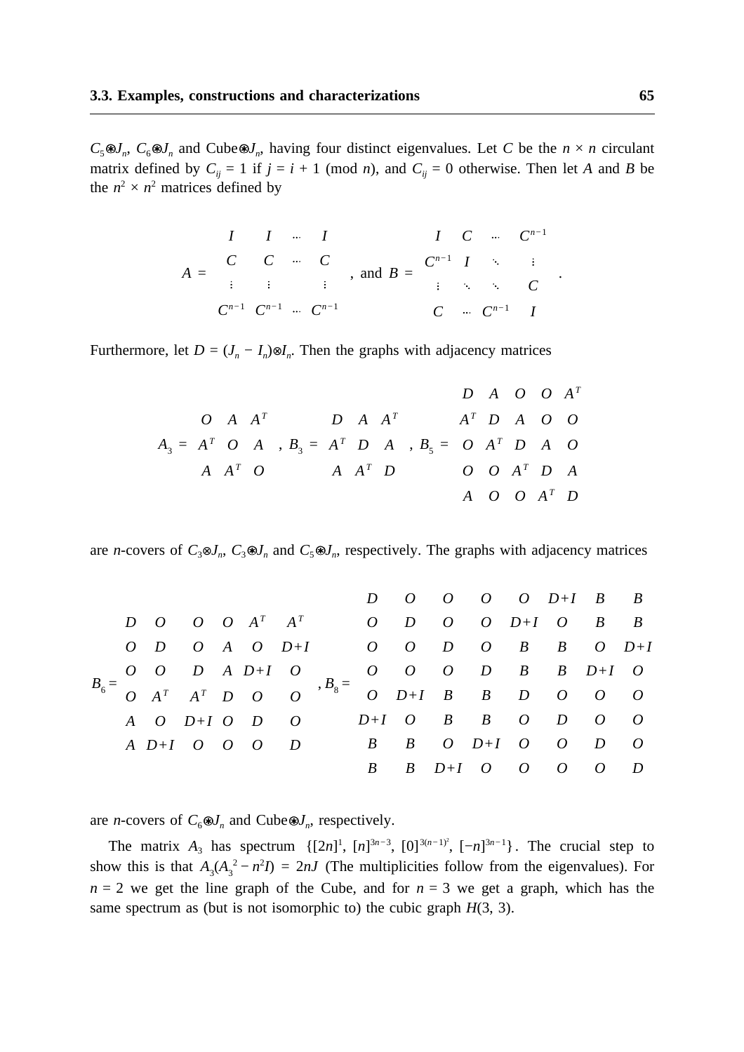$C_5 \circledast J_n$, $C_6 \circledast J_n$ and Cube$\circledast J_n$, having four distinct eigenvalues. Let $C$ be the $n \times n$ circulant matrix defined by $C_{ij} = 1$ if $j = i + 1$ (mod $n$), and $C_{ij} = 0$ otherwise. Then let $A$ and $B$ be the $n^2 \times n^2$ matrices defined by

$$A = \begin{bmatrix} I & I & \cdots & I \\ C & C & \cdots & C \\ \vdots & \vdots & & \vdots \\ C^{n-1} & C^{n-1} & \cdots & C^{n-1} \end{bmatrix}, \text{ and } B = \begin{bmatrix} I & C & \cdots & C^{n-1} \\ C^{n-1} & I & \ddots & \vdots \\ \vdots & \ddots & \ddots & C \\ C & \cdots & C^{n-1} & I \end{bmatrix}.$$

Furthermore, let $D = (J_n - I_n) \otimes I_n$. Then the graphs with adjacency matrices

$$A_3 = \begin{bmatrix} O & A & A^T \\ A^T & O & A \\ A & A^T & O \end{bmatrix}, B_3 = \begin{bmatrix} D & A & A^T \\ A^T & D & A \\ A & A^T & D \end{bmatrix}, B_5 = \begin{bmatrix} D & A & O & O & A^T \\ A^T & D & A & O & O \\ O & A^T & D & A & O \\ O & O & A^T & D & A \\ A & O & O & A^T & D \end{bmatrix}$$

are $n$-covers of $C_3 \otimes J_n$, $C_3 \circledast J_n$ and $C_5 \circledast J_n$, respectively. The graphs with adjacency matrices

$$B_6 = \begin{bmatrix} D & O & O & O & A^T & A^T \\ O & D & O & A & O & D+I \\ O & O & D & A & D+I & O \\ O & A^T & A^T & D & O & O \\ A & O & D+I & O & D & O \\ A & D+I & O & O & O & D \end{bmatrix}, B_8 = \begin{bmatrix} D & O & O & O & O & D+I & B & B \\ O & D & O & O & D+I & O & B & B \\ O & O & D & O & B & B & O & D+I \\ O & O & O & D & B & B & D+I & O \\ O & D+I & B & B & D & O & O & O \\ D+I & O & B & B & O & D & O & O \\ B & B & O & D+I & O & O & D & O \\ B & B & D+I & O & O & O & O & D \end{bmatrix}$$

are $n$-covers of $C_6 \circledast J_n$ and Cube$\circledast J_n$, respectively.

The matrix $A_3$ has spectrum $\{[2n]^1, [n]^{3n-3}, [0]^{3(n-1)^2}, [-n]^{3n-1}\}$. The crucial step to show this is that $A_3(A_3{}^2 - n^2 I) = 2nJ$ (The multiplicities follow from the eigenvalues). For $n = 2$ we get the line graph of the Cube, and for $n = 3$ we get a graph, which has the same spectrum as (but is not isomorphic to) the cubic graph $H(3, 3)$.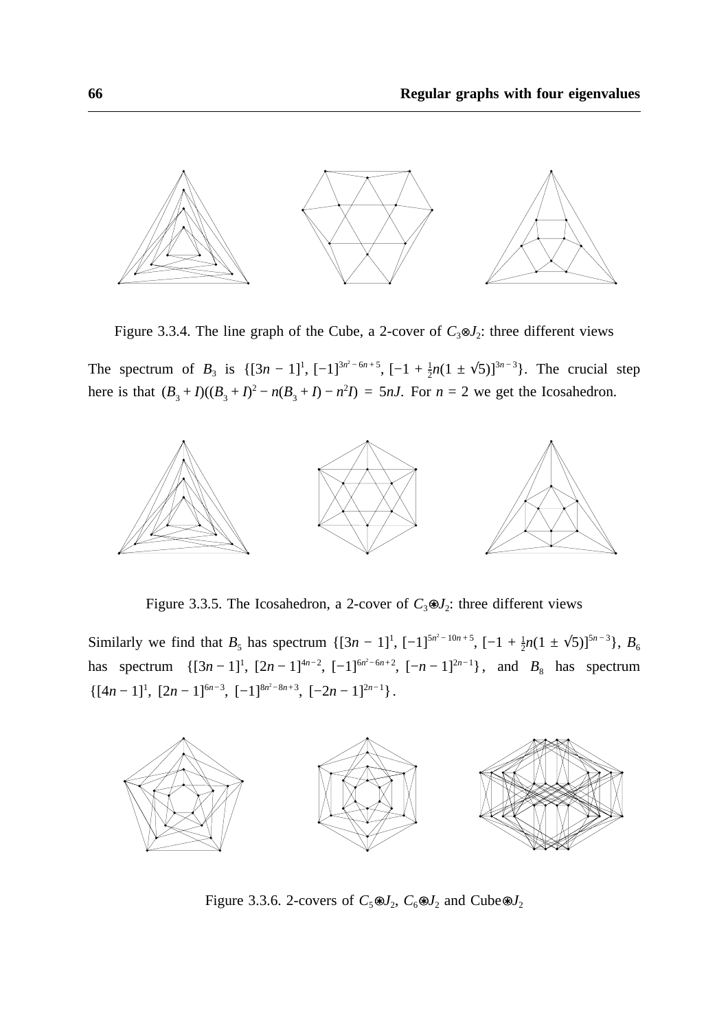Figure 3.3.4. The line graph of the Cube, a 2-cover of $C_3 \otimes J_2$: three different views

The spectrum of $B_3$ is $\{[3n-1]^1, [-1]^{3n^2-6n+5}, [-1+\frac{1}{2}n(1 \pm \sqrt{5})]^{3n-3}\}$. The crucial step here is that $(B_3+I)((B_3+I)^2 - n(B_3+I) - n^2 I) = 5nJ$. For $n = 2$ we get the Icosahedron.

Figure 3.3.5. The Icosahedron, a 2-cover of $C_3 \circledast J_2$: three different views

Similarly we find that $B_5$ has spectrum $\{[3n-1]^1, [-1]^{5n^2-10n+5}, [-1+\frac{1}{2}n(1 \pm \sqrt{5})]^{5n-3}\}$, $B_6$ has spectrum $\{[3n-1]^1, [2n-1]^{4n-2}, [-1]^{6n^2-6n+2}, [-n-1]^{2n-1}\}$, and $B_8$ has spectrum $\{[4n-1]^1, [2n-1]^{6n-3}, [-1]^{8n^2-8n+3}, [-2n-1]^{2n-1}\}$.

Figure 3.3.6. 2-covers of $C_5 \circledast J_2$, $C_6 \circledast J_2$ and Cube$\circledast J_2$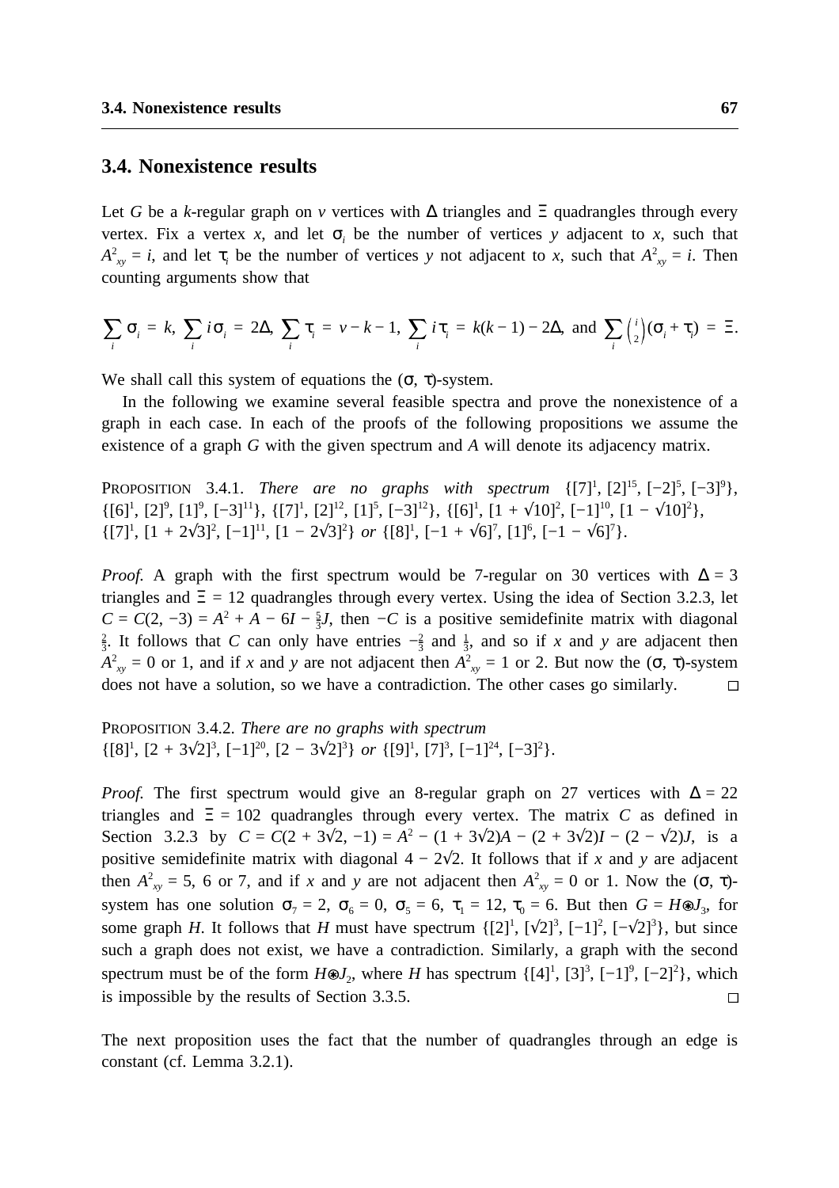## 3.4. Nonexistence results

Let $G$ be a $k$-regular graph on $v$ vertices with $\Delta$ triangles and $\Xi$ quadrangles through every vertex. Fix a vertex $x$, and let $\sigma_i$ be the number of vertices $y$ adjacent to $x$, such that $A^2_{xy} = i$, and let $\tau_i$ be the number of vertices $y$ not adjacent to $x$, such that $A^2_{xy} = i$. Then counting arguments show that

$$\sum_i \sigma_i = k,\ \sum_i i\sigma_i = 2\Delta,\ \sum_i \tau_i = v - k - 1,\ \sum_i i\tau_i = k(k-1) - 2\Delta, \text{ and } \sum_i \binom{i}{2}(\sigma_i + \tau_i) = \Xi.$$

We shall call this system of equations the $(\sigma, \tau)$-system.

In the following we examine several feasible spectra and prove the nonexistence of a graph in each case. In each of the proofs of the following propositions we assume the existence of a graph $G$ with the given spectrum and $A$ will denote its adjacency matrix.

Proposition 3.4.1. *There are no graphs with spectrum* $\{[7]^1, [2]^{15}, [-2]^5, [-3]^9\}$, $\{[6]^1, [2]^9, [1]^9, [-3]^{11}\}$, $\{[7]^1, [2]^{12}, [1]^5, [-3]^{12}\}$, $\{[6]^1, [1+\sqrt{10}]^2, [-1]^{10}, [1-\sqrt{10}]^2\}$, $\{[7]^1, [1+2\sqrt{3}]^2, [-1]^{11}, [1-2\sqrt{3}]^2\}$ *or* $\{[8]^1, [-1+\sqrt{6}]^7, [1]^6, [-1-\sqrt{6}]^7\}$.

*Proof.* A graph with the first spectrum would be 7-regular on 30 vertices with $\Delta = 3$ triangles and $\Xi = 12$ quadrangles through every vertex. Using the idea of Section 3.2.3, let $C = C(2, -3) = A^2 + A - 6I - \frac{5}{3}J$, then $-C$ is a positive semidefinite matrix with diagonal $\frac{2}{3}$. It follows that $C$ can only have entries $-\frac{2}{3}$ and $\frac{1}{3}$, and so if $x$ and $y$ are adjacent then $A^2_{xy} = 0$ or 1, and if $x$ and $y$ are not adjacent then $A^2_{xy} = 1$ or 2. But now the $(\sigma, \tau)$-system does not have a solution, so we have a contradiction. The other cases go similarly. □

Proposition 3.4.2. *There are no graphs with spectrum* $\{[8]^1, [2+3\sqrt{2}]^3, [-1]^{20}, [2-3\sqrt{2}]^3\}$ *or* $\{[9]^1, [7]^3, [-1]^{24}, [-3]^2\}$.

*Proof.* The first spectrum would give an 8-regular graph on 27 vertices with $\Delta = 22$ triangles and $\Xi = 102$ quadrangles through every vertex. The matrix $C$ as defined in Section 3.2.3 by $C = C(2+3\sqrt{2}, -1) = A^2 - (1+3\sqrt{2})A - (2+3\sqrt{2})I - (2-\sqrt{2})J$, is a positive semidefinite matrix with diagonal $4 - 2\sqrt{2}$. It follows that if $x$ and $y$ are adjacent then $A^2_{xy} = 5$, 6 or 7, and if $x$ and $y$ are not adjacent then $A^2_{xy} = 0$ or 1. Now the $(\sigma, \tau)$-system has one solution $\sigma_7 = 2$, $\sigma_6 = 0$, $\sigma_5 = 6$, $\tau_1 = 12$, $\tau_0 = 6$. But then $G = H \circledast J_3$, for some graph $H$. It follows that $H$ must have spectrum $\{[2]^1, [\sqrt{2}]^3, [-1]^2, [-\sqrt{2}]^3\}$, but since such a graph does not exist, we have a contradiction. Similarly, a graph with the second spectrum must be of the form $H \circledast J_2$, where $H$ has spectrum $\{[4]^1, [3]^3, [-1]^9, [-2]^2\}$, which is impossible by the results of Section 3.3.5. □

The next proposition uses the fact that the number of quadrangles through an edge is constant (cf. Lemma 3.2.1).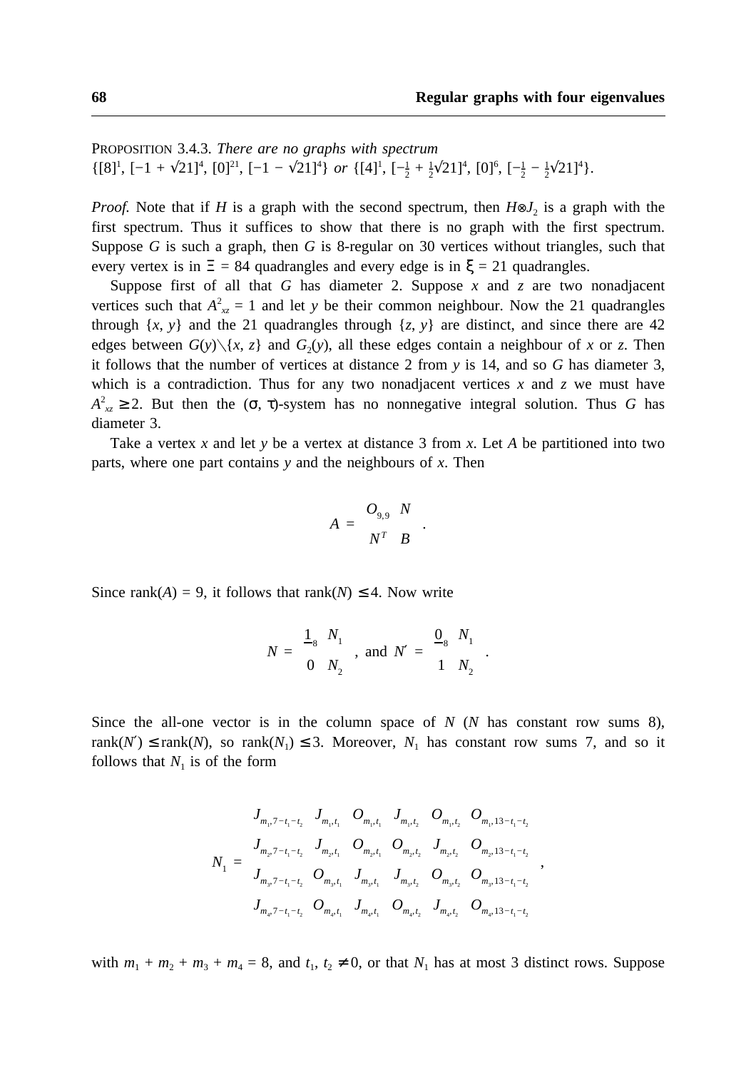PROPOSITION 3.4.3. *There are no graphs with spectrum* $\{[8]^1, [-1+\sqrt{21}]^4, [0]^{21}, [-1-\sqrt{21}]^4\}$ *or* $\{[4]^1, [-\frac{1}{2}+\frac{1}{2}\sqrt{21}]^4, [0]^6, [-\frac{1}{2}-\frac{1}{2}\sqrt{21}]^4\}$.

*Proof.* Note that if $H$ is a graph with the second spectrum, then $H\otimes J_2$ is a graph with the first spectrum. Thus it suffices to show that there is no graph with the first spectrum. Suppose $G$ is such a graph, then $G$ is 8-regular on 30 vertices without triangles, such that every vertex is in $\Xi = 84$ quadrangles and every edge is in $\xi = 21$ quadrangles.

Suppose first of all that $G$ has diameter 2. Suppose $x$ and $z$ are two nonadjacent vertices such that $A^2_{xz} = 1$ and let $y$ be their common neighbour. Now the 21 quadrangles through $\{x, y\}$ and the 21 quadrangles through $\{z, y\}$ are distinct, and since there are 42 edges between $G(y)\setminus\{x, z\}$ and $G_2(y)$, all these edges contain a neighbour of $x$ or $z$. Then it follows that the number of vertices at distance 2 from $y$ is 14, and so $G$ has diameter 3, which is a contradiction. Thus for any two nonadjacent vertices $x$ and $z$ we must have $A^2_{xz} \geq 2$. But then the $(\sigma, \tau)$-system has no nonnegative integral solution. Thus $G$ has diameter 3.

Take a vertex $x$ and let $y$ be a vertex at distance 3 from $x$. Let $A$ be partitioned into two parts, where one part contains $y$ and the neighbours of $x$. Then

$$A = \begin{bmatrix} O_{9,9} & N \\ N^T & B \end{bmatrix}.$$

Since $\operatorname{rank}(A) = 9$, it follows that $\operatorname{rank}(N) \leq 4$. Now write

$$N = \begin{bmatrix} \underline{1}_8 & N_1 \\ 0 & N_2 \end{bmatrix}, \text{ and } N' = \begin{bmatrix} \underline{0}_8 & N_1 \\ 1 & N_2 \end{bmatrix}.$$

Since the all-one vector is in the column space of $N$ ($N$ has constant row sums 8), $\operatorname{rank}(N') \leq \operatorname{rank}(N)$, so $\operatorname{rank}(N_1) \leq 3$. Moreover, $N_1$ has constant row sums 7, and so it follows that $N_1$ is of the form

$$N_1 = \begin{bmatrix} J_{m_1,7-t_1-t_2} & J_{m_1,t_1} & O_{m_1,t_1} & J_{m_1,t_2} & O_{m_1,t_2} & O_{m_1,13-t_1-t_2} \\ J_{m_2,7-t_1-t_2} & J_{m_2,t_1} & O_{m_2,t_1} & O_{m_2,t_2} & J_{m_2,t_2} & O_{m_2,13-t_1-t_2} \\ J_{m_3,7-t_1-t_2} & O_{m_3,t_1} & J_{m_3,t_1} & J_{m_3,t_2} & O_{m_3,t_2} & O_{m_3,13-t_1-t_2} \\ J_{m_4,7-t_1-t_2} & O_{m_4,t_1} & J_{m_4,t_1} & O_{m_4,t_2} & J_{m_4,t_2} & O_{m_4,13-t_1-t_2} \end{bmatrix},$$

with $m_1 + m_2 + m_3 + m_4 = 8$, and $t_1, t_2 \neq 0$, or that $N_1$ has at most 3 distinct rows. Suppose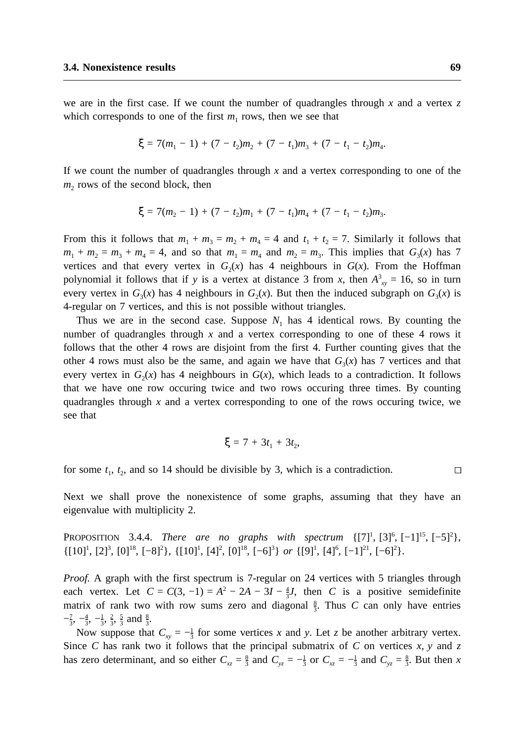we are in the first case. If we count the number of quadrangles through $x$ and a vertex $z$ which corresponds to one of the first $m_1$ rows, then we see that

$$\xi = 7(m_1 - 1) + (7 - t_2)m_2 + (7 - t_1)m_3 + (7 - t_1 - t_2)m_4.$$

If we count the number of quadrangles through $x$ and a vertex corresponding to one of the $m_2$ rows of the second block, then

$$\xi = 7(m_2 - 1) + (7 - t_2)m_1 + (7 - t_1)m_4 + (7 - t_1 - t_2)m_3.$$

From this it follows that $m_1 + m_3 = m_2 + m_4 = 4$ and $t_1 + t_2 = 7$. Similarly it follows that $m_1 + m_2 = m_3 + m_4 = 4$, and so that $m_1 = m_4$ and $m_2 = m_3$. This implies that $G_3(x)$ has 7 vertices and that every vertex in $G_2(x)$ has 4 neighbours in $G(x)$. From the Hoffman polynomial it follows that if $y$ is a vertex at distance 3 from $x$, then $A^3_{xy} = 16$, so in turn every vertex in $G_3(x)$ has 4 neighbours in $G_2(x)$. But then the induced subgraph on $G_3(x)$ is 4-regular on 7 vertices, and this is not possible without triangles.

Thus we are in the second case. Suppose $N_1$ has 4 identical rows. By counting the number of quadrangles through $x$ and a vertex corresponding to one of these 4 rows it follows that the other 4 rows are disjoint from the first 4. Further counting gives that the other 4 rows must also be the same, and again we have that $G_3(x)$ has 7 vertices and that every vertex in $G_2(x)$ has 4 neighbours in $G(x)$, which leads to a contradiction. It follows that we have one row occuring twice and two rows occuring three times. By counting quadrangles through $x$ and a vertex corresponding to one of the rows occuring twice, we see that

$$\xi = 7 + 3t_1 + 3t_2,$$

for some $t_1$, $t_2$, and so 14 should be divisible by 3, which is a contradiction. □

Next we shall prove the nonexistence of some graphs, assuming that they have an eigenvalue with multiplicity 2.

PROPOSITION 3.4.4. *There are no graphs with spectrum* $\{[7]^1, [3]^6, [-1]^{15}, [-5]^2\}$, $\{[10]^1, [2]^3, [0]^{18}, [-8]^2\}$, $\{[10]^1, [4]^2, [0]^{18}, [-6]^3\}$ *or* $\{[9]^1, [4]^6, [-1]^{21}, [-6]^2\}$.

*Proof.* A graph with the first spectrum is 7-regular on 24 vertices with 5 triangles through each vertex. Let $C = C(3, -1) = A^2 - 2A - 3I - \frac{4}{3}J$, then $C$ is a positive semidefinite matrix of rank two with row sums zero and diagonal $\frac{8}{3}$. Thus $C$ can only have entries $-\frac{7}{3}$, $-\frac{4}{3}$, $-\frac{1}{3}$, $\frac{2}{3}$, $\frac{5}{3}$ and $\frac{8}{3}$.

Now suppose that $C_{xy} = -\frac{1}{3}$ for some vertices $x$ and $y$. Let $z$ be another arbitrary vertex. Since $C$ has rank two it follows that the principal submatrix of $C$ on vertices $x$, $y$ and $z$ has zero determinant, and so either $C_{xz} = \frac{8}{3}$ and $C_{yz} = -\frac{1}{3}$ or $C_{xz} = -\frac{1}{3}$ and $C_{yz} = \frac{8}{3}$. But then $x$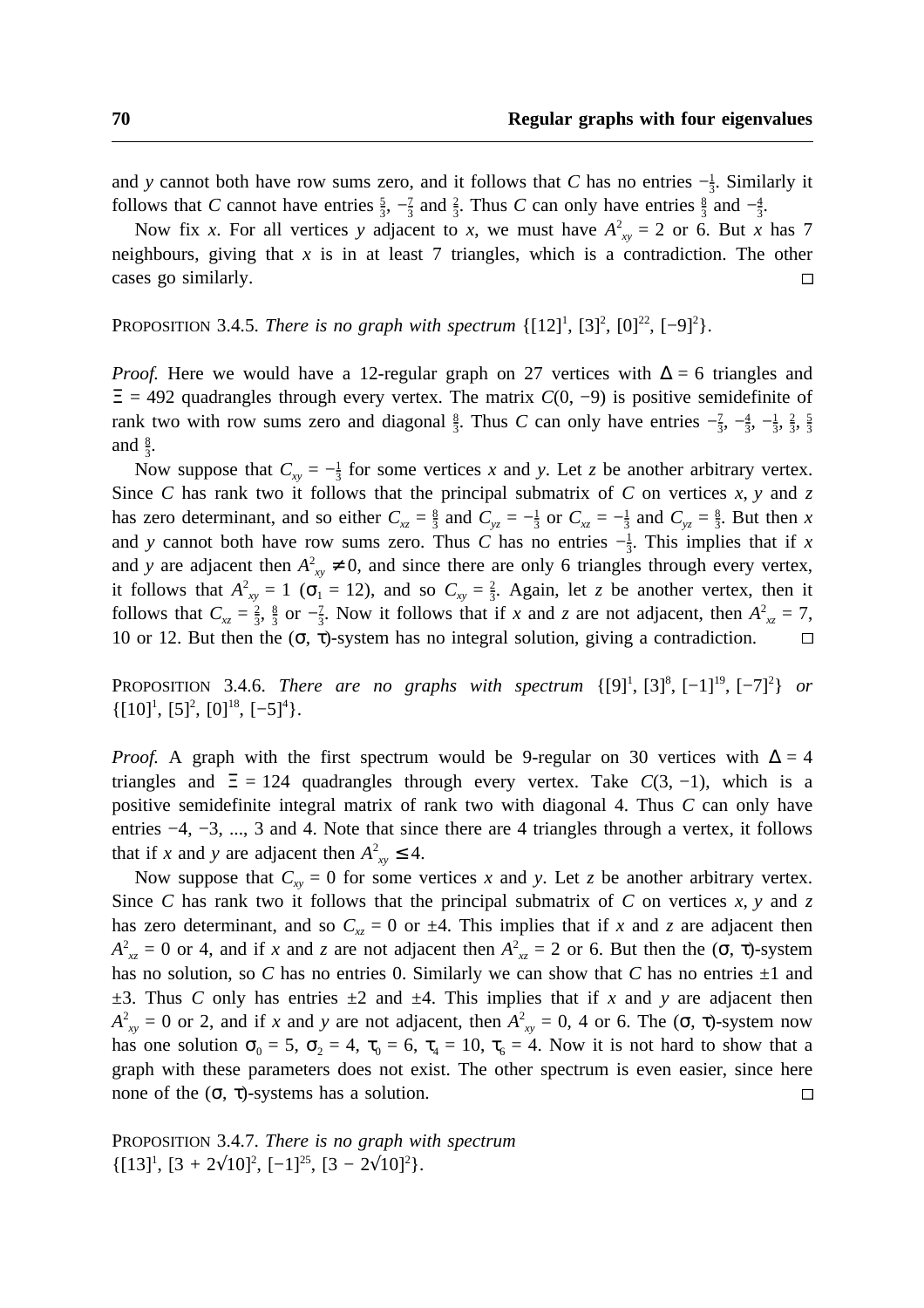and $y$ cannot both have row sums zero, and it follows that $C$ has no entries $-\frac{1}{3}$. Similarly it follows that $C$ cannot have entries $\frac{5}{3}$, $-\frac{7}{3}$ and $\frac{2}{3}$. Thus $C$ can only have entries $\frac{8}{3}$ and $-\frac{4}{3}$.

Now fix $x$. For all vertices $y$ adjacent to $x$, we must have $A^2_{xy} = 2$ or 6. But $x$ has 7 neighbours, giving that $x$ is in at least 7 triangles, which is a contradiction. The other cases go similarly. □

PROPOSITION 3.4.5. *There is no graph with spectrum* $\{[12]^1, [3]^2, [0]^{22}, [-9]^2\}$.

*Proof.* Here we would have a 12-regular graph on 27 vertices with $\Delta = 6$ triangles and $\Xi = 492$ quadrangles through every vertex. The matrix $C(0, -9)$ is positive semidefinite of rank two with row sums zero and diagonal $\frac{8}{3}$. Thus $C$ can only have entries $-\frac{7}{3}$, $-\frac{4}{3}$, $-\frac{1}{3}$, $\frac{2}{3}$, $\frac{5}{3}$ and $\frac{8}{3}$.

Now suppose that $C_{xy} = -\frac{1}{3}$ for some vertices $x$ and $y$. Let $z$ be another arbitrary vertex. Since $C$ has rank two it follows that the principal submatrix of $C$ on vertices $x$, $y$ and $z$ has zero determinant, and so either $C_{xz} = \frac{8}{3}$ and $C_{yz} = -\frac{1}{3}$ or $C_{xz} = -\frac{1}{3}$ and $C_{yz} = \frac{8}{3}$. But then $x$ and $y$ cannot both have row sums zero. Thus $C$ has no entries $-\frac{1}{3}$. This implies that if $x$ and $y$ are adjacent then $A^2_{xy} \neq 0$, and since there are only 6 triangles through every vertex, it follows that $A^2_{xy} = 1$ ($\sigma_1 = 12$), and so $C_{xy} = \frac{2}{3}$. Again, let $z$ be another vertex, then it follows that $C_{xz} = \frac{2}{3}$, $\frac{8}{3}$ or $-\frac{7}{3}$. Now it follows that if $x$ and $z$ are not adjacent, then $A^2_{xz} = 7$, 10 or 12. But then the $(\sigma, \tau)$-system has no integral solution, giving a contradiction. □

PROPOSITION 3.4.6. *There are no graphs with spectrum* $\{[9]^1, [3]^8, [-1]^{19}, [-7]^2\}$ *or* $\{[10]^1, [5]^2, [0]^{18}, [-5]^4\}$.

*Proof.* A graph with the first spectrum would be 9-regular on 30 vertices with $\Delta = 4$ triangles and $\Xi = 124$ quadrangles through every vertex. Take $C(3, -1)$, which is a positive semidefinite integral matrix of rank two with diagonal 4. Thus $C$ can only have entries $-4, -3, ..., 3$ and 4. Note that since there are 4 triangles through a vertex, it follows that if $x$ and $y$ are adjacent then $A^2_{xy} \leq 4$.

Now suppose that $C_{xy} = 0$ for some vertices $x$ and $y$. Let $z$ be another arbitrary vertex. Since $C$ has rank two it follows that the principal submatrix of $C$ on vertices $x$, $y$ and $z$ has zero determinant, and so $C_{xz} = 0$ or $\pm 4$. This implies that if $x$ and $z$ are adjacent then $A^2_{xz} = 0$ or 4, and if $x$ and $z$ are not adjacent then $A^2_{xz} = 2$ or 6. But then the $(\sigma, \tau)$-system has no solution, so $C$ has no entries 0. Similarly we can show that $C$ has no entries $\pm 1$ and $\pm 3$. Thus $C$ only has entries $\pm 2$ and $\pm 4$. This implies that if $x$ and $y$ are adjacent then $A^2_{xy} = 0$ or 2, and if $x$ and $y$ are not adjacent, then $A^2_{xy} = 0$, 4 or 6. The $(\sigma, \tau)$-system now has one solution $\sigma_0 = 5$, $\sigma_2 = 4$, $\tau_0 = 6$, $\tau_4 = 10$, $\tau_6 = 4$. Now it is not hard to show that a graph with these parameters does not exist. The other spectrum is even easier, since here none of the $(\sigma, \tau)$-systems has a solution. □

PROPOSITION 3.4.7. *There is no graph with spectrum* $\{[13]^1, [3 + 2\sqrt{10}]^2, [-1]^{25}, [3 - 2\sqrt{10}]^2\}$.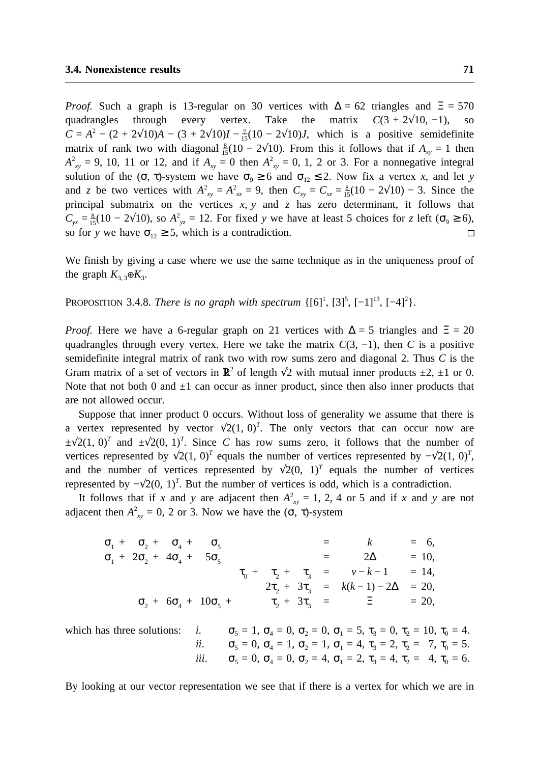*Proof.* Such a graph is 13-regular on 30 vertices with $\Delta = 62$ triangles and $\Xi = 570$ quadrangles through every vertex. Take the matrix $C(3 + 2\sqrt{10}, -1)$, so $C = A^2 - (2 + 2\sqrt{10})A - (3 + 2\sqrt{10})I - \frac{7}{15}(10 - 2\sqrt{10})J$, which is a positive semidefinite matrix of rank two with diagonal $\frac{8}{15}(10 - 2\sqrt{10})$. From this it follows that if $A_{xy} = 1$ then $A^2_{xy} = 9$, 10, 11 or 12, and if $A_{xy} = 0$ then $A^2_{xy} = 0$, 1, 2 or 3. For a nonnegative integral solution of the $(\sigma, \tau)$-system we have $\sigma_9 \geq 6$ and $\sigma_{12} \leq 2$. Now fix a vertex $x$, and let $y$ and $z$ be two vertices with $A^2_{xy} = A^2_{xz} = 9$, then $C_{xy} = C_{xz} = \frac{8}{15}(10 - 2\sqrt{10}) - 3$. Since the principal submatrix on the vertices $x$, $y$ and $z$ has zero determinant, it follows that $C_{yz} = \frac{8}{15}(10 - 2\sqrt{10})$, so $A^2_{yz} = 12$. For fixed $y$ we have at least 5 choices for $z$ left ($\sigma_9 \geq 6$), so for $y$ we have $\sigma_{12} \geq 5$, which is a contradiction. □

We finish by giving a case where we use the same technique as in the uniqueness proof of the graph $K_{3,3} \oplus K_3$.

PROPOSITION 3.4.8. *There is no graph with spectrum* $\{[6]^1, [3]^5, [-1]^{13}, [-4]^2\}$.

*Proof.* Here we have a 6-regular graph on 21 vertices with $\Delta = 5$ triangles and $\Xi = 20$ quadrangles through every vertex. Here we take the matrix $C(3, -1)$, then $C$ is a positive semidefinite integral matrix of rank two with row sums zero and diagonal 2. Thus $C$ is the Gram matrix of a set of vectors in $\mathbb{R}^2$ of length $\sqrt{2}$ with mutual inner products $\pm 2$, $\pm 1$ or 0. Note that not both 0 and $\pm 1$ can occur as inner product, since then also inner products that are not allowed occur.

Suppose that inner product 0 occurs. Without loss of generality we assume that there is a vertex represented by vector $\sqrt{2}(1, 0)^T$. The only vectors that can occur now are $\pm\sqrt{2}(1, 0)^T$ and $\pm\sqrt{2}(0, 1)^T$. Since $C$ has row sums zero, it follows that the number of vertices represented by $\sqrt{2}(1, 0)^T$ equals the number of vertices represented by $-\sqrt{2}(1, 0)^T$, and the number of vertices represented by $\sqrt{2}(0, 1)^T$ equals the number of vertices represented by $-\sqrt{2}(0, 1)^T$. But the number of vertices is odd, which is a contradiction.

It follows that if $x$ and $y$ are adjacent then $A^2_{xy} = 1$, 2, 4 or 5 and if $x$ and $y$ are not adjacent then $A^2_{xy} = 0$, 2 or 3. Now we have the $(\sigma, \tau)$-system

$$
\begin{array}{rcrcl}
\sigma_1 + \sigma_2 + \sigma_4 + \sigma_5 & = & k & = & 6, \\
\sigma_1 + 2\sigma_2 + 4\sigma_4 + 5\sigma_5 & = & 2\Delta & = & 10, \\
\tau_0 + \tau_2 + \tau_3 & = & v - k - 1 & = & 14, \\
2\tau_2 + 3\tau_3 & = & k(k-1) - 2\Delta & = & 20, \\
\sigma_2 + 6\sigma_4 + 10\sigma_5 + \tau_2 + 3\tau_3 & = & \Xi & = & 20,
\end{array}
$$

which has three solutions:

*i.* $\sigma_5 = 1$, $\sigma_4 = 0$, $\sigma_2 = 0$, $\sigma_1 = 5$, $\tau_3 = 0$, $\tau_2 = 10$, $\tau_0 = 4$.

*ii.* $\sigma_5 = 0$, $\sigma_4 = 1$, $\sigma_2 = 1$, $\sigma_1 = 4$, $\tau_3 = 2$, $\tau_2 = 7$, $\tau_0 = 5$.

*iii.* $\sigma_5 = 0$, $\sigma_4 = 0$, $\sigma_2 = 4$, $\sigma_1 = 2$, $\tau_3 = 4$, $\tau_2 = 4$, $\tau_0 = 6$.

By looking at our vector representation we see that if there is a vertex for which we are in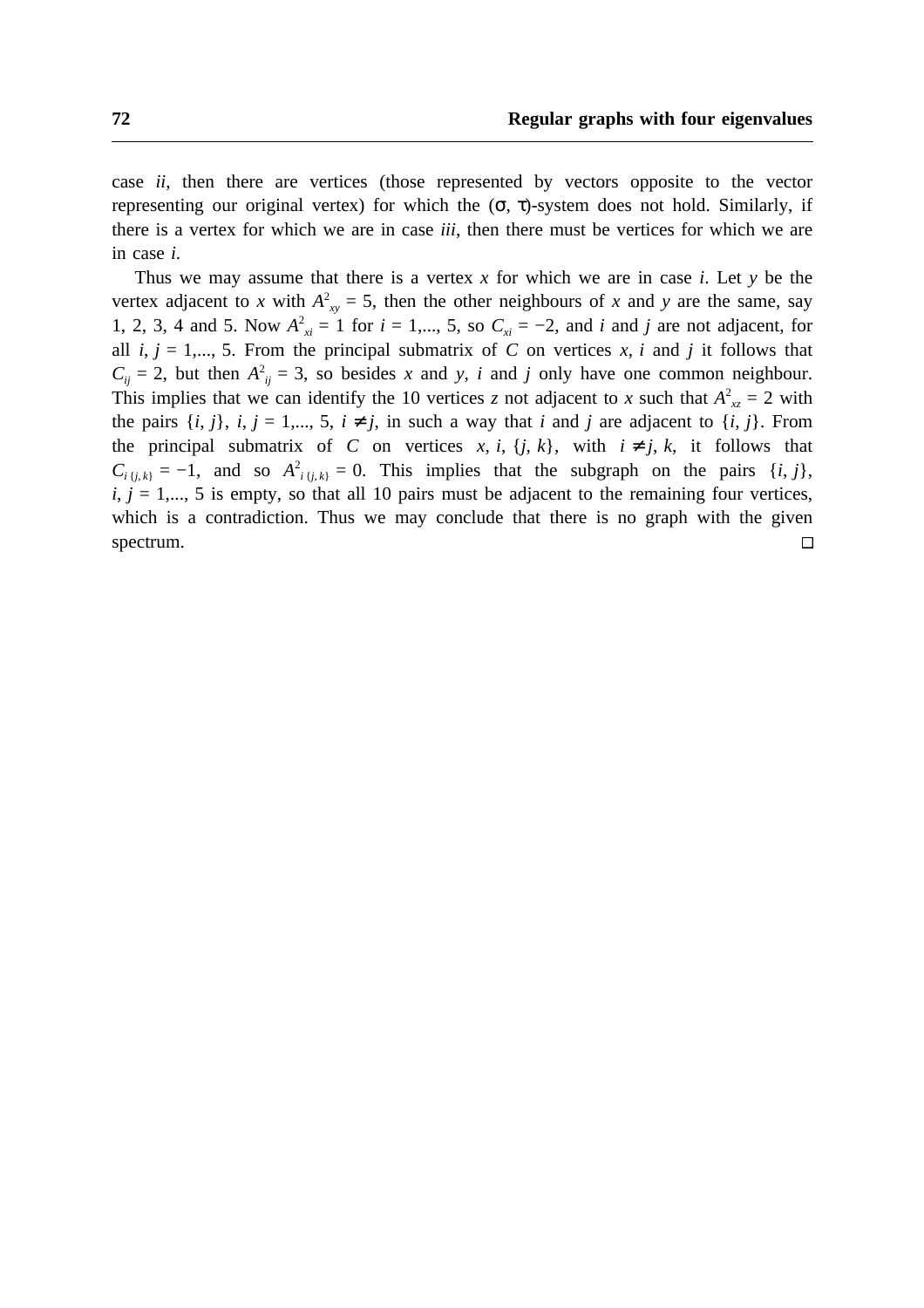case *ii*, then there are vertices (those represented by vectors opposite to the vector representing our original vertex) for which the $(\sigma, \tau)$-system does not hold. Similarly, if there is a vertex for which we are in case *iii*, then there must be vertices for which we are in case *i*.

Thus we may assume that there is a vertex $x$ for which we are in case *i*. Let $y$ be the vertex adjacent to $x$ with $A^2_{xy} = 5$, then the other neighbours of $x$ and $y$ are the same, say 1, 2, 3, 4 and 5. Now $A^2_{xi} = 1$ for $i = 1,..., 5$, so $C_{xi} = -2$, and $i$ and $j$ are not adjacent, for all $i, j = 1,..., 5$. From the principal submatrix of $C$ on vertices $x$, $i$ and $j$ it follows that $C_{ij} = 2$, but then $A^2_{ij} = 3$, so besides $x$ and $y$, $i$ and $j$ only have one common neighbour. This implies that we can identify the 10 vertices $z$ not adjacent to $x$ such that $A^2_{xz} = 2$ with the pairs $\{i, j\}$, $i, j = 1,..., 5$, $i \neq j$, in such a way that $i$ and $j$ are adjacent to $\{i, j\}$. From the principal submatrix of $C$ on vertices $x$, $i$, $\{j, k\}$, with $i \neq j, k$, it follows that $C_{i\,\{j,k\}} = -1$, and so $A^2_{i\,\{j,k\}} = 0$. This implies that the subgraph on the pairs $\{i, j\}$, $i, j = 1,..., 5$ is empty, so that all 10 pairs must be adjacent to the remaining four vertices, which is a contradiction. Thus we may conclude that there is no graph with the given spectrum. □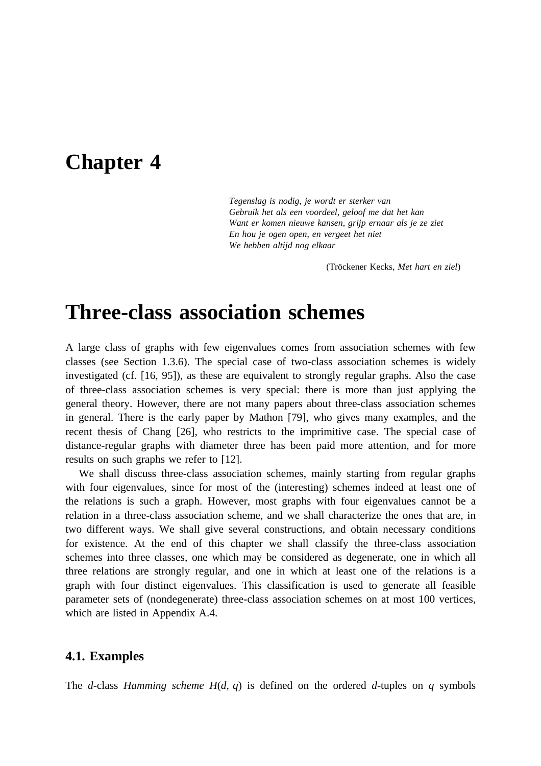# Chapter 4

*Tegenslag is nodig, je wordt er sterker van*
*Gebruik het als een voordeel, geloof me dat het kan*
*Want er komen nieuwe kansen, grijp ernaar als je ze ziet*
*En hou je ogen open, en vergeet het niet*
*We hebben altijd nog elkaar*

(Tröckener Kecks, *Met hart en ziel*)

# Three-class association schemes

A large class of graphs with few eigenvalues comes from association schemes with few classes (see Section 1.3.6). The special case of two-class association schemes is widely investigated (cf. [16, 95]), as these are equivalent to strongly regular graphs. Also the case of three-class association schemes is very special: there is more than just applying the general theory. However, there are not many papers about three-class association schemes in general. There is the early paper by Mathon [79], who gives many examples, and the recent thesis of Chang [26], who restricts to the imprimitive case. The special case of distance-regular graphs with diameter three has been paid more attention, and for more results on such graphs we refer to [12].

We shall discuss three-class association schemes, mainly starting from regular graphs with four eigenvalues, since for most of the (interesting) schemes indeed at least one of the relations is such a graph. However, most graphs with four eigenvalues cannot be a relation in a three-class association scheme, and we shall characterize the ones that are, in two different ways. We shall give several constructions, and obtain necessary conditions for existence. At the end of this chapter we shall classify the three-class association schemes into three classes, one which may be considered as degenerate, one in which all three relations are strongly regular, and one in which at least one of the relations is a graph with four distinct eigenvalues. This classification is used to generate all feasible parameter sets of (nondegenerate) three-class association schemes on at most 100 vertices, which are listed in Appendix A.4.

## 4.1. Examples

The $d$-class *Hamming scheme* $H(d, q)$ is defined on the ordered $d$-tuples on $q$ symbols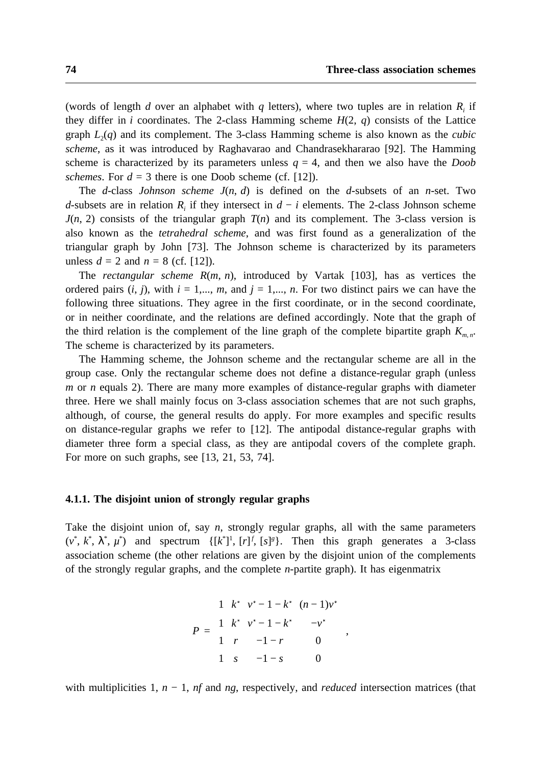(words of length $d$ over an alphabet with $q$ letters), where two tuples are in relation $R_i$ if they differ in $i$ coordinates. The 2-class Hamming scheme $H(2, q)$ consists of the Lattice graph $L_2(q)$ and its complement. The 3-class Hamming scheme is also known as the *cubic scheme*, as it was introduced by Raghavarao and Chandrasekhararao [92]. The Hamming scheme is characterized by its parameters unless $q = 4$, and then we also have the *Doob schemes*. For $d = 3$ there is one Doob scheme (cf. [12]).

The $d$-class *Johnson scheme* $J(n, d)$ is defined on the $d$-subsets of an $n$-set. Two $d$-subsets are in relation $R_i$ if they intersect in $d - i$ elements. The 2-class Johnson scheme $J(n, 2)$ consists of the triangular graph $T(n)$ and its complement. The 3-class version is also known as the *tetrahedral scheme*, and was first found as a generalization of the triangular graph by John [73]. The Johnson scheme is characterized by its parameters unless $d = 2$ and $n = 8$ (cf. [12]).

The *rectangular scheme* $R(m, n)$, introduced by Vartak [103], has as vertices the ordered pairs $(i, j)$, with $i = 1,..., m$, and $j = 1,..., n$. For two distinct pairs we can have the following three situations. They agree in the first coordinate, or in the second coordinate, or in neither coordinate, and the relations are defined accordingly. Note that the graph of the third relation is the complement of the line graph of the complete bipartite graph $K_{m,n}$. The scheme is characterized by its parameters.

The Hamming scheme, the Johnson scheme and the rectangular scheme are all in the group case. Only the rectangular scheme does not define a distance-regular graph (unless $m$ or $n$ equals 2). There are many more examples of distance-regular graphs with diameter three. Here we shall mainly focus on 3-class association schemes that are not such graphs, although, of course, the general results do apply. For more examples and specific results on distance-regular graphs we refer to [12]. The antipodal distance-regular graphs with diameter three form a special class, as they are antipodal covers of the complete graph. For more on such graphs, see [13, 21, 53, 74].

### 4.1.1. The disjoint union of strongly regular graphs

Take the disjoint union of, say $n$, strongly regular graphs, all with the same parameters $(v^*, k^*, \lambda^*, \mu^*)$ and spectrum $\{[k^*]^1, [r]^f, [s]^g\}$. Then this graph generates a 3-class association scheme (the other relations are given by the disjoint union of the complements of the strongly regular graphs, and the complete $n$-partite graph). It has eigenmatrix

$$P = \begin{matrix} 1 & k^* & v^* - 1 - k^* & (n-1)v^* \\ 1 & k^* & v^* - 1 - k^* & -v^* \\ 1 & r & -1 - r & 0 \\ 1 & s & -1 - s & 0 \end{matrix} \quad ,$$

with multiplicities 1, $n - 1$, $nf$ and $ng$, respectively, and *reduced* intersection matrices (that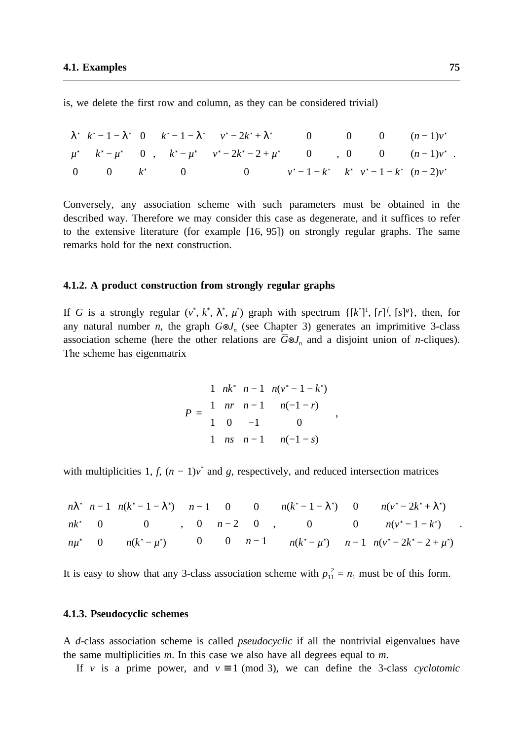is, we delete the first row and column, as they can be considered trivial)

$$
\begin{matrix} \lambda^* & k^*-1-\lambda^* & 0 \\ \mu^* & k^*-\mu^* & 0 \\ 0 & 0 & k^* \end{matrix} \;,\quad
\begin{matrix} k^*-1-\lambda^* & v^*-2k^*+\lambda^* & 0 \\ k^*-\mu^* & v^*-2k^*-2+\mu^* & 0 \\ 0 & 0 & v^*-1-k^* \end{matrix} \;,\quad
\begin{matrix} 0 & 0 & (n-1)v^* \\ 0 & 0 & (n-1)v^* \\ k^* & v^*-1-k^* & (n-2)v^* \end{matrix} \;.
$$

Conversely, any association scheme with such parameters must be obtained in the described way. Therefore we may consider this case as degenerate, and it suffices to refer to the extensive literature (for example [16, 95]) on strongly regular graphs. The same remarks hold for the next construction.

### 4.1.2. A product construction from strongly regular graphs

If $G$ is a strongly regular $(v^*, k^*, \lambda^*, \mu^*)$ graph with spectrum $\{[k^*]^1, [r]^f, [s]^g\}$, then, for any natural number $n$, the graph $G \otimes J_n$ (see Chapter 3) generates an imprimitive 3-class association scheme (here the other relations are $\bar{G} \otimes J_n$ and a disjoint union of $n$-cliques). The scheme has eigenmatrix

$$
P = \begin{matrix} 1 & nk^* & n-1 & n(v^*-1-k^*) \\ 1 & nr & n-1 & n(-1-r) \\ 1 & 0 & -1 & 0 \\ 1 & ns & n-1 & n(-1-s) \end{matrix} \;,
$$

with multiplicities 1, $f$, $(n-1)v^*$ and $g$, respectively, and reduced intersection matrices

$$
\begin{matrix} n\lambda^* & n-1 & n(k^*-1-\lambda^*) \\ nk^* & 0 & 0 \\ n\mu^* & 0 & n(k^*-\mu^*) \end{matrix} \;,\quad
\begin{matrix} n-1 & 0 & 0 \\ 0 & n-2 & 0 \\ 0 & 0 & n-1 \end{matrix} \;,\quad
\begin{matrix} n(k^*-1-\lambda^*) & 0 & n(v^*-2k^*+\lambda^*) \\ 0 & 0 & n(v^*-1-k^*) \\ n(k^*-\mu^*) & n-1 & n(v^*-2k^*-2+\mu^*) \end{matrix} \;.
$$

It is easy to show that any 3-class association scheme with $p_{11}^2 = n_1$ must be of this form.

### 4.1.3. Pseudocyclic schemes

A $d$-class association scheme is called *pseudocyclic* if all the nontrivial eigenvalues have the same multiplicities $m$. In this case we also have all degrees equal to $m$.

If $v$ is a prime power, and $v \equiv 1 \pmod 3$, we can define the 3-class *cyclotomic*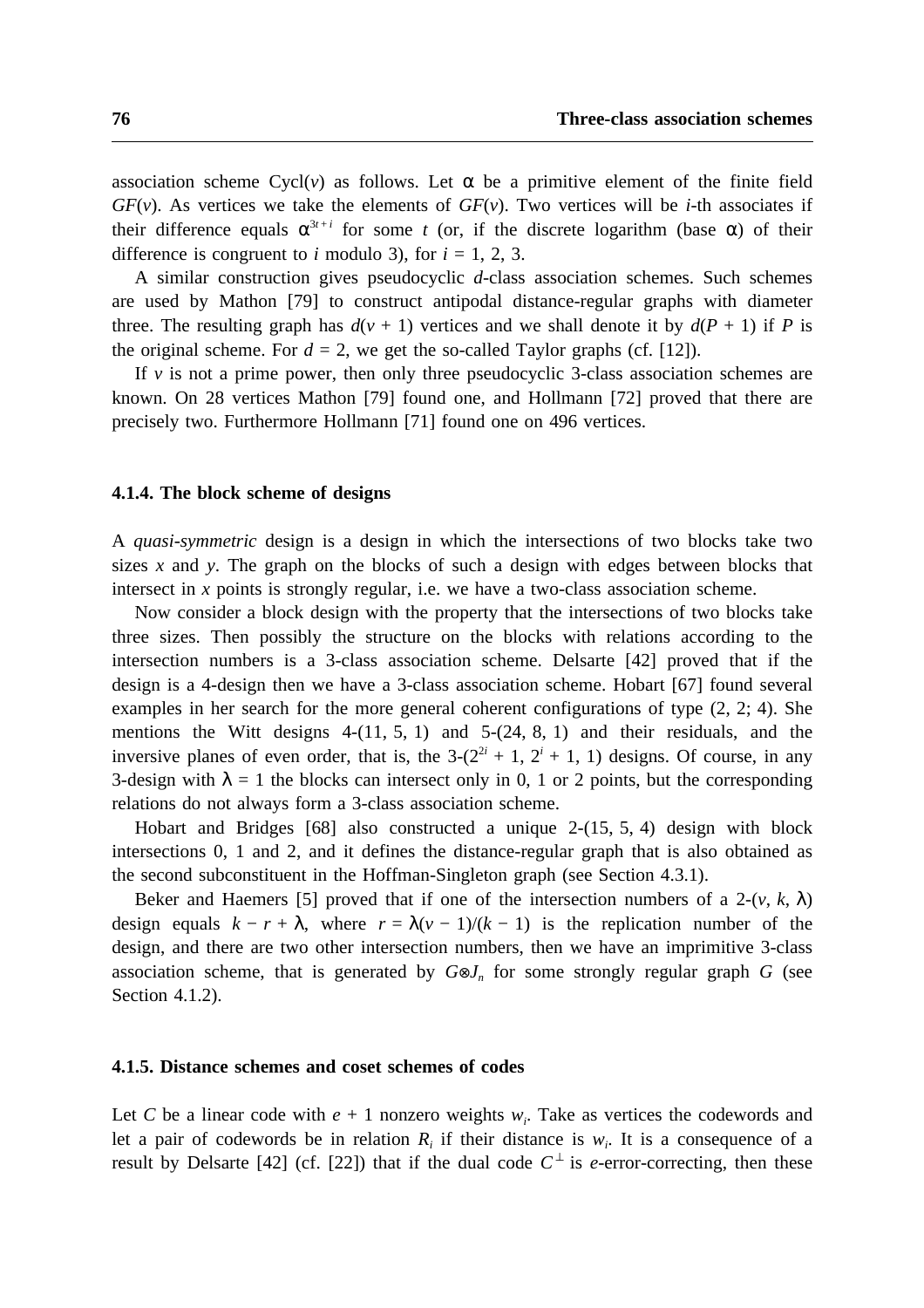association scheme Cycl($v$) as follows. Let $\alpha$ be a primitive element of the finite field $GF(v)$. As vertices we take the elements of $GF(v)$. Two vertices will be $i$-th associates if their difference equals $\alpha^{3t+i}$ for some $t$ (or, if the discrete logarithm (base $\alpha$) of their difference is congruent to $i$ modulo 3), for $i = 1, 2, 3$.

A similar construction gives pseudocyclic $d$-class association schemes. Such schemes are used by Mathon [79] to construct antipodal distance-regular graphs with diameter three. The resulting graph has $d(v + 1)$ vertices and we shall denote it by $d(P + 1)$ if $P$ is the original scheme. For $d = 2$, we get the so-called Taylor graphs (cf. [12]).

If $v$ is not a prime power, then only three pseudocyclic 3-class association schemes are known. On 28 vertices Mathon [79] found one, and Hollmann [72] proved that there are precisely two. Furthermore Hollmann [71] found one on 496 vertices.

### 4.1.4. The block scheme of designs

A *quasi-symmetric* design is a design in which the intersections of two blocks take two sizes $x$ and $y$. The graph on the blocks of such a design with edges between blocks that intersect in $x$ points is strongly regular, i.e. we have a two-class association scheme.

Now consider a block design with the property that the intersections of two blocks take three sizes. Then possibly the structure on the blocks with relations according to the intersection numbers is a 3-class association scheme. Delsarte [42] proved that if the design is a 4-design then we have a 3-class association scheme. Hobart [67] found several examples in her search for the more general coherent configurations of type (2, 2; 4). She mentions the Witt designs 4-(11, 5, 1) and 5-(24, 8, 1) and their residuals, and the inversive planes of even order, that is, the 3-$(2^{2i} + 1, 2^i + 1, 1)$ designs. Of course, in any 3-design with $\lambda = 1$ the blocks can intersect only in 0, 1 or 2 points, but the corresponding relations do not always form a 3-class association scheme.

Hobart and Bridges [68] also constructed a unique 2-(15, 5, 4) design with block intersections 0, 1 and 2, and it defines the distance-regular graph that is also obtained as the second subconstituent in the Hoffman-Singleton graph (see Section 4.3.1).

Beker and Haemers [5] proved that if one of the intersection numbers of a 2-$(v, k, \lambda)$ design equals $k - r + \lambda$, where $r = \lambda(v - 1)/(k - 1)$ is the replication number of the design, and there are two other intersection numbers, then we have an imprimitive 3-class association scheme, that is generated by $G \otimes J_n$ for some strongly regular graph $G$ (see Section 4.1.2).

### 4.1.5. Distance schemes and coset schemes of codes

Let $C$ be a linear code with $e + 1$ nonzero weights $w_i$. Take as vertices the codewords and let a pair of codewords be in relation $R_i$ if their distance is $w_i$. It is a consequence of a result by Delsarte [42] (cf. [22]) that if the dual code $C^\perp$ is $e$-error-correcting, then these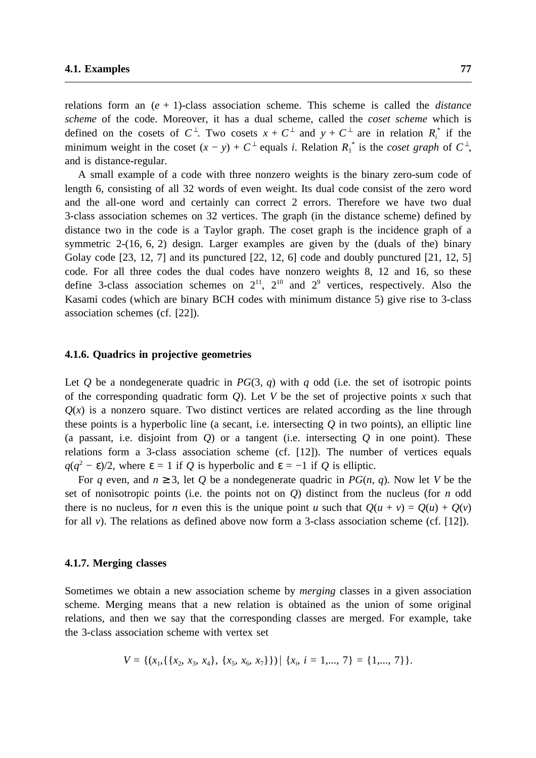relations form an $(e + 1)$-class association scheme. This scheme is called the *distance scheme* of the code. Moreover, it has a dual scheme, called the *coset scheme* which is defined on the cosets of $C^{\perp}$. Two cosets $x + C^{\perp}$ and $y + C^{\perp}$ are in relation $R_i^*$ if the minimum weight in the coset $(x - y) + C^{\perp}$ equals $i$. Relation $R_1^*$ is the *coset graph* of $C^{\perp}$, and is distance-regular.

A small example of a code with three nonzero weights is the binary zero-sum code of length 6, consisting of all 32 words of even weight. Its dual code consist of the zero word and the all-one word and certainly can correct 2 errors. Therefore we have two dual 3-class association schemes on 32 vertices. The graph (in the distance scheme) defined by distance two in the code is a Taylor graph. The coset graph is the incidence graph of a symmetric 2-(16, 6, 2) design. Larger examples are given by the (duals of the) binary Golay code [23, 12, 7] and its punctured [22, 12, 6] code and doubly punctured [21, 12, 5] code. For all three codes the dual codes have nonzero weights 8, 12 and 16, so these define 3-class association schemes on $2^{11}$, $2^{10}$ and $2^{9}$ vertices, respectively. Also the Kasami codes (which are binary BCH codes with minimum distance 5) give rise to 3-class association schemes (cf. [22]).

### 4.1.6. Quadrics in projective geometries

Let $Q$ be a nondegenerate quadric in $PG(3, q)$ with $q$ odd (i.e. the set of isotropic points of the corresponding quadratic form $Q$). Let $V$ be the set of projective points $x$ such that $Q(x)$ is a nonzero square. Two distinct vertices are related according as the line through these points is a hyperbolic line (a secant, i.e. intersecting $Q$ in two points), an elliptic line (a passant, i.e. disjoint from $Q$) or a tangent (i.e. intersecting $Q$ in one point). These relations form a 3-class association scheme (cf. [12]). The number of vertices equals $q(q^2 - \varepsilon)/2$, where $\varepsilon = 1$ if $Q$ is hyperbolic and $\varepsilon = -1$ if $Q$ is elliptic.

For $q$ even, and $n \geq 3$, let $Q$ be a nondegenerate quadric in $PG(n, q)$. Now let $V$ be the set of nonisotropic points (i.e. the points not on $Q$) distinct from the nucleus (for $n$ odd there is no nucleus, for $n$ even this is the unique point $u$ such that $Q(u + v) = Q(u) + Q(v)$ for all $v$). The relations as defined above now form a 3-class association scheme (cf. [12]).

### 4.1.7. Merging classes

Sometimes we obtain a new association scheme by *merging* classes in a given association scheme. Merging means that a new relation is obtained as the union of some original relations, and then we say that the corresponding classes are merged. For example, take the 3-class association scheme with vertex set

$$V = \{(x_1, \{\{x_2, x_3, x_4\}, \{x_5, x_6, x_7\}\}) \mid \{x_i, i = 1, \ldots, 7\} = \{1, \ldots, 7\}\}.$$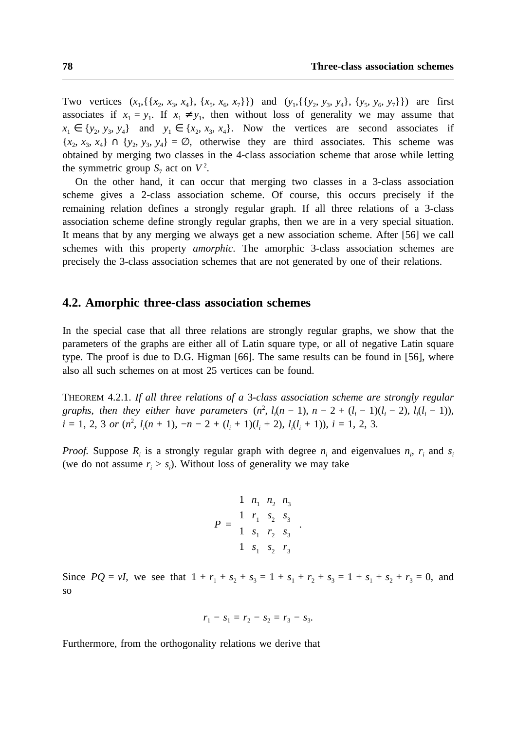Two vertices $(x_1,\{\{x_2, x_3, x_4\}, \{x_5, x_6, x_7\}\})$ and $(y_1,\{\{y_2, y_3, y_4\}, \{y_5, y_6, y_7\}\})$ are first associates if $x_1 = y_1$. If $x_1 \neq y_1$, then without loss of generality we may assume that $x_1 \in \{y_2, y_3, y_4\}$ and $y_1 \in \{x_2, x_3, x_4\}$. Now the vertices are second associates if $\{x_2, x_3, x_4\} \cap \{y_2, y_3, y_4\} = \emptyset$, otherwise they are third associates. This scheme was obtained by merging two classes in the 4-class association scheme that arose while letting the symmetric group $S_7$ act on $V^2$.

On the other hand, it can occur that merging two classes in a 3-class association scheme gives a 2-class association scheme. Of course, this occurs precisely if the remaining relation defines a strongly regular graph. If all three relations of a 3-class association scheme define strongly regular graphs, then we are in a very special situation. It means that by any merging we always get a new association scheme. After [56] we call schemes with this property *amorphic*. The amorphic 3-class association schemes are precisely the 3-class association schemes that are not generated by one of their relations.

## 4.2. Amorphic three-class association schemes

In the special case that all three relations are strongly regular graphs, we show that the parameters of the graphs are either all of Latin square type, or all of negative Latin square type. The proof is due to D.G. Higman [66]. The same results can be found in [56], where also all such schemes on at most 25 vertices can be found.

THEOREM 4.2.1. *If all three relations of a* 3*-class association scheme are strongly regular graphs, then they either have parameters* $(n^2, l_i(n-1), n-2+(l_i-1)(l_i-2), l_i(l_i-1))$, $i = 1, 2, 3$ *or* $(n^2, l_i(n+1), -n-2+(l_i+1)(l_i+2), l_i(l_i+1))$, $i = 1, 2, 3$.

*Proof.* Suppose $R_i$ is a strongly regular graph with degree $n_i$ and eigenvalues $n_i$, $r_i$ and $s_i$ (we do not assume $r_i > s_i$). Without loss of generality we may take

$$P = \begin{matrix} 1 & n_1 & n_2 & n_3 \\ 1 & r_1 & s_2 & s_3 \\ 1 & s_1 & r_2 & s_3 \\ 1 & s_1 & s_2 & r_3 \end{matrix} .$$

Since $PQ = vI$, we see that $1 + r_1 + s_2 + s_3 = 1 + s_1 + r_2 + s_3 = 1 + s_1 + s_2 + r_3 = 0$, and so

$$r_1 - s_1 = r_2 - s_2 = r_3 - s_3.$$

Furthermore, from the orthogonality relations we derive that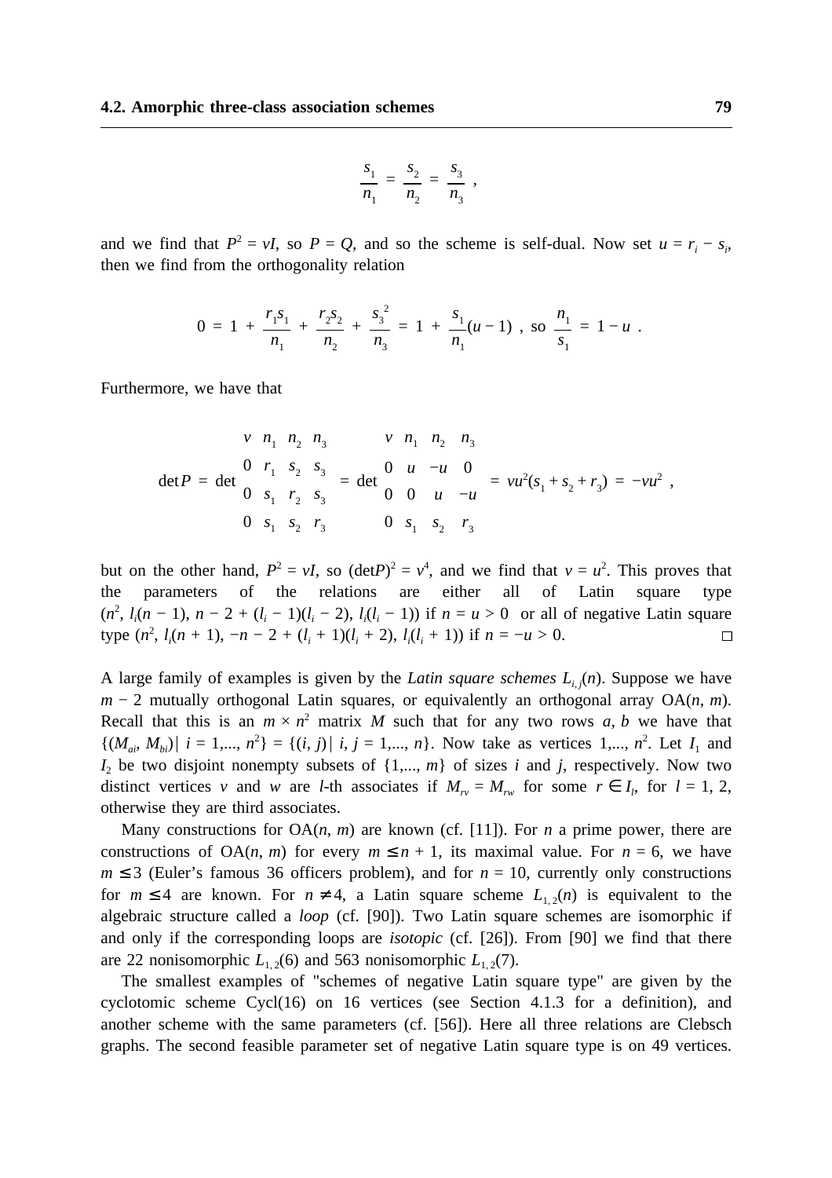$$\frac{s_1}{n_1} = \frac{s_2}{n_2} = \frac{s_3}{n_3} ,$$

and we find that $P^2 = vI$, so $P = Q$, and so the scheme is self-dual. Now set $u = r_i - s_i$, then we find from the orthogonality relation

$$0 = 1 + \frac{r_1 s_1}{n_1} + \frac{r_2 s_2}{n_2} + \frac{s_3^{\,2}}{n_3} = 1 + \frac{s_1}{n_1}(u-1) \text{ , so } \frac{n_1}{s_1} = 1 - u \text{ .}$$

Furthermore, we have that

$$\det P = \det \begin{matrix} v & n_1 & n_2 & n_3 \\ 0 & r_1 & s_2 & s_3 \\ 0 & s_1 & r_2 & s_3 \\ 0 & s_1 & s_2 & r_3 \end{matrix} = \det \begin{matrix} v & n_1 & n_2 & n_3 \\ 0 & u & -u & 0 \\ 0 & 0 & u & -u \\ 0 & s_1 & s_2 & r_3 \end{matrix} = vu^2(s_1 + s_2 + r_3) = -vu^2 ,$$

but on the other hand, $P^2 = vI$, so $(\det P)^2 = v^4$, and we find that $v = u^2$. This proves that the parameters of the relations are either all of Latin square type $(n^2, l_i(n-1), n-2+(l_i-1)(l_i-2), l_i(l_i-1))$ if $n = u > 0$ or all of negative Latin square type $(n^2, l_i(n+1), -n-2+(l_i+1)(l_i+2), l_i(l_i+1))$ if $n = -u > 0$. □

A large family of examples is given by the *Latin square schemes* $L_{i,j}(n)$. Suppose we have $m-2$ mutually orthogonal Latin squares, or equivalently an orthogonal array $\mathrm{OA}(n, m)$. Recall that this is an $m \times n^2$ matrix $M$ such that for any two rows $a, b$ we have that $\{(M_{ai}, M_{bi}) \mid i = 1,..., n^2\} = \{(i, j) \mid i, j = 1,..., n\}$. Now take as vertices $1,..., n^2$. Let $I_1$ and $I_2$ be two disjoint nonempty subsets of $\{1,..., m\}$ of sizes $i$ and $j$, respectively. Now two distinct vertices $v$ and $w$ are $l$-th associates if $M_{rv} = M_{rw}$ for some $r \in I_l$, for $l = 1, 2$, otherwise they are third associates.

Many constructions for $\mathrm{OA}(n, m)$ are known (cf. [11]). For $n$ a prime power, there are constructions of $\mathrm{OA}(n, m)$ for every $m \leq n+1$, its maximal value. For $n = 6$, we have $m \leq 3$ (Euler's famous 36 officers problem), and for $n = 10$, currently only constructions for $m \leq 4$ are known. For $n \neq 4$, a Latin square scheme $L_{1,2}(n)$ is equivalent to the algebraic structure called a *loop* (cf. [90]). Two Latin square schemes are isomorphic if and only if the corresponding loops are *isotopic* (cf. [26]). From [90] we find that there are 22 nonisomorphic $L_{1,2}(6)$ and 563 nonisomorphic $L_{1,2}(7)$.

The smallest examples of "schemes of negative Latin square type" are given by the cyclotomic scheme Cycl(16) on 16 vertices (see Section 4.1.3 for a definition), and another scheme with the same parameters (cf. [56]). Here all three relations are Clebsch graphs. The second feasible parameter set of negative Latin square type is on 49 vertices.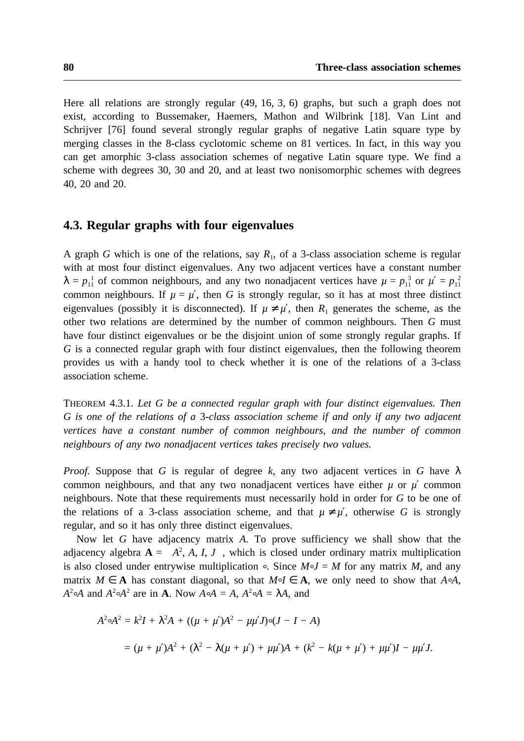Here all relations are strongly regular (49, 16, 3, 6) graphs, but such a graph does not exist, according to Bussemaker, Haemers, Mathon and Wilbrink [18]. Van Lint and Schrijver [76] found several strongly regular graphs of negative Latin square type by merging classes in the 8-class cyclotomic scheme on 81 vertices. In fact, in this way you can get amorphic 3-class association schemes of negative Latin square type. We find a scheme with degrees 30, 30 and 20, and at least two nonisomorphic schemes with degrees 40, 20 and 20.

## 4.3. Regular graphs with four eigenvalues

A graph $G$ which is one of the relations, say $R_1$, of a 3-class association scheme is regular with at most four distinct eigenvalues. Any two adjacent vertices have a constant number $\lambda = p_{11}^1$ of common neighbours, and any two nonadjacent vertices have $\mu = p_{11}^3$ or $\mu' = p_{11}^2$ common neighbours. If $\mu = \mu'$, then $G$ is strongly regular, so it has at most three distinct eigenvalues (possibly it is disconnected). If $\mu \neq \mu'$, then $R_1$ generates the scheme, as the other two relations are determined by the number of common neighbours. Then $G$ must have four distinct eigenvalues or be the disjoint union of some strongly regular graphs. If $G$ is a connected regular graph with four distinct eigenvalues, then the following theorem provides us with a handy tool to check whether it is one of the relations of a 3-class association scheme.

THEOREM 4.3.1. *Let $G$ be a connected regular graph with four distinct eigenvalues. Then $G$ is one of the relations of a 3-class association scheme if and only if any two adjacent vertices have a constant number of common neighbours, and the number of common neighbours of any two nonadjacent vertices takes precisely two values.*

*Proof.* Suppose that $G$ is regular of degree $k$, any two adjacent vertices in $G$ have $\lambda$ common neighbours, and that any two nonadjacent vertices have either $\mu$ or $\mu'$ common neighbours. Note that these requirements must necessarily hold in order for $G$ to be one of the relations of a 3-class association scheme, and that $\mu \neq \mu'$, otherwise $G$ is strongly regular, and so it has only three distinct eigenvalues.

Now let $G$ have adjacency matrix $A$. To prove sufficiency we shall show that the adjacency algebra $\mathbf{A} = \langle A^2, A, I, J \rangle$, which is closed under ordinary matrix multiplication is also closed under entrywise multiplication $\circ$. Since $M \circ J = M$ for any matrix $M$, and any matrix $M \in \mathbf{A}$ has constant diagonal, so that $M \circ I \in \mathbf{A}$, we only need to show that $A \circ A$, $A^2 \circ A$ and $A^2 \circ A^2$ are in $\mathbf{A}$. Now $A \circ A = A$, $A^2 \circ A = \lambda A$, and

$$A^2 \circ A^2 = k^2 I + \lambda^2 A + ((\mu + \mu')A^2 - \mu\mu' J) \circ (J - I - A)$$

$$= (\mu + \mu')A^2 + (\lambda^2 - \lambda(\mu + \mu') + \mu\mu')A + (k^2 - k(\mu + \mu') + \mu\mu')I - \mu\mu' J.$$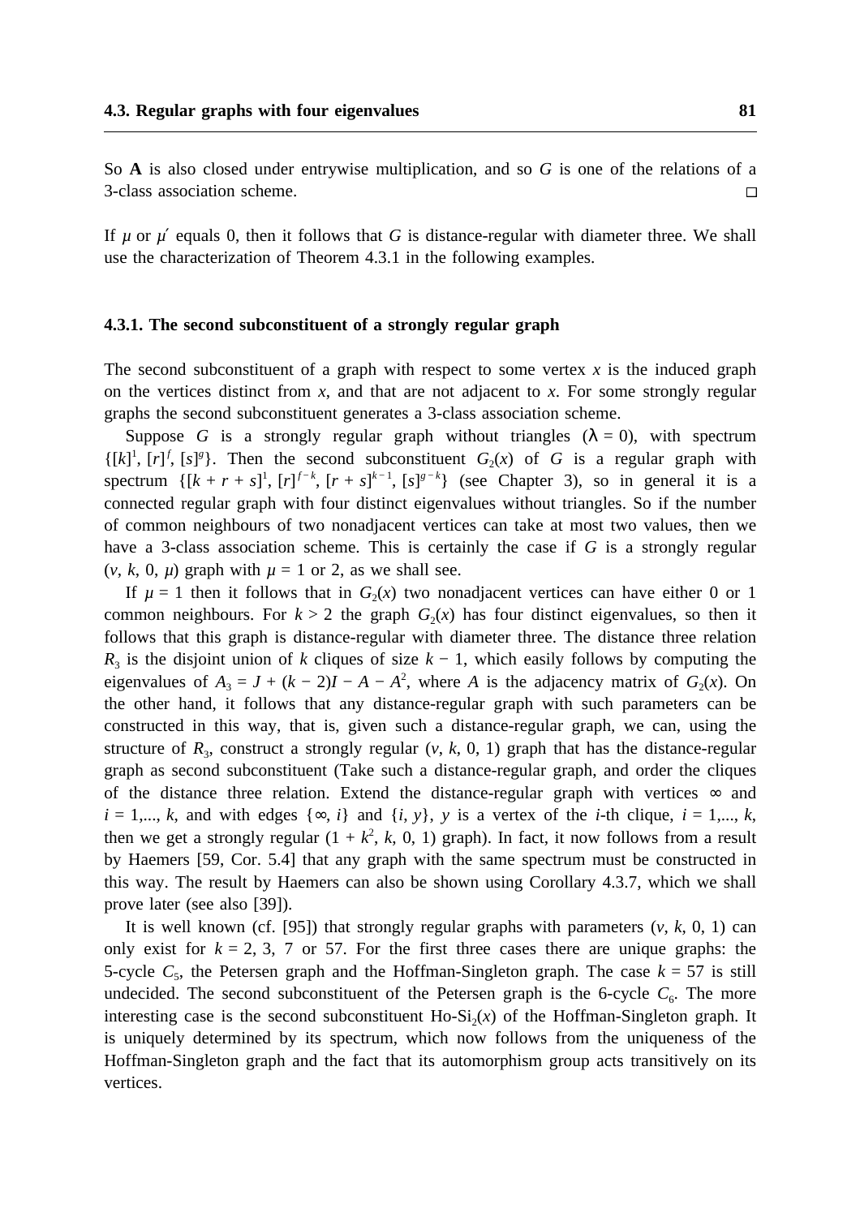So **A** is also closed under entrywise multiplication, and so $G$ is one of the relations of a 3-class association scheme. □

If $\mu$ or $\mu'$ equals 0, then it follows that $G$ is distance-regular with diameter three. We shall use the characterization of Theorem 4.3.1 in the following examples.

### 4.3.1. The second subconstituent of a strongly regular graph

The second subconstituent of a graph with respect to some vertex $x$ is the induced graph on the vertices distinct from $x$, and that are not adjacent to $x$. For some strongly regular graphs the second subconstituent generates a 3-class association scheme.

Suppose $G$ is a strongly regular graph without triangles ($\lambda = 0$), with spectrum $\{[k]^1, [r]^f, [s]^g\}$. Then the second subconstituent $G_2(x)$ of $G$ is a regular graph with spectrum $\{[k + r + s]^1, [r]^{f-k}, [r + s]^{k-1}, [s]^{g-k}\}$ (see Chapter 3), so in general it is a connected regular graph with four distinct eigenvalues without triangles. So if the number of common neighbours of two nonadjacent vertices can take at most two values, then we have a 3-class association scheme. This is certainly the case if $G$ is a strongly regular $(v, k, 0, \mu)$ graph with $\mu = 1$ or 2, as we shall see.

If $\mu = 1$ then it follows that in $G_2(x)$ two nonadjacent vertices can have either 0 or 1 common neighbours. For $k > 2$ the graph $G_2(x)$ has four distinct eigenvalues, so then it follows that this graph is distance-regular with diameter three. The distance three relation $R_3$ is the disjoint union of $k$ cliques of size $k - 1$, which easily follows by computing the eigenvalues of $A_3 = J + (k - 2)I - A - A^2$, where $A$ is the adjacency matrix of $G_2(x)$. On the other hand, it follows that any distance-regular graph with such parameters can be constructed in this way, that is, given such a distance-regular graph, we can, using the structure of $R_3$, construct a strongly regular $(v, k, 0, 1)$ graph that has the distance-regular graph as second subconstituent (Take such a distance-regular graph, and order the cliques of the distance three relation. Extend the distance-regular graph with vertices $\infty$ and $i = 1,..., k$, and with edges $\{\infty, i\}$ and $\{i, y\}$, $y$ is a vertex of the $i$-th clique, $i = 1,..., k$, then we get a strongly regular $(1 + k^2, k, 0, 1)$ graph). In fact, it now follows from a result by Haemers [59, Cor. 5.4] that any graph with the same spectrum must be constructed in this way. The result by Haemers can also be shown using Corollary 4.3.7, which we shall prove later (see also [39]).

It is well known (cf. [95]) that strongly regular graphs with parameters $(v, k, 0, 1)$ can only exist for $k = 2$, 3, 7 or 57. For the first three cases there are unique graphs: the 5-cycle $C_5$, the Petersen graph and the Hoffman-Singleton graph. The case $k = 57$ is still undecided. The second subconstituent of the Petersen graph is the 6-cycle $C_6$. The more interesting case is the second subconstituent Ho-Si$_2(x)$ of the Hoffman-Singleton graph. It is uniquely determined by its spectrum, which now follows from the uniqueness of the Hoffman-Singleton graph and the fact that its automorphism group acts transitively on its vertices.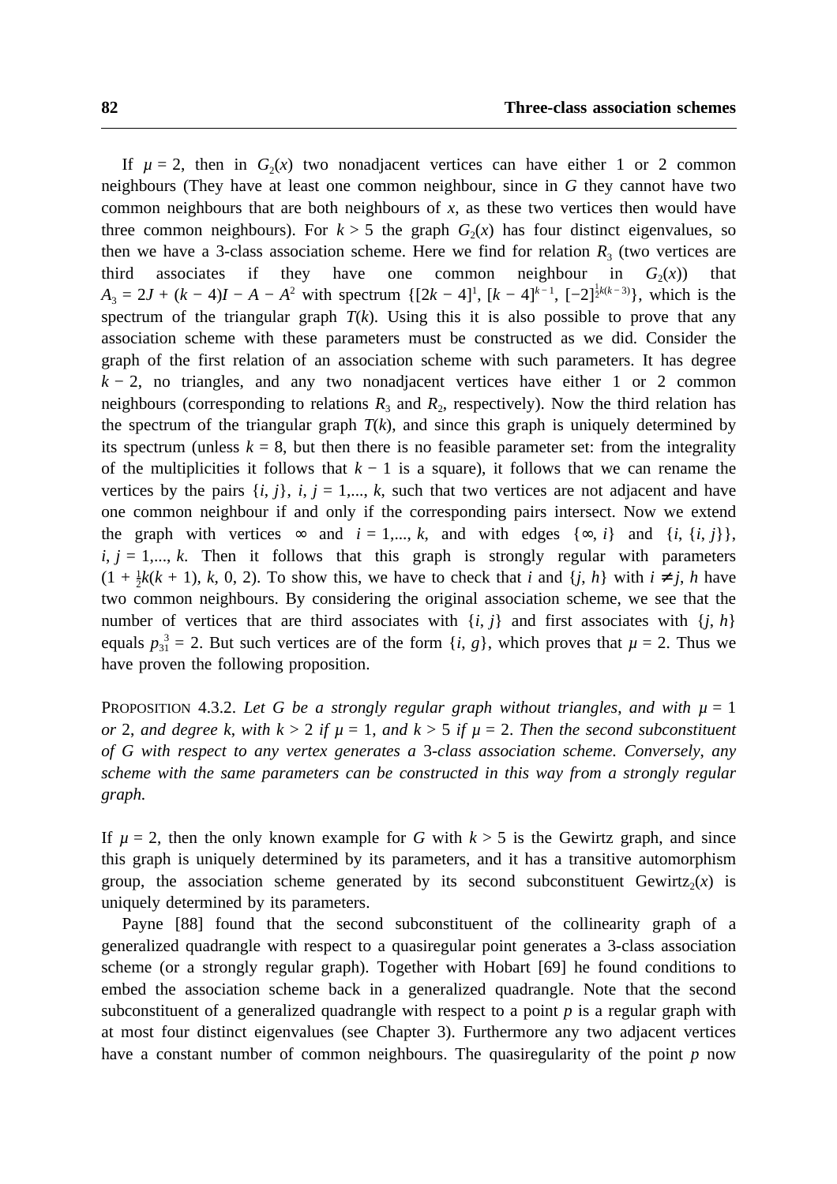If $\mu = 2$, then in $G_2(x)$ two nonadjacent vertices can have either 1 or 2 common neighbours (They have at least one common neighbour, since in $G$ they cannot have two common neighbours that are both neighbours of $x$, as these two vertices then would have three common neighbours). For $k > 5$ the graph $G_2(x)$ has four distinct eigenvalues, so then we have a 3-class association scheme. Here we find for relation $R_3$ (two vertices are third associates if they have one common neighbour in $G_2(x)$) that $A_3 = 2J + (k-4)I - A - A^2$ with spectrum $\{[2k-4]^1, [k-4]^{k-1}, [-2]^{\frac{1}{2}k(k-3)}\}$, which is the spectrum of the triangular graph $T(k)$. Using this it is also possible to prove that any association scheme with these parameters must be constructed as we did. Consider the graph of the first relation of an association scheme with such parameters. It has degree $k-2$, no triangles, and any two nonadjacent vertices have either 1 or 2 common neighbours (corresponding to relations $R_3$ and $R_2$, respectively). Now the third relation has the spectrum of the triangular graph $T(k)$, and since this graph is uniquely determined by its spectrum (unless $k = 8$, but then there is no feasible parameter set: from the integrality of the multiplicities it follows that $k-1$ is a square), it follows that we can rename the vertices by the pairs $\{i, j\}$, $i, j = 1,..., k$, such that two vertices are not adjacent and have one common neighbour if and only if the corresponding pairs intersect. Now we extend the graph with vertices $\infty$ and $i = 1,..., k$, and with edges $\{\infty, i\}$ and $\{i, \{i, j\}\}$, $i, j = 1,..., k$. Then it follows that this graph is strongly regular with parameters $(1 + \frac{1}{2}k(k+1), k, 0, 2)$. To show this, we have to check that $i$ and $\{j, h\}$ with $i \neq j, h$ have two common neighbours. By considering the original association scheme, we see that the number of vertices that are third associates with $\{i, j\}$ and first associates with $\{j, h\}$ equals $p^3_{31} = 2$. But such vertices are of the form $\{i, g\}$, which proves that $\mu = 2$. Thus we have proven the following proposition.

Proposition 4.3.2. *Let $G$ be a strongly regular graph without triangles, and with $\mu = 1$ or 2, and degree $k$, with $k > 2$ if $\mu = 1$, and $k > 5$ if $\mu = 2$. Then the second subconstituent of $G$ with respect to any vertex generates a 3-class association scheme. Conversely, any scheme with the same parameters can be constructed in this way from a strongly regular graph.*

If $\mu = 2$, then the only known example for $G$ with $k > 5$ is the Gewirtz graph, and since this graph is uniquely determined by its parameters, and it has a transitive automorphism group, the association scheme generated by its second subconstituent $\text{Gewirtz}_2(x)$ is uniquely determined by its parameters.

Payne [88] found that the second subconstituent of the collinearity graph of a generalized quadrangle with respect to a quasiregular point generates a 3-class association scheme (or a strongly regular graph). Together with Hobart [69] he found conditions to embed the association scheme back in a generalized quadrangle. Note that the second subconstituent of a generalized quadrangle with respect to a point $p$ is a regular graph with at most four distinct eigenvalues (see Chapter 3). Furthermore any two adjacent vertices have a constant number of common neighbours. The quasiregularity of the point $p$ now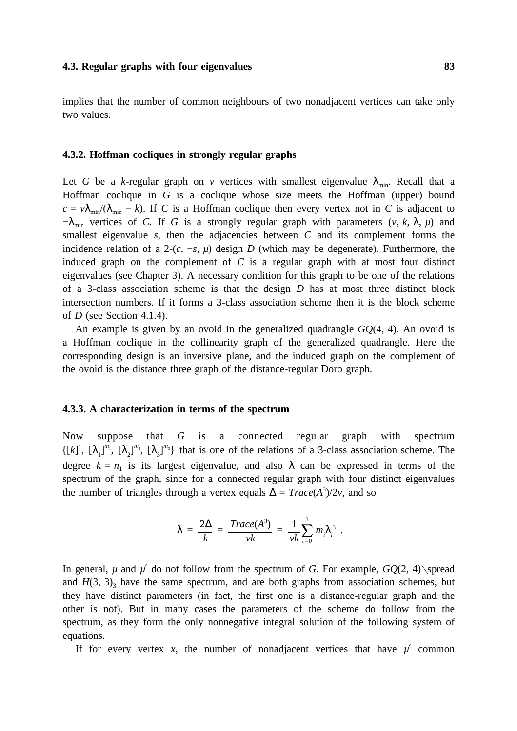implies that the number of common neighbours of two nonadjacent vertices can take only two values.

### 4.3.2. Hoffman cocliques in strongly regular graphs

Let $G$ be a $k$-regular graph on $v$ vertices with smallest eigenvalue $\lambda_{\min}$. Recall that a Hoffman coclique in $G$ is a coclique whose size meets the Hoffman (upper) bound $c = v\lambda_{\min}/(\lambda_{\min} - k)$. If $C$ is a Hoffman coclique then every vertex not in $C$ is adjacent to $-\lambda_{\min}$ vertices of $C$. If $G$ is a strongly regular graph with parameters $(v, k, \lambda, \mu)$ and smallest eigenvalue $s$, then the adjacencies between $C$ and its complement forms the incidence relation of a 2-$(c, -s, \mu)$ design $D$ (which may be degenerate). Furthermore, the induced graph on the complement of $C$ is a regular graph with at most four distinct eigenvalues (see Chapter 3). A necessary condition for this graph to be one of the relations of a 3-class association scheme is that the design $D$ has at most three distinct block intersection numbers. If it forms a 3-class association scheme then it is the block scheme of $D$ (see Section 4.1.4).

An example is given by an ovoid in the generalized quadrangle $GQ(4, 4)$. An ovoid is a Hoffman coclique in the collinearity graph of the generalized quadrangle. Here the corresponding design is an inversive plane, and the induced graph on the complement of the ovoid is the distance three graph of the distance-regular Doro graph.

### 4.3.3. A characterization in terms of the spectrum

Now suppose that $G$ is a connected regular graph with spectrum $\{[k]^1, [\lambda_1]^{m_1}, [\lambda_2]^{m_2}, [\lambda_3]^{m_3}\}$ that is one of the relations of a 3-class association scheme. The degree $k = n_1$ is its largest eigenvalue, and also $\lambda$ can be expressed in terms of the spectrum of the graph, since for a connected regular graph with four distinct eigenvalues the number of triangles through a vertex equals $\Delta = Trace(A^3)/2v$, and so

$$\lambda = \frac{2\Delta}{k} = \frac{Trace(A^3)}{vk} = \frac{1}{vk}\sum_{i=0}^{3} m_i \lambda_i^3 \ .$$

In general, $\mu$ and $\mu'$ do not follow from the spectrum of $G$. For example, $GQ(2, 4)\backslash$spread and $H(3, 3)_3$ have the same spectrum, and are both graphs from association schemes, but they have distinct parameters (in fact, the first one is a distance-regular graph and the other is not). But in many cases the parameters of the scheme do follow from the spectrum, as they form the only nonnegative integral solution of the following system of equations.

If for every vertex $x$, the number of nonadjacent vertices that have $\mu'$ common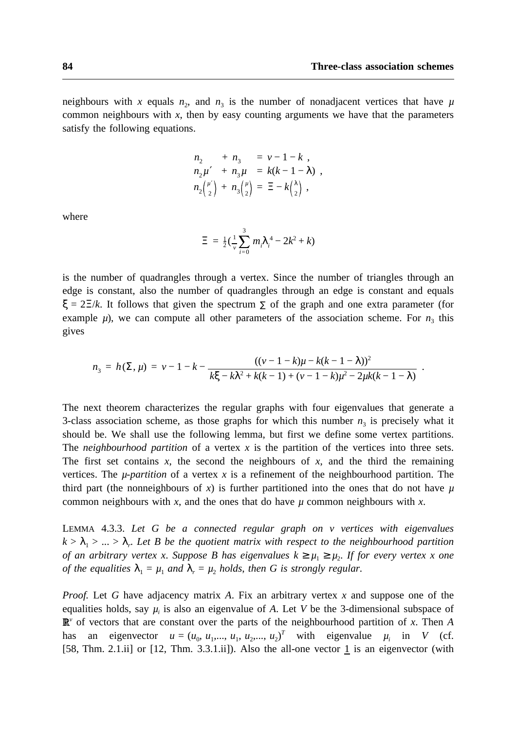neighbours with $x$ equals $n_2$, and $n_3$ is the number of nonadjacent vertices that have $\mu$ common neighbours with $x$, then by easy counting arguments we have that the parameters satisfy the following equations.

$$\begin{aligned} n_2 \quad + \; n_3 \quad &= v - 1 - k \;, \\ n_2\mu' \; + \; n_3\mu \; &= k(k - 1 - \lambda) \;, \\ n_2\tbinom{\mu'}{2} \; + \; n_3\tbinom{\mu}{2} \; &= \Xi - k\tbinom{\lambda}{2} \;, \end{aligned}$$

where

$$\Xi \; = \; \tfrac{1}{2}\left(\tfrac{1}{v}\sum_{i=0}^{3} m_i\lambda_i^{\,4} - 2k^2 + k\right)$$

is the number of quadrangles through a vertex. Since the number of triangles through an edge is constant, also the number of quadrangles through an edge is constant and equals $\xi = 2\Xi/k$. It follows that given the spectrum $\Sigma$ of the graph and one extra parameter (for example $\mu$), we can compute all other parameters of the association scheme. For $n_3$ this gives

$$n_3 \; = \; h(\Sigma, \mu) \; = \; v - 1 - k - \frac{((v - 1 - k)\mu - k(k - 1 - \lambda))^2}{k\xi - k\lambda^2 + k(k - 1) + (v - 1 - k)\mu^2 - 2\mu k(k - 1 - \lambda)} \;.$$

The next theorem characterizes the regular graphs with four eigenvalues that generate a 3-class association scheme, as those graphs for which this number $n_3$ is precisely what it should be. We shall use the following lemma, but first we define some vertex partitions. The *neighbourhood partition* of a vertex $x$ is the partition of the vertices into three sets. The first set contains $x$, the second the neighbours of $x$, and the third the remaining vertices. The *$\mu$-partition* of a vertex $x$ is a refinement of the neighbourhood partition. The third part (the nonneighbours of $x$) is further partitioned into the ones that do not have $\mu$ common neighbours with $x$, and the ones that do have $\mu$ common neighbours with $x$.

LEMMA 4.3.3. *Let $G$ be a connected regular graph on $v$ vertices with eigenvalues $k > \lambda_1 > ... > \lambda_r$. Let $B$ be the quotient matrix with respect to the neighbourhood partition of an arbitrary vertex $x$. Suppose $B$ has eigenvalues $k \geq \mu_1 \geq \mu_2$. If for every vertex $x$ one of the equalities $\lambda_1 = \mu_1$ and $\lambda_r = \mu_2$ holds, then $G$ is strongly regular.*

*Proof.* Let $G$ have adjacency matrix $A$. Fix an arbitrary vertex $x$ and suppose one of the equalities holds, say $\mu_i$ is also an eigenvalue of $A$. Let $V$ be the 3-dimensional subspace of $\mathbb{R}^v$ of vectors that are constant over the parts of the neighbourhood partition of $x$. Then $A$ has an eigenvector $u = (u_0, u_1,..., u_1, u_2,..., u_2)^T$ with eigenvalue $\mu_i$ in $V$ (cf. [58, Thm. 2.1.ii] or [12, Thm. 3.3.1.ii]). Also the all-one vector $\underline{1}$ is an eigenvector (with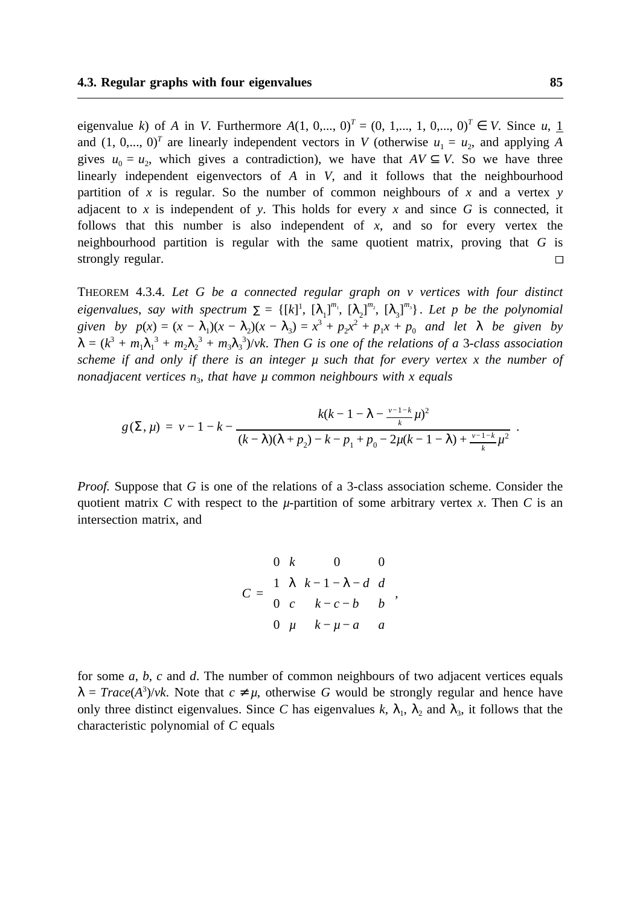eigenvalue $k$) of $A$ in $V$. Furthermore $A(1, 0,..., 0)^T = (0, 1,..., 1, 0,..., 0)^T \in V$. Since $u$, $\underline{1}$ and $(1, 0,..., 0)^T$ are linearly independent vectors in $V$ (otherwise $u_1 = u_2$, and applying $A$ gives $u_0 = u_2$, which gives a contradiction), we have that $AV \subseteq V$. So we have three linearly independent eigenvectors of $A$ in $V$, and it follows that the neighbourhood partition of $x$ is regular. So the number of common neighbours of $x$ and a vertex $y$ adjacent to $x$ is independent of $y$. This holds for every $x$ and since $G$ is connected, it follows that this number is also independent of $x$, and so for every vertex the neighbourhood partition is regular with the same quotient matrix, proving that $G$ is strongly regular. □

THEOREM 4.3.4. *Let $G$ be a connected regular graph on $v$ vertices with four distinct eigenvalues, say with spectrum $\Sigma = \{[k]^1, [\lambda_1]^{m_1}, [\lambda_2]^{m_2}, [\lambda_3]^{m_3}\}$. Let $p$ be the polynomial given by $p(x) = (x - \lambda_1)(x - \lambda_2)(x - \lambda_3) = x^3 + p_2x^2 + p_1x + p_0$ and let $\lambda$ be given by $\lambda = (k^3 + m_1\lambda_1^3 + m_2\lambda_2^3 + m_3\lambda_3^3)/vk$. Then $G$ is one of the relations of a 3-class association scheme if and only if there is an integer $\mu$ such that for every vertex $x$ the number of nonadjacent vertices $n_3$, that have $\mu$ common neighbours with $x$ equals*

$$g(\Sigma, \mu) = v - 1 - k - \frac{k(k - 1 - \lambda - \frac{v-1-k}{k}\mu)^2}{(k - \lambda)(\lambda + p_2) - k - p_1 + p_0 - 2\mu(k - 1 - \lambda) + \frac{v-1-k}{k}\mu^2}\ .$$

*Proof.* Suppose that $G$ is one of the relations of a 3-class association scheme. Consider the quotient matrix $C$ with respect to the $\mu$-partition of some arbitrary vertex $x$. Then $C$ is an intersection matrix, and

$$C = \begin{bmatrix} 0 & k & 0 & 0 \\ 1 & \lambda & k - 1 - \lambda - d & d \\ 0 & c & k - c - b & b \\ 0 & \mu & k - \mu - a & a \end{bmatrix},$$

for some $a$, $b$, $c$ and $d$. The number of common neighbours of two adjacent vertices equals $\lambda = Trace(A^3)/vk$. Note that $c \neq \mu$, otherwise $G$ would be strongly regular and hence have only three distinct eigenvalues. Since $C$ has eigenvalues $k$, $\lambda_1$, $\lambda_2$ and $\lambda_3$, it follows that the characteristic polynomial of $C$ equals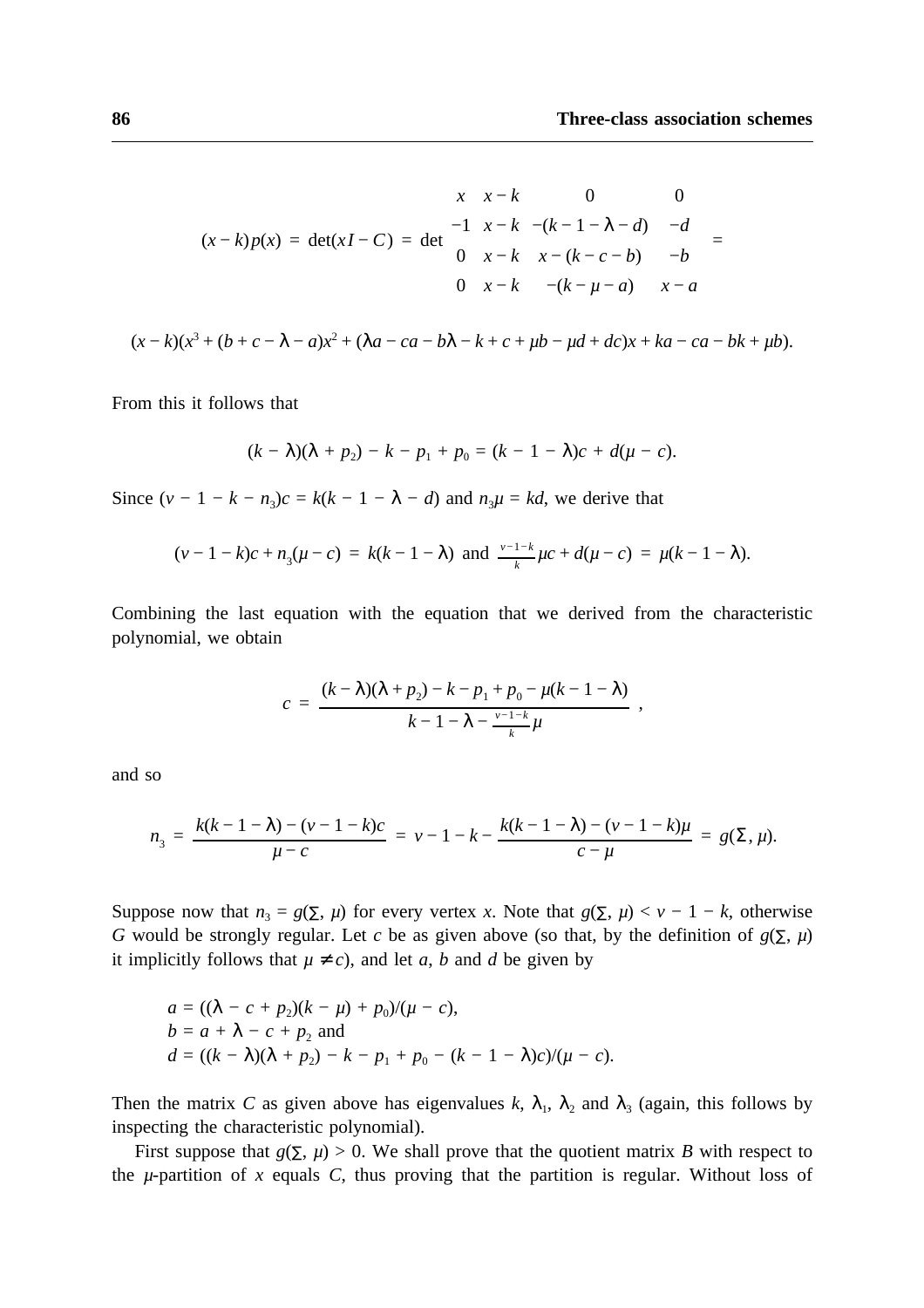$$(x-k)p(x) = \det(xI-C) = \det \begin{matrix} x & x-k & 0 & 0 \\ -1 & x-k & -(k-1-\lambda-d) & -d \\ 0 & x-k & x-(k-c-b) & -b \\ 0 & x-k & -(k-\mu-a) & x-a \end{matrix} =$$

$$(x-k)(x^3+(b+c-\lambda-a)x^2+(\lambda a-ca-b\lambda-k+c+\mu b-\mu d+dc)x+ka-ca-bk+\mu b).$$

From this it follows that

$$(k-\lambda)(\lambda+p_2)-k-p_1+p_0 = (k-1-\lambda)c+d(\mu-c).$$

Since $(v-1-k-n_3)c = k(k-1-\lambda-d)$ and $n_3\mu = kd$, we derive that

$$(v-1-k)c+n_3(\mu-c) = k(k-1-\lambda) \text{ and } \tfrac{v-1-k}{k}\mu c+d(\mu-c) = \mu(k-1-\lambda).$$

Combining the last equation with the equation that we derived from the characteristic polynomial, we obtain

$$c = \frac{(k-\lambda)(\lambda+p_2)-k-p_1+p_0-\mu(k-1-\lambda)}{k-1-\lambda-\frac{v-1-k}{k}\mu},$$

and so

$$n_3 = \frac{k(k-1-\lambda)-(v-1-k)c}{\mu-c} = v-1-k-\frac{k(k-1-\lambda)-(v-1-k)\mu}{c-\mu} = g(\Sigma,\mu).$$

Suppose now that $n_3 = g(\Sigma,\mu)$ for every vertex $x$. Note that $g(\Sigma,\mu) < v-1-k$, otherwise $G$ would be strongly regular. Let $c$ be as given above (so that, by the definition of $g(\Sigma,\mu)$ it implicitly follows that $\mu \neq c$), and let $a$, $b$ and $d$ be given by

$a = ((\lambda-c+p_2)(k-\mu)+p_0)/(\mu-c)$,
$b = a+\lambda-c+p_2$ and
$d = ((k-\lambda)(\lambda+p_2)-k-p_1+p_0-(k-1-\lambda)c)/(\mu-c)$.

Then the matrix $C$ as given above has eigenvalues $k$, $\lambda_1$, $\lambda_2$ and $\lambda_3$ (again, this follows by inspecting the characteristic polynomial).

First suppose that $g(\Sigma,\mu) > 0$. We shall prove that the quotient matrix $B$ with respect to the $\mu$-partition of $x$ equals $C$, thus proving that the partition is regular. Without loss of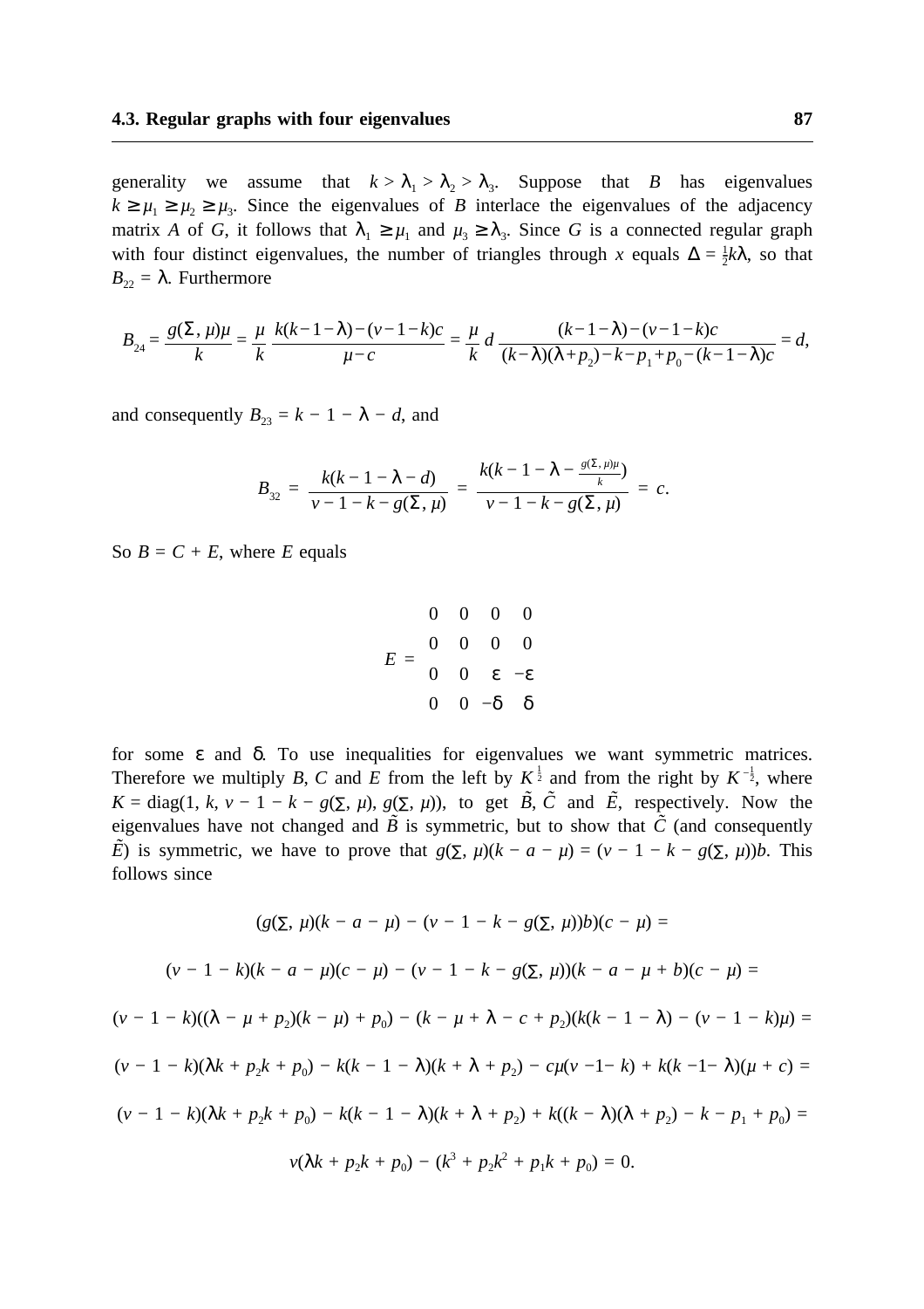generality we assume that $k > \lambda_1 > \lambda_2 > \lambda_3$. Suppose that $B$ has eigenvalues $k \geq \mu_1 \geq \mu_2 \geq \mu_3$. Since the eigenvalues of $B$ interlace the eigenvalues of the adjacency matrix $A$ of $G$, it follows that $\lambda_1 \geq \mu_1$ and $\mu_3 \geq \lambda_3$. Since $G$ is a connected regular graph with four distinct eigenvalues, the number of triangles through $x$ equals $\Delta = \frac{1}{2}k\lambda$, so that $B_{22} = \lambda$. Furthermore

$$B_{24} = \frac{g(\Sigma, \mu)\mu}{k} = \frac{\mu}{k}\,\frac{k(k-1-\lambda)-(v-1-k)c}{\mu - c} = \frac{\mu}{k}\,d\,\frac{(k-1-\lambda)-(v-1-k)c}{(k-\lambda)(\lambda+p_2)-k-p_1+p_0-(k-1-\lambda)c} = d,$$

and consequently $B_{23} = k - 1 - \lambda - d$, and

$$B_{32} = \frac{k(k-1-\lambda-d)}{v-1-k-g(\Sigma,\mu)} = \frac{k(k-1-\lambda-\frac{g(\Sigma,\mu)\mu}{k})}{v-1-k-g(\Sigma,\mu)} = c.$$

So $B = C + E$, where $E$ equals

$$E = \begin{matrix} 0 & 0 & 0 & 0 \\ 0 & 0 & 0 & 0 \\ 0 & 0 & \varepsilon & -\varepsilon \\ 0 & 0 & -\delta & \delta \end{matrix}$$

for some $\varepsilon$ and $\delta$. To use inequalities for eigenvalues we want symmetric matrices. Therefore we multiply $B$, $C$ and $E$ from the left by $K^{\frac{1}{2}}$ and from the right by $K^{-\frac{1}{2}}$, where $K = \operatorname{diag}(1, k, v-1-k-g(\Sigma,\mu), g(\Sigma,\mu))$, to get $\tilde{B}$, $\tilde{C}$ and $\tilde{E}$, respectively. Now the eigenvalues have not changed and $\tilde{B}$ is symmetric, but to show that $\tilde{C}$ (and consequently $\tilde{E}$) is symmetric, we have to prove that $g(\Sigma,\mu)(k-a-\mu) = (v-1-k-g(\Sigma,\mu))b$. This follows since

$$(g(\Sigma,\mu)(k-a-\mu) - (v-1-k-g(\Sigma,\mu))b)(c-\mu) =$$

$$(v-1-k)(k-a-\mu)(c-\mu) - (v-1-k-g(\Sigma,\mu))(k-a-\mu+b)(c-\mu) =$$

$$(v-1-k)((\lambda-\mu+p_2)(k-\mu)+p_0) - (k-\mu+\lambda-c+p_2)(k(k-1-\lambda)-(v-1-k)\mu) =$$

$$(v-1-k)(\lambda k+p_2k+p_0) - k(k-1-\lambda)(k+\lambda+p_2) - c\mu(v-1-k) + k(k-1-\lambda)(\mu+c) =$$

$$(v-1-k)(\lambda k+p_2k+p_0) - k(k-1-\lambda)(k+\lambda+p_2) + k((k-\lambda)(\lambda+p_2)-k-p_1+p_0) =$$

$$v(\lambda k+p_2k+p_0) - (k^3+p_2k^2+p_1k+p_0) = 0.$$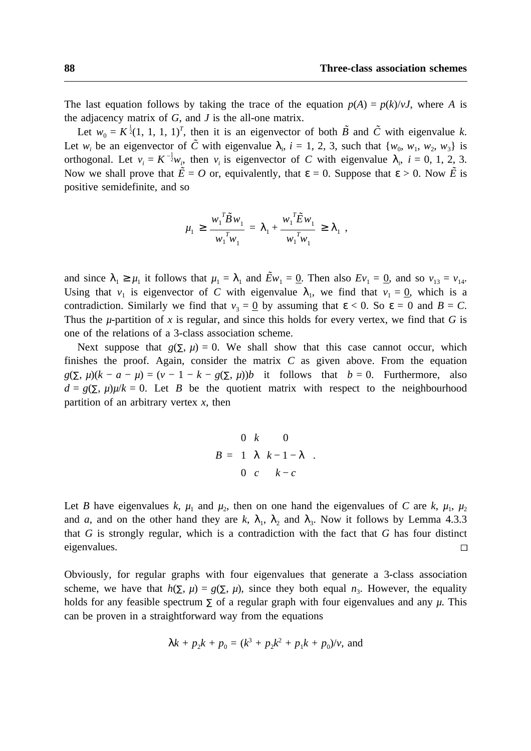The last equation follows by taking the trace of the equation $p(A) = p(k)/vJ$, where $A$ is the adjacency matrix of $G$, and $J$ is the all-one matrix.

Let $w_0 = K^{\frac{1}{2}}(1, 1, 1, 1)^T$, then it is an eigenvector of both $\tilde{B}$ and $\tilde{C}$ with eigenvalue $k$. Let $w_i$ be an eigenvector of $\tilde{C}$ with eigenvalue $\lambda_i$, $i = 1, 2, 3$, such that $\{w_0, w_1, w_2, w_3\}$ is orthogonal. Let $v_i = K^{-\frac{1}{2}}w_i$, then $v_i$ is eigenvector of $C$ with eigenvalue $\lambda_i$, $i = 0, 1, 2, 3$. Now we shall prove that $\tilde{E} = O$ or, equivalently, that $\varepsilon = 0$. Suppose that $\varepsilon > 0$. Now $\tilde{E}$ is positive semidefinite, and so

$$\mu_1 \geq \frac{w_1^T \tilde{B} w_1}{w_1^T w_1} = \lambda_1 + \frac{w_1^T \tilde{E} w_1}{w_1^T w_1} \geq \lambda_1 ,$$

and since $\lambda_1 \geq \mu_1$ it follows that $\mu_1 = \lambda_1$ and $\tilde{E}w_1 = \underline{0}$. Then also $Ev_1 = \underline{0}$, and so $v_{13} = v_{14}$. Using that $v_1$ is eigenvector of $C$ with eigenvalue $\lambda_1$, we find that $v_1 = \underline{0}$, which is a contradiction. Similarly we find that $v_3 = \underline{0}$ by assuming that $\varepsilon < 0$. So $\varepsilon = 0$ and $B = C$. Thus the $\mu$-partition of $x$ is regular, and since this holds for every vertex, we find that $G$ is one of the relations of a 3-class association scheme.

Next suppose that $g(\Sigma, \mu) = 0$. We shall show that this case cannot occur, which finishes the proof. Again, consider the matrix $C$ as given above. From the equation $g(\Sigma, \mu)(k - a - \mu) = (v - 1 - k - g(\Sigma, \mu))b$ it follows that $b = 0$. Furthermore, also $d = g(\Sigma, \mu)\mu/k = 0$. Let $B$ be the quotient matrix with respect to the neighbourhood partition of an arbitrary vertex $x$, then

$$B = \begin{bmatrix} 0 & k & 0 \\ 1 & \lambda & k-1-\lambda \\ 0 & c & k-c \end{bmatrix}.$$

Let $B$ have eigenvalues $k$, $\mu_1$ and $\mu_2$, then on one hand the eigenvalues of $C$ are $k$, $\mu_1$, $\mu_2$ and $a$, and on the other hand they are $k$, $\lambda_1$, $\lambda_2$ and $\lambda_3$. Now it follows by Lemma 4.3.3 that $G$ is strongly regular, which is a contradiction with the fact that $G$ has four distinct eigenvalues. □

Obviously, for regular graphs with four eigenvalues that generate a 3-class association scheme, we have that $h(\Sigma, \mu) = g(\Sigma, \mu)$, since they both equal $n_3$. However, the equality holds for any feasible spectrum $\Sigma$ of a regular graph with four eigenvalues and any $\mu$. This can be proven in a straightforward way from the equations

$$\lambda k + p_2 k + p_0 = (k^3 + p_2 k^2 + p_1 k + p_0)/v, \text{ and}$$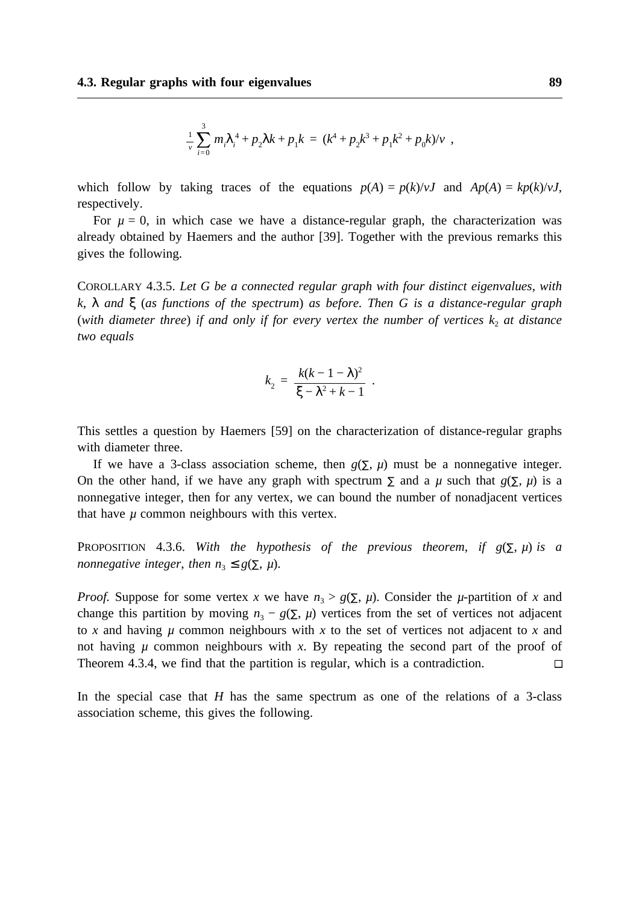$$\frac{1}{v}\sum_{i=0}^{3} m_i\lambda_i^4 + p_2\lambda k + p_1 k \ = \ (k^4 + p_2k^3 + p_1k^2 + p_0k)/v \ ,$$

which follow by taking traces of the equations $p(A) = p(k)/vJ$ and $Ap(A) = kp(k)/vJ$, respectively.

For $\mu = 0$, in which case we have a distance-regular graph, the characterization was already obtained by Haemers and the author [39]. Together with the previous remarks this gives the following.

COROLLARY 4.3.5. *Let G be a connected regular graph with four distinct eigenvalues, with* $k$, $\lambda$ *and* $\xi$ (*as functions of the spectrum*) *as before. Then G is a distance-regular graph* (*with diameter three*) *if and only if for every vertex the number of vertices* $k_2$ *at distance two equals*

$$k_2 \ = \ \frac{k(k-1-\lambda)^2}{\xi - \lambda^2 + k - 1} \ .$$

This settles a question by Haemers [59] on the characterization of distance-regular graphs with diameter three.

If we have a 3-class association scheme, then $g(\Sigma, \mu)$ must be a nonnegative integer. On the other hand, if we have any graph with spectrum $\Sigma$ and a $\mu$ such that $g(\Sigma, \mu)$ is a nonnegative integer, then for any vertex, we can bound the number of nonadjacent vertices that have $\mu$ common neighbours with this vertex.

PROPOSITION 4.3.6. *With the hypothesis of the previous theorem, if* $g(\Sigma, \mu)$ *is a nonnegative integer, then* $n_3 \leq g(\Sigma, \mu)$.

*Proof.* Suppose for some vertex $x$ we have $n_3 > g(\Sigma, \mu)$. Consider the $\mu$-partition of $x$ and change this partition by moving $n_3 - g(\Sigma, \mu)$ vertices from the set of vertices not adjacent to $x$ and having $\mu$ common neighbours with $x$ to the set of vertices not adjacent to $x$ and not having $\mu$ common neighbours with $x$. By repeating the second part of the proof of Theorem 4.3.4, we find that the partition is regular, which is a contradiction. □

In the special case that $H$ has the same spectrum as one of the relations of a 3-class association scheme, this gives the following.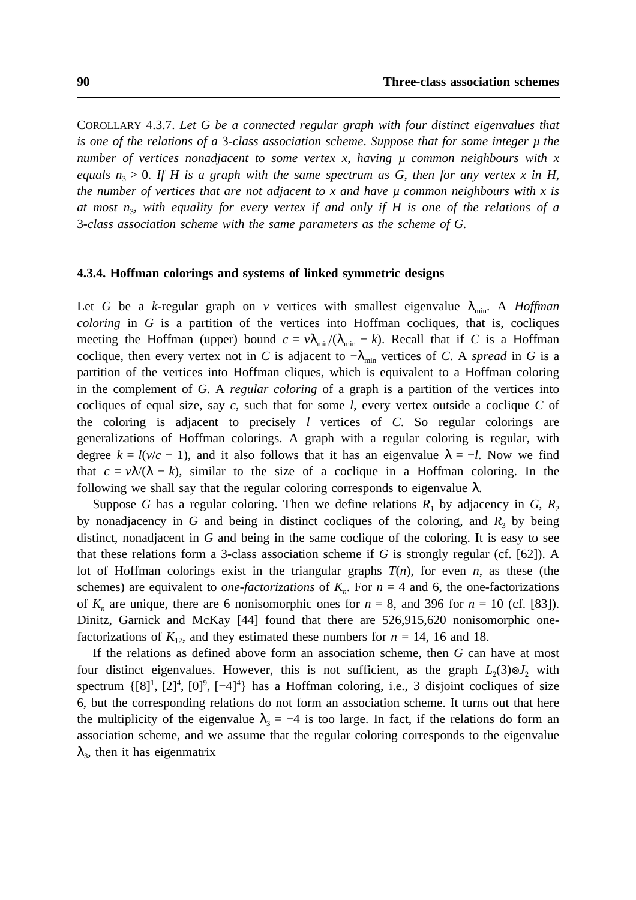COROLLARY 4.3.7. *Let $G$ be a connected regular graph with four distinct eigenvalues that is one of the relations of a 3-class association scheme. Suppose that for some integer $\mu$ the number of vertices nonadjacent to some vertex $x$, having $\mu$ common neighbours with $x$ equals $n_3 > 0$. If $H$ is a graph with the same spectrum as $G$, then for any vertex $x$ in $H$, the number of vertices that are not adjacent to $x$ and have $\mu$ common neighbours with $x$ is at most $n_3$, with equality for every vertex if and only if $H$ is one of the relations of a 3-class association scheme with the same parameters as the scheme of $G$.*

### 4.3.4. Hoffman colorings and systems of linked symmetric designs

Let $G$ be a $k$-regular graph on $v$ vertices with smallest eigenvalue $\lambda_{\min}$. A *Hoffman coloring* in $G$ is a partition of the vertices into Hoffman cocliques, that is, cocliques meeting the Hoffman (upper) bound $c = v\lambda_{\min}/(\lambda_{\min} - k)$. Recall that if $C$ is a Hoffman coclique, then every vertex not in $C$ is adjacent to $-\lambda_{\min}$ vertices of $C$. A *spread* in $G$ is a partition of the vertices into Hoffman cliques, which is equivalent to a Hoffman coloring in the complement of $G$. A *regular coloring* of a graph is a partition of the vertices into cocliques of equal size, say $c$, such that for some $l$, every vertex outside a coclique $C$ of the coloring is adjacent to precisely $l$ vertices of $C$. So regular colorings are generalizations of Hoffman colorings. A graph with a regular coloring is regular, with degree $k = l(v/c - 1)$, and it also follows that it has an eigenvalue $\lambda = -l$. Now we find that $c = v\lambda/(\lambda - k)$, similar to the size of a coclique in a Hoffman coloring. In the following we shall say that the regular coloring corresponds to eigenvalue $\lambda$.

Suppose $G$ has a regular coloring. Then we define relations $R_1$ by adjacency in $G$, $R_2$ by nonadjacency in $G$ and being in distinct cocliques of the coloring, and $R_3$ by being distinct, nonadjacent in $G$ and being in the same coclique of the coloring. It is easy to see that these relations form a 3-class association scheme if $G$ is strongly regular (cf. [62]). A lot of Hoffman colorings exist in the triangular graphs $T(n)$, for even $n$, as these (the schemes) are equivalent to *one-factorizations* of $K_n$. For $n = 4$ and 6, the one-factorizations of $K_n$ are unique, there are 6 nonisomorphic ones for $n = 8$, and 396 for $n = 10$ (cf. [83]). Dinitz, Garnick and McKay [44] found that there are 526,915,620 nonisomorphic one-factorizations of $K_{12}$, and they estimated these numbers for $n = 14$, 16 and 18.

If the relations as defined above form an association scheme, then $G$ can have at most four distinct eigenvalues. However, this is not sufficient, as the graph $L_2(3) \otimes J_2$ with spectrum $\{[8]^1, [2]^4, [0]^9, [-4]^4\}$ has a Hoffman coloring, i.e., 3 disjoint cocliques of size 6, but the corresponding relations do not form an association scheme. It turns out that here the multiplicity of the eigenvalue $\lambda_3 = -4$ is too large. In fact, if the relations do form an association scheme, and we assume that the regular coloring corresponds to the eigenvalue $\lambda_3$, then it has eigenmatrix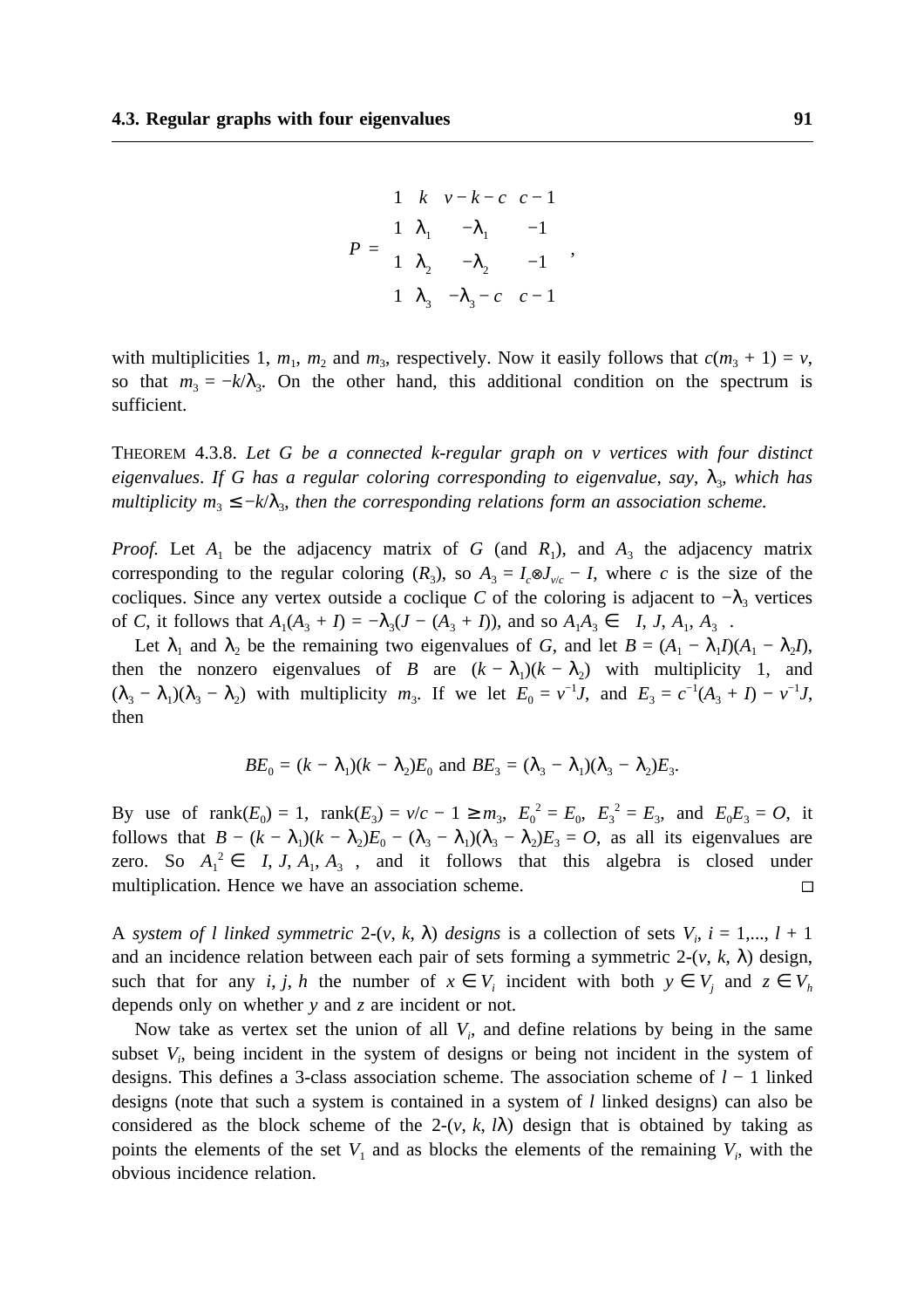$$P = \begin{pmatrix} 1 & k & v-k-c & c-1 \\ 1 & \lambda_1 & -\lambda_1 & -1 \\ 1 & \lambda_2 & -\lambda_2 & -1 \\ 1 & \lambda_3 & -\lambda_3 - c & c-1 \end{pmatrix},$$

with multiplicities 1, $m_1$, $m_2$ and $m_3$, respectively. Now it easily follows that $c(m_3 + 1) = v$, so that $m_3 = -k/\lambda_3$. On the other hand, this additional condition on the spectrum is sufficient.

THEOREM 4.3.8. *Let $G$ be a connected $k$-regular graph on $v$ vertices with four distinct eigenvalues. If $G$ has a regular coloring corresponding to eigenvalue, say, $\lambda_3$, which has multiplicity $m_3 \leq -k/\lambda_3$, then the corresponding relations form an association scheme.*

*Proof.* Let $A_1$ be the adjacency matrix of $G$ (and $R_1$), and $A_3$ the adjacency matrix corresponding to the regular coloring ($R_3$), so $A_3 = I_c \otimes J_{v/c} - I$, where $c$ is the size of the cocliques. Since any vertex outside a coclique $C$ of the coloring is adjacent to $-\lambda_3$ vertices of $C$, it follows that $A_1(A_3 + I) = -\lambda_3(J - (A_3 + I))$, and so $A_1 A_3 \in \langle I, J, A_1, A_3 \rangle$.

Let $\lambda_1$ and $\lambda_2$ be the remaining two eigenvalues of $G$, and let $B = (A_1 - \lambda_1 I)(A_1 - \lambda_2 I)$, then the nonzero eigenvalues of $B$ are $(k - \lambda_1)(k - \lambda_2)$ with multiplicity 1, and $(\lambda_3 - \lambda_1)(\lambda_3 - \lambda_2)$ with multiplicity $m_3$. If we let $E_0 = v^{-1}J$, and $E_3 = c^{-1}(A_3 + I) - v^{-1}J$, then

$$BE_0 = (k - \lambda_1)(k - \lambda_2)E_0 \text{ and } BE_3 = (\lambda_3 - \lambda_1)(\lambda_3 - \lambda_2)E_3.$$

By use of $\text{rank}(E_0) = 1$, $\text{rank}(E_3) = v/c - 1 \geq m_3$, $E_0^2 = E_0$, $E_3^2 = E_3$, and $E_0 E_3 = O$, it follows that $B - (k - \lambda_1)(k - \lambda_2)E_0 - (\lambda_3 - \lambda_1)(\lambda_3 - \lambda_2)E_3 = O$, as all its eigenvalues are zero. So $A_1^2 \in \langle I, J, A_1, A_3 \rangle$, and it follows that this algebra is closed under multiplication. Hence we have an association scheme. □

A *system of $l$ linked symmetric* 2-$(v, k, \lambda)$ *designs* is a collection of sets $V_i$, $i = 1,..., l + 1$ and an incidence relation between each pair of sets forming a symmetric 2-$(v, k, \lambda)$ design, such that for any $i, j, h$ the number of $x \in V_i$ incident with both $y \in V_j$ and $z \in V_h$ depends only on whether $y$ and $z$ are incident or not.

Now take as vertex set the union of all $V_i$, and define relations by being in the same subset $V_i$, being incident in the system of designs or being not incident in the system of designs. This defines a 3-class association scheme. The association scheme of $l - 1$ linked designs (note that such a system is contained in a system of $l$ linked designs) can also be considered as the block scheme of the 2-$(v, k, l\lambda)$ design that is obtained by taking as points the elements of the set $V_1$ and as blocks the elements of the remaining $V_i$, with the obvious incidence relation.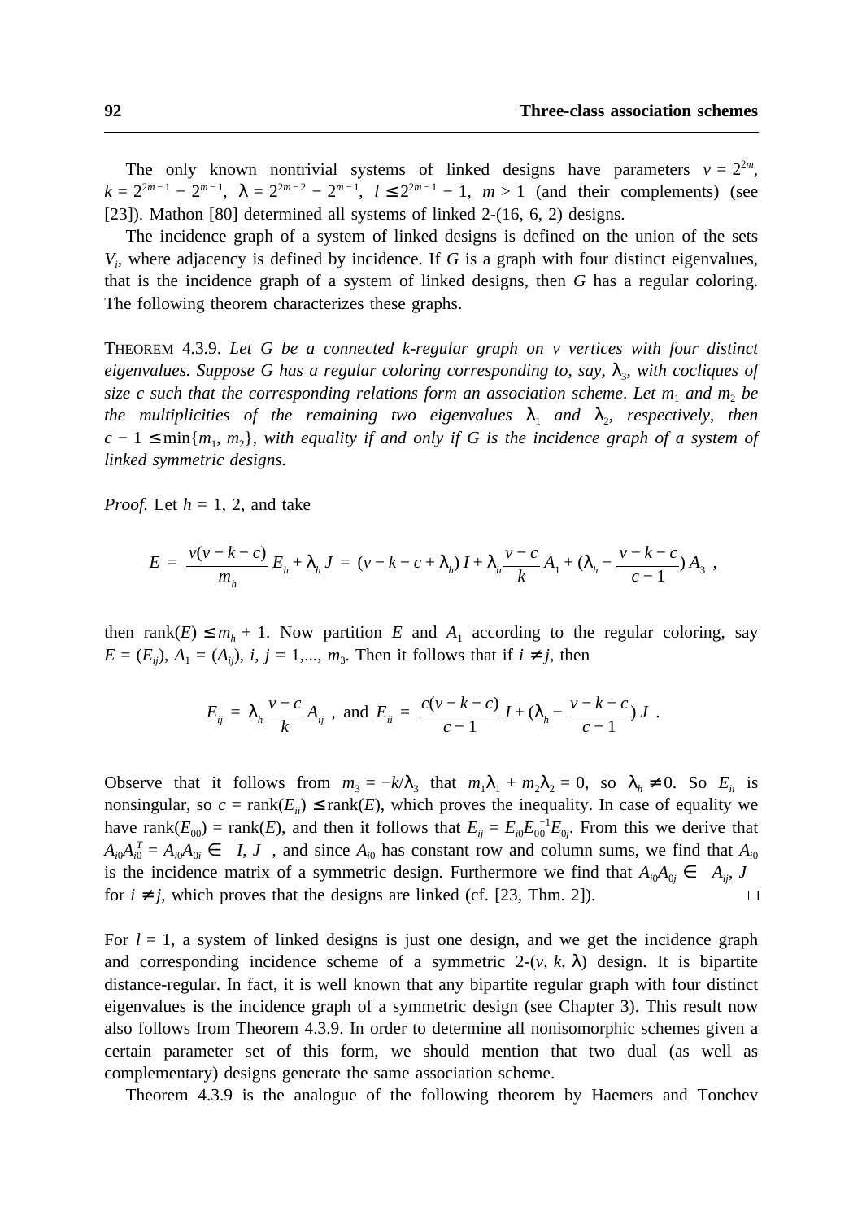The only known nontrivial systems of linked designs have parameters $v = 2^{2m}$, $k = 2^{2m-1} - 2^{m-1}$, $\lambda = 2^{2m-2} - 2^{m-1}$, $l \le 2^{2m-1} - 1$, $m > 1$ (and their complements) (see [23]). Mathon [80] determined all systems of linked 2-(16, 6, 2) designs.

The incidence graph of a system of linked designs is defined on the union of the sets $V_i$, where adjacency is defined by incidence. If $G$ is a graph with four distinct eigenvalues, that is the incidence graph of a system of linked designs, then $G$ has a regular coloring. The following theorem characterizes these graphs.

THEOREM 4.3.9. *Let $G$ be a connected $k$-regular graph on $v$ vertices with four distinct eigenvalues. Suppose $G$ has a regular coloring corresponding to, say, $\lambda_3$, with cocliques of size $c$ such that the corresponding relations form an association scheme. Let $m_1$ and $m_2$ be the multiplicities of the remaining two eigenvalues $\lambda_1$ and $\lambda_2$, respectively, then $c - 1 \le \min\{m_1, m_2\}$, with equality if and only if $G$ is the incidence graph of a system of linked symmetric designs.*

*Proof.* Let $h = 1, 2$, and take

$$E = \frac{v(v-k-c)}{m_h} E_h + \lambda_h J = (v-k-c+\lambda_h) I + \lambda_h \frac{v-c}{k} A_1 + (\lambda_h - \frac{v-k-c}{c-1}) A_3 ,$$

then $\text{rank}(E) \le m_h + 1$. Now partition $E$ and $A_1$ according to the regular coloring, say $E = (E_{ij})$, $A_1 = (A_{ij})$, $i, j = 1,..., m_3$. Then it follows that if $i \ne j$, then

$$E_{ij} = \lambda_h \frac{v-c}{k} A_{ij} \text{ , and } E_{ii} = \frac{c(v-k-c)}{c-1} I + (\lambda_h - \frac{v-k-c}{c-1}) J \text{ .}$$

Observe that it follows from $m_3 = -k/\lambda_3$ that $m_1\lambda_1 + m_2\lambda_2 = 0$, so $\lambda_h \ne 0$. So $E_{ii}$ is nonsingular, so $c = \text{rank}(E_{ii}) \le \text{rank}(E)$, which proves the inequality. In case of equality we have $\text{rank}(E_{00}) = \text{rank}(E)$, and then it follows that $E_{ij} = E_{i0}E_{00}^{-1}E_{0j}$. From this we derive that $A_{i0}A_{i0}^T = A_{i0}A_{0i} \in \langle I, J \rangle$, and since $A_{i0}$ has constant row and column sums, we find that $A_{i0}$ is the incidence matrix of a symmetric design. Furthermore we find that $A_{i0}A_{0j} \in \langle A_{ij}, J \rangle$ for $i \ne j$, which proves that the designs are linked (cf. [23, Thm. 2]). □

For $l = 1$, a system of linked designs is just one design, and we get the incidence graph and corresponding incidence scheme of a symmetric 2-($v$, $k$, $\lambda$) design. It is bipartite distance-regular. In fact, it is well known that any bipartite regular graph with four distinct eigenvalues is the incidence graph of a symmetric design (see Chapter 3). This result now also follows from Theorem 4.3.9. In order to determine all nonisomorphic schemes given a certain parameter set of this form, we should mention that two dual (as well as complementary) designs generate the same association scheme.

Theorem 4.3.9 is the analogue of the following theorem by Haemers and Tonchev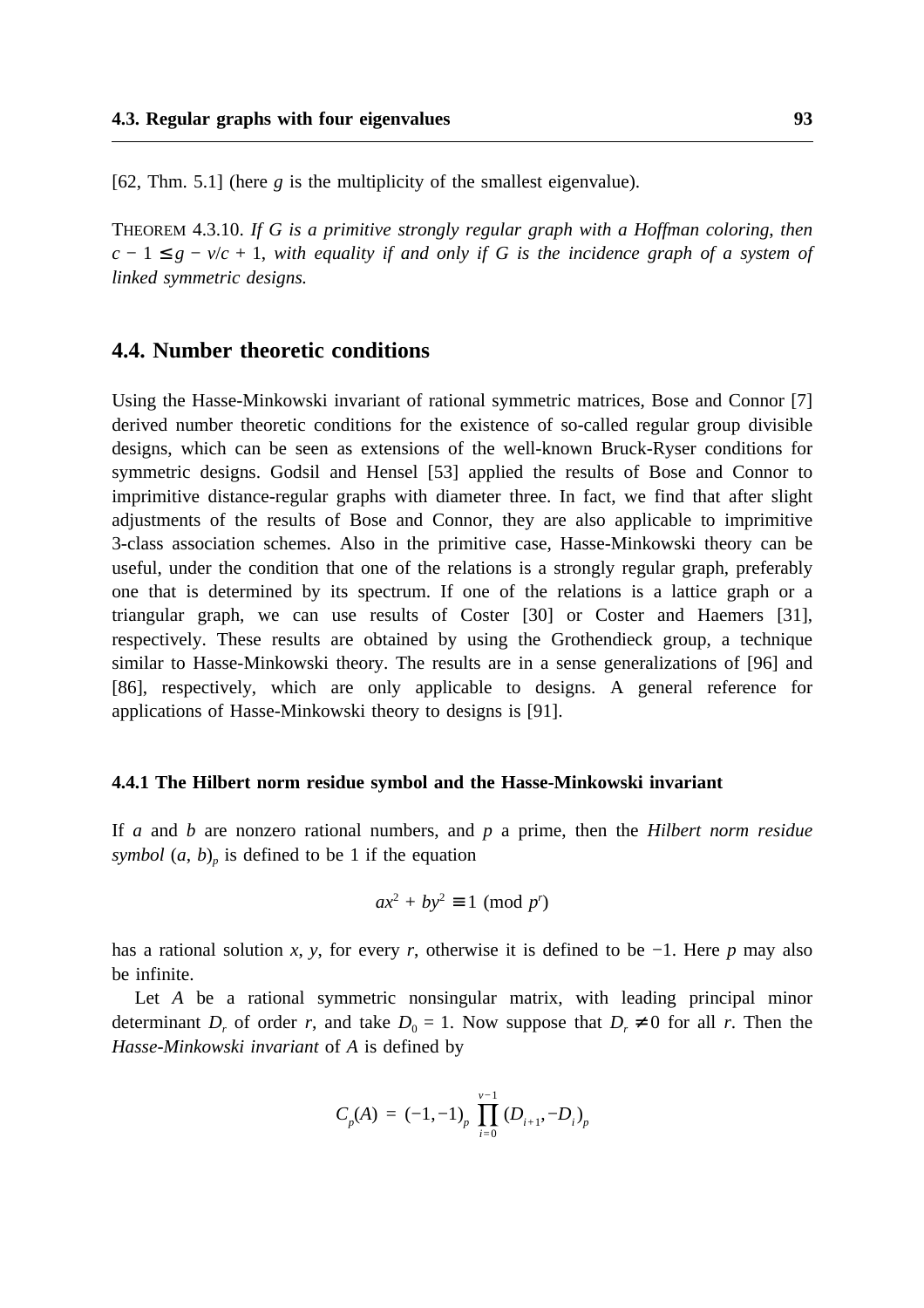[62, Thm. 5.1] (here $g$ is the multiplicity of the smallest eigenvalue).

THEOREM 4.3.10. *If $G$ is a primitive strongly regular graph with a Hoffman coloring, then $c - 1 \leq g - v/c + 1$, with equality if and only if $G$ is the incidence graph of a system of linked symmetric designs.*

## 4.4. Number theoretic conditions

Using the Hasse-Minkowski invariant of rational symmetric matrices, Bose and Connor [7] derived number theoretic conditions for the existence of so-called regular group divisible designs, which can be seen as extensions of the well-known Bruck-Ryser conditions for symmetric designs. Godsil and Hensel [53] applied the results of Bose and Connor to imprimitive distance-regular graphs with diameter three. In fact, we find that after slight adjustments of the results of Bose and Connor, they are also applicable to imprimitive 3-class association schemes. Also in the primitive case, Hasse-Minkowski theory can be useful, under the condition that one of the relations is a strongly regular graph, preferably one that is determined by its spectrum. If one of the relations is a lattice graph or a triangular graph, we can use results of Coster [30] or Coster and Haemers [31], respectively. These results are obtained by using the Grothendieck group, a technique similar to Hasse-Minkowski theory. The results are in a sense generalizations of [96] and [86], respectively, which are only applicable to designs. A general reference for applications of Hasse-Minkowski theory to designs is [91].

### 4.4.1 The Hilbert norm residue symbol and the Hasse-Minkowski invariant

If $a$ and $b$ are nonzero rational numbers, and $p$ a prime, then the *Hilbert norm residue symbol* $(a, b)_p$ is defined to be 1 if the equation

$$ax^2 + by^2 \equiv 1 \pmod{p^r}$$

has a rational solution $x$, $y$, for every $r$, otherwise it is defined to be $-1$. Here $p$ may also be infinite.

Let $A$ be a rational symmetric nonsingular matrix, with leading principal minor determinant $D_r$ of order $r$, and take $D_0 = 1$. Now suppose that $D_r \neq 0$ for all $r$. Then the *Hasse-Minkowski invariant* of $A$ is defined by

$$C_p(A) = (-1,-1)_p \prod_{i=0}^{v-1} (D_{i+1}, -D_i)_p$$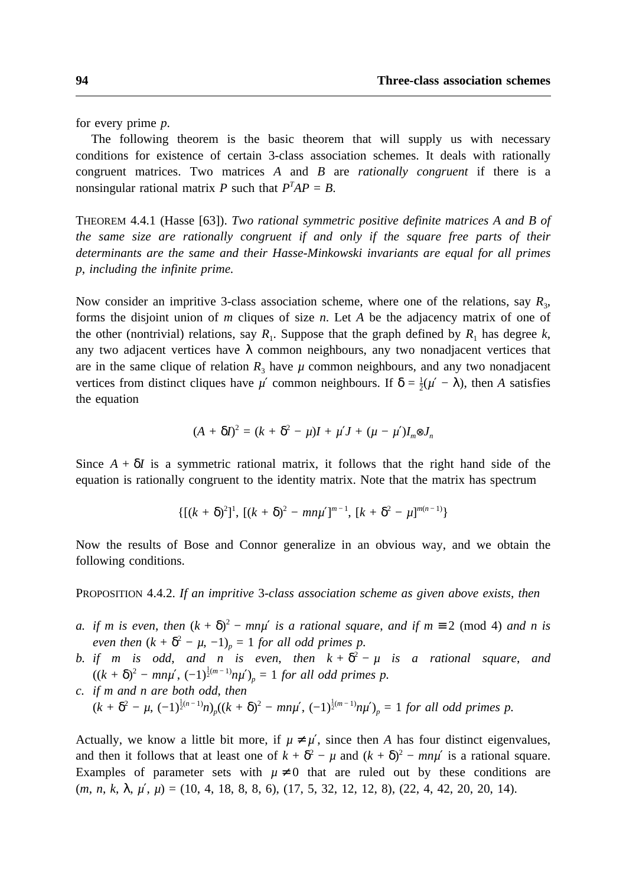for every prime $p$.

The following theorem is the basic theorem that will supply us with necessary conditions for existence of certain 3-class association schemes. It deals with rationally congruent matrices. Two matrices $A$ and $B$ are *rationally congruent* if there is a nonsingular rational matrix $P$ such that $P^TAP = B$.

THEOREM 4.4.1 (Hasse [63]). *Two rational symmetric positive definite matrices A and B of the same size are rationally congruent if and only if the square free parts of their determinants are the same and their Hasse-Minkowski invariants are equal for all primes p, including the infinite prime.*

Now consider an imprtive 3-class association scheme, where one of the relations, say $R_3$, forms the disjoint union of $m$ cliques of size $n$. Let $A$ be the adjacency matrix of one of the other (nontrivial) relations, say $R_1$. Suppose that the graph defined by $R_1$ has degree $k$, any two adjacent vertices have $\lambda$ common neighbours, any two nonadjacent vertices that are in the same clique of relation $R_3$ have $\mu$ common neighbours, and any two nonadjacent vertices from distinct cliques have $\mu'$ common neighbours. If $\delta = \frac{1}{2}(\mu' - \lambda)$, then $A$ satisfies the equation

$$(A + \delta I)^2 = (k + \delta^2 - \mu)I + \mu' J + (\mu - \mu')I_m \otimes J_n$$

Since $A + \delta I$ is a symmetric rational matrix, it follows that the right hand side of the equation is rationally congruent to the identity matrix. Note that the matrix has spectrum

$$\{[(k + \delta)^2]^1, [(k + \delta)^2 - mn\mu']^{m-1}, [k + \delta^2 - \mu]^{m(n-1)}\}$$

Now the results of Bose and Connor generalize in an obvious way, and we obtain the following conditions.

PROPOSITION 4.4.2. *If an imprtive 3-class association scheme as given above exists, then*

a. *if m is even, then* $(k + \delta)^2 - mn\mu'$ *is a rational square, and if* $m \equiv 2 \pmod 4$ *and n is even then* $(k + \delta^2 - \mu, -1)_p = 1$ *for all odd primes p.*
b. *if m is odd, and n is even, then* $k + \delta^2 - \mu$ *is a rational square, and* $((k + \delta)^2 - mn\mu', (-1)^{\frac{1}{2}(m-1)}n\mu')_p = 1$ *for all odd primes p.*
c. *if m and n are both odd, then* $(k + \delta^2 - \mu, (-1)^{\frac{1}{2}(n-1)}n)_p((k + \delta)^2 - mn\mu', (-1)^{\frac{1}{2}(m-1)}n\mu')_p = 1$ *for all odd primes p.*

Actually, we know a little bit more, if $\mu \neq \mu'$, since then $A$ has four distinct eigenvalues, and then it follows that at least one of $k + \delta^2 - \mu$ and $(k + \delta)^2 - mn\mu'$ is a rational square. Examples of parameter sets with $\mu \neq 0$ that are ruled out by these conditions are $(m, n, k, \lambda, \mu', \mu) = (10, 4, 18, 8, 8, 6), (17, 5, 32, 12, 12, 8), (22, 4, 42, 20, 20, 14)$.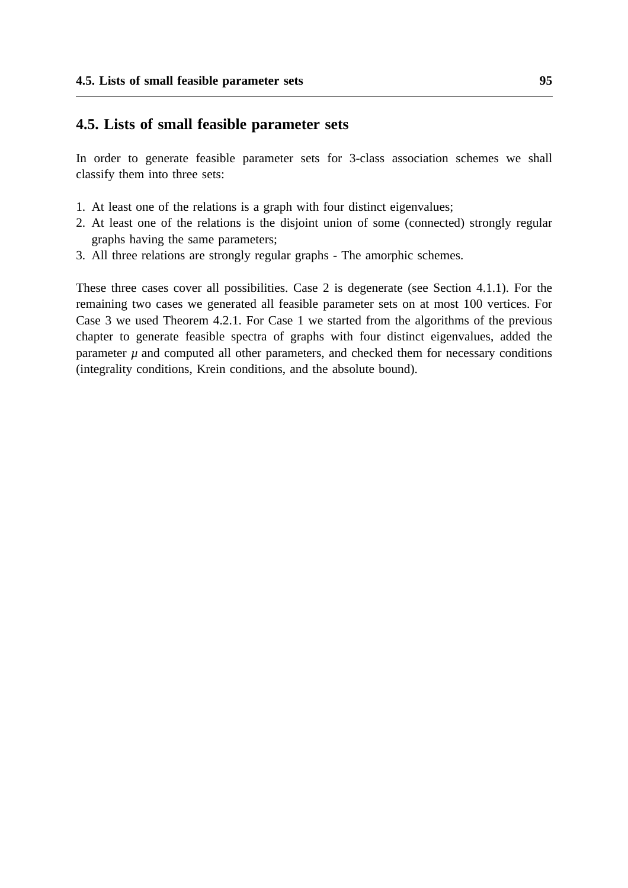## 4.5. Lists of small feasible parameter sets

In order to generate feasible parameter sets for 3-class association schemes we shall classify them into three sets:

1. At least one of the relations is a graph with four distinct eigenvalues;
2. At least one of the relations is the disjoint union of some (connected) strongly regular graphs having the same parameters;
3. All three relations are strongly regular graphs - The amorphic schemes.

These three cases cover all possibilities. Case 2 is degenerate (see Section 4.1.1). For the remaining two cases we generated all feasible parameter sets on at most 100 vertices. For Case 3 we used Theorem 4.2.1. For Case 1 we started from the algorithms of the previous chapter to generate feasible spectra of graphs with four distinct eigenvalues, added the parameter $\mu$ and computed all other parameters, and checked them for necessary conditions (integrality conditions, Krein conditions, and the absolute bound).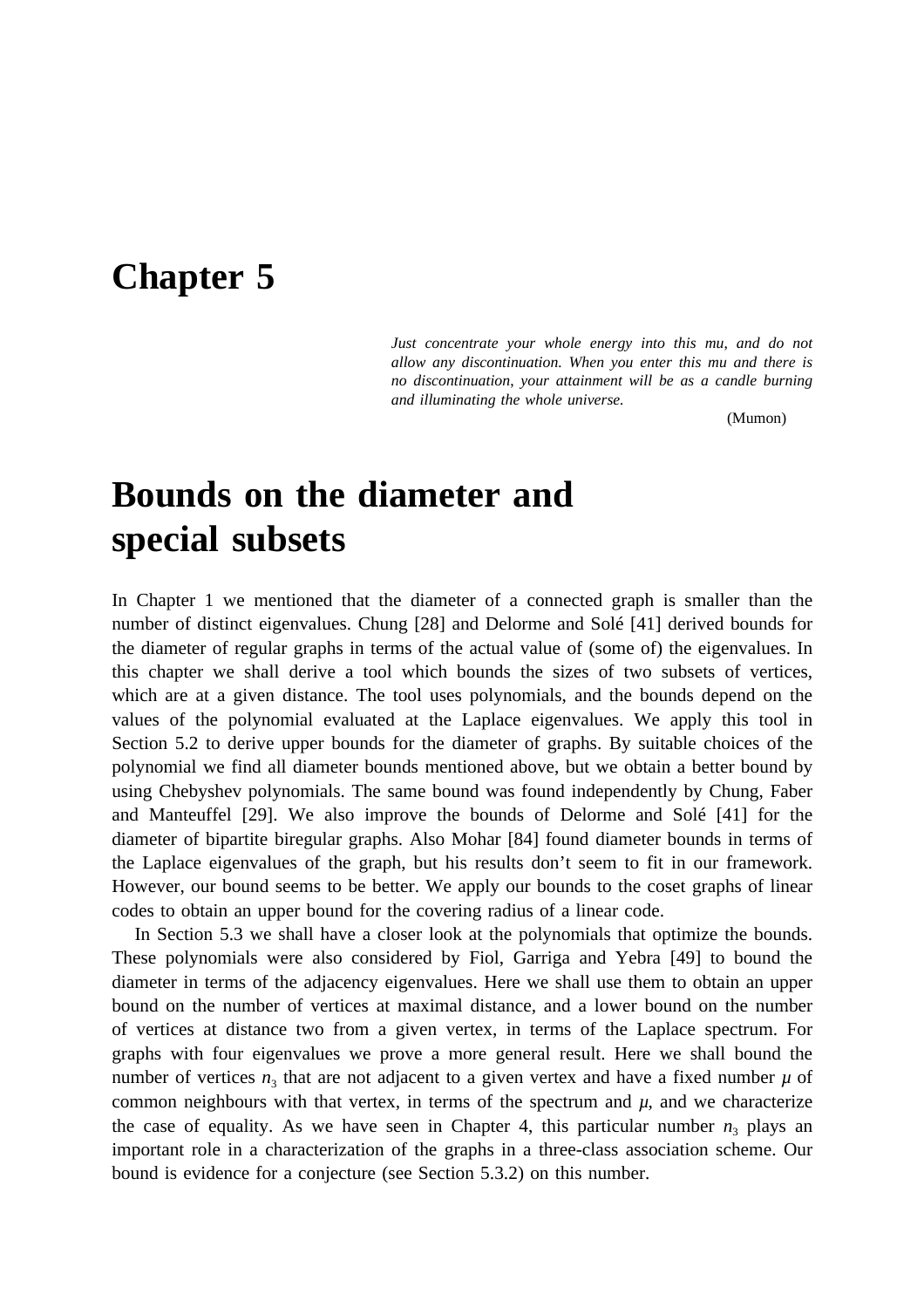# Chapter 5

*Just concentrate your whole energy into this mu, and do not allow any discontinuation. When you enter this mu and there is no discontinuation, your attainment will be as a candle burning and illuminating the whole universe.*

(Mumon)

# Bounds on the diameter and special subsets

In Chapter 1 we mentioned that the diameter of a connected graph is smaller than the number of distinct eigenvalues. Chung [28] and Delorme and Solé [41] derived bounds for the diameter of regular graphs in terms of the actual value of (some of) the eigenvalues. In this chapter we shall derive a tool which bounds the sizes of two subsets of vertices, which are at a given distance. The tool uses polynomials, and the bounds depend on the values of the polynomial evaluated at the Laplace eigenvalues. We apply this tool in Section 5.2 to derive upper bounds for the diameter of graphs. By suitable choices of the polynomial we find all diameter bounds mentioned above, but we obtain a better bound by using Chebyshev polynomials. The same bound was found independently by Chung, Faber and Manteuffel [29]. We also improve the bounds of Delorme and Solé [41] for the diameter of bipartite biregular graphs. Also Mohar [84] found diameter bounds in terms of the Laplace eigenvalues of the graph, but his results don't seem to fit in our framework. However, our bound seems to be better. We apply our bounds to the coset graphs of linear codes to obtain an upper bound for the covering radius of a linear code.

In Section 5.3 we shall have a closer look at the polynomials that optimize the bounds. These polynomials were also considered by Fiol, Garriga and Yebra [49] to bound the diameter in terms of the adjacency eigenvalues. Here we shall use them to obtain an upper bound on the number of vertices at maximal distance, and a lower bound on the number of vertices at distance two from a given vertex, in terms of the Laplace spectrum. For graphs with four eigenvalues we prove a more general result. Here we shall bound the number of vertices $n_3$ that are not adjacent to a given vertex and have a fixed number $\mu$ of common neighbours with that vertex, in terms of the spectrum and $\mu$, and we characterize the case of equality. As we have seen in Chapter 4, this particular number $n_3$ plays an important role in a characterization of the graphs in a three-class association scheme. Our bound is evidence for a conjecture (see Section 5.3.2) on this number.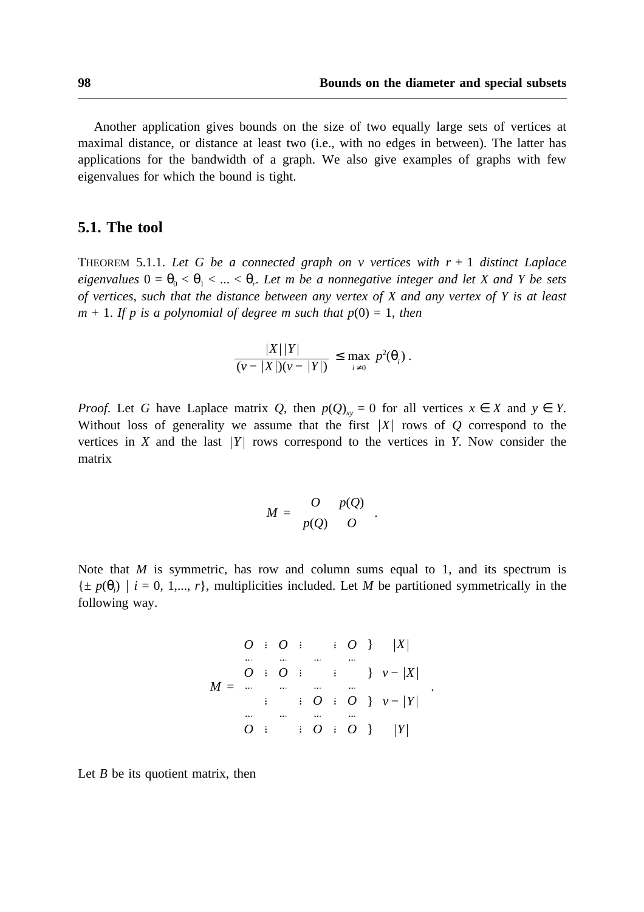Another application gives bounds on the size of two equally large sets of vertices at maximal distance, or distance at least two (i.e., with no edges in between). The latter has applications for the bandwidth of a graph. We also give examples of graphs with few eigenvalues for which the bound is tight.

## 5.1. The tool

THEOREM 5.1.1. *Let $G$ be a connected graph on $v$ vertices with $r + 1$ distinct Laplace eigenvalues $0 = \theta_0 < \theta_1 < \ldots < \theta_r$. Let $m$ be a nonnegative integer and let $X$ and $Y$ be sets of vertices, such that the distance between any vertex of $X$ and any vertex of $Y$ is at least $m + 1$. If $p$ is a polynomial of degree $m$ such that $p(0) = 1$, then*

$$\frac{|X|\,|Y|}{(v - |X|)(v - |Y|)} \leq \max_{i \neq 0} p^2(\theta_i)\,.$$

*Proof.* Let $G$ have Laplace matrix $Q$, then $p(Q)_{xy} = 0$ for all vertices $x \in X$ and $y \in Y$. Without loss of generality we assume that the first $|X|$ rows of $Q$ correspond to the vertices in $X$ and the last $|Y|$ rows correspond to the vertices in $Y$. Now consider the matrix

$$M = \begin{bmatrix} O & p(Q) \\ p(Q) & O \end{bmatrix}.$$

Note that $M$ is symmetric, has row and column sums equal to 1, and its spectrum is $\{\pm\, p(\theta_i) \mid i = 0, 1, \ldots, r\}$, multiplicities included. Let $M$ be partitioned symmetrically in the following way.

$$M = \left[\begin{array}{c|c|c|c} O & O & & O \\ \hline O & O & & \\ \hline & & O & O \\ \hline O & & O & O \end{array}\right] \begin{array}{l} \}\ \ |X| \\ \}\ \ v - |X| \\ \}\ \ v - |Y| \\ \}\ \ |Y| \end{array}.$$

Let $B$ be its quotient matrix, then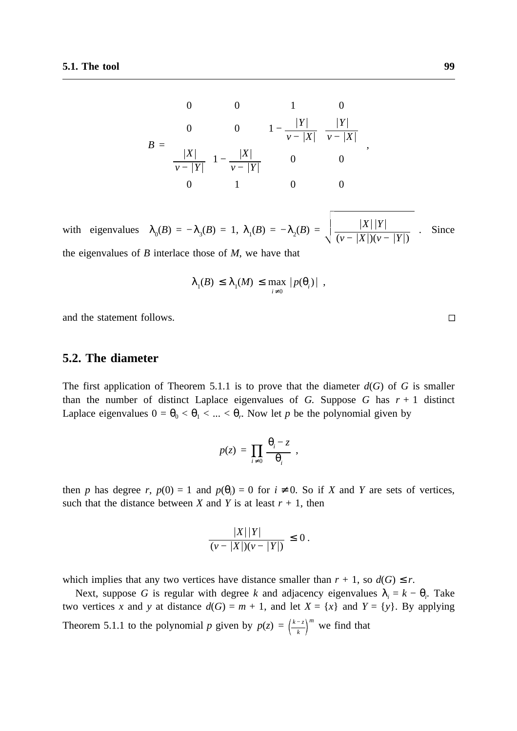$$B = \begin{pmatrix} 0 & 0 & 1 & 0 \\ 0 & 0 & 1 - \frac{|Y|}{v - |X|} & \frac{|Y|}{v - |X|} \\ \frac{|X|}{v - |Y|} & 1 - \frac{|X|}{v - |Y|} & 0 & 0 \\ 0 & 1 & 0 & 0 \end{pmatrix},$$

with eigenvalues $\lambda_0(B) = -\lambda_3(B) = 1$, $\lambda_1(B) = -\lambda_2(B) = \sqrt{\frac{|X||Y|}{(v - |X|)(v - |Y|)}}$. Since the eigenvalues of $B$ interlace those of $M$, we have that

$$\lambda_1(B) \le \lambda_1(M) \le \max_{i \ne 0} |p(\theta_i)|,$$

and the statement follows. □

## 5.2. The diameter

The first application of Theorem 5.1.1 is to prove that the diameter $d(G)$ of $G$ is smaller than the number of distinct Laplace eigenvalues of $G$. Suppose $G$ has $r + 1$ distinct Laplace eigenvalues $0 = \theta_0 < \theta_1 < ... < \theta_r$. Now let $p$ be the polynomial given by

$$p(z) = \prod_{i \ne 0} \frac{\theta_i - z}{\theta_i},$$

then $p$ has degree $r$, $p(0) = 1$ and $p(\theta_i) = 0$ for $i \ne 0$. So if $X$ and $Y$ are sets of vertices, such that the distance between $X$ and $Y$ is at least $r + 1$, then

$$\frac{|X||Y|}{(v - |X|)(v - |Y|)} \le 0.$$

which implies that any two vertices have distance smaller than $r + 1$, so $d(G) \le r$.

Next, suppose $G$ is regular with degree $k$ and adjacency eigenvalues $\lambda_i = k - \theta_i$. Take two vertices $x$ and $y$ at distance $d(G) = m + 1$, and let $X = \{x\}$ and $Y = \{y\}$. By applying Theorem 5.1.1 to the polynomial $p$ given by $p(z) = \left(\frac{k-z}{k}\right)^m$ we find that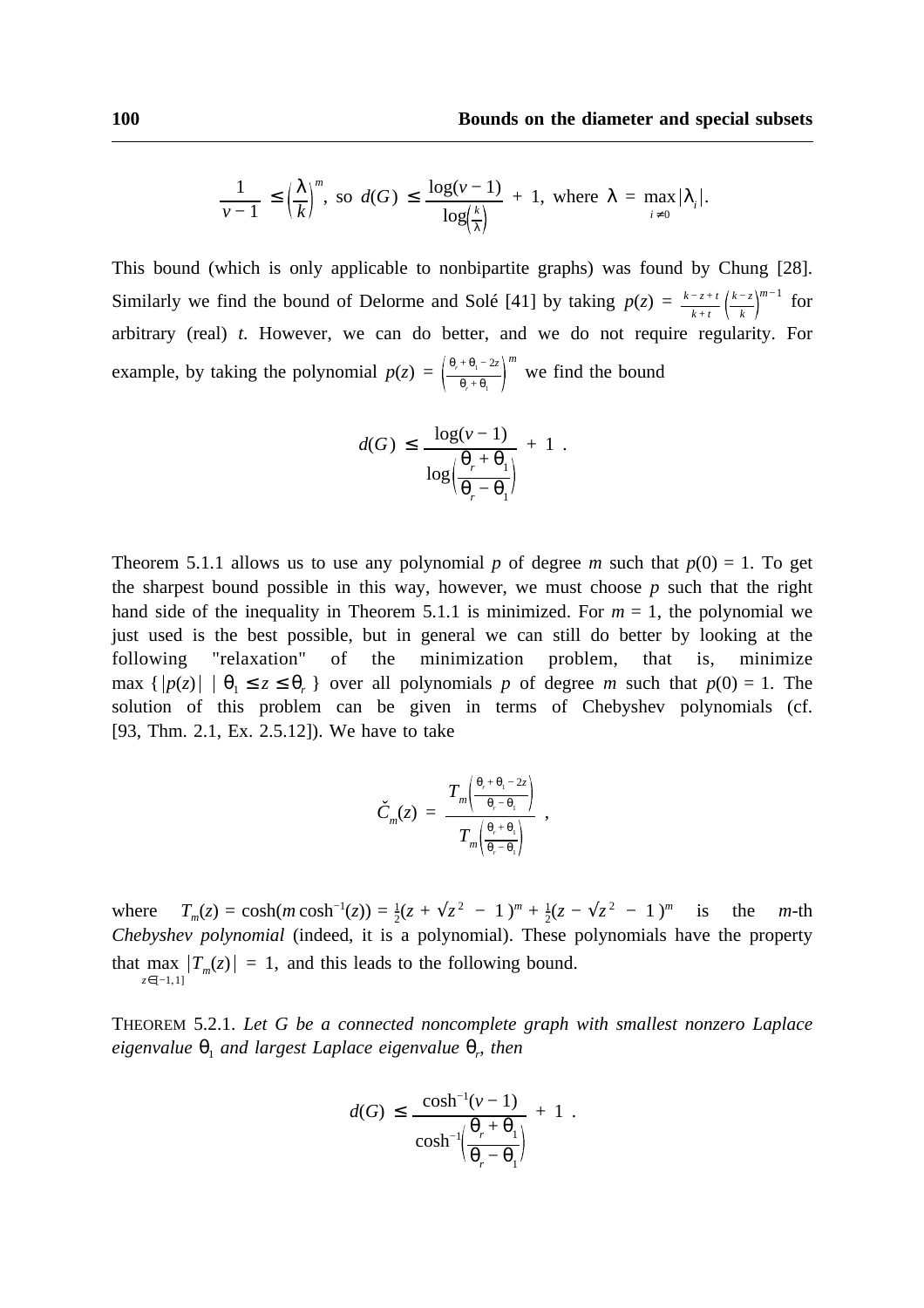$$\frac{1}{v-1} \le \left(\frac{\lambda}{k}\right)^m, \text{ so } d(G) \le \frac{\log(v-1)}{\log\left(\frac{k}{\lambda}\right)} + 1, \text{ where } \lambda = \max_{i \ne 0} |\lambda_i|.$$

This bound (which is only applicable to nonbipartite graphs) was found by Chung [28]. Similarly we find the bound of Delorme and Solé [41] by taking $p(z) = \frac{k-z+t}{k+t}\left(\frac{k-z}{k}\right)^{m-1}$ for arbitrary (real) $t$. However, we can do better, and we do not require regularity. For example, by taking the polynomial $p(z) = \left(\frac{\theta_r + \theta_1 - 2z}{\theta_r + \theta_1}\right)^m$ we find the bound

$$d(G) \le \frac{\log(v-1)}{\log\left(\frac{\theta_r + \theta_1}{\theta_r - \theta_1}\right)} + 1 \; .$$

Theorem 5.1.1 allows us to use any polynomial $p$ of degree $m$ such that $p(0) = 1$. To get the sharpest bound possible in this way, however, we must choose $p$ such that the right hand side of the inequality in Theorem 5.1.1 is minimized. For $m = 1$, the polynomial we just used is the best possible, but in general we can still do better by looking at the following "relaxation" of the minimization problem, that is, minimize $\max\{|p(z)| \mid \theta_1 \le z \le \theta_r\}$ over all polynomials $p$ of degree $m$ such that $p(0) = 1$. The solution of this problem can be given in terms of Chebyshev polynomials (cf. [93, Thm. 2.1, Ex. 2.5.12]). We have to take

$$\check{C}_m(z) = \frac{T_m\left(\frac{\theta_r + \theta_1 - 2z}{\theta_r - \theta_1}\right)}{T_m\left(\frac{\theta_r + \theta_1}{\theta_r - \theta_1}\right)} \; ,$$

where $T_m(z) = \cosh(m \cosh^{-1}(z)) = \frac{1}{2}(z + \sqrt{z^2 - 1}\,)^m + \frac{1}{2}(z - \sqrt{z^2 - 1}\,)^m$ is the $m$-th *Chebyshev polynomial* (indeed, it is a polynomial). These polynomials have the property that $\max_{z \in [-1,1]} |T_m(z)| = 1$, and this leads to the following bound.

THEOREM 5.2.1. *Let $G$ be a connected noncomplete graph with smallest nonzero Laplace eigenvalue $\theta_1$ and largest Laplace eigenvalue $\theta_r$, then*

$$d(G) \le \frac{\cosh^{-1}(v-1)}{\cosh^{-1}\left(\frac{\theta_r + \theta_1}{\theta_r - \theta_1}\right)} + 1 \; .$$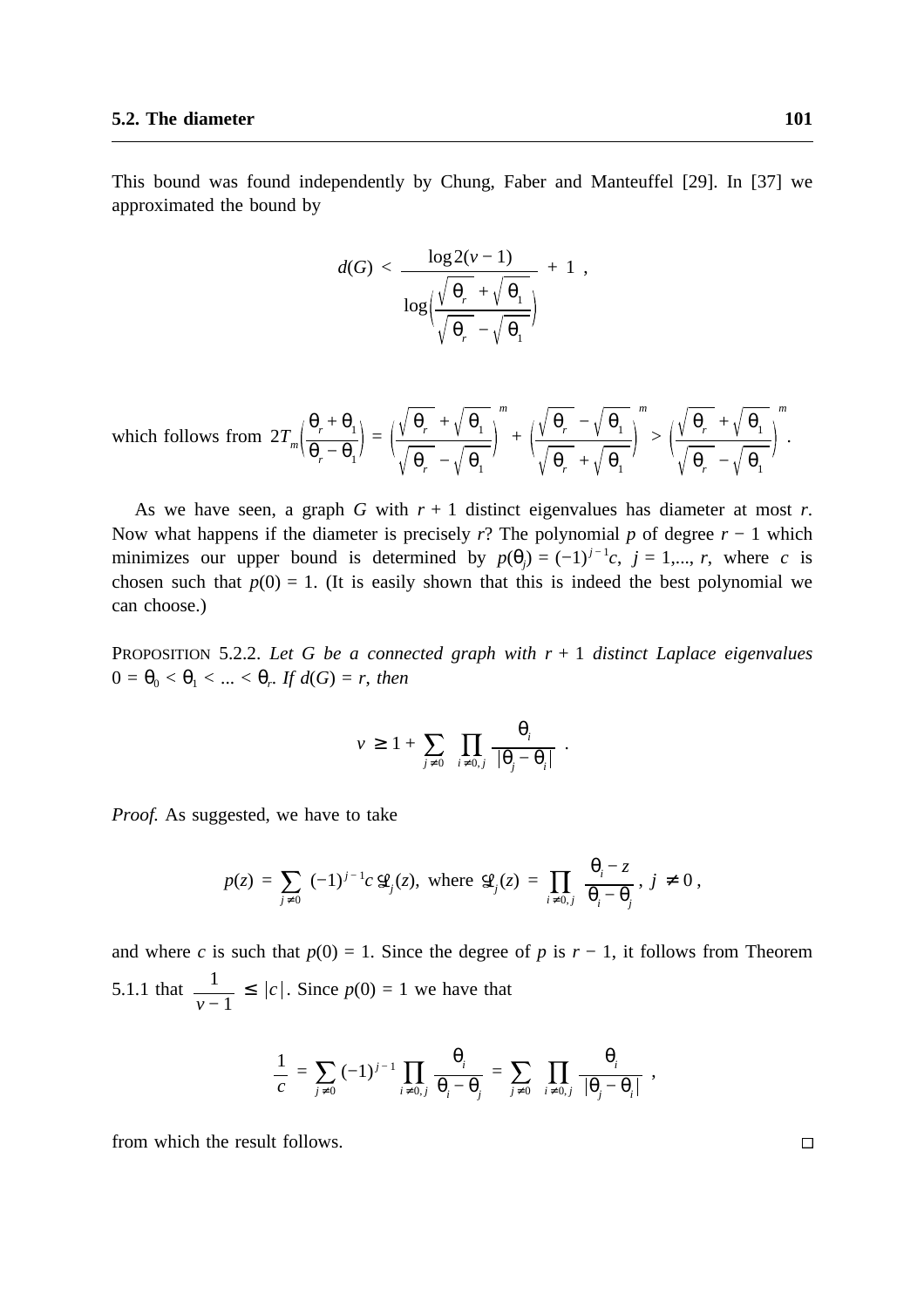This bound was found independently by Chung, Faber and Manteuffel [29]. In [37] we approximated the bound by

$$d(G) < \frac{\log 2(v-1)}{\log\left(\dfrac{\sqrt{\theta_r}+\sqrt{\theta_1}}{\sqrt{\theta_r}-\sqrt{\theta_1}}\right)} + 1 ,$$

which follows from $2T_m\left(\dfrac{\theta_r+\theta_1}{\theta_r-\theta_1}\right) = \left(\dfrac{\sqrt{\theta_r}+\sqrt{\theta_1}}{\sqrt{\theta_r}-\sqrt{\theta_1}}\right)^m + \left(\dfrac{\sqrt{\theta_r}-\sqrt{\theta_1}}{\sqrt{\theta_r}+\sqrt{\theta_1}}\right)^m > \left(\dfrac{\sqrt{\theta_r}+\sqrt{\theta_1}}{\sqrt{\theta_r}-\sqrt{\theta_1}}\right)^m$.

As we have seen, a graph $G$ with $r+1$ distinct eigenvalues has diameter at most $r$. Now what happens if the diameter is precisely $r$? The polynomial $p$ of degree $r-1$ which minimizes our upper bound is determined by $p(\theta_j) = (-1)^{j-1}c$, $j = 1,..., r$, where $c$ is chosen such that $p(0) = 1$. (It is easily shown that this is indeed the best polynomial we can choose.)

PROPOSITION 5.2.2. *Let $G$ be a connected graph with $r+1$ distinct Laplace eigenvalues $0 = \theta_0 < \theta_1 < ... < \theta_r$. If $d(G) = r$, then*

$$v \geq 1 + \sum_{j \neq 0} \prod_{i \neq 0, j} \frac{\theta_i}{|\theta_j - \theta_i|} .$$

*Proof.* As suggested, we have to take

$$p(z) = \sum_{j \neq 0} (-1)^{j-1} c\, \mathcal{L}_j(z), \text{ where } \mathcal{L}_j(z) = \prod_{i \neq 0, j} \frac{\theta_i - z}{\theta_i - \theta_j},\ j \neq 0 ,$$

and where $c$ is such that $p(0) = 1$. Since the degree of $p$ is $r-1$, it follows from Theorem 5.1.1 that $\dfrac{1}{v-1} \leq |c|$. Since $p(0) = 1$ we have that

$$\frac{1}{c} = \sum_{j \neq 0} (-1)^{j-1} \prod_{i \neq 0, j} \frac{\theta_i}{\theta_i - \theta_j} = \sum_{j \neq 0} \prod_{i \neq 0, j} \frac{\theta_i}{|\theta_j - \theta_i|} ,$$

from which the result follows. □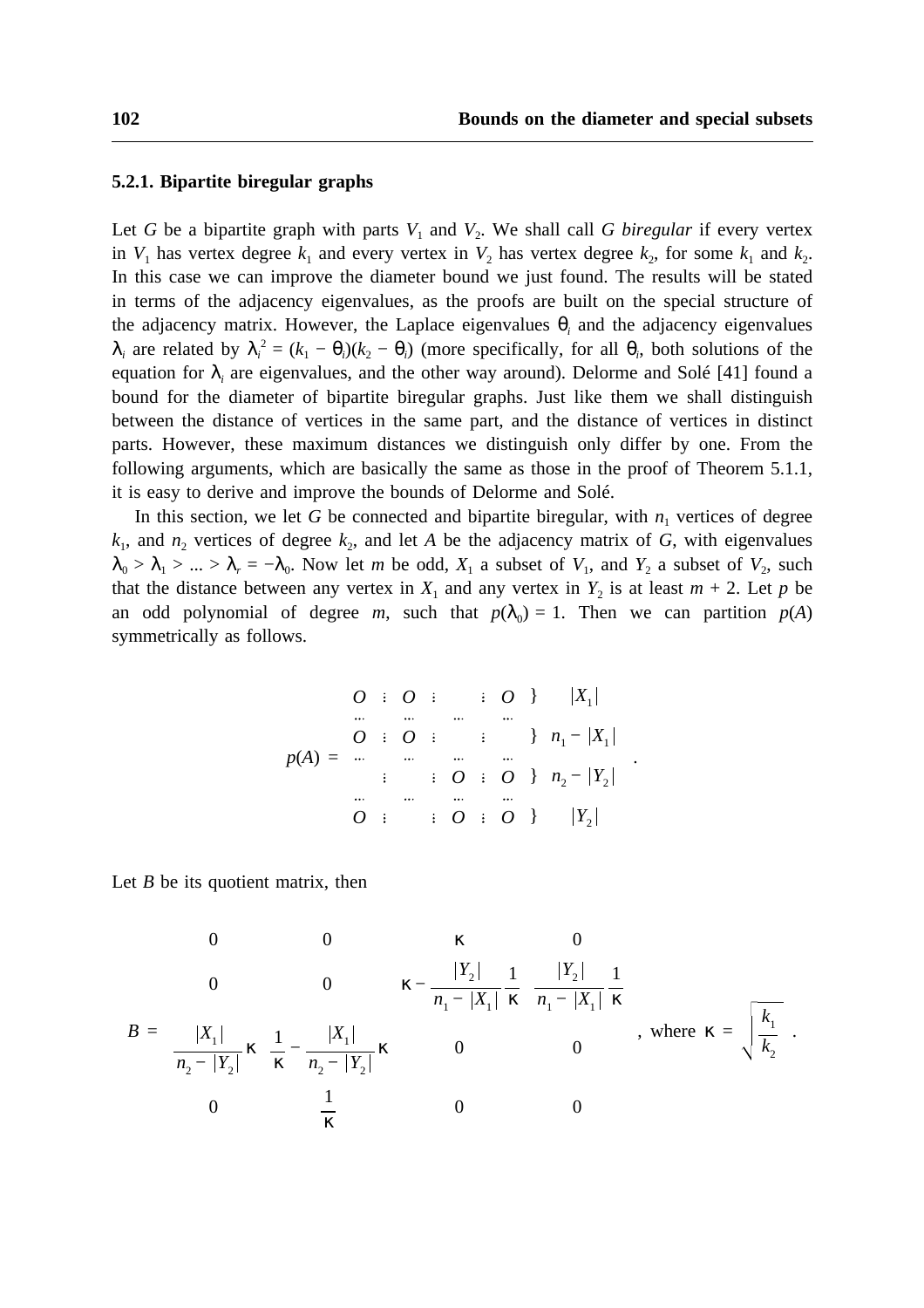### 5.2.1. Bipartite biregular graphs

Let $G$ be a bipartite graph with parts $V_1$ and $V_2$. We shall call $G$ *biregular* if every vertex in $V_1$ has vertex degree $k_1$ and every vertex in $V_2$ has vertex degree $k_2$, for some $k_1$ and $k_2$. In this case we can improve the diameter bound we just found. The results will be stated in terms of the adjacency eigenvalues, as the proofs are built on the special structure of the adjacency matrix. However, the Laplace eigenvalues $\theta_i$ and the adjacency eigenvalues $\lambda_i$ are related by $\lambda_i^2 = (k_1 - \theta_i)(k_2 - \theta_i)$ (more specifically, for all $\theta_i$, both solutions of the equation for $\lambda_i$ are eigenvalues, and the other way around). Delorme and Solé [41] found a bound for the diameter of bipartite biregular graphs. Just like them we shall distinguish between the distance of vertices in the same part, and the distance of vertices in distinct parts. However, these maximum distances we distinguish only differ by one. From the following arguments, which are basically the same as those in the proof of Theorem 5.1.1, it is easy to derive and improve the bounds of Delorme and Solé.

In this section, we let $G$ be connected and bipartite biregular, with $n_1$ vertices of degree $k_1$, and $n_2$ vertices of degree $k_2$, and let $A$ be the adjacency matrix of $G$, with eigenvalues $\lambda_0 > \lambda_1 > \ldots > \lambda_r = -\lambda_0$. Now let $m$ be odd, $X_1$ a subset of $V_1$, and $Y_2$ a subset of $V_2$, such that the distance between any vertex in $X_1$ and any vertex in $Y_2$ is at least $m + 2$. Let $p$ be an odd polynomial of degree $m$, such that $p(\lambda_0) = 1$. Then we can partition $p(A)$ symmetrically as follows.

$$
p(A) = \left[\begin{array}{c|c|c|c}
O & O & & O \\
\hline
O & O & & \\
\hline
 & & O & O \\
\hline
O & & O & O
\end{array}\right]
\begin{array}{l}
\} \ |X_1| \\
\} \ n_1 - |X_1| \\
\} \ n_2 - |Y_2| \\
\} \ |Y_2|
\end{array} .
$$

Let $B$ be its quotient matrix, then

$$
B = \begin{bmatrix}
0 & 0 & \kappa & 0 \\
0 & 0 & \kappa - \dfrac{|Y_2|}{n_1 - |X_1|}\dfrac{1}{\kappa} & \dfrac{|Y_2|}{n_1 - |X_1|}\dfrac{1}{\kappa} \\
\dfrac{|X_1|}{n_2 - |Y_2|}\kappa & \dfrac{1}{\kappa} - \dfrac{|X_1|}{n_2 - |Y_2|}\kappa & 0 & 0 \\
0 & \dfrac{1}{\kappa} & 0 & 0
\end{bmatrix}, \text{ where } \kappa = \sqrt{\frac{k_1}{k_2}} .
$$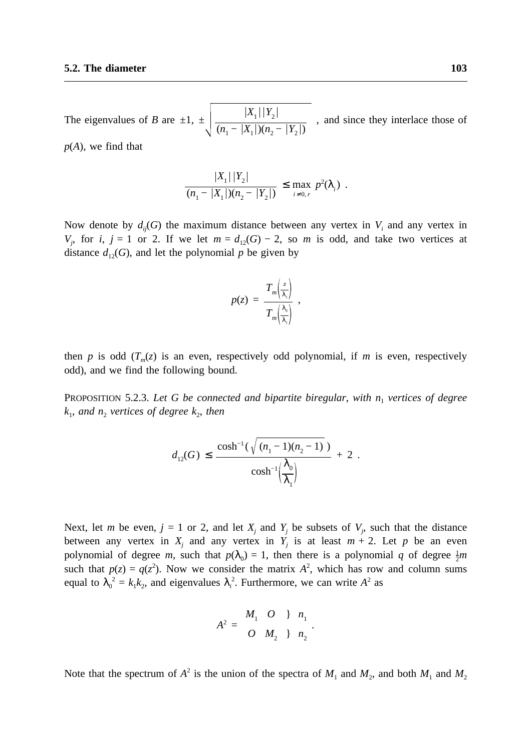The eigenvalues of $B$ are $\pm 1$, $\pm \sqrt{\dfrac{|X_1|\,|Y_2|}{(n_1 - |X_1|)(n_2 - |Y_2|)}}$ , and since they interlace those of $p(A)$, we find that

$$\frac{|X_1|\,|Y_2|}{(n_1 - |X_1|)(n_2 - |Y_2|)} \leq \max_{i \neq 0, r} p^2(\lambda_i) \ .$$

Now denote by $d_{ij}(G)$ the maximum distance between any vertex in $V_i$ and any vertex in $V_j$, for $i$, $j = 1$ or 2. If we let $m = d_{12}(G) - 2$, so $m$ is odd, and take two vertices at distance $d_{12}(G)$, and let the polynomial $p$ be given by

$$p(z) = \frac{T_m\left(\frac{z}{\lambda_1}\right)}{T_m\left(\frac{\lambda_0}{\lambda_1}\right)} \ ,$$

then $p$ is odd ($T_m(z)$ is an even, respectively odd polynomial, if $m$ is even, respectively odd), and we find the following bound.

PROPOSITION 5.2.3. *Let $G$ be connected and bipartite biregular, with $n_1$ vertices of degree $k_1$, and $n_2$ vertices of degree $k_2$, then*

$$d_{12}(G) \leq \frac{\cosh^{-1}\left(\sqrt{(n_1 - 1)(n_2 - 1)}\right)}{\cosh^{-1}\left(\frac{\lambda_0}{\lambda_1}\right)} + 2 \ .$$

Next, let $m$ be even, $j = 1$ or 2, and let $X_j$ and $Y_j$ be subsets of $V_j$, such that the distance between any vertex in $X_j$ and any vertex in $Y_j$ is at least $m + 2$. Let $p$ be an even polynomial of degree $m$, such that $p(\lambda_0) = 1$, then there is a polynomial $q$ of degree $\frac{1}{2}m$ such that $p(z) = q(z^2)$. Now we consider the matrix $A^2$, which has row and column sums equal to $\lambda_0^{\,2} = k_1 k_2$, and eigenvalues $\lambda_i^2$. Furthermore, we can write $A^2$ as

$$A^2 = \begin{matrix} M_1 & O & \} & n_1 \\ O & M_2 & \} & n_2 \end{matrix} \ .$$

Note that the spectrum of $A^2$ is the union of the spectra of $M_1$ and $M_2$, and both $M_1$ and $M_2$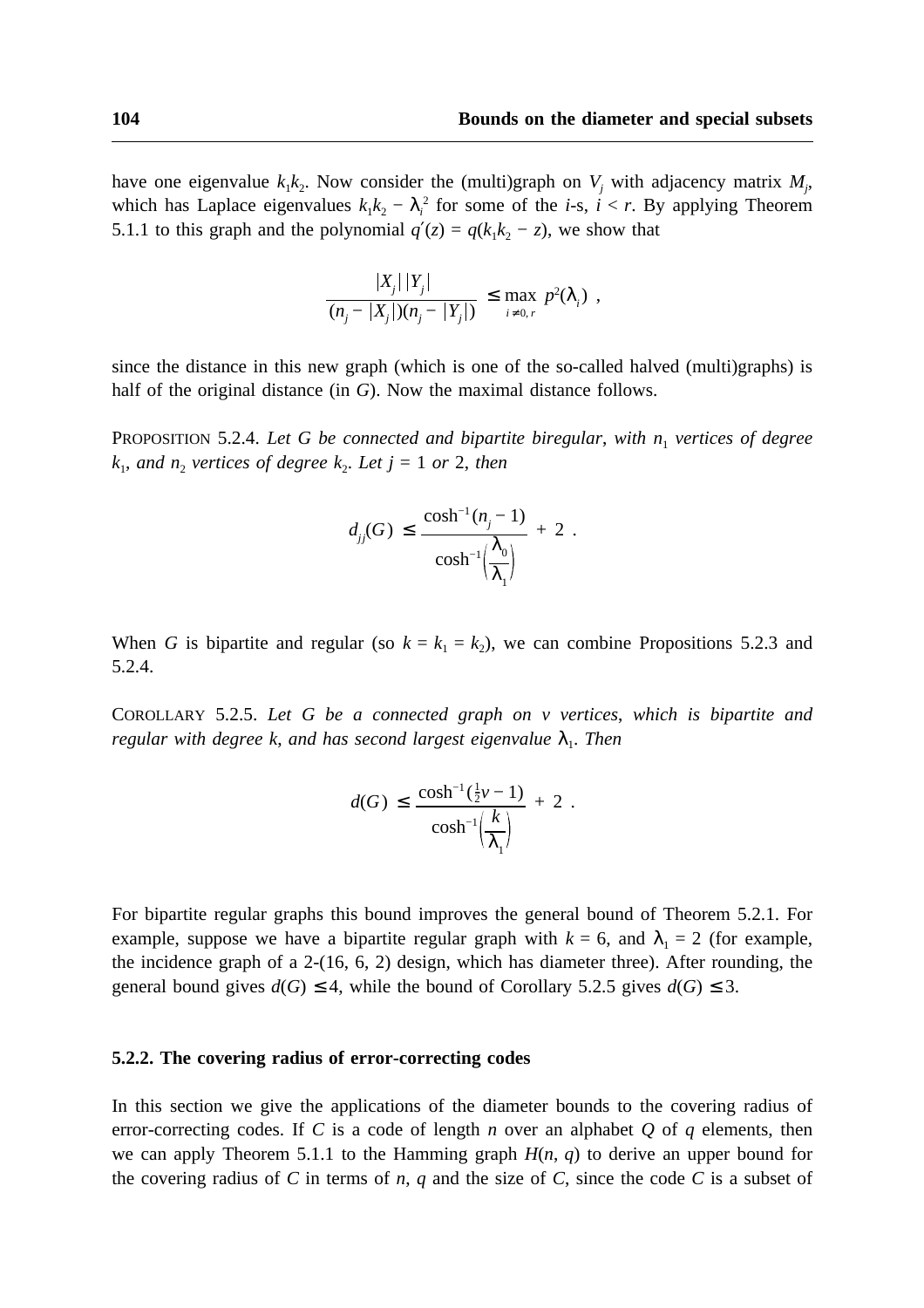have one eigenvalue $k_1k_2$. Now consider the (multi)graph on $V_j$ with adjacency matrix $M_j$, which has Laplace eigenvalues $k_1k_2 - \lambda_i^2$ for some of the $i$-s, $i < r$. By applying Theorem 5.1.1 to this graph and the polynomial $q'(z) = q(k_1k_2 - z)$, we show that

$$\frac{|X_j|\,|Y_j|}{(n_j - |X_j|)(n_j - |Y_j|)} \leq \max_{i \neq 0, r} p^2(\lambda_i) \ ,$$

since the distance in this new graph (which is one of the so-called halved (multi)graphs) is half of the original distance (in $G$). Now the maximal distance follows.

PROPOSITION 5.2.4. *Let $G$ be connected and bipartite biregular, with $n_1$ vertices of degree $k_1$, and $n_2$ vertices of degree $k_2$. Let $j = 1$ or $2$, then*

$$d_{jj}(G) \leq \frac{\cosh^{-1}(n_j - 1)}{\cosh^{-1}\left(\dfrac{\lambda_0}{\lambda_1}\right)} + 2 \ .$$

When $G$ is bipartite and regular (so $k = k_1 = k_2$), we can combine Propositions 5.2.3 and 5.2.4.

COROLLARY 5.2.5. *Let $G$ be a connected graph on $v$ vertices, which is bipartite and regular with degree $k$, and has second largest eigenvalue $\lambda_1$. Then*

$$d(G) \leq \frac{\cosh^{-1}(\frac{1}{2}v - 1)}{\cosh^{-1}\left(\dfrac{k}{\lambda_1}\right)} + 2 \ .$$

For bipartite regular graphs this bound improves the general bound of Theorem 5.2.1. For example, suppose we have a bipartite regular graph with $k = 6$, and $\lambda_1 = 2$ (for example, the incidence graph of a 2-(16, 6, 2) design, which has diameter three). After rounding, the general bound gives $d(G) \leq 4$, while the bound of Corollary 5.2.5 gives $d(G) \leq 3$.

### 5.2.2. The covering radius of error-correcting codes

In this section we give the applications of the diameter bounds to the covering radius of error-correcting codes. If $C$ is a code of length $n$ over an alphabet $Q$ of $q$ elements, then we can apply Theorem 5.1.1 to the Hamming graph $H(n, q)$ to derive an upper bound for the covering radius of $C$ in terms of $n$, $q$ and the size of $C$, since the code $C$ is a subset of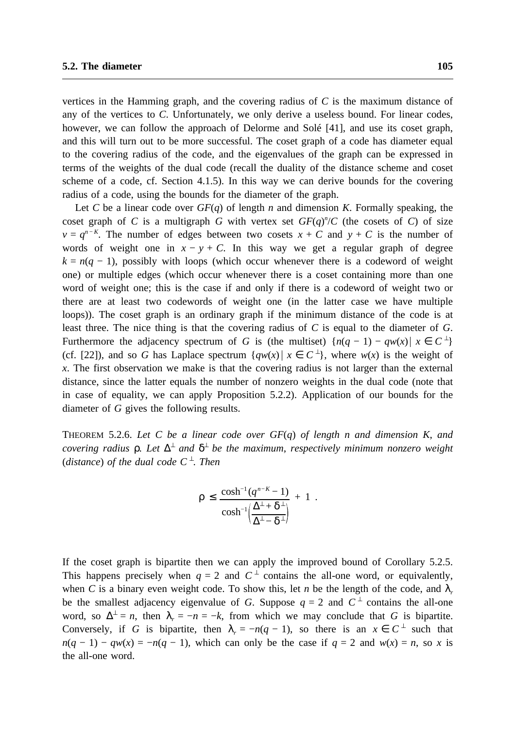vertices in the Hamming graph, and the covering radius of $C$ is the maximum distance of any of the vertices to $C$. Unfortunately, we only derive a useless bound. For linear codes, however, we can follow the approach of Delorme and Solé [41], and use its coset graph, and this will turn out to be more successful. The coset graph of a code has diameter equal to the covering radius of the code, and the eigenvalues of the graph can be expressed in terms of the weights of the dual code (recall the duality of the distance scheme and coset scheme of a code, cf. Section 4.1.5). In this way we can derive bounds for the covering radius of a code, using the bounds for the diameter of the graph.

Let $C$ be a linear code over $GF(q)$ of length $n$ and dimension $K$. Formally speaking, the coset graph of $C$ is a multigraph $G$ with vertex set $GF(q)^n/C$ (the cosets of $C$) of size $v = q^{n-K}$. The number of edges between two cosets $x + C$ and $y + C$ is the number of words of weight one in $x - y + C$. In this way we get a regular graph of degree $k = n(q - 1)$, possibly with loops (which occur whenever there is a codeword of weight one) or multiple edges (which occur whenever there is a coset containing more than one word of weight one; this is the case if and only if there is a codeword of weight two or there are at least two codewords of weight one (in the latter case we have multiple loops)). The coset graph is an ordinary graph if the minimum distance of the code is at least three. The nice thing is that the covering radius of $C$ is equal to the diameter of $G$. Furthermore the adjacency spectrum of $G$ is (the multiset) $\{n(q - 1) - qw(x) \mid x \in C^{\perp}\}$ (cf. [22]), and so $G$ has Laplace spectrum $\{qw(x) \mid x \in C^{\perp}\}$, where $w(x)$ is the weight of $x$. The first observation we make is that the covering radius is not larger than the external distance, since the latter equals the number of nonzero weights in the dual code (note that in case of equality, we can apply Proposition 5.2.2). Application of our bounds for the diameter of $G$ gives the following results.

THEOREM 5.2.6. *Let $C$ be a linear code over $GF(q)$ of length $n$ and dimension $K$, and covering radius $\rho$. Let $\Delta^{\perp}$ and $\delta^{\perp}$ be the maximum, respectively minimum nonzero weight (distance) of the dual code $C^{\perp}$. Then*

$$\rho \leq \frac{\cosh^{-1}(q^{n-K} - 1)}{\cosh^{-1}\left(\dfrac{\Delta^{\perp} + \delta^{\perp}}{\Delta^{\perp} - \delta^{\perp}}\right)} + 1 \ .$$

If the coset graph is bipartite then we can apply the improved bound of Corollary 5.2.5. This happens precisely when $q = 2$ and $C^{\perp}$ contains the all-one word, or equivalently, when $C$ is a binary even weight code. To show this, let $n$ be the length of the code, and $\lambda_r$ be the smallest adjacency eigenvalue of $G$. Suppose $q = 2$ and $C^{\perp}$ contains the all-one word, so $\Delta^{\perp} = n$, then $\lambda_r = -n = -k$, from which we may conclude that $G$ is bipartite. Conversely, if $G$ is bipartite, then $\lambda_r = -n(q - 1)$, so there is an $x \in C^{\perp}$ such that $n(q - 1) - qw(x) = -n(q - 1)$, which can only be the case if $q = 2$ and $w(x) = n$, so $x$ is the all-one word.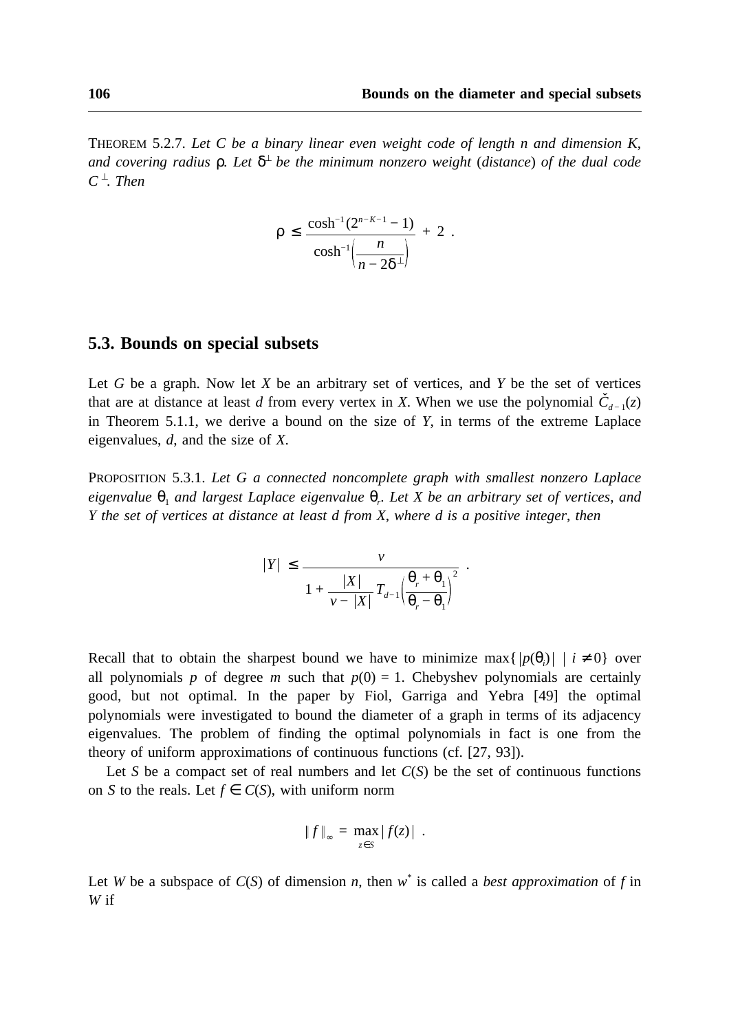THEOREM 5.2.7. *Let $C$ be a binary linear even weight code of length $n$ and dimension $K$, and covering radius $\rho$. Let $\delta^{\perp}$ be the minimum nonzero weight (distance) of the dual code $C^{\perp}$. Then*

$$\rho \leq \frac{\cosh^{-1}(2^{n-K-1}-1)}{\cosh^{-1}\left(\frac{n}{n-2\delta^{\perp}}\right)} + 2 \ .$$

## 5.3. Bounds on special subsets

Let $G$ be a graph. Now let $X$ be an arbitrary set of vertices, and $Y$ be the set of vertices that are at distance at least $d$ from every vertex in $X$. When we use the polynomial $\check{C}_{d-1}(z)$ in Theorem 5.1.1, we derive a bound on the size of $Y$, in terms of the extreme Laplace eigenvalues, $d$, and the size of $X$.

PROPOSITION 5.3.1. *Let $G$ a connected noncomplete graph with smallest nonzero Laplace eigenvalue $\theta_1$ and largest Laplace eigenvalue $\theta_r$. Let $X$ be an arbitrary set of vertices, and $Y$ the set of vertices at distance at least $d$ from $X$, where $d$ is a positive integer, then*

$$|Y| \leq \frac{v}{1 + \frac{|X|}{v-|X|} T_{d-1}\left(\frac{\theta_r+\theta_1}{\theta_r-\theta_1}\right)^2} \ .$$

Recall that to obtain the sharpest bound we have to minimize $\max\{|p(\theta_i)| \mid i \neq 0\}$ over all polynomials $p$ of degree $m$ such that $p(0) = 1$. Chebyshev polynomials are certainly good, but not optimal. In the paper by Fiol, Garriga and Yebra [49] the optimal polynomials were investigated to bound the diameter of a graph in terms of its adjacency eigenvalues. The problem of finding the optimal polynomials in fact is one from the theory of uniform approximations of continuous functions (cf. [27, 93]).

Let $S$ be a compact set of real numbers and let $C(S)$ be the set of continuous functions on $S$ to the reals. Let $f \in C(S)$, with uniform norm

$$\| f \|_{\infty} = \max_{z \in S} | f(z) | \ .$$

Let $W$ be a subspace of $C(S)$ of dimension $n$, then $w^*$ is called a *best approximation* of $f$ in $W$ if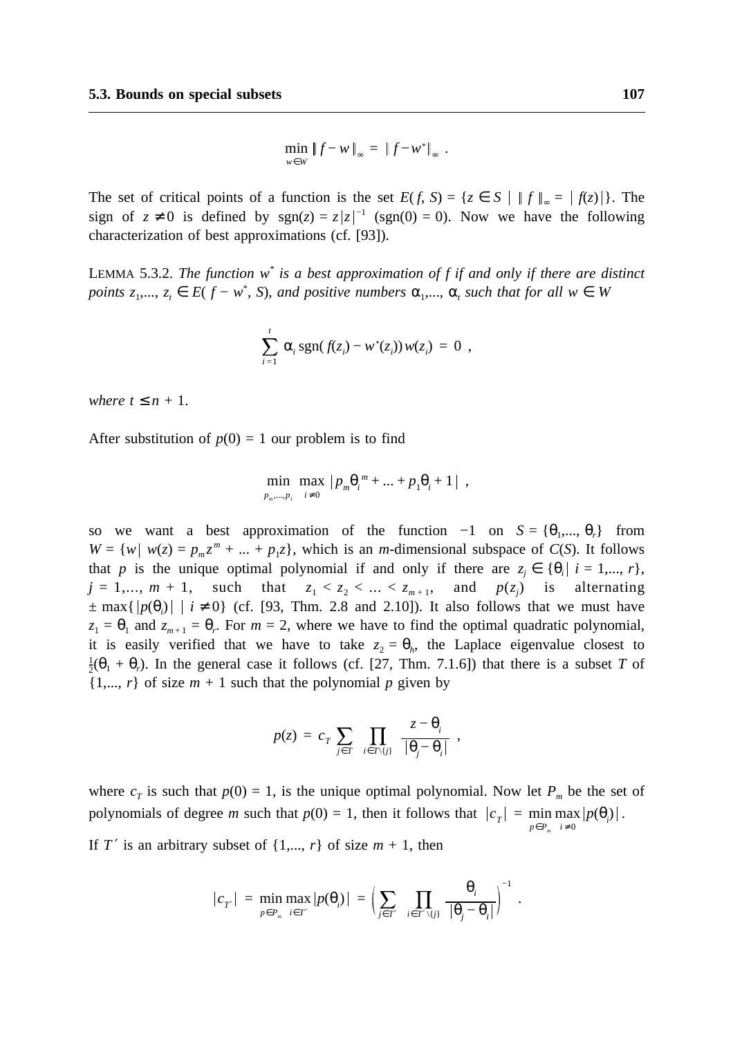$$\min_{w \in W} \| f - w \|_\infty = \| f - w^* \|_\infty .$$

The set of critical points of a function is the set $E(f, S) = \{z \in S \mid \| f \|_\infty = |f(z)|\}$. The sign of $z \neq 0$ is defined by $\mathrm{sgn}(z) = z|z|^{-1}$ ($\mathrm{sgn}(0) = 0$). Now we have the following characterization of best approximations (cf. [93]).

LEMMA 5.3.2. *The function $w^*$ is a best approximation of $f$ if and only if there are distinct points $z_1, \ldots, z_t \in E(f - w^*, S)$, and positive numbers $\alpha_1, \ldots, \alpha_t$ such that for all $w \in W$*

$$\sum_{i=1}^{t} \alpha_i \, \mathrm{sgn}(f(z_i) - w^*(z_i))\, w(z_i) = 0 \ ,$$

*where $t \leq n + 1$.*

After substitution of $p(0) = 1$ our problem is to find

$$\min_{p_m, \ldots, p_1} \max_{i \neq 0} |p_m \theta_i^{\,m} + \ldots + p_1 \theta_i + 1| \ ,$$

so we want a best approximation of the function $-1$ on $S = \{\theta_1, \ldots, \theta_r\}$ from $W = \{w \mid w(z) = p_m z^m + \ldots + p_1 z\}$, which is an $m$-dimensional subspace of $C(S)$. It follows that $p$ is the unique optimal polynomial if and only if there are $z_j \in \{\theta_i \mid i = 1, \ldots, r\}$, $j = 1, \ldots, m+1$, such that $z_1 < z_2 < \ldots < z_{m+1}$, and $p(z_j)$ is alternating $\pm \max\{|p(\theta_i)| \mid i \neq 0\}$ (cf. [93, Thm. 2.8 and 2.10]). It also follows that we must have $z_1 = \theta_1$ and $z_{m+1} = \theta_r$. For $m = 2$, where we have to find the optimal quadratic polynomial, it is easily verified that we have to take $z_2 = \theta_h$, the Laplace eigenvalue closest to $\frac{1}{2}(\theta_1 + \theta_r)$. In the general case it follows (cf. [27, Thm. 7.1.6]) that there is a subset $T$ of $\{1, \ldots, r\}$ of size $m + 1$ such that the polynomial $p$ given by

$$p(z) = c_T \sum_{j \in T} \prod_{i \in T \setminus \{j\}} \frac{z - \theta_i}{|\theta_j - \theta_i|} \ ,$$

where $c_T$ is such that $p(0) = 1$, is the unique optimal polynomial. Now let $P_m$ be the set of polynomials of degree $m$ such that $p(0) = 1$, then it follows that $|c_T| = \min_{p \in P_m} \max_{i \neq 0} |p(\theta_i)|$.

If $T'$ is an arbitrary subset of $\{1, \ldots, r\}$ of size $m + 1$, then

$$|c_{T'}| = \min_{p \in P_m} \max_{i \in T'} |p(\theta_i)| = \left( \sum_{j \in T'} \prod_{i \in T' \setminus \{j\}} \frac{\theta_i}{|\theta_j - \theta_i|} \right)^{-1} .$$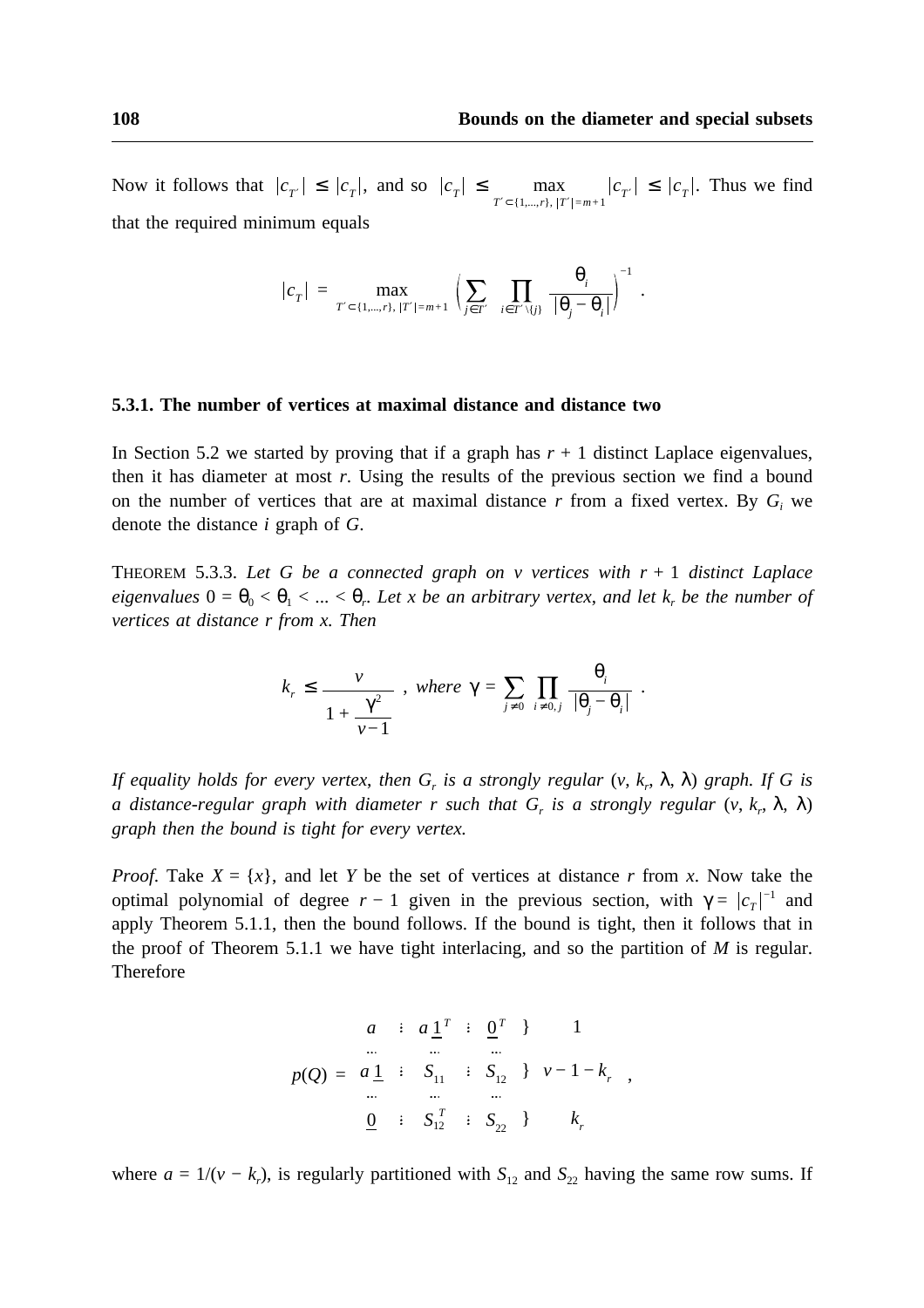Now it follows that $|c_{T'}| \leq |c_T|$, and so $|c_T| \leq \max_{T' \subset \{1,...,r\}, |T'|=m+1} |c_{T'}| \leq |c_T|$. Thus we find that the required minimum equals

$$|c_T| = \max_{T' \subset \{1,...,r\}, |T'|=m+1} \left( \sum_{j \in T'} \prod_{i \in T' \setminus \{j\}} \frac{\theta_i}{|\theta_j - \theta_i|} \right)^{-1}.$$

### 5.3.1. The number of vertices at maximal distance and distance two

In Section 5.2 we started by proving that if a graph has $r + 1$ distinct Laplace eigenvalues, then it has diameter at most $r$. Using the results of the previous section we find a bound on the number of vertices that are at maximal distance $r$ from a fixed vertex. By $G_i$ we denote the distance $i$ graph of $G$.

THEOREM 5.3.3. *Let G be a connected graph on v vertices with* $r + 1$ *distinct Laplace eigenvalues* $0 = \theta_0 < \theta_1 < ... < \theta_r$. *Let x be an arbitrary vertex, and let* $k_r$ *be the number of vertices at distance r from x. Then*

$$k_r \leq \frac{v}{1 + \frac{\gamma^2}{v-1}}, \text{ where } \gamma = \sum_{j \neq 0} \prod_{i \neq 0, j} \frac{\theta_i}{|\theta_j - \theta_i|}.$$

*If equality holds for every vertex, then* $G_r$ *is a strongly regular* $(v, k_r, \lambda, \lambda)$ *graph. If G is a distance-regular graph with diameter r such that* $G_r$ *is a strongly regular* $(v, k_r, \lambda, \lambda)$ *graph then the bound is tight for every vertex.*

*Proof.* Take $X = \{x\}$, and let $Y$ be the set of vertices at distance $r$ from $x$. Now take the optimal polynomial of degree $r - 1$ given in the previous section, with $\gamma = |c_T|^{-1}$ and apply Theorem 5.1.1, then the bound follows. If the bound is tight, then it follows that in the proof of Theorem 5.1.1 we have tight interlacing, and so the partition of $M$ is regular. Therefore

$$p(Q) = \begin{bmatrix} a & \vdots & a\underline{1}^T & \vdots & \underline{0}^T \\ \cdots & & \cdots & & \cdots \\ a\underline{1} & \vdots & S_{11} & \vdots & S_{12} \\ \cdots & & \cdots & & \cdots \\ \underline{0} & \vdots & S_{12}^T & \vdots & S_{22} \end{bmatrix} \begin{matrix} \} \quad 1 \\ \\ \} \quad v - 1 - k_r \\ \\ \} \quad k_r \end{matrix},$$

where $a = 1/(v - k_r)$, is regularly partitioned with $S_{12}$ and $S_{22}$ having the same row sums. If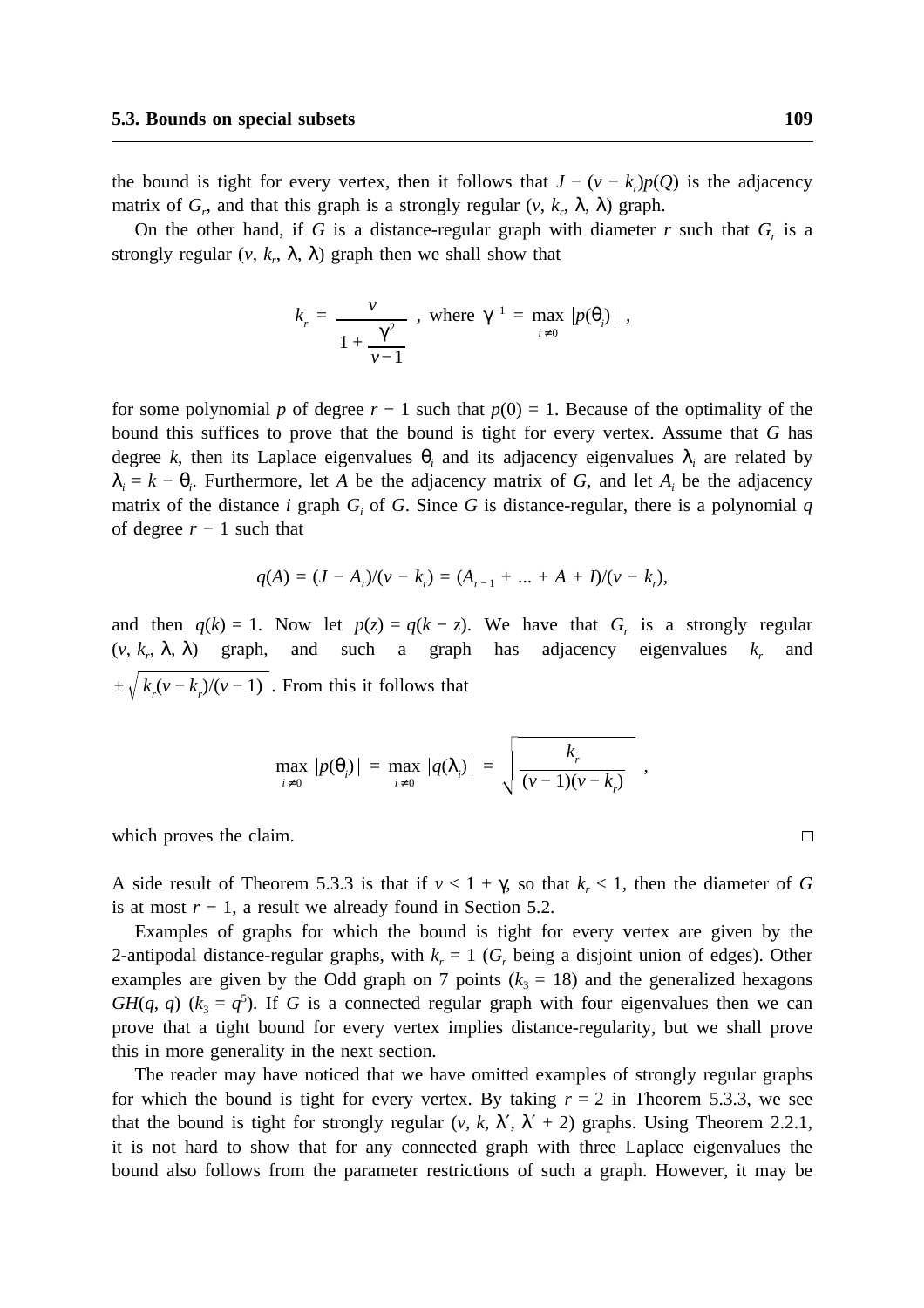the bound is tight for every vertex, then it follows that $J - (v - k_r)p(Q)$ is the adjacency matrix of $G_r$, and that this graph is a strongly regular $(v, k_r, \lambda, \lambda)$ graph.

On the other hand, if $G$ is a distance-regular graph with diameter $r$ such that $G_r$ is a strongly regular $(v, k_r, \lambda, \lambda)$ graph then we shall show that

$$k_r = \frac{v}{1 + \frac{\gamma^2}{v-1}} \ , \text{ where } \gamma^{-1} = \max_{i \neq 0} |p(\theta_i)| \ ,$$

for some polynomial $p$ of degree $r - 1$ such that $p(0) = 1$. Because of the optimality of the bound this suffices to prove that the bound is tight for every vertex. Assume that $G$ has degree $k$, then its Laplace eigenvalues $\theta_i$ and its adjacency eigenvalues $\lambda_i$ are related by $\lambda_i = k - \theta_i$. Furthermore, let $A$ be the adjacency matrix of $G$, and let $A_i$ be the adjacency matrix of the distance $i$ graph $G_i$ of $G$. Since $G$ is distance-regular, there is a polynomial $q$ of degree $r - 1$ such that

$$q(A) = (J - A_r)/(v - k_r) = (A_{r-1} + ... + A + I)/(v - k_r),$$

and then $q(k) = 1$. Now let $p(z) = q(k - z)$. We have that $G_r$ is a strongly regular $(v, k_r, \lambda, \lambda)$ graph, and such a graph has adjacency eigenvalues $k_r$ and $\pm\sqrt{k_r(v - k_r)/(v - 1)}$ . From this it follows that

$$\max_{i \neq 0} |p(\theta_i)| = \max_{i \neq 0} |q(\lambda_i)| = \sqrt{\frac{k_r}{(v-1)(v-k_r)}} \ ,$$

which proves the claim. □

A side result of Theorem 5.3.3 is that if $v < 1 + \gamma$, so that $k_r < 1$, then the diameter of $G$ is at most $r - 1$, a result we already found in Section 5.2.

Examples of graphs for which the bound is tight for every vertex are given by the 2-antipodal distance-regular graphs, with $k_r = 1$ ($G_r$ being a disjoint union of edges). Other examples are given by the Odd graph on 7 points ($k_3 = 18$) and the generalized hexagons $GH(q, q)$ ($k_3 = q^5$). If $G$ is a connected regular graph with four eigenvalues then we can prove that a tight bound for every vertex implies distance-regularity, but we shall prove this in more generality in the next section.

The reader may have noticed that we have omitted examples of strongly regular graphs for which the bound is tight for every vertex. By taking $r = 2$ in Theorem 5.3.3, we see that the bound is tight for strongly regular $(v, k, \lambda', \lambda' + 2)$ graphs. Using Theorem 2.2.1, it is not hard to show that for any connected graph with three Laplace eigenvalues the bound also follows from the parameter restrictions of such a graph. However, it may be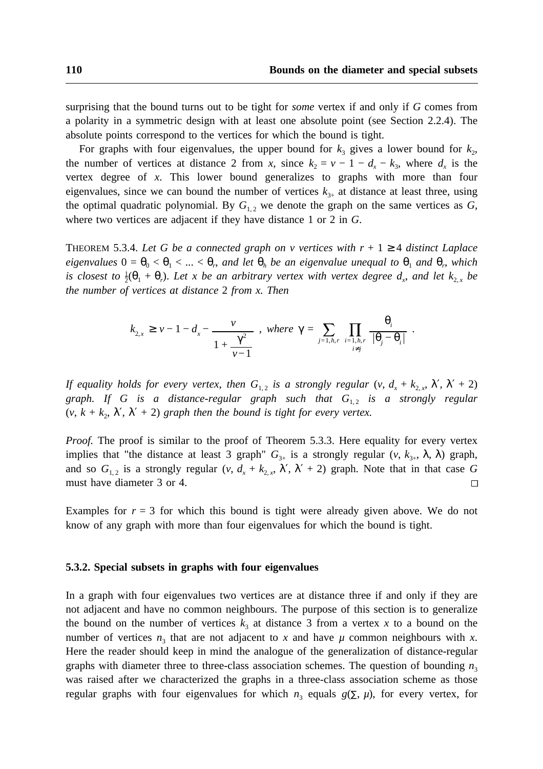surprising that the bound turns out to be tight for *some* vertex if and only if $G$ comes from a polarity in a symmetric design with at least one absolute point (see Section 2.2.4). The absolute points correspond to the vertices for which the bound is tight.

For graphs with four eigenvalues, the upper bound for $k_3$ gives a lower bound for $k_2$, the number of vertices at distance 2 from $x$, since $k_2 = v - 1 - d_x - k_3$, where $d_x$ is the vertex degree of $x$. This lower bound generalizes to graphs with more than four eigenvalues, since we can bound the number of vertices $k_{3+}$ at distance at least three, using the optimal quadratic polynomial. By $G_{1,2}$ we denote the graph on the same vertices as $G$, where two vertices are adjacent if they have distance 1 or 2 in $G$.

THEOREM 5.3.4. *Let $G$ be a connected graph on $v$ vertices with $r + 1 \geq 4$ distinct Laplace eigenvalues $0 = \theta_0 < \theta_1 < \ldots < \theta_r$, and let $\theta_h$ be an eigenvalue unequal to $\theta_1$ and $\theta_r$, which is closest to $\frac{1}{2}(\theta_1 + \theta_r)$. Let $x$ be an arbitrary vertex with vertex degree $d_x$, and let $k_{2,x}$ be the number of vertices at distance 2 from $x$. Then*

$$k_{2,x} \geq v - 1 - d_x - \frac{v}{1 + \dfrac{\gamma^2}{v-1}} \ , \ \text{where } \gamma = \sum_{j=1,h,r} \prod_{\substack{i=1,h,r \\ i \neq j}} \frac{\theta_i}{|\theta_j - \theta_i|} \ .$$

*If equality holds for every vertex, then $G_{1,2}$ is a strongly regular $(v, d_x + k_{2,x}, \lambda', \lambda' + 2)$ graph. If $G$ is a distance-regular graph such that $G_{1,2}$ is a strongly regular $(v, k + k_2, \lambda', \lambda' + 2)$ graph then the bound is tight for every vertex.*

*Proof.* The proof is similar to the proof of Theorem 5.3.3. Here equality for every vertex implies that "the distance at least 3 graph" $G_{3+}$ is a strongly regular $(v, k_{3+}, \lambda, \lambda)$ graph, and so $G_{1,2}$ is a strongly regular $(v, d_x + k_{2,x}, \lambda', \lambda' + 2)$ graph. Note that in that case $G$ must have diameter 3 or 4. □

Examples for $r = 3$ for which this bound is tight were already given above. We do not know of any graph with more than four eigenvalues for which the bound is tight.

### 5.3.2. Special subsets in graphs with four eigenvalues

In a graph with four eigenvalues two vertices are at distance three if and only if they are not adjacent and have no common neighbours. The purpose of this section is to generalize the bound on the number of vertices $k_3$ at distance 3 from a vertex $x$ to a bound on the number of vertices $n_3$ that are not adjacent to $x$ and have $\mu$ common neighbours with $x$. Here the reader should keep in mind the analogue of the generalization of distance-regular graphs with diameter three to three-class association schemes. The question of bounding $n_3$ was raised after we characterized the graphs in a three-class association scheme as those regular graphs with four eigenvalues for which $n_3$ equals $g(\Sigma, \mu)$, for every vertex, for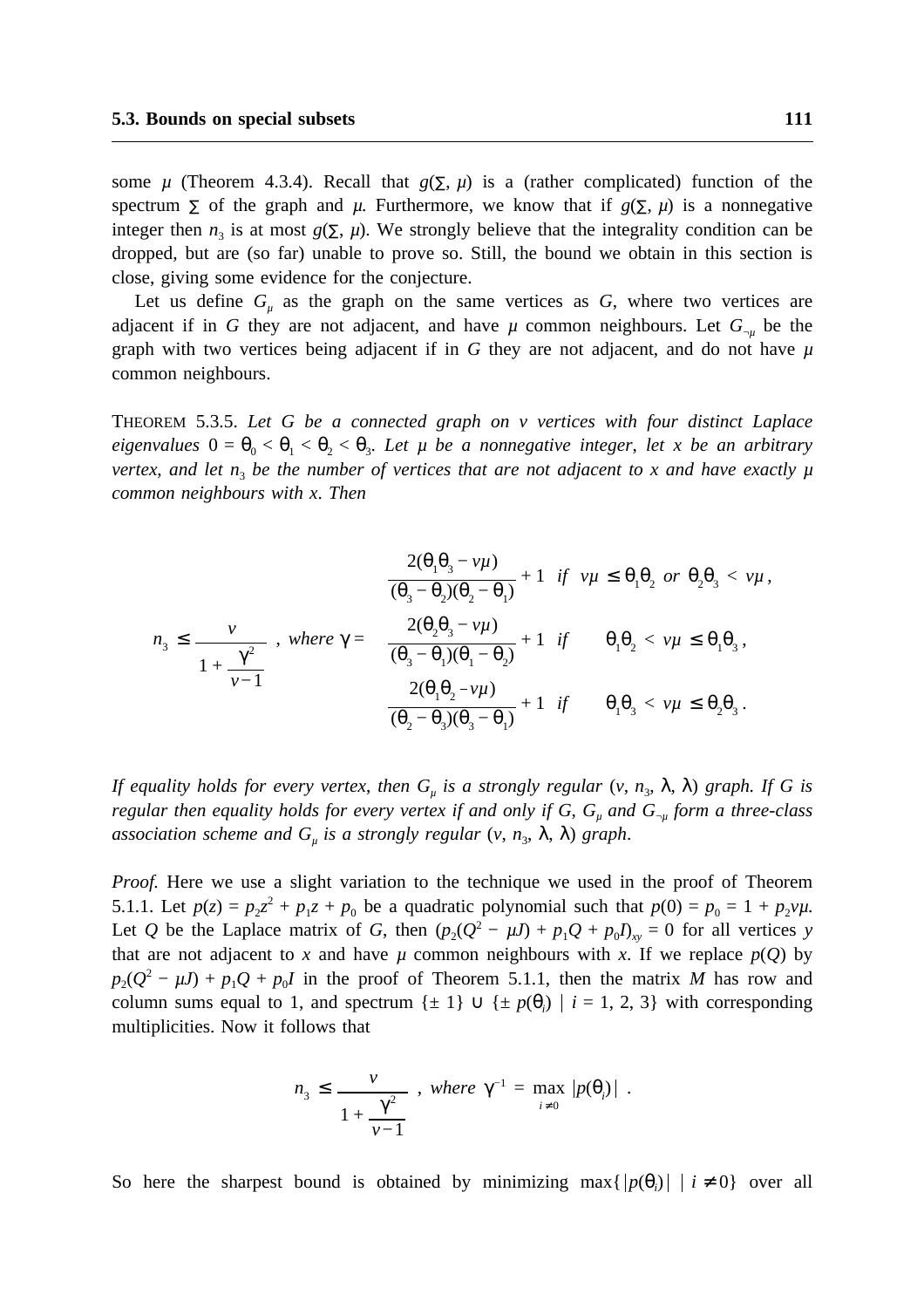some $\mu$ (Theorem 4.3.4). Recall that $g(\Sigma, \mu)$ is a (rather complicated) function of the spectrum $\Sigma$ of the graph and $\mu$. Furthermore, we know that if $g(\Sigma, \mu)$ is a nonnegative integer then $n_3$ is at most $g(\Sigma, \mu)$. We strongly believe that the integrality condition can be dropped, but are (so far) unable to prove so. Still, the bound we obtain in this section is close, giving some evidence for the conjecture.

Let us define $G_\mu$ as the graph on the same vertices as $G$, where two vertices are adjacent if in $G$ they are not adjacent, and have $\mu$ common neighbours. Let $G_{\neg\mu}$ be the graph with two vertices being adjacent if in $G$ they are not adjacent, and do not have $\mu$ common neighbours.

THEOREM 5.3.5. *Let $G$ be a connected graph on $v$ vertices with four distinct Laplace eigenvalues $0 = \theta_0 < \theta_1 < \theta_2 < \theta_3$. Let $\mu$ be a nonnegative integer, let $x$ be an arbitrary vertex, and let $n_3$ be the number of vertices that are not adjacent to $x$ and have exactly $\mu$ common neighbours with $x$. Then*

$$n_3 \leq \frac{v}{1 + \frac{\gamma^2}{v-1}}, \text{ where } \gamma = \begin{cases} \dfrac{2(\theta_1\theta_3 - v\mu)}{(\theta_3 - \theta_2)(\theta_2 - \theta_1)} + 1 & \text{if } \; v\mu \leq \theta_1\theta_2 \text{ or } \theta_2\theta_3 < v\mu, \\[2ex] \dfrac{2(\theta_2\theta_3 - v\mu)}{(\theta_3 - \theta_1)(\theta_1 - \theta_2)} + 1 & \text{if } \; \theta_1\theta_2 < v\mu \leq \theta_1\theta_3, \\[2ex] \dfrac{2(\theta_1\theta_2 - v\mu)}{(\theta_2 - \theta_3)(\theta_3 - \theta_1)} + 1 & \text{if } \; \theta_1\theta_3 < v\mu \leq \theta_2\theta_3. \end{cases}$$

*If equality holds for every vertex, then $G_\mu$ is a strongly regular $(v, n_3, \lambda, \lambda)$ graph. If $G$ is regular then equality holds for every vertex if and only if $G$, $G_\mu$ and $G_{\neg\mu}$ form a three-class association scheme and $G_\mu$ is a strongly regular $(v, n_3, \lambda, \lambda)$ graph.*

*Proof.* Here we use a slight variation to the technique we used in the proof of Theorem 5.1.1. Let $p(z) = p_2z^2 + p_1z + p_0$ be a quadratic polynomial such that $p(0) = p_0 = 1 + p_2v\mu$. Let $Q$ be the Laplace matrix of $G$, then $(p_2(Q^2 - \mu J) + p_1Q + p_0I)_{xy} = 0$ for all vertices $y$ that are not adjacent to $x$ and have $\mu$ common neighbours with $x$. If we replace $p(Q)$ by $p_2(Q^2 - \mu J) + p_1Q + p_0I$ in the proof of Theorem 5.1.1, then the matrix $M$ has row and column sums equal to 1, and spectrum $\{\pm 1\} \cup \{\pm p(\theta_i) \mid i = 1, 2, 3\}$ with corresponding multiplicities. Now it follows that

$$n_3 \leq \frac{v}{1 + \frac{\gamma^2}{v-1}}, \text{ where } \gamma^{-1} = \max_{i \neq 0} |p(\theta_i)|.$$

So here the sharpest bound is obtained by minimizing $\max\{|p(\theta_i)| \mid i \neq 0\}$ over all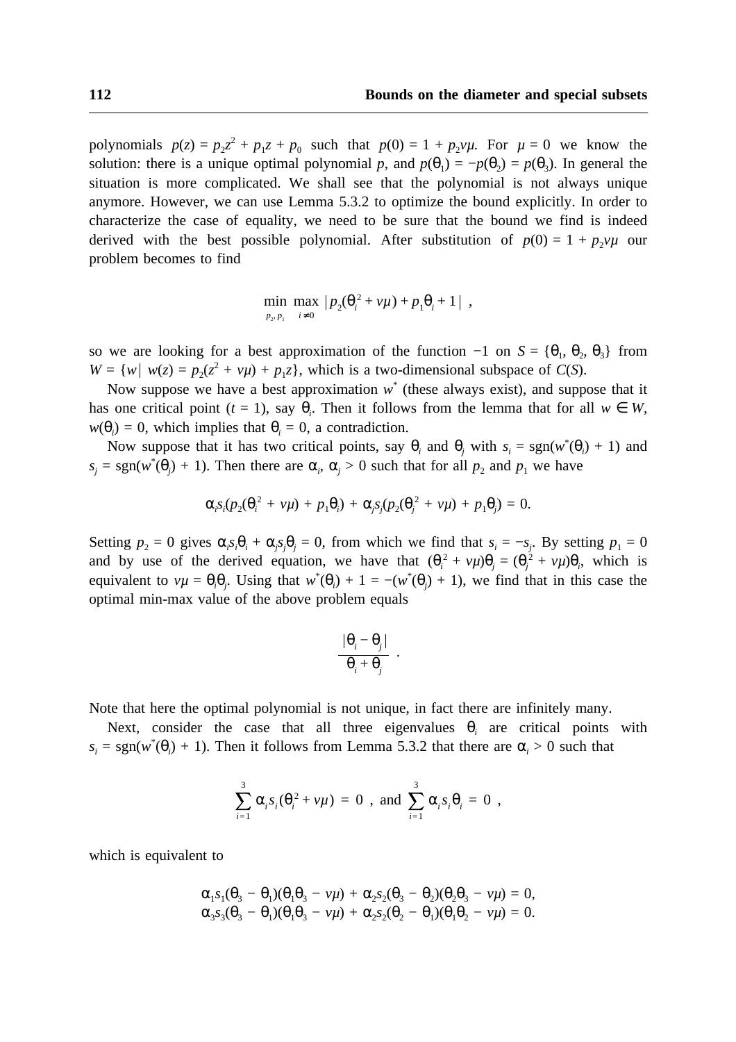polynomials $p(z) = p_2z^2 + p_1z + p_0$ such that $p(0) = 1 + p_2\nu\mu$. For $\mu = 0$ we know the solution: there is a unique optimal polynomial $p$, and $p(\theta_1) = -p(\theta_2) = p(\theta_3)$. In general the situation is more complicated. We shall see that the polynomial is not always unique anymore. However, we can use Lemma 5.3.2 to optimize the bound explicitly. In order to characterize the case of equality, we need to be sure that the bound we find is indeed derived with the best possible polynomial. After substitution of $p(0) = 1 + p_2\nu\mu$ our problem becomes to find

$$\min_{p_2,\, p_1} \max_{i \neq 0} |p_2(\theta_i^2 + \nu\mu) + p_1\theta_i + 1| \;,$$

so we are looking for a best approximation of the function $-1$ on $S = \{\theta_1, \theta_2, \theta_3\}$ from $W = \{w \mid w(z) = p_2(z^2 + \nu\mu) + p_1z\}$, which is a two-dimensional subspace of $C(S)$.

Now suppose we have a best approximation $w^*$ (these always exist), and suppose that it has one critical point ($t = 1$), say $\theta_i$. Then it follows from the lemma that for all $w \in W$, $w(\theta_i) = 0$, which implies that $\theta_i = 0$, a contradiction.

Now suppose that it has two critical points, say $\theta_i$ and $\theta_j$ with $s_i = \mathrm{sgn}(w^*(\theta_i) + 1)$ and $s_j = \mathrm{sgn}(w^*(\theta_j) + 1)$. Then there are $\alpha_i$, $\alpha_j > 0$ such that for all $p_2$ and $p_1$ we have

$$\alpha_i s_i(p_2(\theta_i^2 + \nu\mu) + p_1\theta_i) + \alpha_j s_j(p_2(\theta_j^2 + \nu\mu) + p_1\theta_j) = 0.$$

Setting $p_2 = 0$ gives $\alpha_i s_i\theta_i + \alpha_j s_j\theta_j = 0$, from which we find that $s_i = -s_j$. By setting $p_1 = 0$ and by use of the derived equation, we have that $(\theta_i^2 + \nu\mu)\theta_j = (\theta_j^2 + \nu\mu)\theta_i$, which is equivalent to $\nu\mu = \theta_i\theta_j$. Using that $w^*(\theta_i) + 1 = -(w^*(\theta_j) + 1)$, we find that in this case the optimal min-max value of the above problem equals

$$\frac{|\theta_i - \theta_j|}{\theta_i + \theta_j} \;.$$

Note that here the optimal polynomial is not unique, in fact there are infinitely many.

Next, consider the case that all three eigenvalues $\theta_i$ are critical points with $s_i = \mathrm{sgn}(w^*(\theta_i) + 1)$. Then it follows from Lemma 5.3.2 that there are $\alpha_i > 0$ such that

$$\sum_{i=1}^{3} \alpha_i s_i(\theta_i^2 + \nu\mu) \;=\; 0 \;,\; \text{and} \; \sum_{i=1}^{3} \alpha_i s_i\theta_i \;=\; 0 \;,$$

which is equivalent to

$$\alpha_1 s_1(\theta_3 - \theta_1)(\theta_1\theta_3 - \nu\mu) + \alpha_2 s_2(\theta_3 - \theta_2)(\theta_2\theta_3 - \nu\mu) = 0,$$
$$\alpha_3 s_3(\theta_3 - \theta_1)(\theta_1\theta_3 - \nu\mu) + \alpha_2 s_2(\theta_2 - \theta_1)(\theta_1\theta_2 - \nu\mu) = 0.$$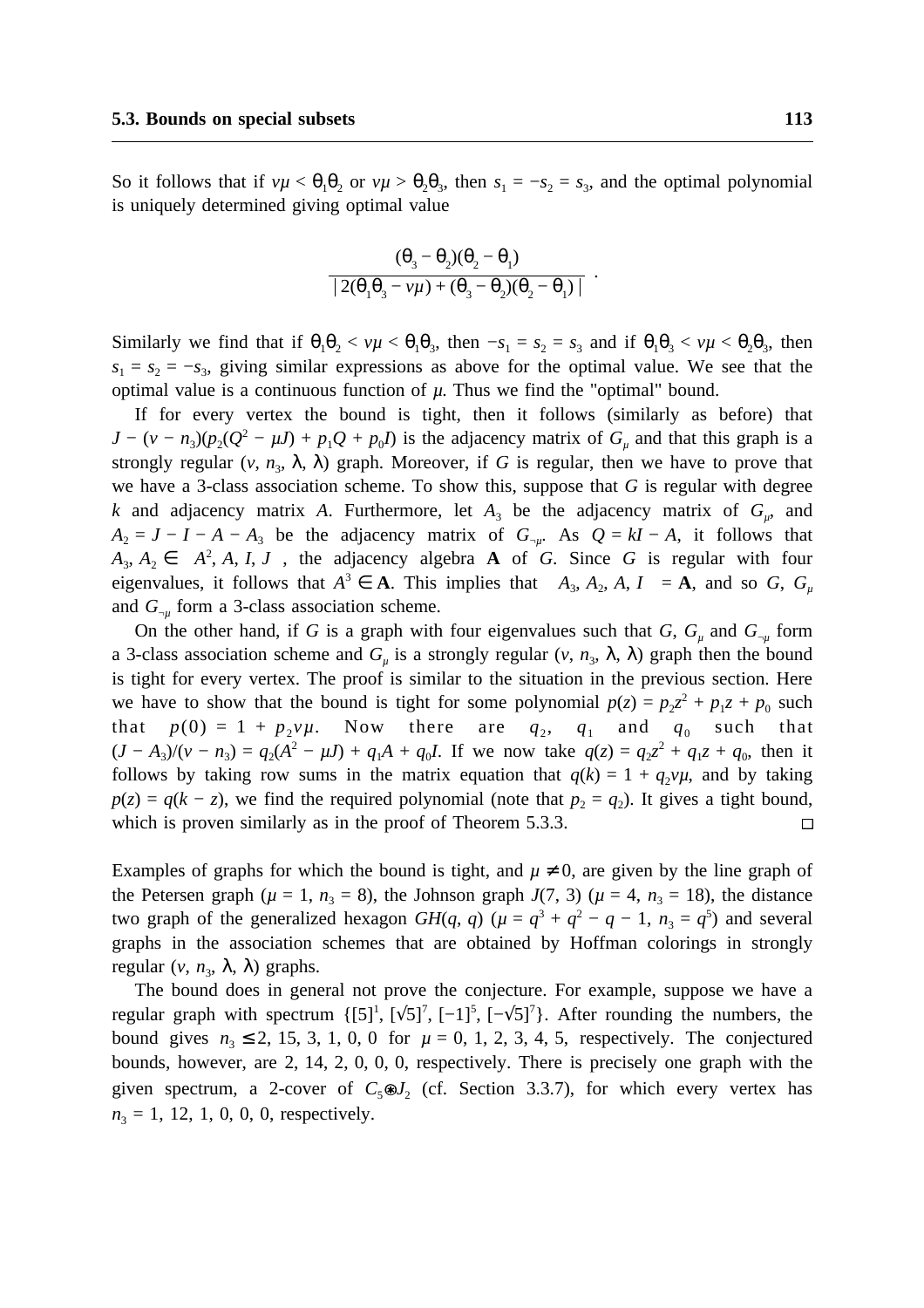So it follows that if $v\mu < \theta_1\theta_2$ or $v\mu > \theta_2\theta_3$, then $s_1 = -s_2 = s_3$, and the optimal polynomial is uniquely determined giving optimal value

$$\frac{(\theta_3 - \theta_2)(\theta_2 - \theta_1)}{|\,2(\theta_1\theta_3 - v\mu) + (\theta_3 - \theta_2)(\theta_2 - \theta_1)\,|}\ .$$

Similarly we find that if $\theta_1\theta_2 < v\mu < \theta_1\theta_3$, then $-s_1 = s_2 = s_3$ and if $\theta_1\theta_3 < v\mu < \theta_2\theta_3$, then $s_1 = s_2 = -s_3$, giving similar expressions as above for the optimal value. We see that the optimal value is a continuous function of $\mu$. Thus we find the "optimal" bound.

If for every vertex the bound is tight, then it follows (similarly as before) that $J - (v - n_3)(p_2(Q^2 - \mu J) + p_1 Q + p_0 I)$ is the adjacency matrix of $G_\mu$ and that this graph is a strongly regular $(v, n_3, \lambda, \lambda)$ graph. Moreover, if $G$ is regular, then we have to prove that we have a 3-class association scheme. To show this, suppose that $G$ is regular with degree $k$ and adjacency matrix $A$. Furthermore, let $A_3$ be the adjacency matrix of $G_\mu$, and $A_2 = J - I - A - A_3$ be the adjacency matrix of $G_{\neg\mu}$. As $Q = kI - A$, it follows that $A_3, A_2 \in \langle A^2, A, I, J\rangle$, the adjacency algebra $\mathbf{A}$ of $G$. Since $G$ is regular with four eigenvalues, it follows that $A^3 \in \mathbf{A}$. This implies that $\langle A_3, A_2, A, I\rangle = \mathbf{A}$, and so $G$, $G_\mu$ and $G_{\neg\mu}$ form a 3-class association scheme.

On the other hand, if $G$ is a graph with four eigenvalues such that $G$, $G_\mu$ and $G_{\neg\mu}$ form a 3-class association scheme and $G_\mu$ is a strongly regular $(v, n_3, \lambda, \lambda)$ graph then the bound is tight for every vertex. The proof is similar to the situation in the previous section. Here we have to show that the bound is tight for some polynomial $p(z) = p_2z^2 + p_1z + p_0$ such that $p(0) = 1 + p_2v\mu$. Now there are $q_2$, $q_1$ and $q_0$ such that $(J - A_3)/(v - n_3) = q_2(A^2 - \mu J) + q_1A + q_0I$. If we now take $q(z) = q_2z^2 + q_1z + q_0$, then it follows by taking row sums in the matrix equation that $q(k) = 1 + q_2v\mu$, and by taking $p(z) = q(k - z)$, we find the required polynomial (note that $p_2 = q_2$). It gives a tight bound, which is proven similarly as in the proof of Theorem 5.3.3. □

Examples of graphs for which the bound is tight, and $\mu \neq 0$, are given by the line graph of the Petersen graph ($\mu = 1$, $n_3 = 8$), the Johnson graph $J(7, 3)$ ($\mu = 4$, $n_3 = 18$), the distance two graph of the generalized hexagon $GH(q, q)$ ($\mu = q^3 + q^2 - q - 1$, $n_3 = q^5$) and several graphs in the association schemes that are obtained by Hoffman colorings in strongly regular $(v, n_3, \lambda, \lambda)$ graphs.

The bound does in general not prove the conjecture. For example, suppose we have a regular graph with spectrum $\{[5]^1, [\sqrt{5}]^7, [-1]^5, [-\sqrt{5}]^7\}$. After rounding the numbers, the bound gives $n_3 \leq 2, 15, 3, 1, 0, 0$ for $\mu = 0, 1, 2, 3, 4, 5$, respectively. The conjectured bounds, however, are 2, 14, 2, 0, 0, 0, respectively. There is precisely one graph with the given spectrum, a 2-cover of $C_5 \otimes J_2$ (cf. Section 3.3.7), for which every vertex has $n_3 = 1, 12, 1, 0, 0, 0$, respectively.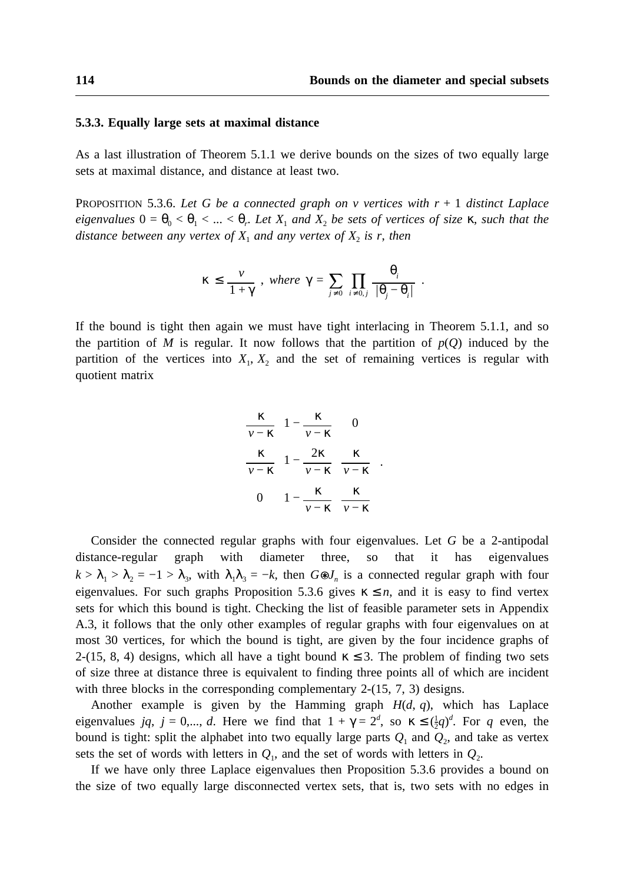### 5.3.3. Equally large sets at maximal distance

As a last illustration of Theorem 5.1.1 we derive bounds on the sizes of two equally large sets at maximal distance, and distance at least two.

PROPOSITION 5.3.6. *Let $G$ be a connected graph on $v$ vertices with $r+1$ distinct Laplace eigenvalues $0 = \theta_0 < \theta_1 < \ldots < \theta_r$. Let $X_1$ and $X_2$ be sets of vertices of size $\kappa$, such that the distance between any vertex of $X_1$ and any vertex of $X_2$ is $r$, then*

$$\kappa \le \frac{v}{1+\gamma}\ , \text{ where } \gamma = \sum_{j \ne 0} \prod_{i \ne 0, j} \frac{\theta_i}{|\theta_j - \theta_i|}\ .$$

If the bound is tight then again we must have tight interlacing in Theorem 5.1.1, and so the partition of $M$ is regular. It now follows that the partition of $p(Q)$ induced by the partition of the vertices into $X_1$, $X_2$ and the set of remaining vertices is regular with quotient matrix

$$\begin{matrix} \frac{\kappa}{v-\kappa} & 1-\frac{\kappa}{v-\kappa} & 0 \\ \frac{\kappa}{v-\kappa} & 1-\frac{2\kappa}{v-\kappa} & \frac{\kappa}{v-\kappa} \\ 0 & 1-\frac{\kappa}{v-\kappa} & \frac{\kappa}{v-\kappa} \end{matrix}\ .$$

Consider the connected regular graphs with four eigenvalues. Let $G$ be a 2-antipodal distance-regular graph with diameter three, so that it has eigenvalues $k > \lambda_1 > \lambda_2 = -1 > \lambda_3$, with $\lambda_1\lambda_3 = -k$, then $G \otimes J_n$ is a connected regular graph with four eigenvalues. For such graphs Proposition 5.3.6 gives $\kappa \le n$, and it is easy to find vertex sets for which this bound is tight. Checking the list of feasible parameter sets in Appendix A.3, it follows that the only other examples of regular graphs with four eigenvalues on at most 30 vertices, for which the bound is tight, are given by the four incidence graphs of 2-(15, 8, 4) designs, which all have a tight bound $\kappa \le 3$. The problem of finding two sets of size three at distance three is equivalent to finding three points all of which are incident with three blocks in the corresponding complementary 2-(15, 7, 3) designs.

Another example is given by the Hamming graph $H(d, q)$, which has Laplace eigenvalues $jq$, $j = 0,\ldots, d$. Here we find that $1 + \gamma = 2^d$, so $\kappa \le (\frac{1}{2}q)^d$. For $q$ even, the bound is tight: split the alphabet into two equally large parts $Q_1$ and $Q_2$, and take as vertex sets the set of words with letters in $Q_1$, and the set of words with letters in $Q_2$.

If we have only three Laplace eigenvalues then Proposition 5.3.6 provides a bound on the size of two equally large disconnected vertex sets, that is, two sets with no edges in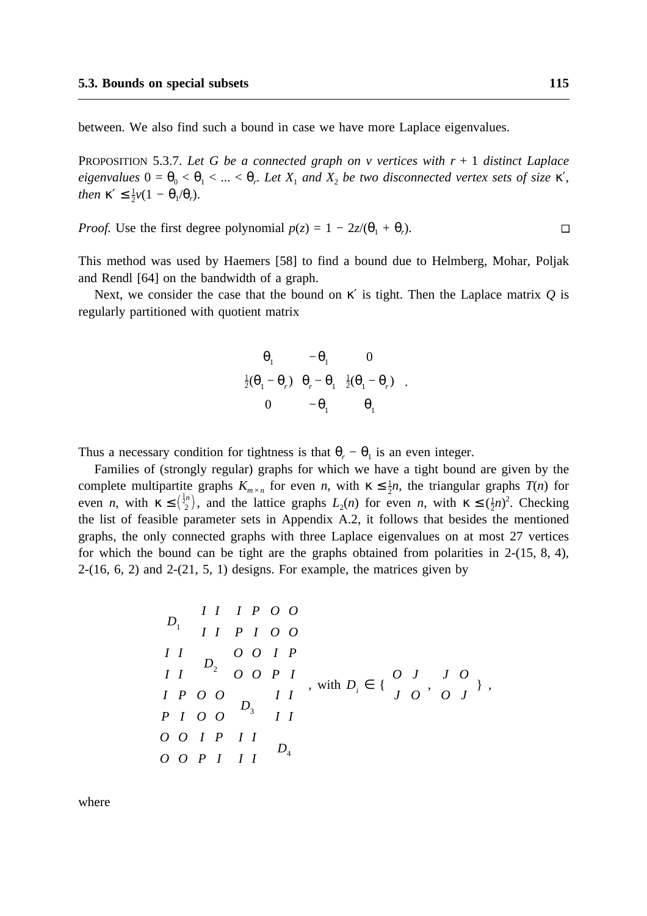between. We also find such a bound in case we have more Laplace eigenvalues.

PROPOSITION 5.3.7. *Let $G$ be a connected graph on $v$ vertices with $r + 1$ distinct Laplace eigenvalues $0 = \theta_0 < \theta_1 < ... < \theta_r$. Let $X_1$ and $X_2$ be two disconnected vertex sets of size $\kappa'$, then $\kappa' \le \frac{1}{2}v(1 - \theta_1/\theta_r)$.*

*Proof.* Use the first degree polynomial $p(z) = 1 - 2z/(\theta_1 + \theta_r)$. □

This method was used by Haemers [58] to find a bound due to Helmberg, Mohar, Poljak and Rendl [64] on the bandwidth of a graph.

Next, we consider the case that the bound on $\kappa'$ is tight. Then the Laplace matrix $Q$ is regularly partitioned with quotient matrix

$$\begin{pmatrix} \theta_1 & -\theta_1 & 0 \\ \frac{1}{2}(\theta_1 - \theta_r) & \theta_r - \theta_1 & \frac{1}{2}(\theta_1 - \theta_r) \\ 0 & -\theta_1 & \theta_1 \end{pmatrix}.$$

Thus a necessary condition for tightness is that $\theta_r - \theta_1$ is an even integer.

Families of (strongly regular) graphs for which we have a tight bound are given by the complete multipartite graphs $K_{m \times n}$ for even $n$, with $\kappa \le \frac{1}{2}n$, the triangular graphs $T(n)$ for even $n$, with $\kappa \le \binom{\frac{1}{2}n}{2}$, and the lattice graphs $L_2(n)$ for even $n$, with $\kappa \le (\frac{1}{2}n)^2$. Checking the list of feasible parameter sets in Appendix A.2, it follows that besides the mentioned graphs, the only connected graphs with three Laplace eigenvalues on at most 27 vertices for which the bound can be tight are the graphs obtained from polarities in 2-(15, 8, 4), 2-(16, 6, 2) and 2-(21, 5, 1) designs. For example, the matrices given by

$$\begin{pmatrix} \multicolumn{2}{c}{D_1} & I & I & I & P & O & O \\ & & I & I & P & I & O & O \\ I & I & \multicolumn{2}{c}{D_2} & O & O & I & P \\ I & I & & & O & O & P & I \\ I & P & O & O & \multicolumn{2}{c}{D_3} & I & I \\ P & I & O & O & & & I & I \\ O & O & I & P & I & I & \multicolumn{2}{c}{D_4} \\ O & O & P & I & I & I & & \end{pmatrix}, \text{ with } D_i \in \left\{ \begin{pmatrix} O & J \\ J & O \end{pmatrix}, \begin{pmatrix} J & O \\ O & J \end{pmatrix} \right\},$$

where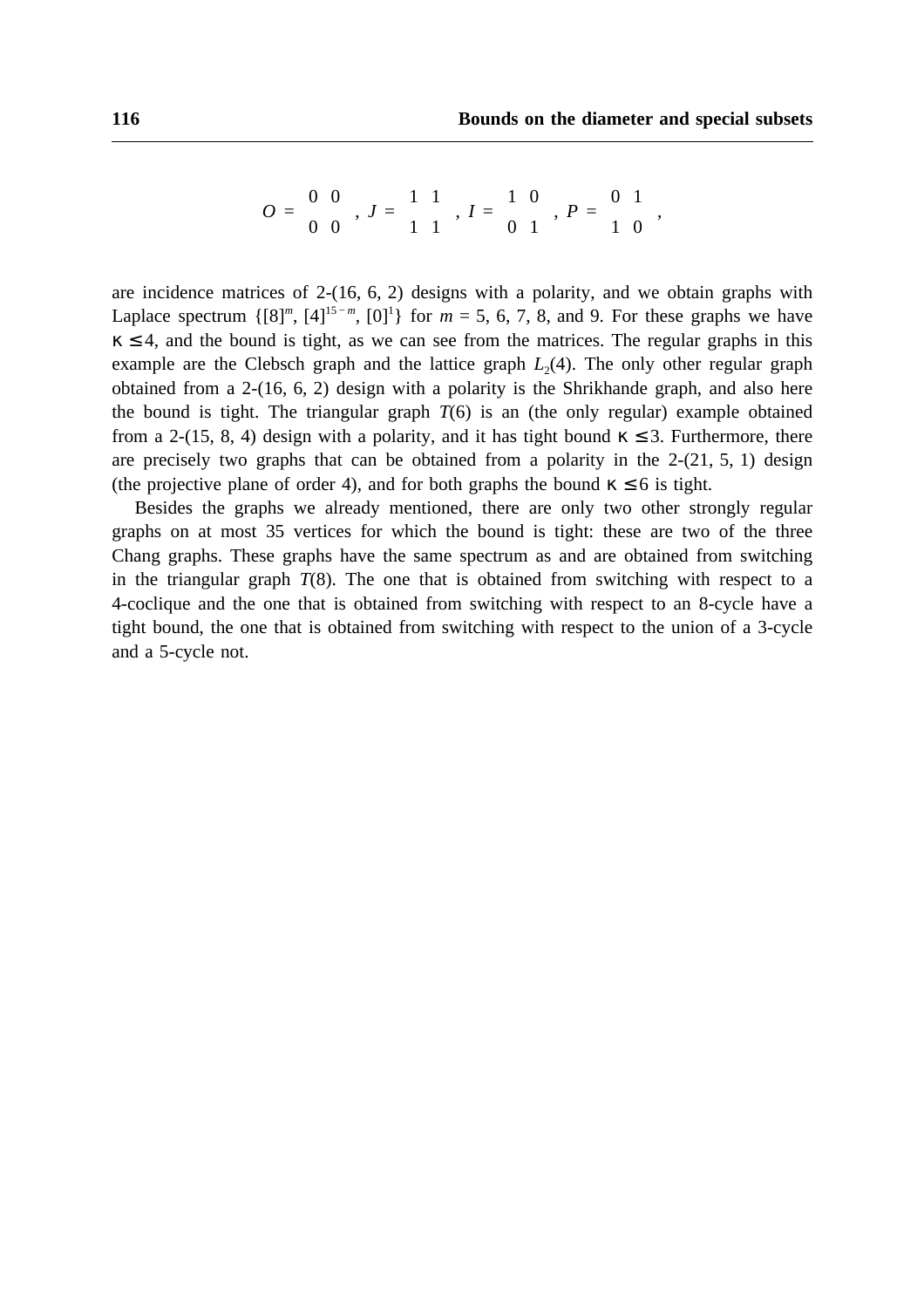$$O = \begin{matrix} 0 & 0 \\ 0 & 0 \end{matrix}\ ,\ J = \begin{matrix} 1 & 1 \\ 1 & 1 \end{matrix}\ ,\ I = \begin{matrix} 1 & 0 \\ 0 & 1 \end{matrix}\ ,\ P = \begin{matrix} 0 & 1 \\ 1 & 0 \end{matrix}\ ,$$

are incidence matrices of 2-(16, 6, 2) designs with a polarity, and we obtain graphs with Laplace spectrum $\{[8]^m, [4]^{15-m}, [0]^1\}$ for $m = 5, 6, 7, 8$, and 9. For these graphs we have $\kappa \le 4$, and the bound is tight, as we can see from the matrices. The regular graphs in this example are the Clebsch graph and the lattice graph $L_2(4)$. The only other regular graph obtained from a 2-(16, 6, 2) design with a polarity is the Shrikhande graph, and also here the bound is tight. The triangular graph $T(6)$ is an (the only regular) example obtained from a 2-(15, 8, 4) design with a polarity, and it has tight bound $\kappa \le 3$. Furthermore, there are precisely two graphs that can be obtained from a polarity in the 2-(21, 5, 1) design (the projective plane of order 4), and for both graphs the bound $\kappa \le 6$ is tight.

Besides the graphs we already mentioned, there are only two other strongly regular graphs on at most 35 vertices for which the bound is tight: these are two of the three Chang graphs. These graphs have the same spectrum as and are obtained from switching in the triangular graph $T(8)$. The one that is obtained from switching with respect to a 4-coclique and the one that is obtained from switching with respect to an 8-cycle have a tight bound, the one that is obtained from switching with respect to the union of a 3-cycle and a 5-cycle not.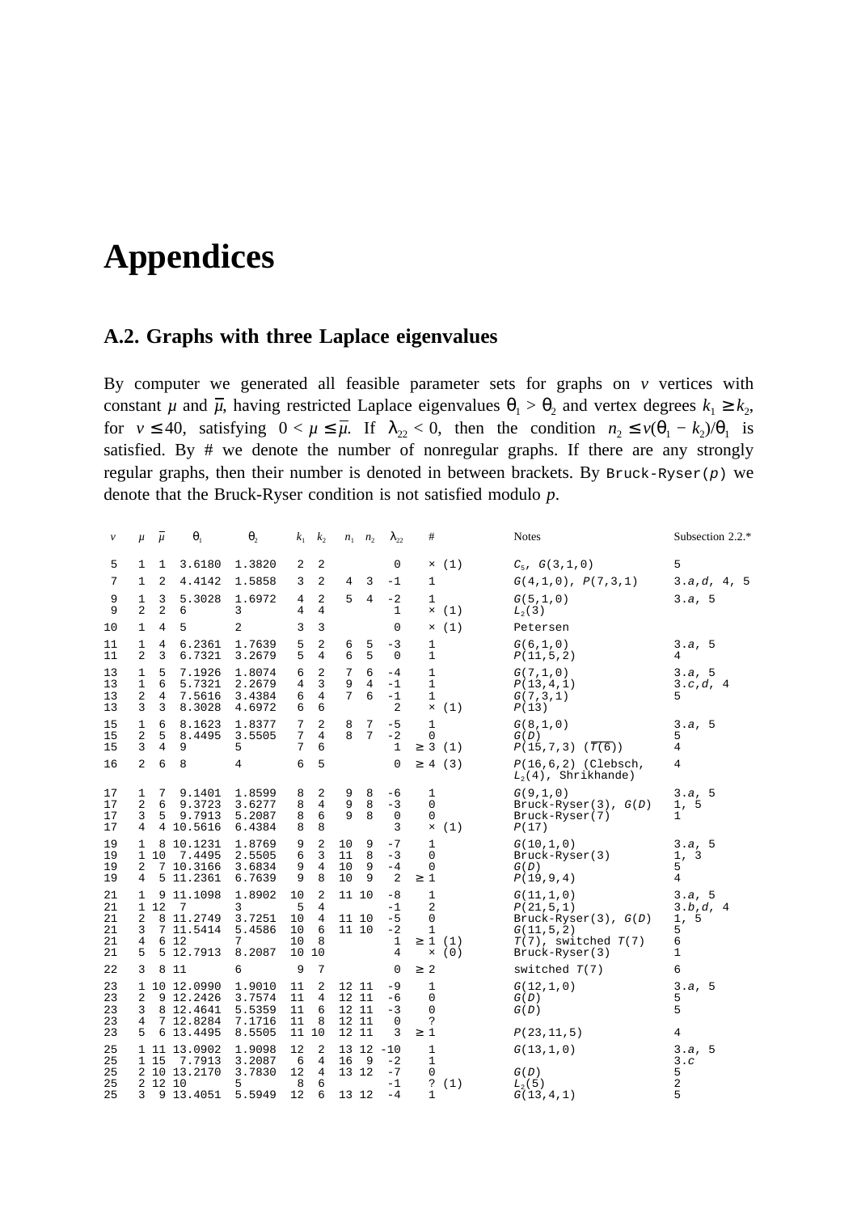# Appendices

## A.2. Graphs with three Laplace eigenvalues

By computer we generated all feasible parameter sets for graphs on $v$ vertices with constant $\mu$ and $\overline{\mu}$, having restricted Laplace eigenvalues $\theta_1 > \theta_2$ and vertex degrees $k_1 \geq k_2$, for $v \leq 40$, satisfying $0 < \mu \leq \overline{\mu}$. If $\lambda_{22} < 0$, then the condition $n_2 \leq v(\theta_1 - k_2)/\theta_1$ is satisfied. By # we denote the number of nonregular graphs. If there are any strongly regular graphs, then their number is denoted in between brackets. By Bruck-Ryser($p$) we denote that the Bruck-Ryser condition is not satisfied modulo $p$.

| $v$ | $\mu$ | $\overline{\mu}$ | $\theta_1$ | $\theta_2$ | $k_1$ | $k_2$ | $n_1$ | $n_2$ | $\lambda_{22}$ | # | Notes | Subsection 2.2.* |
|---|---|---|---|---|---|---|---|---|---|---|---|---|
| 5 | 1 | 1 | 3.6180 | 1.3820 | 2 | 2 | | | 0 | × (1) | $C_5$, $G(3,1,0)$ | 5 |
| 7 | 1 | 2 | 4.4142 | 1.5858 | 3 | 2 | 4 | 3 | -1 | 1 | $G(4,1,0)$, $P(7,3,1)$ | 3.*a*,*d*, 4, 5 |
| 9 | 1 | 3 | 5.3028 | 1.6972 | 4 | 2 | 5 | 4 | -2 | 1 | $G(5,1,0)$ | 3.*a*, 5 |
| 9 | 2 | 2 | 6 | 3 | 4 | 4 | | | 1 | × (1) | $L_2(3)$ | |
| 10 | 1 | 4 | 5 | 2 | 3 | 3 | | | 0 | × (1) | Petersen | |
| 11 | 1 | 4 | 6.2361 | 1.7639 | 5 | 2 | 6 | 5 | -3 | 1 | $G(6,1,0)$ | 3.*a*, 5 |
| 11 | 2 | 3 | 6.7321 | 3.2679 | 5 | 4 | 6 | 5 | 0 | 1 | $P(11,5,2)$ | 4 |
| 13 | 1 | 5 | 7.1926 | 1.8074 | 6 | 2 | 7 | 6 | -4 | 1 | $G(7,1,0)$ | 3.*a*, 5 |
| 13 | 1 | 6 | 5.7321 | 2.2679 | 4 | 3 | 9 | 4 | -1 | 1 | $P(13,4,1)$ | 3.*c*,*d*, 4 |
| 13 | 2 | 4 | 7.5616 | 3.4384 | 6 | 4 | 7 | 6 | -1 | 1 | $G(7,3,1)$ | 5 |
| 13 | 3 | 3 | 8.3028 | 4.6972 | 6 | 6 | | | 2 | × (1) | $P(13)$ | |
| 15 | 1 | 6 | 8.1623 | 1.8377 | 7 | 2 | 8 | 7 | -5 | 1 | $G(8,1,0)$ | 3.*a*, 5 |
| 15 | 2 | 5 | 8.4495 | 3.5505 | 7 | 4 | 8 | 7 | -2 | 0 | $G(D)$ | 5 |
| 15 | 3 | 4 | 9 | 5 | 7 | 6 | | | 1 | ≥ 3 (1) | $P(15,7,3)$ ($\overline{T(6)}$) | 4 |
| 16 | 2 | 6 | 8 | 4 | 6 | 5 | | | 0 | ≥ 4 (3) | $P(16,6,2)$ (Clebsch, $L_2(4)$, Shrikhande) | 4 |
| 17 | 1 | 7 | 9.1401 | 1.8599 | 8 | 2 | 9 | 8 | -6 | 1 | $G(9,1,0)$ | 3.*a*, 5 |
| 17 | 2 | 6 | 9.3723 | 3.6277 | 8 | 4 | 9 | 8 | -3 | 0 | Bruck-Ryser(3), $G(D)$ | 1, 5 |
| 17 | 3 | 5 | 9.7913 | 5.2087 | 8 | 6 | 9 | 8 | 0 | 0 | Bruck-Ryser(7) | 1 |
| 17 | 4 | 4 | 10.5616 | 6.4384 | 8 | 8 | | | 3 | × (1) | $P(17)$ | |
| 19 | 1 | 8 | 10.1231 | 1.8769 | 9 | 2 | 10 | 9 | -7 | 1 | $G(10,1,0)$ | 3.*a*, 5 |
| 19 | 1 | 10 | 7.4495 | 2.5505 | 6 | 3 | 11 | 8 | -3 | 0 | Bruck-Ryser(3) | 1, 3 |
| 19 | 2 | 7 | 10.3166 | 3.6834 | 9 | 4 | 10 | 9 | -4 | 0 | $G(D)$ | 5 |
| 19 | 4 | 5 | 11.2361 | 6.7639 | 9 | 8 | 10 | 9 | 2 | ≥ 1 | $P(19,9,4)$ | 4 |
| 21 | 1 | 9 | 11.1098 | 1.8902 | 10 | 2 | 11 | 10 | -8 | 1 | $G(11,1,0)$ | 3.*a*, 5 |
| 21 | 1 | 12 | 7 | 3 | 5 | 4 | | | -1 | 2 | $P(21,5,1)$ | 3.*b*,*d*, 4 |
| 21 | 2 | 8 | 11.2749 | 3.7251 | 10 | 4 | 11 | 10 | -5 | 0 | Bruck-Ryser(3), $G(D)$ | 1, 5 |
| 21 | 3 | 7 | 11.5414 | 5.4586 | 10 | 6 | 11 | 10 | -2 | 1 | $G(11,5,2)$ | 5 |
| 21 | 4 | 6 | 12 | 7 | 10 | 8 | | | 1 | ≥ 1 (1) | $T(7)$, switched $T(7)$ | 6 |
| 21 | 5 | 5 | 12.7913 | 8.2087 | 10 | 10 | | | 4 | × (0) | Bruck-Ryser(3) | 1 |
| 22 | 3 | 8 | 11 | 6 | 9 | 7 | | | 0 | ≥ 2 | switched $T(7)$ | 6 |
| 23 | 1 | 10 | 12.0990 | 1.9010 | 11 | 2 | 12 | 11 | -9 | 1 | $G(12,1,0)$ | 3.*a*, 5 |
| 23 | 2 | 9 | 12.2426 | 3.7574 | 11 | 4 | 12 | 11 | -6 | 0 | $G(D)$ | 5 |
| 23 | 3 | 8 | 12.4641 | 5.5359 | 11 | 6 | 12 | 11 | -3 | 0 | $G(D)$ | 5 |
| 23 | 4 | 7 | 12.8284 | 7.1716 | 11 | 8 | 12 | 11 | 0 | ? | | |
| 23 | 5 | 6 | 13.4495 | 8.5505 | 11 | 10 | 12 | 11 | 3 | ≥ 1 | $P(23,11,5)$ | 4 |
| 25 | 1 | 11 | 13.0902 | 1.9098 | 12 | 2 | 13 | 12 | -10 | 1 | $G(13,1,0)$ | 3.*a*, 5 |
| 25 | 1 | 15 | 7.7913 | 3.2087 | 6 | 4 | 16 | 9 | -2 | 1 | | 3.*c* |
| 25 | 2 | 10 | 13.2170 | 3.7830 | 12 | 4 | 13 | 12 | -7 | 0 | $G(D)$ | 5 |
| 25 | 2 | 12 | 10 | 5 | 8 | 6 | | | -1 | ? (1) | $L_2(5)$ | 2 |
| 25 | 3 | 9 | 13.4051 | 5.5949 | 12 | 6 | 13 | 12 | -4 | 1 | $G(13,4,1)$ | 5 |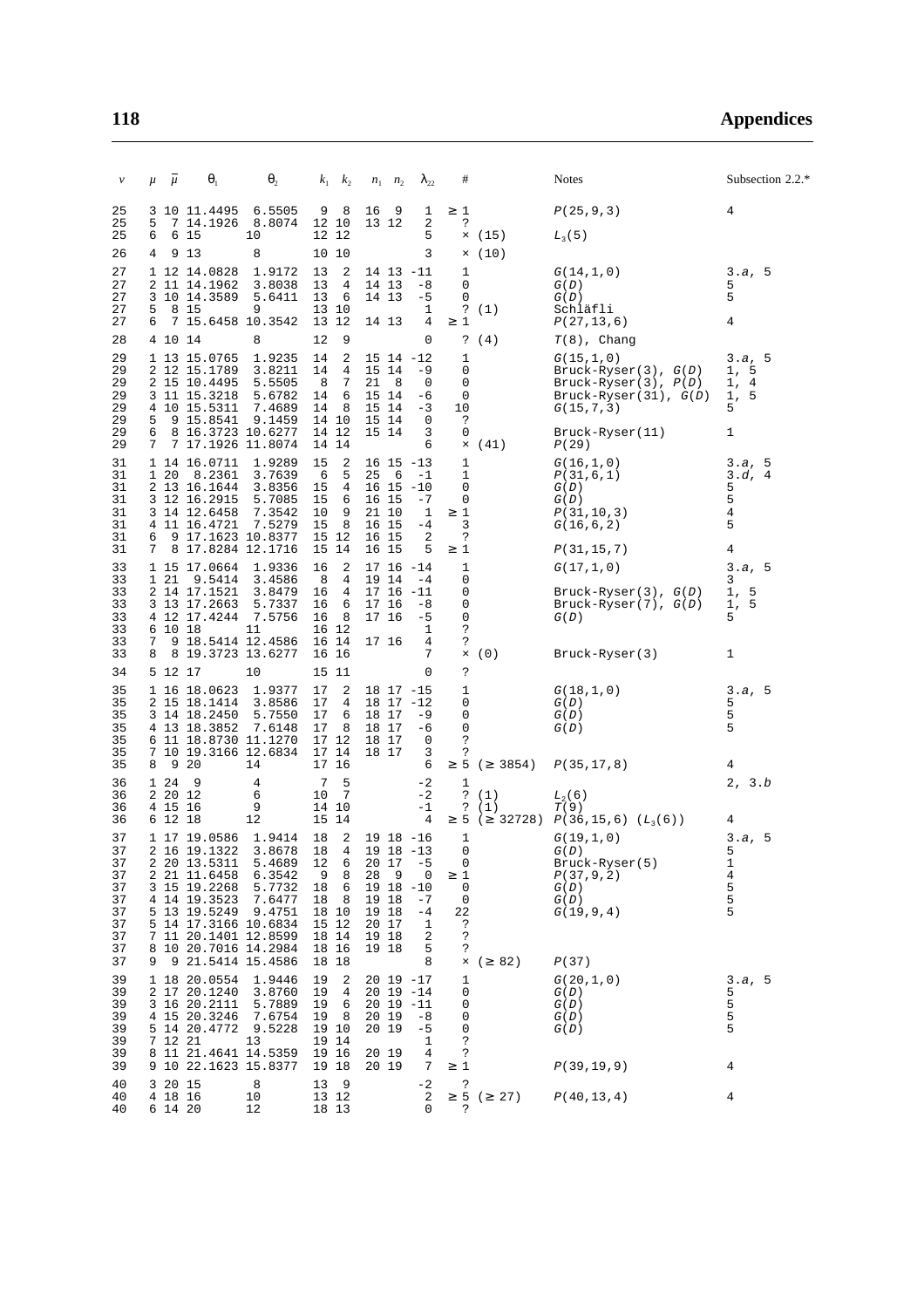| $v$ | $\mu$ | $\bar{\mu}$ | $\theta_1$ | $\theta_2$ | $k_1$ | $k_2$ | $n_1$ | $n_2$ | $\lambda_{22}$ | # | | Notes | Subsection 2.2.* |
|---|---|---|---|---|---|---|---|---|---|---|---|---|---|
| 25 | 3 | 10 | 11.4495 | 6.5505 | 9 | 8 | 16 | 9 | 1 | ≥ 1 | | $P(25,9,3)$ | 4 |
| 25 | 5 | 7 | 14.1926 | 8.8074 | 12 | 10 | 13 | 12 | 2 | ? | | | |
| 25 | 6 | 6 | 15 | 10 | 12 | 12 | | | 5 | × | (15) | $L_3(5)$ | |
| 26 | 4 | 9 | 13 | 8 | 10 | 10 | | | 3 | × | (10) | | |
| 27 | 1 | 12 | 14.0828 | 1.9172 | 13 | 2 | 14 | 13 | -11 | 1 | | $G(14,1,0)$ | 3.*a*, 5 |
| 27 | 2 | 11 | 14.1962 | 3.8038 | 13 | 4 | 14 | 13 | -8 | 0 | | $G(D)$ | 5 |
| 27 | 3 | 10 | 14.3589 | 5.6411 | 13 | 6 | 14 | 13 | -5 | 0 | | $G(D)$ | 5 |
| 27 | 5 | 8 | 15 | 9 | 13 | 10 | | | 1 | ? | (1) | Schläfli | |
| 27 | 6 | 7 | 15.6458 | 10.3542 | 13 | 12 | 14 | 13 | 4 | ≥ 1 | | $P(27,13,6)$ | 4 |
| 28 | 4 | 10 | 14 | 8 | 12 | 9 | | | 0 | ? | (4) | $T(8)$, Chang | |
| 29 | 1 | 13 | 15.0765 | 1.9235 | 14 | 2 | 15 | 14 | -12 | 1 | | $G(15,1,0)$ | 3.*a*, 5 |
| 29 | 2 | 12 | 15.1789 | 3.8211 | 14 | 4 | 15 | 14 | -9 | 0 | | Bruck-Ryser(3), $G(D)$ | 1, 5 |
| 29 | 2 | 15 | 10.4495 | 5.5505 | 8 | 7 | 21 | 8 | 0 | 0 | | Bruck-Ryser(3), $P(D)$ | 1, 4 |
| 29 | 3 | 11 | 15.3218 | 5.6782 | 14 | 6 | 15 | 14 | -6 | 0 | | Bruck-Ryser(31), $G(D)$ | 1, 5 |
| 29 | 4 | 10 | 15.5311 | 7.4689 | 14 | 8 | 15 | 14 | -3 | 10 | | $G(15,7,3)$ | 5 |
| 29 | 5 | 9 | 15.8541 | 9.1459 | 14 | 10 | 15 | 14 | 0 | ? | | | |
| 29 | 6 | 8 | 16.3723 | 10.6277 | 14 | 12 | 15 | 14 | 3 | 0 | | Bruck-Ryser(11) | 1 |
| 29 | 7 | 7 | 17.1926 | 11.8074 | 14 | 14 | | | 6 | × | (41) | $P(29)$ | |
| 31 | 1 | 14 | 16.0711 | 1.9289 | 15 | 2 | 16 | 15 | -13 | 1 | | $G(16,1,0)$ | 3.*a*, 5 |
| 31 | 1 | 20 | 8.2361 | 3.7639 | 6 | 5 | 25 | 6 | -1 | 1 | | $P(31,6,1)$ | 3.*d*, 4 |
| 31 | 2 | 13 | 16.1644 | 3.8356 | 15 | 4 | 16 | 15 | -10 | 0 | | $G(D)$ | 5 |
| 31 | 3 | 12 | 16.2915 | 5.7085 | 15 | 6 | 16 | 15 | -7 | 0 | | $G(D)$ | 5 |
| 31 | 3 | 14 | 12.6458 | 7.3542 | 10 | 9 | 21 | 10 | 1 | ≥ 1 | | $P(31,10,3)$ | 4 |
| 31 | 4 | 11 | 16.4721 | 7.5279 | 15 | 8 | 16 | 15 | -4 | 3 | | $G(16,6,2)$ | 5 |
| 31 | 6 | 9 | 17.1623 | 10.8377 | 15 | 12 | 16 | 15 | 2 | ? | | | |
| 31 | 7 | 8 | 17.8284 | 12.1716 | 15 | 14 | 16 | 15 | 5 | ≥ 1 | | $P(31,15,7)$ | 4 |
| 33 | 1 | 15 | 17.0664 | 1.9336 | 16 | 2 | 17 | 16 | -14 | 1 | | $G(17,1,0)$ | 3.*a*, 5 |
| 33 | 1 | 21 | 9.5414 | 3.4586 | 8 | 4 | 19 | 14 | -4 | 0 | | | 3 |
| 33 | 2 | 14 | 17.1521 | 3.8479 | 16 | 4 | 17 | 16 | -11 | 0 | | Bruck-Ryser(3), $G(D)$ | 1, 5 |
| 33 | 3 | 13 | 17.2663 | 5.7337 | 16 | 6 | 17 | 16 | -8 | 0 | | Bruck-Ryser(7), $G(D)$ | 1, 5 |
| 33 | 4 | 12 | 17.4244 | 7.5756 | 16 | 8 | 17 | 16 | -5 | 0 | | $G(D)$ | 5 |
| 33 | 6 | 10 | 18 | 11 | 16 | 12 | | | 1 | ? | | | |
| 33 | 7 | 9 | 18.5414 | 12.4586 | 16 | 14 | 17 | 16 | 4 | ? | | | |
| 33 | 8 | 8 | 19.3723 | 13.6277 | 16 | 16 | | | 7 | × | (0) | Bruck-Ryser(3) | 1 |
| 34 | 5 | 12 | 17 | 10 | 15 | 11 | | | 0 | ? | | | |
| 35 | 1 | 16 | 18.0623 | 1.9377 | 17 | 2 | 18 | 17 | -15 | 1 | | $G(18,1,0)$ | 3.*a*, 5 |
| 35 | 2 | 15 | 18.1414 | 3.8586 | 17 | 4 | 18 | 17 | -12 | 0 | | $G(D)$ | 5 |
| 35 | 3 | 14 | 18.2450 | 5.7550 | 17 | 6 | 18 | 17 | -9 | 0 | | $G(D)$ | 5 |
| 35 | 4 | 13 | 18.3852 | 7.6148 | 17 | 8 | 18 | 17 | -6 | 0 | | $G(D)$ | 5 |
| 35 | 6 | 11 | 18.8730 | 11.1270 | 17 | 12 | 18 | 17 | 0 | ? | | | |
| 35 | 7 | 10 | 19.3166 | 12.6834 | 17 | 14 | 18 | 17 | 3 | ? | | | |
| 35 | 8 | 9 | 20 | 14 | 17 | 16 | | | 6 | ≥ 5 | (≥ 3854) | $P(35,17,8)$ | 4 |
| 36 | 1 | 24 | 9 | 4 | 7 | 5 | | | -2 | 1 | | | 2, 3.*b* |
| 36 | 2 | 20 | 12 | 6 | 10 | 7 | | | -2 | ? | (1) | $L_2(6)$ | |
| 36 | 4 | 15 | 16 | 9 | 14 | 10 | | | -1 | ? | (1) | $T(9)$ | |
| 36 | 6 | 12 | 18 | 12 | 15 | 14 | | | 4 | ≥ 5 | (≥ 32728) | $P(36,15,6)$ $(L_3(6))$ | 4 |
| 37 | 1 | 17 | 19.0586 | 1.9414 | 18 | 2 | 19 | 18 | -16 | 1 | | $G(19,1,0)$ | 3.*a*, 5 |
| 37 | 2 | 16 | 19.1322 | 3.8678 | 18 | 4 | 19 | 18 | -13 | 0 | | $G(D)$ | 5 |
| 37 | 2 | 20 | 13.5311 | 5.4689 | 12 | 6 | 20 | 17 | -5 | 0 | | Bruck-Ryser(5) | 1 |
| 37 | 2 | 21 | 11.6458 | 6.3542 | 9 | 8 | 28 | 9 | 0 | ≥ 1 | | $P(37,9,2)$ | 4 |
| 37 | 3 | 15 | 19.2268 | 5.7732 | 18 | 6 | 19 | 18 | -10 | 0 | | $G(D)$ | 5 |
| 37 | 4 | 14 | 19.3523 | 7.6477 | 18 | 8 | 19 | 18 | -7 | 0 | | $G(D)$ | 5 |
| 37 | 5 | 13 | 19.5249 | 9.4751 | 18 | 10 | 19 | 18 | -4 | 22 | | $G(19,9,4)$ | 5 |
| 37 | 5 | 14 | 17.3166 | 10.6834 | 15 | 12 | 20 | 17 | 1 | ? | | | |
| 37 | 7 | 11 | 20.1401 | 12.8599 | 18 | 14 | 19 | 18 | 2 | ? | | | |
| 37 | 8 | 10 | 20.7016 | 14.2984 | 18 | 16 | 19 | 18 | 5 | ? | | | |
| 37 | 9 | 9 | 21.5414 | 15.4586 | 18 | 18 | | | 8 | × | (≥ 82) | $P(37)$ | |
| 39 | 1 | 18 | 20.0554 | 1.9446 | 19 | 2 | 20 | 19 | -17 | 1 | | $G(20,1,0)$ | 3.*a*, 5 |
| 39 | 2 | 17 | 20.1240 | 3.8760 | 19 | 4 | 20 | 19 | -14 | 0 | | $G(D)$ | 5 |
| 39 | 3 | 16 | 20.2111 | 5.7889 | 19 | 6 | 20 | 19 | -11 | 0 | | $G(D)$ | 5 |
| 39 | 4 | 15 | 20.3246 | 7.6754 | 19 | 8 | 20 | 19 | -8 | 0 | | $G(D)$ | 5 |
| 39 | 5 | 14 | 20.4772 | 9.5228 | 19 | 10 | 20 | 19 | -5 | 0 | | $G(D)$ | 5 |
| 39 | 7 | 12 | 21 | 13 | 19 | 14 | | | 1 | ? | | | |
| 39 | 8 | 11 | 21.4641 | 14.5359 | 19 | 16 | 20 | 19 | 4 | ? | | | |
| 39 | 9 | 10 | 22.1623 | 15.8377 | 19 | 18 | 20 | 19 | 7 | ≥ 1 | | $P(39,19,9)$ | 4 |
| 40 | 3 | 20 | 15 | 8 | 13 | 9 | | | -2 | ? | | | |
| 40 | 4 | 18 | 16 | 10 | 13 | 12 | | | 2 | ≥ 5 | (≥ 27) | $P(40,13,4)$ | 4 |
| 40 | 6 | 14 | 20 | 12 | 18 | 13 | | | 0 | ? | | | |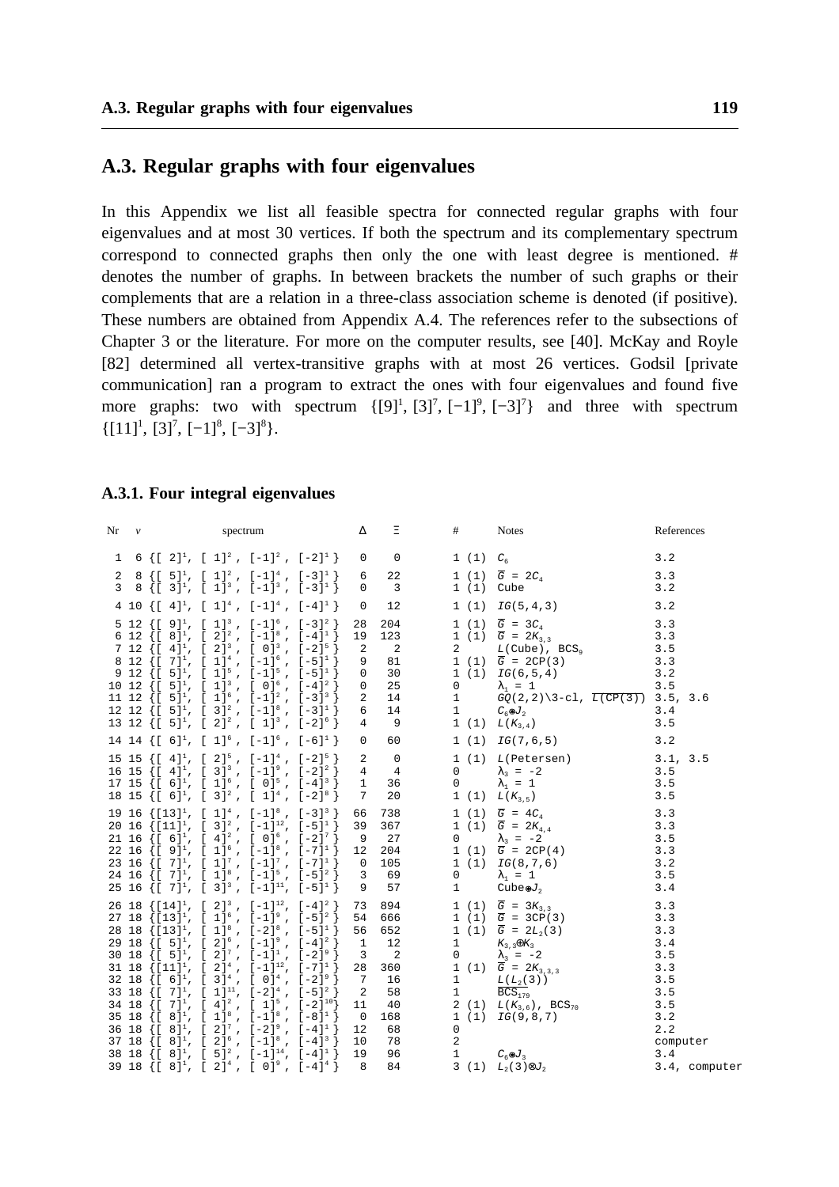## A.3. Regular graphs with four eigenvalues

In this Appendix we list all feasible spectra for connected regular graphs with four eigenvalues and at most 30 vertices. If both the spectrum and its complementary spectrum correspond to connected graphs then only the one with least degree is mentioned. # denotes the number of graphs. In between brackets the number of such graphs or their complements that are a relation in a three-class association scheme is denoted (if positive). These numbers are obtained from Appendix A.4. The references refer to the subsections of Chapter 3 or the literature. For more on the computer results, see [40]. McKay and Royle [82] determined all vertex-transitive graphs with at most 26 vertices. Godsil [private communication] ran a program to extract the ones with four eigenvalues and found five more graphs: two with spectrum $\{[9]^1, [3]^7, [-1]^9, [-3]^7\}$ and three with spectrum $\{[11]^1, [3]^7, [-1]^8, [-3]^8\}$.

### A.3.1. Four integral eigenvalues

| Nr | $v$ | spectrum | $\Delta$ | $\Xi$ | # | Notes | References |
|---|---|---|---|---|---|---|---|
| 1 | 6 | $\{[2]^1, [1]^2, [-1]^2, [-2]^1\}$ | 0 | 0 | 1 (1) | $C_6$ | 3.2 |
| 2 | 8 | $\{[5]^1, [1]^2, [-1]^4, [-3]^1\}$ | 6 | 22 | 1 (1) | $\overline{G} = 2C_4$ | 3.3 |
| 3 | 8 | $\{[3]^1, [1]^3, [-1]^3, [-3]^1\}$ | 0 | 3 | 1 (1) | Cube | 3.2 |
| 4 | 10 | $\{[4]^1, [1]^4, [-1]^4, [-4]^1\}$ | 0 | 12 | 1 (1) | $IG(5,4,3)$ | 3.2 |
| 5 | 12 | $\{[9]^1, [1]^3, [-1]^6, [-3]^2\}$ | 28 | 204 | 1 (1) | $\overline{G} = 3C_4$ | 3.3 |
| 6 | 12 | $\{[8]^1, [2]^2, [-1]^8, [-4]^1\}$ | 19 | 123 | 1 (1) | $\overline{G} = 2K_{3,3}$ | 3.3 |
| 7 | 12 | $\{[4]^1, [2]^3, [0]^3, [-2]^5\}$ | 2 | 2 | 2 | $L(\text{Cube})$, BCS$_9$ | 3.5 |
| 8 | 12 | $\{[7]^1, [1]^4, [-1]^6, [-5]^1\}$ | 9 | 81 | 1 (1) | $\overline{G} = 2CP(3)$ | 3.3 |
| 9 | 12 | $\{[5]^1, [1]^5, [-1]^5, [-5]^1\}$ | 0 | 30 | 1 (1) | $IG(6,5,4)$ | 3.2 |
| 10 | 12 | $\{[5]^1, [1]^3, [0]^6, [-4]^2\}$ | 0 | 25 | 0 | $\lambda_1 = 1$ | 3.5 |
| 11 | 12 | $\{[5]^1, [1]^6, [-1]^2, [-3]^3\}$ | 2 | 14 | 1 | $GQ(2,2)\backslash$3-cl, $\overline{L(CP(3))}$ | 3.5, 3.6 |
| 12 | 12 | $\{[5]^1, [3]^2, [-1]^8, [-3]^1\}$ | 6 | 14 | 1 | $C_6 \circledast J_2$ | 3.4 |
| 13 | 12 | $\{[5]^1, [2]^2, [1]^3, [-2]^6\}$ | 4 | 9 | 1 (1) | $L(K_{3,4})$ | 3.5 |
| 14 | 14 | $\{[6]^1, [1]^6, [-1]^6, [-6]^1\}$ | 0 | 60 | 1 (1) | $IG(7,6,5)$ | 3.2 |
| 15 | 15 | $\{[4]^1, [2]^5, [-1]^4, [-2]^5\}$ | 2 | 0 | 1 (1) | $L(\text{Petersen})$ | 3.1, 3.5 |
| 16 | 15 | $\{[4]^1, [3]^3, [-1]^9, [-2]^2\}$ | 4 | 4 | 0 | $\lambda_3 = -2$ | 3.5 |
| 17 | 15 | $\{[6]^1, [1]^6, [0]^5, [-4]^3\}$ | 1 | 36 | 0 | $\lambda_1 = 1$ | 3.5 |
| 18 | 15 | $\{[6]^1, [3]^2, [1]^4, [-2]^8\}$ | 7 | 20 | 1 (1) | $L(K_{3,5})$ | 3.5 |
| 19 | 16 | $\{[13]^1, [1]^4, [-1]^8, [-3]^3\}$ | 66 | 738 | 1 (1) | $\overline{G} = 4C_4$ | 3.3 |
| 20 | 16 | $\{[11]^1, [3]^2, [-1]^{12}, [-5]^1\}$ | 39 | 367 | 1 (1) | $\overline{G} = 2K_{4,4}$ | 3.3 |
| 21 | 16 | $\{[6]^1, [4]^2, [0]^6, [-2]^7\}$ | 9 | 27 | 0 | $\lambda_3 = -2$ | 3.5 |
| 22 | 16 | $\{[9]^1, [1]^6, [-1]^8, [-7]^1\}$ | 12 | 204 | 1 (1) | $\overline{G} = 2CP(4)$ | 3.3 |
| 23 | 16 | $\{[7]^1, [1]^7, [-1]^7, [-7]^1\}$ | 0 | 105 | 1 (1) | $IG(8,7,6)$ | 3.2 |
| 24 | 16 | $\{[7]^1, [1]^8, [-1]^5, [-5]^2\}$ | 3 | 69 | 0 | $\lambda_1 = 1$ | 3.5 |
| 25 | 16 | $\{[7]^1, [3]^3, [-1]^{11}, [-5]^1\}$ | 9 | 57 | 1 | Cube$\circledast J_2$ | 3.4 |
| 26 | 18 | $\{[14]^1, [2]^3, [-1]^{12}, [-4]^2\}$ | 73 | 894 | 1 (1) | $\overline{G} = 3K_{3,3}$ | 3.3 |
| 27 | 18 | $\{[13]^1, [1]^6, [-1]^9, [-5]^2\}$ | 54 | 666 | 1 (1) | $\overline{G} = 3CP(3)$ | 3.3 |
| 28 | 18 | $\{[13]^1, [1]^8, [-2]^8, [-5]^1\}$ | 56 | 652 | 1 (1) | $\overline{G} = 2L_2(3)$ | 3.3 |
| 29 | 18 | $\{[5]^1, [2]^6, [-1]^9, [-4]^2\}$ | 1 | 12 | 1 | $K_{3,3} \circledast K_3$ | 3.4 |
| 30 | 18 | $\{[5]^1, [2]^7, [-1]^1, [-2]^9\}$ | 3 | 2 | 0 | $\lambda_3 = -2$ | 3.5 |
| 31 | 18 | $\{[11]^1, [2]^4, [-1]^{12}, [-7]^1\}$ | 28 | 360 | 1 (1) | $\overline{G} = 2K_{3,3,3}$ | 3.3 |
| 32 | 18 | $\{[6]^1, [3]^4, [0]^4, [-2]^9\}$ | 7 | 16 | 1 | $L(L_2(3))$ | 3.5 |
| 33 | 18 | $\{[7]^1, [1]^{11}, [-2]^4, [-5]^2\}$ | 2 | 58 | 1 | $\overline{\text{BCS}_{179}}$ | 3.5 |
| 34 | 18 | $\{[7]^1, [4]^2, [1]^5, [-2]^{10}\}$ | 11 | 40 | 2 (1) | $L(K_{3,6})$, BCS$_{70}$ | 3.5 |
| 35 | 18 | $\{[8]^1, [1]^8, [-1]^8, [-8]^1\}$ | 0 | 168 | 1 (1) | $IG(9,8,7)$ | 3.2 |
| 36 | 18 | $\{[8]^1, [2]^7, [-2]^9, [-4]^1\}$ | 12 | 68 | 0 | | 2.2 |
| 37 | 18 | $\{[8]^1, [2]^6, [-1]^8, [-4]^3\}$ | 10 | 78 | 2 | | computer |
| 38 | 18 | $\{[8]^1, [5]^2, [-1]^{14}, [-4]^1\}$ | 19 | 96 | 1 | $C_6 \circledast J_3$ | 3.4 |
| 39 | 18 | $\{[8]^1, [2]^4, [0]^9, [-4]^4\}$ | 8 | 84 | 3 (1) | $L_2(3) \otimes J_2$ | 3.4, computer |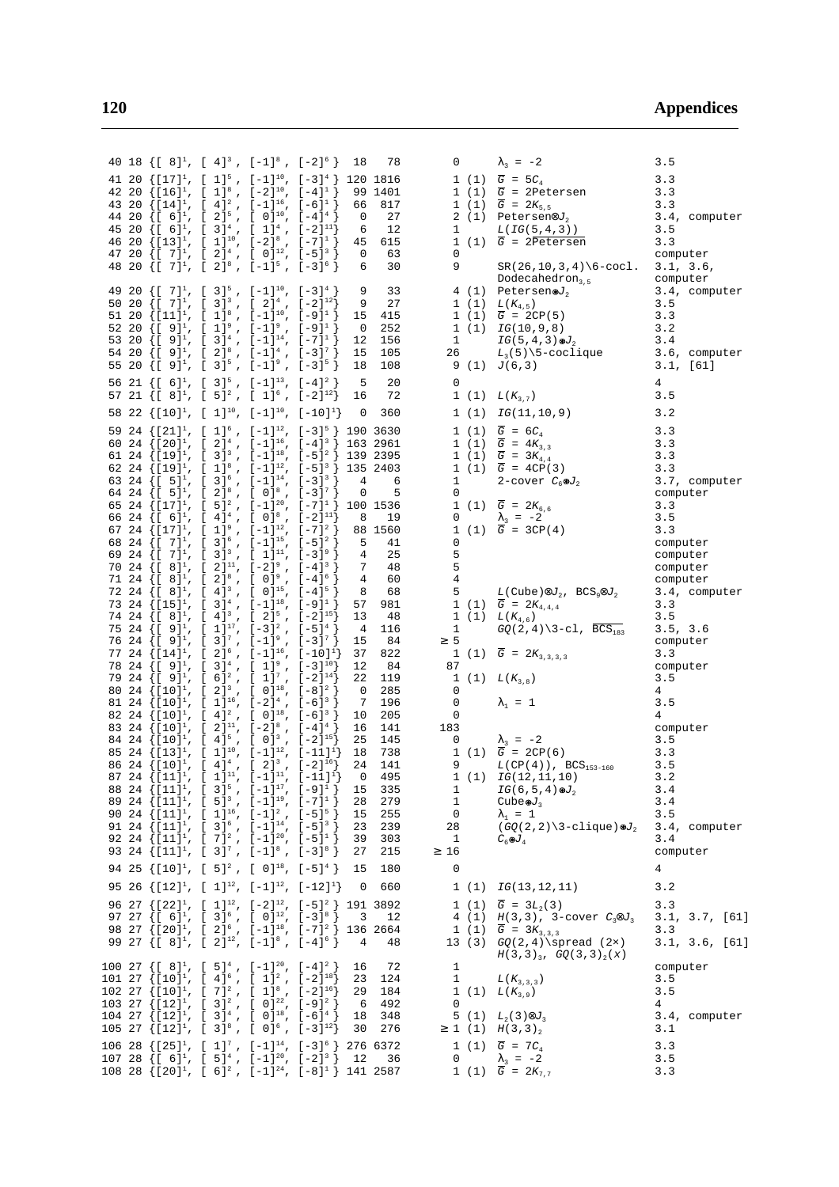| No. | v | Spectrum | | | | k | ... | # | | Comment | Section |
|---|---|---|---|---|---|---|---|---|---|---|---|
| 40 | 18 | $\{[8]^1,$ | $[4]^3,$ | $[-1]^8,$ | $[-2]^6\}$ | 18 | 78 | 0 | | $\lambda_3 = -2$ | 3.5 |
| 41 | 20 | $\{[17]^1,$ | $[1]^5,$ | $[-1]^{10},$ | $[-3]^4\}$ | 120 | 1816 | 1 | (1) | $\overline{G} = 5C_4$ | 3.3 |
| 42 | 20 | $\{[16]^1,$ | $[1]^8,$ | $[-2]^{10},$ | $[-4]^1\}$ | 99 | 1401 | 1 | (1) | $\overline{G}$ = 2Petersen | 3.3 |
| 43 | 20 | $\{[14]^1,$ | $[4]^2,$ | $[-1]^{16},$ | $[-6]^1\}$ | 66 | 817 | 1 | (1) | $\overline{G} = 2K_{5,5}$ | 3.3 |
| 44 | 20 | $\{[6]^1,$ | $[2]^5,$ | $[0]^{10},$ | $[-4]^4\}$ | 0 | 27 | 2 | (1) | Petersen$\otimes J_2$ | 3.4, computer |
| 45 | 20 | $\{[6]^1,$ | $[3]^4,$ | $[1]^4,$ | $[-2]^{11}\}$ | 6 | 12 | 1 | | $L(IG(5,4,3))$ | 3.5 |
| 46 | 20 | $\{[13]^1,$ | $[1]^{10},$ | $[-2]^8,$ | $[-7]^1\}$ | 45 | 615 | 1 | (1) | $\overline{G}$ = $\overline{\text{2Petersen}}$ | 3.3 |
| 47 | 20 | $\{[7]^1,$ | $[2]^4,$ | $[0]^{12},$ | $[-5]^3\}$ | 0 | 63 | 0 | | | computer |
| 48 | 20 | $\{[7]^1,$ | $[2]^8,$ | $[-1]^5,$ | $[-3]^6\}$ | 6 | 30 | 9 | | SR(26,10,3,4)\6-cocl. Dodecahedron$_{3,5}$ | 3.1, 3.6, computer |
| 49 | 20 | $\{[7]^1,$ | $[3]^5,$ | $[-1]^{10},$ | $[-3]^4\}$ | 9 | 33 | 4 | (1) | Petersen$\circledast J_2$ | 3.4, computer |
| 50 | 20 | $\{[7]^1,$ | $[3]^3,$ | $[2]^4,$ | $[-2]^{12}\}$ | 9 | 27 | 1 | (1) | $L(K_{4,5})$ | 3.5 |
| 51 | 20 | $\{[11]^1,$ | $[1]^8,$ | $[-1]^{10},$ | $[-9]^1\}$ | 15 | 415 | 1 | (1) | $\overline{G}$ = 2CP(5) | 3.3 |
| 52 | 20 | $\{[9]^1,$ | $[1]^9,$ | $[-1]^9,$ | $[-9]^1\}$ | 0 | 252 | 1 | (1) | $IG(10,9,8)$ | 3.2 |
| 53 | 20 | $\{[9]^1,$ | $[3]^4,$ | $[-1]^{14},$ | $[-7]^1\}$ | 12 | 156 | 1 | | $IG(5,4,3)\circledast J_2$ | 3.4 |
| 54 | 20 | $\{[9]^1,$ | $[2]^8,$ | $[-1]^4,$ | $[-3]^7\}$ | 15 | 105 | 26 | | $L_3(5)$\5-coclique | 3.6, computer |
| 55 | 20 | $\{[9]^1,$ | $[3]^5,$ | $[-1]^9,$ | $[-3]^5\}$ | 18 | 108 | 9 | (1) | $J(6,3)$ | 3.1, [61] |
| 56 | 21 | $\{[6]^1,$ | $[3]^5,$ | $[-1]^{13},$ | $[-4]^2\}$ | 5 | 20 | 0 | | | 4 |
| 57 | 21 | $\{[8]^1,$ | $[5]^2,$ | $[1]^6,$ | $[-2]^{12}\}$ | 16 | 72 | 1 | (1) | $L(K_{3,7})$ | 3.5 |
| 58 | 22 | $\{[10]^1,$ | $[1]^{10},$ | $[-1]^{10},$ | $[-10]^1\}$ | 0 | 360 | 1 | (1) | $IG(11,10,9)$ | 3.2 |
| 59 | 24 | $\{[21]^1,$ | $[1]^6,$ | $[-1]^{12},$ | $[-3]^5\}$ | 190 | 3630 | 1 | (1) | $\overline{G} = 6C_4$ | 3.3 |
| 60 | 24 | $\{[20]^1,$ | $[2]^4,$ | $[-1]^{16},$ | $[-4]^3\}$ | 163 | 2961 | 1 | (1) | $\overline{G} = 4K_{3,3}$ | 3.3 |
| 61 | 24 | $\{[19]^1,$ | $[3]^3,$ | $[-1]^{18},$ | $[-5]^2\}$ | 139 | 2395 | 1 | (1) | $\overline{G} = 3K_{4,4}$ | 3.3 |
| 62 | 24 | $\{[19]^1,$ | $[1]^8,$ | $[-1]^{12},$ | $[-5]^3\}$ | 135 | 2403 | 1 | (1) | $\overline{G}$ = 4CP(3) | 3.3 |
| 63 | 24 | $\{[5]^1,$ | $[3]^6,$ | $[-1]^{14},$ | $[-3]^3\}$ | 4 | 6 | 1 | | 2-cover $C_6\circledast J_2$ | 3.7, computer |
| 64 | 24 | $\{[5]^1,$ | $[2]^8,$ | $[0]^8,$ | $[-3]^7\}$ | 0 | 5 | 0 | | | computer |
| 65 | 24 | $\{[17]^1,$ | $[5]^2,$ | $[-1]^{20},$ | $[-7]^1\}$ | 100 | 1536 | 1 | (1) | $\overline{G} = 2K_{6,6}$ | 3.3 |
| 66 | 24 | $\{[6]^1,$ | $[4]^4,$ | $[0]^8,$ | $[-2]^{11}\}$ | 8 | 19 | 0 | | $\lambda_3 = -2$ | 3.5 |
| 67 | 24 | $\{[17]^1,$ | $[1]^9,$ | $[-1]^{12},$ | $[-7]^2\}$ | 88 | 1560 | 1 | (1) | $\overline{G}$ = 3CP(4) | 3.3 |
| 68 | 24 | $\{[7]^1,$ | $[3]^6,$ | $[-1]^{15},$ | $[-5]^2\}$ | 5 | 41 | 0 | | | computer |
| 69 | 24 | $\{[7]^1,$ | $[3]^3,$ | $[1]^{11},$ | $[-3]^9\}$ | 4 | 25 | 5 | | | computer |
| 70 | 24 | $\{[8]^1,$ | $[2]^{11},$ | $[-2]^9,$ | $[-4]^3\}$ | 7 | 48 | 5 | | | computer |
| 71 | 24 | $\{[8]^1,$ | $[2]^8,$ | $[0]^9,$ | $[-4]^6\}$ | 4 | 60 | 4 | | | computer |
| 72 | 24 | $\{[8]^1,$ | $[4]^3,$ | $[0]^{15},$ | $[-4]^5\}$ | 8 | 68 | 5 | | $L$(Cube)$\otimes J_2$, BCS$_9\otimes J_2$ | 3.4, computer |
| 73 | 24 | $\{[15]^1,$ | $[3]^4,$ | $[-1]^{18},$ | $[-9]^1\}$ | 57 | 981 | 1 | (1) | $\overline{G} = 2K_{4,4,4}$ | 3.3 |
| 74 | 24 | $\{[8]^1,$ | $[4]^3,$ | $[2]^5,$ | $[-2]^{15}\}$ | 13 | 48 | 1 | (1) | $L(K_{4,6})$ | 3.5 |
| 75 | 24 | $\{[9]^1,$ | $[1]^{17},$ | $[-3]^2,$ | $[-5]^4\}$ | 4 | 116 | 1 | | $GQ(2,4)$\3-cl, $\overline{\text{BCS}_{183}}$ | 3.5, 3.6 |
| 76 | 24 | $\{[9]^1,$ | $[3]^7,$ | $[-1]^9,$ | $[-3]^7\}$ | 15 | 84 | $\geq 5$ | | | computer |
| 77 | 24 | $\{[14]^1,$ | $[2]^6,$ | $[-1]^{16},$ | $[-10]^1\}$ | 37 | 822 | 1 | (1) | $\overline{G} = 2K_{3,3,3,3}$ | 3.3 |
| 78 | 24 | $\{[9]^1,$ | $[3]^4,$ | $[1]^9,$ | $[-3]^{10}\}$ | 12 | 84 | 87 | | | computer |
| 79 | 24 | $\{[9]^1,$ | $[6]^2,$ | $[1]^7,$ | $[-2]^{14}\}$ | 22 | 119 | 1 | (1) | $L(K_{3,8})$ | 3.5 |
| 80 | 24 | $\{[10]^1,$ | $[2]^3,$ | $[0]^{18},$ | $[-8]^2\}$ | 0 | 285 | 0 | | | 4 |
| 81 | 24 | $\{[10]^1,$ | $[1]^{16},$ | $[-2]^4,$ | $[-6]^3\}$ | 7 | 196 | 0 | | $\lambda_1 = 1$ | 3.5 |
| 82 | 24 | $\{[10]^1,$ | $[4]^2,$ | $[0]^{18},$ | $[-6]^3\}$ | 10 | 205 | 0 | | | 4 |
| 83 | 24 | $\{[10]^1,$ | $[2]^{11},$ | $[-2]^8,$ | $[-4]^4\}$ | 16 | 141 | 183 | | | computer |
| 84 | 24 | $\{[10]^1,$ | $[4]^5,$ | $[0]^3,$ | $[-2]^{15}\}$ | 25 | 145 | 0 | | $\lambda_3 = -2$ | 3.5 |
| 85 | 24 | $\{[13]^1,$ | $[1]^{10},$ | $[-1]^{12},$ | $[-11]^1\}$ | 18 | 738 | 1 | (1) | $\overline{G}$ = 2CP(6) | 3.3 |
| 86 | 24 | $\{[10]^1,$ | $[4]^4,$ | $[2]^3,$ | $[-2]^{16}\}$ | 24 | 141 | 9 | | $L$(CP(4)), BCS$_{153\text{-}160}$ | 3.5 |
| 87 | 24 | $\{[11]^1,$ | $[1]^{11},$ | $[-1]^{11},$ | $[-11]^1\}$ | 0 | 495 | 1 | (1) | $IG(12,11,10)$ | 3.2 |
| 88 | 24 | $\{[11]^1,$ | $[3]^5,$ | $[-1]^{17},$ | $[-9]^1\}$ | 15 | 335 | 1 | | $IG(6,5,4)\circledast J_2$ | 3.4 |
| 89 | 24 | $\{[11]^1,$ | $[5]^3,$ | $[-1]^{19},$ | $[-7]^1\}$ | 28 | 279 | 1 | | Cube$\circledast J_3$ | 3.4 |
| 90 | 24 | $\{[11]^1,$ | $[1]^{16},$ | $[-1]^2,$ | $[-5]^5\}$ | 15 | 255 | 0 | | $\lambda_1 = 1$ | 3.5 |
| 91 | 24 | $\{[11]^1,$ | $[3]^6,$ | $[-1]^{14},$ | $[-5]^3\}$ | 23 | 239 | 28 | | $(GQ(2,2)$\3-clique$)\circledast J_2$ | 3.4, computer |
| 92 | 24 | $\{[11]^1,$ | $[7]^2,$ | $[-1]^{20},$ | $[-5]^1\}$ | 39 | 303 | 1 | | $C_6\circledast J_4$ | 3.4 |
| 93 | 24 | $\{[11]^1,$ | $[3]^7,$ | $[-1]^8,$ | $[-3]^8\}$ | 27 | 215 | $\geq 16$ | | | computer |
| 94 | 25 | $\{[10]^1,$ | $[5]^2,$ | $[0]^{18},$ | $[-5]^4\}$ | 15 | 180 | 0 | | | 4 |
| 95 | 26 | $\{[12]^1,$ | $[1]^{12},$ | $[-1]^{12},$ | $[-12]^1\}$ | 0 | 660 | 1 | (1) | $IG(13,12,11)$ | 3.2 |
| 96 | 27 | $\{[22]^1,$ | $[1]^{12},$ | $[-2]^{12},$ | $[-5]^2\}$ | 191 | 3892 | 1 | (1) | $\overline{G} = 3L_2(3)$ | 3.3 |
| 97 | 27 | $\{[6]^1,$ | $[3]^6,$ | $[0]^{12},$ | $[-3]^8\}$ | 3 | 12 | 4 | (1) | $H(3,3)$, 3-cover $C_3\otimes J_3$ | 3.1, 3.7, [61] |
| 98 | 27 | $\{[20]^1,$ | $[2]^6,$ | $[-1]^{18},$ | $[-7]^2\}$ | 136 | 2664 | 1 | (1) | $\overline{G} = 3K_{3,3,3}$ | 3.3 |
| 99 | 27 | $\{[8]^1,$ | $[2]^{12},$ | $[-1]^8,$ | $[-4]^6\}$ | 4 | 48 | 13 | (3) | $GQ(2,4)$\spread (2×) $H(3,3)_3$, $GQ(3,3)_2(x)$ | 3.1, 3.6, [61] |
| 100 | 27 | $\{[8]^1,$ | $[5]^4,$ | $[-1]^{20},$ | $[-4]^2\}$ | 16 | 72 | 1 | | | computer |
| 101 | 27 | $\{[10]^1,$ | $[4]^6,$ | $[1]^2,$ | $[-2]^{18}\}$ | 23 | 124 | 1 | | $L(K_{3,3,3})$ | 3.5 |
| 102 | 27 | $\{[10]^1,$ | $[7]^2,$ | $[1]^8,$ | $[-2]^{16}\}$ | 29 | 184 | 1 | (1) | $L(K_{3,9})$ | 3.5 |
| 103 | 27 | $\{[12]^1,$ | $[3]^2,$ | $[0]^{22},$ | $[-9]^2\}$ | 6 | 492 | 0 | | | 4 |
| 104 | 27 | $\{[12]^1,$ | $[3]^4,$ | $[0]^{18},$ | $[-6]^4\}$ | 18 | 348 | 5 | (1) | $L_2(3)\otimes J_3$ | 3.4, computer |
| 105 | 27 | $\{[12]^1,$ | $[3]^8,$ | $[0]^6,$ | $[-3]^{12}\}$ | 30 | 276 | $\geq 1$ | (1) | $H(3,3)_2$ | 3.1 |
| 106 | 28 | $\{[25]^1,$ | $[1]^7,$ | $[-1]^{14},$ | $[-3]^6\}$ | 276 | 6372 | 1 | (1) | $\overline{G} = 7C_4$ | 3.3 |
| 107 | 28 | $\{[6]^1,$ | $[5]^4,$ | $[-1]^{20},$ | $[-2]^3\}$ | 12 | 36 | 0 | | $\lambda_3 = -2$ | 3.5 |
| 108 | 28 | $\{[20]^1,$ | $[6]^2,$ | $[-1]^{24},$ | $[-8]^1\}$ | 141 | 2587 | 1 | (1) | $\overline{G} = 2K_{7,7}$ | 3.3 |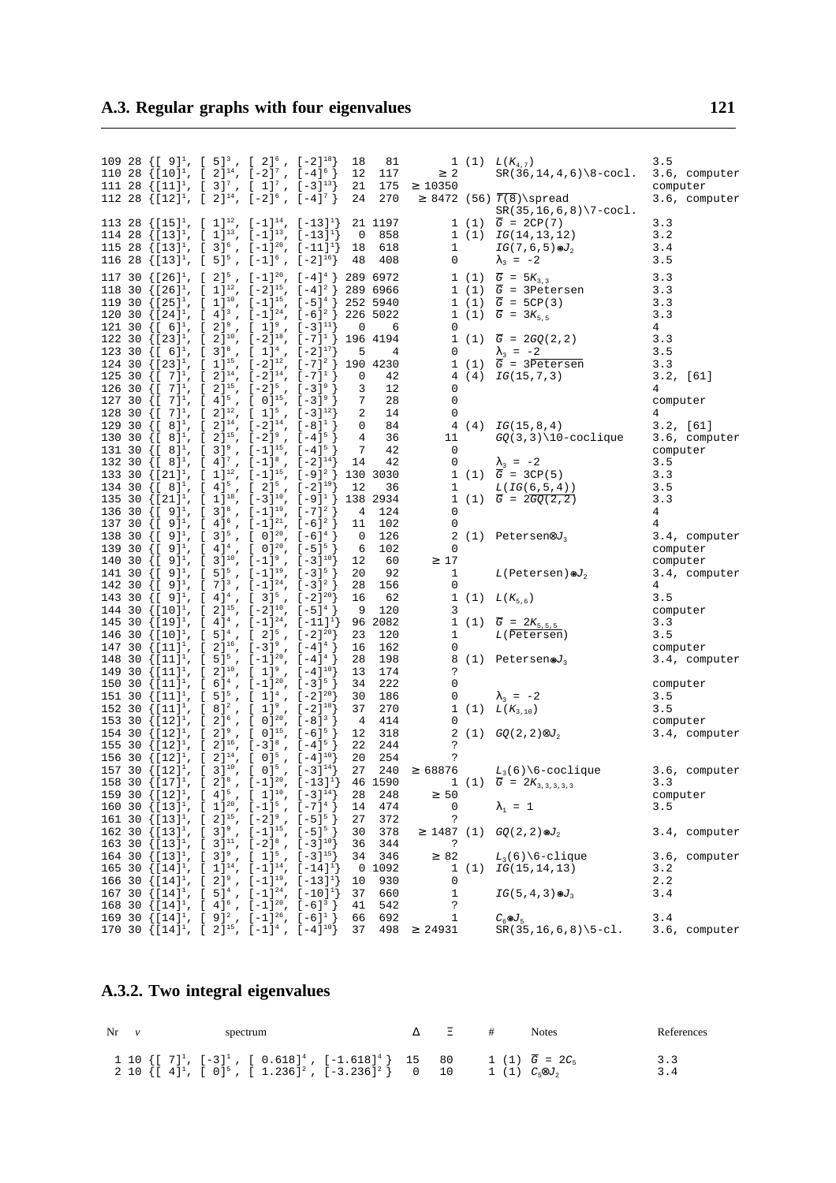| Nr | $v$ | spectrum | $\Delta$ | $\Xi$ | # | | Notes | References |
|---|---|---|---|---|---|---|---|---|
| 109 | 28 | $\{[9]^1, [5]^3, [2]^6, [-2]^{18}\}$ | 18 | 81 | 1 | (1) | $L(K_{4,7})$ | 3.5 |
| 110 | 28 | $\{[10]^1, [2]^{14}, [-2]^7, [-4]^6\}$ | 12 | 117 | $\geq 2$ | | SR(36,14,4,6)\8-cocl. | 3.6, computer |
| 111 | 28 | $\{[11]^1, [3]^7, [1]^7, [-3]^{13}\}$ | 21 | 175 | $\geq 10350$ | | | computer |
| 112 | 28 | $\{[12]^1, [2]^{14}, [-2]^6, [-4]^7\}$ | 24 | 270 | $\geq 8472$ | (56) | $\overline{T(8)}$\spread SR(35,16,6,8)\7-cocl. | 3.6, computer |
| 113 | 28 | $\{[15]^1, [1]^{12}, [-1]^{14}, [-13]^1\}$ | 21 | 1197 | 1 | (1) | $\overline{G}$ = 2CP(7) | 3.3 |
| 114 | 28 | $\{[13]^1, [1]^{13}, [-1]^{13}, [-13]^1\}$ | 0 | 858 | 1 | (1) | $IG(14,13,12)$ | 3.2 |
| 115 | 28 | $\{[13]^1, [3]^6, [-1]^{20}, [-11]^1\}$ | 18 | 618 | 1 | | $IG(7,6,5) \circledast J_2$ | 3.4 |
| 116 | 28 | $\{[13]^1, [5]^5, [-1]^6, [-2]^{16}\}$ | 48 | 408 | 0 | | $\lambda_3 = -2$ | 3.5 |
| 117 | 30 | $\{[26]^1, [2]^5, [-1]^{20}, [-4]^4\}$ | 289 | 6972 | 1 | (1) | $\overline{G} = 5K_{3,3}$ | 3.3 |
| 118 | 30 | $\{[26]^1, [1]^{12}, [-2]^{15}, [-4]^2\}$ | 289 | 6966 | 1 | (1) | $\overline{G}$ = 3Petersen | 3.3 |
| 119 | 30 | $\{[25]^1, [1]^{10}, [-1]^{15}, [-5]^4\}$ | 252 | 5940 | 1 | (1) | $\overline{G}$ = 5CP(3) | 3.3 |
| 120 | 30 | $\{[24]^1, [4]^3, [-1]^{24}, [-6]^2\}$ | 226 | 5022 | 1 | (1) | $\overline{G} = 3K_{5,5}$ | 3.3 |
| 121 | 30 | $\{[6]^1, [2]^9, [1]^9, [-3]^{11}\}$ | 0 | 6 | 0 | | | 4 |
| 122 | 30 | $\{[23]^1, [2]^{10}, [-2]^{18}, [-7]^1\}$ | 196 | 4194 | 1 | (1) | $\overline{G}$ = 2GQ(2,2) | 3.3 |
| 123 | 30 | $\{[6]^1, [3]^8, [1]^4, [-2]^{17}\}$ | 5 | 4 | 0 | | $\lambda_3 = -2$ | 3.5 |
| 124 | 30 | $\{[23]^1, [1]^{15}, [-2]^{12}, [-7]^2\}$ | 190 | 4230 | 1 | (1) | $\overline{G} = 3\overline{\text{Petersen}}$ | 3.3 |
| 125 | 30 | $\{[7]^1, [2]^{14}, [-2]^{14}, [-7]^1\}$ | 0 | 42 | 4 | (4) | $IG(15,7,3)$ | 3.2, [61] |
| 126 | 30 | $\{[7]^1, [2]^{15}, [-2]^5, [-3]^9\}$ | 3 | 12 | 0 | | | 4 |
| 127 | 30 | $\{[7]^1, [4]^5, [0]^{15}, [-3]^9\}$ | 7 | 28 | 0 | | | computer |
| 128 | 30 | $\{[7]^1, [2]^{12}, [1]^5, [-3]^{12}\}$ | 2 | 14 | 0 | | | 4 |
| 129 | 30 | $\{[8]^1, [2]^{14}, [-2]^{14}, [-8]^1\}$ | 0 | 84 | 4 | (4) | $IG(15,8,4)$ | 3.2, [61] |
| 130 | 30 | $\{[8]^1, [2]^{15}, [-2]^9, [-4]^5\}$ | 4 | 36 | 11 | | GQ(3,3)\10-coclique | 3.6, computer |
| 131 | 30 | $\{[8]^1, [3]^9, [-1]^{15}, [-4]^5\}$ | 7 | 42 | 0 | | | computer |
| 132 | 30 | $\{[8]^1, [4]^7, [-1]^8, [-2]^{14}\}$ | 14 | 42 | 0 | | $\lambda_3 = -2$ | 3.5 |
| 133 | 30 | $\{[21]^1, [1]^{12}, [-1]^{15}, [-9]^2\}$ | 130 | 3030 | 1 | (1) | $\overline{G}$ = 3CP(5) | 3.3 |
| 134 | 30 | $\{[8]^1, [4]^5, [2]^5, [-2]^{19}\}$ | 12 | 36 | 1 | | $L(IG(6,5,4))$ | 3.5 |
| 135 | 30 | $\{[21]^1, [1]^{18}, [-3]^{10}, [-9]^1\}$ | 138 | 2934 | 1 | (1) | $\overline{G} = 2\overline{GQ(2,2)}$ | 3.3 |
| 136 | 30 | $\{[9]^1, [3]^8, [-1]^{19}, [-7]^2\}$ | 4 | 124 | 0 | | | 4 |
| 137 | 30 | $\{[9]^1, [4]^6, [-1]^{21}, [-6]^2\}$ | 11 | 102 | 0 | | | 4 |
| 138 | 30 | $\{[9]^1, [3]^5, [0]^{20}, [-6]^4\}$ | 0 | 126 | 2 | (1) | Petersen$\otimes J_3$ | 3.4, computer |
| 139 | 30 | $\{[9]^1, [4]^4, [0]^{20}, [-5]^5\}$ | 6 | 102 | 0 | | | computer |
| 140 | 30 | $\{[9]^1, [3]^{10}, [-1]^9, [-3]^{10}\}$ | 12 | 60 | $\geq 17$ | | | computer |
| 141 | 30 | $\{[9]^1, [5]^5, [-1]^{19}, [-3]^5\}$ | 20 | 92 | 1 | | $L$(Petersen)$\circledast J_2$ | 3.4, computer |
| 142 | 30 | $\{[9]^1, [7]^3, [-1]^{24}, [-3]^2\}$ | 28 | 156 | 0 | | | 4 |
| 143 | 30 | $\{[9]^1, [4]^4, [3]^5, [-2]^{20}\}$ | 16 | 62 | 1 | (1) | $L(K_{5,6})$ | 3.5 |
| 144 | 30 | $\{[10]^1, [2]^{15}, [-2]^{10}, [-5]^4\}$ | 9 | 120 | 3 | | | computer |
| 145 | 30 | $\{[19]^1, [4]^4, [-1]^{24}, [-11]^1\}$ | 96 | 2082 | 1 | (1) | $\overline{G} = 2K_{5,5,5}$ | 3.3 |
| 146 | 30 | $\{[10]^1, [5]^4, [2]^5, [-2]^{20}\}$ | 23 | 120 | 1 | | $L(\overline{\text{Petersen}})$ | 3.5 |
| 147 | 30 | $\{[11]^1, [2]^{16}, [-3]^9, [-4]^4\}$ | 16 | 162 | 0 | | | computer |
| 148 | 30 | $\{[11]^1, [5]^5, [-1]^{20}, [-4]^4\}$ | 28 | 198 | 8 | (1) | Petersen$\circledast J_3$ | 3.4, computer |
| 149 | 30 | $\{[11]^1, [2]^{10}, [1]^9, [-4]^{10}\}$ | 13 | 174 | ? | | | |
| 150 | 30 | $\{[11]^1, [6]^4, [-1]^{20}, [-3]^5\}$ | 34 | 222 | 0 | | | computer |
| 151 | 30 | $\{[11]^1, [5]^5, [1]^4, [-2]^{20}\}$ | 30 | 186 | 0 | | $\lambda_3 = -2$ | 3.5 |
| 152 | 30 | $\{[11]^1, [8]^2, [1]^9, [-2]^{18}\}$ | 37 | 270 | 1 | (1) | $L(K_{3,10})$ | 3.5 |
| 153 | 30 | $\{[12]^1, [2]^6, [0]^{20}, [-8]^3\}$ | 4 | 414 | 0 | | | computer |
| 154 | 30 | $\{[12]^1, [2]^9, [0]^{15}, [-6]^5\}$ | 12 | 318 | 2 | (1) | $GQ(2,2) \otimes J_2$ | 3.4, computer |
| 155 | 30 | $\{[12]^1, [2]^{16}, [-3]^8, [-4]^5\}$ | 22 | 244 | ? | | | |
| 156 | 30 | $\{[12]^1, [2]^{14}, [0]^5, [-4]^{10}\}$ | 20 | 254 | ? | | | |
| 157 | 30 | $\{[12]^1, [3]^{10}, [0]^5, [-3]^{14}\}$ | 27 | 240 | $\geq 68876$ | | $L_3(6)$\6-coclique | 3.6, computer |
| 158 | 30 | $\{[17]^1, [2]^8, [-1]^{20}, [-13]^1\}$ | 46 | 1590 | 1 | (1) | $\overline{G} = 2K_{3,3,3,3,3}$ | 3.3 |
| 159 | 30 | $\{[12]^1, [4]^5, [1]^{10}, [-3]^{14}\}$ | 28 | 248 | $\geq 50$ | | | computer |
| 160 | 30 | $\{[13]^1, [1]^{20}, [-1]^5, [-7]^4\}$ | 14 | 474 | 0 | | $\lambda_1 = 1$ | 3.5 |
| 161 | 30 | $\{[13]^1, [2]^{15}, [-2]^9, [-5]^5\}$ | 27 | 372 | ? | | | |
| 162 | 30 | $\{[13]^1, [3]^9, [-1]^{15}, [-5]^5\}$ | 30 | 378 | $\geq 1487$ | (1) | $GQ(2,2) \circledast J_2$ | 3.4, computer |
| 163 | 30 | $\{[13]^1, [3]^{11}, [-2]^8, [-3]^{10}\}$ | 36 | 344 | ? | | | |
| 164 | 30 | $\{[13]^1, [3]^9, [1]^5, [-3]^{15}\}$ | 34 | 346 | $\geq 82$ | | $L_3(6)$\6-clique | 3.6, computer |
| 165 | 30 | $\{[14]^1, [1]^{14}, [-1]^{14}, [-14]^1\}$ | 0 | 1092 | 1 | (1) | $IG(15,14,13)$ | 3.2 |
| 166 | 30 | $\{[14]^1, [2]^9, [-1]^{19}, [-13]^1\}$ | 10 | 930 | 0 | | | 2.2 |
| 167 | 30 | $\{[14]^1, [5]^4, [-1]^{24}, [-10]^1\}$ | 37 | 660 | 1 | | $IG(5,4,3) \circledast J_3$ | 3.4 |
| 168 | 30 | $\{[14]^1, [4]^6, [-1]^{20}, [-6]^3\}$ | 41 | 542 | ? | | | |
| 169 | 30 | $\{[14]^1, [9]^2, [-1]^{26}, [-6]^1\}$ | 66 | 692 | 1 | | $C_6 \circledast J_5$ | 3.4 |
| 170 | 30 | $\{[14]^1, [2]^{15}, [-1]^4, [-4]^{10}\}$ | 37 | 498 | $\geq 24931$ | | SR(35,16,6,8)\5-cl. | 3.6, computer |

## A.3.2. Two integral eigenvalues

| Nr | $v$ | spectrum | $\Delta$ | $\Xi$ | # | | Notes | References |
|---|---|---|---|---|---|---|---|---|
| 1 | 10 | $\{[7]^1, [-3]^1, [0.618]^4, [-1.618]^4\}$ | 15 | 80 | 1 | (1) | $\overline{G} = 2C_5$ | 3.3 |
| 2 | 10 | $\{[4]^1, [0]^5, [1.236]^2, [-3.236]^2\}$ | 0 | 10 | 1 | (1) | $C_5 \otimes J_2$ | 3.4 |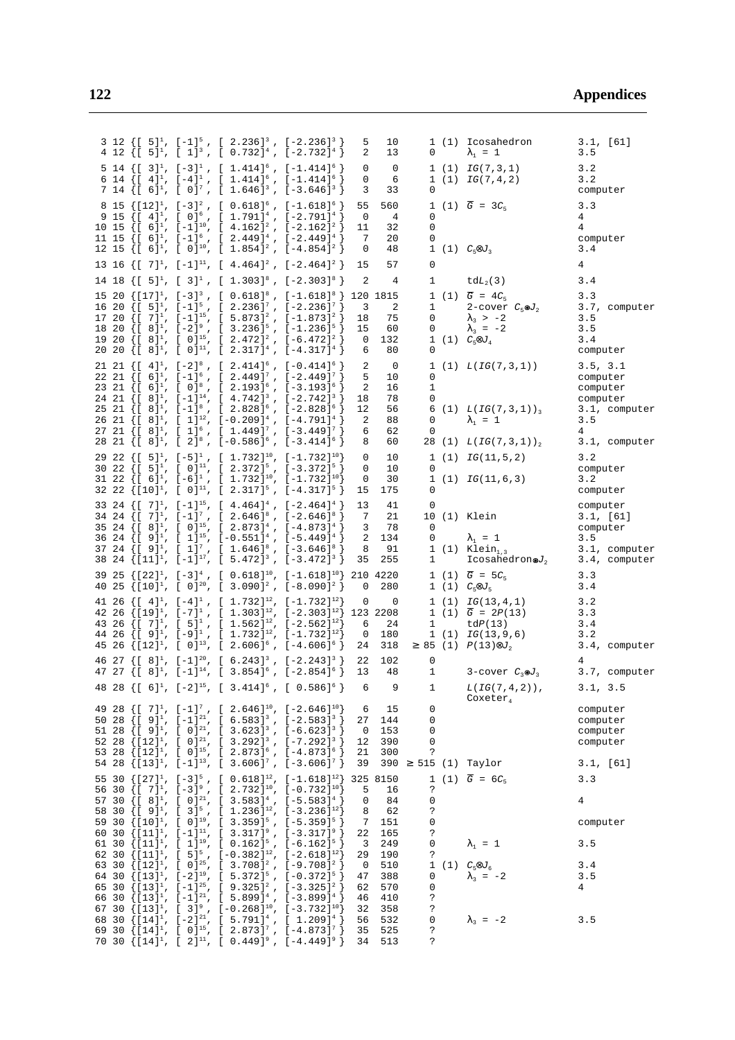| # | v | spectrum | | | | | | | | | |
|---|---|---|---|---|---|---|---|---|---|---|---|
| 3 | 12 | $\{[5]^1, [-1]^5, [2.236]^3, [-2.236]^3\}$ | 5 | 10 | 1 | (1) | Icosahedron | 3.1, [61] |
| 4 | 12 | $\{[5]^1, [1]^3, [0.732]^4, [-2.732]^4\}$ | 2 | 13 | 0 | | $\lambda_1 = 1$ | 3.5 |
| 5 | 14 | $\{[3]^1, [-3]^1, [1.414]^6, [-1.414]^6\}$ | 0 | 0 | 1 | (1) | $IG(7,3,1)$ | 3.2 |
| 6 | 14 | $\{[4]^1, [-4]^1, [1.414]^6, [-1.414]^6\}$ | 0 | 6 | 1 | (1) | $IG(7,4,2)$ | 3.2 |
| 7 | 14 | $\{[6]^1, [0]^7, [1.646]^3, [-3.646]^3\}$ | 3 | 33 | 0 | | | computer |
| 8 | 15 | $\{[12]^1, [-3]^2, [0.618]^6, [-1.618]^6\}$ | 55 | 560 | 1 | (1) | $\overline{G} = 3C_5$ | 3.3 |
| 9 | 15 | $\{[4]^1, [0]^6, [1.791]^4, [-2.791]^4\}$ | 0 | 4 | 0 | | | 4 |
| 10 | 15 | $\{[6]^1, [-1]^{10}, [4.162]^2, [-2.162]^2\}$ | 11 | 32 | 0 | | | 4 |
| 11 | 15 | $\{[6]^1, [-1]^6, [2.449]^4, [-2.449]^4\}$ | 7 | 20 | 0 | | | computer |
| 12 | 15 | $\{[6]^1, [0]^{10}, [1.854]^2, [-4.854]^2\}$ | 0 | 48 | 1 | (1) | $C_5 \otimes J_3$ | 3.4 |
| 13 | 16 | $\{[7]^1, [-1]^{11}, [4.464]^2, [-2.464]^2\}$ | 15 | 57 | 0 | | | 4 |
| 14 | 18 | $\{[5]^1, [3]^1, [1.303]^8, [-2.303]^8\}$ | 2 | 4 | 1 | | $tdL_2(3)$ | 3.4 |
| 15 | 20 | $\{[17]^1, [-3]^3, [0.618]^8, [-1.618]^8\}$ | 120 | 1815 | 1 | (1) | $\overline{G} = 4C_5$ | 3.3 |
| 16 | 20 | $\{[5]^1, [-1]^5, [2.236]^7, [-2.236]^7\}$ | 3 | 2 | 1 | | 2-cover $C_5 \circledast J_2$ | 3.7, computer |
| 17 | 20 | $\{[7]^1, [-1]^{15}, [5.873]^2, [-1.873]^2\}$ | 18 | 75 | 0 | | $\lambda_3 > -2$ | 3.5 |
| 18 | 20 | $\{[8]^1, [-2]^9, [3.236]^5, [-1.236]^5\}$ | 15 | 60 | 0 | | $\lambda_3 = -2$ | 3.5 |
| 19 | 20 | $\{[8]^1, [0]^{15}, [2.472]^2, [-6.472]^2\}$ | 0 | 132 | 1 | (1) | $C_5 \otimes J_4$ | 3.4 |
| 20 | 20 | $\{[8]^1, [0]^{11}, [2.317]^4, [-4.317]^4\}$ | 6 | 80 | 0 | | | computer |
| 21 | 21 | $\{[4]^1, [-2]^8, [2.414]^6, [-0.414]^6\}$ | 2 | 0 | 1 | (1) | $L(IG(7,3,1))$ | 3.5, 3.1 |
| 22 | 21 | $\{[6]^1, [-1]^6, [2.449]^7, [-2.449]^7\}$ | 5 | 10 | 0 | | | computer |
| 23 | 21 | $\{[6]^1, [0]^8, [2.193]^6, [-3.193]^6\}$ | 2 | 16 | 1 | | | computer |
| 24 | 21 | $\{[8]^1, [-1]^{14}, [4.742]^3, [-2.742]^3\}$ | 18 | 78 | 0 | | | computer |
| 25 | 21 | $\{[8]^1, [-1]^8, [2.828]^6, [-2.828]^6\}$ | 12 | 56 | 6 | (1) | $L(IG(7,3,1))_3$ | 3.1, computer |
| 26 | 21 | $\{[8]^1, [1]^{12}, [-0.209]^4, [-4.791]^4\}$ | 2 | 88 | 0 | | $\lambda_1 = 1$ | 3.5 |
| 27 | 21 | $\{[8]^1, [1]^6, [1.449]^7, [-3.449]^7\}$ | 6 | 62 | 0 | | | 4 |
| 28 | 21 | $\{[8]^1, [2]^8, [-0.586]^6, [-3.414]^6\}$ | 8 | 60 | 28 | (1) | $L(IG(7,3,1))_2$ | 3.1, computer |
| 29 | 22 | $\{[5]^1, [-5]^1, [1.732]^{10}, [-1.732]^{10}\}$ | 0 | 10 | 1 | (1) | $IG(11,5,2)$ | 3.2 |
| 30 | 22 | $\{[5]^1, [0]^{11}, [2.372]^5, [-3.372]^5\}$ | 0 | 10 | 0 | | | computer |
| 31 | 22 | $\{[6]^1, [-6]^1, [1.732]^{10}, [-1.732]^{10}\}$ | 0 | 30 | 1 | (1) | $IG(11,6,3)$ | 3.2 |
| 32 | 22 | $\{[10]^1, [0]^{11}, [2.317]^5, [-4.317]^5\}$ | 15 | 175 | 0 | | | computer |
| 33 | 24 | $\{[7]^1, [-1]^{15}, [4.464]^4, [-2.464]^4\}$ | 13 | 41 | 0 | | | computer |
| 34 | 24 | $\{[7]^1, [-1]^7, [2.646]^8, [-2.646]^8\}$ | 7 | 21 | 10 | (1) | Klein | 3.1, [61] |
| 35 | 24 | $\{[8]^1, [0]^{15}, [2.873]^4, [-4.873]^4\}$ | 3 | 78 | 0 | | | computer |
| 36 | 24 | $\{[9]^1, [1]^{15}, [-0.551]^4, [-5.449]^4\}$ | 2 | 134 | 0 | | $\lambda_1 = 1$ | 3.5 |
| 37 | 24 | $\{[9]^1, [1]^7, [1.646]^8, [-3.646]^8\}$ | 8 | 91 | 1 | (1) | $\text{Klein}_{1,3}$ | 3.1, computer |
| 38 | 24 | $\{[11]^1, [-1]^{17}, [5.472]^3, [-3.472]^3\}$ | 35 | 255 | 1 | | Icosahedron$\circledast J_2$ | 3.4, computer |
| 39 | 25 | $\{[22]^1, [-3]^4, [0.618]^{10}, [-1.618]^{10}\}$ | 210 | 4220 | 1 | (1) | $\overline{G} = 5C_5$ | 3.3 |
| 40 | 25 | $\{[10]^1, [0]^{20}, [3.090]^2, [-8.090]^2\}$ | 0 | 280 | 1 | (1) | $C_5 \otimes J_5$ | 3.4 |
| 41 | 26 | $\{[4]^1, [-4]^1, [1.732]^{12}, [-1.732]^{12}\}$ | 0 | 0 | 1 | (1) | $IG(13,4,1)$ | 3.2 |
| 42 | 26 | $\{[19]^1, [-7]^1, [1.303]^{12}, [-2.303]^{12}\}$ | 123 | 2208 | 1 | (1) | $\overline{G} = 2P(13)$ | 3.3 |
| 43 | 26 | $\{[7]^1, [5]^1, [1.562]^{12}, [-2.562]^{12}\}$ | 6 | 24 | 1 | | $tdP(13)$ | 3.4 |
| 44 | 26 | $\{[9]^1, [-9]^1, [1.732]^{12}, [-1.732]^{12}\}$ | 0 | 180 | 1 | (1) | $IG(13,9,6)$ | 3.2 |
| 45 | 26 | $\{[12]^1, [0]^{13}, [2.606]^6, [-4.606]^6\}$ | 24 | 318 | $\geq 85$ | (1) | $P(13) \otimes J_2$ | 3.4, computer |
| 46 | 27 | $\{[8]^1, [-1]^{20}, [6.243]^3, [-2.243]^3\}$ | 22 | 102 | 0 | | | 4 |
| 47 | 27 | $\{[8]^1, [-1]^{14}, [3.854]^6, [-2.854]^6\}$ | 13 | 48 | 1 | | 3-cover $C_3 \circledast J_3$ | 3.7, computer |
| 48 | 28 | $\{[6]^1, [-2]^{15}, [3.414]^6, [0.586]^6\}$ | 6 | 9 | 1 | | $L(IG(7,4,2))$, $\text{Coxeter}_4$ | 3.1, 3.5 |
| 49 | 28 | $\{[7]^1, [-1]^7, [2.646]^{10}, [-2.646]^{10}\}$ | 6 | 15 | 0 | | | computer |
| 50 | 28 | $\{[9]^1, [-1]^{21}, [6.583]^3, [-2.583]^3\}$ | 27 | 144 | 0 | | | computer |
| 51 | 28 | $\{[9]^1, [0]^{21}, [3.623]^3, [-6.623]^3\}$ | 0 | 153 | 0 | | | computer |
| 52 | 28 | $\{[12]^1, [0]^{21}, [3.292]^3, [-7.292]^3\}$ | 12 | 390 | 0 | | | computer |
| 53 | 28 | $\{[12]^1, [0]^{15}, [2.873]^6, [-4.873]^6\}$ | 21 | 300 | ? | | | |
| 54 | 28 | $\{[13]^1, [-1]^{13}, [3.606]^7, [-3.606]^7\}$ | 39 | 390 | $\geq 515$ | (1) | Taylor | 3.1, [61] |
| 55 | 30 | $\{[27]^1, [-3]^5, [0.618]^{12}, [-1.618]^{12}\}$ | 325 | 8150 | 1 | (1) | $\overline{G} = 6C_5$ | 3.3 |
| 56 | 30 | $\{[7]^1, [-3]^9, [2.732]^{10}, [-0.732]^{10}\}$ | 5 | 16 | ? | | | |
| 57 | 30 | $\{[8]^1, [0]^{21}, [3.583]^4, [-5.583]^4\}$ | 0 | 84 | 0 | | | 4 |
| 58 | 30 | $\{[9]^1, [3]^5, [1.236]^{12}, [-3.236]^{12}\}$ | 8 | 62 | ? | | | |
| 59 | 30 | $\{[10]^1, [0]^{19}, [3.359]^5, [-5.359]^5\}$ | 7 | 151 | 0 | | | computer |
| 60 | 30 | $\{[11]^1, [-1]^{11}, [3.317]^9, [-3.317]^9\}$ | 22 | 165 | ? | | | |
| 61 | 30 | $\{[11]^1, [1]^{19}, [0.162]^5, [-6.162]^5\}$ | 3 | 249 | 0 | | $\lambda_1 = 1$ | 3.5 |
| 62 | 30 | $\{[11]^1, [5]^5, [-0.382]^{12}, [-2.618]^{12}\}$ | 29 | 190 | ? | | | |
| 63 | 30 | $\{[12]^1, [0]^{25}, [3.708]^2, [-9.708]^2\}$ | 0 | 510 | 1 | (1) | $C_5 \otimes J_6$ | 3.4 |
| 64 | 30 | $\{[13]^1, [-2]^{19}, [5.372]^5, [-0.372]^5\}$ | 47 | 388 | 0 | | $\lambda_3 = -2$ | 3.5 |
| 65 | 30 | $\{[13]^1, [-1]^{25}, [9.325]^2, [-3.325]^2\}$ | 62 | 570 | 0 | | | 4 |
| 66 | 30 | $\{[13]^1, [-1]^{21}, [5.899]^4, [-3.899]^4\}$ | 46 | 410 | ? | | | |
| 67 | 30 | $\{[13]^1, [3]^9, [-0.268]^{10}, [-3.732]^{10}\}$ | 32 | 358 | ? | | | |
| 68 | 30 | $\{[14]^1, [-2]^{21}, [5.791]^4, [1.209]^4\}$ | 56 | 532 | 0 | | $\lambda_3 = -2$ | 3.5 |
| 69 | 30 | $\{[14]^1, [0]^{15}, [2.873]^7, [-4.873]^7\}$ | 35 | 525 | ? | | | |
| 70 | 30 | $\{[14]^1, [2]^{11}, [0.449]^9, [-4.449]^9\}$ | 34 | 513 | ? | | | |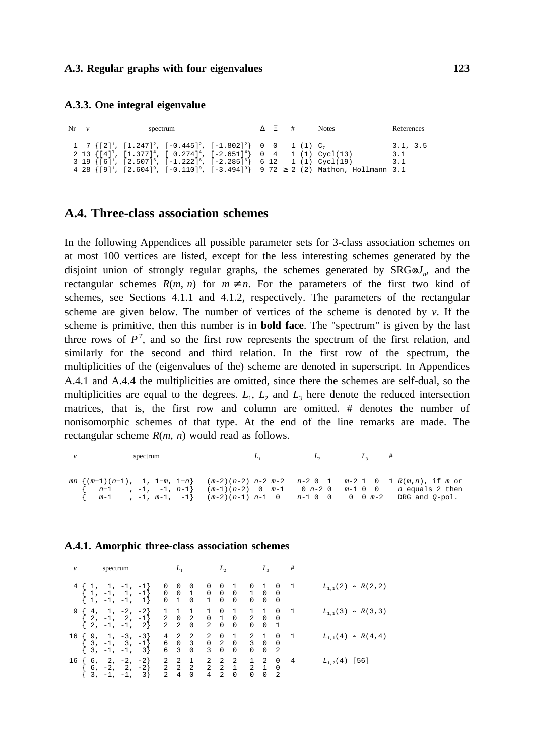### A.3.3. One integral eigenvalue

| Nr | $v$ | spectrum | Δ | Ξ | # | Notes | References |
|---|---|---|---|---|---|---|---|
| 1 | 7 | $\{[2]^1, [1.247]^2, [-0.445]^2, [-1.802]^2\}$ | 0 | 0 | 1 (1) | $C_7$ | 3.1, 3.5 |
| 2 | 13 | $\{[4]^1, [1.377]^4, [\ 0.274]^4, [-2.651]^4\}$ | 0 | 4 | 1 (1) | Cycl(13) | 3.1 |
| 3 | 19 | $\{[6]^1, [2.507]^6, [-1.222]^6, [-2.285]^6\}$ | 6 | 12 | 1 (1) | Cycl(19) | 3.1 |
| 4 | 28 | $\{[9]^1, [2.604]^9, [-0.110]^9, [-3.494]^9\}$ | 9 | 72 | ≥ 2 (2) | Mathon, Hollmann | 3.1 |

## A.4. Three-class association schemes

In the following Appendices all possible parameter sets for 3-class association schemes on at most 100 vertices are listed, except for the less interesting schemes generated by the disjoint union of strongly regular graphs, the schemes generated by SRG⊗$J_n$, and the rectangular schemes $R(m, n)$ for $m \neq n$. For the parameters of the first two kind of schemes, see Sections 4.1.1 and 4.1.2, respectively. The parameters of the rectangular scheme are given below. The number of vertices of the scheme is denoted by $v$. If the scheme is primitive, then this number is in **bold face**. The "spectrum" is given by the last three rows of $P^T$, and so the first row represents the spectrum of the first relation, and similarly for the second and third relation. In the first row of the spectrum, the multiplicities of the (eigenvalues of the) scheme are denoted in superscript. In Appendices A.4.1 and A.4.4 the multiplicities are omitted, since there the schemes are self-dual, so the multiplicities are equal to the degrees. $L_1$, $L_2$ and $L_3$ here denote the reduced intersection matrices, that is, the first row and column are omitted. # denotes the number of nonisomorphic schemes of that type. At the end of the line remarks are made. The rectangular scheme $R(m, n)$ would read as follows.

| $v$ | spectrum | $L_1$ | $L_2$ | $L_3$ | # | |
|---|---|---|---|---|---|---|
| $mn$ | $\{(m-1)(n-1),\ 1,\ 1-m,\ 1-n\}$ | $(m-2)(n-2)\ \ n-2\ \ m-2$ | $n-2\ \ 0\ \ 1$ | $m-2\ \ 1\ \ 0$ | 1 | $R(m,n)$, if $m$ or |
| | $\{\ n-1\ ,\ -1,\ -1,\ n-1\}$ | $(m-1)(n-2)\ \ 0\ \ m-1$ | $0\ \ n-2\ \ 0$ | $m-1\ \ 0\ \ 0$ | | $n$ equals 2 then |
| | $\{\ m-1\ ,\ -1,\ m-1,\ -1\}$ | $(m-2)(n-1)\ \ n-1\ \ 0$ | $n-1\ \ 0\ \ 0$ | $0\ \ 0\ \ m-2$ | | DRG and $Q$-pol. |

### A.4.1. Amorphic three-class association schemes

| $v$ | spectrum | $L_1$ | $L_2$ | $L_3$ | # | |
|---|---|---|---|---|---|---|
| 4 | $\{1,\ 1,\ -1,\ -1\}$ | 0 0 0 | 0 0 1 | 0 1 0 | 1 | $L_{1,1}(2) \approx R(2,2)$ |
| | $\{1,\ -1,\ 1,\ -1\}$ | 0 0 1 | 0 0 0 | 1 0 0 | | |
| | $\{1,\ -1,\ -1,\ 1\}$ | 0 1 0 | 1 0 0 | 0 0 0 | | |
| 9 | $\{4,\ 1,\ -2,\ -2\}$ | 1 1 1 | 1 0 1 | 1 1 0 | 1 | $L_{1,1}(3) \approx R(3,3)$ |
| | $\{2,\ -1,\ 2,\ -1\}$ | 2 0 2 | 0 1 0 | 2 0 0 | | |
| | $\{2,\ -1,\ -1,\ 2\}$ | 2 2 0 | 2 0 0 | 0 0 1 | | |
| 16 | $\{9,\ 1,\ -3,\ -3\}$ | 4 2 2 | 2 0 1 | 2 1 0 | 1 | $L_{1,1}(4) \approx R(4,4)$ |
| | $\{3,\ -1,\ 3,\ -1\}$ | 6 0 3 | 0 2 0 | 3 0 0 | | |
| | $\{3,\ -1,\ -1,\ 3\}$ | 6 3 0 | 3 0 0 | 0 0 2 | | |
| 16 | $\{6,\ 2,\ -2,\ -2\}$ | 2 2 1 | 2 2 2 | 1 2 0 | 4 | $L_{1,2}(4)$ [56] |
| | $\{6,\ -2,\ 2,\ -2\}$ | 2 2 2 | 2 2 1 | 2 1 0 | | |
| | $\{3,\ -1,\ -1,\ 3\}$ | 2 4 0 | 4 2 0 | 0 0 2 | | |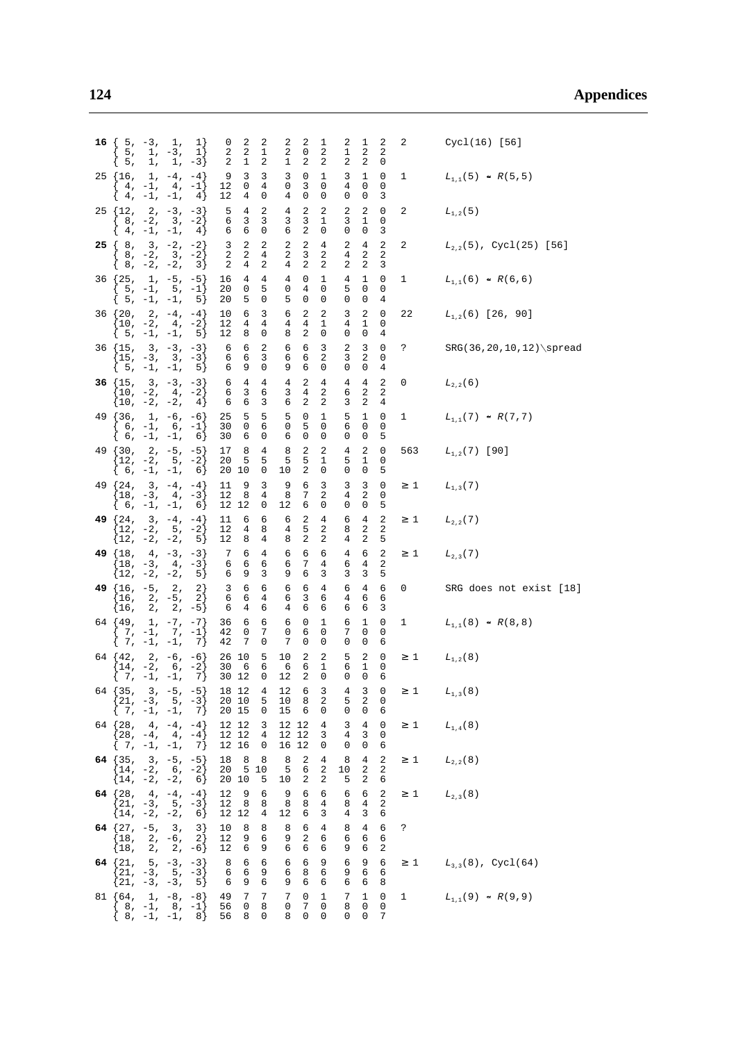| | | | | | | |
|---|---|---|---|---|---|---|
| **16** | {5, -3, 1, 1} | 0 2 2 | 2 2 1 | 2 1 2 | 2 | Cycl(16) [56] |
| | {5, 1, -3, 1} | 2 2 1 | 2 0 2 | 1 2 2 | | |
| | {5, 1, 1, -3} | 2 1 2 | 1 2 2 | 2 2 0 | | |
| 25 | {16, 1, -4, -4} | 9 3 3 | 3 0 1 | 3 1 0 | 1 | $L_{1,1}(5) \approx R(5,5)$ |
| | {4, -1, 4, -1} | 12 0 4 | 0 3 0 | 4 0 0 | | |
| | {4, -1, -1, 4} | 12 4 0 | 4 0 0 | 0 0 3 | | |
| 25 | {12, 2, -3, -3} | 5 4 2 | 4 2 2 | 2 2 0 | 2 | $L_{1,2}(5)$ |
| | {8, -2, 3, -2} | 6 3 3 | 3 3 1 | 3 1 0 | | |
| | {4, -1, -1, 4} | 6 6 0 | 6 2 0 | 0 0 3 | | |
| **25** | {8, 3, -2, -2} | 3 2 2 | 2 2 4 | 2 4 2 | 2 | $L_{2,2}(5)$, Cycl(25) [56] |
| | {8, -2, 3, -2} | 2 2 4 | 2 3 2 | 4 2 2 | | |
| | {8, -2, -2, 3} | 2 4 2 | 4 2 2 | 2 2 3 | | |
| 36 | {25, 1, -5, -5} | 16 4 4 | 4 0 1 | 4 1 0 | 1 | $L_{1,1}(6) \approx R(6,6)$ |
| | {5, -1, 5, -1} | 20 0 5 | 0 4 0 | 5 0 0 | | |
| | {5, -1, -1, 5} | 20 5 0 | 5 0 0 | 0 0 4 | | |
| 36 | {20, 2, -4, -4} | 10 6 3 | 6 2 2 | 3 2 0 | 22 | $L_{1,2}(6)$ [26, 90] |
| | {10, -2, 4, -2} | 12 4 4 | 4 4 1 | 4 1 0 | | |
| | {5, -1, -1, 5} | 12 8 0 | 8 2 0 | 0 0 4 | | |
| 36 | {15, 3, -3, -3} | 6 6 2 | 6 6 3 | 2 3 0 | ? | SRG(36,20,10,12)\spread |
| | {15, -3, 3, -3} | 6 6 3 | 6 6 2 | 3 2 0 | | |
| | {5, -1, -1, 5} | 6 9 0 | 9 6 0 | 0 0 4 | | |
| **36** | {15, 3, -3, -3} | 6 4 4 | 4 2 4 | 4 4 2 | 0 | $L_{2,2}(6)$ |
| | {10, -2, 4, -2} | 6 3 6 | 3 4 2 | 6 2 2 | | |
| | {10, -2, -2, 4} | 6 6 3 | 6 2 2 | 3 2 4 | | |
| 49 | {36, 1, -6, -6} | 25 5 5 | 5 0 1 | 5 1 0 | 1 | $L_{1,1}(7) \approx R(7,7)$ |
| | {6, -1, 6, -1} | 30 0 6 | 0 5 0 | 6 0 0 | | |
| | {6, -1, -1, 6} | 30 6 0 | 6 0 0 | 0 0 5 | | |
| 49 | {30, 2, -5, -5} | 17 8 4 | 8 2 2 | 4 2 0 | 563 | $L_{1,2}(7)$ [90] |
| | {12, -2, 5, -2} | 20 5 5 | 5 5 1 | 5 1 0 | | |
| | {6, -1, -1, 6} | 20 10 0 | 10 2 0 | 0 0 5 | | |
| 49 | {24, 3, -4, -4} | 11 9 3 | 9 6 3 | 3 3 0 | ≥ 1 | $L_{1,3}(7)$ |
| | {18, -3, 4, -3} | 12 8 4 | 8 7 2 | 4 2 0 | | |
| | {6, -1, -1, 6} | 12 12 0 | 12 6 0 | 0 0 5 | | |
| **49** | {24, 3, -4, -4} | 11 6 6 | 6 2 4 | 6 4 2 | ≥ 1 | $L_{2,2}(7)$ |
| | {12, -2, 5, -2} | 12 4 8 | 4 5 2 | 8 2 2 | | |
| | {12, -2, -2, 5} | 12 8 4 | 8 2 2 | 4 2 5 | | |
| **49** | {18, 4, -3, -3} | 7 6 4 | 6 6 6 | 4 6 2 | ≥ 1 | $L_{2,3}(7)$ |
| | {18, -3, 4, -3} | 6 6 6 | 6 7 4 | 6 4 2 | | |
| | {12, -2, -2, 5} | 6 9 3 | 9 6 3 | 3 3 5 | | |
| **49** | {16, -5, 2, 2} | 3 6 6 | 6 6 4 | 6 4 6 | 0 | SRG does not exist [18] |
| | {16, 2, -5, 2} | 6 6 4 | 6 3 6 | 4 6 6 | | |
| | {16, 2, 2, -5} | 6 4 6 | 4 6 6 | 6 6 3 | | |
| 64 | {49, 1, -7, -7} | 36 6 6 | 6 0 1 | 6 1 0 | 1 | $L_{1,1}(8) \approx R(8,8)$ |
| | {7, -1, 7, -1} | 42 0 7 | 0 6 0 | 7 0 0 | | |
| | {7, -1, -1, 7} | 42 7 0 | 7 0 0 | 0 0 6 | | |
| 64 | {42, 2, -6, -6} | 26 10 5 | 10 2 2 | 5 2 0 | ≥ 1 | $L_{1,2}(8)$ |
| | {14, -2, 6, -2} | 30 6 6 | 6 6 1 | 6 1 0 | | |
| | {7, -1, -1, 7} | 30 12 0 | 12 2 0 | 0 0 6 | | |
| 64 | {35, 3, -5, -5} | 18 12 4 | 12 6 3 | 4 3 0 | ≥ 1 | $L_{1,3}(8)$ |
| | {21, -3, 5, -3} | 20 10 5 | 10 8 2 | 5 2 0 | | |
| | {7, -1, -1, 7} | 20 15 0 | 15 6 0 | 0 0 6 | | |
| 64 | {28, 4, -4, -4} | 12 12 3 | 12 12 4 | 3 4 0 | ≥ 1 | $L_{1,4}(8)$ |
| | {28, -4, 4, -4} | 12 12 4 | 12 12 3 | 4 3 0 | | |
| | {7, -1, -1, 7} | 12 16 0 | 16 12 0 | 0 0 6 | | |
| **64** | {35, 3, -5, -5} | 18 8 8 | 8 2 4 | 8 4 2 | ≥ 1 | $L_{2,2}(8)$ |
| | {14, -2, 6, -2} | 20 5 10 | 5 6 2 | 10 2 2 | | |
| | {14, -2, -2, 6} | 20 10 5 | 10 2 2 | 5 2 6 | | |
| **64** | {28, 4, -4, -4} | 12 9 6 | 9 6 6 | 6 6 2 | ≥ 1 | $L_{2,3}(8)$ |
| | {21, -3, 5, -3} | 12 8 8 | 8 8 4 | 8 4 2 | | |
| | {14, -2, -2, 6} | 12 12 4 | 12 6 3 | 4 3 6 | | |
| **64** | {27, -5, 3, 3} | 10 8 8 | 8 6 4 | 8 4 6 | ? | |
| | {18, 2, -6, 2} | 12 9 6 | 9 2 6 | 6 6 6 | | |
| | {18, 2, 2, -6} | 12 6 9 | 6 6 6 | 9 6 2 | | |
| **64** | {21, 5, -3, -3} | 8 6 6 | 6 6 9 | 6 9 6 | ≥ 1 | $L_{3,3}(8)$, Cycl(64) |
| | {21, -3, 5, -3} | 6 6 9 | 6 8 6 | 9 6 6 | | |
| | {21, -3, -3, 5} | 6 9 6 | 9 6 6 | 6 6 8 | | |
| 81 | {64, 1, -8, -8} | 49 7 7 | 7 0 1 | 7 1 0 | 1 | $L_{1,1}(9) \approx R(9,9)$ |
| | {8, -1, 8, -1} | 56 0 8 | 0 7 0 | 8 0 0 | | |
| | {8, -1, -1, 8} | 56 8 0 | 8 0 0 | 0 0 7 | | |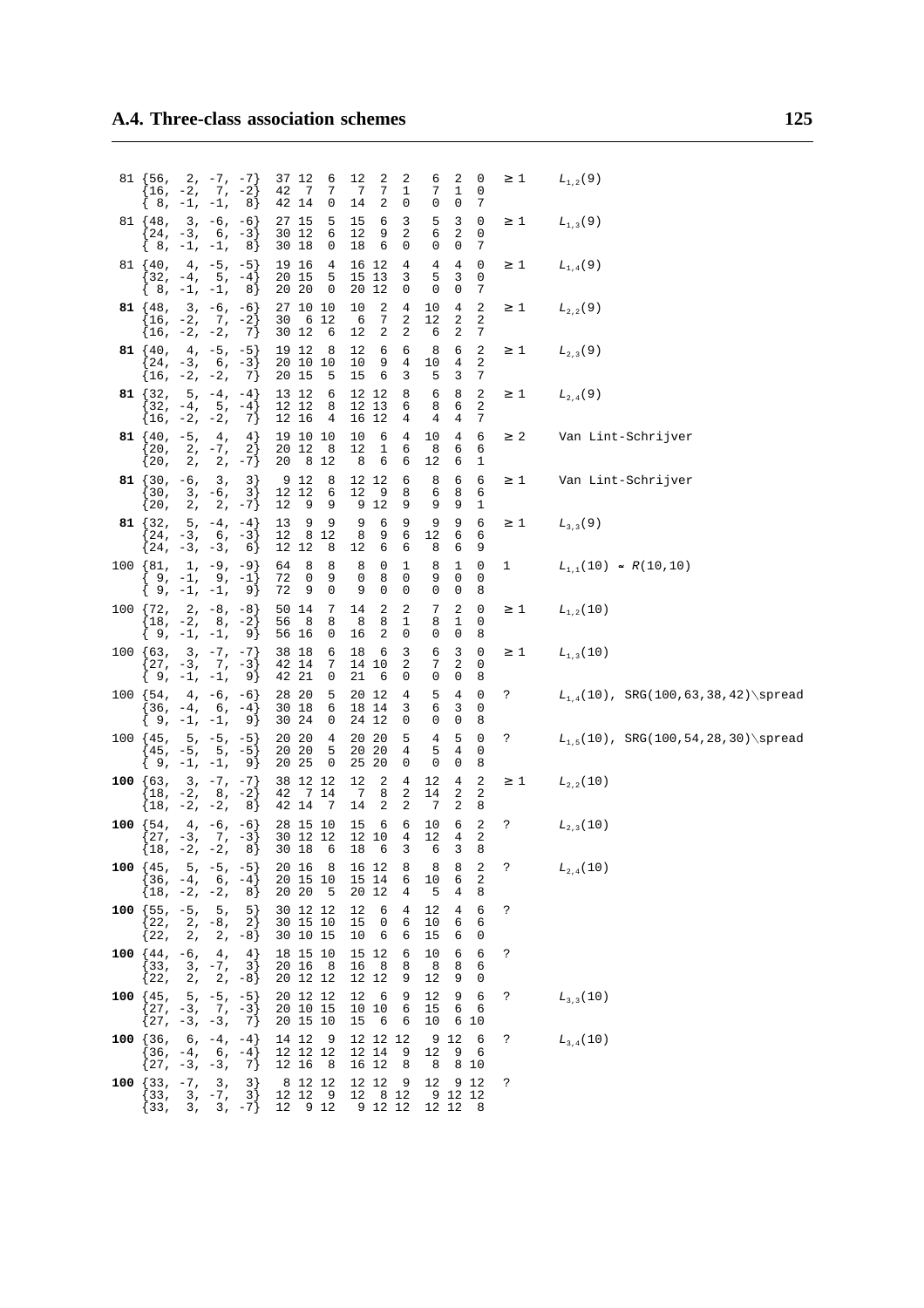## A.4. Three-class association schemes

| $v$ | eigenmatrix | | | | comment | |
|---|---|---|---|---|---|---|
| 81 | {56, 2, -7, -7}<br>{16, -2, 7, -2}<br>{ 8, -1, -1, 8} | 37 12 6<br>42 7 7<br>42 14 0 | 12 2 2<br>7 7 1<br>14 2 0 | 6 2 0<br>7 1 0<br>0 0 7 | ≥ 1 | $L_{1,2}(9)$ |
| 81 | {48, 3, -6, -6}<br>{24, -3, 6, -3}<br>{ 8, -1, -1, 8} | 27 15 5<br>30 12 6<br>30 18 0 | 15 6 3<br>12 9 2<br>18 6 0 | 5 3 0<br>6 2 0<br>0 0 7 | ≥ 1 | $L_{1,3}(9)$ |
| 81 | {40, 4, -5, -5}<br>{32, -4, 5, -4}<br>{ 8, -1, -1, 8} | 19 16 4<br>20 15 5<br>20 20 0 | 16 12 4<br>15 13 3<br>20 12 0 | 4 4 0<br>5 3 0<br>0 0 7 | ≥ 1 | $L_{1,4}(9)$ |
| **81** | {48, 3, -6, -6}<br>{16, -2, 7, -2}<br>{16, -2, -2, 7} | 27 10 10<br>30 6 12<br>30 12 6 | 10 2 4<br>6 7 2<br>12 2 2 | 10 4 2<br>12 2 2<br>6 2 7 | ≥ 1 | $L_{2,2}(9)$ |
| **81** | {40, 4, -5, -5}<br>{24, -3, 6, -3}<br>{16, -2, -2, 7} | 19 12 8<br>20 10 10<br>20 15 5 | 12 6 6<br>10 9 4<br>15 6 3 | 8 6 2<br>10 4 2<br>5 3 7 | ≥ 1 | $L_{2,3}(9)$ |
| **81** | {32, 5, -4, -4}<br>{32, -4, 5, -4}<br>{16, -2, -2, 7} | 13 12 6<br>12 12 8<br>12 16 4 | 12 12 8<br>12 13 6<br>16 12 4 | 6 8 2<br>8 6 2<br>4 4 7 | ≥ 1 | $L_{2,4}(9)$ |
| **81** | {40, -5, 4, 4}<br>{20, 2, -7, 2}<br>{20, 2, 2, -7} | 19 10 10<br>20 12 8<br>20 8 12 | 10 6 4<br>12 1 6<br>8 6 6 | 10 4 6<br>8 6 6<br>12 6 1 | ≥ 2 | Van Lint-Schrijver |
| **81** | {30, -6, 3, 3}<br>{30, 3, -6, 3}<br>{20, 2, 2, -7} | 9 12 8<br>12 12 6<br>12 9 9 | 12 12 6<br>12 9 8<br>9 12 9 | 8 6 6<br>6 8 6<br>9 9 1 | ≥ 1 | Van Lint-Schrijver |
| **81** | {32, 5, -4, -4}<br>{24, -3, 6, -3}<br>{24, -3, -3, 6} | 13 9 9<br>12 8 12<br>12 12 8 | 9 6 9<br>8 9 6<br>12 6 6 | 9 9 6<br>12 6 6<br>8 6 9 | ≥ 1 | $L_{3,3}(9)$ |
| 100 | {81, 1, -9, -9}<br>{ 9, -1, 9, -1}<br>{ 9, -1, -1, 9} | 64 8 8<br>72 0 9<br>72 9 0 | 8 0 1<br>0 8 0<br>9 0 0 | 8 1 0<br>9 0 0<br>0 0 8 | 1 | $L_{1,1}(10) \approx R(10,10)$ |
| 100 | {72, 2, -8, -8}<br>{18, -2, 8, -2}<br>{ 9, -1, -1, 9} | 50 14 7<br>56 8 8<br>56 16 0 | 14 2 2<br>8 8 1<br>16 2 0 | 7 2 0<br>8 1 0<br>0 0 8 | ≥ 1 | $L_{1,2}(10)$ |
| 100 | {63, 3, -7, -7}<br>{27, -3, 7, -3}<br>{ 9, -1, -1, 9} | 38 18 6<br>42 14 7<br>42 21 0 | 18 6 3<br>14 10 2<br>21 6 0 | 6 3 0<br>7 2 0<br>0 0 8 | ≥ 1 | $L_{1,3}(10)$ |
| 100 | {54, 4, -6, -6}<br>{36, -4, 6, -4}<br>{ 9, -1, -1, 9} | 28 20 5<br>30 18 6<br>30 24 0 | 20 12 4<br>18 14 3<br>24 12 0 | 5 4 0<br>6 3 0<br>0 0 8 | ? | $L_{1,4}(10)$, SRG(100,63,38,42)\spread |
| 100 | {45, 5, -5, -5}<br>{45, -5, 5, -5}<br>{ 9, -1, -1, 9} | 20 20 4<br>20 20 5<br>20 25 0 | 20 20 5<br>20 20 4<br>25 20 0 | 4 5 0<br>5 4 0<br>0 0 8 | ? | $L_{1,5}(10)$, SRG(100,54,28,30)\spread |
| **100** | {63, 3, -7, -7}<br>{18, -2, 8, -2}<br>{18, -2, -2, 8} | 38 12 12<br>42 7 14<br>42 14 7 | 12 2 4<br>7 8 2<br>14 2 2 | 12 4 2<br>14 2 2<br>7 2 8 | ≥ 1 | $L_{2,2}(10)$ |
| **100** | {54, 4, -6, -6}<br>{27, -3, 7, -3}<br>{18, -2, -2, 8} | 28 15 10<br>30 12 12<br>30 18 6 | 15 6 6<br>12 10 4<br>18 6 3 | 10 6 2<br>12 4 2<br>6 3 8 | ? | $L_{2,3}(10)$ |
| **100** | {45, 5, -5, -5}<br>{36, -4, 6, -4}<br>{18, -2, -2, 8} | 20 16 8<br>20 15 10<br>20 20 5 | 16 12 8<br>15 14 6<br>20 12 4 | 8 8 2<br>10 6 2<br>5 4 8 | ? | $L_{2,4}(10)$ |
| **100** | {55, -5, 5, 5}<br>{22, 2, -8, 2}<br>{22, 2, 2, -8} | 30 12 12<br>30 15 10<br>30 10 15 | 12 6 4<br>15 0 6<br>10 6 6 | 12 4 6<br>10 6 6<br>15 6 0 | ? | |
| **100** | {44, -6, 4, 4}<br>{33, 3, -7, 3}<br>{22, 2, 2, -8} | 18 15 10<br>20 16 8<br>20 12 12 | 15 12 6<br>16 8 8<br>12 12 9 | 10 6 6<br>8 8 6<br>12 9 0 | ? | |
| **100** | {45, 5, -5, -5}<br>{27, -3, 7, -3}<br>{27, -3, -3, 7} | 20 12 12<br>20 10 15<br>20 15 10 | 12 6 9<br>10 10 6<br>15 6 6 | 12 9 6<br>15 6 6<br>10 6 10 | ? | $L_{3,3}(10)$ |
| **100** | {36, 6, -4, -4}<br>{36, -4, 6, -4}<br>{27, -3, -3, 7} | 14 12 9<br>12 12 12<br>12 16 8 | 12 12 12<br>12 14 9<br>16 12 8 | 9 12 6<br>12 9 6<br>8 8 10 | ? | $L_{3,4}(10)$ |
| **100** | {33, -7, 3, 3}<br>{33, 3, -7, 3}<br>{33, 3, 3, -7} | 8 12 12<br>12 12 9<br>12 9 12 | 12 12 9<br>12 8 12<br>9 12 12 | 12 9 12<br>9 12 12<br>12 12 8 | ? | |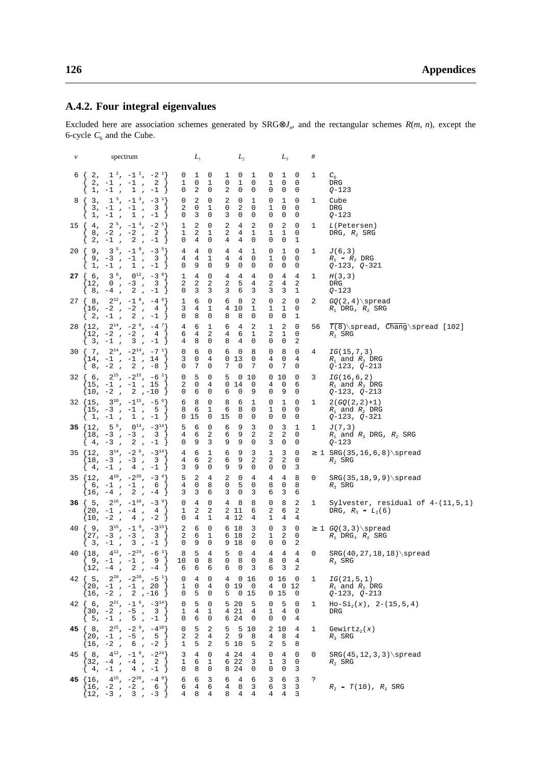## A.4.2. Four integral eigenvalues

Excluded here are association schemes generated by SRG⊗$J_n$, and the rectangular schemes $R(m, n)$, except the 6-cycle $C_6$ and the Cube.

| $v$ | spectrum | $L_1$ | $L_2$ | $L_3$ | # | |
|---|---|---|---|---|---|---|
| 6 | $\{2,\ 1^{2},\ -1^{2},\ -2^{1}\}$ | 0 1 0 | 1 0 1 | 0 1 0 | 1 | $C_6$ |
| | $\{2,\ -1,\ -1,\ 2\}$ | 1 0 1 | 0 1 0 | 1 0 0 | | DRG |
| | $\{1,\ -1,\ 1,\ -1\}$ | 0 2 0 | 2 0 0 | 0 0 0 | | $Q$-123 |
| 8 | $\{3,\ 1^{3},\ -1^{3},\ -3^{1}\}$ | 0 2 0 | 2 0 1 | 0 1 0 | 1 | Cube |
| | $\{3,\ -1,\ -1,\ 3\}$ | 2 0 1 | 0 2 0 | 1 0 0 | | DRG |
| | $\{1,\ -1,\ 1,\ -1\}$ | 0 3 0 | 3 0 0 | 0 0 0 | | $Q$-123 |
| 15 | $\{4,\ 2^{5},\ -1^{4},\ -2^{5}\}$ | 1 2 0 | 2 4 2 | 0 2 0 | 1 | $L$(Petersen) |
| | $\{8,\ -2,\ -2,\ 2\}$ | 1 2 1 | 2 4 1 | 1 1 0 | | DRG, $R_2$ SRG |
| | $\{2,\ -1,\ 2,\ -1\}$ | 0 4 0 | 4 4 0 | 0 0 1 | | |
| 20 | $\{9,\ 3^{5},\ -1^{9},\ -3^{5}\}$ | 4 4 0 | 4 4 1 | 0 1 0 | 1 | $J(6,3)$ |
| | $\{9,\ -3,\ -1,\ 3\}$ | 4 4 1 | 4 4 0 | 1 0 0 | | $R_1 \simeq R_2$ DRG |
| | $\{1,\ -1,\ 1,\ -1\}$ | 0 9 0 | 9 0 0 | 0 0 0 | | $Q$-123, $Q$-321 |
| **27** | $\{6,\ 3^{6},\ 0^{12},\ -3^{8}\}$ | 1 4 0 | 4 4 4 | 0 4 4 | 1 | $H(3,3)$ |
| | $\{12,\ 0,\ -3,\ 3\}$ | 2 2 2 | 2 5 4 | 2 4 2 | | DRG |
| | $\{8,\ -4,\ 2,\ -1\}$ | 0 3 3 | 3 6 3 | 3 3 1 | | $Q$-123 |
| 27 | $\{8,\ 2^{12},\ -1^{8},\ -4^{6}\}$ | 1 6 0 | 6 8 2 | 0 2 0 | 2 | $GQ(2,4)$\spread |
| | $\{16,\ -2,\ -2,\ 4\}$ | 3 4 1 | 4 10 1 | 1 1 0 | | $R_1$ DRG, $R_2$ SRG |
| | $\{2,\ -1,\ 2,\ -1\}$ | 0 8 0 | 8 8 0 | 0 0 1 | | |
| 28 | $\{12,\ 2^{14},\ -2^{6},\ -4^{7}\}$ | 4 6 1 | 6 4 2 | 1 2 0 | 56 | $\overline{T(8)}$\spread, $\overline{\text{Chang}}$\spread [102] |
| | $\{12,\ -2,\ -2,\ 4\}$ | 6 4 2 | 4 6 1 | 2 1 0 | | $R_2$ SRG |
| | $\{3,\ -1,\ 3,\ -1\}$ | 4 8 0 | 8 4 0 | 0 0 2 | | |
| 30 | $\{7,\ 2^{14},\ -2^{14},\ -7^{1}\}$ | 0 6 0 | 6 0 8 | 0 8 0 | 4 | $IG(15,7,3)$ |
| | $\{14,\ -1,\ -1,\ 14\}$ | 3 0 4 | 0 13 0 | 4 0 4 | | $R_1$ and $R_3$ DRG |
| | $\{8,\ -2,\ 2,\ -8\}$ | 0 7 0 | 7 0 7 | 0 7 0 | | $Q$-123, $Q$-213 |
| 32 | $\{6,\ 2^{15},\ -2^{15},\ -6^{1}\}$ | 0 5 0 | 5 0 10 | 0 10 0 | 3 | $IG(16,6,2)$ |
| | $\{15,\ -1,\ -1,\ 15\}$ | 2 0 4 | 0 14 0 | 4 0 6 | | $R_1$ and $R_3$ DRG |
| | $\{10,\ -2,\ 2,\ -10\}$ | 0 6 0 | 6 0 9 | 0 9 0 | | $Q$-123, $Q$-213 |
| 32 | $\{15,\ 3^{10},\ -1^{15},\ -5^{6}\}$ | 6 8 0 | 8 6 1 | 0 1 0 | 1 | $2(GQ(2,2)+1)$ |
| | $\{15,\ -3,\ -1,\ 5\}$ | 8 6 1 | 6 8 0 | 1 0 0 | | $R_1$ and $R_2$ DRG |
| | $\{1,\ -1,\ 1,\ -1\}$ | 0 15 0 | 15 0 0 | 0 0 0 | | $Q$-123, $Q$-321 |
| **35** | $\{12,\ 5^{6},\ 0^{14},\ -3^{14}\}$ | 5 6 0 | 6 9 3 | 0 3 1 | 1 | $J(7,3)$ |
| | $\{18,\ -3,\ -3,\ 3\}$ | 4 6 2 | 6 9 2 | 2 2 0 | | $R_1$ and $R_3$ DRG, $R_2$ SRG |
| | $\{4,\ -3,\ 2,\ -1\}$ | 0 9 3 | 9 9 0 | 3 0 0 | | $Q$-123 |
| 35 | $\{12,\ 3^{14},\ -2^{6},\ -3^{14}\}$ | 4 6 1 | 6 9 3 | 1 3 0 | ≥ 1 | SRG(35,16,6,8)\spread |
| | $\{18,\ -3,\ -3,\ 3\}$ | 4 6 2 | 6 9 2 | 2 2 0 | | $R_2$ SRG |
| | $\{4,\ -1,\ 4,\ -1\}$ | 3 9 0 | 9 9 0 | 0 0 3 | | |
| 35 | $\{12,\ 4^{10},\ -2^{20},\ -3^{4}\}$ | 5 2 4 | 2 0 4 | 4 4 8 | 0 | SRG(35,18,9,9)\spread |
| | $\{6,\ -1,\ -1,\ 6\}$ | 4 0 8 | 0 5 0 | 8 0 8 | | $R_3$ SRG |
| | $\{16,\ -4,\ 2,\ -4\}$ | 3 3 6 | 3 0 3 | 6 3 6 | | |
| **36** | $\{5,\ 2^{16},\ -1^{10},\ -3^{9}\}$ | 0 4 0 | 4 8 8 | 0 8 2 | 1 | Sylvester, residual of 4-(11,5,1) |
| | $\{20,\ -1,\ -4,\ 4\}$ | 1 2 2 | 2 11 6 | 2 6 2 | | DRG, $R_3 \simeq L_2(6)$ |
| | $\{10,\ -2,\ 4,\ -2\}$ | 0 4 1 | 4 12 4 | 1 4 4 | | |
| 40 | $\{9,\ 3^{15},\ -1^{9},\ -3^{15}\}$ | 2 6 0 | 6 18 3 | 0 3 0 | ≥ 1 | $GQ(3,3)$\spread |
| | $\{27,\ -3,\ -3,\ 3\}$ | 2 6 1 | 6 18 2 | 1 2 0 | | $R_1$ DRG, $R_2$ SRG |
| | $\{3,\ -1,\ 3,\ -1\}$ | 0 9 0 | 9 18 0 | 0 0 2 | | |
| 40 | $\{18,\ 4^{12},\ -2^{24},\ -6^{3}\}$ | 8 5 4 | 5 0 4 | 4 4 4 | 0 | SRG(40,27,18,18)\spread |
| | $\{9,\ -1,\ -1,\ 9\}$ | 10 0 8 | 0 8 0 | 8 0 4 | | $R_3$ SRG |
| | $\{12,\ -4,\ 2,\ -4\}$ | 6 6 6 | 6 0 3 | 6 3 2 | | |
| 42 | $\{5,\ 2^{20},\ -2^{20},\ -5^{1}\}$ | 0 4 0 | 4 0 16 | 0 16 0 | 1 | $IG(21,5,1)$ |
| | $\{20,\ -1,\ -1,\ 20\}$ | 1 0 4 | 0 19 0 | 4 0 12 | | $R_1$ and $R_3$ DRG |
| | $\{16,\ -2,\ 2,\ -16\}$ | 0 5 0 | 5 0 15 | 0 15 0 | | $Q$-123, $Q$-213 |
| 42 | $\{6,\ 2^{21},\ -1^{6},\ -3^{14}\}$ | 0 5 0 | 5 20 5 | 0 5 0 | 1 | Ho-Si$_2(x)$, 2-(15,5,4) |
| | $\{30,\ -2,\ -5,\ 3\}$ | 1 4 1 | 4 21 4 | 1 4 0 | | DRG |
| | $\{5,\ -1,\ 5,\ -1\}$ | 0 6 0 | 6 24 0 | 0 0 4 | | |
| **45** | $\{8,\ 2^{25},\ -2^{9},\ -4^{10}\}$ | 0 5 2 | 5 5 10 | 2 10 4 | 1 | Gewirtz$_2(x)$ |
| | $\{20,\ -1,\ -5,\ 5\}$ | 2 2 4 | 2 9 8 | 4 8 4 | | $R_3$ SRG |
| | $\{16,\ -2,\ 6,\ -2\}$ | 1 5 2 | 5 10 5 | 2 5 8 | | |
| 45 | $\{8,\ 4^{12},\ -1^{8},\ -2^{24}\}$ | 3 4 0 | 4 24 4 | 0 4 0 | 0 | SRG(45,12,3,3)\spread |
| | $\{32,\ -4,\ -4,\ 2\}$ | 1 6 1 | 6 22 3 | 1 3 0 | | $R_2$ SRG |
| | $\{4,\ -1,\ 4,\ -1\}$ | 0 8 0 | 8 24 0 | 0 0 3 | | |
| **45** | $\{16,\ 4^{15},\ -2^{20},\ -4^{9}\}$ | 6 6 3 | 6 4 6 | 3 6 3 | ? | |
| | $\{16,\ -2,\ -2,\ 6\}$ | 6 4 6 | 4 8 3 | 6 3 3 | | $R_2 \simeq T(10)$, $R_3$ SRG |
| | $\{12,\ -3,\ 3,\ -3\}$ | 4 8 4 | 8 4 4 | 4 4 3 | | |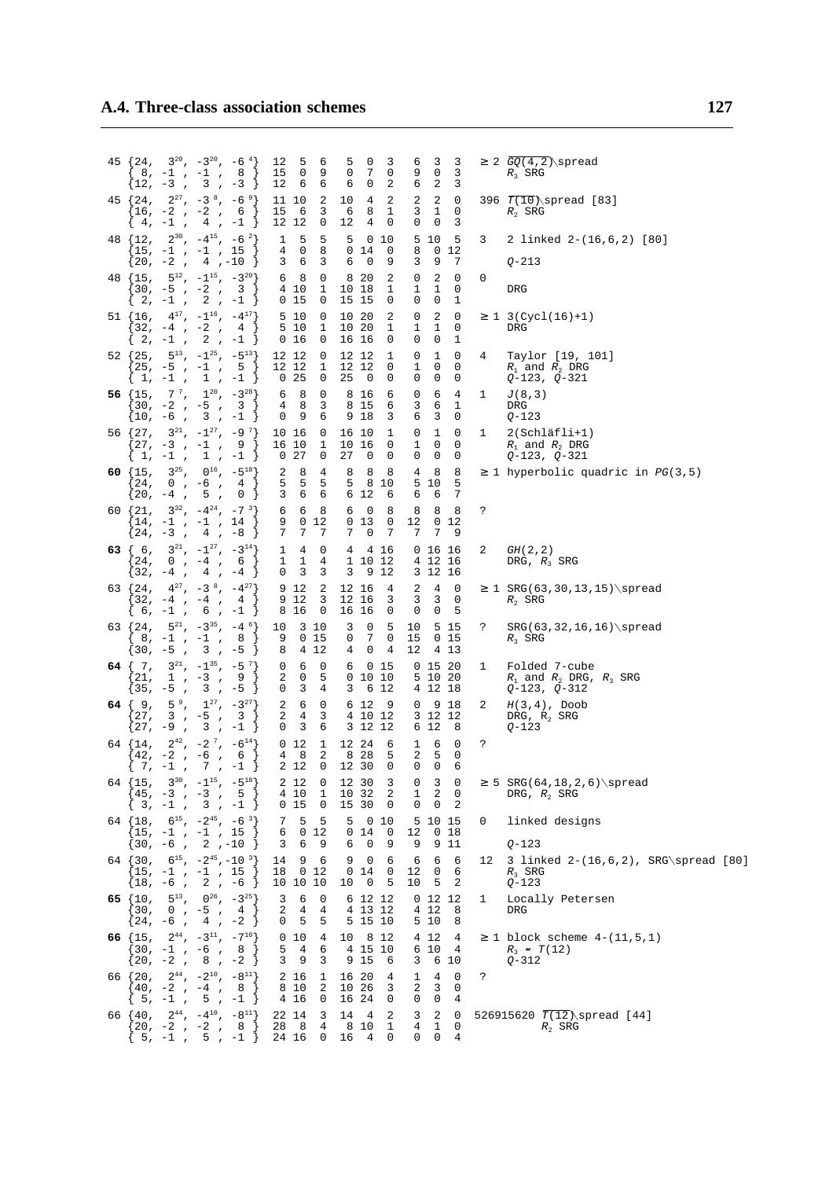| | | | | | | |
|---|---|---|---|---|---|---|
| 45 | {24, $3^{20}$, $-3^{20}$, $-6^{4}$} | 12 5 6 | 5 0 3 | 6 3 3 | ≥ 2 | $\overline{GQ(4,2)}$\spread |
| | {8, −1, −1, 8} | 15 0 9 | 0 7 0 | 9 0 3 | | $R_3$ SRG |
| | {12, −3, 3, −3} | 12 6 6 | 6 0 2 | 6 2 3 | | |
| 45 | {24, $2^{27}$, $-3^{8}$, $-6^{9}$} | 11 10 2 | 10 4 2 | 2 2 0 | 396 | $\overline{T(10)}$\spread [83] |
| | {16, −2, −2, 6} | 15 6 3 | 6 8 1 | 3 1 0 | | $R_2$ SRG |
| | {4, −1, 4, −1} | 12 12 0 | 12 4 0 | 0 0 3 | | |
| 48 | {12, $2^{30}$, $-4^{15}$, $-6^{2}$} | 1 5 5 | 5 0 10 | 5 10 5 | 3 | 2 linked 2-(16,6,2) [80] |
| | {15, −1, −1, 15} | 4 0 8 | 0 14 0 | 8 0 12 | | |
| | {20, −2, 4, −10} | 3 6 3 | 6 0 9 | 3 9 7 | | $Q$-213 |
| 48 | {15, $5^{12}$, $-1^{15}$, $-3^{20}$} | 6 8 0 | 8 20 2 | 0 2 0 | 0 | |
| | {30, −5, −2, 3} | 4 10 1 | 10 18 1 | 1 1 0 | | DRG |
| | {2, −1, 2, −1} | 0 15 0 | 15 15 0 | 0 0 1 | | |
| 51 | {16, $4^{17}$, $-1^{16}$, $-4^{17}$} | 5 10 0 | 10 20 2 | 0 2 0 | ≥ 1 | 3(Cycl(16)+1) |
| | {32, −4, −2, 4} | 5 10 1 | 10 20 1 | 1 1 0 | | DRG |
| | {2, −1, 2, −1} | 0 16 0 | 16 16 0 | 0 0 1 | | |
| 52 | {25, $5^{13}$, $-1^{25}$, $-5^{13}$} | 12 12 0 | 12 12 1 | 0 1 0 | 4 | Taylor [19, 101] |
| | {25, −5, −1, 5} | 12 12 1 | 12 12 0 | 1 0 0 | | $R_1$ and $R_2$ DRG |
| | {1, −1, 1, −1} | 0 25 0 | 25 0 0 | 0 0 0 | | $Q$-123, $Q$-321 |
| **56** | {15, $7^{7}$, $1^{20}$, $-3^{28}$} | 6 8 0 | 8 16 6 | 0 6 4 | 1 | $J(8,3)$ |
| | {30, −2, −5, 3} | 4 8 3 | 8 15 6 | 3 6 1 | | DRG |
| | {10, −6, 3, −1} | 0 9 6 | 9 18 3 | 6 3 0 | | $Q$-123 |
| 56 | {27, $3^{21}$, $-1^{27}$, $-9^{7}$} | 10 16 0 | 16 10 1 | 0 1 0 | 1 | 2(Schläfli+1) |
| | {27, −3, −1, 9} | 16 10 1 | 10 16 0 | 1 0 0 | | $R_1$ and $R_2$ DRG |
| | {1, −1, 1, −1} | 0 27 0 | 27 0 0 | 0 0 0 | | $Q$-123, $Q$-321 |
| **60** | {15, $3^{25}$, $0^{16}$, $-5^{18}$} | 2 8 4 | 8 8 8 | 4 8 8 | ≥ 1 | hyperbolic quadric in $PG(3,5)$ |
| | {24, 0, −6, 4} | 5 5 5 | 5 8 10 | 5 10 5 | | |
| | {20, −4, 5, 0} | 3 6 6 | 6 12 6 | 6 6 7 | | |
| 60 | {21, $3^{32}$, $-4^{24}$, $-7^{3}$} | 6 6 8 | 6 0 8 | 8 8 8 | ? | |
| | {14, −1, −1, 14} | 9 0 12 | 0 13 0 | 12 0 12 | | |
| | {24, −3, 4, −8} | 7 7 7 | 7 0 7 | 7 7 9 | | |
| **63** | {6, $3^{21}$, $-1^{27}$, $-3^{14}$} | 1 4 0 | 4 4 16 | 0 16 16 | 2 | $GH(2,2)$ |
| | {24, 0, −4, 6} | 1 1 4 | 1 10 12 | 4 12 16 | | DRG, $R_3$ SRG |
| | {32, −4, 4, −4} | 0 3 3 | 3 9 12 | 3 12 16 | | |
| 63 | {24, $4^{27}$, $-3^{8}$, $-4^{27}$} | 9 12 2 | 12 16 4 | 2 4 0 | ≥ 1 | SRG(63,30,13,15)\spread |
| | {32, −4, −4, 4} | 9 12 3 | 12 16 3 | 3 3 0 | | $R_2$ SRG |
| | {6, −1, 6, −1} | 8 16 0 | 16 16 0 | 0 0 5 | | |
| 63 | {24, $5^{21}$, $-3^{35}$, $-4^{6}$} | 10 3 10 | 3 0 5 | 10 5 15 | ? | SRG(63,32,16,16)\spread |
| | {8, −1, −1, 8} | 9 0 15 | 0 7 0 | 15 0 15 | | $R_3$ SRG |
| | {30, −5, 3, −5} | 8 4 12 | 4 0 4 | 12 4 13 | | |
| **64** | {7, $3^{21}$, $-1^{35}$, $-5^{7}$} | 0 6 0 | 6 0 15 | 0 15 20 | 1 | Folded 7-cube |
| | {21, 1, −3, 9} | 2 0 5 | 0 10 10 | 5 10 20 | | $R_1$ and $R_2$ DRG, $R_3$ SRG |
| | {35, −5, 3, −5} | 0 3 4 | 3 6 12 | 4 12 18 | | $Q$-123, $Q$-312 |
| **64** | {9, $5^{9}$, $1^{27}$, $-3^{27}$} | 2 6 0 | 6 12 9 | 0 9 18 | 2 | $H(3,4)$, Doob |
| | {27, 3, −5, 3} | 2 4 3 | 4 10 12 | 3 12 12 | | DRG, $R_2$ SRG |
| | {27, −9, 3, −1} | 0 3 6 | 3 12 12 | 6 12 8 | | $Q$-123 |
| 64 | {14, $2^{42}$, $-2^{7}$, $-6^{14}$} | 0 12 1 | 12 24 6 | 1 6 0 | ? | |
| | {42, −2, −6, 6} | 4 8 2 | 8 28 5 | 2 5 0 | | |
| | {7, −1, 7, −1} | 2 12 0 | 12 30 0 | 0 0 6 | | |
| 64 | {15, $3^{30}$, $-1^{15}$, $-5^{18}$} | 2 12 0 | 12 30 3 | 0 3 0 | ≥ 5 | SRG(64,18,2,6)\spread |
| | {45, −3, −3, 5} | 4 10 1 | 10 32 2 | 1 2 0 | | DRG, $R_2$ SRG |
| | {3, −1, 3, −1} | 0 15 0 | 15 30 0 | 0 0 2 | | |
| 64 | {18, $6^{15}$, $-2^{45}$, $-6^{3}$} | 7 5 5 | 5 0 10 | 5 10 15 | 0 | linked designs |
| | {15, −1, −1, 15} | 6 0 12 | 0 14 0 | 12 0 18 | | |
| | {30, −6, 2, −10} | 3 6 9 | 6 0 9 | 9 9 11 | | $Q$-123 |
| 64 | {30, $6^{15}$, $-2^{45}$, $-10^{3}$} | 14 9 6 | 9 0 6 | 6 6 6 | 12 | 3 linked 2-(16,6,2), SRG\spread [80] |
| | {15, −1, −1, 15} | 18 0 12 | 0 14 0 | 12 0 6 | | $R_3$ SRG |
| | {18, −6, 2, −6} | 10 10 10 | 10 0 5 | 10 5 2 | | $Q$-123 |
| **65** | {10, $5^{13}$, $0^{26}$, $-3^{25}$} | 3 6 0 | 6 12 12 | 0 12 12 | 1 | Locally Petersen |
| | {30, 0, −5, 4} | 2 4 4 | 4 13 12 | 4 12 8 | | DRG |
| | {24, −6, 4, −2} | 0 5 5 | 5 15 10 | 5 10 8 | | |
| **66** | {15, $2^{44}$, $-3^{11}$, $-7^{10}$} | 0 10 4 | 10 8 12 | 4 12 4 | ≥ 1 | block scheme 4-(11,5,1) |
| | {30, −1, −6, 8} | 5 4 6 | 4 15 10 | 6 10 4 | | $R_3 \approx T(12)$ |
| | {20, −2, 8, −2} | 3 9 3 | 9 15 6 | 3 6 10 | | $Q$-312 |
| 66 | {20, $2^{44}$, $-2^{10}$, $-8^{11}$} | 2 16 1 | 16 20 4 | 1 4 0 | ? | |
| | {40, −2, −4, 8} | 8 10 2 | 10 26 3 | 2 3 0 | | |
| | {5, −1, 5, −1} | 4 16 0 | 16 24 0 | 0 0 4 | | |
| 66 | {40, $2^{44}$, $-4^{10}$, $-8^{11}$} | 22 14 3 | 14 4 2 | 3 2 0 | 526915620 | $\overline{T(12)}$\spread [44] |
| | {20, −2, −2, 8} | 28 8 4 | 8 10 1 | 4 1 0 | | $R_2$ SRG |
| | {5, −1, 5, −1} | 24 16 0 | 16 4 0 | 0 0 4 | | |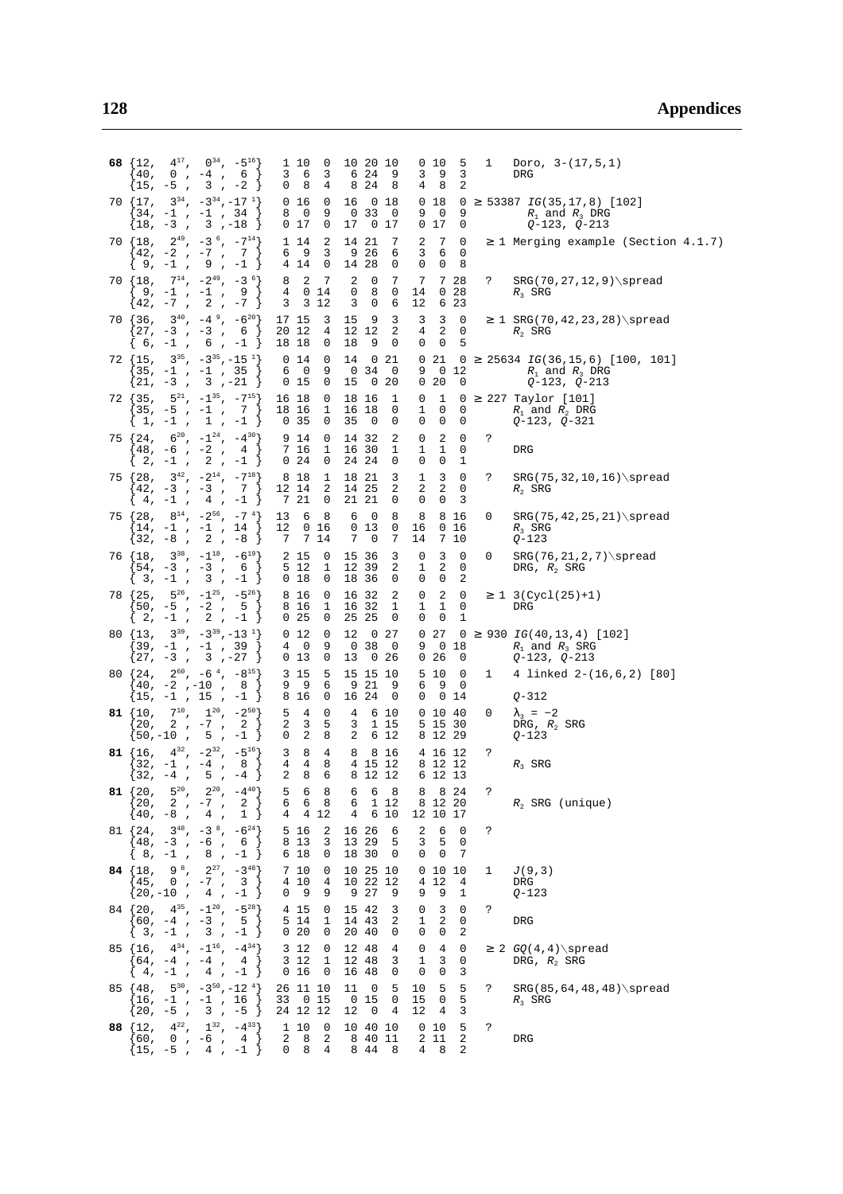| $v$ | Eigenvalues | $A_1$ | $A_2$ | $A_3$ | # | Comments |
|---|---|---|---|---|---|---|
| **68** | $\{12,\ 4^{17},\ 0^{34},\ -5^{16}\}$<br>$\{40,\ 0,\ -4,\ 6\}$<br>$\{15,\ -5,\ 3,\ -2\}$ | 1 10 0<br>3 6 3<br>0 8 4 | 10 20 10<br>6 24 9<br>8 24 8 | 0 10 5<br>3 9 3<br>4 8 2 | 1 | Doro, 3-(17,5,1)<br>DRG |
| 70 | $\{17,\ 3^{34},\ -3^{34},\ -17^{1}\}$<br>$\{34,\ -1,\ -1,\ 34\}$<br>$\{18,\ -3,\ 3,\ -18\}$ | 0 16 0<br>8 0 9<br>0 17 0 | 16 0 18<br>0 33 0<br>17 0 17 | 0 18 0<br>9 0 9<br>0 17 0 | ≥ 53387 | *IG*(35,17,8) [102]<br>$R_1$ and $R_3$ DRG<br>*Q*-123, *Q*-213 |
| 70 | $\{18,\ 2^{49},\ -3^{6},\ -7^{14}\}$<br>$\{42,\ -2,\ -7,\ 7\}$<br>$\{9,\ -1,\ 9,\ -1\}$ | 1 14 2<br>6 9 3<br>4 14 0 | 14 21 7<br>9 26 6<br>14 28 0 | 2 7 0<br>3 6 0<br>0 0 8 | ≥ 1 | Merging example (Section 4.1.7) |
| 70 | $\{18,\ 7^{14},\ -2^{49},\ -3^{6}\}$<br>$\{9,\ -1,\ -1,\ 9\}$<br>$\{42,\ -7,\ 2,\ -7\}$ | 8 2 7<br>4 0 14<br>3 3 12 | 2 0 7<br>0 8 0<br>3 0 6 | 7 7 28<br>14 0 28<br>12 6 23 | ? | SRG(70,27,12,9)\spread<br>$R_3$ SRG |
| 70 | $\{36,\ 3^{40},\ -4^{9},\ -6^{20}\}$<br>$\{27,\ -3,\ -3,\ 6\}$<br>$\{6,\ -1,\ 6,\ -1\}$ | 17 15 3<br>20 12 4<br>18 18 0 | 15 9 3<br>12 12 2<br>18 9 0 | 3 3 0<br>4 2 0<br>0 0 5 | ≥ 1 | SRG(70,42,23,28)\spread<br>$R_2$ SRG |
| 72 | $\{15,\ 3^{35},\ -3^{35},\ -15^{1}\}$<br>$\{35,\ -1,\ -1,\ 35\}$<br>$\{21,\ -3,\ 3,\ -21\}$ | 0 14 0<br>6 0 9<br>0 15 0 | 14 0 21<br>0 34 0<br>15 0 20 | 0 21 0<br>9 0 12<br>0 20 0 | ≥ 25634 | *IG*(36,15,6) [100, 101]<br>$R_1$ and $R_3$ DRG<br>*Q*-123, *Q*-213 |
| 72 | $\{35,\ 5^{21},\ -1^{35},\ -7^{15}\}$<br>$\{35,\ -5,\ -1,\ 7\}$<br>$\{1,\ -1,\ 1,\ -1\}$ | 16 18 0<br>18 16 1<br>0 35 0 | 18 16 1<br>16 18 0<br>35 0 0 | 0 1 0<br>1 0 0<br>0 0 0 | ≥ 227 | Taylor [101]<br>$R_1$ and $R_2$ DRG<br>*Q*-123, *Q*-321 |
| 75 | $\{24,\ 6^{20},\ -1^{24},\ -4^{30}\}$<br>$\{48,\ -6,\ -2,\ 4\}$<br>$\{2,\ -1,\ 2,\ -1\}$ | 9 14 0<br>7 16 1<br>0 24 0 | 14 32 2<br>16 30 1<br>24 24 0 | 0 2 0<br>1 1 0<br>0 0 1 | ? | DRG |
| 75 | $\{28,\ 3^{42},\ -2^{14},\ -7^{18}\}$<br>$\{42,\ -3,\ -3,\ 7\}$<br>$\{4,\ -1,\ 4,\ -1\}$ | 8 18 1<br>12 14 2<br>7 21 0 | 18 21 3<br>14 25 2<br>21 21 0 | 1 3 0<br>2 2 0<br>0 0 3 | ? | SRG(75,32,10,16)\spread<br>$R_2$ SRG |
| 75 | $\{28,\ 8^{14},\ -2^{56},\ -7^{4}\}$<br>$\{14,\ -1,\ -1,\ 14\}$<br>$\{32,\ -8,\ 2,\ -8\}$ | 13 6 8<br>12 0 16<br>7 7 14 | 6 0 8<br>0 13 0<br>7 0 7 | 8 8 16<br>16 0 16<br>14 7 10 | 0 | SRG(75,42,25,21)\spread<br>$R_3$ SRG<br>*Q*-123 |
| 76 | $\{18,\ 3^{38},\ -1^{18},\ -6^{19}\}$<br>$\{54,\ -3,\ -3,\ 6\}$<br>$\{3,\ -1,\ 3,\ -1\}$ | 2 15 0<br>5 12 1<br>0 18 0 | 15 36 3<br>12 39 2<br>18 36 0 | 0 3 0<br>1 2 0<br>0 0 2 | 0 | SRG(76,21,2,7)\spread<br>DRG, $R_2$ SRG |
| 78 | $\{25,\ 5^{26},\ -1^{25},\ -5^{26}\}$<br>$\{50,\ -5,\ -2,\ 5\}$<br>$\{2,\ -1,\ 2,\ -1\}$ | 8 16 0<br>8 16 1<br>0 25 0 | 16 32 2<br>16 32 1<br>25 25 0 | 0 2 0<br>1 1 0<br>0 0 1 | ≥ 1 | 3(Cycl(25)+1)<br>DRG |
| 80 | $\{13,\ 3^{39},\ -3^{39},\ -13^{1}\}$<br>$\{39,\ -1,\ -1,\ 39\}$<br>$\{27,\ -3,\ 3,\ -27\}$ | 0 12 0<br>4 0 9<br>0 13 0 | 12 0 27<br>0 38 0<br>13 0 26 | 0 27 0<br>9 0 18<br>0 26 0 | ≥ 930 | *IG*(40,13,4) [102]<br>$R_1$ and $R_3$ SRG<br>*Q*-123, *Q*-213 |
| 80 | $\{24,\ 2^{60},\ -6^{4},\ -8^{15}\}$<br>$\{40,\ -2,\ -10,\ 8\}$<br>$\{15,\ -1,\ 15,\ -1\}$ | 3 15 5<br>9 9 6<br>8 16 0 | 15 15 10<br>9 21 9<br>16 24 0 | 5 10 0<br>6 9 0<br>0 0 14 | 1 | 4 linked 2-(16,6,2) [80]<br><br>*Q*-312 |
| **81** | $\{10,\ 7^{10},\ 1^{20},\ -2^{50}\}$<br>$\{20,\ 2,\ -7,\ 2\}$<br>$\{50,\ -10,\ 5,\ -1\}$ | 5 4 0<br>2 3 5<br>0 2 8 | 4 6 10<br>3 1 15<br>2 6 12 | 0 10 40<br>5 15 30<br>8 12 29 | 0 | $\lambda_3 = -2$<br>DRG, $R_2$ SRG<br>*Q*-123 |
| **81** | $\{16,\ 4^{32},\ -2^{32},\ -5^{16}\}$<br>$\{32,\ -1,\ -4,\ 8\}$<br>$\{32,\ -4,\ 5,\ -4\}$ | 3 8 4<br>4 4 8<br>2 8 6 | 8 8 16<br>4 15 12<br>8 12 12 | 4 16 12<br>8 12 12<br>6 12 13 | ? | <br>$R_3$ SRG |
| **81** | $\{20,\ 5^{20},\ 2^{20},\ -4^{40}\}$<br>$\{20,\ 2,\ -7,\ 2\}$<br>$\{40,\ -8,\ 4,\ 1\}$ | 5 6 8<br>6 6 8<br>4 4 12 | 6 6 8<br>6 1 12<br>4 6 10 | 8 8 24<br>8 12 20<br>12 10 17 | ? | <br>$R_2$ SRG (unique) |
| 81 | $\{24,\ 3^{48},\ -3^{8},\ -6^{24}\}$<br>$\{48,\ -3,\ -6,\ 6\}$<br>$\{8,\ -1,\ 8,\ -1\}$ | 5 16 2<br>8 13 3<br>6 18 0 | 16 26 6<br>13 29 5<br>18 30 0 | 2 6 0<br>3 5 0<br>0 0 7 | ? | |
| **84** | $\{18,\ 9^{8},\ 2^{27},\ -3^{48}\}$<br>$\{45,\ 0,\ -7,\ 3\}$<br>$\{20,\ -10,\ 4,\ -1\}$ | 7 10 0<br>4 10 4<br>0 9 9 | 10 25 10<br>10 22 12<br>9 27 9 | 0 10 10<br>4 12 4<br>9 9 1 | 1 | *J*(9,3)<br>DRG<br>*Q*-123 |
| 84 | $\{20,\ 4^{35},\ -1^{20},\ -5^{28}\}$<br>$\{60,\ -4,\ -3,\ 5\}$<br>$\{3,\ -1,\ 3,\ -1\}$ | 4 15 0<br>5 14 1<br>0 20 0 | 15 42 3<br>14 43 2<br>20 40 0 | 0 3 0<br>1 2 0<br>0 0 2 | ? | <br>DRG |
| 85 | $\{16,\ 4^{34},\ -1^{16},\ -4^{34}\}$<br>$\{64,\ -4,\ -4,\ 4\}$<br>$\{4,\ -1,\ 4,\ -1\}$ | 3 12 0<br>3 12 1<br>0 16 0 | 12 48 4<br>12 48 3<br>16 48 0 | 0 4 0<br>1 3 0<br>0 0 3 | ≥ 2 | *GQ*(4,4)\spread<br>DRG, $R_2$ SRG |
| 85 | $\{48,\ 5^{30},\ -3^{50},\ -12^{4}\}$<br>$\{16,\ -1,\ -1,\ 16\}$<br>$\{20,\ -5,\ 3,\ -5\}$ | 26 11 10<br>33 0 15<br>24 12 12 | 11 0 5<br>0 15 0<br>12 0 4 | 10 5 5<br>15 0 5<br>12 4 3 | ? | SRG(85,64,48,48)\spread<br>$R_3$ SRG |
| **88** | $\{12,\ 4^{22},\ 1^{32},\ -4^{33}\}$<br>$\{60,\ 0,\ -6,\ 4\}$<br>$\{15,\ -5,\ 4,\ -1\}$ | 1 10 0<br>2 8 2<br>0 8 4 | 10 40 10<br>8 40 11<br>8 44 8 | 0 10 5<br>2 11 2<br>4 8 2 | ? | <br>DRG |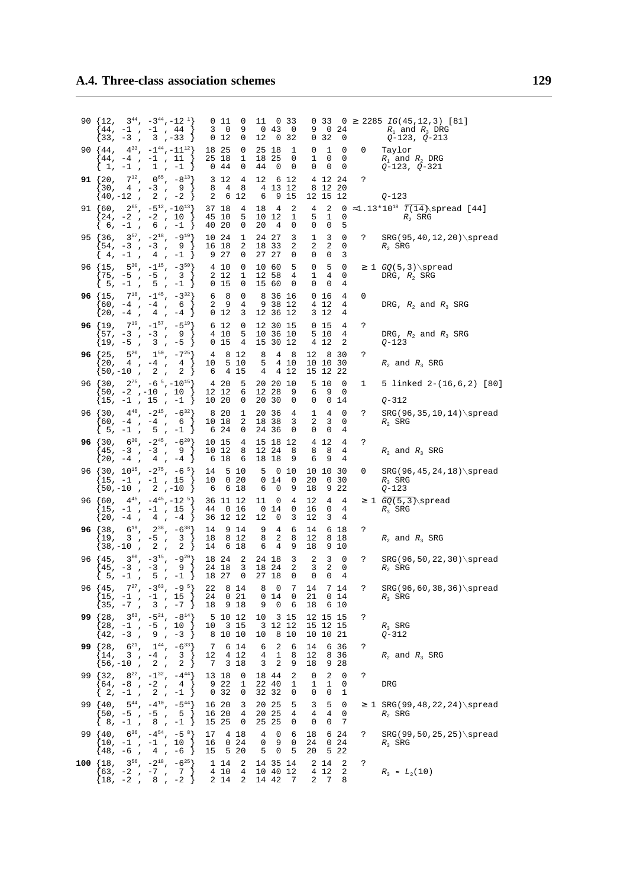## A.4. Three-class association schemes

| v | Eigenmatrix | $p^1_{ij}$ | $p^2_{ij}$ | $p^3_{ij}$ | # | Comments |
|---|---|---|---|---|---|---|
| 90 | {12, $3^{44}$, $-3^{44}$, $-12^{1}$}<br>{44, -1 , -1 , 44 }<br>{33, -3 , 3 , -33 } | 0 11 0<br>3 0 9<br>0 12 0 | 11 0 33<br>0 43 0<br>12 0 32 | 0 33 0<br>9 0 24<br>0 32 0 | ≥ 2285 | $IG(45,12,3)$ [81]<br>$R_1$ and $R_3$ DRG<br>$Q$-123, $\tilde{Q}$-213 |
| 90 | {44, $4^{33}$, $-1^{44}$, $-11^{12}$}<br>{44, -4 , -1 , 11 }<br>{ 1, -1 , 1 , -1 } | 18 25 0<br>25 18 1<br>0 44 0 | 25 18 1<br>18 25 0<br>44 0 0 | 0 1 0<br>1 0 0<br>0 0 0 | 0 | Taylor<br>$R_1$ and $R_2$ DRG<br>$Q$-123, $\tilde{Q}$-321 |
| **91** | {20, $7^{12}$, $0^{65}$, $-8^{13}$}<br>{30, 4 , -3 , 9 }<br>{40, -12 , 2 , -2 } | 3 12 4<br>8 4 8<br>2 6 12 | 12 6 12<br>4 13 12<br>6 9 15 | 4 12 24<br>8 12 20<br>12 15 12 | ? | <br><br>$Q$-123 |
| 91 | {60, $2^{65}$, $-5^{12}$, $-10^{13}$}<br>{24, -2 , -2 , 10 }<br>{ 6, -1 , 6 , -1 } | 37 18 4<br>45 10 5<br>40 20 0 | 18 4 2<br>10 12 1<br>20 4 0 | 4 2 0<br>5 1 0<br>0 0 5 | ≈1.13*10[18] | $\overline{T(14)}$\spread [44]<br>$R_2$ SRG |
| 95 | {36, $3^{57}$, $-2^{18}$, $-9^{19}$}<br>{54, -3 , -3 , 9 }<br>{ 4, -1 , 4 , -1 } | 10 24 1<br>16 18 2<br>9 27 0 | 24 27 3<br>18 33 2<br>27 27 0 | 1 3 0<br>2 2 0<br>0 0 3 | ? | SRG(95,40,12,20)\spread<br>$R_2$ SRG |
| 96 | {15, $5^{30}$, $-1^{15}$, $-3^{50}$}<br>{75, -5 , -5 , 3 }<br>{ 5, -1 , 5 , -1 } | 4 10 0<br>2 12 1<br>0 15 0 | 10 60 5<br>12 58 4<br>15 60 0 | 0 5 0<br>1 4 0<br>0 0 4 | ≥ 1 | $GQ(5,3)$\spread<br>DRG, $R_2$ SRG |
| **96** | {15, $7^{18}$, $-1^{45}$, $-3^{32}$}<br>{60, -4 , -4 , 6 }<br>{20, -4 , 4 , -4 } | 6 8 0<br>2 9 4<br>0 12 3 | 8 36 16<br>9 38 12<br>12 36 12 | 0 16 4<br>4 12 4<br>3 12 4 | 0 | <br>DRG, $R_2$ and $R_3$ SRG |
| **96** | {19, $7^{19}$, $-1^{57}$, $-5^{19}$}<br>{57, -3 , -3 , 9 }<br>{19, -5 , 3 , -5 } | 6 12 0<br>4 10 5<br>0 15 4 | 12 30 15<br>10 36 10<br>15 30 12 | 0 15 4<br>5 10 4<br>4 12 2 | ? | <br>DRG, $R_2$ and $R_3$ SRG<br>$Q$-123 |
| **96** | {25, $5^{20}$, $1^{50}$, $-7^{25}$}<br>{20, 4 , -4 , 4 }<br>{50, -10 , 2 , 2 } | 4 8 12<br>10 5 10<br>6 4 15 | 8 4 8<br>5 4 10<br>4 4 12 | 12 8 30<br>10 10 30<br>15 12 22 | ? | <br>$R_2$ and $R_3$ SRG |
| 96 | {30, $2^{75}$, $-6^{5}$, $-10^{15}$}<br>{50, -2 , -10 , 10 }<br>{15, -1 , 15 , -1 } | 4 20 5<br>12 12 6<br>10 20 0 | 20 20 10<br>12 28 9<br>20 30 0 | 5 10 0<br>6 9 0<br>0 0 14 | 1 | 5 linked 2-(16,6,2) [80]<br><br>$Q$-312 |
| 96 | {30, $4^{48}$, $-2^{15}$, $-6^{32}$}<br>{60, -4 , -4 , 6 }<br>{ 5, -1 , 5 , -1 } | 8 20 1<br>10 18 2<br>6 24 0 | 20 36 4<br>18 38 3<br>24 36 0 | 1 4 0<br>2 3 0<br>0 0 4 | ? | SRG(96,35,10,14)\spread<br>$R_2$ SRG |
| **96** | {30, $6^{30}$, $-2^{45}$, $-6^{20}$}<br>{45, -3 , -3 , 9 }<br>{20, -4 , 4 , -4 } | 10 15 4<br>10 12 8<br>6 18 6 | 15 18 12<br>12 24 8<br>18 18 9 | 4 12 4<br>8 8 4<br>6 9 4 | ? | <br>$R_2$ and $R_3$ SRG |
| 96 | {30, $10^{15}$, $-2^{75}$, $-6^{5}$}<br>{15, -1 , -1 , 15 }<br>{50, -10 , 2 , -10 } | 14 5 10<br>10 0 20<br>6 6 18 | 5 0 10<br>0 14 0<br>6 0 9 | 10 10 30<br>20 0 30<br>18 9 22 | 0 | SRG(96,45,24,18)\spread<br>$R_3$ SRG<br>$Q$-123 |
| 96 | {60, $4^{45}$, $-4^{45}$, $-12^{5}$}<br>{15, -1 , -1 , 15 }<br>{20, -4 , 4 , -4 } | 36 11 12<br>44 0 16<br>36 12 12 | 11 0 4<br>0 14 0<br>12 0 3 | 12 4 4<br>16 0 4<br>12 3 4 | ≥ 1 | $\overline{GQ(5,3)}$\spread<br>$R_3$ SRG |
| **96** | {38, $6^{19}$, $2^{38}$, $-6^{38}$}<br>{19, 3 , -5 , 3 }<br>{38, -10 , 2 , 2 } | 14 9 14<br>18 8 12<br>14 6 18 | 9 4 6<br>8 2 8<br>6 4 9 | 14 6 18<br>12 8 18<br>18 9 10 | ? | <br>$R_2$ and $R_3$ SRG |
| 96 | {45, $3^{60}$, $-3^{15}$, $-9^{20}$}<br>{45, -3 , -3 , 9 }<br>{ 5, -1 , 5 , -1 } | 18 24 2<br>24 18 3<br>18 27 0 | 24 18 3<br>18 24 2<br>27 18 0 | 2 3 0<br>3 2 0<br>0 0 4 | ? | SRG(96,50,22,30)\spread<br>$R_2$ SRG |
| 96 | {45, $7^{27}$, $-3^{63}$, $-9^{5}$}<br>{15, -1 , -1 , 15 }<br>{35, -7 , 3 , -7 } | 22 8 14<br>24 0 21<br>18 9 18 | 8 0 7<br>0 14 0<br>9 0 6 | 14 7 14<br>21 0 14<br>18 6 10 | ? | SRG(96,60,38,36)\spread<br>$R_3$ SRG |
| **99** | {28, $3^{63}$, $-5^{21}$, $-8^{14}$}<br>{28, -1 , -5 , 10 }<br>{42, -3 , 9 , -3 } | 5 10 12<br>10 3 15<br>8 10 10 | 10 3 15<br>3 12 12<br>10 8 10 | 12 15 15<br>15 12 15<br>10 10 21 | ? | <br>$R_3$ SRG<br>$Q$-312 |
| **99** | {28, $6^{21}$, $1^{44}$, $-6^{33}$}<br>{14, 3 , -4 , 3 }<br>{56, -10 , 2 , 2 } | 7 6 14<br>12 4 12<br>7 3 18 | 6 2 6<br>4 1 8<br>3 2 9 | 14 6 36<br>12 8 36<br>18 9 28 | ? | <br>$R_2$ and $R_3$ SRG |
| 99 | {32, $8^{22}$, $-1^{32}$, $-4^{44}$}<br>{64, -8 , -2 , 4 }<br>{ 2, -1 , 2 , -1 } | 13 18 0<br>9 22 1<br>0 32 0 | 18 44 2<br>22 40 1<br>32 32 0 | 0 2 0<br>1 1 0<br>0 0 1 | ? | <br>DRG |
| 99 | {40, $5^{44}$, $-4^{10}$, $-5^{44}$}<br>{50, -5 , -5 , 5 }<br>{ 8, -1 , 8 , -1 } | 16 20 3<br>16 20 4<br>15 25 0 | 20 25 5<br>20 25 4<br>25 25 0 | 3 5 0<br>4 4 0<br>0 0 7 | ≥ 1 | SRG(99,48,22,24)\spread<br>$R_2$ SRG |
| 99 | {40, $6^{36}$, $-4^{54}$, $-5^{8}$}<br>{10, -1 , -1 , 10 }<br>{48, -6 , 4 , -6 } | 17 4 18<br>16 0 24<br>15 5 20 | 4 0 6<br>0 9 0<br>5 0 5 | 18 6 24<br>24 0 24<br>20 5 22 | ? | SRG(99,50,25,25)\spread<br>$R_3$ SRG |
| **100** | {18, $3^{56}$, $-2^{18}$, $-6^{25}$}<br>{63, -2 , -7 , 7 }<br>{18, -2 , 8 , -2 } | 1 14 2<br>4 10 4<br>2 14 2 | 14 35 14<br>10 40 12<br>14 42 7 | 2 14 2<br>4 12 2<br>2 7 8 | ? | <br>$R_3 \approx L_2(10)$ |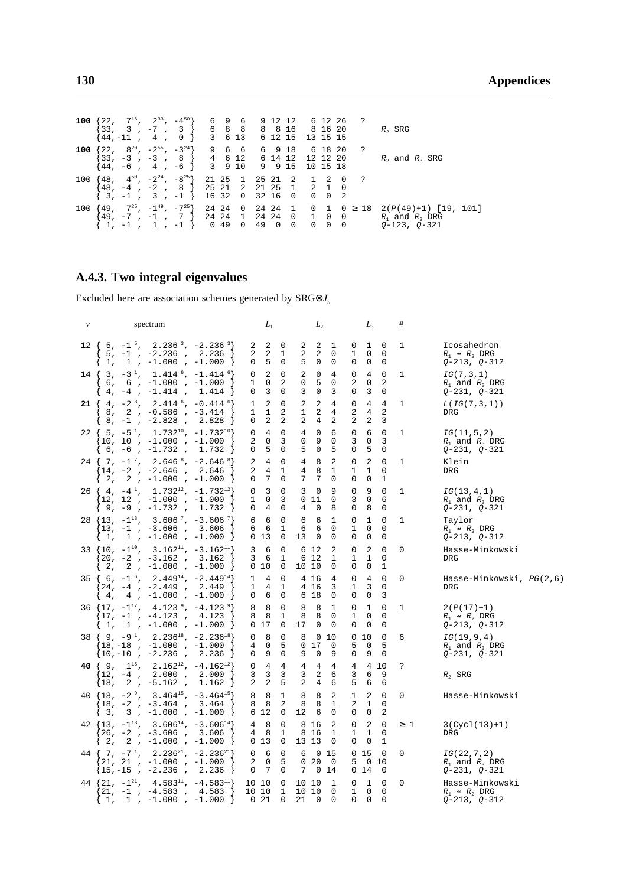| $v$ | spectrum | $L_1$ | $L_2$ | $L_3$ | # | |
|---|---|---|---|---|---|---|
| **100** | {22, $7^{16}$, $2^{33}$, $-4^{50}$}<br>{33, 3 , -7 , 3 }<br>{44,-11 , 4 , 0 } | 6 9 6<br>6 8 8<br>3 6 13 | 9 12 12<br>8 8 16<br>6 12 15 | 6 12 26<br>8 16 20<br>13 15 15 | ? | <br>$R_2$ SRG |
| **100** | {22, $8^{20}$, $-2^{55}$, $-3^{24}$}<br>{33, -3 , -3 , 8 }<br>{44, -6 , 4 , -6 } | 9 6 6<br>4 6 12<br>3 9 10 | 6 9 18<br>6 14 12<br>9 9 15 | 6 18 20<br>12 12 20<br>10 15 18 | ? | <br>$R_2$ and $R_3$ SRG |
| 100 | {48, $4^{50}$, $-2^{24}$, $-8^{25}$}<br>{48, -4 , -2 , 8 }<br>{ 3, -1 , 3 , -1 } | 21 25 1<br>25 21 2<br>16 32 0 | 25 21 2<br>21 25 1<br>32 16 0 | 1 2 0<br>2 1 0<br>0 0 2 | ? | |
| 100 | {49, $7^{25}$, $-1^{49}$, $-7^{25}$}<br>{49, -7 , -1 , 7 }<br>{ 1, -1 , 1 , -1 } | 24 24 0<br>24 24 1<br>0 49 0 | 24 24 1<br>24 24 0<br>49 0 0 | 0 1 0<br>1 0 0<br>0 0 0 | ≥ 18 | 2(P(49)+1) [19, 101]<br>$R_1$ and $R_2$ DRG<br>Q-123, Q-321 |

### A.4.3. Two integral eigenvalues

Excluded here are association schemes generated by SRG⊗$J_n$

| $v$ | spectrum | $L_1$ | $L_2$ | $L_3$ | # | |
|---|---|---|---|---|---|---|
| 12 | { 5, $-1^5$, $2.236^3$, $-2.236^3$}<br>{ 5, -1 , -2.236 , 2.236 }<br>{ 1, 1 , -1.000 , -1.000 } | 2 2 0<br>2 2 1<br>0 5 0 | 2 2 1<br>2 2 0<br>5 0 0 | 0 1 0<br>1 0 0<br>0 0 0 | 1 | Icosahedron<br>$R_1 \approx R_2$ DRG<br>Q-213, Q-312 |
| 14 | { 3, $-3^1$, $1.414^6$, $-1.414^6$}<br>{ 6, 6 , -1.000 , -1.000 }<br>{ 4, -4 , -1.414 , 1.414 } | 0 2 0<br>1 0 2<br>0 3 0 | 2 0 4<br>0 5 0<br>3 0 3 | 0 4 0<br>2 0 2<br>0 3 0 | 1 | IG(7,3,1)<br>$R_1$ and $R_3$ DRG<br>Q-231, Q-321 |
| **21** | { 4, $-2^8$, $2.414^6$, $-0.414^6$}<br>{ 8, 2 , -0.586 , -3.414 }<br>{ 8, -1 , -2.828 , 2.828 } | 1 2 0<br>1 1 2<br>0 2 2 | 2 2 4<br>1 2 4<br>2 4 2 | 0 4 4<br>2 4 2<br>2 2 3 | 1 | L(IG(7,3,1))<br>DRG |
| 22 | { 5, $-5^1$, $1.732^{10}$, $-1.732^{10}$}<br>{10, 10 , -1.000 , -1.000 }<br>{ 6, -6 , -1.732 , 1.732 } | 0 4 0<br>2 0 3<br>0 5 0 | 4 0 6<br>0 9 0<br>5 0 5 | 0 6 0<br>3 0 3<br>0 5 0 | 1 | IG(11,5,2)<br>$R_1$ and $R_3$ DRG<br>Q-231, Q-321 |
| 24 | { 7, $-1^7$, $2.646^8$, $-2.646^8$}<br>{14, -2 , -2.646 , 2.646 }<br>{ 2, 2 , -1.000 , -1.000 } | 2 4 0<br>2 4 1<br>0 7 0 | 4 8 2<br>4 8 1<br>7 7 0 | 0 2 0<br>1 1 0<br>0 0 1 | 1 | Klein<br>DRG |
| 26 | { 4, $-4^1$, $1.732^{12}$, $-1.732^{12}$}<br>{12, 12 , -1.000 , -1.000 }<br>{ 9, -9 , -1.732 , 1.732 } | 0 3 0<br>1 0 3<br>0 4 0 | 3 0 9<br>0 11 0<br>4 0 8 | 0 9 0<br>3 0 6<br>0 8 0 | 1 | IG(13,4,1)<br>$R_1$ and $R_3$ DRG<br>Q-231, Q-321 |
| 28 | {13, $-1^{13}$, $3.606^7$, $-3.606^7$}<br>{13, -1 , -3.606 , 3.606 }<br>{ 1, 1 , -1.000 , -1.000 } | 6 6 0<br>6 6 1<br>0 13 0 | 6 6 1<br>6 6 0<br>13 0 0 | 0 1 0<br>1 0 0<br>0 0 0 | 1 | Taylor<br>$R_1 \approx R_2$ DRG<br>Q-213, Q-312 |
| 33 | {10, $-1^{10}$, $3.162^{11}$, $-3.162^{11}$}<br>{20, -2 , -3.162 , 3.162 }<br>{ 2, 2 , -1.000 , -1.000 } | 3 6 0<br>3 6 1<br>0 10 0 | 6 12 2<br>6 12 1<br>10 10 0 | 0 2 0<br>1 1 0<br>0 0 1 | 0 | Hasse-Minkowski<br>DRG |
| 35 | { 6, $-1^6$, $2.449^{14}$, $-2.449^{14}$}<br>{24, -4 , -2.449 , 2.449 }<br>{ 4, 4 , -1.000 , -1.000 } | 1 4 0<br>1 4 1<br>0 6 0 | 4 16 4<br>4 16 3<br>6 18 0 | 0 4 0<br>1 3 0<br>0 0 3 | 0 | Hasse-Minkowski, PG(2,6)<br>DRG |
| 36 | {17, $-1^{17}$, $4.123^9$, $-4.123^9$}<br>{17, -1 , -4.123 , 4.123 }<br>{ 1, 1 , -1.000 , -1.000 } | 8 8 0<br>8 8 1<br>0 17 0 | 8 8 1<br>8 8 0<br>17 0 0 | 0 1 0<br>1 0 0<br>0 0 0 | 1 | 2(P(17)+1)<br>$R_1 \approx R_2$ DRG<br>Q-213, Q-312 |
| 38 | { 9, $-9^1$, $2.236^{18}$, $-2.236^{18}$}<br>{18,-18 , -1.000 , -1.000 }<br>{10,-10 , -2.236 , 2.236 } | 0 8 0<br>4 0 5<br>0 9 0 | 8 0 10<br>0 17 0<br>9 0 9 | 0 10 0<br>5 0 5<br>0 9 0 | 6 | IG(19,9,4)<br>$R_1$ and $R_3$ DRG<br>Q-231, Q-321 |
| **40** | { 9, $1^{15}$, $2.162^{12}$, $-4.162^{12}$}<br>{12, -4 , 2.000 , 2.000 }<br>{18, 2 , -5.162 , 1.162 } | 0 4 4<br>3 3 3<br>2 2 5 | 4 4 4<br>3 2 6<br>2 4 6 | 4 4 10<br>3 6 9<br>5 6 6 | ? | <br>$R_2$ SRG |
| 40 | {18, $-2^9$, $3.464^{15}$, $-3.464^{15}$}<br>{18, -2 , -3.464 , 3.464 }<br>{ 3, 3 , -1.000 , -1.000 } | 8 8 1<br>8 8 2<br>6 12 0 | 8 8 2<br>8 8 1<br>12 6 0 | 1 2 0<br>2 1 0<br>0 0 2 | 0 | Hasse-Minkowski |
| 42 | {13, $-1^{13}$, $3.606^{14}$, $-3.606^{14}$}<br>{26, -2 , -3.606 , 3.606 }<br>{ 2, 2 , -1.000 , -1.000 } | 4 8 0<br>4 8 1<br>0 13 0 | 8 16 2<br>8 16 1<br>13 13 0 | 0 2 0<br>1 1 0<br>0 0 1 | ≥ 1 | 3(Cycl(13)+1)<br>DRG |
| 44 | { 7, $-7^1$, $2.236^{21}$, $-2.236^{21}$}<br>{21, 21 , -1.000 , -1.000 }<br>{15,-15 , -2.236 , 2.236 } | 0 6 0<br>2 0 5<br>0 7 0 | 6 0 15<br>0 20 0<br>7 0 14 | 0 15 0<br>5 0 10<br>0 14 0 | 0 | IG(22,7,2)<br>$R_1$ and $R_3$ DRG<br>Q-231, Q-321 |
| 44 | {21, $-1^{21}$, $4.583^{11}$, $-4.583^{11}$}<br>{21, -1 , -4.583 , 4.583 }<br>{ 1, 1 , -1.000 , -1.000 } | 10 10 0<br>10 10 1<br>0 21 0 | 10 10 1<br>10 10 0<br>21 0 0 | 0 1 0<br>1 0 0<br>0 0 0 | 0 | Hasse-Minkowski<br>$R_1 \approx R_2$ DRG<br>Q-213, Q-312 |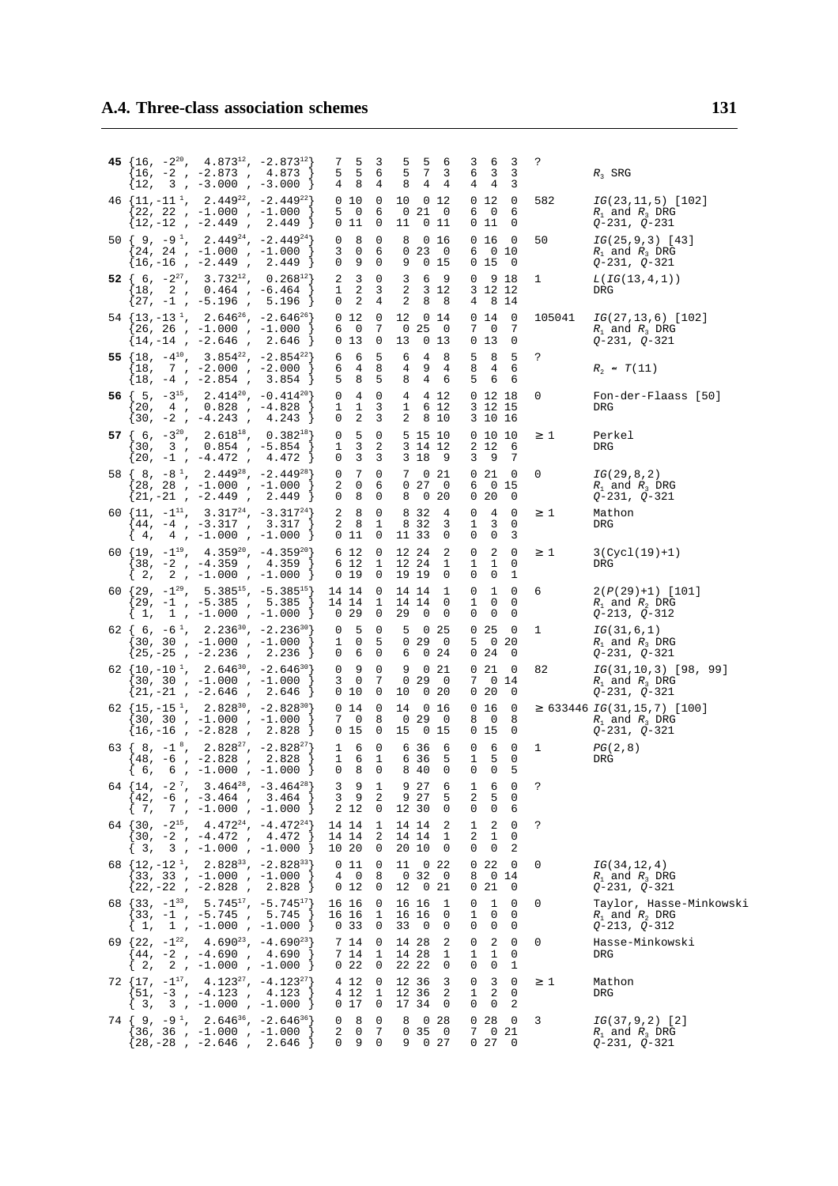| $v$ | Eigenvalues | | | | # | Comments |
|---|---|---|---|---|---|---|
| **45** | $\{16, -2^{20}, 4.873^{12}, -2.873^{12}\}$ | 7 5 3 | 5 5 6 | 3 6 3 | ? | |
| | $\{16, -2, -2.873, 4.873\}$ | 5 5 6 | 5 7 3 | 6 3 3 | | $R_3$ SRG |
| | $\{12, 3, -3.000, -3.000\}$ | 4 8 4 | 8 4 4 | 4 4 3 | | |
| 46 | $\{11, -11^{1}, 2.449^{22}, -2.449^{22}\}$ | 0 10 0 | 10 0 12 | 0 12 0 | 582 | IG(23,11,5) [102] |
| | $\{22, 22, -1.000, -1.000\}$ | 5 0 6 | 0 21 0 | 6 0 6 | | $R_1$ and $R_3$ DRG |
| | $\{12, -12, -2.449, 2.449\}$ | 0 11 0 | 11 0 11 | 0 11 0 | | Q-231, Q-231 |
| 50 | $\{9, -9^{1}, 2.449^{24}, -2.449^{24}\}$ | 0 8 0 | 8 0 16 | 0 16 0 | 50 | IG(25,9,3) [43] |
| | $\{24, 24, -1.000, -1.000\}$ | 3 0 6 | 0 23 0 | 6 0 10 | | $R_1$ and $R_3$ DRG |
| | $\{16, -16, -2.449, 2.449\}$ | 0 9 0 | 9 0 15 | 0 15 0 | | Q-231, Q-321 |
| **52** | $\{6, -2^{27}, 3.732^{12}, 0.268^{12}\}$ | 2 3 0 | 3 6 9 | 0 9 18 | 1 | L(IG(13,4,1)) |
| | $\{18, 2, 0.464, -6.464\}$ | 1 2 3 | 2 3 12 | 3 12 12 | | DRG |
| | $\{27, -1, -5.196, 5.196\}$ | 0 2 4 | 2 8 8 | 4 8 14 | | |
| 54 | $\{13, -13^{1}, 2.646^{26}, -2.646^{26}\}$ | 0 12 0 | 12 0 14 | 0 14 0 | 105041 | IG(27,13,6) [102] |
| | $\{26, 26, -1.000, -1.000\}$ | 6 0 7 | 0 25 0 | 7 0 7 | | $R_1$ and $R_3$ DRG |
| | $\{14, -14, -2.646, 2.646\}$ | 0 13 0 | 13 0 13 | 0 13 0 | | Q-231, Q-321 |
| **55** | $\{18, -4^{10}, 3.854^{22}, -2.854^{22}\}$ | 6 6 5 | 6 4 8 | 5 8 5 | ? | |
| | $\{18, 7, -2.000, -2.000\}$ | 6 4 8 | 4 9 4 | 8 4 6 | | $R_2 \approx T(11)$ |
| | $\{18, -4, -2.854, 3.854\}$ | 5 8 5 | 8 4 6 | 5 6 6 | | |
| **56** | $\{5, -3^{15}, 2.414^{20}, -0.414^{20}\}$ | 0 4 0 | 4 4 12 | 0 12 18 | 0 | Fon-der-Flaass [50] |
| | $\{20, 4, 0.828, -4.828\}$ | 1 1 3 | 1 6 12 | 3 12 15 | | DRG |
| | $\{30, -2, -4.243, 4.243\}$ | 0 2 3 | 2 8 10 | 3 10 16 | | |
| **57** | $\{6, -3^{20}, 2.618^{18}, 0.382^{18}\}$ | 0 5 0 | 5 15 10 | 0 10 10 | ≥ 1 | Perkel |
| | $\{30, 3, 0.854, -5.854\}$ | 1 3 2 | 3 14 12 | 2 12 6 | | DRG |
| | $\{20, -1, -4.472, 4.472\}$ | 0 3 3 | 3 18 9 | 3 9 7 | | |
| 58 | $\{8, -8^{1}, 2.449^{28}, -2.449^{28}\}$ | 0 7 0 | 7 0 21 | 0 21 0 | 0 | IG(29,8,2) |
| | $\{28, 28, -1.000, -1.000\}$ | 2 0 6 | 0 27 0 | 6 0 15 | | $R_1$ and $R_3$ DRG |
| | $\{21, -21, -2.449, 2.449\}$ | 0 8 0 | 8 0 20 | 0 20 0 | | Q-231, Q-321 |
| 60 | $\{11, -1^{11}, 3.317^{24}, -3.317^{24}\}$ | 2 8 0 | 8 32 4 | 0 4 0 | ≥ 1 | Mathon |
| | $\{44, -4, -3.317, 3.317\}$ | 2 8 1 | 8 32 3 | 1 3 0 | | DRG |
| | $\{4, 4, -1.000, -1.000\}$ | 0 11 0 | 11 33 0 | 0 0 3 | | |
| 60 | $\{19, -1^{19}, 4.359^{20}, -4.359^{20}\}$ | 6 12 0 | 12 24 2 | 0 2 0 | ≥ 1 | 3(Cycl(19)+1) |
| | $\{38, -2, -4.359, 4.359\}$ | 6 12 1 | 12 24 1 | 1 1 0 | | DRG |
| | $\{2, 2, -1.000, -1.000\}$ | 0 19 0 | 19 19 0 | 0 0 1 | | |
| 60 | $\{29, -1^{29}, 5.385^{15}, -5.385^{15}\}$ | 14 14 0 | 14 14 1 | 0 1 0 | 6 | 2(P(29)+1) [101] |
| | $\{29, -1, -5.385, 5.385\}$ | 14 14 1 | 14 14 0 | 1 0 0 | | $R_1$ and $R_2$ DRG |
| | $\{1, 1, -1.000, -1.000\}$ | 0 29 0 | 29 0 0 | 0 0 0 | | Q-213, Q-312 |
| 62 | $\{6, -6^{1}, 2.236^{30}, -2.236^{30}\}$ | 0 5 0 | 5 0 25 | 0 25 0 | 1 | IG(31,6,1) |
| | $\{30, 30, -1.000, -1.000\}$ | 1 0 5 | 0 29 0 | 5 0 20 | | $R_1$ and $R_3$ DRG |
| | $\{25, -25, -2.236, 2.236\}$ | 0 6 0 | 6 0 24 | 0 24 0 | | Q-231, Q-321 |
| 62 | $\{10, -10^{1}, 2.646^{30}, -2.646^{30}\}$ | 0 9 0 | 9 0 21 | 0 21 0 | 82 | IG(31,10,3) [98, 99] |
| | $\{30, 30, -1.000, -1.000\}$ | 3 0 7 | 0 29 0 | 7 0 14 | | $R_1$ and $R_3$ DRG |
| | $\{21, -21, -2.646, 2.646\}$ | 0 10 0 | 10 0 20 | 0 20 0 | | Q-231, Q-321 |
| 62 | $\{15, -15^{1}, 2.828^{30}, -2.828^{30}\}$ | 0 14 0 | 14 0 16 | 0 16 0 | ≥ 633446 | IG(31,15,7) [100] |
| | $\{30, 30, -1.000, -1.000\}$ | 7 0 8 | 0 29 0 | 8 0 8 | | $R_1$ and $R_3$ DRG |
| | $\{16, -16, -2.828, 2.828\}$ | 0 15 0 | 15 0 15 | 0 15 0 | | Q-231, Q-321 |
| 63 | $\{8, -1^{8}, 2.828^{27}, -2.828^{27}\}$ | 1 6 0 | 6 36 6 | 0 6 0 | 1 | PG(2,8) |
| | $\{48, -6, -2.828, 2.828\}$ | 1 6 1 | 6 36 5 | 1 5 0 | | DRG |
| | $\{6, 6, -1.000, -1.000\}$ | 0 8 0 | 8 40 0 | 0 0 5 | | |
| 64 | $\{14, -2^{7}, 3.464^{28}, -3.464^{28}\}$ | 3 9 1 | 9 27 6 | 1 6 0 | ? | |
| | $\{42, -6, -3.464, 3.464\}$ | 3 9 2 | 9 27 5 | 2 5 0 | | |
| | $\{7, 7, -1.000, -1.000\}$ | 2 12 0 | 12 30 0 | 0 0 6 | | |
| 64 | $\{30, -2^{15}, 4.472^{24}, -4.472^{24}\}$ | 14 14 1 | 14 14 2 | 1 2 0 | ? | |
| | $\{30, -2, -4.472, 4.472\}$ | 14 14 2 | 14 14 1 | 2 1 0 | | |
| | $\{3, 3, -1.000, -1.000\}$ | 10 20 0 | 20 10 0 | 0 0 2 | | |
| 68 | $\{12, -12^{1}, 2.828^{33}, -2.828^{33}\}$ | 0 11 0 | 11 0 22 | 0 22 0 | 0 | IG(34,12,4) |
| | $\{33, 33, -1.000, -1.000\}$ | 4 0 8 | 0 32 0 | 8 0 14 | | $R_1$ and $R_3$ DRG |
| | $\{22, -22, -2.828, 2.828\}$ | 0 12 0 | 12 0 21 | 0 21 0 | | Q-231, Q-321 |
| 68 | $\{33, -1^{33}, 5.745^{17}, -5.745^{17}\}$ | 16 16 0 | 16 16 1 | 0 1 0 | 0 | Taylor, Hasse-Minkowski |
| | $\{33, -1, -5.745, 5.745\}$ | 16 16 1 | 16 16 0 | 1 0 0 | | $R_1$ and $R_2$ DRG |
| | $\{1, 1, -1.000, -1.000\}$ | 0 33 0 | 33 0 0 | 0 0 0 | | Q-213, Q-312 |
| 69 | $\{22, -1^{22}, 4.690^{23}, -4.690^{23}\}$ | 7 14 0 | 14 28 2 | 0 2 0 | 0 | Hasse-Minkowski |
| | $\{44, -2, -4.690, 4.690\}$ | 7 14 1 | 14 28 1 | 1 1 0 | | DRG |
| | $\{2, 2, -1.000, -1.000\}$ | 0 22 0 | 22 22 0 | 0 0 1 | | |
| 72 | $\{17, -1^{17}, 4.123^{27}, -4.123^{27}\}$ | 4 12 0 | 12 36 3 | 0 3 0 | ≥ 1 | Mathon |
| | $\{51, -3, -4.123, 4.123\}$ | 4 12 1 | 12 36 2 | 1 2 0 | | DRG |
| | $\{3, 3, -1.000, -1.000\}$ | 0 17 0 | 17 34 0 | 0 0 2 | | |
| 74 | $\{9, -9^{1}, 2.646^{36}, -2.646^{36}\}$ | 0 8 0 | 8 0 28 | 0 28 0 | 3 | IG(37,9,2) [2] |
| | $\{36, 36, -1.000, -1.000\}$ | 2 0 7 | 0 35 0 | 7 0 21 | | $R_1$ and $R_3$ DRG |
| | $\{28, -28, -2.646, 2.646\}$ | 0 9 0 | 9 0 27 | 0 27 0 | | Q-231, Q-321 |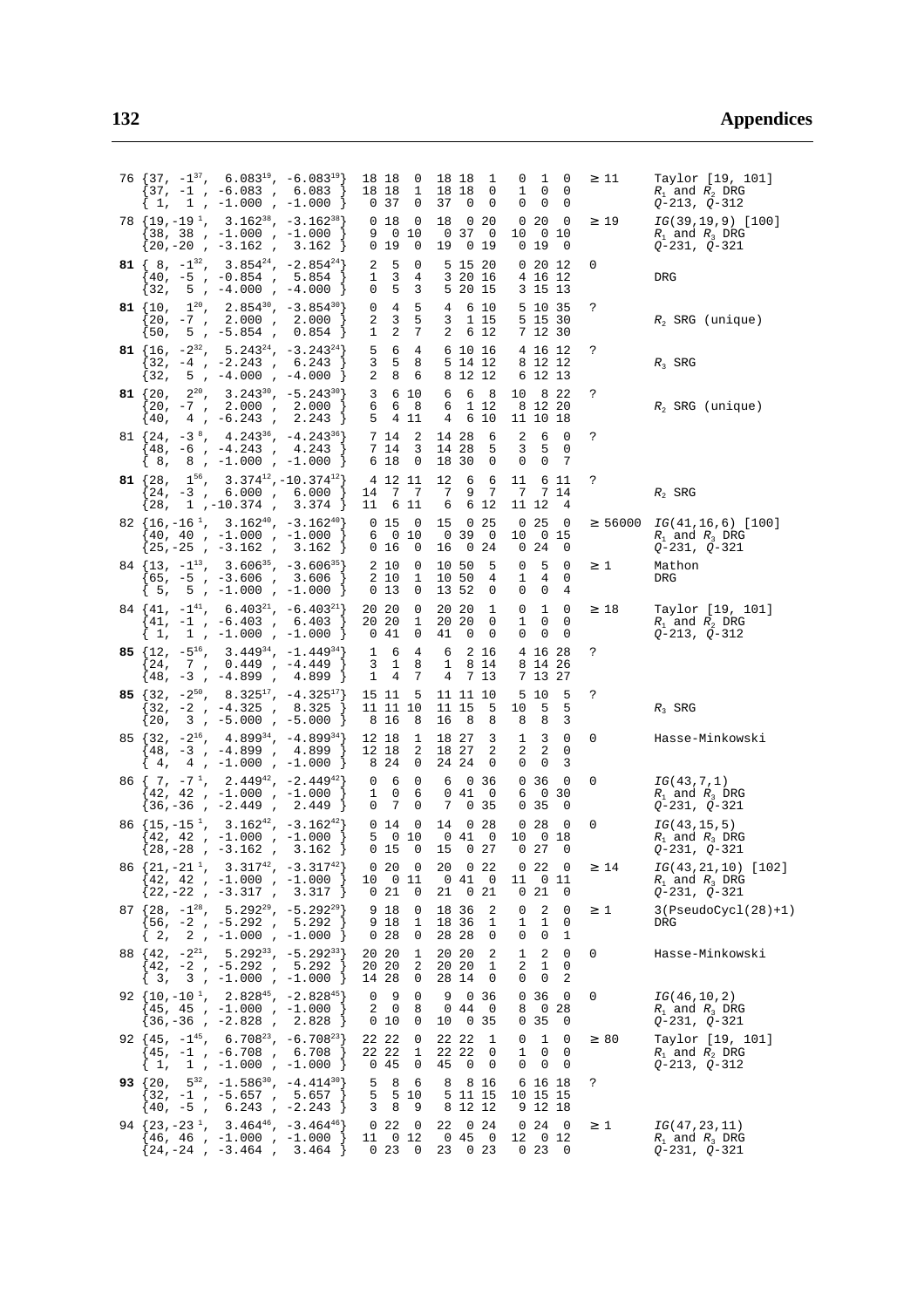| | Parameters | | | | Existence | Comments |
|---|---|---|---|---|---|---|
| 76 | $\{37, -1^{37}, 6.083^{19}, -6.083^{19}\}$<br>$\{37, -1, -6.083, 6.083\}$<br>$\{1, 1, -1.000, -1.000\}$ | 18 18 0<br>18 18 1<br>0 37 0 | 18 18 1<br>18 18 0<br>37 0 0 | 0 1 0<br>1 0 0<br>0 0 0 | ≥ 11 | Taylor [19, 101]<br>$R_1$ and $R_2$ DRG<br>$Q$-213, $Q$-312 |
| 78 | $\{19, -19^{1}, 3.162^{38}, -3.162^{38}\}$<br>$\{38, 38, -1.000, -1.000\}$<br>$\{20, -20, -3.162, 3.162\}$ | 0 18 0<br>9 0 10<br>0 19 0 | 18 0 20<br>0 37 0<br>19 0 19 | 0 20 0<br>10 0 10<br>0 19 0 | ≥ 19 | $IG(39,19,9)$ [100]<br>$R_1$ and $R_3$ DRG<br>$Q$-231, $Q$-321 |
| **81** | $\{8, -1^{32}, 3.854^{24}, -2.854^{24}\}$<br>$\{40, -5, -0.854, 5.854\}$<br>$\{32, 5, -4.000, -4.000\}$ | 2 5 0<br>1 3 4<br>0 5 3 | 5 15 20<br>3 20 16<br>5 20 15 | 0 20 12<br>4 16 12<br>3 15 13 | 0 | DRG |
| **81** | $\{10, 1^{20}, 2.854^{30}, -3.854^{30}\}$<br>$\{20, -7, 2.000, 2.000\}$<br>$\{50, 5, -5.854, 0.854\}$ | 0 4 5<br>2 3 5<br>1 2 7 | 4 6 10<br>3 1 15<br>2 6 12 | 5 10 35<br>5 15 30<br>7 12 30 | ? | $R_2$ SRG (unique) |
| **81** | $\{16, -2^{32}, 5.243^{24}, -3.243^{24}\}$<br>$\{32, -4, -2.243, 6.243\}$<br>$\{32, 5, -4.000, -4.000\}$ | 5 6 4<br>3 5 8<br>2 8 6 | 6 10 16<br>5 14 12<br>8 12 12 | 4 16 12<br>8 12 12<br>6 12 13 | ? | $R_3$ SRG |
| **81** | $\{20, 2^{20}, 3.243^{30}, -5.243^{30}\}$<br>$\{20, -7, 2.000, 2.000\}$<br>$\{40, 4, -6.243, 2.243\}$ | 3 6 10<br>6 6 8<br>5 4 11 | 6 6 8<br>6 1 12<br>4 6 10 | 10 8 22<br>8 12 20<br>11 10 18 | ? | $R_2$ SRG (unique) |
| 81 | $\{24, -3^{8}, 4.243^{36}, -4.243^{36}\}$<br>$\{48, -6, -4.243, 4.243\}$<br>$\{8, 8, -1.000, -1.000\}$ | 7 14 2<br>7 14 3<br>6 18 0 | 14 28 6<br>14 28 5<br>18 30 0 | 2 6 0<br>3 5 0<br>0 0 7 | ? | |
| **81** | $\{28, 1^{56}, 3.374^{12}, -10.374^{12}\}$<br>$\{24, -3, 6.000, 6.000\}$<br>$\{28, 1, -10.374, 3.374\}$ | 4 12 11<br>14 7 7<br>11 6 11 | 12 6 6<br>7 9 7<br>6 6 12 | 11 6 11<br>7 7 14<br>11 12 4 | ? | $R_2$ SRG |
| 82 | $\{16, -16^{1}, 3.162^{40}, -3.162^{40}\}$<br>$\{40, 40, -1.000, -1.000\}$<br>$\{25, -25, -3.162, 3.162\}$ | 0 15 0<br>6 0 10<br>0 16 0 | 15 0 25<br>0 39 0<br>16 0 24 | 0 25 0<br>10 0 15<br>0 24 0 | ≥ 56000 | $IG(41,16,6)$ [100]<br>$R_1$ and $R_3$ DRG<br>$Q$-231, $Q$-321 |
| 84 | $\{13, -1^{13}, 3.606^{35}, -3.606^{35}\}$<br>$\{65, -5, -3.606, 3.606\}$<br>$\{5, 5, -1.000, -1.000\}$ | 2 10 0<br>2 10 1<br>0 13 0 | 10 50 5<br>10 50 4<br>13 52 0 | 0 5 0<br>1 4 0<br>0 0 4 | ≥ 1 | Mathon<br>DRG |
| 84 | $\{41, -1^{41}, 6.403^{21}, -6.403^{21}\}$<br>$\{41, -1, -6.403, 6.403\}$<br>$\{1, 1, -1.000, -1.000\}$ | 20 20 0<br>20 20 1<br>0 41 0 | 20 20 1<br>20 20 0<br>41 0 0 | 0 1 0<br>1 0 0<br>0 0 0 | ≥ 18 | Taylor [19, 101]<br>$R_1$ and $R_2$ DRG<br>$Q$-213, $Q$-312 |
| **85** | $\{12, -5^{16}, 3.449^{34}, -1.449^{34}\}$<br>$\{24, 7, 0.449, -4.449\}$<br>$\{48, -3, -4.899, 4.899\}$ | 1 6 4<br>3 1 8<br>1 4 7 | 6 2 16<br>1 8 14<br>4 7 13 | 4 16 28<br>8 14 26<br>7 13 27 | ? | |
| **85** | $\{32, -2^{50}, 8.325^{17}, -4.325^{17}\}$<br>$\{32, -2, -4.325, 8.325\}$<br>$\{20, 3, -5.000, -5.000\}$ | 15 11 5<br>11 11 10<br>8 16 8 | 11 11 10<br>11 15 5<br>16 8 8 | 5 10 5<br>10 5 5<br>8 8 3 | ? | $R_3$ SRG |
| 85 | $\{32, -2^{16}, 4.899^{34}, -4.899^{34}\}$<br>$\{48, -3, -4.899, 4.899\}$<br>$\{4, 4, -1.000, -1.000\}$ | 12 18 1<br>12 18 2<br>8 24 0 | 18 27 3<br>18 27 2<br>24 24 0 | 1 3 0<br>2 2 0<br>0 0 3 | 0 | Hasse-Minkowski |
| 86 | $\{7, -7^{1}, 2.449^{42}, -2.449^{42}\}$<br>$\{42, 42, -1.000, -1.000\}$<br>$\{36, -36, -2.449, 2.449\}$ | 0 6 0<br>1 0 6<br>0 7 0 | 6 0 36<br>0 41 0<br>7 0 35 | 0 36 0<br>6 0 30<br>0 35 0 | 0 | $IG(43,7,1)$<br>$R_1$ and $R_3$ DRG<br>$Q$-231, $Q$-321 |
| 86 | $\{15, -15^{1}, 3.162^{42}, -3.162^{42}\}$<br>$\{42, 42, -1.000, -1.000\}$<br>$\{28, -28, -3.162, 3.162\}$ | 0 14 0<br>5 0 10<br>0 15 0 | 14 0 28<br>0 41 0<br>15 0 27 | 0 28 0<br>10 0 18<br>0 27 0 | 0 | $IG(43,15,5)$<br>$R_1$ and $R_3$ DRG<br>$Q$-231, $Q$-321 |
| 86 | $\{21, -21^{1}, 3.317^{42}, -3.317^{42}\}$<br>$\{42, 42, -1.000, -1.000\}$<br>$\{22, -22, -3.317, 3.317\}$ | 0 20 0<br>10 0 11<br>0 21 0 | 20 0 22<br>0 41 0<br>21 0 21 | 0 22 0<br>11 0 11<br>0 21 0 | ≥ 14 | $IG(43,21,10)$ [102]<br>$R_1$ and $R_3$ DRG<br>$Q$-231, $Q$-321 |
| 87 | $\{28, -1^{28}, 5.292^{29}, -5.292^{29}\}$<br>$\{56, -2, -5.292, 5.292\}$<br>$\{2, 2, -1.000, -1.000\}$ | 9 18 0<br>9 18 1<br>0 28 0 | 18 36 2<br>18 36 1<br>28 28 0 | 0 2 0<br>1 1 0<br>0 0 1 | ≥ 1 | 3(PseudoCycl(28)+1)<br>DRG |
| 88 | $\{42, -2^{21}, 5.292^{33}, -5.292^{33}\}$<br>$\{42, -2, -5.292, 5.292\}$<br>$\{3, 3, -1.000, -1.000\}$ | 20 20 1<br>20 20 2<br>14 28 0 | 20 20 2<br>20 20 1<br>28 14 0 | 1 2 0<br>2 1 0<br>0 0 2 | 0 | Hasse-Minkowski |
| 92 | $\{10, -10^{1}, 2.828^{45}, -2.828^{45}\}$<br>$\{45, 45, -1.000, -1.000\}$<br>$\{36, -36, -2.828, 2.828\}$ | 0 9 0<br>2 0 8<br>0 10 0 | 9 0 36<br>0 44 0<br>10 0 35 | 0 36 0<br>8 0 28<br>0 35 0 | 0 | $IG(46,10,2)$<br>$R_1$ and $R_3$ DRG<br>$Q$-231, $Q$-321 |
| 92 | $\{45, -1^{45}, 6.708^{23}, -6.708^{23}\}$<br>$\{45, -1, -6.708, 6.708\}$<br>$\{1, 1, -1.000, -1.000\}$ | 22 22 0<br>22 22 1<br>0 45 0 | 22 22 1<br>22 22 0<br>45 0 0 | 0 1 0<br>1 0 0<br>0 0 0 | ≥ 80 | Taylor [19, 101]<br>$R_1$ and $R_2$ DRG<br>$Q$-213, $Q$-312 |
| **93** | $\{20, 5^{32}, -1.586^{30}, -4.414^{30}\}$<br>$\{32, -1, -5.657, 5.657\}$<br>$\{40, -5, 6.243, -2.243\}$ | 5 8 6<br>5 5 10<br>3 8 9 | 8 8 16<br>5 11 15<br>8 12 12 | 6 16 18<br>10 15 15<br>9 12 18 | ? | |
| 94 | $\{23, -23^{1}, 3.464^{46}, -3.464^{46}\}$<br>$\{46, 46, -1.000, -1.000\}$<br>$\{24, -24, -3.464, 3.464\}$ | 0 22 0<br>11 0 12<br>0 23 0 | 22 0 24<br>0 45 0<br>23 0 23 | 0 24 0<br>12 0 12<br>0 23 0 | ≥ 1 | $IG(47,23,11)$<br>$R_1$ and $R_3$ DRG<br>$Q$-231, $Q$-321 |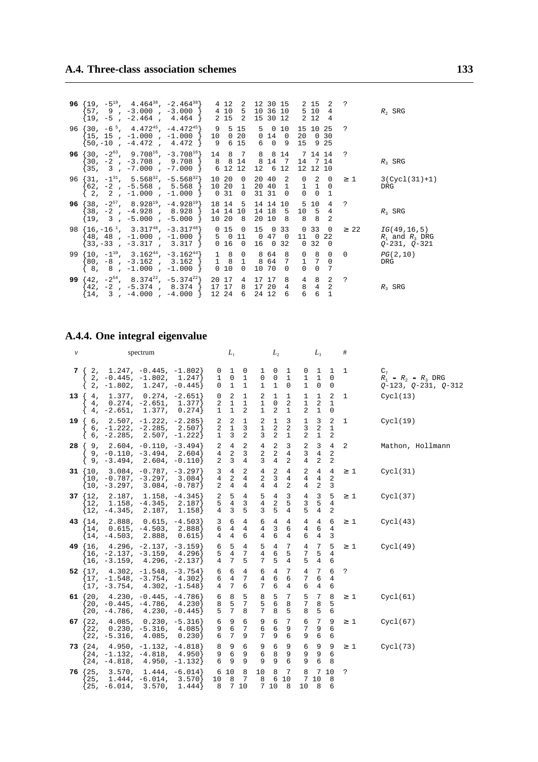| v | spectrum | $L_1$ | $L_2$ | $L_3$ | # | |
|---|---|---|---|---|---|---|
| **96** | $\{19, -5^{19}, 4.464^{38}, -2.464^{38}\}$<br>$\{57, 9, -3.000, -3.000\}$<br>$\{19, -5, -2.464, 4.464\}$ | 4 12 2<br>4 10 5<br>2 15 2 | 12 30 15<br>10 36 10<br>15 30 12 | 2 15 2<br>5 10 4<br>2 12 4 | ? | $R_2$ SRG |
| 96 | $\{30, -6^{5}, 4.472^{45}, -4.472^{45}\}$<br>$\{15, 15, -1.000, -1.000\}$<br>$\{50, -10, -4.472, 4.472\}$ | 9 5 15<br>10 0 20<br>9 6 15 | 5 0 10<br>0 14 0<br>6 0 9 | 15 10 25<br>20 0 30<br>15 9 25 | ? | |
| **96** | $\{30, -2^{63}, 9.708^{16}, -3.708^{16}\}$<br>$\{30, -2, -3.708, 9.708\}$<br>$\{35, 3, -7.000, -7.000\}$ | 14 8 7<br>8 8 14<br>6 12 12 | 8 8 14<br>8 14 7<br>12 6 12 | 7 14 14<br>14 7 14<br>12 12 10 | ? | $R_3$ SRG |
| 96 | $\{31, -1^{31}, 5.568^{32}, -5.568^{32}\}$<br>$\{62, -2, -5.568, 5.568\}$<br>$\{2, 2, -1.000, -1.000\}$ | 10 20 0<br>10 20 1<br>0 31 0 | 20 40 2<br>20 40 1<br>31 31 0 | 0 2 0<br>1 1 0<br>0 0 1 | ≥ 1 | 3(Cycl(31)+1)<br>DRG |
| **96** | $\{38, -2^{57}, 8.928^{19}, -4.928^{19}\}$<br>$\{38, -2, -4.928, 8.928\}$<br>$\{19, 3, -5.000, -5.000\}$ | 18 14 5<br>14 14 10<br>10 20 8 | 14 14 10<br>14 18 5<br>20 10 8 | 5 10 4<br>10 5 4<br>8 8 2 | ? | $R_3$ SRG |
| 98 | $\{16, -16^{1}, 3.317^{48}, -3.317^{48}\}$<br>$\{48, 48, -1.000, -1.000\}$<br>$\{33, -33, -3.317, 3.317\}$ | 0 15 0<br>5 0 11<br>0 16 0 | 15 0 33<br>0 47 0<br>16 0 32 | 0 33 0<br>11 0 22<br>0 32 0 | ≥ 22 | *IG*(49,16,5)<br>$R_1$ and $R_3$ DRG<br>*Q*-231, *Q*-321 |
| 99 | $\{10, -1^{10}, 3.162^{44}, -3.162^{44}\}$<br>$\{80, -8, -3.162, 3.162\}$<br>$\{8, 8, -1.000, -1.000\}$ | 1 8 0<br>1 8 1<br>0 10 0 | 8 64 8<br>8 64 7<br>10 70 0 | 0 8 0<br>1 7 0<br>0 0 7 | 0 | *PG*(2,10)<br>DRG |
| **99** | $\{42, -2^{54}, 8.374^{22}, -5.374^{22}\}$<br>$\{42, -2, -5.374, 8.374\}$<br>$\{14, 3, -4.000, -4.000\}$ | 20 17 4<br>17 17 8<br>12 24 6 | 17 17 8<br>17 20 4<br>24 12 6 | 4 8 2<br>8 4 2<br>6 6 1 | ? | $R_3$ SRG |

## A.4.4. One integral eigenvalue

| v | spectrum | $L_1$ | $L_2$ | $L_3$ | # | |
|---|---|---|---|---|---|---|
| **7** | $\{2, 1.247, -0.445, -1.802\}$<br>$\{2, -0.445, -1.802, 1.247\}$<br>$\{2, -1.802, 1.247, -0.445\}$ | 0 1 0<br>1 0 1<br>0 1 1 | 1 0 1<br>0 0 1<br>1 1 0 | 0 1 1<br>1 1 0<br>1 0 0 | 1 | $C_7$<br>$R_1 \simeq R_2 \simeq R_3$ DRG<br>*Q*-123, *Q*-231, *Q*-312 |
| **13** | $\{4, 1.377, 0.274, -2.651\}$<br>$\{4, 0.274, -2.651, 1.377\}$<br>$\{4, -2.651, 1.377, 0.274\}$ | 0 2 1<br>2 1 1<br>1 1 2 | 2 1 1<br>1 0 2<br>1 2 1 | 1 1 2<br>1 2 1<br>2 1 0 | 1 | Cycl(13) |
| **19** | $\{6, 2.507, -1.222, -2.285\}$<br>$\{6, -1.222, -2.285, 2.507\}$<br>$\{6, -2.285, 2.507, -1.222\}$ | 2 2 1<br>2 1 3<br>1 3 2 | 2 1 3<br>1 2 2<br>3 2 1 | 1 3 2<br>3 2 1<br>2 1 2 | 1 | Cycl(19) |
| **28** | $\{9, 2.604, -0.110, -3.494\}$<br>$\{9, -0.110, -3.494, 2.604\}$<br>$\{9, -3.494, 2.604, -0.110\}$ | 2 4 2<br>4 2 3<br>2 3 4 | 4 2 3<br>2 2 4<br>3 4 2 | 2 3 4<br>3 4 2<br>4 2 2 | 2 | Mathon, Hollmann |
| **31** | $\{10, 3.084, -0.787, -3.297\}$<br>$\{10, -0.787, -3.297, 3.084\}$<br>$\{10, -3.297, 3.084, -0.787\}$ | 3 4 2<br>4 2 4<br>2 4 4 | 4 2 4<br>2 3 4<br>4 4 2 | 2 4 4<br>4 4 2<br>4 2 3 | ≥ 1 | Cycl(31) |
| **37** | $\{12, 2.187, 1.158, -4.345\}$<br>$\{12, 1.158, -4.345, 2.187\}$<br>$\{12, -4.345, 2.187, 1.158\}$ | 2 5 4<br>5 4 3<br>4 3 5 | 5 4 3<br>4 2 5<br>3 5 4 | 4 3 5<br>3 5 4<br>5 4 2 | ≥ 1 | Cycl(37) |
| **43** | $\{14, 2.888, 0.615, -4.503\}$<br>$\{14, 0.615, -4.503, 2.888\}$<br>$\{14, -4.503, 2.888, 0.615\}$ | 3 6 4<br>6 4 4<br>4 4 6 | 6 4 4<br>4 3 6<br>4 6 4 | 4 4 6<br>4 6 4<br>6 4 3 | ≥ 1 | Cycl(43) |
| **49** | $\{16, 4.296, -2.137, -3.159\}$<br>$\{16, -2.137, -3.159, 4.296\}$<br>$\{16, -3.159, 4.296, -2.137\}$ | 6 5 4<br>5 4 7<br>4 7 5 | 5 4 7<br>4 6 5<br>7 5 4 | 4 7 5<br>7 5 4<br>5 4 6 | ≥ 1 | Cycl(49) |
| **52** | $\{17, 4.302, -1.548, -3.754\}$<br>$\{17, -1.548, -3.754, 4.302\}$<br>$\{17, -3.754, 4.302, -1.548\}$ | 6 6 4<br>6 4 7<br>4 7 6 | 6 4 7<br>4 6 6<br>7 6 4 | 4 7 6<br>7 6 4<br>6 4 6 | ? | |
| **61** | $\{20, 4.230, -0.445, -4.786\}$<br>$\{20, -0.445, -4.786, 4.230\}$<br>$\{20, -4.786, 4.230, -0.445\}$ | 6 8 5<br>8 5 7<br>5 7 8 | 8 5 7<br>5 6 8<br>7 8 5 | 5 7 8<br>7 8 5<br>8 5 6 | ≥ 1 | Cycl(61) |
| **67** | $\{22, 4.085, 0.230, -5.316\}$<br>$\{22, 0.230, -5.316, 4.085\}$<br>$\{22, -5.316, 4.085, 0.230\}$ | 6 9 6<br>9 6 7<br>6 7 9 | 9 6 7<br>6 6 9<br>7 9 6 | 6 7 9<br>7 9 6<br>9 6 6 | ≥ 1 | Cycl(67) |
| **73** | $\{24, 4.950, -1.132, -4.818\}$<br>$\{24, -1.132, -4.818, 4.950\}$<br>$\{24, -4.818, 4.950, -1.132\}$ | 8 9 6<br>9 6 9<br>6 9 9 | 9 6 9<br>6 8 9<br>9 9 6 | 6 9 9<br>9 9 6<br>9 6 8 | ≥ 1 | Cycl(73) |
| **76** | $\{25, 3.570, 1.444, -6.014\}$<br>$\{25, 1.444, -6.014, 3.570\}$<br>$\{25, -6.014, 3.570, 1.444\}$ | 6 10 8<br>10 8 7<br>8 7 10 | 10 8 7<br>8 6 10<br>7 10 8 | 8 7 10<br>7 10 8<br>10 8 6 | ? | |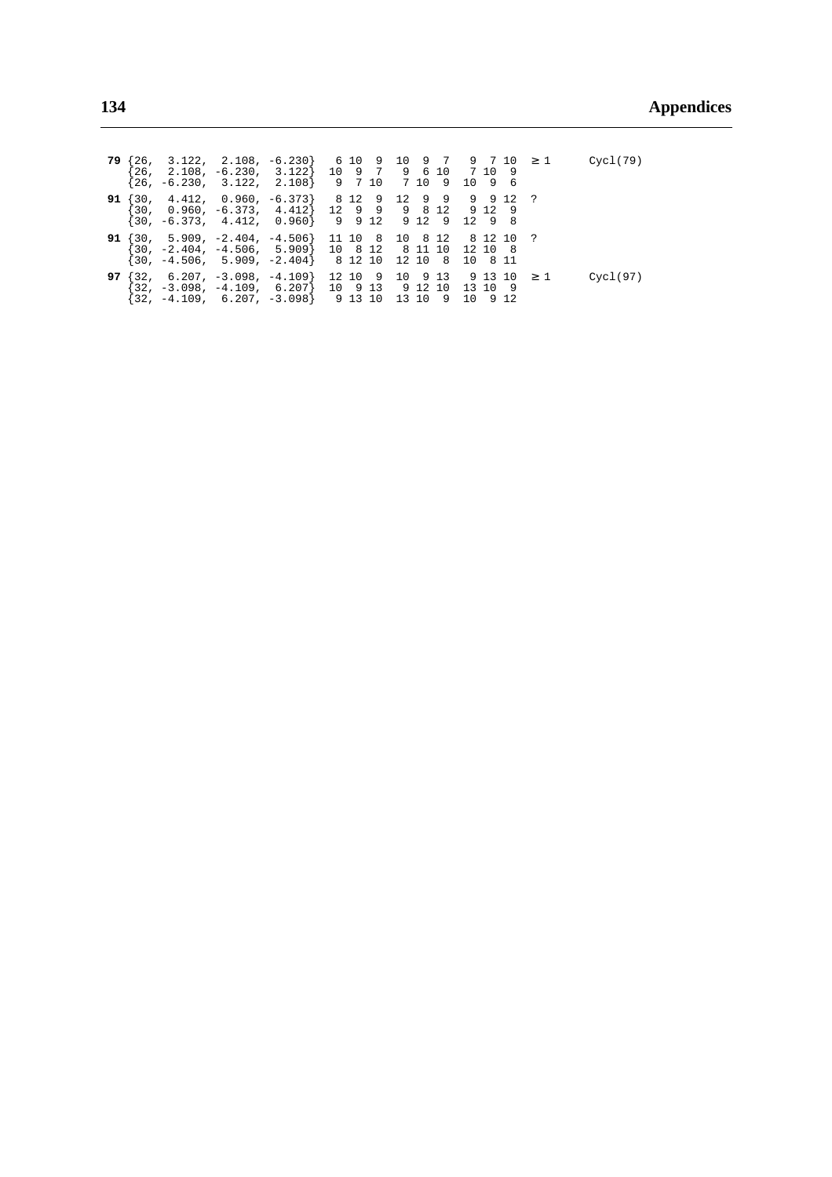| | | | | | | |
|---|---|---|---|---|---|---|
| **79** | {26, 3.122, 2.108, -6.230}<br>{26, 2.108, -6.230, 3.122}<br>{26, -6.230, 3.122, 2.108} | 6 10 9<br>10 9 7<br>9 7 10 | 10 9 7<br>9 6 10<br>7 10 9 | 9 7 10<br>7 10 9<br>10 9 6 | ≥ 1 | Cycl(79) |
| **91** | {30, 4.412, 0.960, -6.373}<br>{30, 0.960, -6.373, 4.412}<br>{30, -6.373, 4.412, 0.960} | 8 12 9<br>12 9 9<br>9 9 12 | 12 9 9<br>9 8 12<br>9 12 9 | 9 9 12<br>9 12 9<br>12 9 8 | ? | |
| **91** | {30, 5.909, -2.404, -4.506}<br>{30, -2.404, -4.506, 5.909}<br>{30, -4.506, 5.909, -2.404} | 11 10 8<br>10 8 12<br>8 12 10 | 10 8 12<br>8 11 10<br>12 10 8 | 8 12 10<br>12 10 8<br>10 8 11 | ? | |
| **97** | {32, 6.207, -3.098, -4.109}<br>{32, -3.098, -4.109, 6.207}<br>{32, -4.109, 6.207, -3.098} | 12 10 9<br>10 9 13<br>9 13 10 | 10 9 13<br>9 12 10<br>13 10 9 | 9 13 10<br>13 10 9<br>10 9 12 | ≥ 1 | Cycl(97) |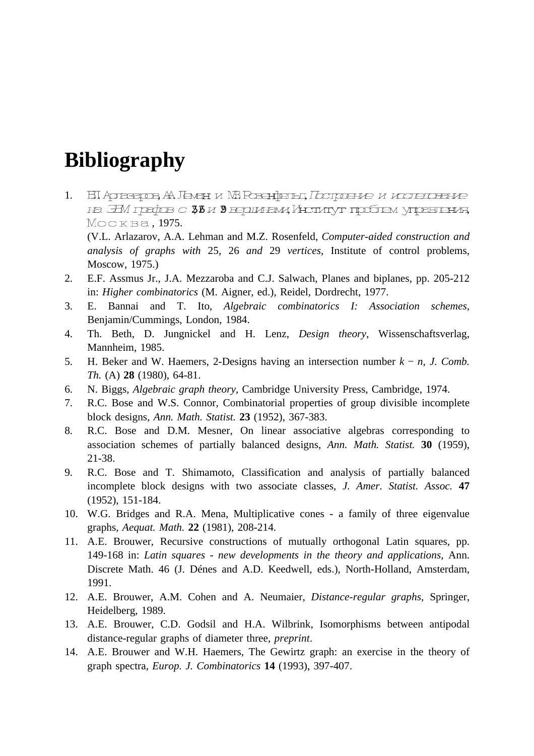# Bibliography

1. В.Л. Арлазаров, А.А. Леман и М.З. Розенфельд, *Построение и исследование на ЭВМ графов с 25, 26 и 29 вершинами*, Институт проблем управления, Москва, 1975.
   (V.L. Arlazarov, A.A. Lehman and M.Z. Rosenfeld, *Computer-aided construction and analysis of graphs with* 25, 26 *and* 29 *vertices*, Institute of control problems, Moscow, 1975.)
2. E.F. Assmus Jr., J.A. Mezzaroba and C.J. Salwach, Planes and biplanes, pp. 205-212 in: *Higher combinatorics* (M. Aigner, ed.), Reidel, Dordrecht, 1977.
3. E. Bannai and T. Ito, *Algebraic combinatorics I: Association schemes*, Benjamin/Cummings, London, 1984.
4. Th. Beth, D. Jungnickel and H. Lenz, *Design theory*, Wissenschaftsverlag, Mannheim, 1985.
5. H. Beker and W. Haemers, 2-Designs having an intersection number $k - n$, *J. Comb. Th.* (A) **28** (1980), 64-81.
6. N. Biggs, *Algebraic graph theory*, Cambridge University Press, Cambridge, 1974.
7. R.C. Bose and W.S. Connor, Combinatorial properties of group divisible incomplete block designs, *Ann. Math. Statist.* **23** (1952), 367-383.
8. R.C. Bose and D.M. Mesner, On linear associative algebras corresponding to association schemes of partially balanced designs, *Ann. Math. Statist.* **30** (1959), 21-38.
9. R.C. Bose and T. Shimamoto, Classification and analysis of partially balanced incomplete block designs with two associate classes, *J. Amer. Statist. Assoc.* **47** (1952), 151-184.
10. W.G. Bridges and R.A. Mena, Multiplicative cones - a family of three eigenvalue graphs, *Aequat. Math.* **22** (1981), 208-214.
11. A.E. Brouwer, Recursive constructions of mutually orthogonal Latin squares, pp. 149-168 in: *Latin squares - new developments in the theory and applications*, Ann. Discrete Math. 46 (J. Dénes and A.D. Keedwell, eds.), North-Holland, Amsterdam, 1991.
12. A.E. Brouwer, A.M. Cohen and A. Neumaier, *Distance-regular graphs*, Springer, Heidelberg, 1989.
13. A.E. Brouwer, C.D. Godsil and H.A. Wilbrink, Isomorphisms between antipodal distance-regular graphs of diameter three, *preprint*.
14. A.E. Brouwer and W.H. Haemers, The Gewirtz graph: an exercise in the theory of graph spectra, *Europ. J. Combinatorics* **14** (1993), 397-407.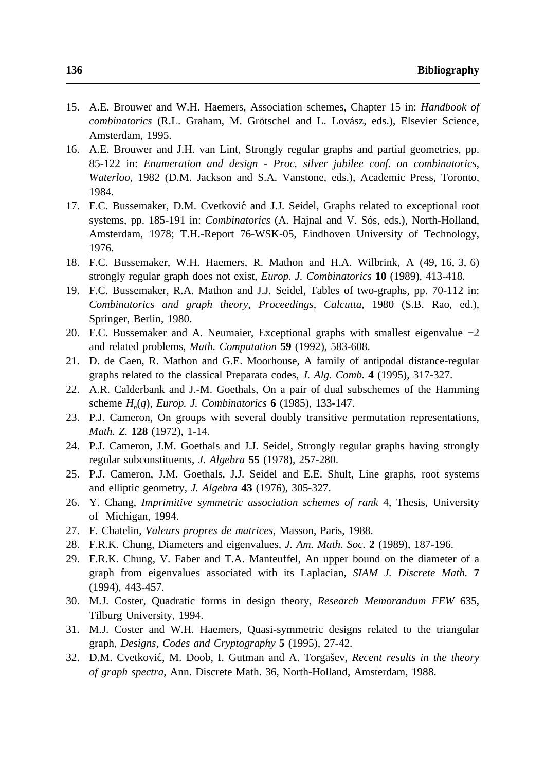15. A.E. Brouwer and W.H. Haemers, Association schemes, Chapter 15 in: *Handbook of combinatorics* (R.L. Graham, M. Grötschel and L. Lovász, eds.), Elsevier Science, Amsterdam, 1995.
16. A.E. Brouwer and J.H. van Lint, Strongly regular graphs and partial geometries, pp. 85-122 in: *Enumeration and design - Proc. silver jubilee conf. on combinatorics, Waterloo*, 1982 (D.M. Jackson and S.A. Vanstone, eds.), Academic Press, Toronto, 1984.
17. F.C. Bussemaker, D.M. Cvetković and J.J. Seidel, Graphs related to exceptional root systems, pp. 185-191 in: *Combinatorics* (A. Hajnal and V. Sós, eds.), North-Holland, Amsterdam, 1978; T.H.-Report 76-WSK-05, Eindhoven University of Technology, 1976.
18. F.C. Bussemaker, W.H. Haemers, R. Mathon and H.A. Wilbrink, A (49, 16, 3, 6) strongly regular graph does not exist, *Europ. J. Combinatorics* **10** (1989), 413-418.
19. F.C. Bussemaker, R.A. Mathon and J.J. Seidel, Tables of two-graphs, pp. 70-112 in: *Combinatorics and graph theory, Proceedings, Calcutta*, 1980 (S.B. Rao, ed.), Springer, Berlin, 1980.
20. F.C. Bussemaker and A. Neumaier, Exceptional graphs with smallest eigenvalue $-2$ and related problems, *Math. Computation* **59** (1992), 583-608.
21. D. de Caen, R. Mathon and G.E. Moorhouse, A family of antipodal distance-regular graphs related to the classical Preparata codes, *J. Alg. Comb.* **4** (1995), 317-327.
22. A.R. Calderbank and J.-M. Goethals, On a pair of dual subschemes of the Hamming scheme $H_n(q)$, *Europ. J. Combinatorics* **6** (1985), 133-147.
23. P.J. Cameron, On groups with several doubly transitive permutation representations, *Math. Z.* **128** (1972), 1-14.
24. P.J. Cameron, J.M. Goethals and J.J. Seidel, Strongly regular graphs having strongly regular subconstituents, *J. Algebra* **55** (1978), 257-280.
25. P.J. Cameron, J.M. Goethals, J.J. Seidel and E.E. Shult, Line graphs, root systems and elliptic geometry, *J. Algebra* **43** (1976), 305-327.
26. Y. Chang, *Imprimitive symmetric association schemes of rank* 4, Thesis, University of Michigan, 1994.
27. F. Chatelin, *Valeurs propres de matrices*, Masson, Paris, 1988.
28. F.R.K. Chung, Diameters and eigenvalues, *J. Am. Math. Soc.* **2** (1989), 187-196.
29. F.R.K. Chung, V. Faber and T.A. Manteuffel, An upper bound on the diameter of a graph from eigenvalues associated with its Laplacian, *SIAM J. Discrete Math.* **7** (1994), 443-457.
30. M.J. Coster, Quadratic forms in design theory, *Research Memorandum FEW* 635, Tilburg University, 1994.
31. M.J. Coster and W.H. Haemers, Quasi-symmetric designs related to the triangular graph, *Designs, Codes and Cryptography* **5** (1995), 27-42.
32. D.M. Cvetković, M. Doob, I. Gutman and A. Torgašev, *Recent results in the theory of graph spectra*, Ann. Discrete Math. 36, North-Holland, Amsterdam, 1988.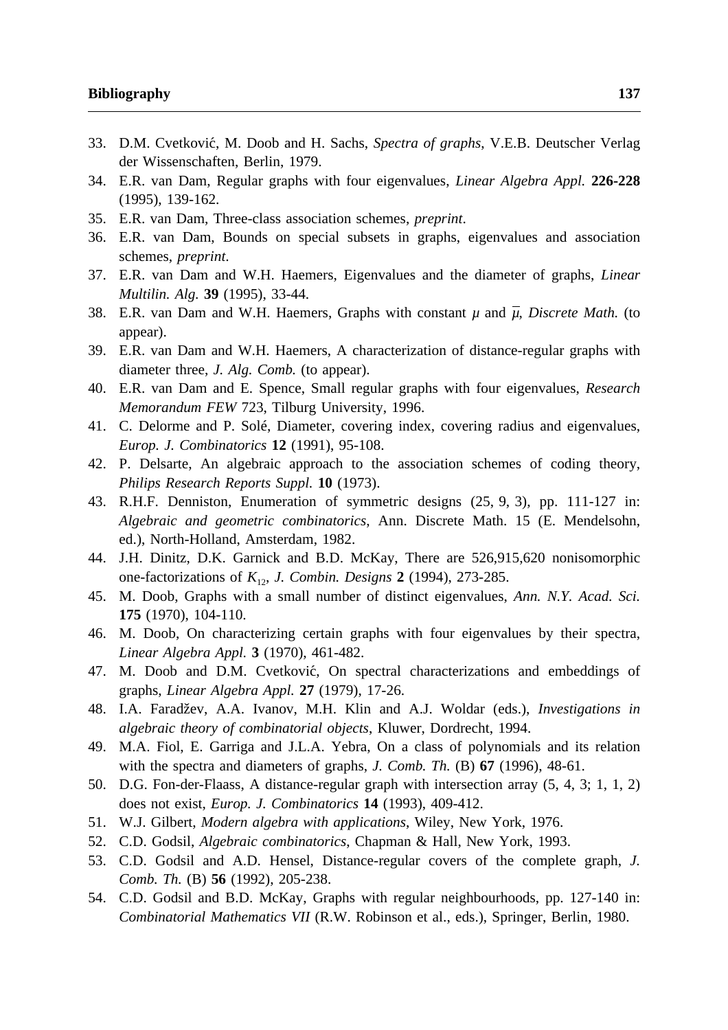33. D.M. Cvetković, M. Doob and H. Sachs, *Spectra of graphs*, V.E.B. Deutscher Verlag der Wissenschaften, Berlin, 1979.
34. E.R. van Dam, Regular graphs with four eigenvalues, *Linear Algebra Appl.* **226-228** (1995), 139-162.
35. E.R. van Dam, Three-class association schemes, *preprint*.
36. E.R. van Dam, Bounds on special subsets in graphs, eigenvalues and association schemes, *preprint*.
37. E.R. van Dam and W.H. Haemers, Eigenvalues and the diameter of graphs, *Linear Multilin. Alg.* **39** (1995), 33-44.
38. E.R. van Dam and W.H. Haemers, Graphs with constant $\mu$ and $\overline{\mu}$, *Discrete Math.* (to appear).
39. E.R. van Dam and W.H. Haemers, A characterization of distance-regular graphs with diameter three, *J. Alg. Comb.* (to appear).
40. E.R. van Dam and E. Spence, Small regular graphs with four eigenvalues, *Research Memorandum FEW* 723, Tilburg University, 1996.
41. C. Delorme and P. Solé, Diameter, covering index, covering radius and eigenvalues, *Europ. J. Combinatorics* **12** (1991), 95-108.
42. P. Delsarte, An algebraic approach to the association schemes of coding theory, *Philips Research Reports Suppl.* **10** (1973).
43. R.H.F. Denniston, Enumeration of symmetric designs (25, 9, 3), pp. 111-127 in: *Algebraic and geometric combinatorics*, Ann. Discrete Math. 15 (E. Mendelsohn, ed.), North-Holland, Amsterdam, 1982.
44. J.H. Dinitz, D.K. Garnick and B.D. McKay, There are 526,915,620 nonisomorphic one-factorizations of $K_{12}$, *J. Combin. Designs* **2** (1994), 273-285.
45. M. Doob, Graphs with a small number of distinct eigenvalues, *Ann. N.Y. Acad. Sci.* **175** (1970), 104-110.
46. M. Doob, On characterizing certain graphs with four eigenvalues by their spectra, *Linear Algebra Appl.* **3** (1970), 461-482.
47. M. Doob and D.M. Cvetković, On spectral characterizations and embeddings of graphs, *Linear Algebra Appl.* **27** (1979), 17-26.
48. I.A. Faradžev, A.A. Ivanov, M.H. Klin and A.J. Woldar (eds.), *Investigations in algebraic theory of combinatorial objects*, Kluwer, Dordrecht, 1994.
49. M.A. Fiol, E. Garriga and J.L.A. Yebra, On a class of polynomials and its relation with the spectra and diameters of graphs, *J. Comb. Th.* (B) **67** (1996), 48-61.
50. D.G. Fon-der-Flaass, A distance-regular graph with intersection array (5, 4, 3; 1, 1, 2) does not exist, *Europ. J. Combinatorics* **14** (1993), 409-412.
51. W.J. Gilbert, *Modern algebra with applications*, Wiley, New York, 1976.
52. C.D. Godsil, *Algebraic combinatorics*, Chapman & Hall, New York, 1993.
53. C.D. Godsil and A.D. Hensel, Distance-regular covers of the complete graph, *J. Comb. Th.* (B) **56** (1992), 205-238.
54. C.D. Godsil and B.D. McKay, Graphs with regular neighbourhoods, pp. 127-140 in: *Combinatorial Mathematics VII* (R.W. Robinson et al., eds.), Springer, Berlin, 1980.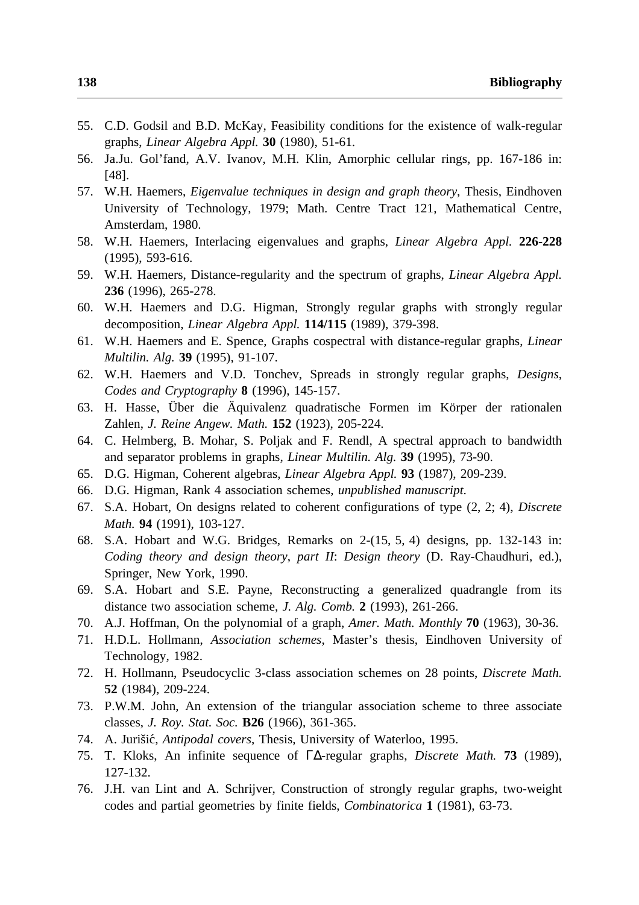55. C.D. Godsil and B.D. McKay, Feasibility conditions for the existence of walk-regular graphs, *Linear Algebra Appl.* **30** (1980), 51-61.
56. Ja.Ju. Gol'fand, A.V. Ivanov, M.H. Klin, Amorphic cellular rings, pp. 167-186 in: [48].
57. W.H. Haemers, *Eigenvalue techniques in design and graph theory*, Thesis, Eindhoven University of Technology, 1979; Math. Centre Tract 121, Mathematical Centre, Amsterdam, 1980.
58. W.H. Haemers, Interlacing eigenvalues and graphs, *Linear Algebra Appl.* **226-228** (1995), 593-616.
59. W.H. Haemers, Distance-regularity and the spectrum of graphs, *Linear Algebra Appl.* **236** (1996), 265-278.
60. W.H. Haemers and D.G. Higman, Strongly regular graphs with strongly regular decomposition, *Linear Algebra Appl.* **114/115** (1989), 379-398.
61. W.H. Haemers and E. Spence, Graphs cospectral with distance-regular graphs, *Linear Multilin. Alg.* **39** (1995), 91-107.
62. W.H. Haemers and V.D. Tonchev, Spreads in strongly regular graphs, *Designs, Codes and Cryptography* **8** (1996), 145-157.
63. H. Hasse, Über die Äquivalenz quadratische Formen im Körper der rationalen Zahlen, *J. Reine Angew. Math.* **152** (1923), 205-224.
64. C. Helmberg, B. Mohar, S. Poljak and F. Rendl, A spectral approach to bandwidth and separator problems in graphs, *Linear Multilin. Alg.* **39** (1995), 73-90.
65. D.G. Higman, Coherent algebras, *Linear Algebra Appl.* **93** (1987), 209-239.
66. D.G. Higman, Rank 4 association schemes, *unpublished manuscript*.
67. S.A. Hobart, On designs related to coherent configurations of type (2, 2; 4), *Discrete Math.* **94** (1991), 103-127.
68. S.A. Hobart and W.G. Bridges, Remarks on 2-(15, 5, 4) designs, pp. 132-143 in: *Coding theory and design theory, part II*: *Design theory* (D. Ray-Chaudhuri, ed.), Springer, New York, 1990.
69. S.A. Hobart and S.E. Payne, Reconstructing a generalized quadrangle from its distance two association scheme, *J. Alg. Comb.* **2** (1993), 261-266.
70. A.J. Hoffman, On the polynomial of a graph, *Amer. Math. Monthly* **70** (1963), 30-36.
71. H.D.L. Hollmann, *Association schemes*, Master's thesis, Eindhoven University of Technology, 1982.
72. H. Hollmann, Pseudocyclic 3-class association schemes on 28 points, *Discrete Math.* **52** (1984), 209-224.
73. P.W.M. John, An extension of the triangular association scheme to three associate classes, *J. Roy. Stat. Soc.* **B26** (1966), 361-365.
74. A. Jurišić, *Antipodal covers*, Thesis, University of Waterloo, 1995.
75. T. Kloks, An infinite sequence of $\Gamma\Delta$-regular graphs, *Discrete Math.* **73** (1989), 127-132.
76. J.H. van Lint and A. Schrijver, Construction of strongly regular graphs, two-weight codes and partial geometries by finite fields, *Combinatorica* **1** (1981), 63-73.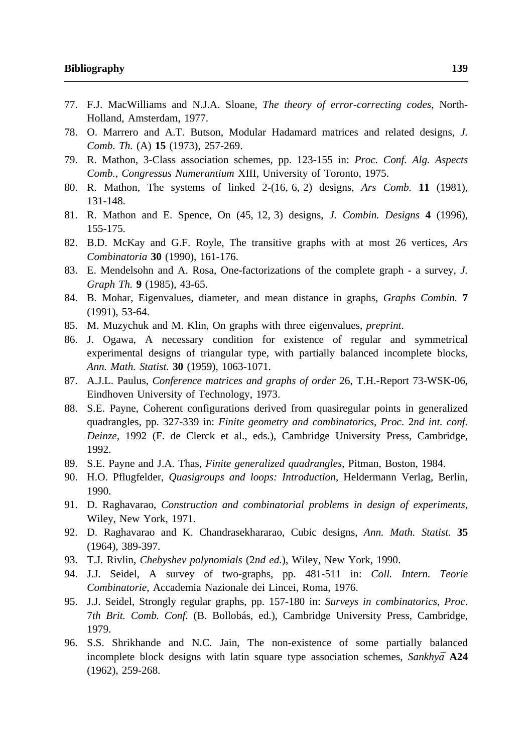77. F.J. MacWilliams and N.J.A. Sloane, *The theory of error-correcting codes*, North-Holland, Amsterdam, 1977.
78. O. Marrero and A.T. Butson, Modular Hadamard matrices and related designs, *J. Comb. Th.* (A) **15** (1973), 257-269.
79. R. Mathon, 3-Class association schemes, pp. 123-155 in: *Proc. Conf. Alg. Aspects Comb.*, *Congressus Numerantium* XIII, University of Toronto, 1975.
80. R. Mathon, The systems of linked 2-(16, 6, 2) designs, *Ars Comb.* **11** (1981), 131-148.
81. R. Mathon and E. Spence, On (45, 12, 3) designs, *J. Combin. Designs* **4** (1996), 155-175.
82. B.D. McKay and G.F. Royle, The transitive graphs with at most 26 vertices, *Ars Combinatoria* **30** (1990), 161-176.
83. E. Mendelsohn and A. Rosa, One-factorizations of the complete graph - a survey, *J. Graph Th.* **9** (1985), 43-65.
84. B. Mohar, Eigenvalues, diameter, and mean distance in graphs, *Graphs Combin.* **7** (1991), 53-64.
85. M. Muzychuk and M. Klin, On graphs with three eigenvalues, *preprint*.
86. J. Ogawa, A necessary condition for existence of regular and symmetrical experimental designs of triangular type, with partially balanced incomplete blocks, *Ann. Math. Statist.* **30** (1959), 1063-1071.
87. A.J.L. Paulus, *Conference matrices and graphs of order* 26, T.H.-Report 73-WSK-06, Eindhoven University of Technology, 1973.
88. S.E. Payne, Coherent configurations derived from quasiregular points in generalized quadrangles, pp. 327-339 in: *Finite geometry and combinatorics*, *Proc*. 2*nd int. conf. Deinze*, 1992 (F. de Clerck et al., eds.), Cambridge University Press, Cambridge, 1992.
89. S.E. Payne and J.A. Thas, *Finite generalized quadrangles*, Pitman, Boston, 1984.
90. H.O. Pflugfelder, *Quasigroups and loops: Introduction*, Heldermann Verlag, Berlin, 1990.
91. D. Raghavarao, *Construction and combinatorial problems in design of experiments*, Wiley, New York, 1971.
92. D. Raghavarao and K. Chandrasekhararao, Cubic designs, *Ann. Math. Statist.* **35** (1964), 389-397.
93. T.J. Rivlin, *Chebyshev polynomials* (2*nd ed.*), Wiley, New York, 1990.
94. J.J. Seidel, A survey of two-graphs, pp. 481-511 in: *Coll. Intern. Teorie Combinatorie*, Accademia Nazionale dei Lincei, Roma, 1976.
95. J.J. Seidel, Strongly regular graphs, pp. 157-180 in: *Surveys in combinatorics*, *Proc*. 7*th Brit. Comb. Conf.* (B. Bollobás, ed.), Cambridge University Press, Cambridge, 1979.
96. S.S. Shrikhande and N.C. Jain, The non-existence of some partially balanced incomplete block designs with latin square type association schemes, *Sankhyā* **A24** (1962), 259-268.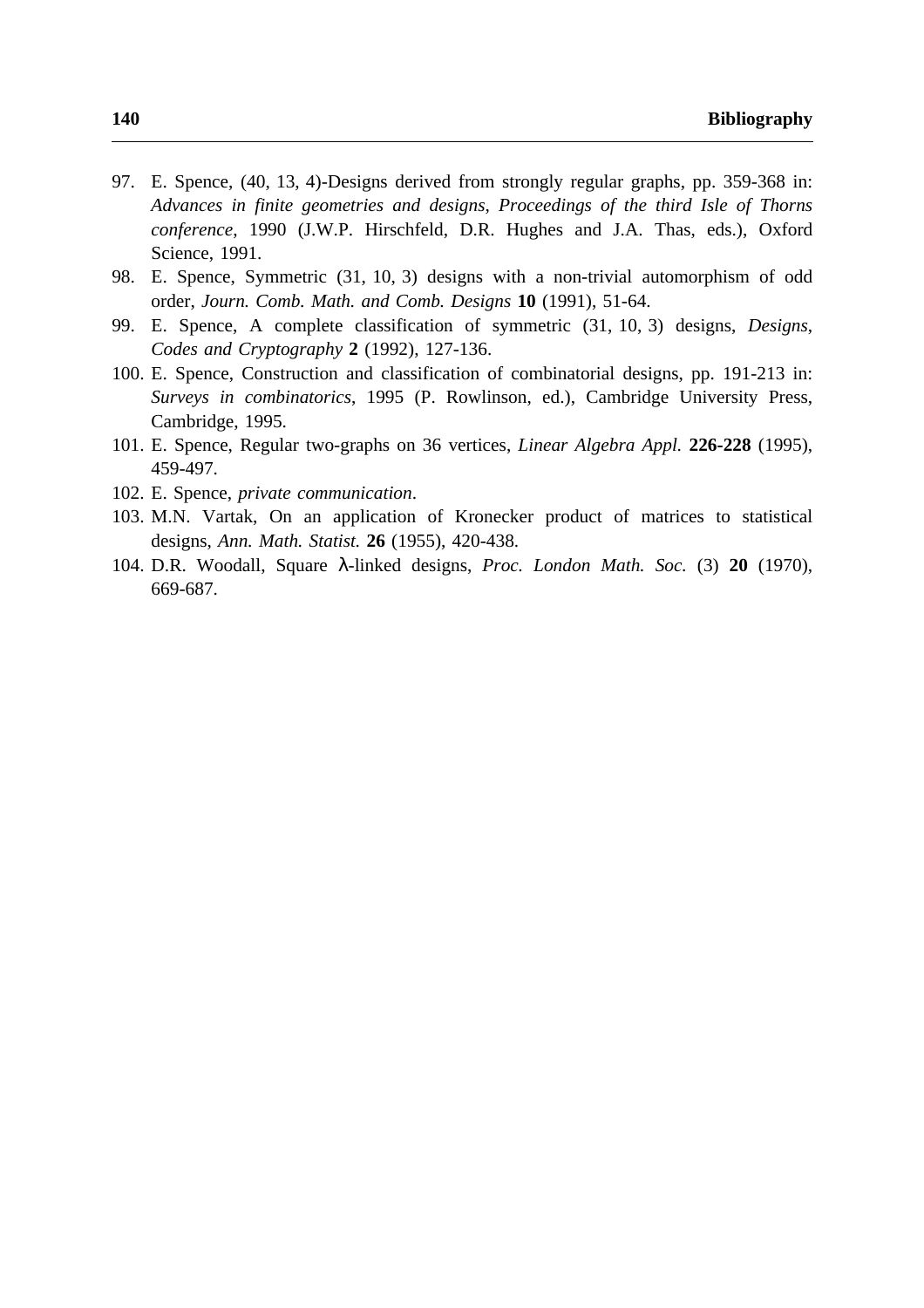97. E. Spence, (40, 13, 4)-Designs derived from strongly regular graphs, pp. 359-368 in: *Advances in finite geometries and designs*, *Proceedings of the third Isle of Thorns conference*, 1990 (J.W.P. Hirschfeld, D.R. Hughes and J.A. Thas, eds.), Oxford Science, 1991.
98. E. Spence, Symmetric (31, 10, 3) designs with a non-trivial automorphism of odd order, *Journ. Comb. Math. and Comb. Designs* **10** (1991), 51-64.
99. E. Spence, A complete classification of symmetric (31, 10, 3) designs, *Designs, Codes and Cryptography* **2** (1992), 127-136.
100. E. Spence, Construction and classification of combinatorial designs, pp. 191-213 in: *Surveys in combinatorics*, 1995 (P. Rowlinson, ed.), Cambridge University Press, Cambridge, 1995.
101. E. Spence, Regular two-graphs on 36 vertices, *Linear Algebra Appl.* **226-228** (1995), 459-497.
102. E. Spence, *private communication*.
103. M.N. Vartak, On an application of Kronecker product of matrices to statistical designs, *Ann. Math. Statist.* **26** (1955), 420-438.
104. D.R. Woodall, Square $\lambda$-linked designs, *Proc. London Math. Soc.* (3) **20** (1970), 669-687.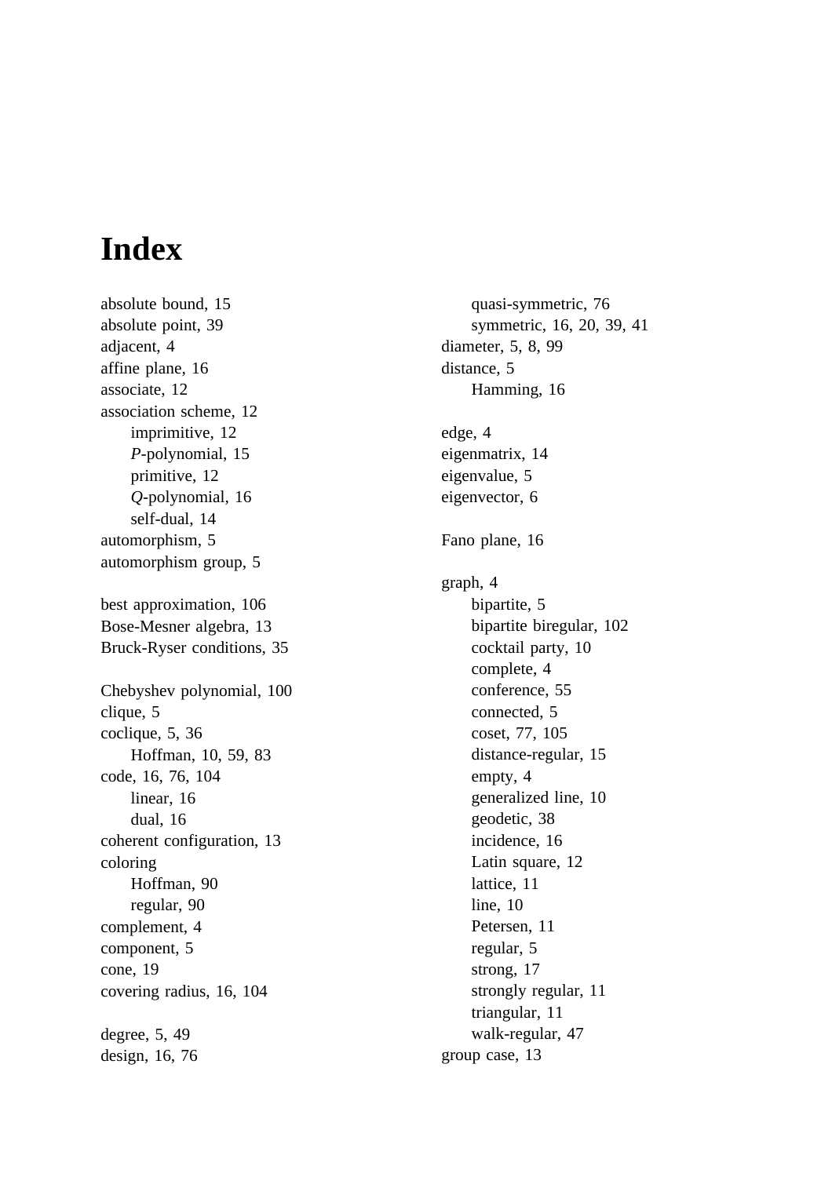# Index

absolute bound, 15
absolute point, 39
adjacent, 4
affine plane, 16
associate, 12
association scheme, 12
  imprimitive, 12
  *P*-polynomial, 15
  primitive, 12
  *Q*-polynomial, 16
  self-dual, 14
automorphism, 5
automorphism group, 5

best approximation, 106
Bose-Mesner algebra, 13
Bruck-Ryser conditions, 35

Chebyshev polynomial, 100
clique, 5
coclique, 5, 36
  Hoffman, 10, 59, 83
code, 16, 76, 104
  linear, 16
  dual, 16
coherent configuration, 13
coloring
  Hoffman, 90
  regular, 90
complement, 4
component, 5
cone, 19
covering radius, 16, 104

degree, 5, 49
design, 16, 76
  quasi-symmetric, 76
  symmetric, 16, 20, 39, 41
diameter, 5, 8, 99
distance, 5
  Hamming, 16

edge, 4
eigenmatrix, 14
eigenvalue, 5
eigenvector, 6

Fano plane, 16

graph, 4
  bipartite, 5
  bipartite biregular, 102
  cocktail party, 10
  complete, 4
  conference, 55
  connected, 5
  coset, 77, 105
  distance-regular, 15
  empty, 4
  generalized line, 10
  geodetic, 38
  incidence, 16
  Latin square, 12
  lattice, 11
  line, 10
  Petersen, 11
  regular, 5
  strong, 17
  strongly regular, 11
  triangular, 11
  walk-regular, 47
group case, 13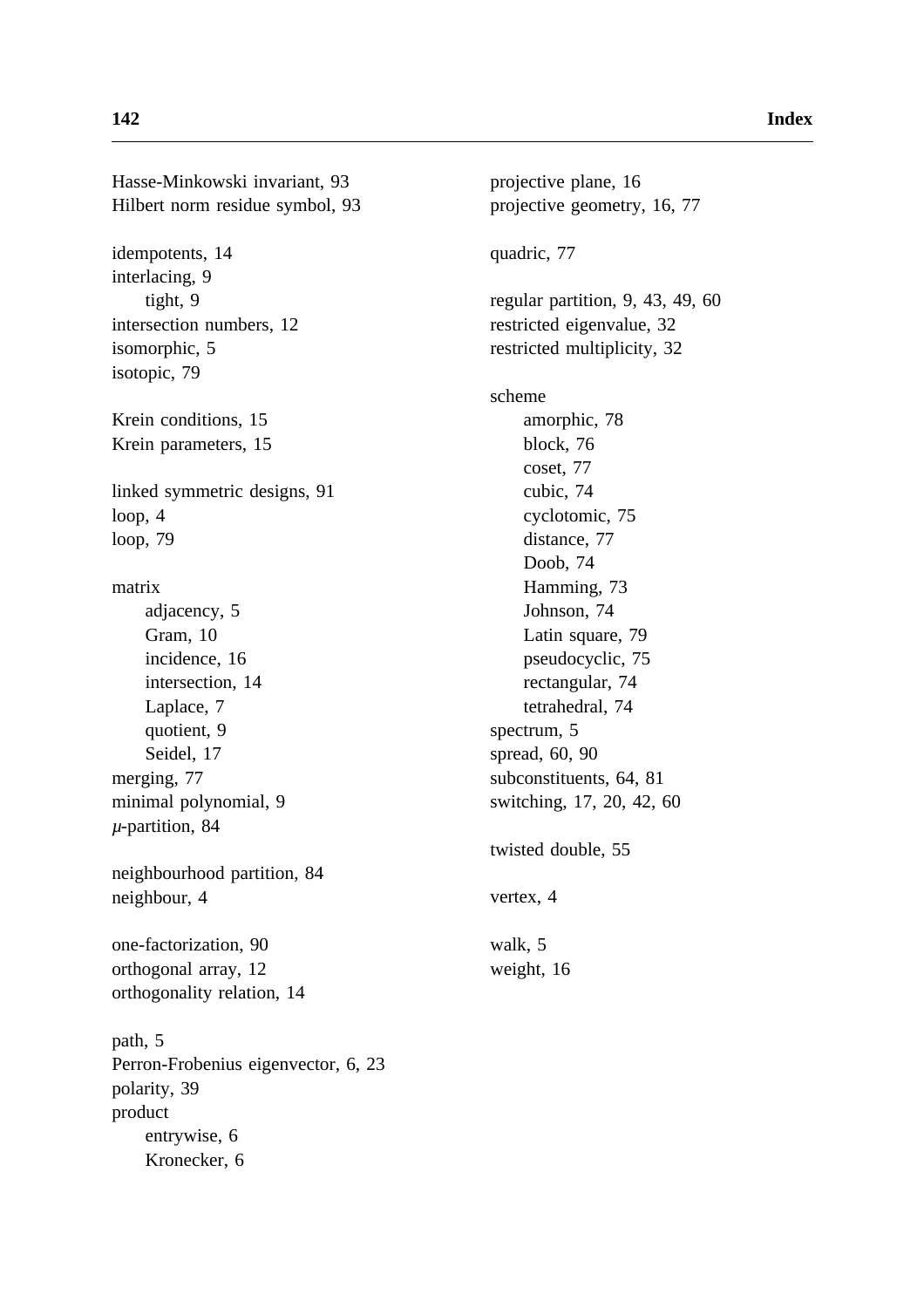Hasse-Minkowski invariant, 93
Hilbert norm residue symbol, 93

idempotents, 14
interlacing, 9
  tight, 9
intersection numbers, 12
isomorphic, 5
isotopic, 79

Krein conditions, 15
Krein parameters, 15

linked symmetric designs, 91
loop, 4
loop, 79

matrix
  adjacency, 5
  Gram, 10
  incidence, 16
  intersection, 14
  Laplace, 7
  quotient, 9
  Seidel, 17
merging, 77
minimal polynomial, 9
$\mu$-partition, 84

neighbourhood partition, 84
neighbour, 4

one-factorization, 90
orthogonal array, 12
orthogonality relation, 14

path, 5
Perron-Frobenius eigenvector, 6, 23
polarity, 39
product
  entrywise, 6
  Kronecker, 6

projective plane, 16
projective geometry, 16, 77

quadric, 77

regular partition, 9, 43, 49, 60
restricted eigenvalue, 32
restricted multiplicity, 32

scheme
  amorphic, 78
  block, 76
  coset, 77
  cubic, 74
  cyclotomic, 75
  distance, 77
  Doob, 74
  Hamming, 73
  Johnson, 74
  Latin square, 79
  pseudocyclic, 75
  rectangular, 74
  tetrahedral, 74
spectrum, 5
spread, 60, 90
subconstituents, 64, 81
switching, 17, 20, 42, 60

twisted double, 55

vertex, 4

walk, 5
weight, 16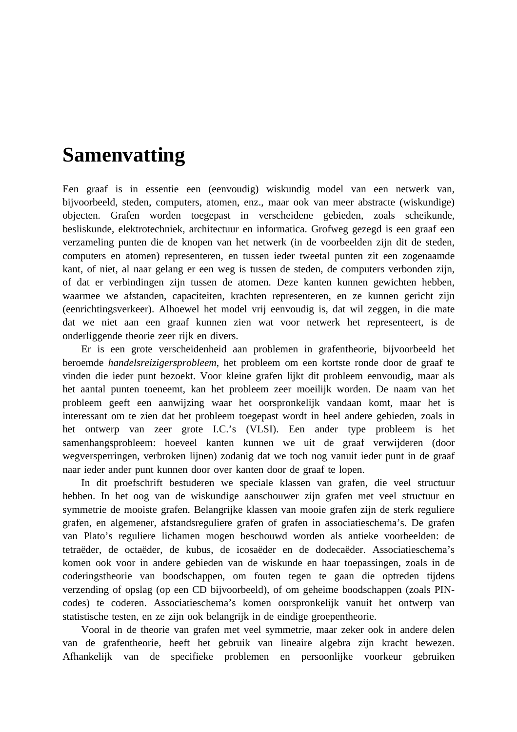# Samenvatting

Een graaf is in essentie een (eenvoudig) wiskundig model van een netwerk van, bijvoorbeeld, steden, computers, atomen, enz., maar ook van meer abstracte (wiskundige) objecten. Grafen worden toegepast in verscheidene gebieden, zoals scheikunde, besliskunde, elektrotechniek, architectuur en informatica. Grofweg gezegd is een graaf een verzameling punten die de knopen van het netwerk (in de voorbeelden zijn dit de steden, computers en atomen) representeren, en tussen ieder tweetal punten zit een zogenaamde kant, of niet, al naar gelang er een weg is tussen de steden, de computers verbonden zijn, of dat er verbindingen zijn tussen de atomen. Deze kanten kunnen gewichten hebben, waarmee we afstanden, capaciteiten, krachten representeren, en ze kunnen gericht zijn (eenrichtingsverkeer). Alhoewel het model vrij eenvoudig is, dat wil zeggen, in die mate dat we niet aan een graaf kunnen zien wat voor netwerk het representeert, is de onderliggende theorie zeer rijk en divers.

Er is een grote verscheidenheid aan problemen in grafentheorie, bijvoorbeeld het beroemde *handelsreizigersprobleem*, het probleem om een kortste ronde door de graaf te vinden die ieder punt bezoekt. Voor kleine grafen lijkt dit probleem eenvoudig, maar als het aantal punten toeneemt, kan het probleem zeer moeilijk worden. De naam van het probleem geeft een aanwijzing waar het oorspronkelijk vandaan komt, maar het is interessant om te zien dat het probleem toegepast wordt in heel andere gebieden, zoals in het ontwerp van zeer grote I.C.'s (VLSI). Een ander type probleem is het samenhangsprobleem: hoeveel kanten kunnen we uit de graaf verwijderen (door wegversperringen, verbroken lijnen) zodanig dat we toch nog vanuit ieder punt in de graaf naar ieder ander punt kunnen door over kanten door de graaf te lopen.

In dit proefschrift bestuderen we speciale klassen van grafen, die veel structuur hebben. In het oog van de wiskundige aanschouwer zijn grafen met veel structuur en symmetrie de mooiste grafen. Belangrijke klassen van mooie grafen zijn de sterk reguliere grafen, en algemener, afstandsreguliere grafen of grafen in associatieschema's. De grafen van Plato's reguliere lichamen mogen beschouwd worden als antieke voorbeelden: de tetraëder, de octaëder, de kubus, de icosaëder en de dodecaëder. Associatieschema's komen ook voor in andere gebieden van de wiskunde en haar toepassingen, zoals in de coderingstheorie van boodschappen, om fouten tegen te gaan die optreden tijdens verzending of opslag (op een CD bijvoorbeeld), of om geheime boodschappen (zoals PIN-codes) te coderen. Associatieschema's komen oorspronkelijk vanuit het ontwerp van statistische testen, en ze zijn ook belangrijk in de eindige groepentheorie.

Vooral in de theorie van grafen met veel symmetrie, maar zeker ook in andere delen van de grafentheorie, heeft het gebruik van lineaire algebra zijn kracht bewezen. Afhankelijk van de specifieke problemen en persoonlijke voorkeur gebruiken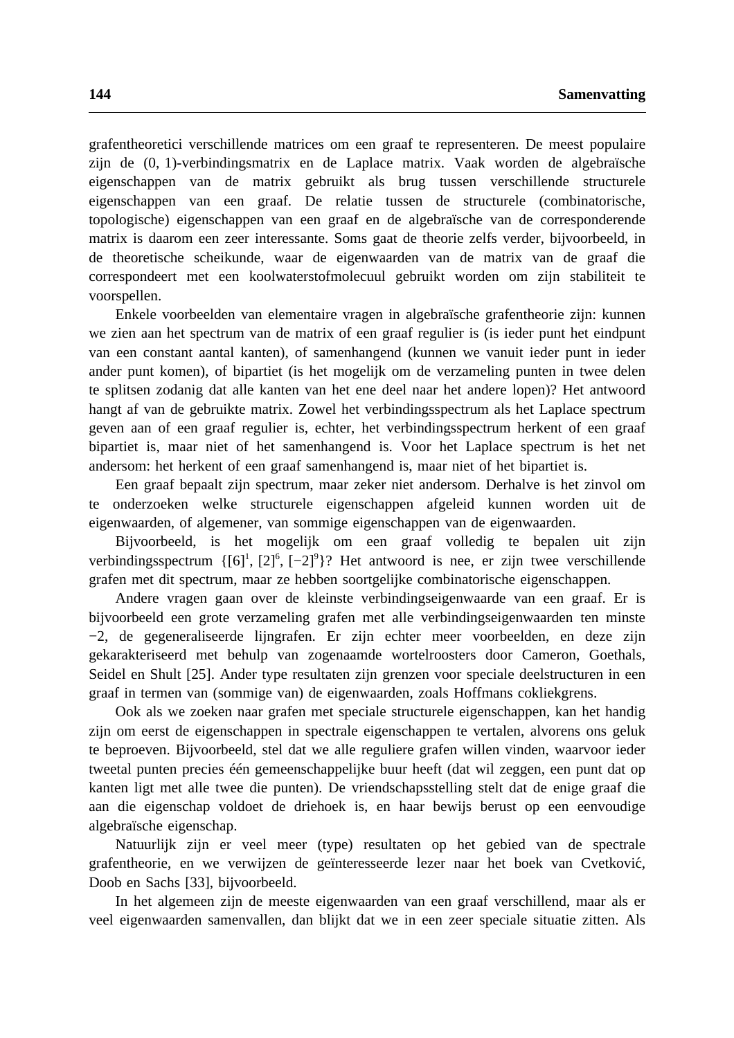grafentheoretici verschillende matrices om een graaf te representeren. De meest populaire zijn de (0, 1)-verbindingsmatrix en de Laplace matrix. Vaak worden de algebraïsche eigenschappen van de matrix gebruikt als brug tussen verschillende structurele eigenschappen van een graaf. De relatie tussen de structurele (combinatorische, topologische) eigenschappen van een graaf en de algebraïsche van de corresponderende matrix is daarom een zeer interessante. Soms gaat de theorie zelfs verder, bijvoorbeeld, in de theoretische scheikunde, waar de eigenwaarden van de matrix van de graaf die correspondeert met een koolwaterstofmolecuul gebruikt worden om zijn stabiliteit te voorspellen.

Enkele voorbeelden van elementaire vragen in algebraïsche grafentheorie zijn: kunnen we zien aan het spectrum van de matrix of een graaf regulier is (is ieder punt het eindpunt van een constant aantal kanten), of samenhangend (kunnen we vanuit ieder punt in ieder ander punt komen), of bipartiet (is het mogelijk om de verzameling punten in twee delen te splitsen zodanig dat alle kanten van het ene deel naar het andere lopen)? Het antwoord hangt af van de gebruikte matrix. Zowel het verbindingsspectrum als het Laplace spectrum geven aan of een graaf regulier is, echter, het verbindingsspectrum herkent of een graaf bipartiet is, maar niet of het samenhangend is. Voor het Laplace spectrum is het net andersom: het herkent of een graaf samenhangend is, maar niet of het bipartiet is.

Een graaf bepaalt zijn spectrum, maar zeker niet andersom. Derhalve is het zinvol om te onderzoeken welke structurele eigenschappen afgeleid kunnen worden uit de eigenwaarden, of algemener, van sommige eigenschappen van de eigenwaarden.

Bijvoorbeeld, is het mogelijk om een graaf volledig te bepalen uit zijn verbindingsspectrum $\{[6]^1, [2]^6, [-2]^9\}$? Het antwoord is nee, er zijn twee verschillende grafen met dit spectrum, maar ze hebben soortgelijke combinatorische eigenschappen.

Andere vragen gaan over de kleinste verbindingseigenwaarde van een graaf. Er is bijvoorbeeld een grote verzameling grafen met alle verbindingseigenwaarden ten minste $-2$, de gegeneraliseerde lijngrafen. Er zijn echter meer voorbeelden, en deze zijn gekarakteriseerd met behulp van zogenaamde wortelroosters door Cameron, Goethals, Seidel en Shult [25]. Ander type resultaten zijn grenzen voor speciale deelstructuren in een graaf in termen van (sommige van) de eigenwaarden, zoals Hoffmans cokliekgrens.

Ook als we zoeken naar grafen met speciale structurele eigenschappen, kan het handig zijn om eerst de eigenschappen in spectrale eigenschappen te vertalen, alvorens ons geluk te beproeven. Bijvoorbeeld, stel dat we alle reguliere grafen willen vinden, waarvoor ieder tweetal punten precies één gemeenschappelijke buur heeft (dat wil zeggen, een punt dat op kanten ligt met alle twee die punten). De vriendschapsstelling stelt dat de enige graaf die aan die eigenschap voldoet de driehoek is, en haar bewijs berust op een eenvoudige algebraïsche eigenschap.

Natuurlijk zijn er veel meer (type) resultaten op het gebied van de spectrale grafentheorie, en we verwijzen de geïnteresseerde lezer naar het boek van Cvetković, Doob en Sachs [33], bijvoorbeeld.

In het algemeen zijn de meeste eigenwaarden van een graaf verschillend, maar als er veel eigenwaarden samenvallen, dan blijkt dat we in een zeer speciale situatie zitten. Als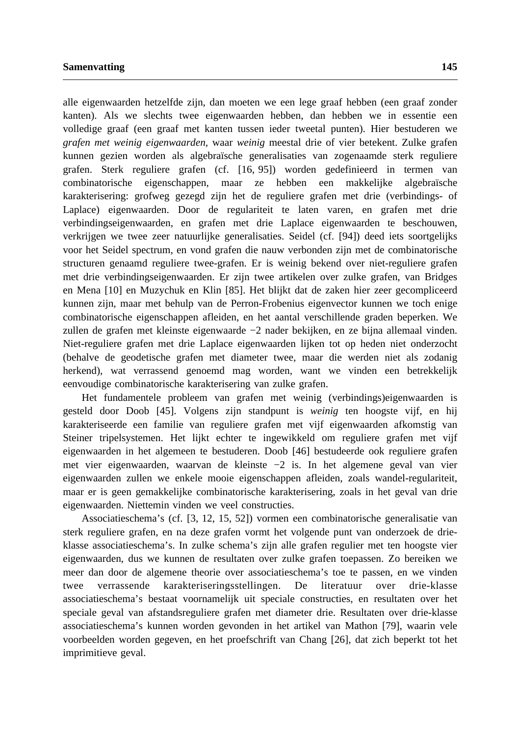alle eigenwaarden hetzelfde zijn, dan moeten we een lege graaf hebben (een graaf zonder kanten). Als we slechts twee eigenwaarden hebben, dan hebben we in essentie een volledige graaf (een graaf met kanten tussen ieder tweetal punten). Hier bestuderen we *grafen met weinig eigenwaarden*, waar *weinig* meestal drie of vier betekent. Zulke grafen kunnen gezien worden als algebraïsche generalisaties van zogenaamde sterk reguliere grafen. Sterk reguliere grafen (cf. [16, 95]) worden gedefinieerd in termen van combinatorische eigenschappen, maar ze hebben een makkelijke algebraïsche karakterisering: grofweg gezegd zijn het de reguliere grafen met drie (verbindings- of Laplace) eigenwaarden. Door de regulariteit te laten varen, en grafen met drie verbindingseigenwaarden, en grafen met drie Laplace eigenwaarden te beschouwen, verkrijgen we twee zeer natuurlijke generalisaties. Seidel (cf. [94]) deed iets soortgelijks voor het Seidel spectrum, en vond grafen die nauw verbonden zijn met de combinatorische structuren genaamd reguliere twee-grafen. Er is weinig bekend over niet-reguliere grafen met drie verbindingseigenwaarden. Er zijn twee artikelen over zulke grafen, van Bridges en Mena [10] en Muzychuk en Klin [85]. Het blijkt dat de zaken hier zeer gecompliceerd kunnen zijn, maar met behulp van de Perron-Frobenius eigenvector kunnen we toch enige combinatorische eigenschappen afleiden, en het aantal verschillende graden beperken. We zullen de grafen met kleinste eigenwaarde $-2$ nader bekijken, en ze bijna allemaal vinden. Niet-reguliere grafen met drie Laplace eigenwaarden lijken tot op heden niet onderzocht (behalve de geodetische grafen met diameter twee, maar die werden niet als zodanig herkend), wat verrassend genoemd mag worden, want we vinden een betrekkelijk eenvoudige combinatorische karakterisering van zulke grafen.

Het fundamentele probleem van grafen met weinig (verbindings)eigenwaarden is gesteld door Doob [45]. Volgens zijn standpunt is *weinig* ten hoogste vijf, en hij karakteriseerde een familie van reguliere grafen met vijf eigenwaarden afkomstig van Steiner tripelsystemen. Het lijkt echter te ingewikkeld om reguliere grafen met vijf eigenwaarden in het algemeen te bestuderen. Doob [46] bestudeerde ook reguliere grafen met vier eigenwaarden, waarvan de kleinste $-2$ is. In het algemene geval van vier eigenwaarden zullen we enkele mooie eigenschappen afleiden, zoals wandel-regulariteit, maar er is geen gemakkelijke combinatorische karakterisering, zoals in het geval van drie eigenwaarden. Niettemin vinden we veel constructies.

Associatieschema's (cf. [3, 12, 15, 52]) vormen een combinatorische generalisatie van sterk reguliere grafen, en na deze grafen vormt het volgende punt van onderzoek de drie-klasse associatieschema's. In zulke schema's zijn alle grafen regulier met ten hoogste vier eigenwaarden, dus we kunnen de resultaten over zulke grafen toepassen. Zo bereiken we meer dan door de algemene theorie over associatieschema's toe te passen, en we vinden twee verrassende karakteriseringsstellingen. De literatuur over drie-klasse associatieschema's bestaat voornamelijk uit speciale constructies, en resultaten over het speciale geval van afstandsreguliere grafen met diameter drie. Resultaten over drie-klasse associatieschema's kunnen worden gevonden in het artikel van Mathon [79], waarin vele voorbeelden worden gegeven, en het proefschrift van Chang [26], dat zich beperkt tot het imprimitieve geval.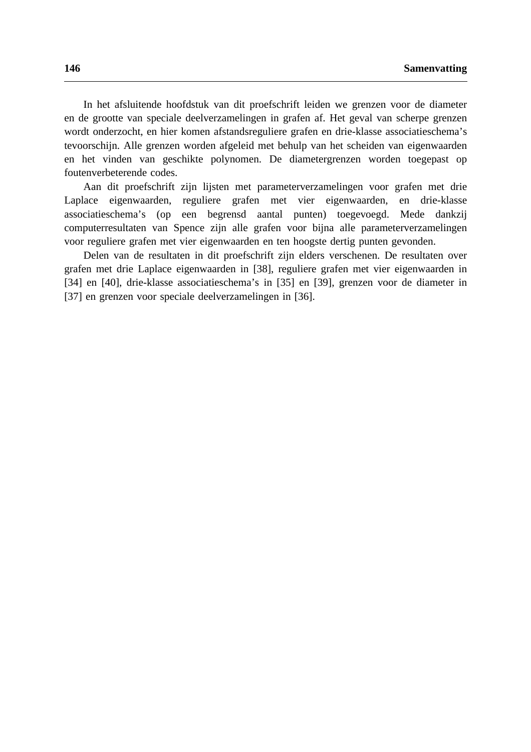In het afsluitende hoofdstuk van dit proefschrift leiden we grenzen voor de diameter en de grootte van speciale deelverzamelingen in grafen af. Het geval van scherpe grenzen wordt onderzocht, en hier komen afstandsreguliere grafen en drie-klasse associatieschema's tevoorschijn. Alle grenzen worden afgeleid met behulp van het scheiden van eigenwaarden en het vinden van geschikte polynomen. De diametergrenzen worden toegepast op foutenverbeterende codes.

Aan dit proefschrift zijn lijsten met parameterverzamelingen voor grafen met drie Laplace eigenwaarden, reguliere grafen met vier eigenwaarden, en drie-klasse associatieschema's (op een begrensd aantal punten) toegevoegd. Mede dankzij computerresultaten van Spence zijn alle grafen voor bijna alle parameterverzamelingen voor reguliere grafen met vier eigenwaarden en ten hoogste dertig punten gevonden.

Delen van de resultaten in dit proefschrift zijn elders verschenen. De resultaten over grafen met drie Laplace eigenwaarden in [38], reguliere grafen met vier eigenwaarden in [34] en [40], drie-klasse associatieschema's in [35] en [39], grenzen voor de diameter in [37] en grenzen voor speciale deelverzamelingen in [36].